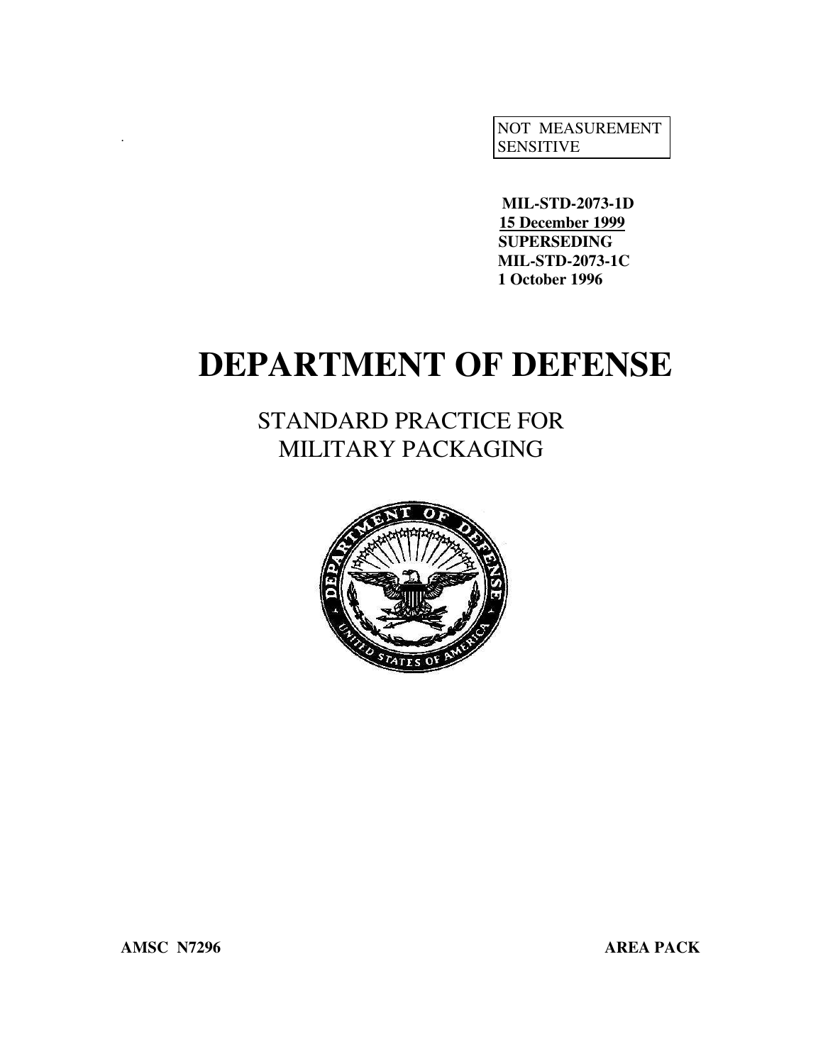NOT MEASUREMENT SENSITIVE

**MIL-STD-2073-1D**
**15 December 1999**
**SUPERSEDING**
**MIL-STD-2073-1C**
**1 October 1996**

# DEPARTMENT OF DEFENSE

## STANDARD PRACTICE FOR MILITARY PACKAGING

**AMSC N7296** **AREA PACK**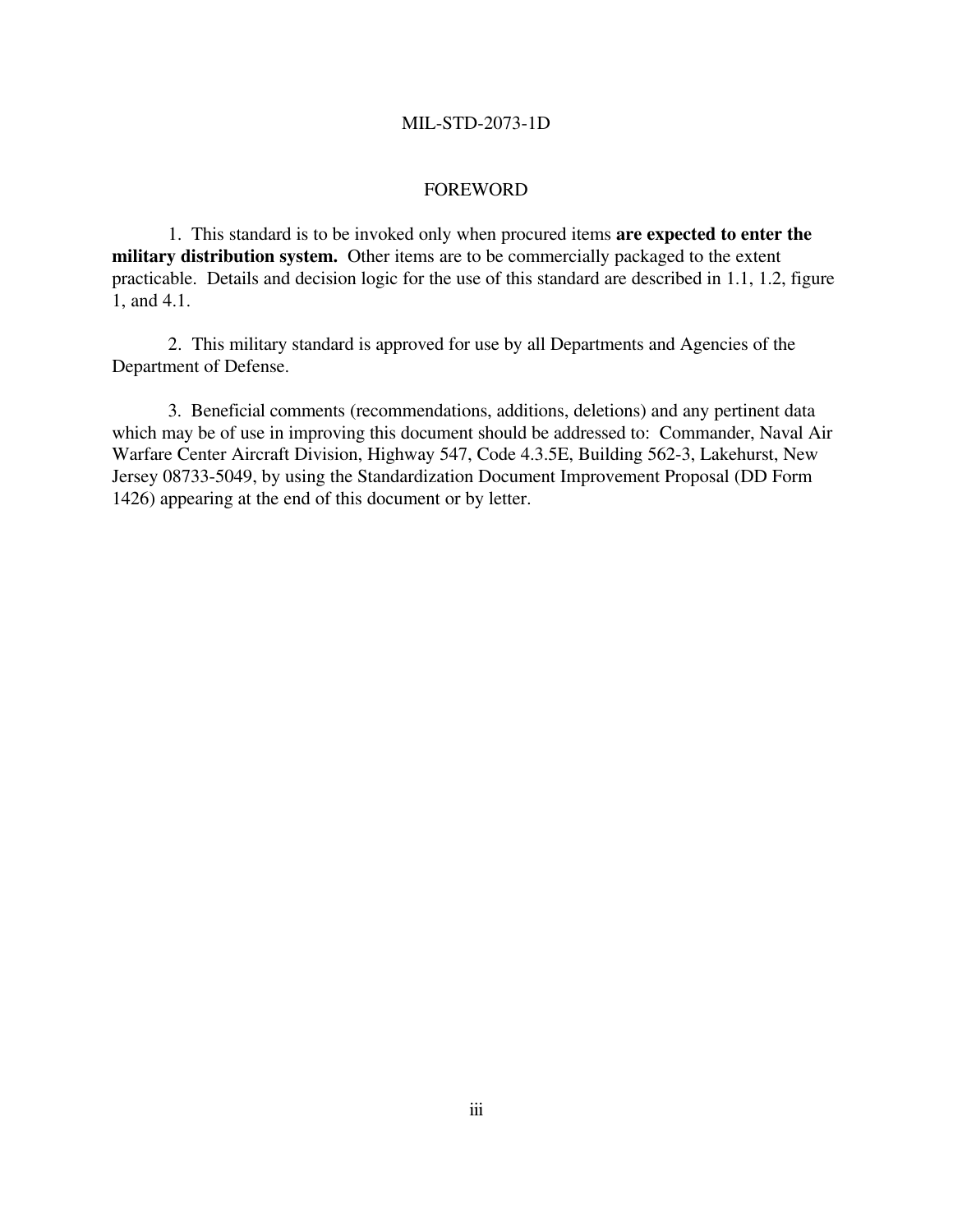# FOREWORD

1. This standard is to be invoked only when procured items **are expected to enter the military distribution system.** Other items are to be commercially packaged to the extent practicable. Details and decision logic for the use of this standard are described in 1.1, 1.2, figure 1, and 4.1.

2. This military standard is approved for use by all Departments and Agencies of the Department of Defense.

3. Beneficial comments (recommendations, additions, deletions) and any pertinent data which may be of use in improving this document should be addressed to: Commander, Naval Air Warfare Center Aircraft Division, Highway 547, Code 4.3.5E, Building 562-3, Lakehurst, New Jersey 08733-5049, by using the Standardization Document Improvement Proposal (DD Form 1426) appearing at the end of this document or by letter.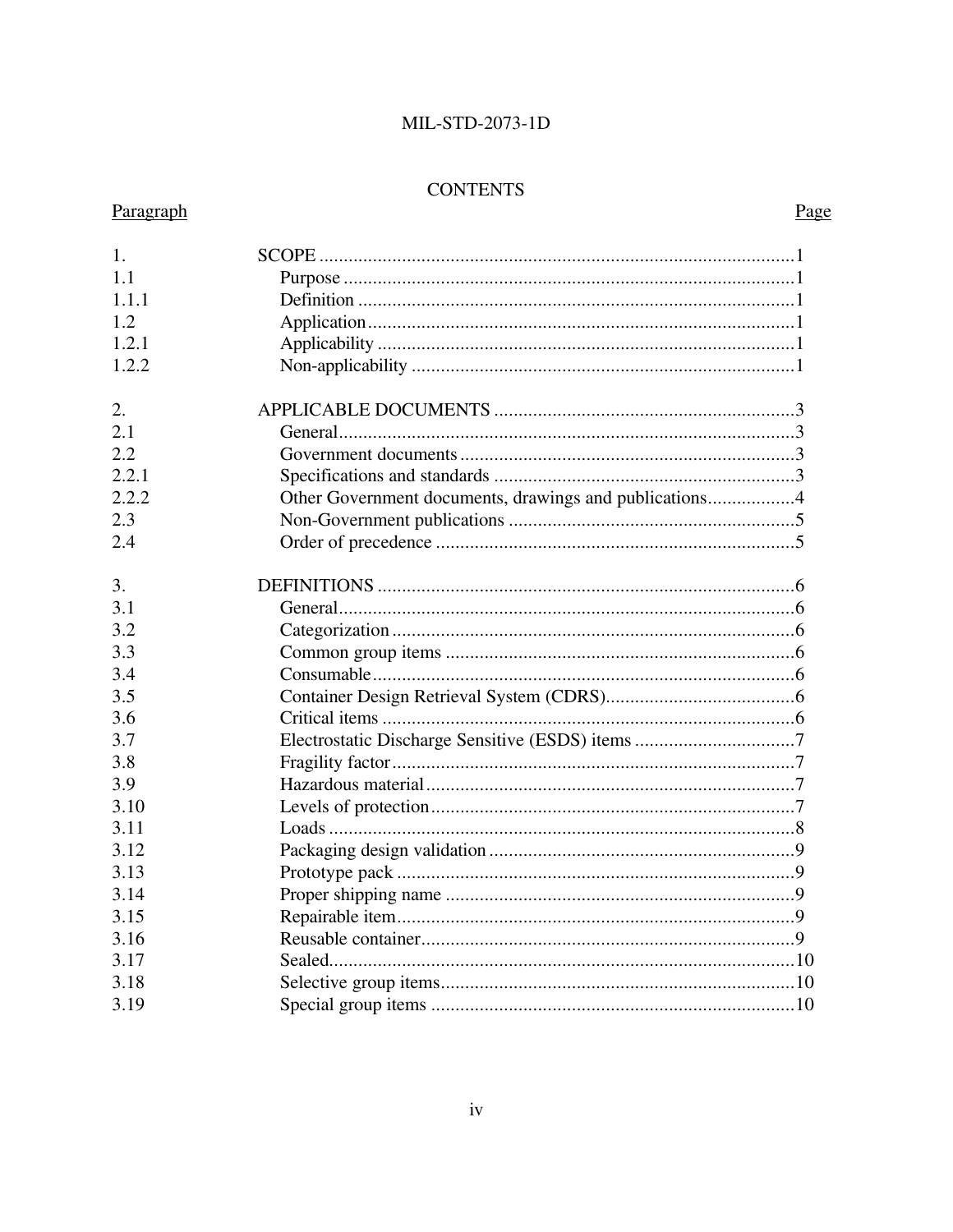## CONTENTS

| Paragraph | | Page |
|---|---|---|
| 1. | SCOPE | 1 |
| 1.1 | Purpose | 1 |
| 1.1.1 | Definition | 1 |
| 1.2 | Application | 1 |
| 1.2.1 | Applicability | 1 |
| 1.2.2 | Non-applicability | 1 |
| 2. | APPLICABLE DOCUMENTS | 3 |
| 2.1 | General | 3 |
| 2.2 | Government documents | 3 |
| 2.2.1 | Specifications and standards | 3 |
| 2.2.2 | Other Government documents, drawings and publications | 4 |
| 2.3 | Non-Government publications | 5 |
| 2.4 | Order of precedence | 5 |
| 3. | DEFINITIONS | 6 |
| 3.1 | General | 6 |
| 3.2 | Categorization | 6 |
| 3.3 | Common group items | 6 |
| 3.4 | Consumable | 6 |
| 3.5 | Container Design Retrieval System (CDRS) | 6 |
| 3.6 | Critical items | 6 |
| 3.7 | Electrostatic Discharge Sensitive (ESDS) items | 7 |
| 3.8 | Fragility factor | 7 |
| 3.9 | Hazardous material | 7 |
| 3.10 | Levels of protection | 7 |
| 3.11 | Loads | 8 |
| 3.12 | Packaging design validation | 9 |
| 3.13 | Prototype pack | 9 |
| 3.14 | Proper shipping name | 9 |
| 3.15 | Repairable item | 9 |
| 3.16 | Reusable container | 9 |
| 3.17 | Sealed | 10 |
| 3.18 | Selective group items | 10 |
| 3.19 | Special group items | 10 |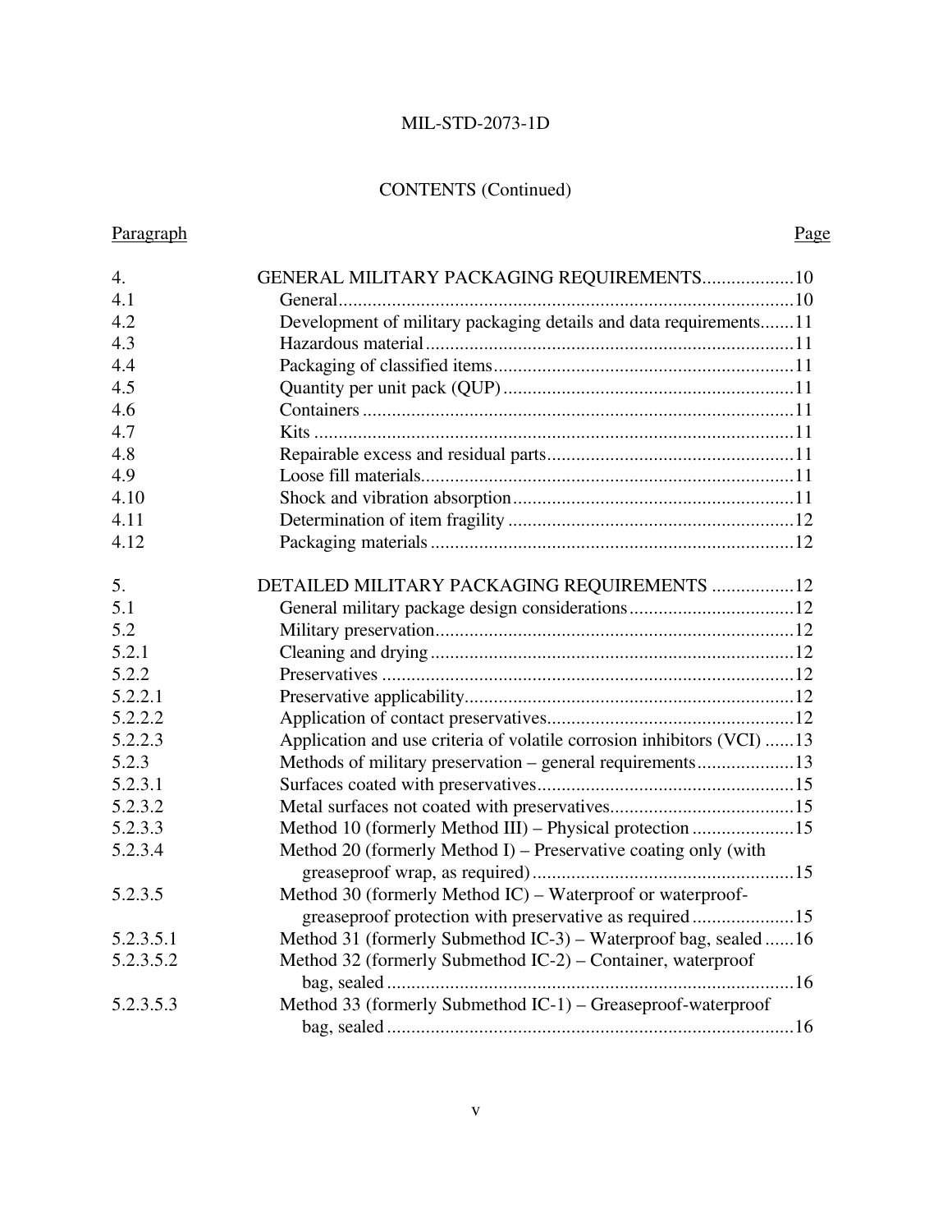MIL-STD-2073-1D

CONTENTS (Continued)

| Paragraph | | Page |
|---|---|---|
| 4. | GENERAL MILITARY PACKAGING REQUIREMENTS | 10 |
| 4.1 | General | 10 |
| 4.2 | Development of military packaging details and data requirements | 11 |
| 4.3 | Hazardous material | 11 |
| 4.4 | Packaging of classified items | 11 |
| 4.5 | Quantity per unit pack (QUP) | 11 |
| 4.6 | Containers | 11 |
| 4.7 | Kits | 11 |
| 4.8 | Repairable excess and residual parts | 11 |
| 4.9 | Loose fill materials | 11 |
| 4.10 | Shock and vibration absorption | 11 |
| 4.11 | Determination of item fragility | 12 |
| 4.12 | Packaging materials | 12 |
| 5. | DETAILED MILITARY PACKAGING REQUIREMENTS | 12 |
| 5.1 | General military package design considerations | 12 |
| 5.2 | Military preservation | 12 |
| 5.2.1 | Cleaning and drying | 12 |
| 5.2.2 | Preservatives | 12 |
| 5.2.2.1 | Preservative applicability | 12 |
| 5.2.2.2 | Application of contact preservatives | 12 |
| 5.2.2.3 | Application and use criteria of volatile corrosion inhibitors (VCI) | 13 |
| 5.2.3 | Methods of military preservation – general requirements | 13 |
| 5.2.3.1 | Surfaces coated with preservatives | 15 |
| 5.2.3.2 | Metal surfaces not coated with preservatives | 15 |
| 5.2.3.3 | Method 10 (formerly Method III) – Physical protection | 15 |
| 5.2.3.4 | Method 20 (formerly Method I) – Preservative coating only (with greaseproof wrap, as required) | 15 |
| 5.2.3.5 | Method 30 (formerly Method IC) – Waterproof or waterproof-greaseproof protection with preservative as required | 15 |
| 5.2.3.5.1 | Method 31 (formerly Submethod IC-3) – Waterproof bag, sealed | 16 |
| 5.2.3.5.2 | Method 32 (formerly Submethod IC-2) – Container, waterproof bag, sealed | 16 |
| 5.2.3.5.3 | Method 33 (formerly Submethod IC-1) – Greaseproof-waterproof bag, sealed | 16 |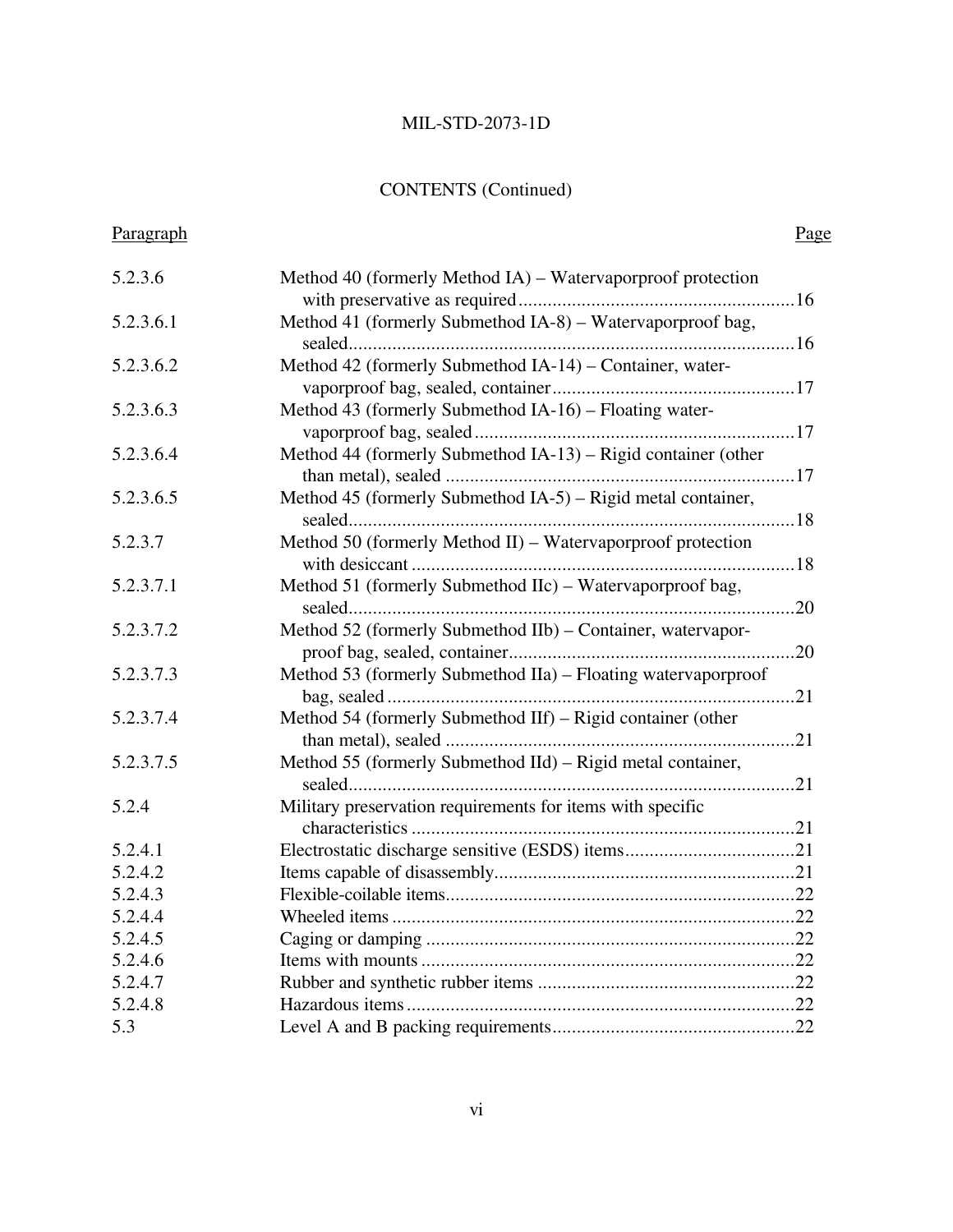CONTENTS (Continued)

| Paragraph | | Page |
|---|---|---|
| 5.2.3.6 | Method 40 (formerly Method IA) – Watervaporproof protection with preservative as required | 16 |
| 5.2.3.6.1 | Method 41 (formerly Submethod IA-8) – Watervaporproof bag, sealed | 16 |
| 5.2.3.6.2 | Method 42 (formerly Submethod IA-14) – Container, watervaporproof bag, sealed, container | 17 |
| 5.2.3.6.3 | Method 43 (formerly Submethod IA-16) – Floating watervaporproof bag, sealed | 17 |
| 5.2.3.6.4 | Method 44 (formerly Submethod IA-13) – Rigid container (other than metal), sealed | 17 |
| 5.2.3.6.5 | Method 45 (formerly Submethod IA-5) – Rigid metal container, sealed | 18 |
| 5.2.3.7 | Method 50 (formerly Method II) – Watervaporproof protection with desiccant | 18 |
| 5.2.3.7.1 | Method 51 (formerly Submethod IIc) – Watervaporproof bag, sealed | 20 |
| 5.2.3.7.2 | Method 52 (formerly Submethod IIb) – Container, watervaporproof bag, sealed, container | 20 |
| 5.2.3.7.3 | Method 53 (formerly Submethod IIa) – Floating watervaporproof bag, sealed | 21 |
| 5.2.3.7.4 | Method 54 (formerly Submethod IIf) – Rigid container (other than metal), sealed | 21 |
| 5.2.3.7.5 | Method 55 (formerly Submethod IId) – Rigid metal container, sealed | 21 |
| 5.2.4 | Military preservation requirements for items with specific characteristics | 21 |
| 5.2.4.1 | Electrostatic discharge sensitive (ESDS) items | 21 |
| 5.2.4.2 | Items capable of disassembly | 21 |
| 5.2.4.3 | Flexible-coilable items | 22 |
| 5.2.4.4 | Wheeled items | 22 |
| 5.2.4.5 | Caging or damping | 22 |
| 5.2.4.6 | Items with mounts | 22 |
| 5.2.4.7 | Rubber and synthetic rubber items | 22 |
| 5.2.4.8 | Hazardous items | 22 |
| 5.3 | Level A and B packing requirements | 22 |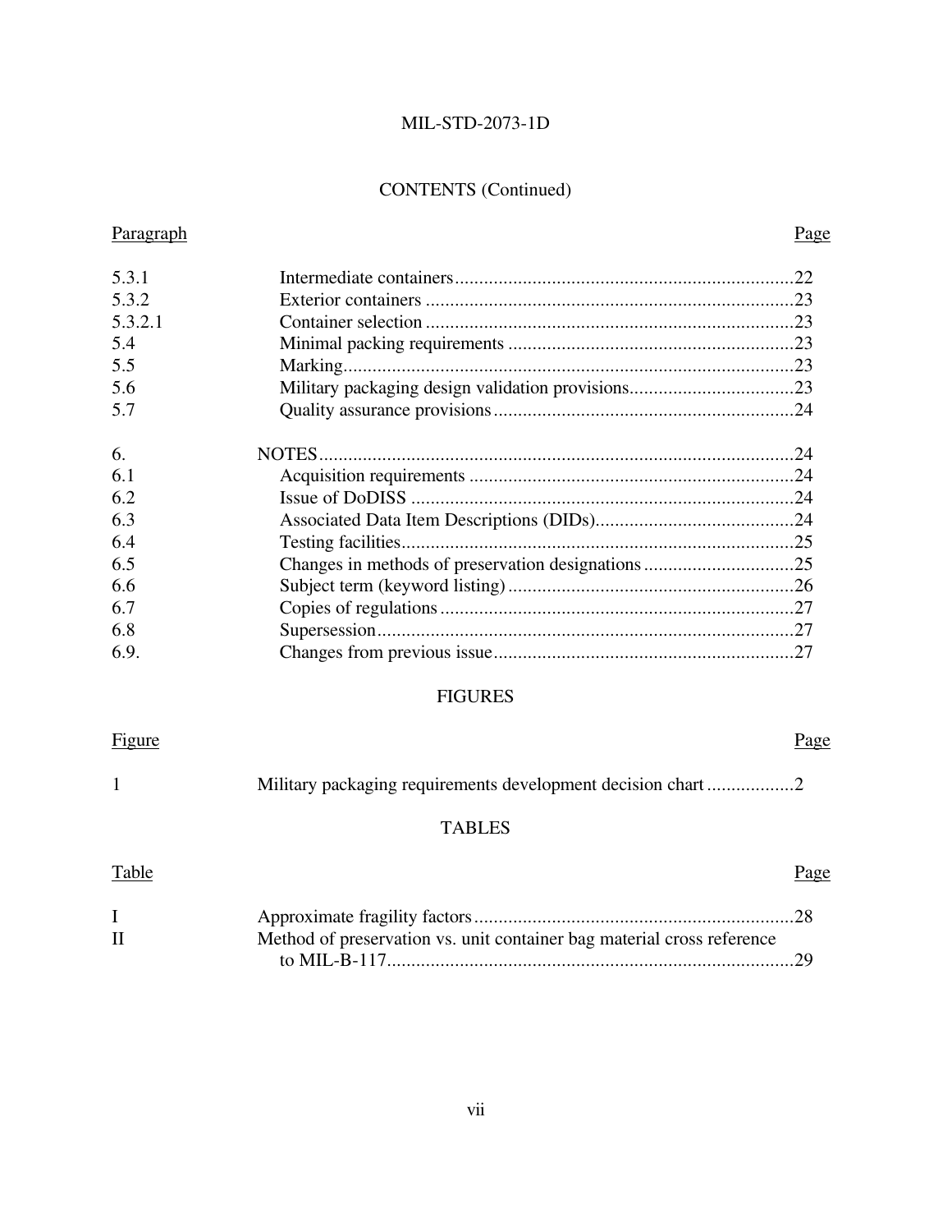## CONTENTS (Continued)

| Paragraph | | Page |
|---|---|---|
| 5.3.1 | Intermediate containers | 22 |
| 5.3.2 | Exterior containers | 23 |
| 5.3.2.1 | Container selection | 23 |
| 5.4 | Minimal packing requirements | 23 |
| 5.5 | Marking | 23 |
| 5.6 | Military packaging design validation provisions | 23 |
| 5.7 | Quality assurance provisions | 24 |
| 6. | NOTES | 24 |
| 6.1 | Acquisition requirements | 24 |
| 6.2 | Issue of DoDISS | 24 |
| 6.3 | Associated Data Item Descriptions (DIDs) | 24 |
| 6.4 | Testing facilities | 25 |
| 6.5 | Changes in methods of preservation designations | 25 |
| 6.6 | Subject term (keyword listing) | 26 |
| 6.7 | Copies of regulations | 27 |
| 6.8 | Supersession | 27 |
| 6.9. | Changes from previous issue | 27 |

## FIGURES

| Figure | | Page |
|---|---|---|
| 1 | Military packaging requirements development decision chart | 2 |

## TABLES

| Table | | Page |
|---|---|---|
| I | Approximate fragility factors | 28 |
| II | Method of preservation vs. unit container bag material cross reference to MIL-B-117 | 29 |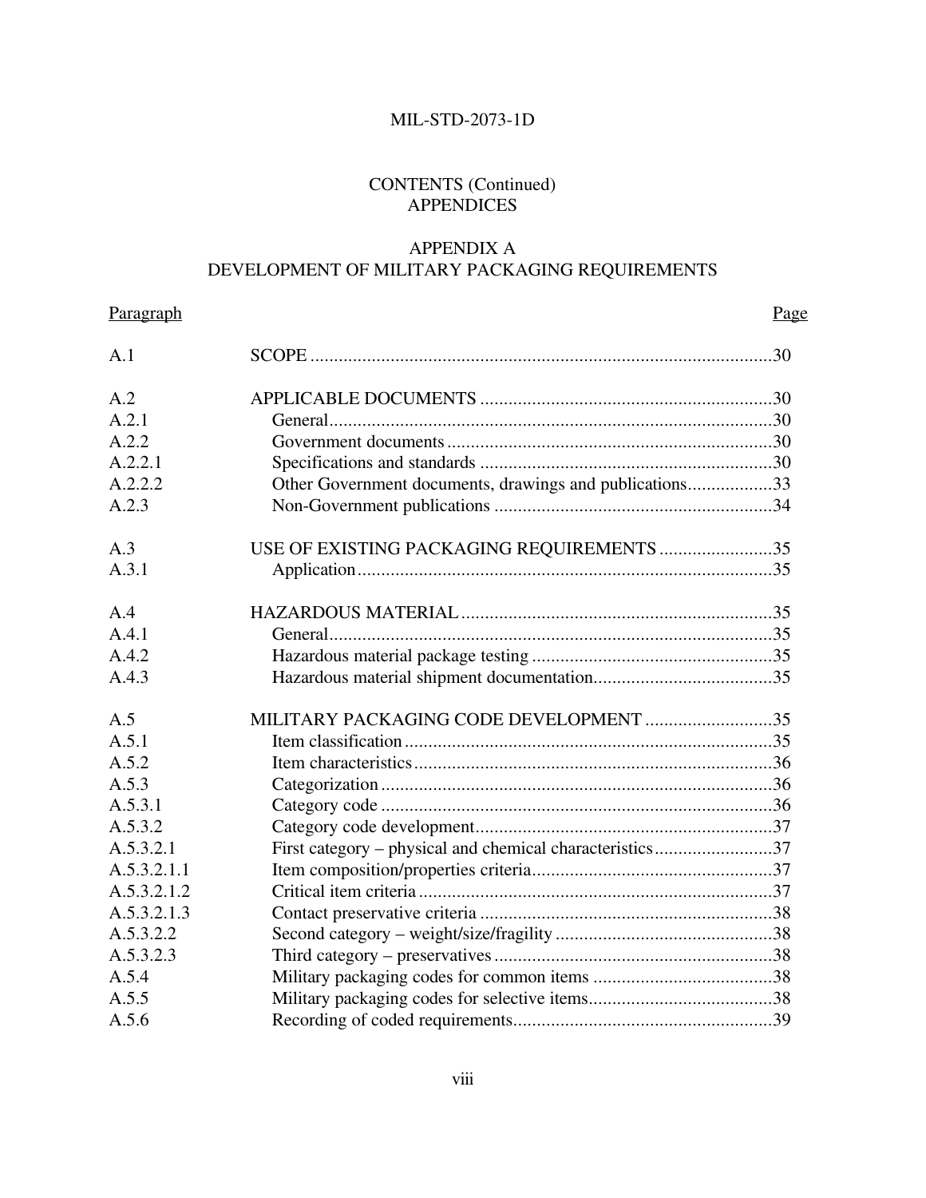# CONTENTS (Continued)
## APPENDICES

## APPENDIX A
## DEVELOPMENT OF MILITARY PACKAGING REQUIREMENTS

| Paragraph | | Page |
|---|---|---|
| A.1 | SCOPE | 30 |
| A.2 | APPLICABLE DOCUMENTS | 30 |
| A.2.1 | General | 30 |
| A.2.2 | Government documents | 30 |
| A.2.2.1 | Specifications and standards | 30 |
| A.2.2.2 | Other Government documents, drawings and publications | 33 |
| A.2.3 | Non-Government publications | 34 |
| A.3 | USE OF EXISTING PACKAGING REQUIREMENTS | 35 |
| A.3.1 | Application | 35 |
| A.4 | HAZARDOUS MATERIAL | 35 |
| A.4.1 | General | 35 |
| A.4.2 | Hazardous material package testing | 35 |
| A.4.3 | Hazardous material shipment documentation | 35 |
| A.5 | MILITARY PACKAGING CODE DEVELOPMENT | 35 |
| A.5.1 | Item classification | 35 |
| A.5.2 | Item characteristics | 36 |
| A.5.3 | Categorization | 36 |
| A.5.3.1 | Category code | 36 |
| A.5.3.2 | Category code development | 37 |
| A.5.3.2.1 | First category – physical and chemical characteristics | 37 |
| A.5.3.2.1.1 | Item composition/properties criteria | 37 |
| A.5.3.2.1.2 | Critical item criteria | 37 |
| A.5.3.2.1.3 | Contact preservative criteria | 38 |
| A.5.3.2.2 | Second category – weight/size/fragility | 38 |
| A.5.3.2.3 | Third category – preservatives | 38 |
| A.5.4 | Military packaging codes for common items | 38 |
| A.5.5 | Military packaging codes for selective items | 38 |
| A.5.6 | Recording of coded requirements | 39 |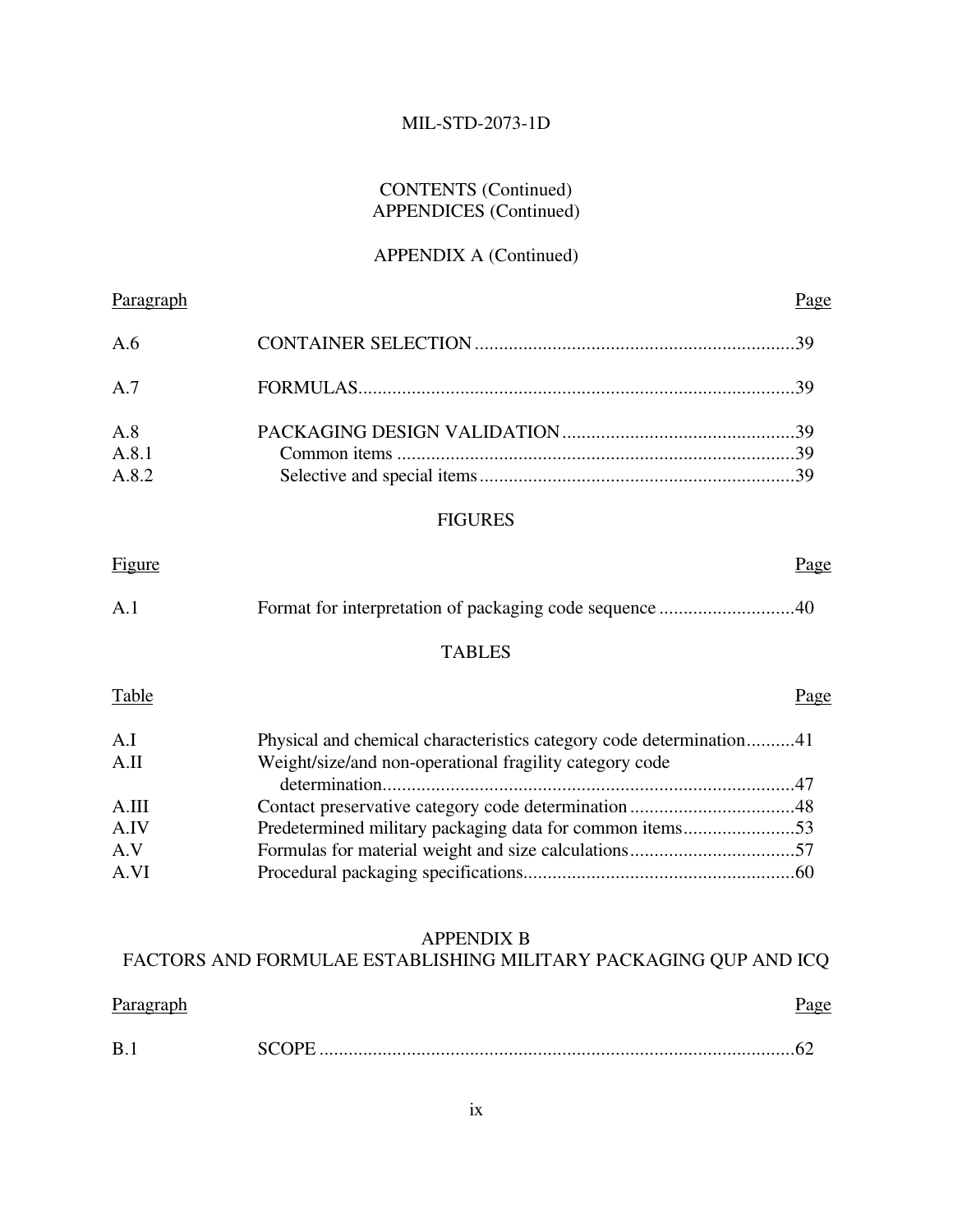CONTENTS (Continued)
APPENDICES (Continued)

APPENDIX A (Continued)

| Paragraph | | Page |
|---|---|---|
| A.6 | CONTAINER SELECTION | 39 |
| A.7 | FORMULAS | 39 |
| A.8 | PACKAGING DESIGN VALIDATION | 39 |
| A.8.1 | Common items | 39 |
| A.8.2 | Selective and special items | 39 |

FIGURES

| Figure | | Page |
|---|---|---|
| A.1 | Format for interpretation of packaging code sequence | 40 |

TABLES

| Table | | Page |
|---|---|---|
| A.I | Physical and chemical characteristics category code determination | 41 |
| A.II | Weight/size/and non-operational fragility category code determination | 47 |
| A.III | Contact preservative category code determination | 48 |
| A.IV | Predetermined military packaging data for common items | 53 |
| A.V | Formulas for material weight and size calculations | 57 |
| A.VI | Procedural packaging specifications | 60 |

APPENDIX B
FACTORS AND FORMULAE ESTABLISHING MILITARY PACKAGING QUP AND ICQ

| Paragraph | | Page |
|---|---|---|
| B.1 | SCOPE | 62 |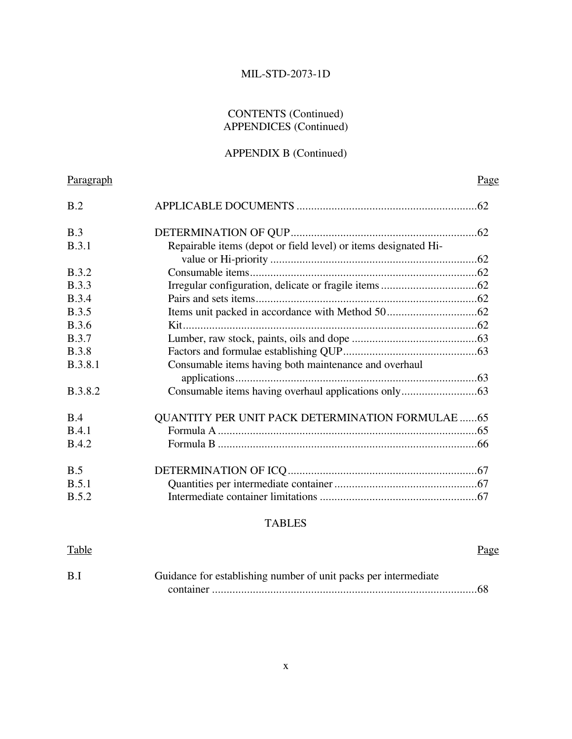CONTENTS (Continued)
APPENDICES (Continued)

APPENDIX B (Continued)

| Paragraph | | Page |
|---|---|---|
| B.2 | APPLICABLE DOCUMENTS | 62 |
| B.3 | DETERMINATION OF QUP | 62 |
| B.3.1 | Repairable items (depot or field level) or items designated Hi-value or Hi-priority | 62 |
| B.3.2 | Consumable items | 62 |
| B.3.3 | Irregular configuration, delicate or fragile items | 62 |
| B.3.4 | Pairs and sets items | 62 |
| B.3.5 | Items unit packed in accordance with Method 50 | 62 |
| B.3.6 | Kit | 62 |
| B.3.7 | Lumber, raw stock, paints, oils and dope | 63 |
| B.3.8 | Factors and formulae establishing QUP | 63 |
| B.3.8.1 | Consumable items having both maintenance and overhaul applications | 63 |
| B.3.8.2 | Consumable items having overhaul applications only | 63 |
| B.4 | QUANTITY PER UNIT PACK DETERMINATION FORMULAE | 65 |
| B.4.1 | Formula A | 65 |
| B.4.2 | Formula B | 66 |
| B.5 | DETERMINATION OF ICQ | 67 |
| B.5.1 | Quantities per intermediate container | 67 |
| B.5.2 | Intermediate container limitations | 67 |

TABLES

| Table | | Page |
|---|---|---|
| B.I | Guidance for establishing number of unit packs per intermediate container | 68 |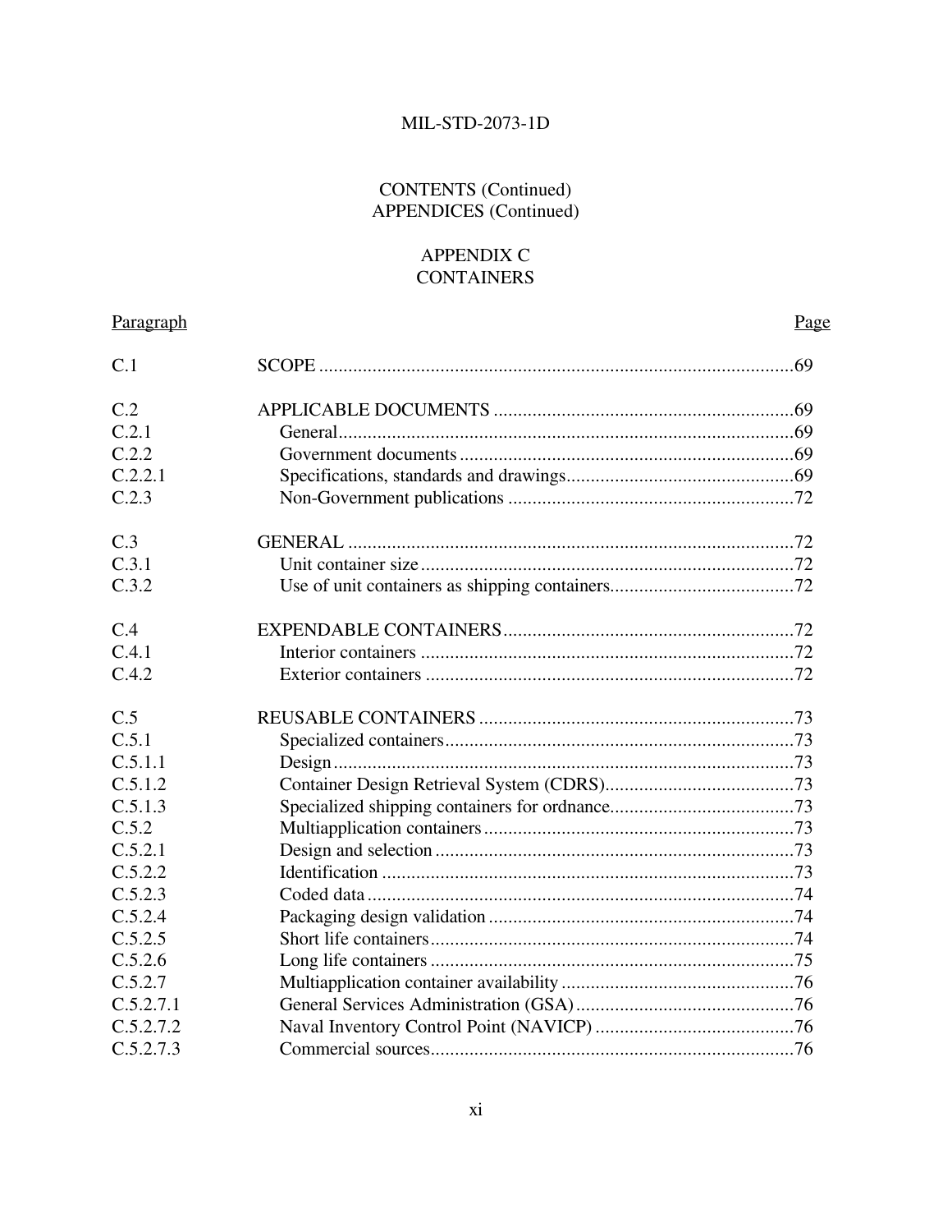CONTENTS (Continued)
APPENDICES (Continued)

APPENDIX C
CONTAINERS

| Paragraph | | Page |
|---|---|---|
| C.1 | SCOPE | 69 |
| C.2 | APPLICABLE DOCUMENTS | 69 |
| C.2.1 | General | 69 |
| C.2.2 | Government documents | 69 |
| C.2.2.1 | Specifications, standards and drawings | 69 |
| C.2.3 | Non-Government publications | 72 |
| C.3 | GENERAL | 72 |
| C.3.1 | Unit container size | 72 |
| C.3.2 | Use of unit containers as shipping containers | 72 |
| C.4 | EXPENDABLE CONTAINERS | 72 |
| C.4.1 | Interior containers | 72 |
| C.4.2 | Exterior containers | 72 |
| C.5 | REUSABLE CONTAINERS | 73 |
| C.5.1 | Specialized containers | 73 |
| C.5.1.1 | Design | 73 |
| C.5.1.2 | Container Design Retrieval System (CDRS) | 73 |
| C.5.1.3 | Specialized shipping containers for ordnance | 73 |
| C.5.2 | Multiapplication containers | 73 |
| C.5.2.1 | Design and selection | 73 |
| C.5.2.2 | Identification | 73 |
| C.5.2.3 | Coded data | 74 |
| C.5.2.4 | Packaging design validation | 74 |
| C.5.2.5 | Short life containers | 74 |
| C.5.2.6 | Long life containers | 75 |
| C.5.2.7 | Multiapplication container availability | 76 |
| C.5.2.7.1 | General Services Administration (GSA) | 76 |
| C.5.2.7.2 | Naval Inventory Control Point (NAVICP) | 76 |
| C.5.2.7.3 | Commercial sources | 76 |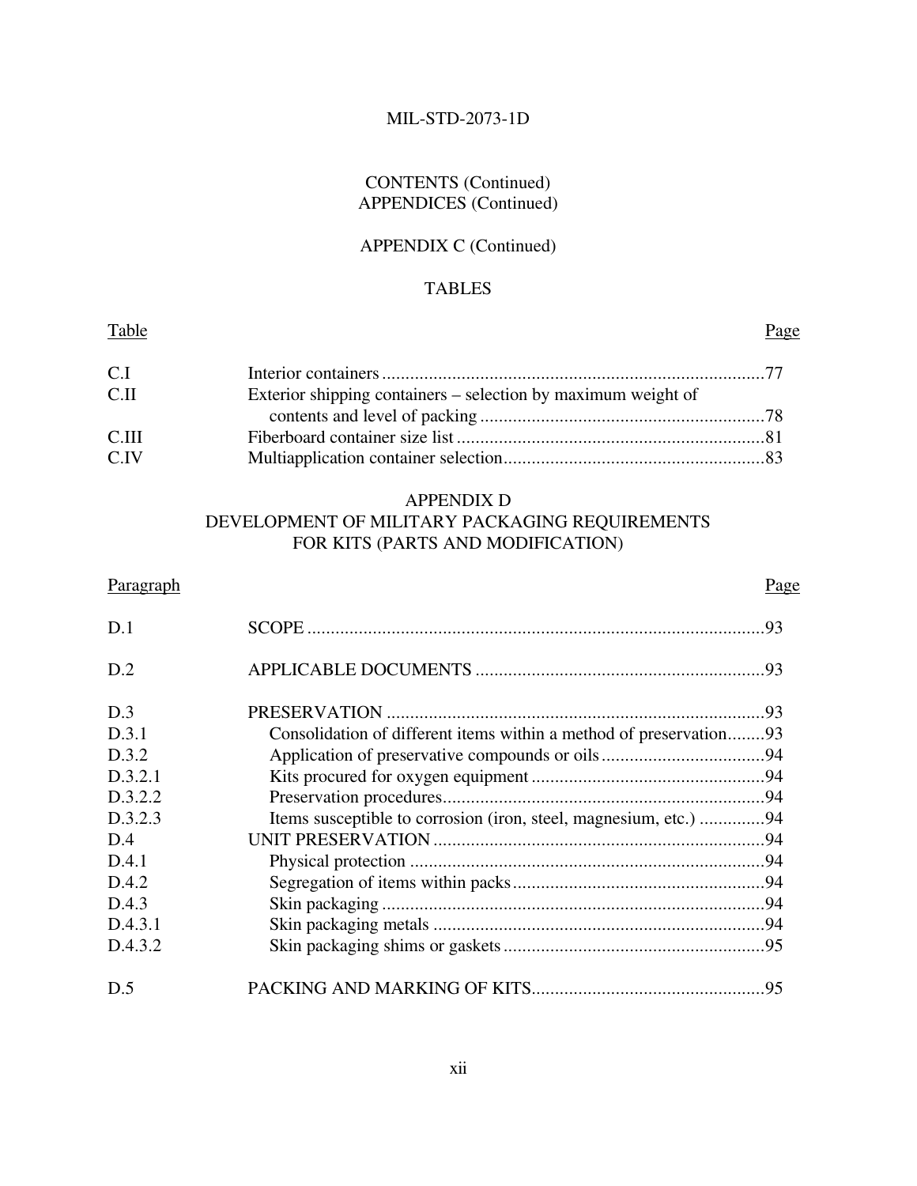CONTENTS (Continued)
APPENDICES (Continued)

APPENDIX C (Continued)

TABLES

| Table | | Page |
|---|---|---|
| C.I | Interior containers | 77 |
| C.II | Exterior shipping containers – selection by maximum weight of contents and level of packing | 78 |
| C.III | Fiberboard container size list | 81 |
| C.IV | Multiapplication container selection | 83 |

## APPENDIX D
## DEVELOPMENT OF MILITARY PACKAGING REQUIREMENTS FOR KITS (PARTS AND MODIFICATION)

| Paragraph | | Page |
|---|---|---|
| D.1 | SCOPE | 93 |
| D.2 | APPLICABLE DOCUMENTS | 93 |
| D.3 | PRESERVATION | 93 |
| D.3.1 | Consolidation of different items within a method of preservation | 93 |
| D.3.2 | Application of preservative compounds or oils | 94 |
| D.3.2.1 | Kits procured for oxygen equipment | 94 |
| D.3.2.2 | Preservation procedures | 94 |
| D.3.2.3 | Items susceptible to corrosion (iron, steel, magnesium, etc.) | 94 |
| D.4 | UNIT PRESERVATION | 94 |
| D.4.1 | Physical protection | 94 |
| D.4.2 | Segregation of items within packs | 94 |
| D.4.3 | Skin packaging | 94 |
| D.4.3.1 | Skin packaging metals | 94 |
| D.4.3.2 | Skin packaging shims or gaskets | 95 |
| D.5 | PACKING AND MARKING OF KITS | 95 |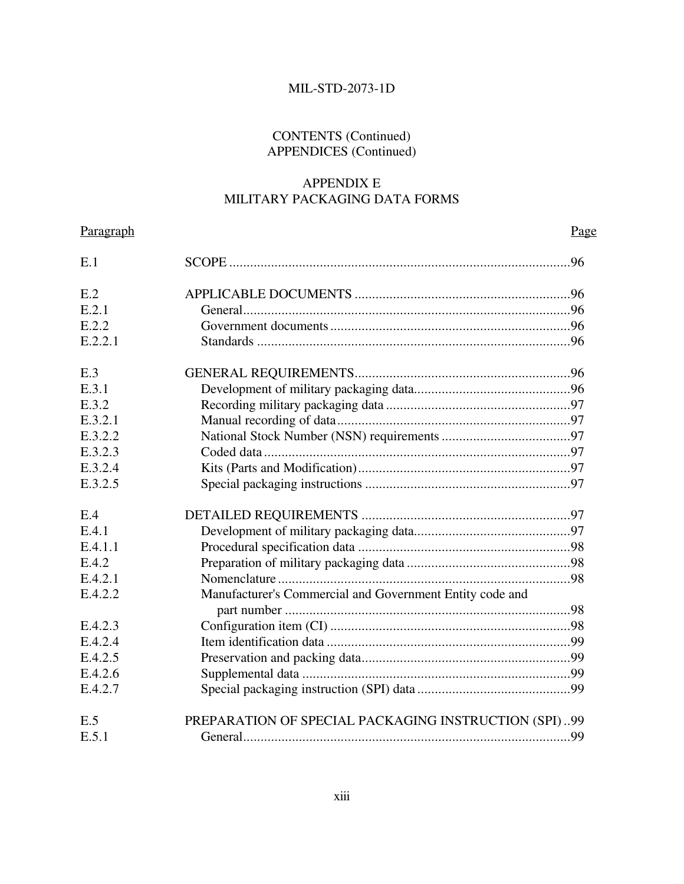CONTENTS (Continued)
APPENDICES (Continued)

## APPENDIX E
## MILITARY PACKAGING DATA FORMS

| Paragraph | | Page |
|---|---|---|
| E.1 | SCOPE | 96 |
| E.2 | APPLICABLE DOCUMENTS | 96 |
| E.2.1 | General | 96 |
| E.2.2 | Government documents | 96 |
| E.2.2.1 | Standards | 96 |
| E.3 | GENERAL REQUIREMENTS | 96 |
| E.3.1 | Development of military packaging data | 96 |
| E.3.2 | Recording military packaging data | 97 |
| E.3.2.1 | Manual recording of data | 97 |
| E.3.2.2 | National Stock Number (NSN) requirements | 97 |
| E.3.2.3 | Coded data | 97 |
| E.3.2.4 | Kits (Parts and Modification) | 97 |
| E.3.2.5 | Special packaging instructions | 97 |
| E.4 | DETAILED REQUIREMENTS | 97 |
| E.4.1 | Development of military packaging data | 97 |
| E.4.1.1 | Procedural specification data | 98 |
| E.4.2 | Preparation of military packaging data | 98 |
| E.4.2.1 | Nomenclature | 98 |
| E.4.2.2 | Manufacturer's Commercial and Government Entity code and part number | 98 |
| E.4.2.3 | Configuration item (CI) | 98 |
| E.4.2.4 | Item identification data | 99 |
| E.4.2.5 | Preservation and packing data | 99 |
| E.4.2.6 | Supplemental data | 99 |
| E.4.2.7 | Special packaging instruction (SPI) data | 99 |
| E.5 | PREPARATION OF SPECIAL PACKAGING INSTRUCTION (SPI) | 99 |
| E.5.1 | General | 99 |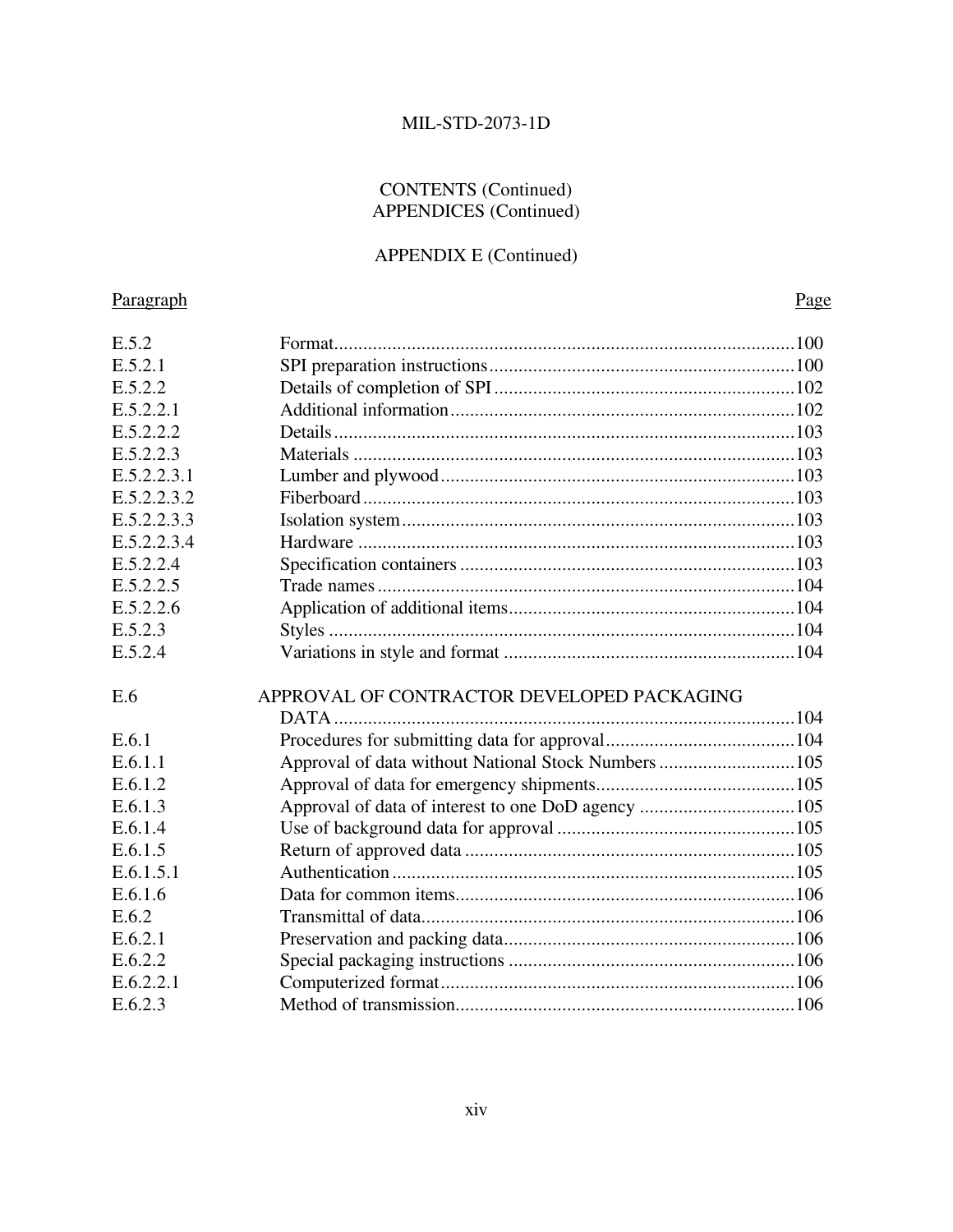CONTENTS (Continued)
APPENDICES (Continued)

APPENDIX E (Continued)

| Paragraph | | Page |
|---|---|---|
| E.5.2 | Format | 100 |
| E.5.2.1 | SPI preparation instructions | 100 |
| E.5.2.2 | Details of completion of SPI | 102 |
| E.5.2.2.1 | Additional information | 102 |
| E.5.2.2.2 | Details | 103 |
| E.5.2.2.3 | Materials | 103 |
| E.5.2.2.3.1 | Lumber and plywood | 103 |
| E.5.2.2.3.2 | Fiberboard | 103 |
| E.5.2.2.3.3 | Isolation system | 103 |
| E.5.2.2.3.4 | Hardware | 103 |
| E.5.2.2.4 | Specification containers | 103 |
| E.5.2.2.5 | Trade names | 104 |
| E.5.2.2.6 | Application of additional items | 104 |
| E.5.2.3 | Styles | 104 |
| E.5.2.4 | Variations in style and format | 104 |
| E.6 | APPROVAL OF CONTRACTOR DEVELOPED PACKAGING DATA | 104 |
| E.6.1 | Procedures for submitting data for approval | 104 |
| E.6.1.1 | Approval of data without National Stock Numbers | 105 |
| E.6.1.2 | Approval of data for emergency shipments | 105 |
| E.6.1.3 | Approval of data of interest to one DoD agency | 105 |
| E.6.1.4 | Use of background data for approval | 105 |
| E.6.1.5 | Return of approved data | 105 |
| E.6.1.5.1 | Authentication | 105 |
| E.6.1.6 | Data for common items | 106 |
| E.6.2 | Transmittal of data | 106 |
| E.6.2.1 | Preservation and packing data | 106 |
| E.6.2.2 | Special packaging instructions | 106 |
| E.6.2.2.1 | Computerized format | 106 |
| E.6.2.3 | Method of transmission | 106 |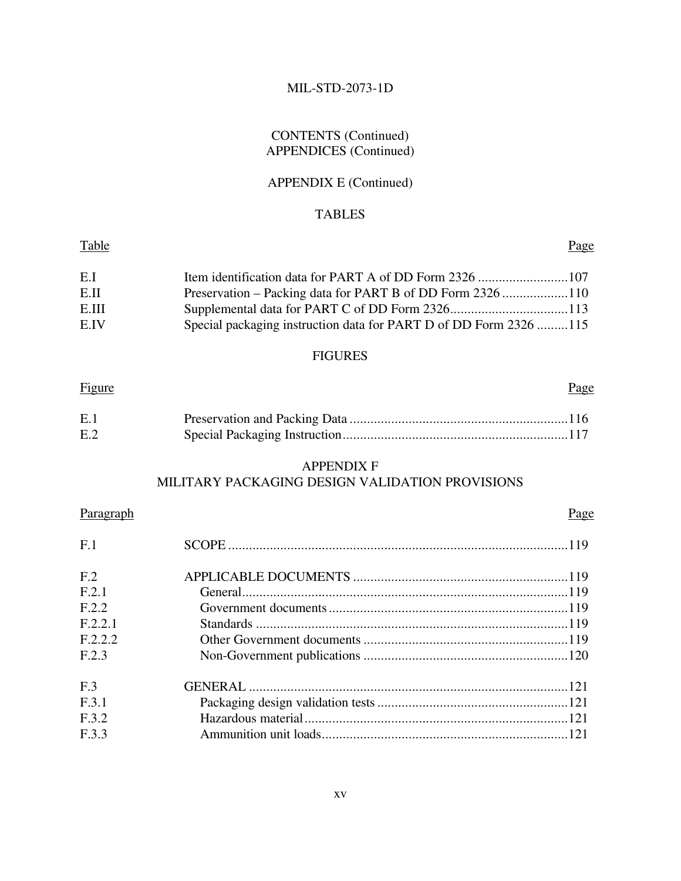CONTENTS (Continued)
APPENDICES (Continued)

APPENDIX E (Continued)

TABLES

| Table | | Page |
| --- | --- | --- |
| E.I | Item identification data for PART A of DD Form 2326 | 107 |
| E.II | Preservation – Packing data for PART B of DD Form 2326 | 110 |
| E.III | Supplemental data for PART C of DD Form 2326 | 113 |
| E.IV | Special packaging instruction data for PART D of DD Form 2326 | 115 |

FIGURES

| Figure | | Page |
| --- | --- | --- |
| E.1 | Preservation and Packing Data | 116 |
| E.2 | Special Packaging Instruction | 117 |

APPENDIX F
MILITARY PACKAGING DESIGN VALIDATION PROVISIONS

| Paragraph | | Page |
| --- | --- | --- |
| F.1 | SCOPE | 119 |
| F.2 | APPLICABLE DOCUMENTS | 119 |
| F.2.1 | General | 119 |
| F.2.2 | Government documents | 119 |
| F.2.2.1 | Standards | 119 |
| F.2.2.2 | Other Government documents | 119 |
| F.2.3 | Non-Government publications | 120 |
| F.3 | GENERAL | 121 |
| F.3.1 | Packaging design validation tests | 121 |
| F.3.2 | Hazardous material | 121 |
| F.3.3 | Ammunition unit loads | 121 |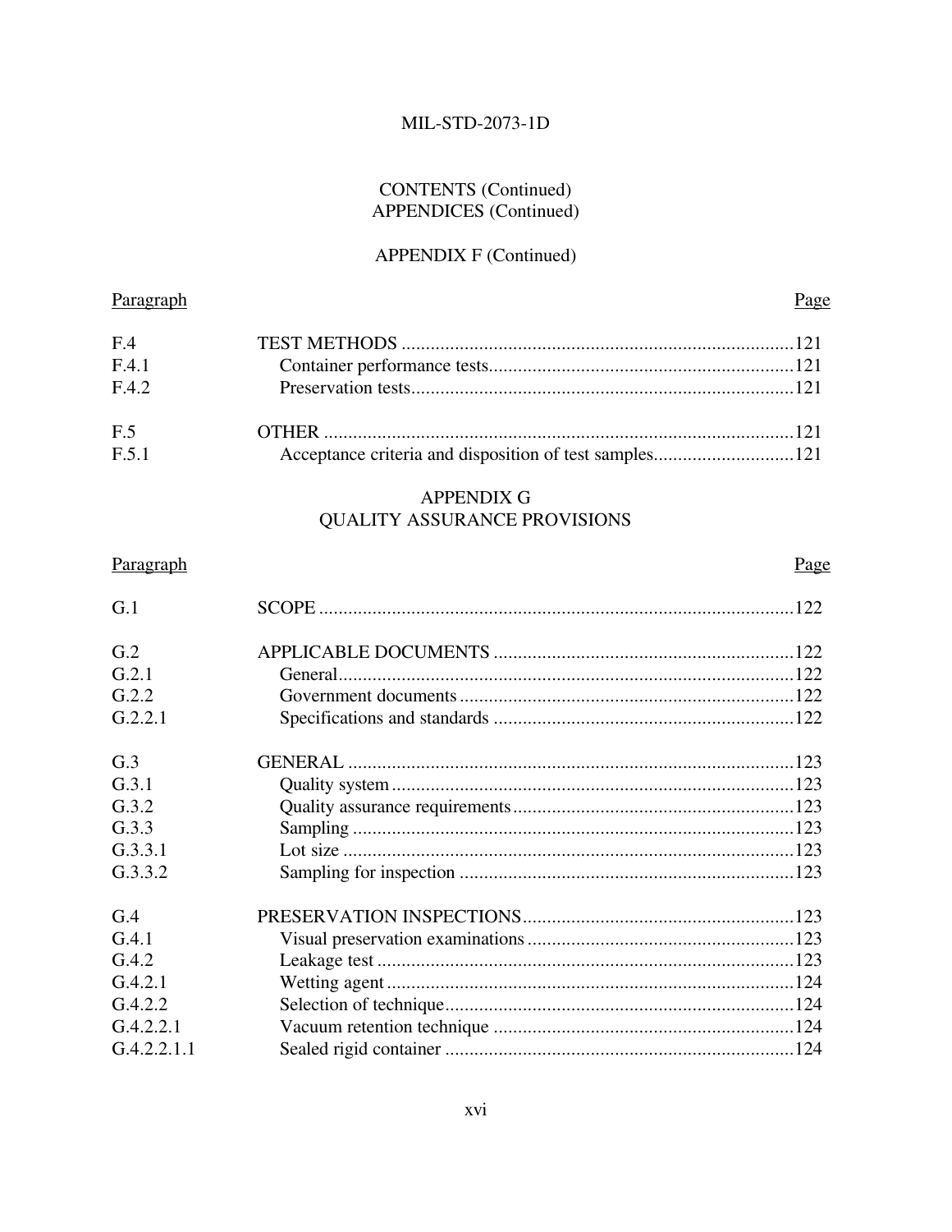CONTENTS (Continued)
APPENDICES (Continued)

APPENDIX F (Continued)

| Paragraph | | Page |
|---|---|---|
| F.4 | TEST METHODS | 121 |
| F.4.1 | Container performance tests | 121 |
| F.4.2 | Preservation tests | 121 |
| F.5 | OTHER | 121 |
| F.5.1 | Acceptance criteria and disposition of test samples | 121 |

APPENDIX G
QUALITY ASSURANCE PROVISIONS

| Paragraph | | Page |
|---|---|---|
| G.1 | SCOPE | 122 |
| G.2 | APPLICABLE DOCUMENTS | 122 |
| G.2.1 | General | 122 |
| G.2.2 | Government documents | 122 |
| G.2.2.1 | Specifications and standards | 122 |
| G.3 | GENERAL | 123 |
| G.3.1 | Quality system | 123 |
| G.3.2 | Quality assurance requirements | 123 |
| G.3.3 | Sampling | 123 |
| G.3.3.1 | Lot size | 123 |
| G.3.3.2 | Sampling for inspection | 123 |
| G.4 | PRESERVATION INSPECTIONS | 123 |
| G.4.1 | Visual preservation examinations | 123 |
| G.4.2 | Leakage test | 123 |
| G.4.2.1 | Wetting agent | 124 |
| G.4.2.2 | Selection of technique | 124 |
| G.4.2.2.1 | Vacuum retention technique | 124 |
| G.4.2.2.1.1 | Sealed rigid container | 124 |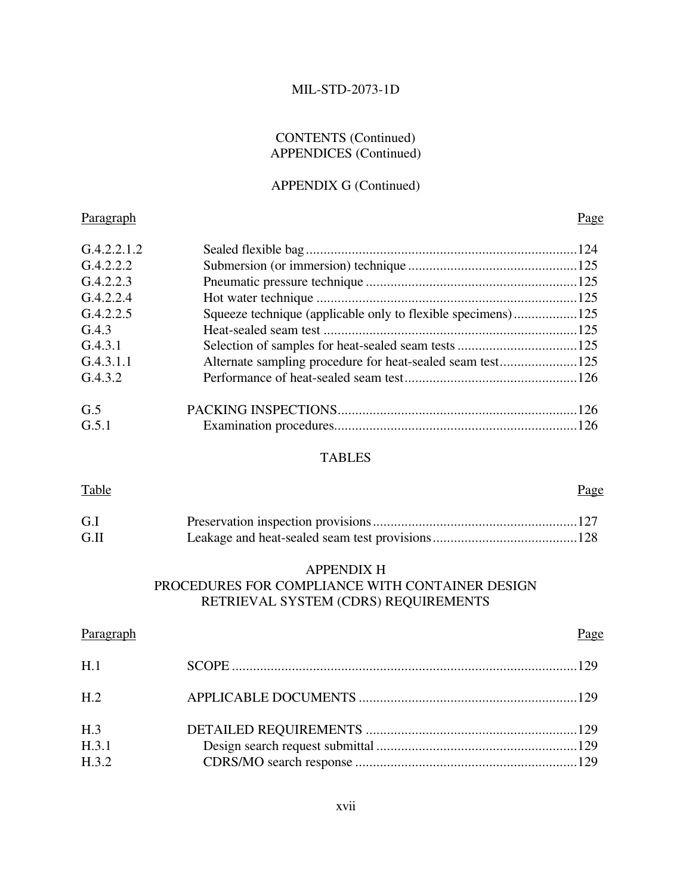CONTENTS (Continued)
APPENDICES (Continued)

APPENDIX G (Continued)

| Paragraph | | Page |
|---|---|---|
| G.4.2.2.1.2 | Sealed flexible bag | 124 |
| G.4.2.2.2 | Submersion (or immersion) technique | 125 |
| G.4.2.2.3 | Pneumatic pressure technique | 125 |
| G.4.2.2.4 | Hot water technique | 125 |
| G.4.2.2.5 | Squeeze technique (applicable only to flexible specimens) | 125 |
| G.4.3 | Heat-sealed seam test | 125 |
| G.4.3.1 | Selection of samples for heat-sealed seam tests | 125 |
| G.4.3.1.1 | Alternate sampling procedure for heat-sealed seam test | 125 |
| G.4.3.2 | Performance of heat-sealed seam test | 126 |
| G.5 | PACKING INSPECTIONS | 126 |
| G.5.1 | Examination procedures | 126 |

TABLES

| Table | | Page |
|---|---|---|
| G.I | Preservation inspection provisions | 127 |
| G.II | Leakage and heat-sealed seam test provisions | 128 |

APPENDIX H
PROCEDURES FOR COMPLIANCE WITH CONTAINER DESIGN RETRIEVAL SYSTEM (CDRS) REQUIREMENTS

| Paragraph | | Page |
|---|---|---|
| H.1 | SCOPE | 129 |
| H.2 | APPLICABLE DOCUMENTS | 129 |
| H.3 | DETAILED REQUIREMENTS | 129 |
| H.3.1 | Design search request submittal | 129 |
| H.3.2 | CDRS/MO search response | 129 |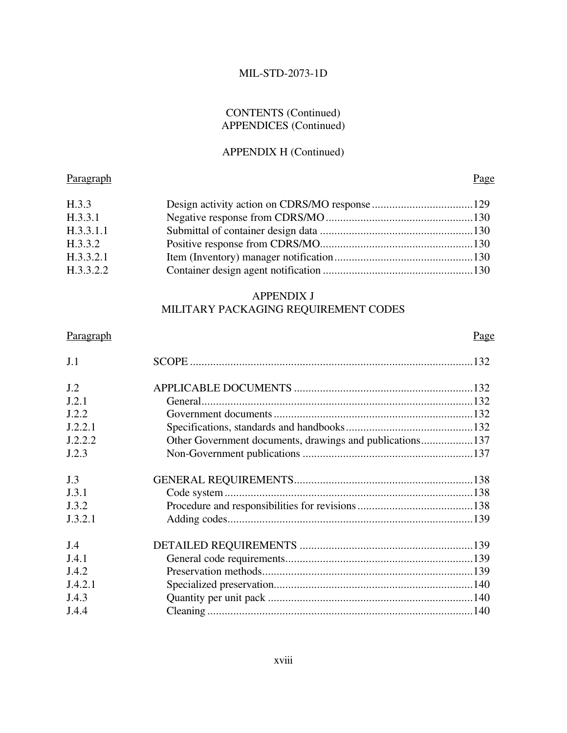CONTENTS (Continued)
APPENDICES (Continued)

APPENDIX H (Continued)

| Paragraph | | Page |
|---|---|---|
| H.3.3 | Design activity action on CDRS/MO response | 129 |
| H.3.3.1 | Negative response from CDRS/MO | 130 |
| H.3.3.1.1 | Submittal of container design data | 130 |
| H.3.3.2 | Positive response from CDRS/MO | 130 |
| H.3.3.2.1 | Item (Inventory) manager notification | 130 |
| H.3.3.2.2 | Container design agent notification | 130 |

APPENDIX J
MILITARY PACKAGING REQUIREMENT CODES

| Paragraph | | Page |
|---|---|---|
| J.1 | SCOPE | 132 |
| J.2 | APPLICABLE DOCUMENTS | 132 |
| J.2.1 | General | 132 |
| J.2.2 | Government documents | 132 |
| J.2.2.1 | Specifications, standards and handbooks | 132 |
| J.2.2.2 | Other Government documents, drawings and publications | 137 |
| J.2.3 | Non-Government publications | 137 |
| J.3 | GENERAL REQUIREMENTS | 138 |
| J.3.1 | Code system | 138 |
| J.3.2 | Procedure and responsibilities for revisions | 138 |
| J.3.2.1 | Adding codes | 139 |
| J.4 | DETAILED REQUIREMENTS | 139 |
| J.4.1 | General code requirements | 139 |
| J.4.2 | Preservation methods | 139 |
| J.4.2.1 | Specialized preservation | 140 |
| J.4.3 | Quantity per unit pack | 140 |
| J.4.4 | Cleaning | 140 |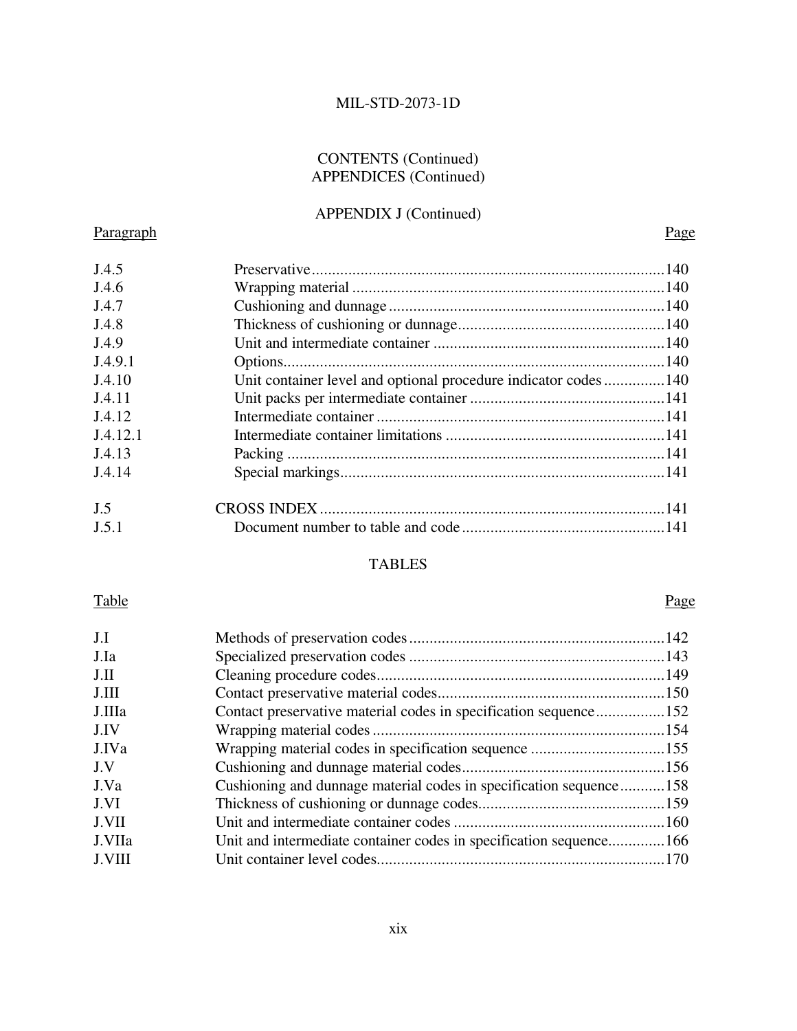CONTENTS (Continued)
APPENDICES (Continued)

APPENDIX J (Continued)

| Paragraph | | Page |
|---|---|---|
| J.4.5 | Preservative | 140 |
| J.4.6 | Wrapping material | 140 |
| J.4.7 | Cushioning and dunnage | 140 |
| J.4.8 | Thickness of cushioning or dunnage | 140 |
| J.4.9 | Unit and intermediate container | 140 |
| J.4.9.1 | Options | 140 |
| J.4.10 | Unit container level and optional procedure indicator codes | 140 |
| J.4.11 | Unit packs per intermediate container | 141 |
| J.4.12 | Intermediate container | 141 |
| J.4.12.1 | Intermediate container limitations | 141 |
| J.4.13 | Packing | 141 |
| J.4.14 | Special markings | 141 |
| J.5 | CROSS INDEX | 141 |
| J.5.1 | Document number to table and code | 141 |

TABLES

| Table | | Page |
|---|---|---|
| J.I | Methods of preservation codes | 142 |
| J.Ia | Specialized preservation codes | 143 |
| J.II | Cleaning procedure codes | 149 |
| J.III | Contact preservative material codes | 150 |
| J.IIIa | Contact preservative material codes in specification sequence | 152 |
| J.IV | Wrapping material codes | 154 |
| J.IVa | Wrapping material codes in specification sequence | 155 |
| J.V | Cushioning and dunnage material codes | 156 |
| J.Va | Cushioning and dunnage material codes in specification sequence | 158 |
| J.VI | Thickness of cushioning or dunnage codes | 159 |
| J.VII | Unit and intermediate container codes | 160 |
| J.VIIa | Unit and intermediate container codes in specification sequence | 166 |
| J.VIII | Unit container level codes | 170 |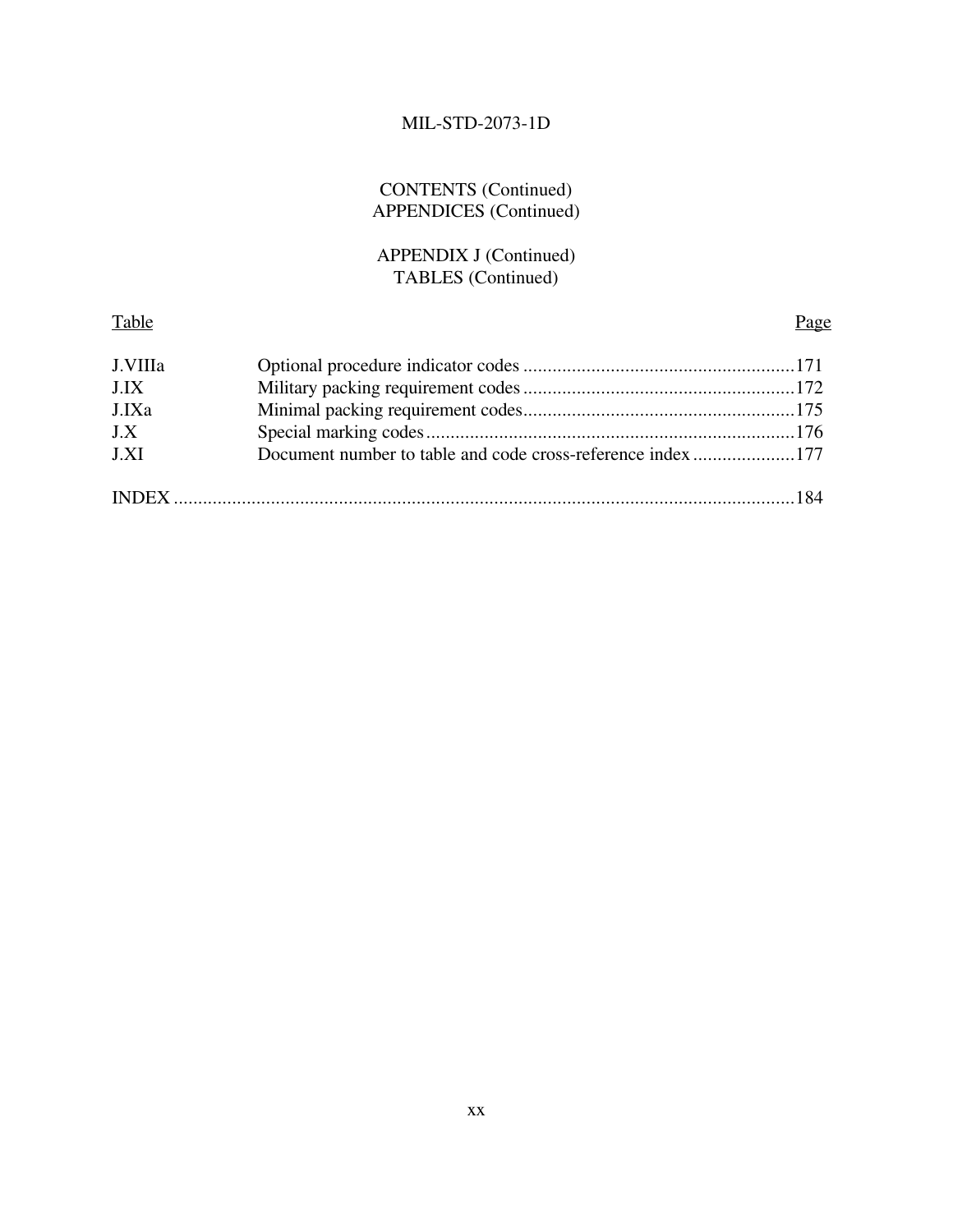CONTENTS (Continued)
APPENDICES (Continued)

APPENDIX J (Continued)
TABLES (Continued)

| Table | | Page |
|---|---|---|
| J.VIIIa | Optional procedure indicator codes | 171 |
| J.IX | Military packing requirement codes | 172 |
| J.IXa | Minimal packing requirement codes | 175 |
| J.X | Special marking codes | 176 |
| J.XI | Document number to table and code cross-reference index | 177 |

INDEX ........................................................................................................................184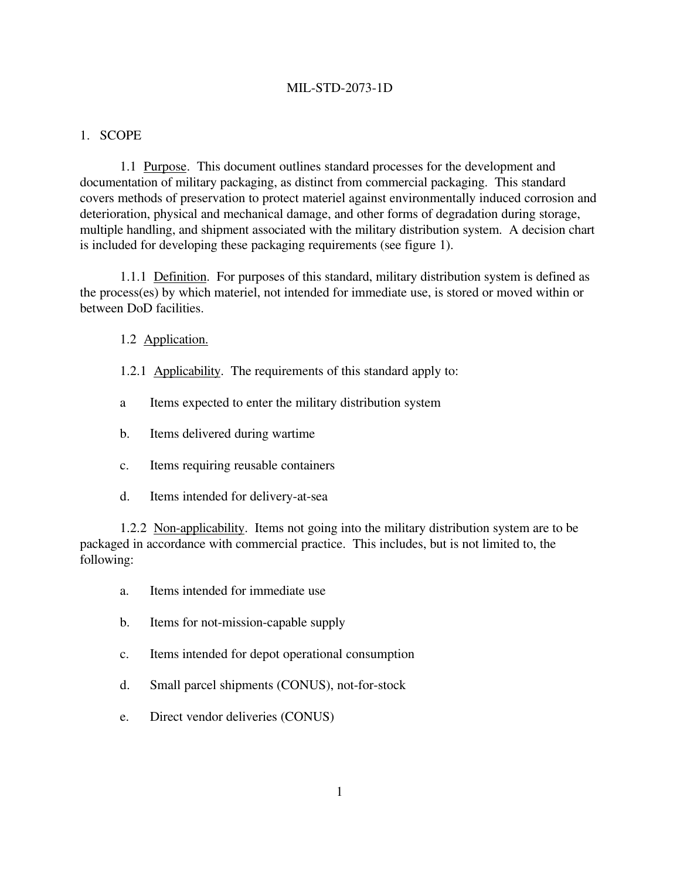# 1. SCOPE

1.1 Purpose. This document outlines standard processes for the development and documentation of military packaging, as distinct from commercial packaging. This standard covers methods of preservation to protect materiel against environmentally induced corrosion and deterioration, physical and mechanical damage, and other forms of degradation during storage, multiple handling, and shipment associated with the military distribution system. A decision chart is included for developing these packaging requirements (see figure 1).

1.1.1 Definition. For purposes of this standard, military distribution system is defined as the process(es) by which materiel, not intended for immediate use, is stored or moved within or between DoD facilities.

1.2 Application.

1.2.1 Applicability. The requirements of this standard apply to:

a Items expected to enter the military distribution system

b. Items delivered during wartime

c. Items requiring reusable containers

d. Items intended for delivery-at-sea

1.2.2 Non-applicability. Items not going into the military distribution system are to be packaged in accordance with commercial practice. This includes, but is not limited to, the following:

a. Items intended for immediate use

b. Items for not-mission-capable supply

c. Items intended for depot operational consumption

d. Small parcel shipments (CONUS), not-for-stock

e. Direct vendor deliveries (CONUS)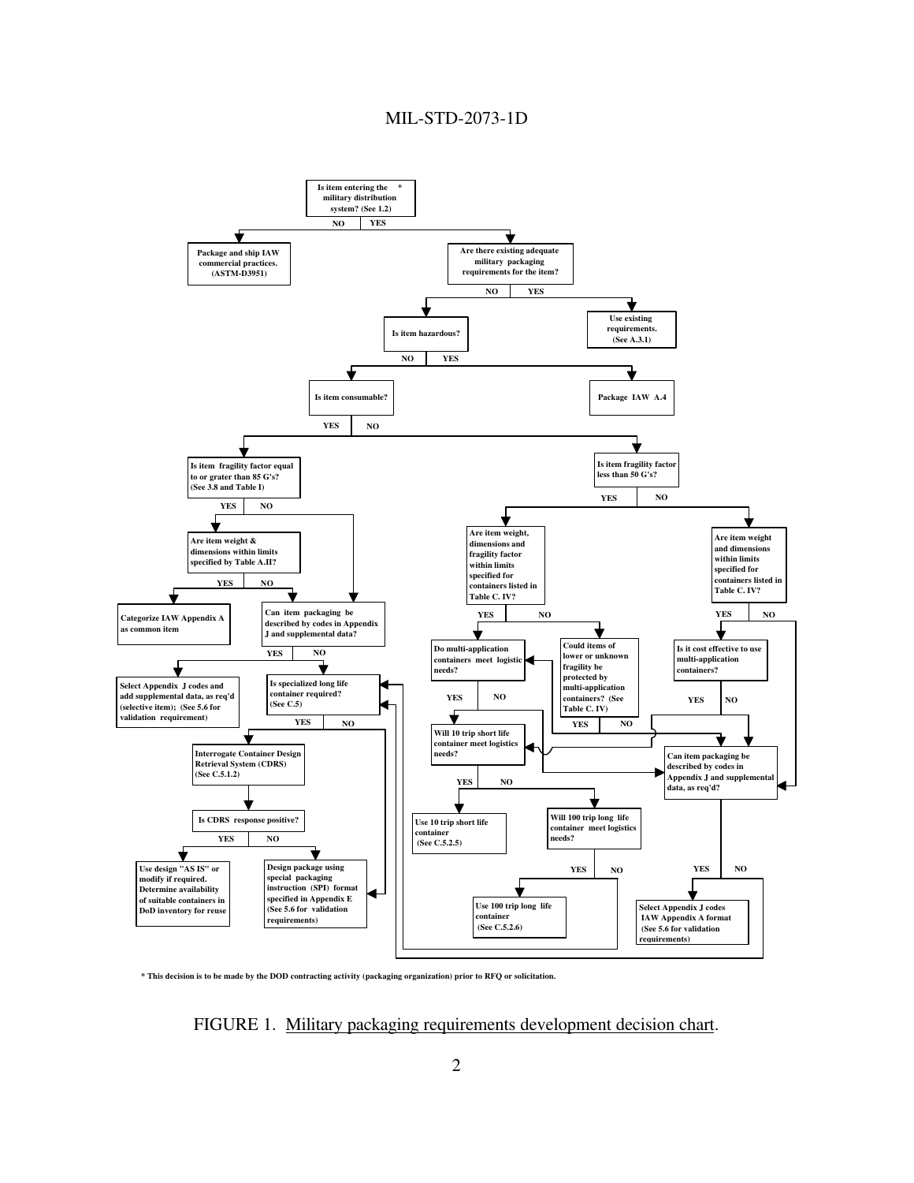- **Is item entering the military distribution system? (See 1.2)** *
  - NO → Package and ship IAW commercial practices. (ASTM-D3951)
  - YES → **Are there existing adequate military packaging requirements for the item?**
    - YES → Use existing requirements. (See A.3.1)
    - NO → **Is item hazardous?**
      - YES → Package IAW A.4
      - NO → **Is item consumable?**
        - YES → **Is item fragility factor equal to or grater than 85 G's? (See 3.8 and Table I)**
          - YES → **Are item weight & dimensions within limits specified by Table A.II?**
            - YES → Categorize IAW Appendix A as common item
            - NO → **Can item packaging be described by codes in Appendix J and supplemental data?**
          - NO → **Can item packaging be described by codes in Appendix J and supplemental data?**
            - YES → Select Appendix J codes and add supplemental data, as req'd (selective item); (See 5.6 for validation requirement)
            - NO → **Is specialized long life container required? (See C.5)**
              - YES → **Interrogate Container Design Retrieval System (CDRS) (See C.5.1.2)** → **Is CDRS response positive?**
                - YES → Use design "AS IS" or modify if required. Determine availability of suitable containers in DoD inventory for reuse
                - NO → Design package using special packaging instruction (SPI) format specified in Appendix E (See 5.6 for validation requirements)
              - NO → Design package using special packaging instruction (SPI) format specified in Appendix E (See 5.6 for validation requirements)
        - NO → **Is item fragility factor less than 50 G's?**
          - YES → **Are item weight, dimensions and fragility factor within limits specified for containers listed in Table C. IV?**
            - YES → **Do multi-application containers meet logistic needs?**
              - YES → **Will 10 trip short life container meet logistics needs?**
              - NO → **Can item packaging be described by codes in Appendix J and supplemental data, as req'd?**
            - NO → **Could items of lower or unknown fragility be protected by multi-application containers? (See Table C. IV)**
              - YES → **Do multi-application containers meet logistic needs?**
              - NO → **Can item packaging be described by codes in Appendix J and supplemental data, as req'd?**
          - NO → **Are item weight and dimensions within limits specified for containers listed in Table C. IV?**
            - YES → **Is it cost effective to use multi-application containers?**
              - YES → **Will 10 trip short life container meet logistics needs?**
              - NO → **Can item packaging be described by codes in Appendix J and supplemental data, as req'd?**
            - NO → **Can item packaging be described by codes in Appendix J and supplemental data, as req'd?**
          - **Will 10 trip short life container meet logistics needs?**
            - YES → Use 10 trip short life container (See C.5.2.5)
            - NO → **Will 100 trip long life container meet logistics needs?**
              - YES → Use 100 trip long life container (See C.5.2.6)
              - NO → **Is specialized long life container required? (See C.5)**
          - **Can item packaging be described by codes in Appendix J and supplemental data, as req'd?**
            - YES → Select Appendix J codes IAW Appendix A format (See 5.6 for validation requirements)
            - NO → **Is specialized long life container required? (See C.5)**

\* This decision is to be made by the DOD contracting activity (packaging organization) prior to RFQ or solicitation.

FIGURE 1. Military packaging requirements development decision chart.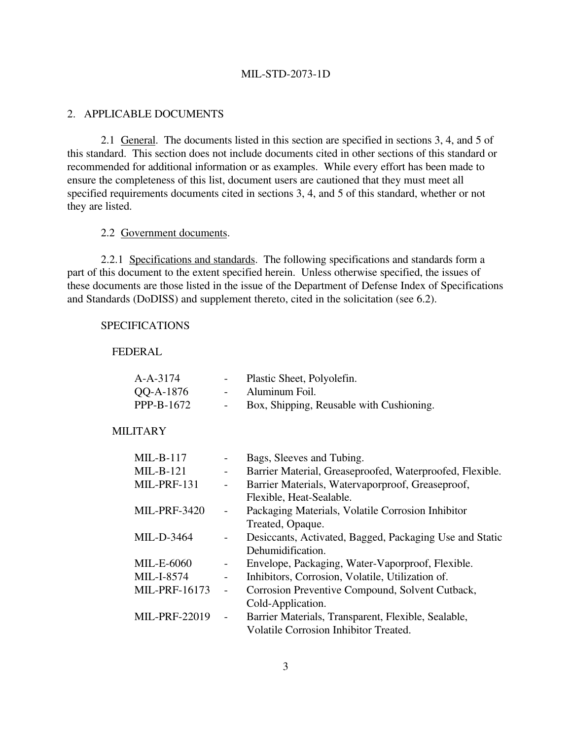## 2. APPLICABLE DOCUMENTS

2.1 General. The documents listed in this section are specified in sections 3, 4, and 5 of this standard. This section does not include documents cited in other sections of this standard or recommended for additional information or as examples. While every effort has been made to ensure the completeness of this list, document users are cautioned that they must meet all specified requirements documents cited in sections 3, 4, and 5 of this standard, whether or not they are listed.

### 2.2 Government documents.

2.2.1 Specifications and standards. The following specifications and standards form a part of this document to the extent specified herein. Unless otherwise specified, the issues of these documents are those listed in the issue of the Department of Defense Index of Specifications and Standards (DoDISS) and supplement thereto, cited in the solicitation (see 6.2).

SPECIFICATIONS

FEDERAL

| | | |
|---|---|---|
| A-A-3174 | - | Plastic Sheet, Polyolefin. |
| QQ-A-1876 | - | Aluminum Foil. |
| PPP-B-1672 | - | Box, Shipping, Reusable with Cushioning. |

MILITARY

| | | |
|---|---|---|
| MIL-B-117 | - | Bags, Sleeves and Tubing. |
| MIL-B-121 | - | Barrier Material, Greaseproofed, Waterproofed, Flexible. |
| MIL-PRF-131 | - | Barrier Materials, Watervaporproof, Greaseproof, Flexible, Heat-Sealable. |
| MIL-PRF-3420 | - | Packaging Materials, Volatile Corrosion Inhibitor Treated, Opaque. |
| MIL-D-3464 | - | Desiccants, Activated, Bagged, Packaging Use and Static Dehumidification. |
| MIL-E-6060 | - | Envelope, Packaging, Water-Vaporproof, Flexible. |
| MIL-I-8574 | - | Inhibitors, Corrosion, Volatile, Utilization of. |
| MIL-PRF-16173 | - | Corrosion Preventive Compound, Solvent Cutback, Cold-Application. |
| MIL-PRF-22019 | - | Barrier Materials, Transparent, Flexible, Sealable, Volatile Corrosion Inhibitor Treated. |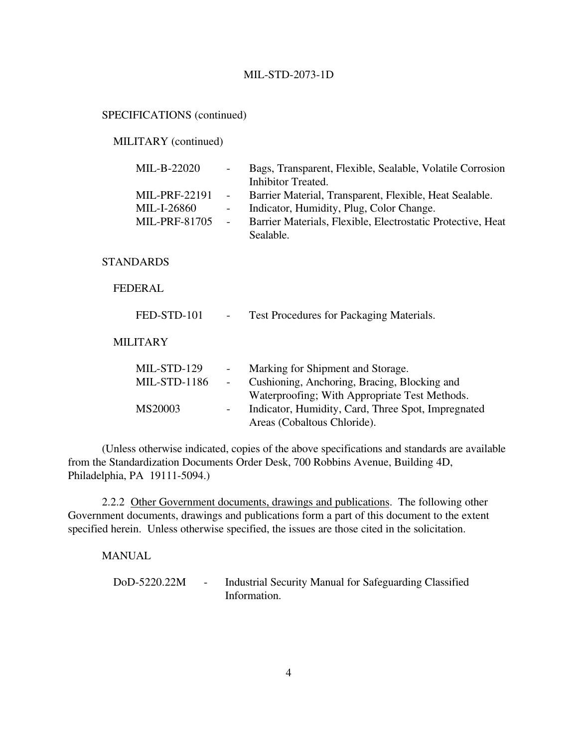SPECIFICATIONS (continued)

MILITARY (continued)

| | | |
|---|---|---|
| MIL-B-22020 | - | Bags, Transparent, Flexible, Sealable, Volatile Corrosion Inhibitor Treated. |
| MIL-PRF-22191 | - | Barrier Material, Transparent, Flexible, Heat Sealable. |
| MIL-I-26860 | - | Indicator, Humidity, Plug, Color Change. |
| MIL-PRF-81705 | - | Barrier Materials, Flexible, Electrostatic Protective, Heat Sealable. |

STANDARDS

FEDERAL

| | | |
|---|---|---|
| FED-STD-101 | - | Test Procedures for Packaging Materials. |

MILITARY

| | | |
|---|---|---|
| MIL-STD-129 | - | Marking for Shipment and Storage. |
| MIL-STD-1186 | - | Cushioning, Anchoring, Bracing, Blocking and Waterproofing; With Appropriate Test Methods. |
| MS20003 | - | Indicator, Humidity, Card, Three Spot, Impregnated Areas (Cobaltous Chloride). |

(Unless otherwise indicated, copies of the above specifications and standards are available from the Standardization Documents Order Desk, 700 Robbins Avenue, Building 4D, Philadelphia, PA 19111-5094.)

2.2.2 Other Government documents, drawings and publications. The following other Government documents, drawings and publications form a part of this document to the extent specified herein. Unless otherwise specified, the issues are those cited in the solicitation.

MANUAL

| | | |
|---|---|---|
| DoD-5220.22M | - | Industrial Security Manual for Safeguarding Classified Information. |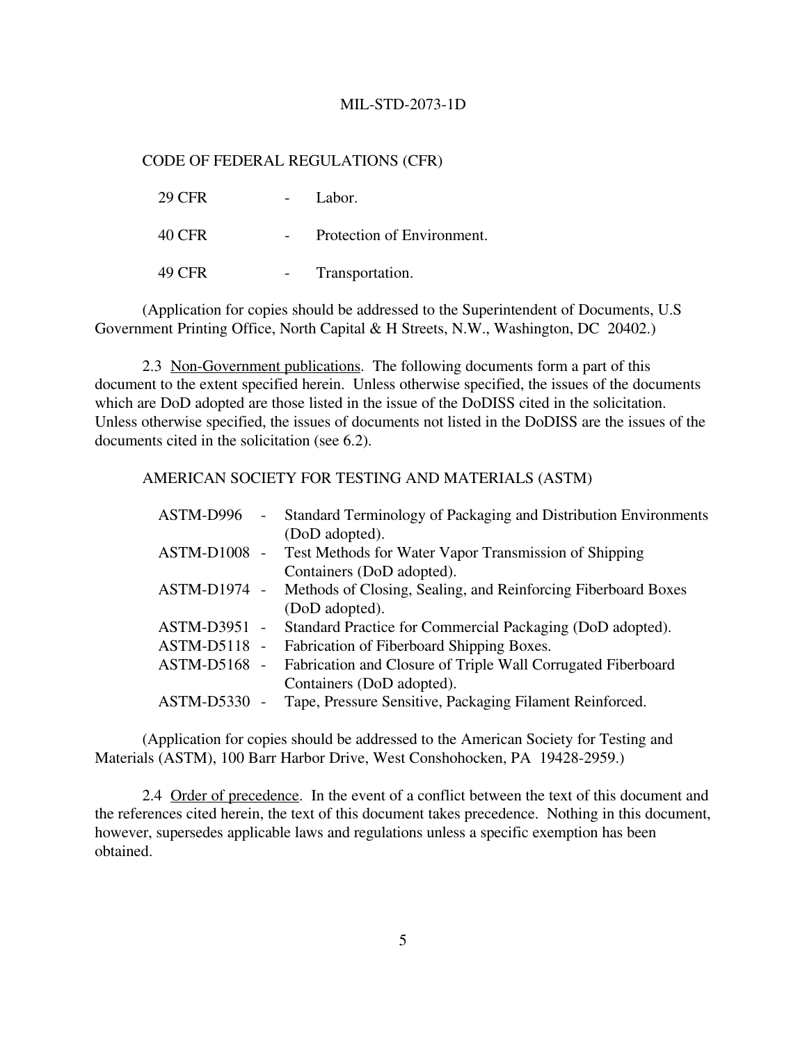CODE OF FEDERAL REGULATIONS (CFR)

| | | |
|---|---|---|
| 29 CFR | - | Labor. |
| 40 CFR | - | Protection of Environment. |
| 49 CFR | - | Transportation. |

(Application for copies should be addressed to the Superintendent of Documents, U.S Government Printing Office, North Capital & H Streets, N.W., Washington, DC 20402.)

2.3 Non-Government publications. The following documents form a part of this document to the extent specified herein. Unless otherwise specified, the issues of the documents which are DoD adopted are those listed in the issue of the DoDISS cited in the solicitation. Unless otherwise specified, the issues of documents not listed in the DoDISS are the issues of the documents cited in the solicitation (see 6.2).

AMERICAN SOCIETY FOR TESTING AND MATERIALS (ASTM)

| | | |
|---|---|---|
| ASTM-D996 | - | Standard Terminology of Packaging and Distribution Environments (DoD adopted). |
| ASTM-D1008 | - | Test Methods for Water Vapor Transmission of Shipping Containers (DoD adopted). |
| ASTM-D1974 | - | Methods of Closing, Sealing, and Reinforcing Fiberboard Boxes (DoD adopted). |
| ASTM-D3951 | - | Standard Practice for Commercial Packaging (DoD adopted). |
| ASTM-D5118 | - | Fabrication of Fiberboard Shipping Boxes. |
| ASTM-D5168 | - | Fabrication and Closure of Triple Wall Corrugated Fiberboard Containers (DoD adopted). |
| ASTM-D5330 | - | Tape, Pressure Sensitive, Packaging Filament Reinforced. |

(Application for copies should be addressed to the American Society for Testing and Materials (ASTM), 100 Barr Harbor Drive, West Conshohocken, PA 19428-2959.)

2.4 Order of precedence. In the event of a conflict between the text of this document and the references cited herein, the text of this document takes precedence. Nothing in this document, however, supersedes applicable laws and regulations unless a specific exemption has been obtained.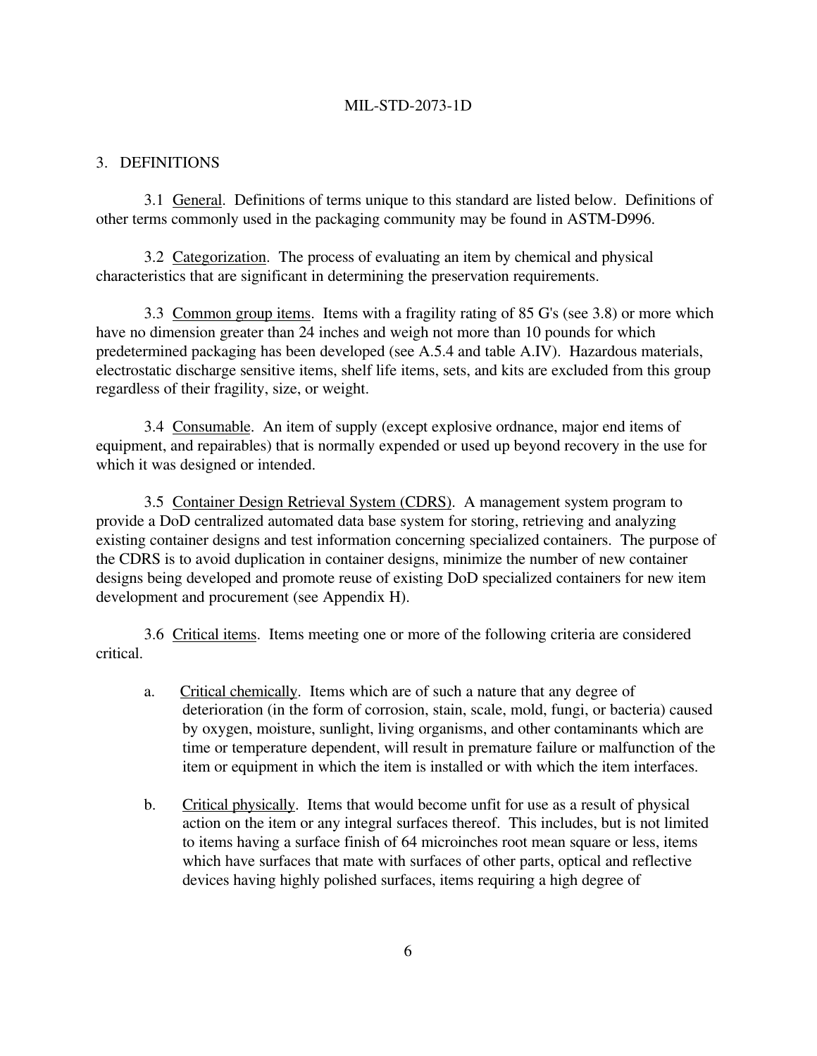## 3. DEFINITIONS

3.1 General. Definitions of terms unique to this standard are listed below. Definitions of other terms commonly used in the packaging community may be found in ASTM-D996.

3.2 Categorization. The process of evaluating an item by chemical and physical characteristics that are significant in determining the preservation requirements.

3.3 Common group items. Items with a fragility rating of 85 G's (see 3.8) or more which have no dimension greater than 24 inches and weigh not more than 10 pounds for which predetermined packaging has been developed (see A.5.4 and table A.IV). Hazardous materials, electrostatic discharge sensitive items, shelf life items, sets, and kits are excluded from this group regardless of their fragility, size, or weight.

3.4 Consumable. An item of supply (except explosive ordnance, major end items of equipment, and repairables) that is normally expended or used up beyond recovery in the use for which it was designed or intended.

3.5 Container Design Retrieval System (CDRS). A management system program to provide a DoD centralized automated data base system for storing, retrieving and analyzing existing container designs and test information concerning specialized containers. The purpose of the CDRS is to avoid duplication in container designs, minimize the number of new container designs being developed and promote reuse of existing DoD specialized containers for new item development and procurement (see Appendix H).

3.6 Critical items. Items meeting one or more of the following criteria are considered critical.

a. Critical chemically. Items which are of such a nature that any degree of deterioration (in the form of corrosion, stain, scale, mold, fungi, or bacteria) caused by oxygen, moisture, sunlight, living organisms, and other contaminants which are time or temperature dependent, will result in premature failure or malfunction of the item or equipment in which the item is installed or with which the item interfaces.

b. Critical physically. Items that would become unfit for use as a result of physical action on the item or any integral surfaces thereof. This includes, but is not limited to items having a surface finish of 64 microinches root mean square or less, items which have surfaces that mate with surfaces of other parts, optical and reflective devices having highly polished surfaces, items requiring a high degree of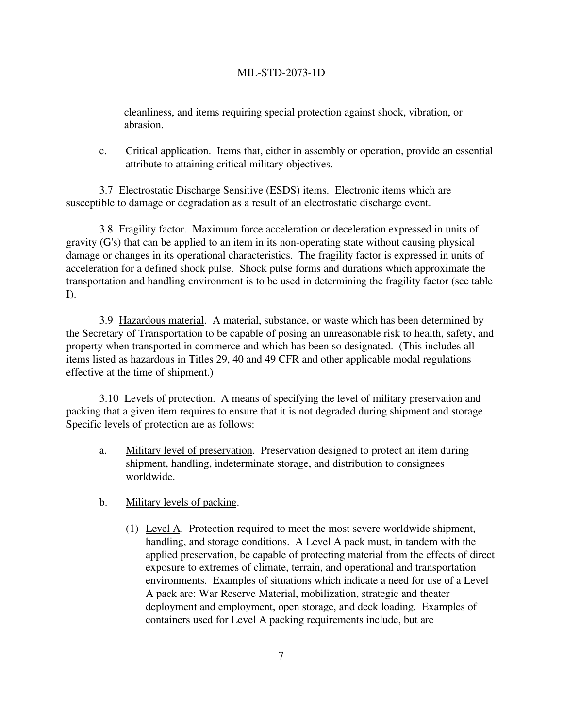cleanliness, and items requiring special protection against shock, vibration, or abrasion.

c. Critical application. Items that, either in assembly or operation, provide an essential attribute to attaining critical military objectives.

3.7 Electrostatic Discharge Sensitive (ESDS) items. Electronic items which are susceptible to damage or degradation as a result of an electrostatic discharge event.

3.8 Fragility factor. Maximum force acceleration or deceleration expressed in units of gravity (G's) that can be applied to an item in its non-operating state without causing physical damage or changes in its operational characteristics. The fragility factor is expressed in units of acceleration for a defined shock pulse. Shock pulse forms and durations which approximate the transportation and handling environment is to be used in determining the fragility factor (see table I).

3.9 Hazardous material. A material, substance, or waste which has been determined by the Secretary of Transportation to be capable of posing an unreasonable risk to health, safety, and property when transported in commerce and which has been so designated. (This includes all items listed as hazardous in Titles 29, 40 and 49 CFR and other applicable modal regulations effective at the time of shipment.)

3.10 Levels of protection. A means of specifying the level of military preservation and packing that a given item requires to ensure that it is not degraded during shipment and storage. Specific levels of protection are as follows:

a. Military level of preservation. Preservation designed to protect an item during shipment, handling, indeterminate storage, and distribution to consignees worldwide.

b. Military levels of packing.

   (1) Level A. Protection required to meet the most severe worldwide shipment, handling, and storage conditions. A Level A pack must, in tandem with the applied preservation, be capable of protecting material from the effects of direct exposure to extremes of climate, terrain, and operational and transportation environments. Examples of situations which indicate a need for use of a Level A pack are: War Reserve Material, mobilization, strategic and theater deployment and employment, open storage, and deck loading. Examples of containers used for Level A packing requirements include, but are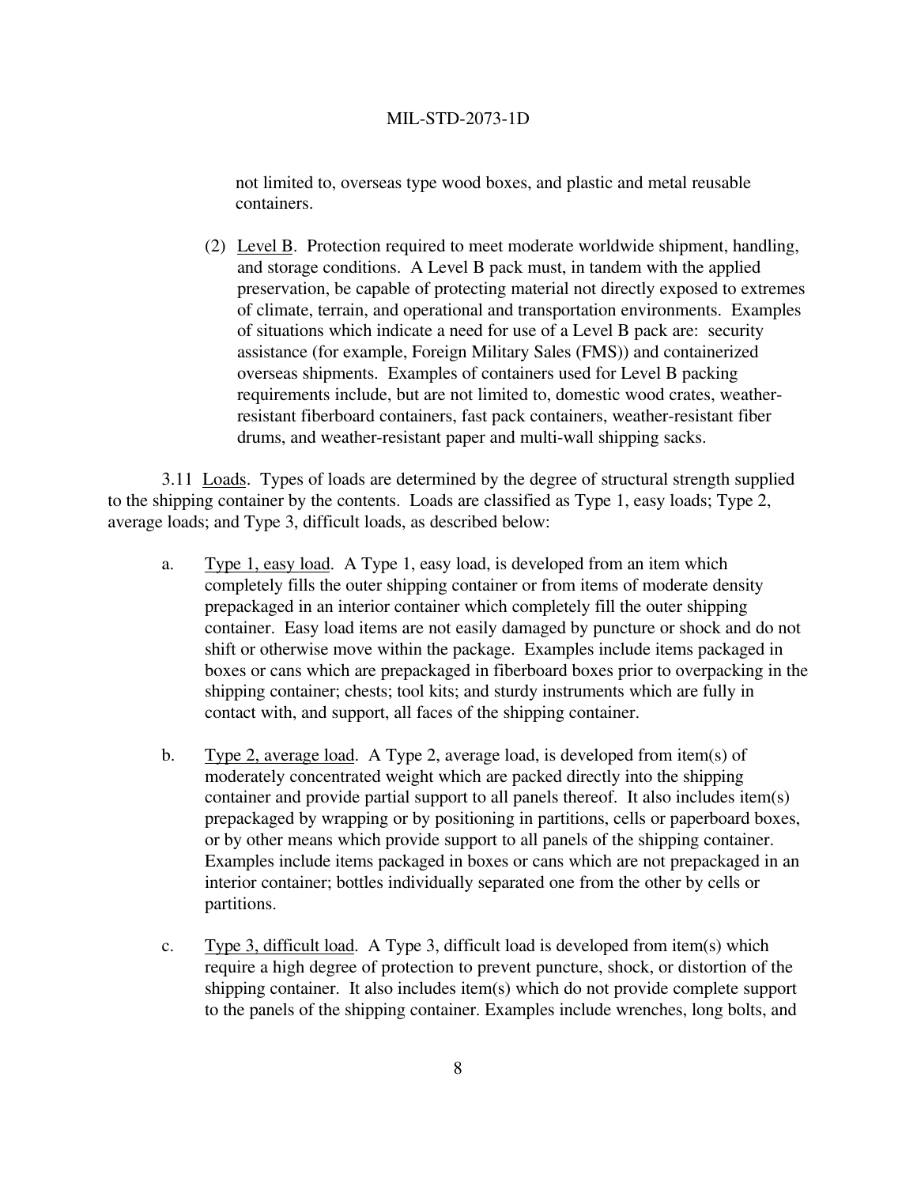not limited to, overseas type wood boxes, and plastic and metal reusable containers.

(2) Level B. Protection required to meet moderate worldwide shipment, handling, and storage conditions. A Level B pack must, in tandem with the applied preservation, be capable of protecting material not directly exposed to extremes of climate, terrain, and operational and transportation environments. Examples of situations which indicate a need for use of a Level B pack are: security assistance (for example, Foreign Military Sales (FMS)) and containerized overseas shipments. Examples of containers used for Level B packing requirements include, but are not limited to, domestic wood crates, weather-resistant fiberboard containers, fast pack containers, weather-resistant fiber drums, and weather-resistant paper and multi-wall shipping sacks.

3.11 Loads. Types of loads are determined by the degree of structural strength supplied to the shipping container by the contents. Loads are classified as Type 1, easy loads; Type 2, average loads; and Type 3, difficult loads, as described below:

a. Type 1, easy load. A Type 1, easy load, is developed from an item which completely fills the outer shipping container or from items of moderate density prepackaged in an interior container which completely fill the outer shipping container. Easy load items are not easily damaged by puncture or shock and do not shift or otherwise move within the package. Examples include items packaged in boxes or cans which are prepackaged in fiberboard boxes prior to overpacking in the shipping container; chests; tool kits; and sturdy instruments which are fully in contact with, and support, all faces of the shipping container.

b. Type 2, average load. A Type 2, average load, is developed from item(s) of moderately concentrated weight which are packed directly into the shipping container and provide partial support to all panels thereof. It also includes item(s) prepackaged by wrapping or by positioning in partitions, cells or paperboard boxes, or by other means which provide support to all panels of the shipping container. Examples include items packaged in boxes or cans which are not prepackaged in an interior container; bottles individually separated one from the other by cells or partitions.

c. Type 3, difficult load. A Type 3, difficult load is developed from item(s) which require a high degree of protection to prevent puncture, shock, or distortion of the shipping container. It also includes item(s) which do not provide complete support to the panels of the shipping container. Examples include wrenches, long bolts, and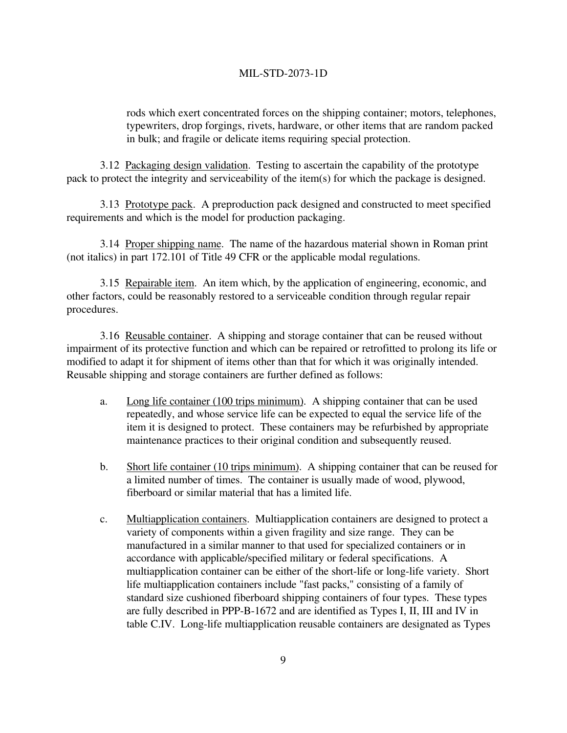rods which exert concentrated forces on the shipping container; motors, telephones, typewriters, drop forgings, rivets, hardware, or other items that are random packed in bulk; and fragile or delicate items requiring special protection.

3.12 Packaging design validation. Testing to ascertain the capability of the prototype pack to protect the integrity and serviceability of the item(s) for which the package is designed.

3.13 Prototype pack. A preproduction pack designed and constructed to meet specified requirements and which is the model for production packaging.

3.14 Proper shipping name. The name of the hazardous material shown in Roman print (not italics) in part 172.101 of Title 49 CFR or the applicable modal regulations.

3.15 Repairable item. An item which, by the application of engineering, economic, and other factors, could be reasonably restored to a serviceable condition through regular repair procedures.

3.16 Reusable container. A shipping and storage container that can be reused without impairment of its protective function and which can be repaired or retrofitted to prolong its life or modified to adapt it for shipment of items other than that for which it was originally intended. Reusable shipping and storage containers are further defined as follows:

a. Long life container (100 trips minimum). A shipping container that can be used repeatedly, and whose service life can be expected to equal the service life of the item it is designed to protect. These containers may be refurbished by appropriate maintenance practices to their original condition and subsequently reused.

b. Short life container (10 trips minimum). A shipping container that can be reused for a limited number of times. The container is usually made of wood, plywood, fiberboard or similar material that has a limited life.

c. Multiapplication containers. Multiapplication containers are designed to protect a variety of components within a given fragility and size range. They can be manufactured in a similar manner to that used for specialized containers or in accordance with applicable/specified military or federal specifications. A multiapplication container can be either of the short-life or long-life variety. Short life multiapplication containers include "fast packs," consisting of a family of standard size cushioned fiberboard shipping containers of four types. These types are fully described in PPP-B-1672 and are identified as Types I, II, III and IV in table C.IV. Long-life multiapplication reusable containers are designated as Types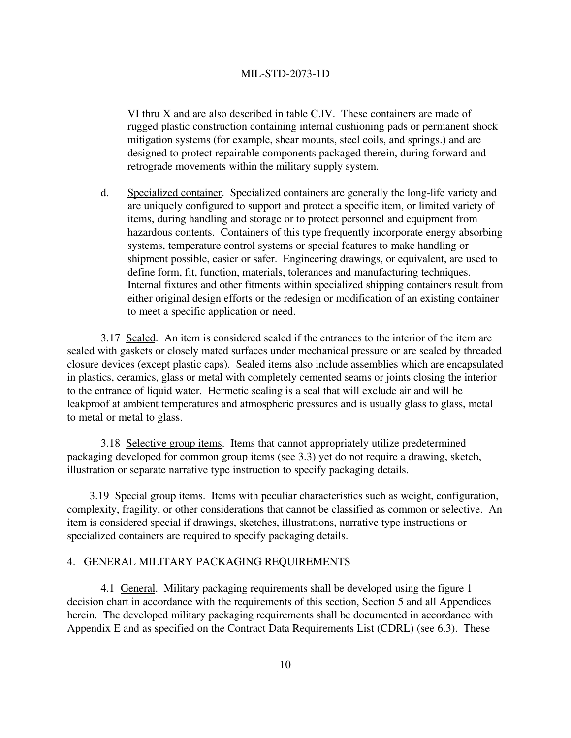VI thru X and are also described in table C.IV. These containers are made of rugged plastic construction containing internal cushioning pads or permanent shock mitigation systems (for example, shear mounts, steel coils, and springs.) and are designed to protect repairable components packaged therein, during forward and retrograde movements within the military supply system.

d. Specialized container. Specialized containers are generally the long-life variety and are uniquely configured to support and protect a specific item, or limited variety of items, during handling and storage or to protect personnel and equipment from hazardous contents. Containers of this type frequently incorporate energy absorbing systems, temperature control systems or special features to make handling or shipment possible, easier or safer. Engineering drawings, or equivalent, are used to define form, fit, function, materials, tolerances and manufacturing techniques. Internal fixtures and other fitments within specialized shipping containers result from either original design efforts or the redesign or modification of an existing container to meet a specific application or need.

3.17 Sealed. An item is considered sealed if the entrances to the interior of the item are sealed with gaskets or closely mated surfaces under mechanical pressure or are sealed by threaded closure devices (except plastic caps). Sealed items also include assemblies which are encapsulated in plastics, ceramics, glass or metal with completely cemented seams or joints closing the interior to the entrance of liquid water. Hermetic sealing is a seal that will exclude air and will be leakproof at ambient temperatures and atmospheric pressures and is usually glass to glass, metal to metal or metal to glass.

3.18 Selective group items. Items that cannot appropriately utilize predetermined packaging developed for common group items (see 3.3) yet do not require a drawing, sketch, illustration or separate narrative type instruction to specify packaging details.

3.19 Special group items. Items with peculiar characteristics such as weight, configuration, complexity, fragility, or other considerations that cannot be classified as common or selective. An item is considered special if drawings, sketches, illustrations, narrative type instructions or specialized containers are required to specify packaging details.

## 4. GENERAL MILITARY PACKAGING REQUIREMENTS

4.1 General. Military packaging requirements shall be developed using the figure 1 decision chart in accordance with the requirements of this section, Section 5 and all Appendices herein. The developed military packaging requirements shall be documented in accordance with Appendix E and as specified on the Contract Data Requirements List (CDRL) (see 6.3). These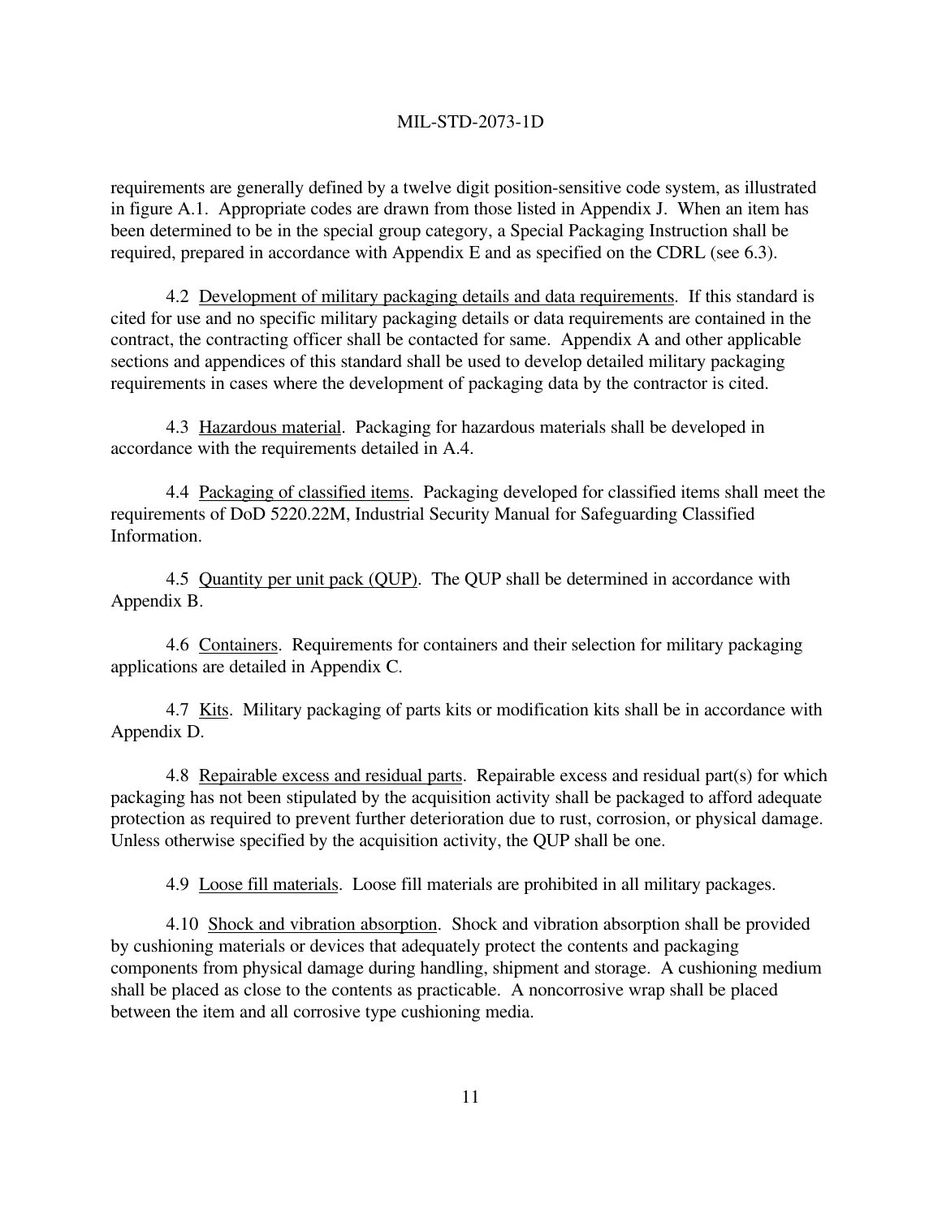requirements are generally defined by a twelve digit position-sensitive code system, as illustrated in figure A.1. Appropriate codes are drawn from those listed in Appendix J. When an item has been determined to be in the special group category, a Special Packaging Instruction shall be required, prepared in accordance with Appendix E and as specified on the CDRL (see 6.3).

4.2 Development of military packaging details and data requirements. If this standard is cited for use and no specific military packaging details or data requirements are contained in the contract, the contracting officer shall be contacted for same. Appendix A and other applicable sections and appendices of this standard shall be used to develop detailed military packaging requirements in cases where the development of packaging data by the contractor is cited.

4.3 Hazardous material. Packaging for hazardous materials shall be developed in accordance with the requirements detailed in A.4.

4.4 Packaging of classified items. Packaging developed for classified items shall meet the requirements of DoD 5220.22M, Industrial Security Manual for Safeguarding Classified Information.

4.5 Quantity per unit pack (QUP). The QUP shall be determined in accordance with Appendix B.

4.6 Containers. Requirements for containers and their selection for military packaging applications are detailed in Appendix C.

4.7 Kits. Military packaging of parts kits or modification kits shall be in accordance with Appendix D.

4.8 Repairable excess and residual parts. Repairable excess and residual part(s) for which packaging has not been stipulated by the acquisition activity shall be packaged to afford adequate protection as required to prevent further deterioration due to rust, corrosion, or physical damage. Unless otherwise specified by the acquisition activity, the QUP shall be one.

4.9 Loose fill materials. Loose fill materials are prohibited in all military packages.

4.10 Shock and vibration absorption. Shock and vibration absorption shall be provided by cushioning materials or devices that adequately protect the contents and packaging components from physical damage during handling, shipment and storage. A cushioning medium shall be placed as close to the contents as practicable. A noncorrosive wrap shall be placed between the item and all corrosive type cushioning media.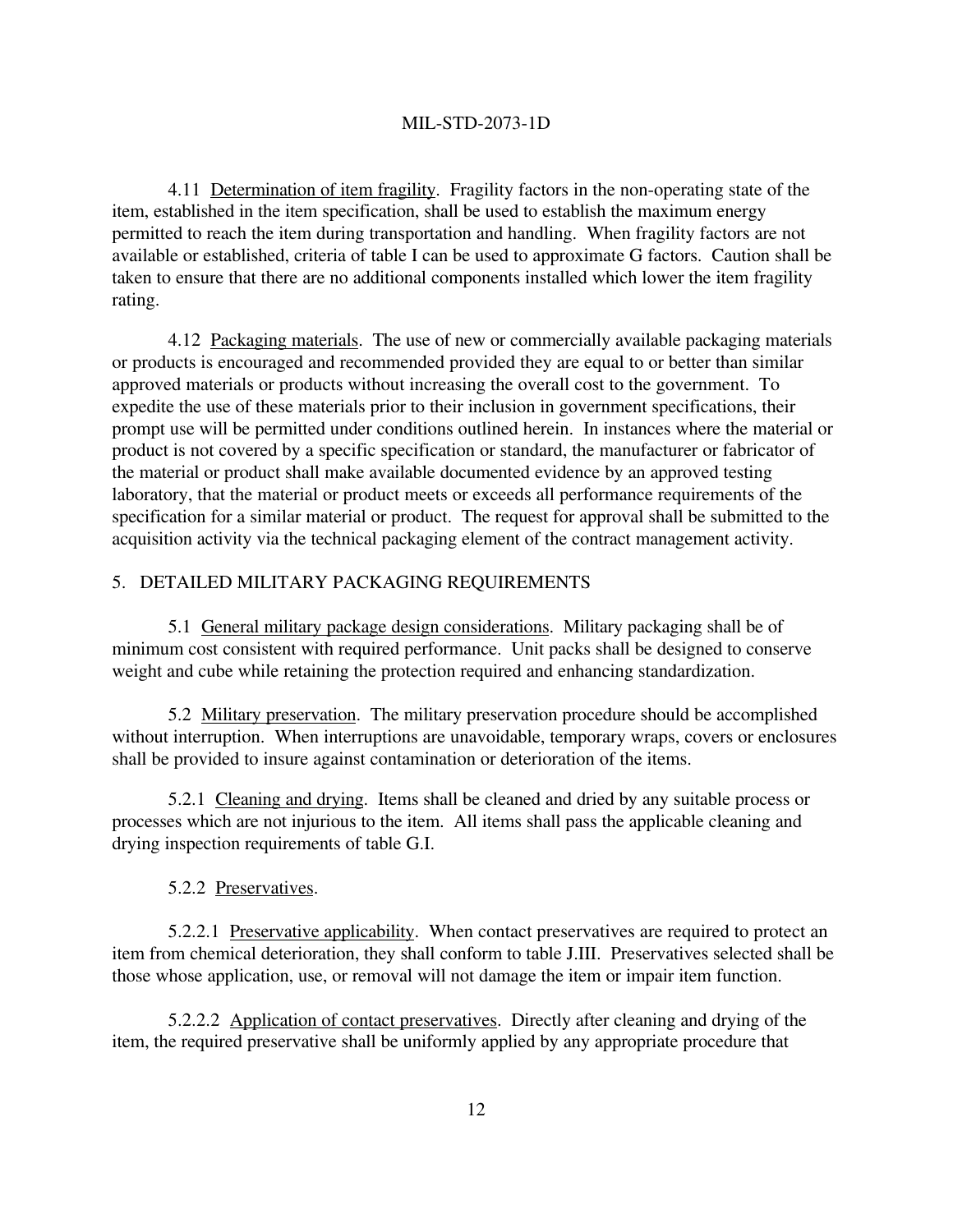4.11 Determination of item fragility. Fragility factors in the non-operating state of the item, established in the item specification, shall be used to establish the maximum energy permitted to reach the item during transportation and handling. When fragility factors are not available or established, criteria of table I can be used to approximate G factors. Caution shall be taken to ensure that there are no additional components installed which lower the item fragility rating.

4.12 Packaging materials. The use of new or commercially available packaging materials or products is encouraged and recommended provided they are equal to or better than similar approved materials or products without increasing the overall cost to the government. To expedite the use of these materials prior to their inclusion in government specifications, their prompt use will be permitted under conditions outlined herein. In instances where the material or product is not covered by a specific specification or standard, the manufacturer or fabricator of the material or product shall make available documented evidence by an approved testing laboratory, that the material or product meets or exceeds all performance requirements of the specification for a similar material or product. The request for approval shall be submitted to the acquisition activity via the technical packaging element of the contract management activity.

## 5. DETAILED MILITARY PACKAGING REQUIREMENTS

5.1 General military package design considerations. Military packaging shall be of minimum cost consistent with required performance. Unit packs shall be designed to conserve weight and cube while retaining the protection required and enhancing standardization.

5.2 Military preservation. The military preservation procedure should be accomplished without interruption. When interruptions are unavoidable, temporary wraps, covers or enclosures shall be provided to insure against contamination or deterioration of the items.

5.2.1 Cleaning and drying. Items shall be cleaned and dried by any suitable process or processes which are not injurious to the item. All items shall pass the applicable cleaning and drying inspection requirements of table G.I.

5.2.2 Preservatives.

5.2.2.1 Preservative applicability. When contact preservatives are required to protect an item from chemical deterioration, they shall conform to table J.III. Preservatives selected shall be those whose application, use, or removal will not damage the item or impair item function.

5.2.2.2 Application of contact preservatives. Directly after cleaning and drying of the item, the required preservative shall be uniformly applied by any appropriate procedure that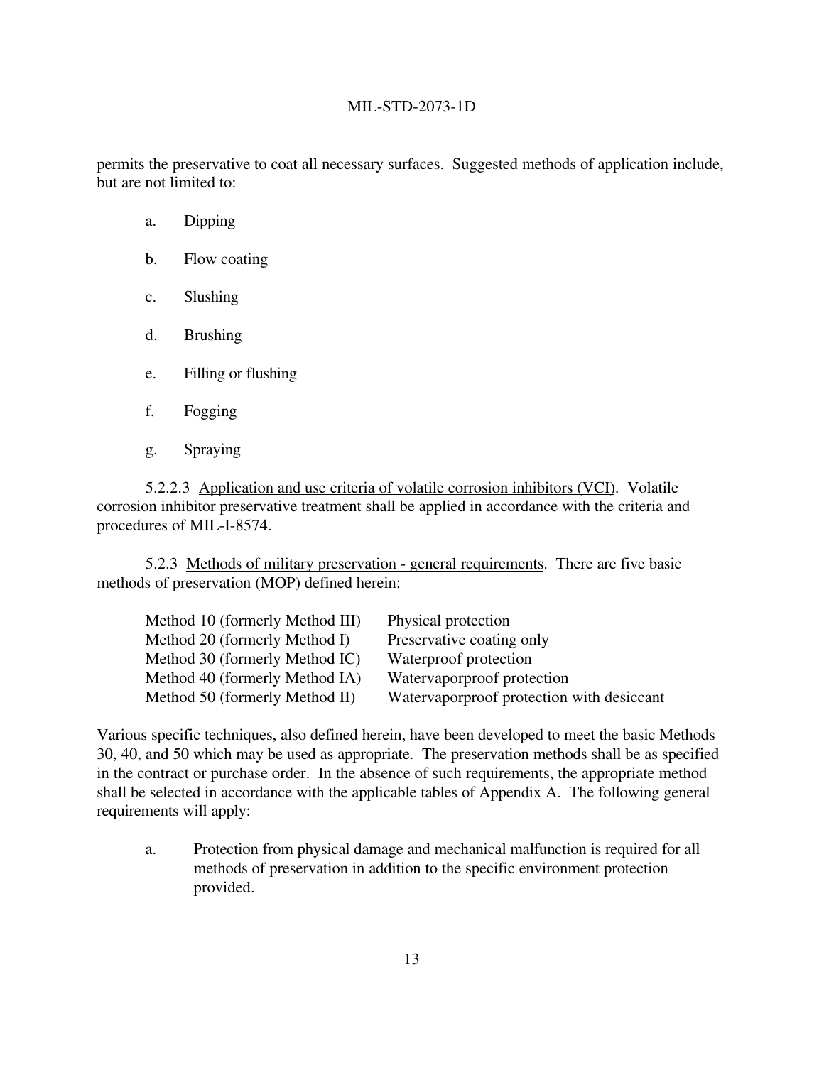permits the preservative to coat all necessary surfaces. Suggested methods of application include, but are not limited to:

a. Dipping

b. Flow coating

c. Slushing

d. Brushing

e. Filling or flushing

f. Fogging

g. Spraying

5.2.2.3 Application and use criteria of volatile corrosion inhibitors (VCI). Volatile corrosion inhibitor preservative treatment shall be applied in accordance with the criteria and procedures of MIL-I-8574.

5.2.3 Methods of military preservation - general requirements. There are five basic methods of preservation (MOP) defined herein:

| | |
|---|---|
| Method 10 (formerly Method III) | Physical protection |
| Method 20 (formerly Method I) | Preservative coating only |
| Method 30 (formerly Method IC) | Waterproof protection |
| Method 40 (formerly Method IA) | Watervaporproof protection |
| Method 50 (formerly Method II) | Watervaporproof protection with desiccant |

Various specific techniques, also defined herein, have been developed to meet the basic Methods 30, 40, and 50 which may be used as appropriate. The preservation methods shall be as specified in the contract or purchase order. In the absence of such requirements, the appropriate method shall be selected in accordance with the applicable tables of Appendix A. The following general requirements will apply:

a. Protection from physical damage and mechanical malfunction is required for all methods of preservation in addition to the specific environment protection provided.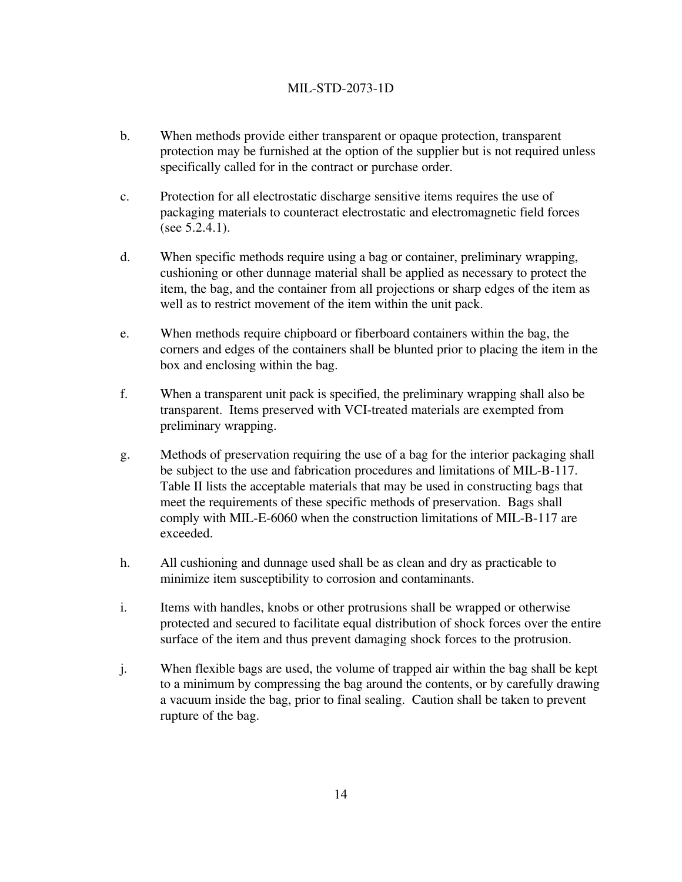b. When methods provide either transparent or opaque protection, transparent protection may be furnished at the option of the supplier but is not required unless specifically called for in the contract or purchase order.

c. Protection for all electrostatic discharge sensitive items requires the use of packaging materials to counteract electrostatic and electromagnetic field forces (see 5.2.4.1).

d. When specific methods require using a bag or container, preliminary wrapping, cushioning or other dunnage material shall be applied as necessary to protect the item, the bag, and the container from all projections or sharp edges of the item as well as to restrict movement of the item within the unit pack.

e. When methods require chipboard or fiberboard containers within the bag, the corners and edges of the containers shall be blunted prior to placing the item in the box and enclosing within the bag.

f. When a transparent unit pack is specified, the preliminary wrapping shall also be transparent. Items preserved with VCI-treated materials are exempted from preliminary wrapping.

g. Methods of preservation requiring the use of a bag for the interior packaging shall be subject to the use and fabrication procedures and limitations of MIL-B-117. Table II lists the acceptable materials that may be used in constructing bags that meet the requirements of these specific methods of preservation. Bags shall comply with MIL-E-6060 when the construction limitations of MIL-B-117 are exceeded.

h. All cushioning and dunnage used shall be as clean and dry as practicable to minimize item susceptibility to corrosion and contaminants.

i. Items with handles, knobs or other protrusions shall be wrapped or otherwise protected and secured to facilitate equal distribution of shock forces over the entire surface of the item and thus prevent damaging shock forces to the protrusion.

j. When flexible bags are used, the volume of trapped air within the bag shall be kept to a minimum by compressing the bag around the contents, or by carefully drawing a vacuum inside the bag, prior to final sealing. Caution shall be taken to prevent rupture of the bag.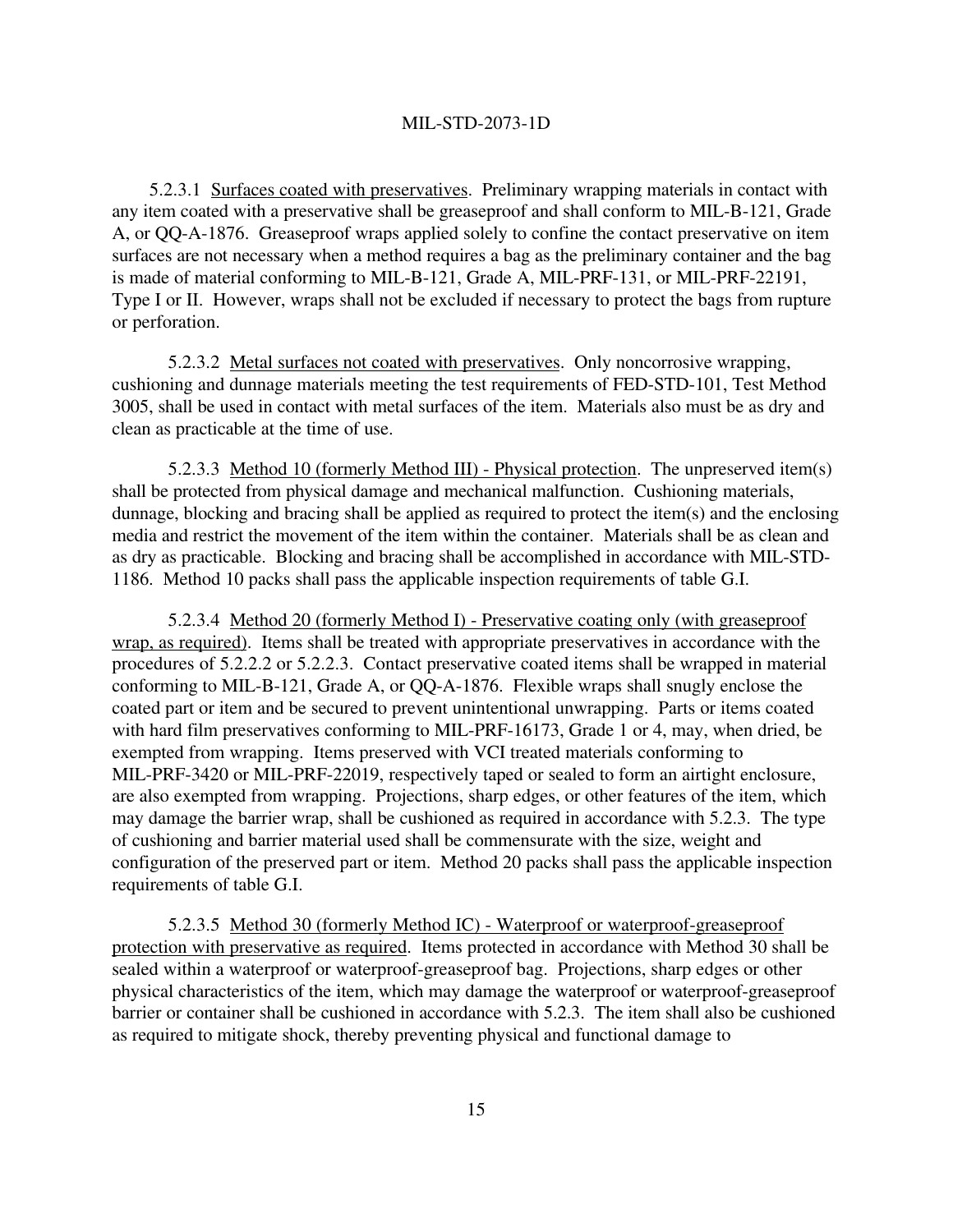5.2.3.1 Surfaces coated with preservatives. Preliminary wrapping materials in contact with any item coated with a preservative shall be greaseproof and shall conform to MIL-B-121, Grade A, or QQ-A-1876. Greaseproof wraps applied solely to confine the contact preservative on item surfaces are not necessary when a method requires a bag as the preliminary container and the bag is made of material conforming to MIL-B-121, Grade A, MIL-PRF-131, or MIL-PRF-22191, Type I or II. However, wraps shall not be excluded if necessary to protect the bags from rupture or perforation.

5.2.3.2 Metal surfaces not coated with preservatives. Only noncorrosive wrapping, cushioning and dunnage materials meeting the test requirements of FED-STD-101, Test Method 3005, shall be used in contact with metal surfaces of the item. Materials also must be as dry and clean as practicable at the time of use.

5.2.3.3 Method 10 (formerly Method III) - Physical protection. The unpreserved item(s) shall be protected from physical damage and mechanical malfunction. Cushioning materials, dunnage, blocking and bracing shall be applied as required to protect the item(s) and the enclosing media and restrict the movement of the item within the container. Materials shall be as clean and as dry as practicable. Blocking and bracing shall be accomplished in accordance with MIL-STD-1186. Method 10 packs shall pass the applicable inspection requirements of table G.I.

5.2.3.4 Method 20 (formerly Method I) - Preservative coating only (with greaseproof wrap, as required). Items shall be treated with appropriate preservatives in accordance with the procedures of 5.2.2.2 or 5.2.2.3. Contact preservative coated items shall be wrapped in material conforming to MIL-B-121, Grade A, or QQ-A-1876. Flexible wraps shall snugly enclose the coated part or item and be secured to prevent unintentional unwrapping. Parts or items coated with hard film preservatives conforming to MIL-PRF-16173, Grade 1 or 4, may, when dried, be exempted from wrapping. Items preserved with VCI treated materials conforming to MIL-PRF-3420 or MIL-PRF-22019, respectively taped or sealed to form an airtight enclosure, are also exempted from wrapping. Projections, sharp edges, or other features of the item, which may damage the barrier wrap, shall be cushioned as required in accordance with 5.2.3. The type of cushioning and barrier material used shall be commensurate with the size, weight and configuration of the preserved part or item. Method 20 packs shall pass the applicable inspection requirements of table G.I.

5.2.3.5 Method 30 (formerly Method IC) - Waterproof or waterproof-greaseproof protection with preservative as required. Items protected in accordance with Method 30 shall be sealed within a waterproof or waterproof-greaseproof bag. Projections, sharp edges or other physical characteristics of the item, which may damage the waterproof or waterproof-greaseproof barrier or container shall be cushioned in accordance with 5.2.3. The item shall also be cushioned as required to mitigate shock, thereby preventing physical and functional damage to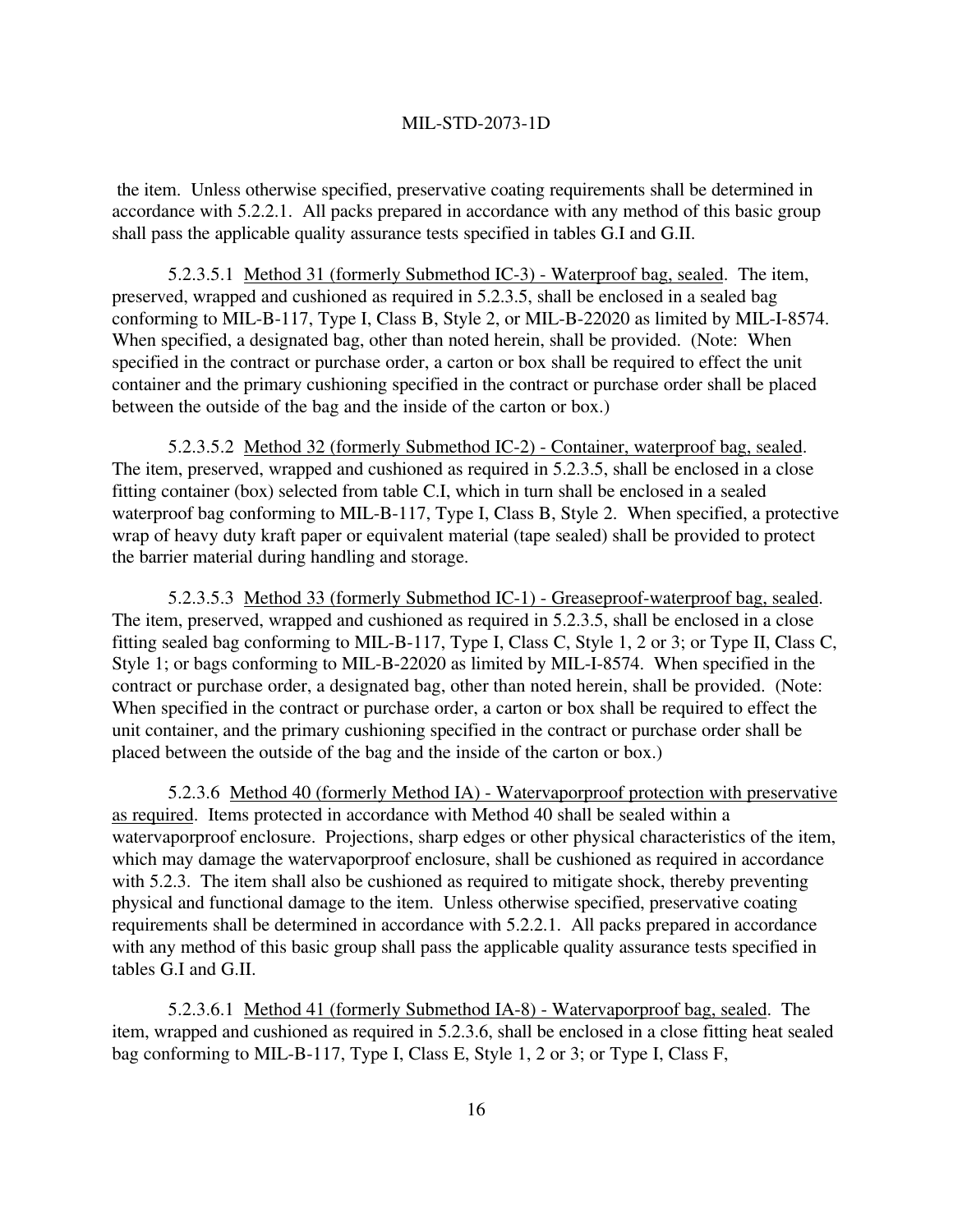the item. Unless otherwise specified, preservative coating requirements shall be determined in accordance with 5.2.2.1. All packs prepared in accordance with any method of this basic group shall pass the applicable quality assurance tests specified in tables G.I and G.II.

5.2.3.5.1 Method 31 (formerly Submethod IC-3) - Waterproof bag, sealed. The item, preserved, wrapped and cushioned as required in 5.2.3.5, shall be enclosed in a sealed bag conforming to MIL-B-117, Type I, Class B, Style 2, or MIL-B-22020 as limited by MIL-I-8574. When specified, a designated bag, other than noted herein, shall be provided. (Note: When specified in the contract or purchase order, a carton or box shall be required to effect the unit container and the primary cushioning specified in the contract or purchase order shall be placed between the outside of the bag and the inside of the carton or box.)

5.2.3.5.2 Method 32 (formerly Submethod IC-2) - Container, waterproof bag, sealed. The item, preserved, wrapped and cushioned as required in 5.2.3.5, shall be enclosed in a close fitting container (box) selected from table C.I, which in turn shall be enclosed in a sealed waterproof bag conforming to MIL-B-117, Type I, Class B, Style 2. When specified, a protective wrap of heavy duty kraft paper or equivalent material (tape sealed) shall be provided to protect the barrier material during handling and storage.

5.2.3.5.3 Method 33 (formerly Submethod IC-1) - Greaseproof-waterproof bag, sealed. The item, preserved, wrapped and cushioned as required in 5.2.3.5, shall be enclosed in a close fitting sealed bag conforming to MIL-B-117, Type I, Class C, Style 1, 2 or 3; or Type II, Class C, Style 1; or bags conforming to MIL-B-22020 as limited by MIL-I-8574. When specified in the contract or purchase order, a designated bag, other than noted herein, shall be provided. (Note: When specified in the contract or purchase order, a carton or box shall be required to effect the unit container, and the primary cushioning specified in the contract or purchase order shall be placed between the outside of the bag and the inside of the carton or box.)

5.2.3.6 Method 40 (formerly Method IA) - Watervaporproof protection with preservative as required. Items protected in accordance with Method 40 shall be sealed within a watervaporproof enclosure. Projections, sharp edges or other physical characteristics of the item, which may damage the watervaporproof enclosure, shall be cushioned as required in accordance with 5.2.3. The item shall also be cushioned as required to mitigate shock, thereby preventing physical and functional damage to the item. Unless otherwise specified, preservative coating requirements shall be determined in accordance with 5.2.2.1. All packs prepared in accordance with any method of this basic group shall pass the applicable quality assurance tests specified in tables G.I and G.II.

5.2.3.6.1 Method 41 (formerly Submethod IA-8) - Watervaporproof bag, sealed. The item, wrapped and cushioned as required in 5.2.3.6, shall be enclosed in a close fitting heat sealed bag conforming to MIL-B-117, Type I, Class E, Style 1, 2 or 3; or Type I, Class F,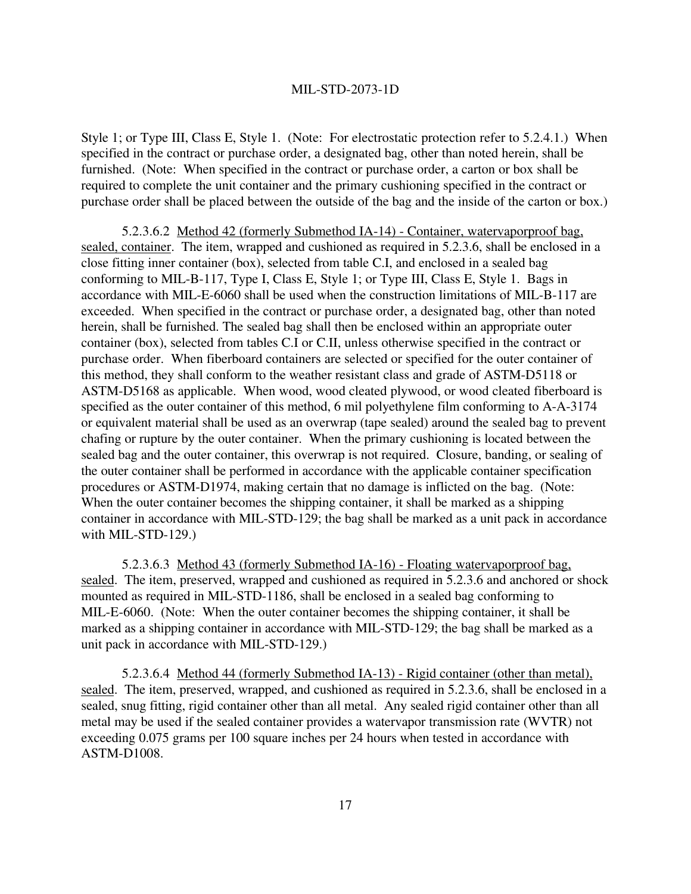Style 1; or Type III, Class E, Style 1. (Note: For electrostatic protection refer to 5.2.4.1.) When specified in the contract or purchase order, a designated bag, other than noted herein, shall be furnished. (Note: When specified in the contract or purchase order, a carton or box shall be required to complete the unit container and the primary cushioning specified in the contract or purchase order shall be placed between the outside of the bag and the inside of the carton or box.)

5.2.3.6.2 Method 42 (formerly Submethod IA-14) - Container, watervaporproof bag, sealed, container. The item, wrapped and cushioned as required in 5.2.3.6, shall be enclosed in a close fitting inner container (box), selected from table C.I, and enclosed in a sealed bag conforming to MIL-B-117, Type I, Class E, Style 1; or Type III, Class E, Style 1. Bags in accordance with MIL-E-6060 shall be used when the construction limitations of MIL-B-117 are exceeded. When specified in the contract or purchase order, a designated bag, other than noted herein, shall be furnished. The sealed bag shall then be enclosed within an appropriate outer container (box), selected from tables C.I or C.II, unless otherwise specified in the contract or purchase order. When fiberboard containers are selected or specified for the outer container of this method, they shall conform to the weather resistant class and grade of ASTM-D5118 or ASTM-D5168 as applicable. When wood, wood cleated plywood, or wood cleated fiberboard is specified as the outer container of this method, 6 mil polyethylene film conforming to A-A-3174 or equivalent material shall be used as an overwrap (tape sealed) around the sealed bag to prevent chafing or rupture by the outer container. When the primary cushioning is located between the sealed bag and the outer container, this overwrap is not required. Closure, banding, or sealing of the outer container shall be performed in accordance with the applicable container specification procedures or ASTM-D1974, making certain that no damage is inflicted on the bag. (Note: When the outer container becomes the shipping container, it shall be marked as a shipping container in accordance with MIL-STD-129; the bag shall be marked as a unit pack in accordance with MIL-STD-129.)

5.2.3.6.3 Method 43 (formerly Submethod IA-16) - Floating watervaporproof bag, sealed. The item, preserved, wrapped and cushioned as required in 5.2.3.6 and anchored or shock mounted as required in MIL-STD-1186, shall be enclosed in a sealed bag conforming to MIL-E-6060. (Note: When the outer container becomes the shipping container, it shall be marked as a shipping container in accordance with MIL-STD-129; the bag shall be marked as a unit pack in accordance with MIL-STD-129.)

5.2.3.6.4 Method 44 (formerly Submethod IA-13) - Rigid container (other than metal), sealed. The item, preserved, wrapped, and cushioned as required in 5.2.3.6, shall be enclosed in a sealed, snug fitting, rigid container other than all metal. Any sealed rigid container other than all metal may be used if the sealed container provides a watervapor transmission rate (WVTR) not exceeding 0.075 grams per 100 square inches per 24 hours when tested in accordance with ASTM-D1008.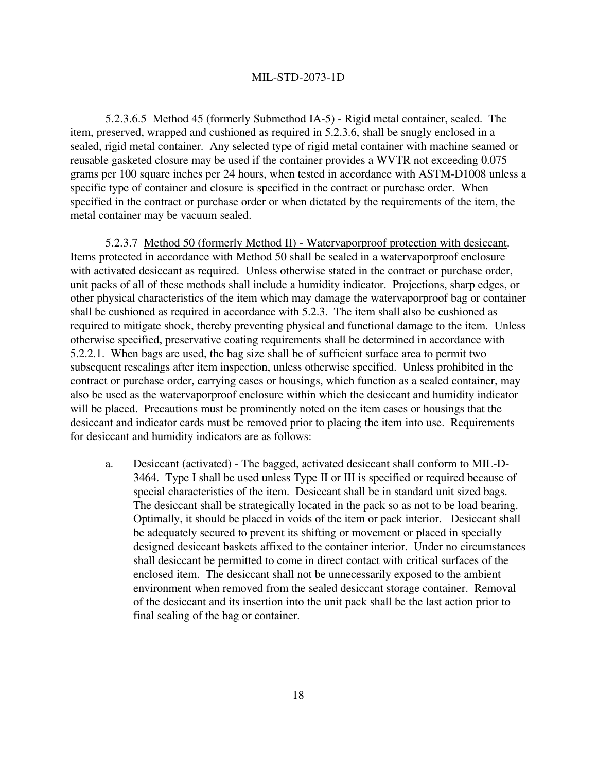5.2.3.6.5 <u>Method 45 (formerly Submethod IA-5) - Rigid metal container, sealed</u>. The item, preserved, wrapped and cushioned as required in 5.2.3.6, shall be snugly enclosed in a sealed, rigid metal container. Any selected type of rigid metal container with machine seamed or reusable gasketed closure may be used if the container provides a WVTR not exceeding 0.075 grams per 100 square inches per 24 hours, when tested in accordance with ASTM-D1008 unless a specific type of container and closure is specified in the contract or purchase order. When specified in the contract or purchase order or when dictated by the requirements of the item, the metal container may be vacuum sealed.

5.2.3.7 <u>Method 50 (formerly Method II) - Watervaporproof protection with desiccant</u>. Items protected in accordance with Method 50 shall be sealed in a watervaporproof enclosure with activated desiccant as required. Unless otherwise stated in the contract or purchase order, unit packs of all of these methods shall include a humidity indicator. Projections, sharp edges, or other physical characteristics of the item which may damage the watervaporproof bag or container shall be cushioned as required in accordance with 5.2.3. The item shall also be cushioned as required to mitigate shock, thereby preventing physical and functional damage to the item. Unless otherwise specified, preservative coating requirements shall be determined in accordance with 5.2.2.1. When bags are used, the bag size shall be of sufficient surface area to permit two subsequent resealings after item inspection, unless otherwise specified. Unless prohibited in the contract or purchase order, carrying cases or housings, which function as a sealed container, may also be used as the watervaporproof enclosure within which the desiccant and humidity indicator will be placed. Precautions must be prominently noted on the item cases or housings that the desiccant and indicator cards must be removed prior to placing the item into use. Requirements for desiccant and humidity indicators are as follows:

a. <u>Desiccant (activated)</u> - The bagged, activated desiccant shall conform to MIL-D-3464. Type I shall be used unless Type II or III is specified or required because of special characteristics of the item. Desiccant shall be in standard unit sized bags. The desiccant shall be strategically located in the pack so as not to be load bearing. Optimally, it should be placed in voids of the item or pack interior. Desiccant shall be adequately secured to prevent its shifting or movement or placed in specially designed desiccant baskets affixed to the container interior. Under no circumstances shall desiccant be permitted to come in direct contact with critical surfaces of the enclosed item. The desiccant shall not be unnecessarily exposed to the ambient environment when removed from the sealed desiccant storage container. Removal of the desiccant and its insertion into the unit pack shall be the last action prior to final sealing of the bag or container.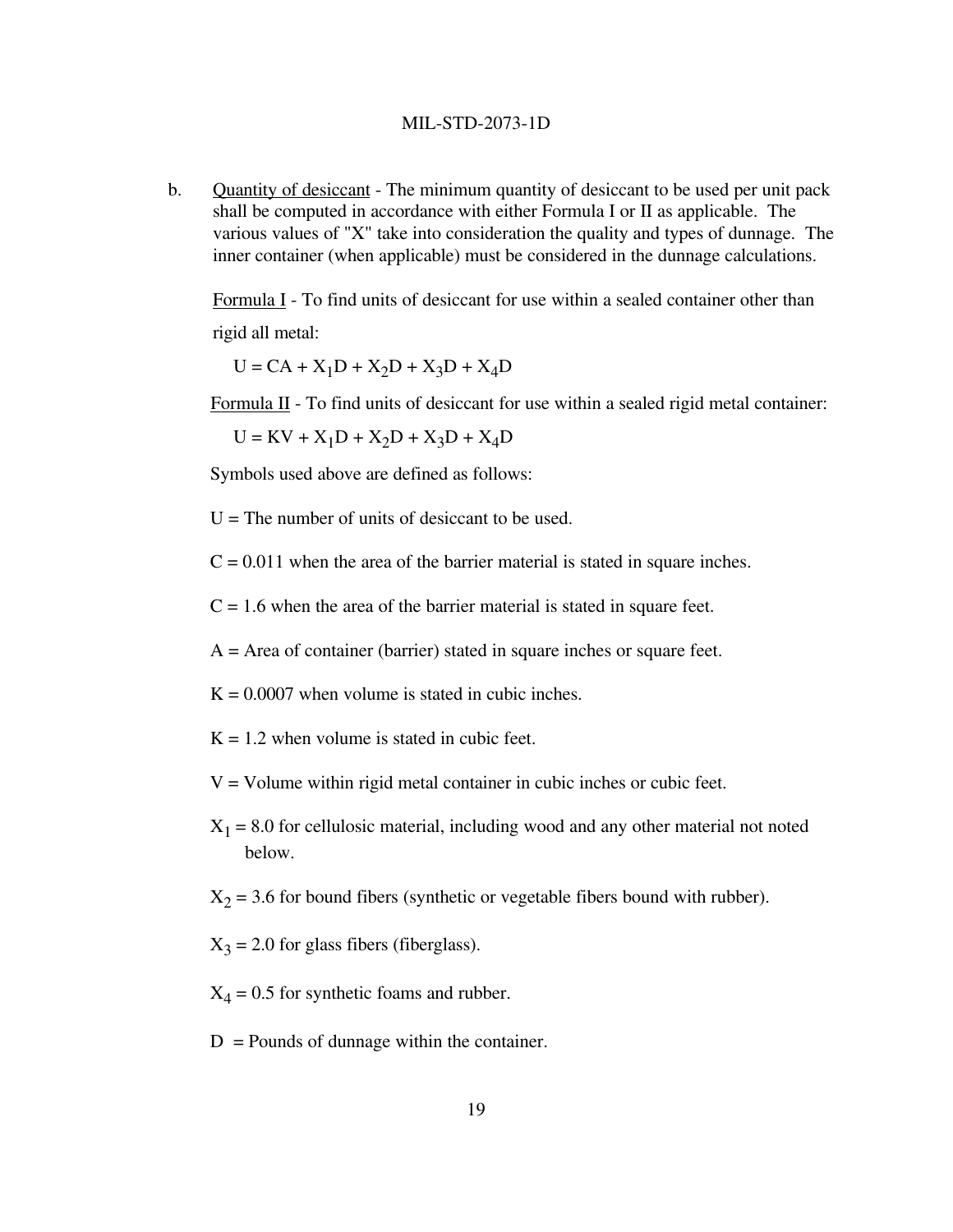b. Quantity of desiccant - The minimum quantity of desiccant to be used per unit pack shall be computed in accordance with either Formula I or II as applicable. The various values of "X" take into consideration the quality and types of dunnage. The inner container (when applicable) must be considered in the dunnage calculations.

Formula I - To find units of desiccant for use within a sealed container other than rigid all metal:

$$U = CA + X_1D + X_2D + X_3D + X_4D$$

Formula II - To find units of desiccant for use within a sealed rigid metal container:

$$U = KV + X_1D + X_2D + X_3D + X_4D$$

Symbols used above are defined as follows:

$U$ = The number of units of desiccant to be used.

$C$ = 0.011 when the area of the barrier material is stated in square inches.

$C$ = 1.6 when the area of the barrier material is stated in square feet.

$A$ = Area of container (barrier) stated in square inches or square feet.

$K$ = 0.0007 when volume is stated in cubic inches.

$K$ = 1.2 when volume is stated in cubic feet.

$V$ = Volume within rigid metal container in cubic inches or cubic feet.

$X_1$ = 8.0 for cellulosic material, including wood and any other material not noted below.

$X_2$ = 3.6 for bound fibers (synthetic or vegetable fibers bound with rubber).

$X_3$ = 2.0 for glass fibers (fiberglass).

$X_4$ = 0.5 for synthetic foams and rubber.

$D$ = Pounds of dunnage within the container.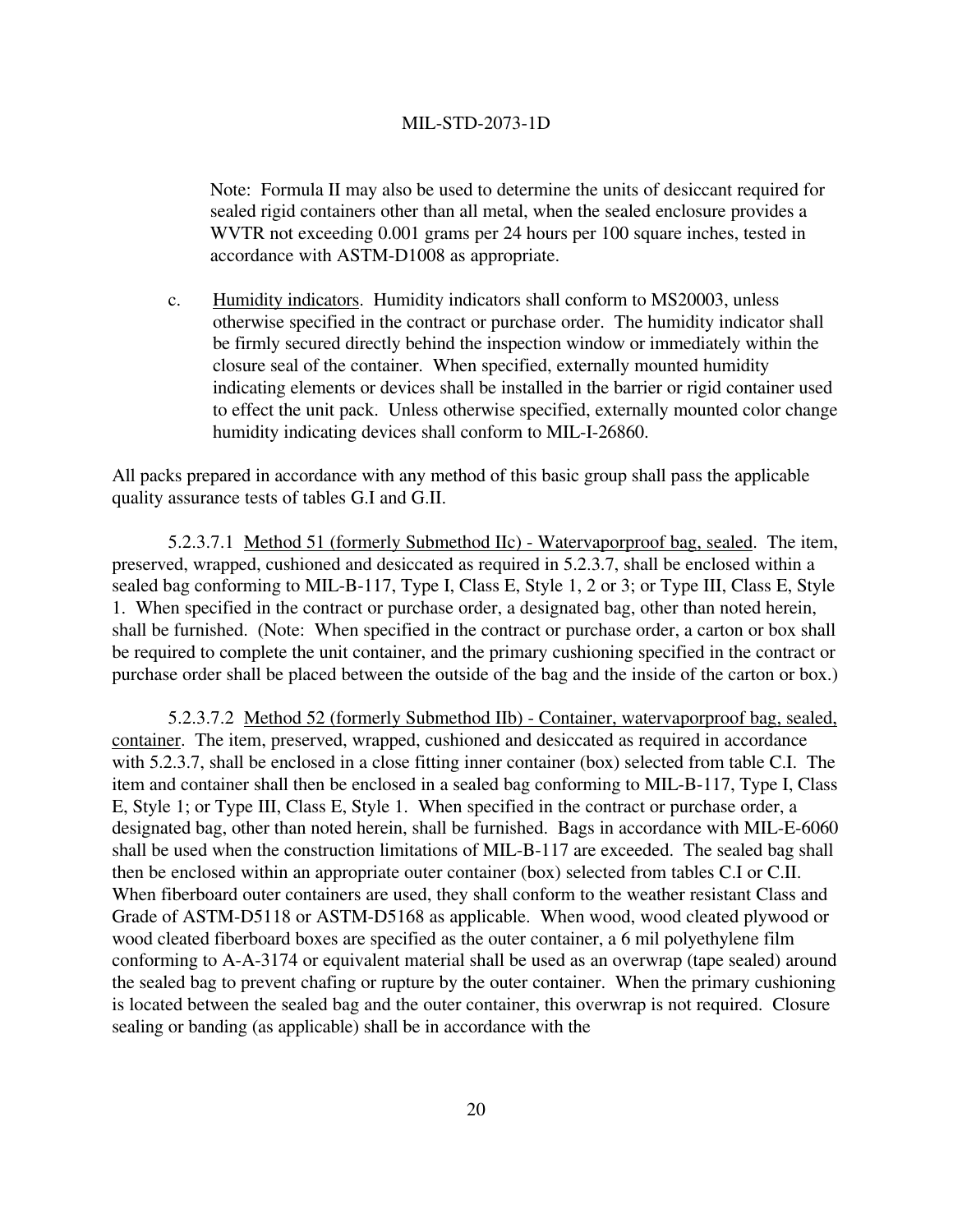Note: Formula II may also be used to determine the units of desiccant required for sealed rigid containers other than all metal, when the sealed enclosure provides a WVTR not exceeding 0.001 grams per 24 hours per 100 square inches, tested in accordance with ASTM-D1008 as appropriate.

c. Humidity indicators. Humidity indicators shall conform to MS20003, unless otherwise specified in the contract or purchase order. The humidity indicator shall be firmly secured directly behind the inspection window or immediately within the closure seal of the container. When specified, externally mounted humidity indicating elements or devices shall be installed in the barrier or rigid container used to effect the unit pack. Unless otherwise specified, externally mounted color change humidity indicating devices shall conform to MIL-I-26860.

All packs prepared in accordance with any method of this basic group shall pass the applicable quality assurance tests of tables G.I and G.II.

5.2.3.7.1 Method 51 (formerly Submethod IIc) - Watervaporproof bag, sealed. The item, preserved, wrapped, cushioned and desiccated as required in 5.2.3.7, shall be enclosed within a sealed bag conforming to MIL-B-117, Type I, Class E, Style 1, 2 or 3; or Type III, Class E, Style 1. When specified in the contract or purchase order, a designated bag, other than noted herein, shall be furnished. (Note: When specified in the contract or purchase order, a carton or box shall be required to complete the unit container, and the primary cushioning specified in the contract or purchase order shall be placed between the outside of the bag and the inside of the carton or box.)

5.2.3.7.2 Method 52 (formerly Submethod IIb) - Container, watervaporproof bag, sealed, container. The item, preserved, wrapped, cushioned and desiccated as required in accordance with 5.2.3.7, shall be enclosed in a close fitting inner container (box) selected from table C.I. The item and container shall then be enclosed in a sealed bag conforming to MIL-B-117, Type I, Class E, Style 1; or Type III, Class E, Style 1. When specified in the contract or purchase order, a designated bag, other than noted herein, shall be furnished. Bags in accordance with MIL-E-6060 shall be used when the construction limitations of MIL-B-117 are exceeded. The sealed bag shall then be enclosed within an appropriate outer container (box) selected from tables C.I or C.II. When fiberboard outer containers are used, they shall conform to the weather resistant Class and Grade of ASTM-D5118 or ASTM-D5168 as applicable. When wood, wood cleated plywood or wood cleated fiberboard boxes are specified as the outer container, a 6 mil polyethylene film conforming to A-A-3174 or equivalent material shall be used as an overwrap (tape sealed) around the sealed bag to prevent chafing or rupture by the outer container. When the primary cushioning is located between the sealed bag and the outer container, this overwrap is not required. Closure sealing or banding (as applicable) shall be in accordance with the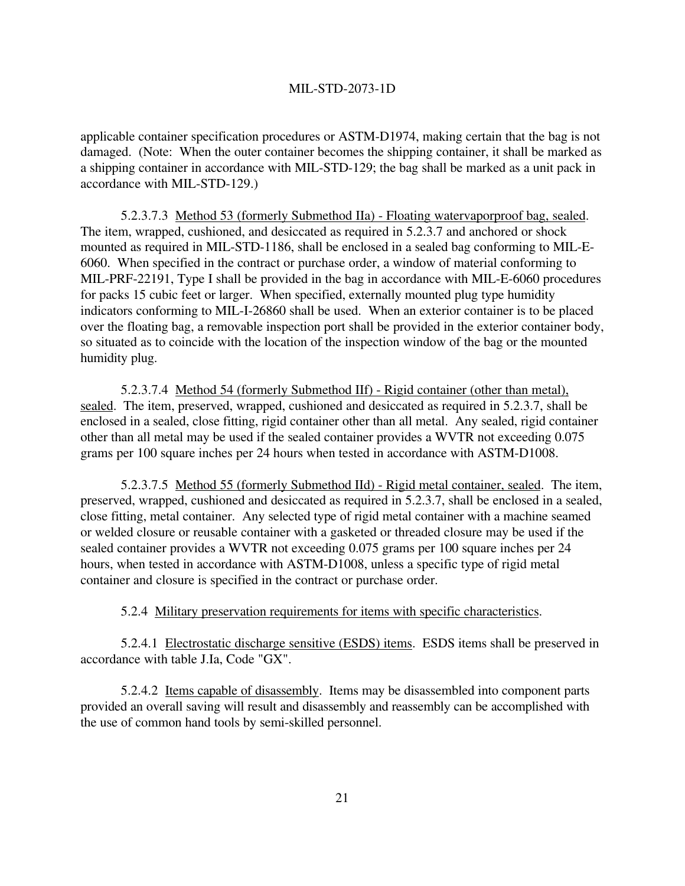applicable container specification procedures or ASTM-D1974, making certain that the bag is not damaged. (Note: When the outer container becomes the shipping container, it shall be marked as a shipping container in accordance with MIL-STD-129; the bag shall be marked as a unit pack in accordance with MIL-STD-129.)

5.2.3.7.3 Method 53 (formerly Submethod IIa) - Floating watervaporproof bag, sealed. The item, wrapped, cushioned, and desiccated as required in 5.2.3.7 and anchored or shock mounted as required in MIL-STD-1186, shall be enclosed in a sealed bag conforming to MIL-E-6060. When specified in the contract or purchase order, a window of material conforming to MIL-PRF-22191, Type I shall be provided in the bag in accordance with MIL-E-6060 procedures for packs 15 cubic feet or larger. When specified, externally mounted plug type humidity indicators conforming to MIL-I-26860 shall be used. When an exterior container is to be placed over the floating bag, a removable inspection port shall be provided in the exterior container body, so situated as to coincide with the location of the inspection window of the bag or the mounted humidity plug.

5.2.3.7.4 Method 54 (formerly Submethod IIf) - Rigid container (other than metal), sealed. The item, preserved, wrapped, cushioned and desiccated as required in 5.2.3.7, shall be enclosed in a sealed, close fitting, rigid container other than all metal. Any sealed, rigid container other than all metal may be used if the sealed container provides a WVTR not exceeding 0.075 grams per 100 square inches per 24 hours when tested in accordance with ASTM-D1008.

5.2.3.7.5 Method 55 (formerly Submethod IId) - Rigid metal container, sealed. The item, preserved, wrapped, cushioned and desiccated as required in 5.2.3.7, shall be enclosed in a sealed, close fitting, metal container. Any selected type of rigid metal container with a machine seamed or welded closure or reusable container with a gasketed or threaded closure may be used if the sealed container provides a WVTR not exceeding 0.075 grams per 100 square inches per 24 hours, when tested in accordance with ASTM-D1008, unless a specific type of rigid metal container and closure is specified in the contract or purchase order.

5.2.4 Military preservation requirements for items with specific characteristics.

5.2.4.1 Electrostatic discharge sensitive (ESDS) items. ESDS items shall be preserved in accordance with table J.Ia, Code "GX".

5.2.4.2 Items capable of disassembly. Items may be disassembled into component parts provided an overall saving will result and disassembly and reassembly can be accomplished with the use of common hand tools by semi-skilled personnel.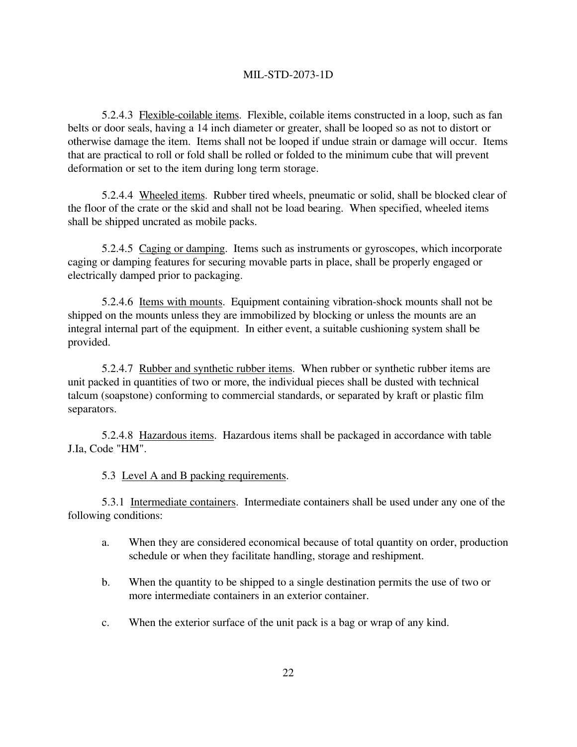5.2.4.3 Flexible-coilable items. Flexible, coilable items constructed in a loop, such as fan belts or door seals, having a 14 inch diameter or greater, shall be looped so as not to distort or otherwise damage the item. Items shall not be looped if undue strain or damage will occur. Items that are practical to roll or fold shall be rolled or folded to the minimum cube that will prevent deformation or set to the item during long term storage.

5.2.4.4 Wheeled items. Rubber tired wheels, pneumatic or solid, shall be blocked clear of the floor of the crate or the skid and shall not be load bearing. When specified, wheeled items shall be shipped uncrated as mobile packs.

5.2.4.5 Caging or damping. Items such as instruments or gyroscopes, which incorporate caging or damping features for securing movable parts in place, shall be properly engaged or electrically damped prior to packaging.

5.2.4.6 Items with mounts. Equipment containing vibration-shock mounts shall not be shipped on the mounts unless they are immobilized by blocking or unless the mounts are an integral internal part of the equipment. In either event, a suitable cushioning system shall be provided.

5.2.4.7 Rubber and synthetic rubber items. When rubber or synthetic rubber items are unit packed in quantities of two or more, the individual pieces shall be dusted with technical talcum (soapstone) conforming to commercial standards, or separated by kraft or plastic film separators.

5.2.4.8 Hazardous items. Hazardous items shall be packaged in accordance with table J.Ia, Code "HM".

5.3 Level A and B packing requirements.

5.3.1 Intermediate containers. Intermediate containers shall be used under any one of the following conditions:

a. When they are considered economical because of total quantity on order, production schedule or when they facilitate handling, storage and reshipment.

b. When the quantity to be shipped to a single destination permits the use of two or more intermediate containers in an exterior container.

c. When the exterior surface of the unit pack is a bag or wrap of any kind.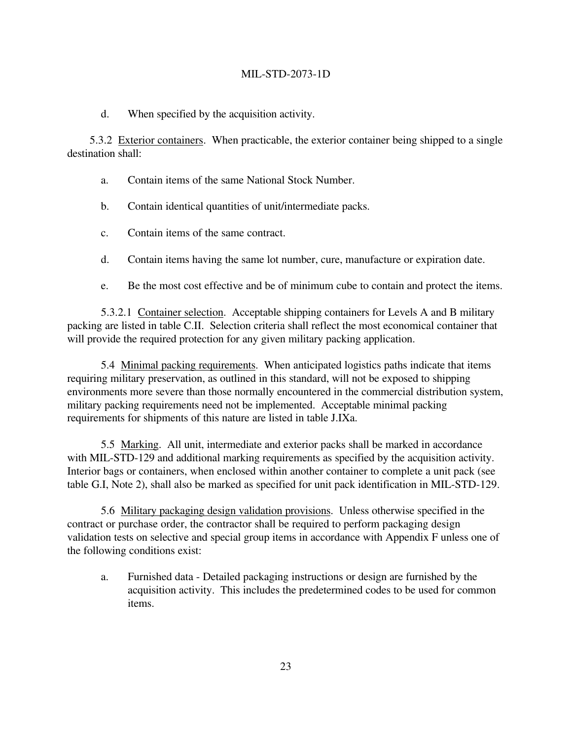d. When specified by the acquisition activity.

5.3.2 Exterior containers. When practicable, the exterior container being shipped to a single destination shall:

a. Contain items of the same National Stock Number.

b. Contain identical quantities of unit/intermediate packs.

c. Contain items of the same contract.

d. Contain items having the same lot number, cure, manufacture or expiration date.

e. Be the most cost effective and be of minimum cube to contain and protect the items.

5.3.2.1 Container selection. Acceptable shipping containers for Levels A and B military packing are listed in table C.II. Selection criteria shall reflect the most economical container that will provide the required protection for any given military packing application.

5.4 Minimal packing requirements. When anticipated logistics paths indicate that items requiring military preservation, as outlined in this standard, will not be exposed to shipping environments more severe than those normally encountered in the commercial distribution system, military packing requirements need not be implemented. Acceptable minimal packing requirements for shipments of this nature are listed in table J.IXa.

5.5 Marking. All unit, intermediate and exterior packs shall be marked in accordance with MIL-STD-129 and additional marking requirements as specified by the acquisition activity. Interior bags or containers, when enclosed within another container to complete a unit pack (see table G.I, Note 2), shall also be marked as specified for unit pack identification in MIL-STD-129.

5.6 Military packaging design validation provisions. Unless otherwise specified in the contract or purchase order, the contractor shall be required to perform packaging design validation tests on selective and special group items in accordance with Appendix F unless one of the following conditions exist:

a. Furnished data - Detailed packaging instructions or design are furnished by the acquisition activity. This includes the predetermined codes to be used for common items.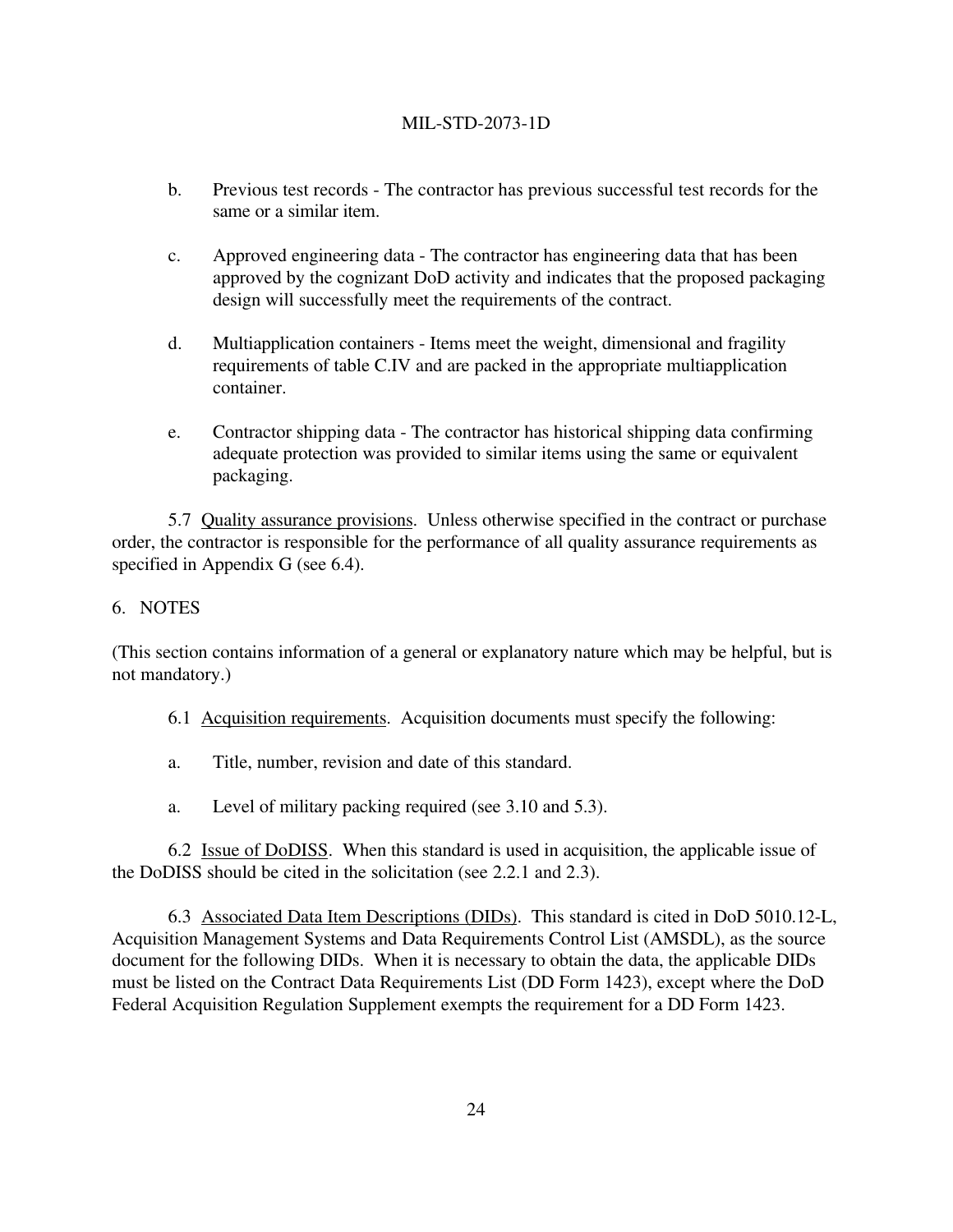b. Previous test records - The contractor has previous successful test records for the same or a similar item.

c. Approved engineering data - The contractor has engineering data that has been approved by the cognizant DoD activity and indicates that the proposed packaging design will successfully meet the requirements of the contract.

d. Multiapplication containers - Items meet the weight, dimensional and fragility requirements of table C.IV and are packed in the appropriate multiapplication container.

e. Contractor shipping data - The contractor has historical shipping data confirming adequate protection was provided to similar items using the same or equivalent packaging.

5.7 Quality assurance provisions. Unless otherwise specified in the contract or purchase order, the contractor is responsible for the performance of all quality assurance requirements as specified in Appendix G (see 6.4).

## 6. NOTES

(This section contains information of a general or explanatory nature which may be helpful, but is not mandatory.)

6.1 Acquisition requirements. Acquisition documents must specify the following:

a. Title, number, revision and date of this standard.

a. Level of military packing required (see 3.10 and 5.3).

6.2 Issue of DoDISS. When this standard is used in acquisition, the applicable issue of the DoDISS should be cited in the solicitation (see 2.2.1 and 2.3).

6.3 Associated Data Item Descriptions (DIDs). This standard is cited in DoD 5010.12-L, Acquisition Management Systems and Data Requirements Control List (AMSDL), as the source document for the following DIDs. When it is necessary to obtain the data, the applicable DIDs must be listed on the Contract Data Requirements List (DD Form 1423), except where the DoD Federal Acquisition Regulation Supplement exempts the requirement for a DD Form 1423.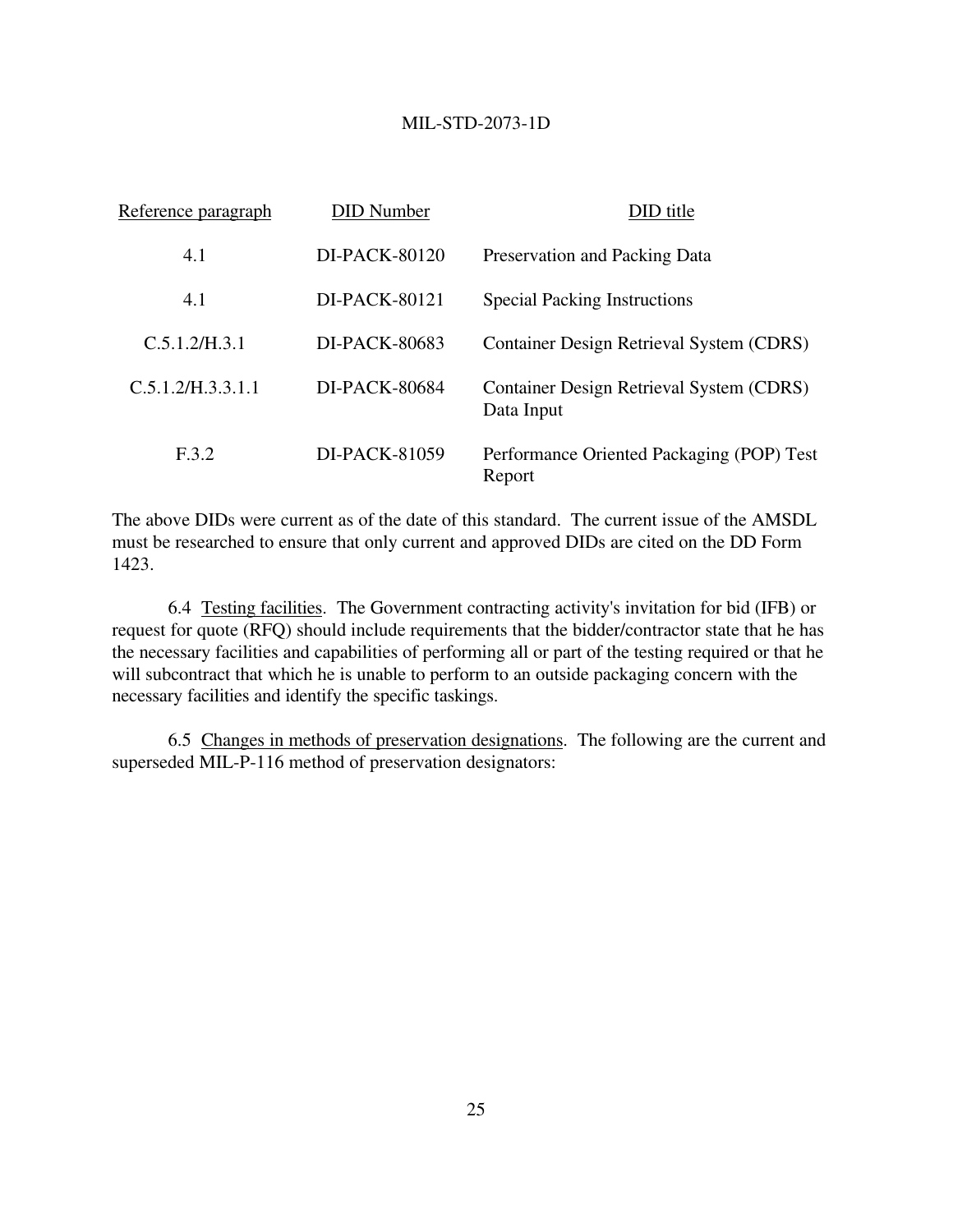| Reference paragraph | DID Number | DID title |
|---|---|---|
| 4.1 | DI-PACK-80120 | Preservation and Packing Data |
| 4.1 | DI-PACK-80121 | Special Packing Instructions |
| C.5.1.2/H.3.1 | DI-PACK-80683 | Container Design Retrieval System (CDRS) |
| C.5.1.2/H.3.3.1.1 | DI-PACK-80684 | Container Design Retrieval System (CDRS) Data Input |
| F.3.2 | DI-PACK-81059 | Performance Oriented Packaging (POP) Test Report |

The above DIDs were current as of the date of this standard. The current issue of the AMSDL must be researched to ensure that only current and approved DIDs are cited on the DD Form 1423.

6.4 Testing facilities. The Government contracting activity's invitation for bid (IFB) or request for quote (RFQ) should include requirements that the bidder/contractor state that he has the necessary facilities and capabilities of performing all or part of the testing required or that he will subcontract that which he is unable to perform to an outside packaging concern with the necessary facilities and identify the specific taskings.

6.5 Changes in methods of preservation designations. The following are the current and superseded MIL-P-116 method of preservation designators: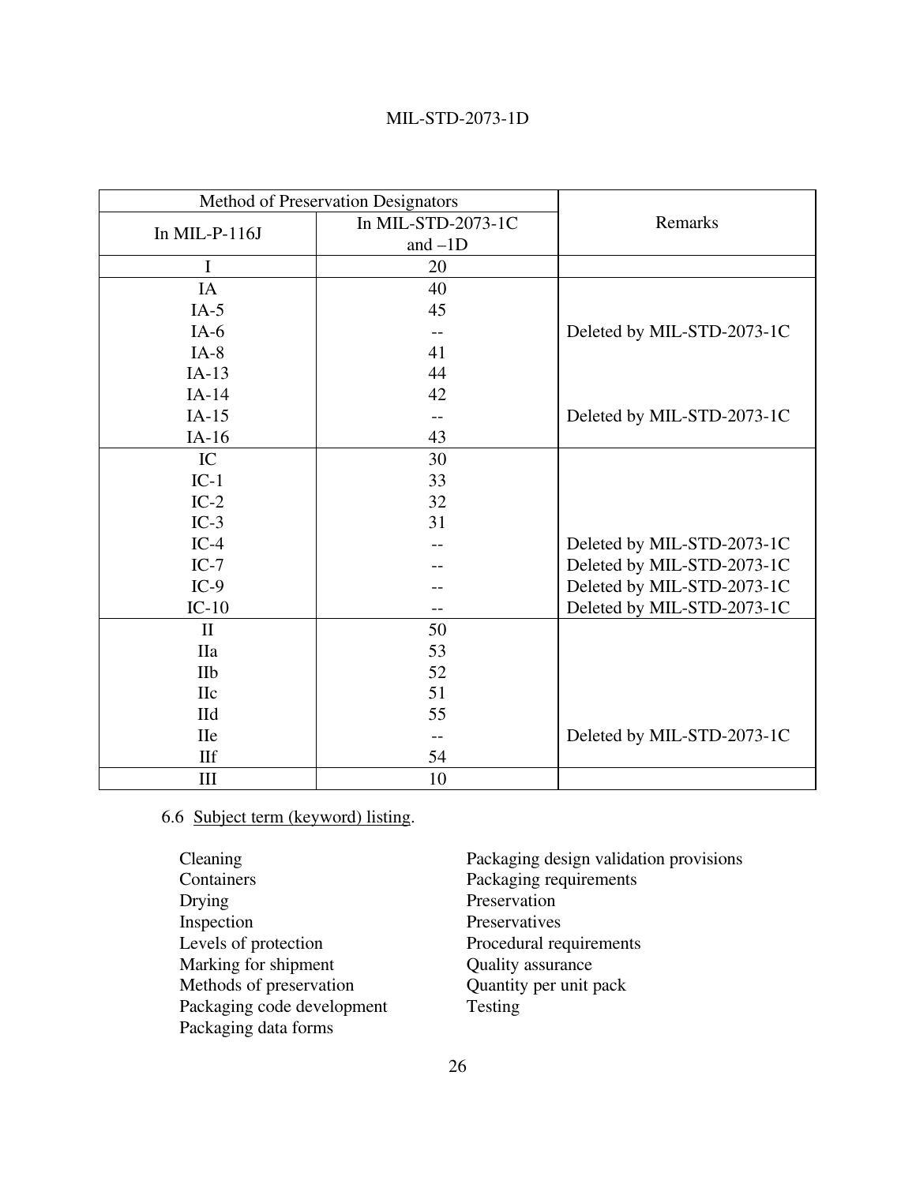| Method of Preservation Designators | | Remarks |
|---|---|---|
| In MIL-P-116J | In MIL-STD-2073-1C and –1D | |
| I | 20 | |
| IA | 40 | |
| IA-5 | 45 | |
| IA-6 | -- | Deleted by MIL-STD-2073-1C |
| IA-8 | 41 | |
| IA-13 | 44 | |
| IA-14 | 42 | |
| IA-15 | -- | Deleted by MIL-STD-2073-1C |
| IA-16 | 43 | |
| IC | 30 | |
| IC-1 | 33 | |
| IC-2 | 32 | |
| IC-3 | 31 | |
| IC-4 | -- | Deleted by MIL-STD-2073-1C |
| IC-7 | -- | Deleted by MIL-STD-2073-1C |
| IC-9 | -- | Deleted by MIL-STD-2073-1C |
| IC-10 | -- | Deleted by MIL-STD-2073-1C |
| II | 50 | |
| IIa | 53 | |
| IIb | 52 | |
| IIc | 51 | |
| IId | 55 | |
| IIe | -- | Deleted by MIL-STD-2073-1C |
| IIf | 54 | |
| III | 10 | |

6.6 Subject term (keyword) listing.

Cleaning
Containers
Drying
Inspection
Levels of protection
Marking for shipment
Methods of preservation
Packaging code development
Packaging data forms
Packaging design validation provisions
Packaging requirements
Preservation
Preservatives
Procedural requirements
Quality assurance
Quantity per unit pack
Testing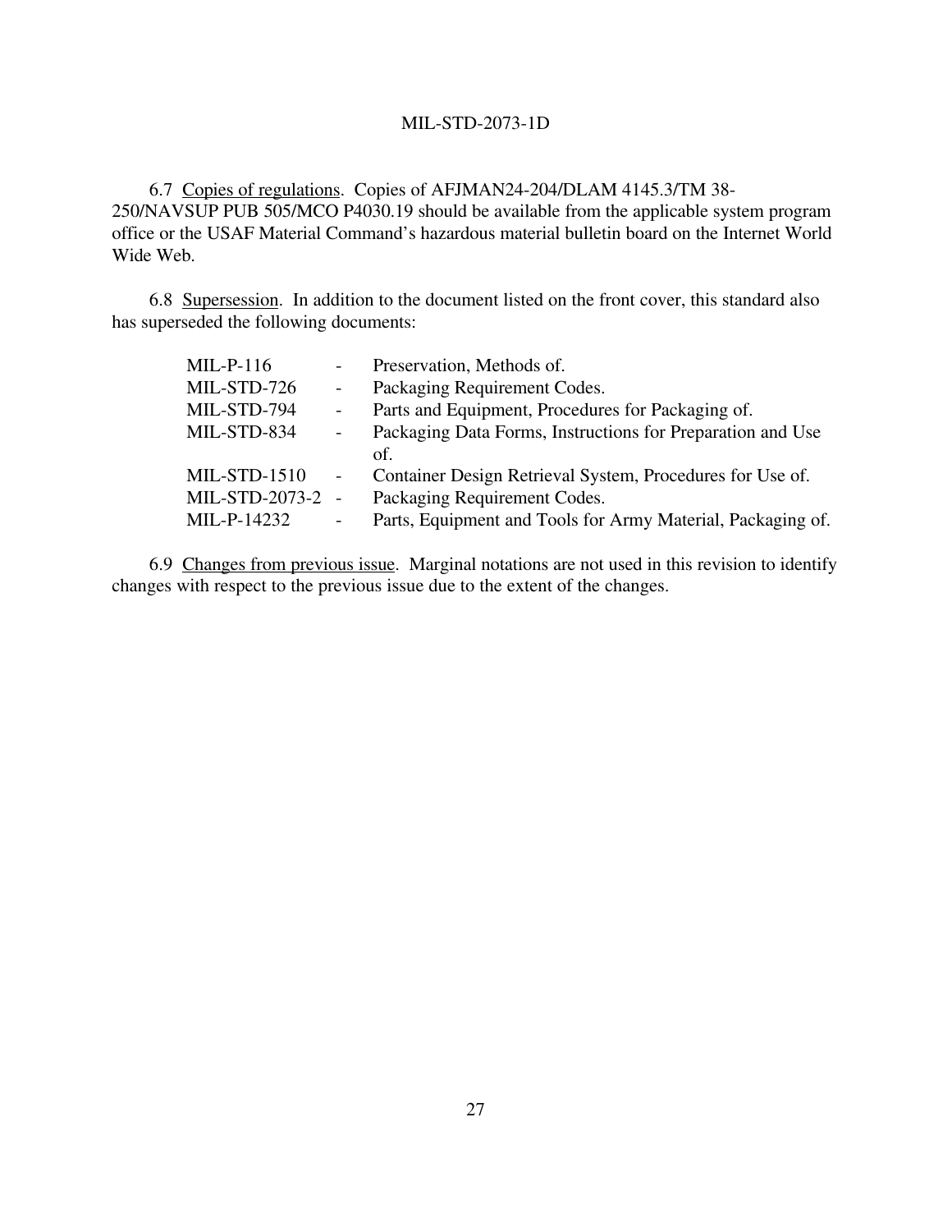6.7 Copies of regulations. Copies of AFJMAN24-204/DLAM 4145.3/TM 38-250/NAVSUP PUB 505/MCO P4030.19 should be available from the applicable system program office or the USAF Material Command's hazardous material bulletin board on the Internet World Wide Web.

6.8 Supersession. In addition to the document listed on the front cover, this standard also has superseded the following documents:

| | | |
|---|---|---|
| MIL-P-116 | - | Preservation, Methods of. |
| MIL-STD-726 | - | Packaging Requirement Codes. |
| MIL-STD-794 | - | Parts and Equipment, Procedures for Packaging of. |
| MIL-STD-834 | - | Packaging Data Forms, Instructions for Preparation and Use of. |
| MIL-STD-1510 | - | Container Design Retrieval System, Procedures for Use of. |
| MIL-STD-2073-2 | - | Packaging Requirement Codes. |
| MIL-P-14232 | - | Parts, Equipment and Tools for Army Material, Packaging of. |

6.9 Changes from previous issue. Marginal notations are not used in this revision to identify changes with respect to the previous issue due to the extent of the changes.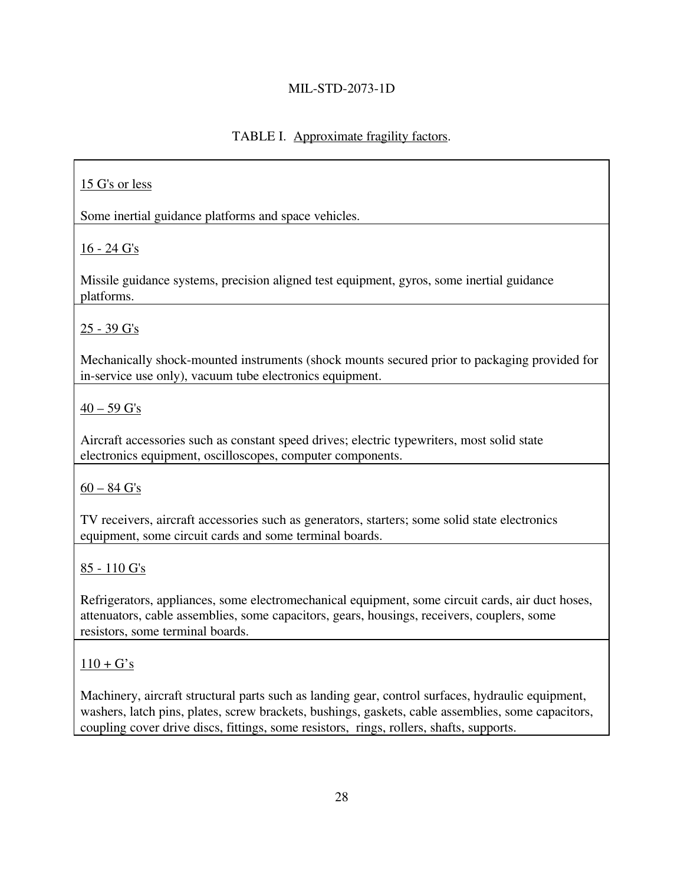TABLE I. Approximate fragility factors.

| Fragility factor | Items |
|---|---|
| 15 G's or less | Some inertial guidance platforms and space vehicles. |
| 16 - 24 G's | Missile guidance systems, precision aligned test equipment, gyros, some inertial guidance platforms. |
| 25 - 39 G's | Mechanically shock-mounted instruments (shock mounts secured prior to packaging provided for in-service use only), vacuum tube electronics equipment. |
| 40 – 59 G's | Aircraft accessories such as constant speed drives; electric typewriters, most solid state electronics equipment, oscilloscopes, computer components. |
| 60 – 84 G's | TV receivers, aircraft accessories such as generators, starters; some solid state electronics equipment, some circuit cards and some terminal boards. |
| 85 - 110 G's | Refrigerators, appliances, some electromechanical equipment, some circuit cards, air duct hoses, attenuators, cable assemblies, some capacitors, gears, housings, receivers, couplers, some resistors, some terminal boards. |
| 110 + G's | Machinery, aircraft structural parts such as landing gear, control surfaces, hydraulic equipment, washers, latch pins, plates, screw brackets, bushings, gaskets, cable assemblies, some capacitors, coupling cover drive discs, fittings, some resistors, rings, rollers, shafts, supports. |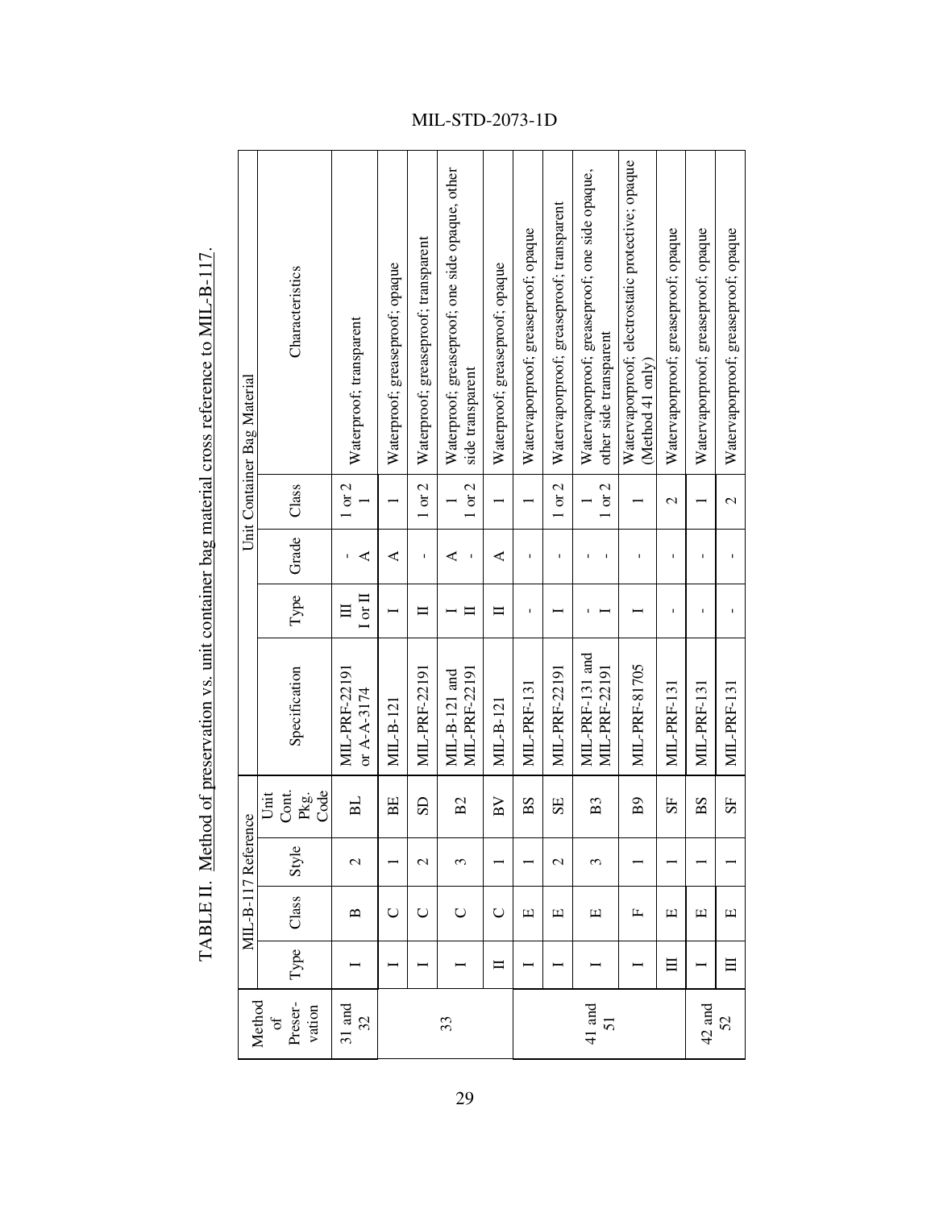TABLE II. Method of preservation vs. unit container bag material cross reference to MIL-B-117.

| Method of Preservation | MIL-B-117 Reference | | | | Unit Container Bag Material | | | | |
|---|---|---|---|---|---|---|---|---|---|
| | Type | Class | Style | Unit Cont. Pkg. Code | Specification | Type | Grade | Class | Characteristics |
| 31 and 32 | I | B | 2 | BL | MIL-PRF-22191 or A-A-3174 | III<br>I or II | -<br>A | 1 or 2<br>1 | Waterproof; transparent |
| 33 | I | C | 1 | BE | MIL-B-121 | I | A | 1 | Waterproof; greaseproof; opaque |
| | I | C | 2 | SD | MIL-PRF-22191 | II | - | 1 or 2 | Waterproof; greaseproof; transparent |
| | I | C | 3 | B2 | MIL-B-121 and MIL-PRF-22191 | I<br>II | A<br>- | 1<br>1 or 2 | Waterproof; greaseproof; one side opaque, other side transparent |
| | II | C | 1 | BV | MIL-B-121 | II | A | 1 | Waterproof; greaseproof; opaque |
| 41 and 51 | I | E | 1 | BS | MIL-PRF-131 | - | - | 1 | Watervaporproof; greaseproof; opaque |
| | I | E | 2 | SE | MIL-PRF-22191 | I | - | 1 or 2 | Watervaporproof; greaseproof; transparent |
| | I | E | 3 | B3 | MIL-PRF-131 and MIL-PRF-22191 | -<br>I | -<br>- | 1<br>1 or 2 | Watervaporproof; greaseproof; one side opaque, other side transparent |
| | I | F | 1 | B9 | MIL-PRF-81705 | I | - | 1 | Watervaporproof; electrostatic protective; opaque (Method 41 only) |
| | III | E | 1 | SF | MIL-PRF-131 | - | - | 2 | Watervaporproof; greaseproof; opaque |
| 42 and 52 | I | E | 1 | BS | MIL-PRF-131 | - | - | 1 | Watervaporproof; greaseproof; opaque |
| | III | E | 1 | SF | MIL-PRF-131 | - | - | 2 | Watervaporproof; greaseproof; opaque |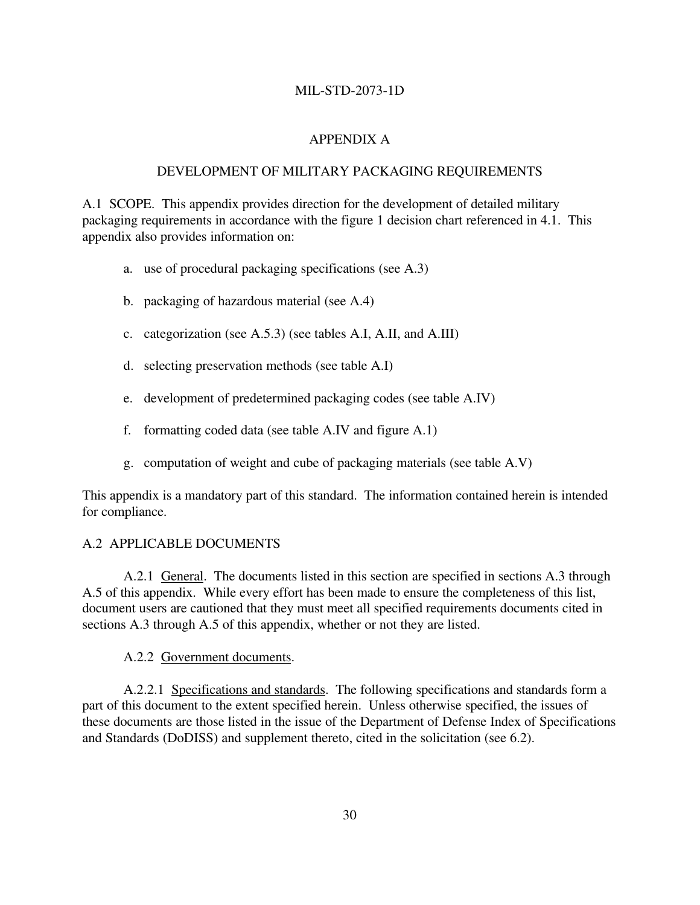# APPENDIX A

## DEVELOPMENT OF MILITARY PACKAGING REQUIREMENTS

A.1 SCOPE. This appendix provides direction for the development of detailed military packaging requirements in accordance with the figure 1 decision chart referenced in 4.1. This appendix also provides information on:

a. use of procedural packaging specifications (see A.3)

b. packaging of hazardous material (see A.4)

c. categorization (see A.5.3) (see tables A.I, A.II, and A.III)

d. selecting preservation methods (see table A.I)

e. development of predetermined packaging codes (see table A.IV)

f. formatting coded data (see table A.IV and figure A.1)

g. computation of weight and cube of packaging materials (see table A.V)

This appendix is a mandatory part of this standard. The information contained herein is intended for compliance.

A.2 APPLICABLE DOCUMENTS

A.2.1 General. The documents listed in this section are specified in sections A.3 through A.5 of this appendix. While every effort has been made to ensure the completeness of this list, document users are cautioned that they must meet all specified requirements documents cited in sections A.3 through A.5 of this appendix, whether or not they are listed.

A.2.2 Government documents.

A.2.2.1 Specifications and standards. The following specifications and standards form a part of this document to the extent specified herein. Unless otherwise specified, the issues of these documents are those listed in the issue of the Department of Defense Index of Specifications and Standards (DoDISS) and supplement thereto, cited in the solicitation (see 6.2).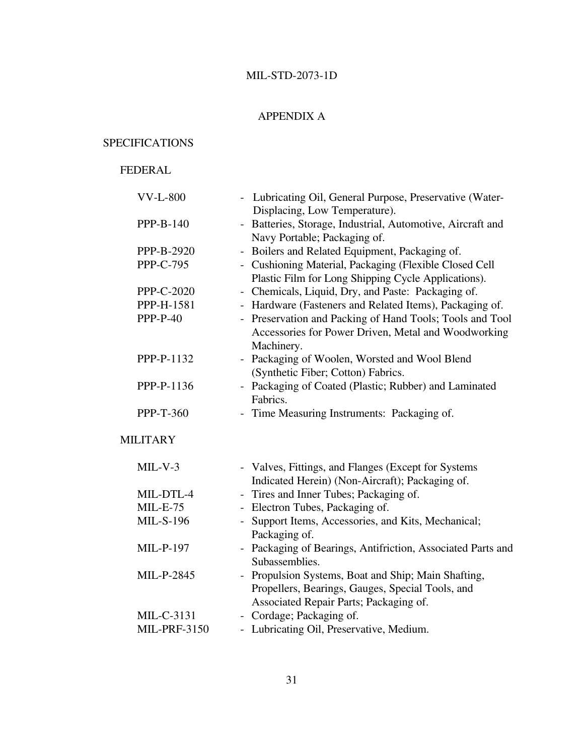# APPENDIX A

## SPECIFICATIONS

### FEDERAL

| | |
|---|---|
| VV-L-800 | - Lubricating Oil, General Purpose, Preservative (Water-Displacing, Low Temperature). |
| PPP-B-140 | - Batteries, Storage, Industrial, Automotive, Aircraft and Navy Portable; Packaging of. |
| PPP-B-2920 | - Boilers and Related Equipment, Packaging of. |
| PPP-C-795 | - Cushioning Material, Packaging (Flexible Closed Cell Plastic Film for Long Shipping Cycle Applications). |
| PPP-C-2020 | - Chemicals, Liquid, Dry, and Paste: Packaging of. |
| PPP-H-1581 | - Hardware (Fasteners and Related Items), Packaging of. |
| PPP-P-40 | - Preservation and Packing of Hand Tools; Tools and Tool Accessories for Power Driven, Metal and Woodworking Machinery. |
| PPP-P-1132 | - Packaging of Woolen, Worsted and Wool Blend (Synthetic Fiber; Cotton) Fabrics. |
| PPP-P-1136 | - Packaging of Coated (Plastic; Rubber) and Laminated Fabrics. |
| PPP-T-360 | - Time Measuring Instruments: Packaging of. |

### MILITARY

| | |
|---|---|
| MIL-V-3 | - Valves, Fittings, and Flanges (Except for Systems Indicated Herein) (Non-Aircraft); Packaging of. |
| MIL-DTL-4 | - Tires and Inner Tubes; Packaging of. |
| MIL-E-75 | - Electron Tubes, Packaging of. |
| MIL-S-196 | - Support Items, Accessories, and Kits, Mechanical; Packaging of. |
| MIL-P-197 | - Packaging of Bearings, Antifriction, Associated Parts and Subassemblies. |
| MIL-P-2845 | - Propulsion Systems, Boat and Ship; Main Shafting, Propellers, Bearings, Gauges, Special Tools, and Associated Repair Parts; Packaging of. |
| MIL-C-3131 | - Cordage; Packaging of. |
| MIL-PRF-3150 | - Lubricating Oil, Preservative, Medium. |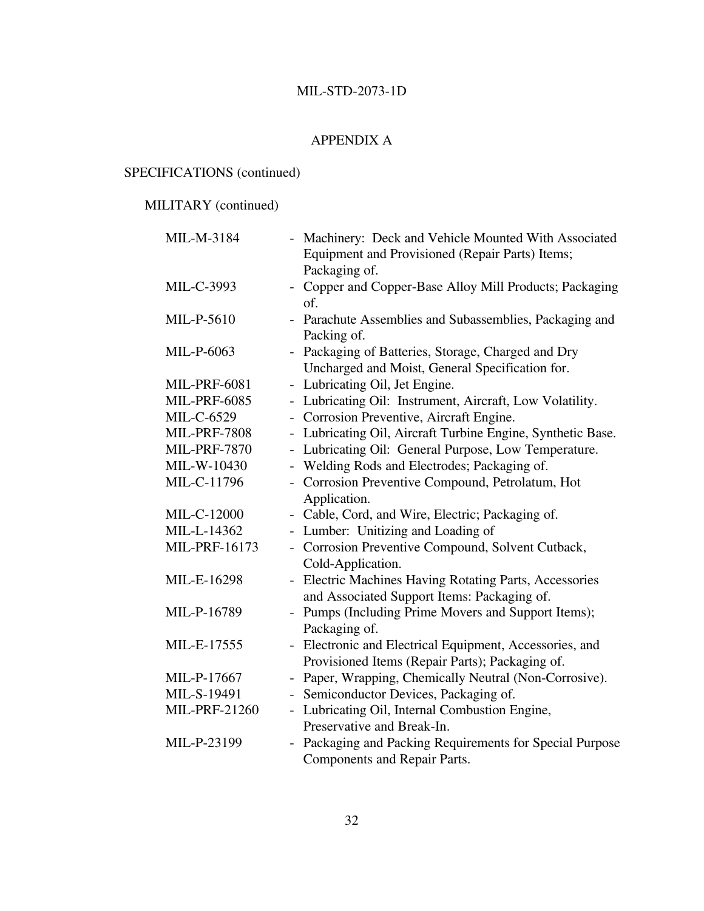## APPENDIX A

SPECIFICATIONS (continued)

MILITARY (continued)

| | |
|---|---|
| MIL-M-3184 | - Machinery: Deck and Vehicle Mounted With Associated Equipment and Provisioned (Repair Parts) Items; Packaging of. |
| MIL-C-3993 | - Copper and Copper-Base Alloy Mill Products; Packaging of. |
| MIL-P-5610 | - Parachute Assemblies and Subassemblies, Packaging and Packing of. |
| MIL-P-6063 | - Packaging of Batteries, Storage, Charged and Dry Uncharged and Moist, General Specification for. |
| MIL-PRF-6081 | - Lubricating Oil, Jet Engine. |
| MIL-PRF-6085 | - Lubricating Oil: Instrument, Aircraft, Low Volatility. |
| MIL-C-6529 | - Corrosion Preventive, Aircraft Engine. |
| MIL-PRF-7808 | - Lubricating Oil, Aircraft Turbine Engine, Synthetic Base. |
| MIL-PRF-7870 | - Lubricating Oil: General Purpose, Low Temperature. |
| MIL-W-10430 | - Welding Rods and Electrodes; Packaging of. |
| MIL-C-11796 | - Corrosion Preventive Compound, Petrolatum, Hot Application. |
| MIL-C-12000 | - Cable, Cord, and Wire, Electric; Packaging of. |
| MIL-L-14362 | - Lumber: Unitizing and Loading of |
| MIL-PRF-16173 | - Corrosion Preventive Compound, Solvent Cutback, Cold-Application. |
| MIL-E-16298 | - Electric Machines Having Rotating Parts, Accessories and Associated Support Items: Packaging of. |
| MIL-P-16789 | - Pumps (Including Prime Movers and Support Items); Packaging of. |
| MIL-E-17555 | - Electronic and Electrical Equipment, Accessories, and Provisioned Items (Repair Parts); Packaging of. |
| MIL-P-17667 | - Paper, Wrapping, Chemically Neutral (Non-Corrosive). |
| MIL-S-19491 | - Semiconductor Devices, Packaging of. |
| MIL-PRF-21260 | - Lubricating Oil, Internal Combustion Engine, Preservative and Break-In. |
| MIL-P-23199 | - Packaging and Packing Requirements for Special Purpose Components and Repair Parts. |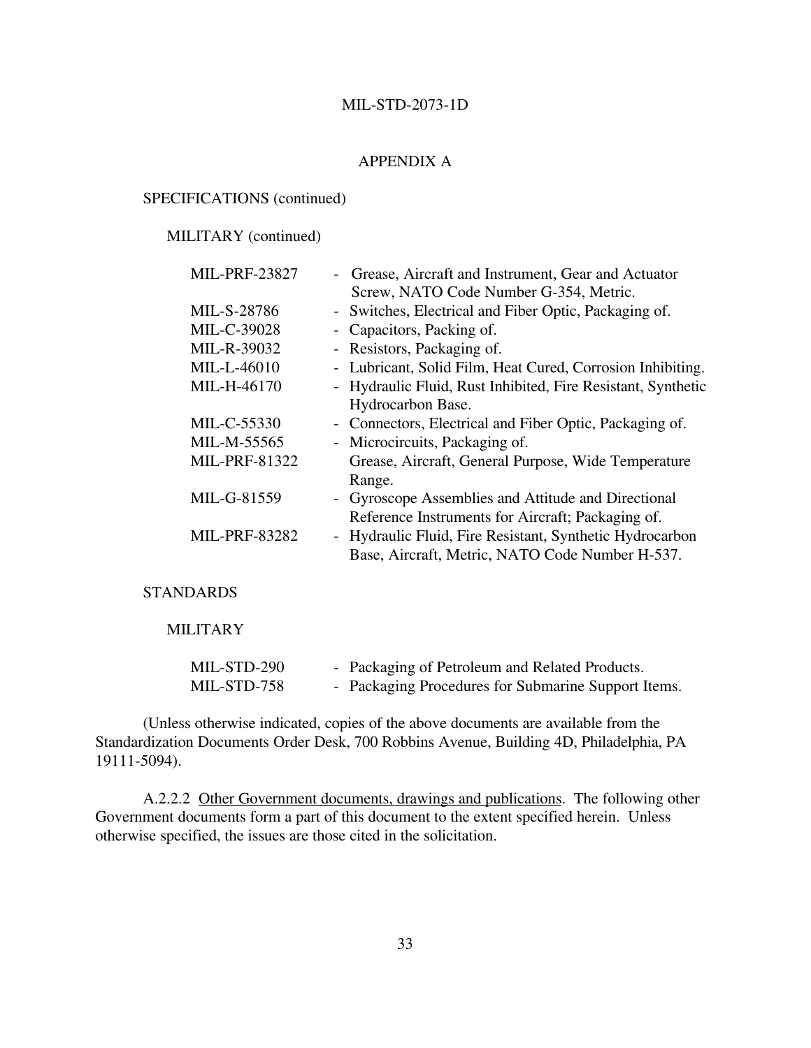APPENDIX A

SPECIFICATIONS (continued)

MILITARY (continued)

| | |
|---|---|
| MIL-PRF-23827 | - Grease, Aircraft and Instrument, Gear and Actuator Screw, NATO Code Number G-354, Metric. |
| MIL-S-28786 | - Switches, Electrical and Fiber Optic, Packaging of. |
| MIL-C-39028 | - Capacitors, Packing of. |
| MIL-R-39032 | - Resistors, Packaging of. |
| MIL-L-46010 | - Lubricant, Solid Film, Heat Cured, Corrosion Inhibiting. |
| MIL-H-46170 | - Hydraulic Fluid, Rust Inhibited, Fire Resistant, Synthetic Hydrocarbon Base. |
| MIL-C-55330 | - Connectors, Electrical and Fiber Optic, Packaging of. |
| MIL-M-55565 | - Microcircuits, Packaging of. |
| MIL-PRF-81322 | Grease, Aircraft, General Purpose, Wide Temperature Range. |
| MIL-G-81559 | - Gyroscope Assemblies and Attitude and Directional Reference Instruments for Aircraft; Packaging of. |
| MIL-PRF-83282 | - Hydraulic Fluid, Fire Resistant, Synthetic Hydrocarbon Base, Aircraft, Metric, NATO Code Number H-537. |

STANDARDS

MILITARY

| | |
|---|---|
| MIL-STD-290 | - Packaging of Petroleum and Related Products. |
| MIL-STD-758 | - Packaging Procedures for Submarine Support Items. |

(Unless otherwise indicated, copies of the above documents are available from the Standardization Documents Order Desk, 700 Robbins Avenue, Building 4D, Philadelphia, PA 19111-5094).

A.2.2.2 Other Government documents, drawings and publications. The following other Government documents form a part of this document to the extent specified herein. Unless otherwise specified, the issues are those cited in the solicitation.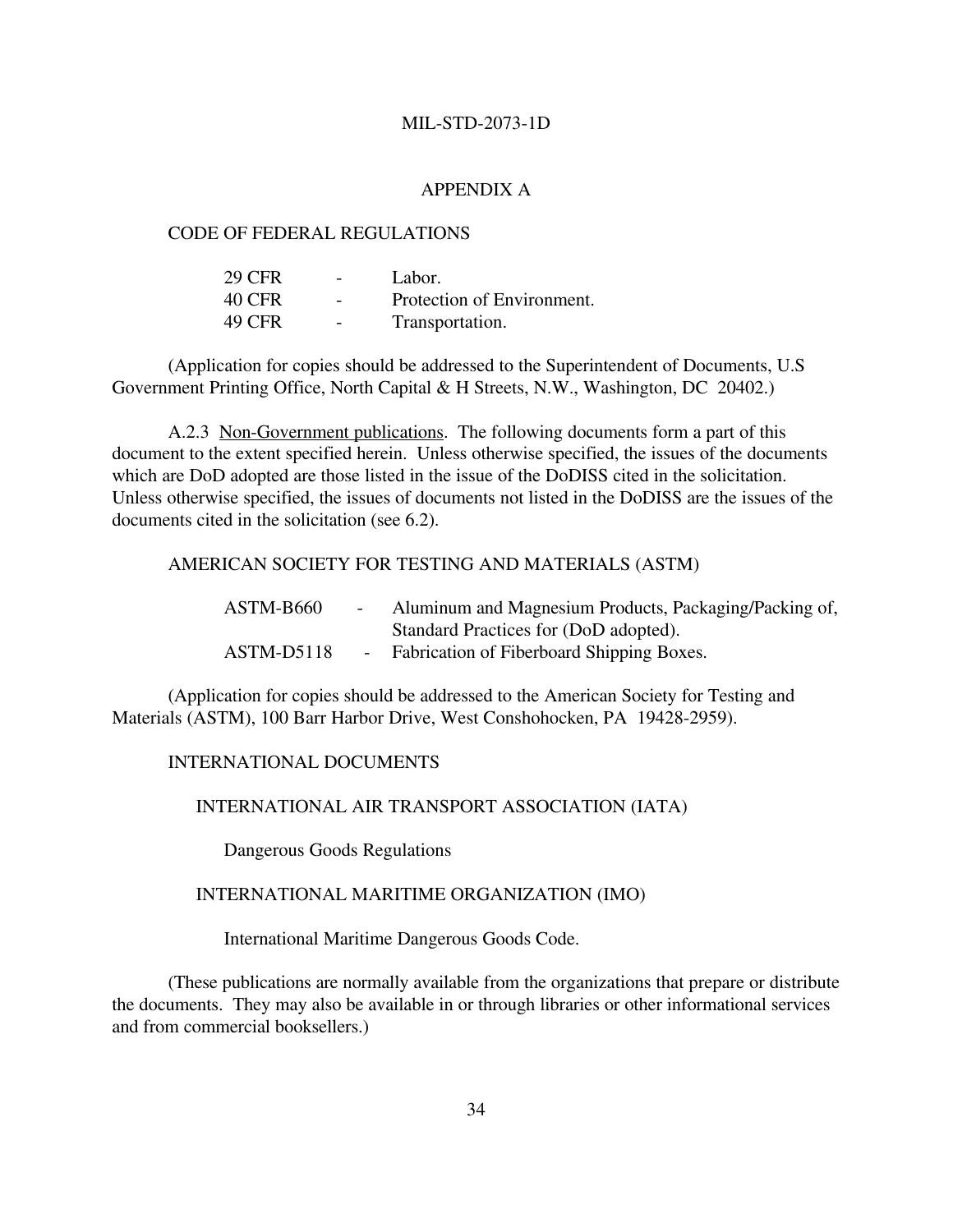## APPENDIX A

CODE OF FEDERAL REGULATIONS

| | | |
|---|---|---|
| 29 CFR | - | Labor. |
| 40 CFR | - | Protection of Environment. |
| 49 CFR | - | Transportation. |

(Application for copies should be addressed to the Superintendent of Documents, U.S Government Printing Office, North Capital & H Streets, N.W., Washington, DC 20402.)

A.2.3 Non-Government publications. The following documents form a part of this document to the extent specified herein. Unless otherwise specified, the issues of the documents which are DoD adopted are those listed in the issue of the DoDISS cited in the solicitation. Unless otherwise specified, the issues of documents not listed in the DoDISS are the issues of the documents cited in the solicitation (see 6.2).

AMERICAN SOCIETY FOR TESTING AND MATERIALS (ASTM)

| | | |
|---|---|---|
| ASTM-B660 | - | Aluminum and Magnesium Products, Packaging/Packing of, Standard Practices for (DoD adopted). |
| ASTM-D5118 | - | Fabrication of Fiberboard Shipping Boxes. |

(Application for copies should be addressed to the American Society for Testing and Materials (ASTM), 100 Barr Harbor Drive, West Conshohocken, PA 19428-2959).

INTERNATIONAL DOCUMENTS

INTERNATIONAL AIR TRANSPORT ASSOCIATION (IATA)

Dangerous Goods Regulations

INTERNATIONAL MARITIME ORGANIZATION (IMO)

International Maritime Dangerous Goods Code.

(These publications are normally available from the organizations that prepare or distribute the documents. They may also be available in or through libraries or other informational services and from commercial booksellers.)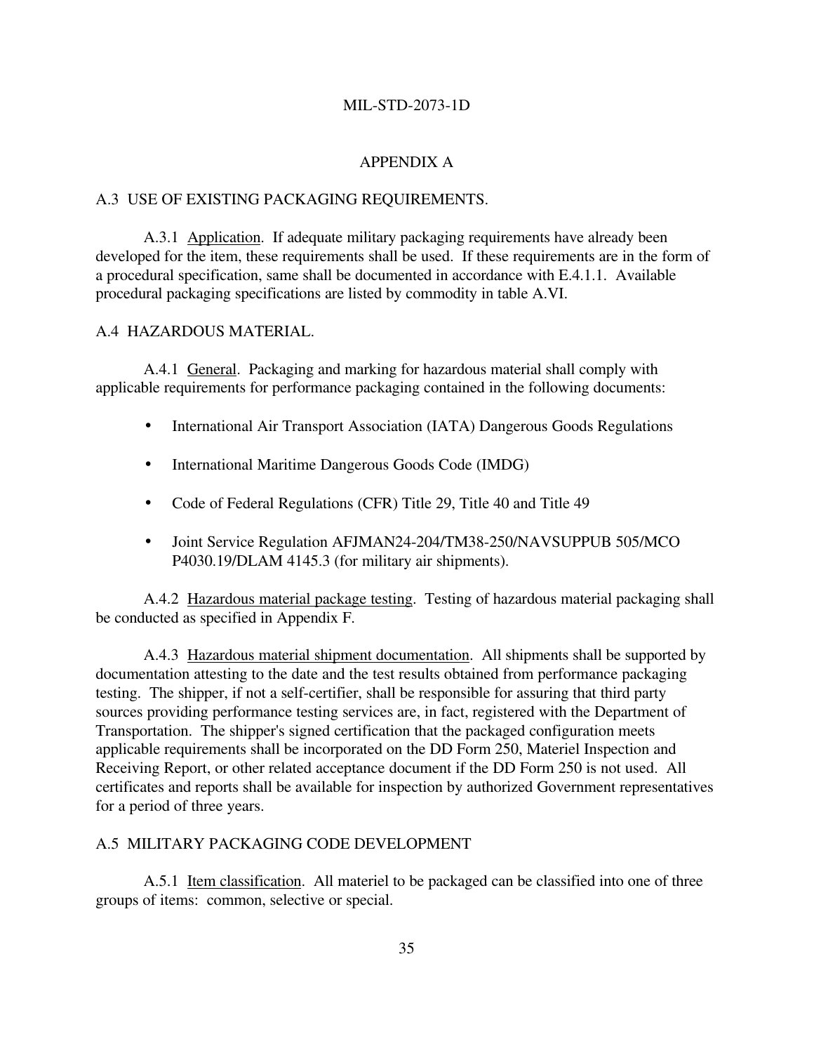## APPENDIX A

### A.3 USE OF EXISTING PACKAGING REQUIREMENTS.

A.3.1 Application. If adequate military packaging requirements have already been developed for the item, these requirements shall be used. If these requirements are in the form of a procedural specification, same shall be documented in accordance with E.4.1.1. Available procedural packaging specifications are listed by commodity in table A.VI.

### A.4 HAZARDOUS MATERIAL.

A.4.1 General. Packaging and marking for hazardous material shall comply with applicable requirements for performance packaging contained in the following documents:

- International Air Transport Association (IATA) Dangerous Goods Regulations
- International Maritime Dangerous Goods Code (IMDG)
- Code of Federal Regulations (CFR) Title 29, Title 40 and Title 49
- Joint Service Regulation AFJMAN24-204/TM38-250/NAVSUPPUB 505/MCO P4030.19/DLAM 4145.3 (for military air shipments).

A.4.2 Hazardous material package testing. Testing of hazardous material packaging shall be conducted as specified in Appendix F.

A.4.3 Hazardous material shipment documentation. All shipments shall be supported by documentation attesting to the date and the test results obtained from performance packaging testing. The shipper, if not a self-certifier, shall be responsible for assuring that third party sources providing performance testing services are, in fact, registered with the Department of Transportation. The shipper's signed certification that the packaged configuration meets applicable requirements shall be incorporated on the DD Form 250, Materiel Inspection and Receiving Report, or other related acceptance document if the DD Form 250 is not used. All certificates and reports shall be available for inspection by authorized Government representatives for a period of three years.

### A.5 MILITARY PACKAGING CODE DEVELOPMENT

A.5.1 Item classification. All materiel to be packaged can be classified into one of three groups of items: common, selective or special.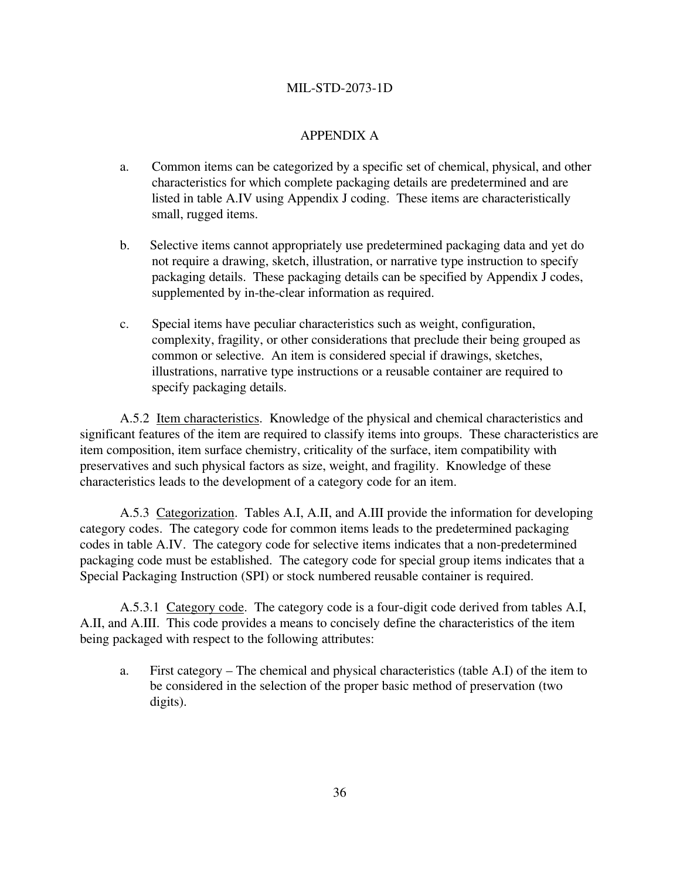APPENDIX A

a. Common items can be categorized by a specific set of chemical, physical, and other characteristics for which complete packaging details are predetermined and are listed in table A.IV using Appendix J coding. These items are characteristically small, rugged items.

b. Selective items cannot appropriately use predetermined packaging data and yet do not require a drawing, sketch, illustration, or narrative type instruction to specify packaging details. These packaging details can be specified by Appendix J codes, supplemented by in-the-clear information as required.

c. Special items have peculiar characteristics such as weight, configuration, complexity, fragility, or other considerations that preclude their being grouped as common or selective. An item is considered special if drawings, sketches, illustrations, narrative type instructions or a reusable container are required to specify packaging details.

A.5.2 Item characteristics. Knowledge of the physical and chemical characteristics and significant features of the item are required to classify items into groups. These characteristics are item composition, item surface chemistry, criticality of the surface, item compatibility with preservatives and such physical factors as size, weight, and fragility. Knowledge of these characteristics leads to the development of a category code for an item.

A.5.3 Categorization. Tables A.I, A.II, and A.III provide the information for developing category codes. The category code for common items leads to the predetermined packaging codes in table A.IV. The category code for selective items indicates that a non-predetermined packaging code must be established. The category code for special group items indicates that a Special Packaging Instruction (SPI) or stock numbered reusable container is required.

A.5.3.1 Category code. The category code is a four-digit code derived from tables A.I, A.II, and A.III. This code provides a means to concisely define the characteristics of the item being packaged with respect to the following attributes:

a. First category – The chemical and physical characteristics (table A.I) of the item to be considered in the selection of the proper basic method of preservation (two digits).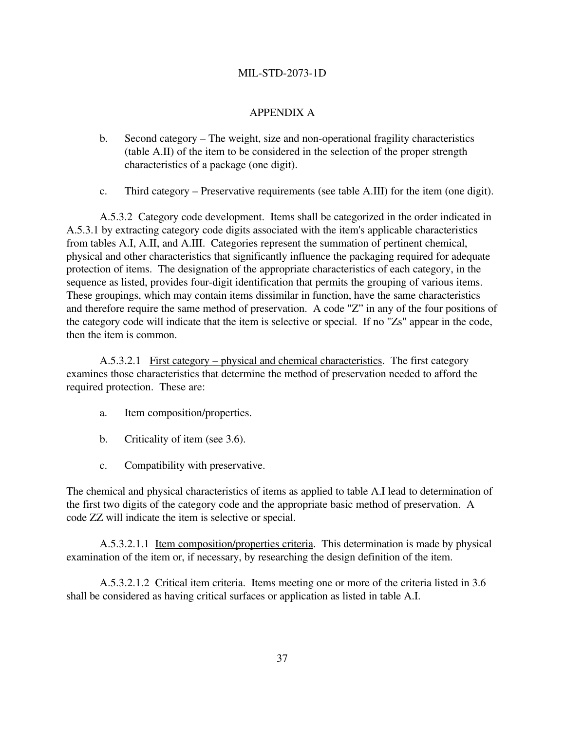APPENDIX A

b. Second category – The weight, size and non-operational fragility characteristics (table A.II) of the item to be considered in the selection of the proper strength characteristics of a package (one digit).

c. Third category – Preservative requirements (see table A.III) for the item (one digit).

A.5.3.2 Category code development. Items shall be categorized in the order indicated in A.5.3.1 by extracting category code digits associated with the item's applicable characteristics from tables A.I, A.II, and A.III. Categories represent the summation of pertinent chemical, physical and other characteristics that significantly influence the packaging required for adequate protection of items. The designation of the appropriate characteristics of each category, in the sequence as listed, provides four-digit identification that permits the grouping of various items. These groupings, which may contain items dissimilar in function, have the same characteristics and therefore require the same method of preservation. A code "Z" in any of the four positions of the category code will indicate that the item is selective or special. If no "Zs" appear in the code, then the item is common.

A.5.3.2.1 First category – physical and chemical characteristics. The first category examines those characteristics that determine the method of preservation needed to afford the required protection. These are:

a. Item composition/properties.

b. Criticality of item (see 3.6).

c. Compatibility with preservative.

The chemical and physical characteristics of items as applied to table A.I lead to determination of the first two digits of the category code and the appropriate basic method of preservation. A code ZZ will indicate the item is selective or special.

A.5.3.2.1.1 Item composition/properties criteria. This determination is made by physical examination of the item or, if necessary, by researching the design definition of the item.

A.5.3.2.1.2 Critical item criteria. Items meeting one or more of the criteria listed in 3.6 shall be considered as having critical surfaces or application as listed in table A.I.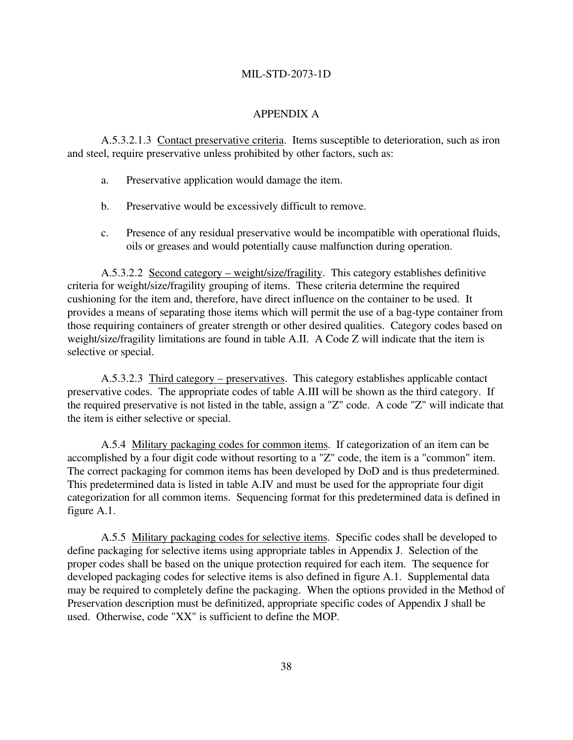## APPENDIX A

A.5.3.2.1.3 Contact preservative criteria. Items susceptible to deterioration, such as iron and steel, require preservative unless prohibited by other factors, such as:

a. Preservative application would damage the item.

b. Preservative would be excessively difficult to remove.

c. Presence of any residual preservative would be incompatible with operational fluids, oils or greases and would potentially cause malfunction during operation.

A.5.3.2.2 Second category – weight/size/fragility. This category establishes definitive criteria for weight/size/fragility grouping of items. These criteria determine the required cushioning for the item and, therefore, have direct influence on the container to be used. It provides a means of separating those items which will permit the use of a bag-type container from those requiring containers of greater strength or other desired qualities. Category codes based on weight/size/fragility limitations are found in table A.II. A Code Z will indicate that the item is selective or special.

A.5.3.2.3 Third category – preservatives. This category establishes applicable contact preservative codes. The appropriate codes of table A.III will be shown as the third category. If the required preservative is not listed in the table, assign a "Z" code. A code "Z" will indicate that the item is either selective or special.

A.5.4 Military packaging codes for common items. If categorization of an item can be accomplished by a four digit code without resorting to a "Z" code, the item is a "common" item. The correct packaging for common items has been developed by DoD and is thus predetermined. This predetermined data is listed in table A.IV and must be used for the appropriate four digit categorization for all common items. Sequencing format for this predetermined data is defined in figure A.1.

A.5.5 Military packaging codes for selective items. Specific codes shall be developed to define packaging for selective items using appropriate tables in Appendix J. Selection of the proper codes shall be based on the unique protection required for each item. The sequence for developed packaging codes for selective items is also defined in figure A.1. Supplemental data may be required to completely define the packaging. When the options provided in the Method of Preservation description must be definitized, appropriate specific codes of Appendix J shall be used. Otherwise, code "XX" is sufficient to define the MOP.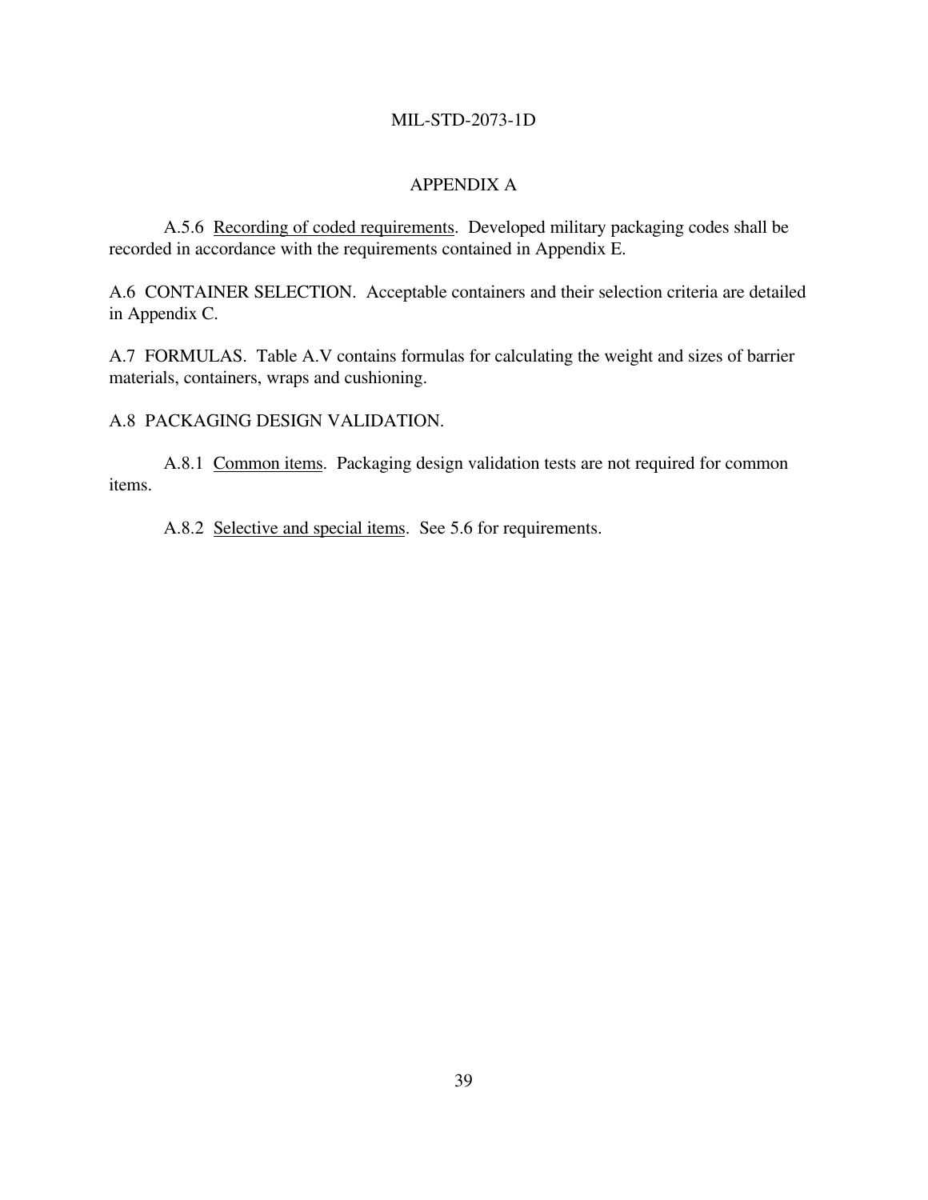## APPENDIX A

A.5.6 Recording of coded requirements. Developed military packaging codes shall be recorded in accordance with the requirements contained in Appendix E.

A.6 CONTAINER SELECTION. Acceptable containers and their selection criteria are detailed in Appendix C.

A.7 FORMULAS. Table A.V contains formulas for calculating the weight and sizes of barrier materials, containers, wraps and cushioning.

A.8 PACKAGING DESIGN VALIDATION.

A.8.1 Common items. Packaging design validation tests are not required for common items.

A.8.2 Selective and special items. See 5.6 for requirements.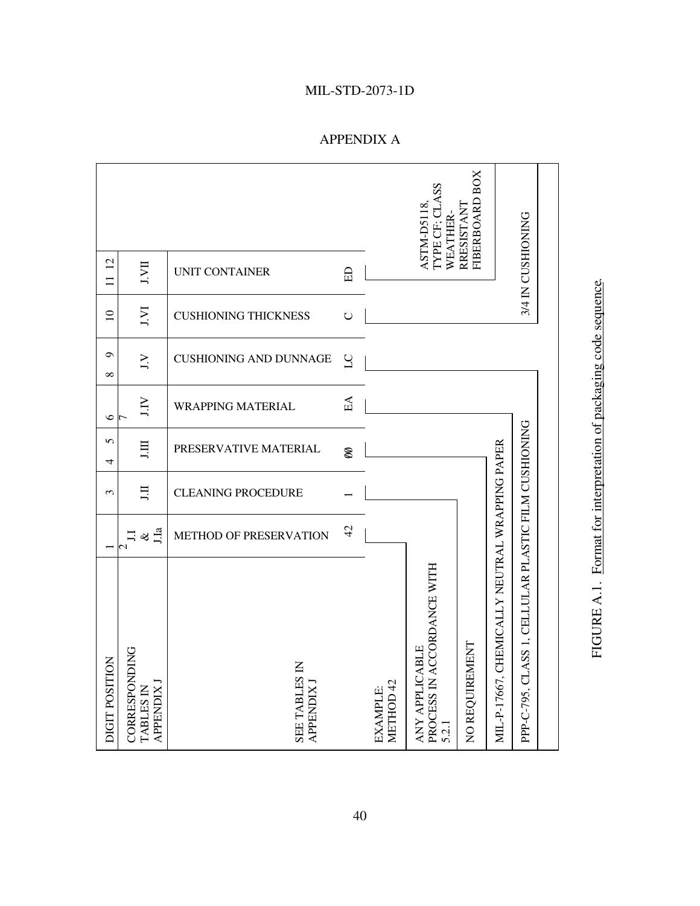## APPENDIX A

| DIGIT POSITION | 1 2 | 3 | 4 5 | 6 7 | 8 9 | 10 | 11 12 |
|---|---|---|---|---|---|---|---|
| CORRESPONDING TABLES IN APPENDIX J | J.I & J.Ia | J.II | J.III | J.IV | J.V | J.VI | J.VII |
| SEE TABLES IN APPENDIX J | METHOD OF PRESERVATION | CLEANING PROCEDURE | PRESERVATIVE MATERIAL | WRAPPING MATERIAL | CUSHIONING AND DUNNAGE | CUSHIONING THICKNESS | UNIT CONTAINER |
| | 42 | 1 | 00 | EA | LC | C | ED |

EXAMPLE:

- METHOD 42 — 42
- ANY APPLICABLE PROCESS IN ACCORDANCE WITH 5.2.1 — 1
- NO REQUIREMENT — 00
- MIL-P-17667, CHEMICALLY NEUTRAL WRAPPING PAPER — EA
- PPP-C-795, CLASS 1, CELLULAR PLASTIC FILM CUSHIONING — LC
- 3/4 IN CUSHIONING — C
- ASTM-D5118, TYPE CF; CLASS WEATHER-RRESISTANT FIBERBOARD BOX — ED

FIGURE A.1. Format for interpretation of packaging code sequence.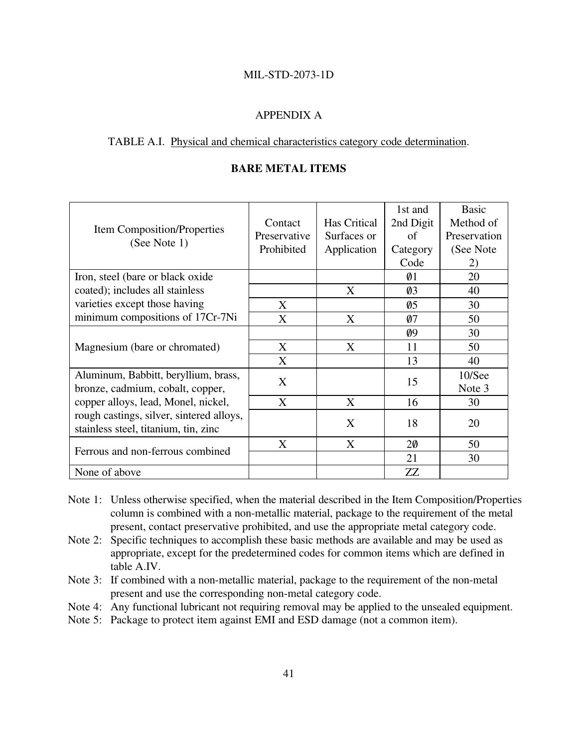## APPENDIX A

TABLE A.I. Physical and chemical characteristics category code determination.

**BARE METAL ITEMS**

| Item Composition/Properties (See Note 1) | Contact Preservative Prohibited | Has Critical Surfaces or Application | 1st and 2nd Digit of Category Code | Basic Method of Preservation (See Note 2) |
|---|---|---|---|---|
| Iron, steel (bare or black oxide coated); includes all stainless varieties except those having minimum compositions of 17Cr-7Ni | | | Ø1 | 20 |
| | | X | Ø3 | 40 |
| | X | | Ø5 | 30 |
| | X | X | Ø7 | 50 |
| Magnesium (bare or chromated) | | | Ø9 | 30 |
| | X | X | 11 | 50 |
| | X | | 13 | 40 |
| Aluminum, Babbitt, beryllium, brass, bronze, cadmium, cobalt, copper, copper alloys, lead, Monel, nickel, rough castings, silver, sintered alloys, stainless steel, titanium, tin, zinc | X | | 15 | 10/See Note 3 |
| | X | X | 16 | 30 |
| | | X | 18 | 20 |
| Ferrous and non-ferrous combined | X | X | 2Ø | 50 |
| | | | 21 | 30 |
| None of above | | | ZZ | |

Note 1: Unless otherwise specified, when the material described in the Item Composition/Properties column is combined with a non-metallic material, package to the requirement of the metal present, contact preservative prohibited, and use the appropriate metal category code.

Note 2: Specific techniques to accomplish these basic methods are available and may be used as appropriate, except for the predetermined codes for common items which are defined in table A.IV.

Note 3: If combined with a non-metallic material, package to the requirement of the non-metal present and use the corresponding non-metal category code.

Note 4: Any functional lubricant not requiring removal may be applied to the unsealed equipment.

Note 5: Package to protect item against EMI and ESD damage (not a common item).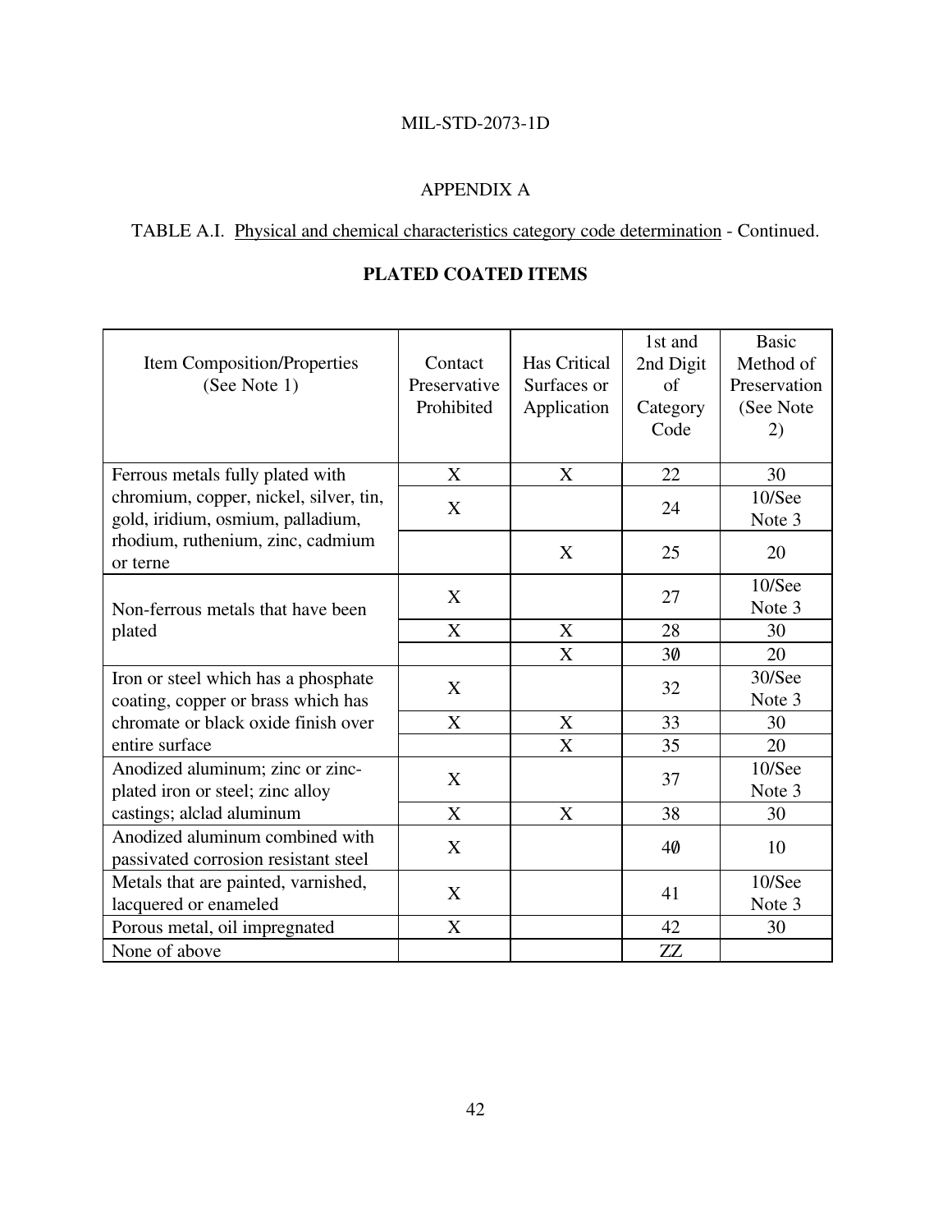## APPENDIX A

TABLE A.I. Physical and chemical characteristics category code determination - Continued.

**PLATED COATED ITEMS**

| Item Composition/Properties (See Note 1) | Contact Preservative Prohibited | Has Critical Surfaces or Application | 1st and 2nd Digit of Category Code | Basic Method of Preservation (See Note 2) |
|---|---|---|---|---|
| Ferrous metals fully plated with chromium, copper, nickel, silver, tin, gold, iridium, osmium, palladium, rhodium, ruthenium, zinc, cadmium or terne | X | X | 22 | 30 |
| | X | | 24 | 10/See Note 3 |
| | | X | 25 | 20 |
| Non-ferrous metals that have been plated | X | | 27 | 10/See Note 3 |
| | X | X | 28 | 30 |
| | | X | 30 | 20 |
| Iron or steel which has a phosphate coating, copper or brass which has chromate or black oxide finish over entire surface | X | | 32 | 30/See Note 3 |
| | X | X | 33 | 30 |
| | | X | 35 | 20 |
| Anodized aluminum; zinc or zinc-plated iron or steel; zinc alloy castings; alclad aluminum | X | | 37 | 10/See Note 3 |
| | X | X | 38 | 30 |
| Anodized aluminum combined with passivated corrosion resistant steel | X | | 40 | 10 |
| Metals that are painted, varnished, lacquered or enameled | X | | 41 | 10/See Note 3 |
| Porous metal, oil impregnated | X | | 42 | 30 |
| None of above | | | ZZ | |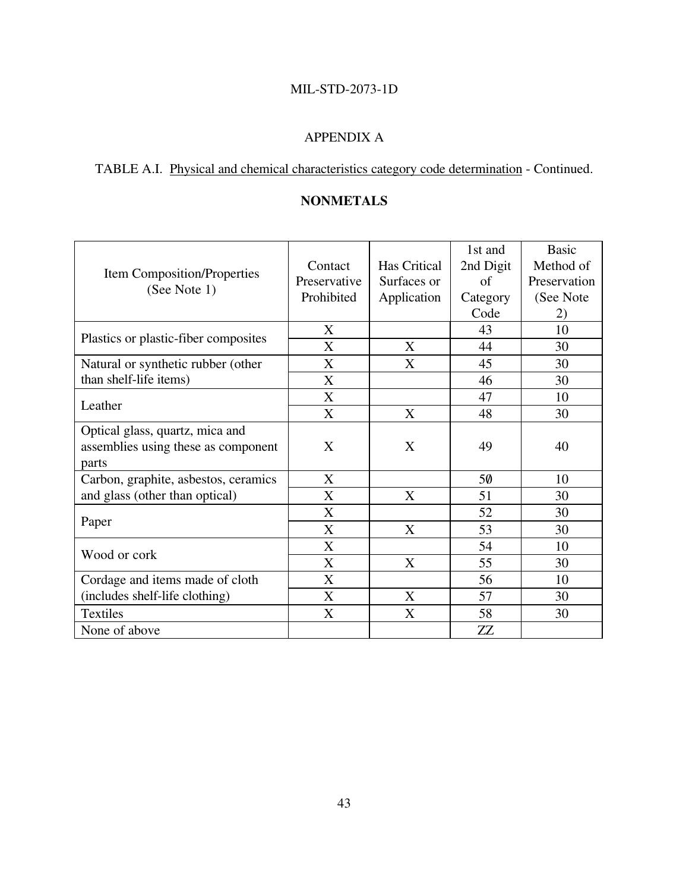## APPENDIX A

TABLE A.I. Physical and chemical characteristics category code determination - Continued.

**NONMETALS**

| Item Composition/Properties (See Note 1) | Contact Preservative Prohibited | Has Critical Surfaces or Application | 1st and 2nd Digit of Category Code | Basic Method of Preservation (See Note 2) |
|---|---|---|---|---|
| Plastics or plastic-fiber composites | X | | 43 | 10 |
| | X | X | 44 | 30 |
| Natural or synthetic rubber (other than shelf-life items) | X | X | 45 | 30 |
| | X | | 46 | 30 |
| Leather | X | | 47 | 10 |
| | X | X | 48 | 30 |
| Optical glass, quartz, mica and assemblies using these as component parts | X | X | 49 | 40 |
| Carbon, graphite, asbestos, ceramics and glass (other than optical) | X | | 5Ø | 10 |
| | X | X | 51 | 30 |
| Paper | X | | 52 | 30 |
| | X | X | 53 | 30 |
| Wood or cork | X | | 54 | 10 |
| | X | X | 55 | 30 |
| Cordage and items made of cloth (includes shelf-life clothing) | X | | 56 | 10 |
| | X | X | 57 | 30 |
| Textiles | X | X | 58 | 30 |
| None of above | | | ZZ | |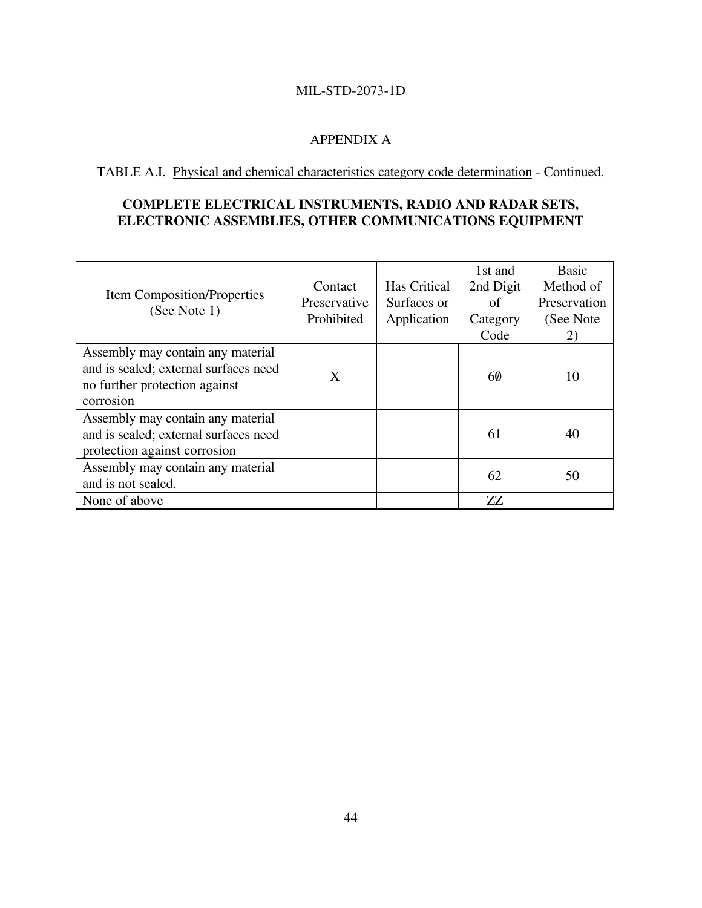APPENDIX A

TABLE A.I. Physical and chemical characteristics category code determination - Continued.

**COMPLETE ELECTRICAL INSTRUMENTS, RADIO AND RADAR SETS, ELECTRONIC ASSEMBLIES, OTHER COMMUNICATIONS EQUIPMENT**

| Item Composition/Properties (See Note 1) | Contact Preservative Prohibited | Has Critical Surfaces or Application | 1st and 2nd Digit of Category Code | Basic Method of Preservation (See Note 2) |
|---|---|---|---|---|
| Assembly may contain any material and is sealed; external surfaces need no further protection against corrosion | X | | 6Ø | 10 |
| Assembly may contain any material and is sealed; external surfaces need protection against corrosion | | | 61 | 40 |
| Assembly may contain any material and is not sealed. | | | 62 | 50 |
| None of above | | | ZZ | |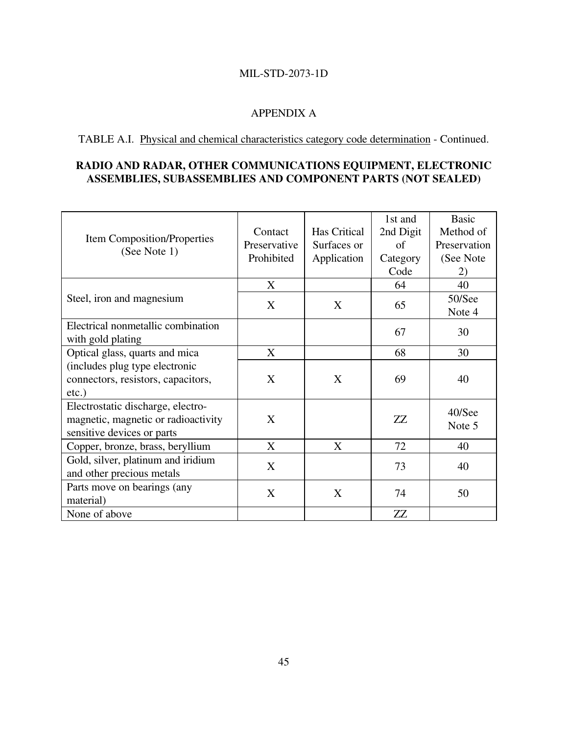## APPENDIX A

TABLE A.I. Physical and chemical characteristics category code determination - Continued.

**RADIO AND RADAR, OTHER COMMUNICATIONS EQUIPMENT, ELECTRONIC ASSEMBLIES, SUBASSEMBLIES AND COMPONENT PARTS (NOT SEALED)**

| Item Composition/Properties (See Note 1) | Contact Preservative Prohibited | Has Critical Surfaces or Application | 1st and 2nd Digit of Category Code | Basic Method of Preservation (See Note 2) |
|---|---|---|---|---|
| Steel, iron and magnesium | X | | 64 | 40 |
| | X | X | 65 | 50/See Note 4 |
| Electrical nonmetallic combination with gold plating | | | 67 | 30 |
| Optical glass, quarts and mica (includes plug type electronic connectors, resistors, capacitors, etc.) | X | | 68 | 30 |
| | X | X | 69 | 40 |
| Electrostatic discharge, electro-magnetic, magnetic or radioactivity sensitive devices or parts | X | | ZZ | 40/See Note 5 |
| Copper, bronze, brass, beryllium | X | X | 72 | 40 |
| Gold, silver, platinum and iridium and other precious metals | X | | 73 | 40 |
| Parts move on bearings (any material) | X | X | 74 | 50 |
| None of above | | | ZZ | |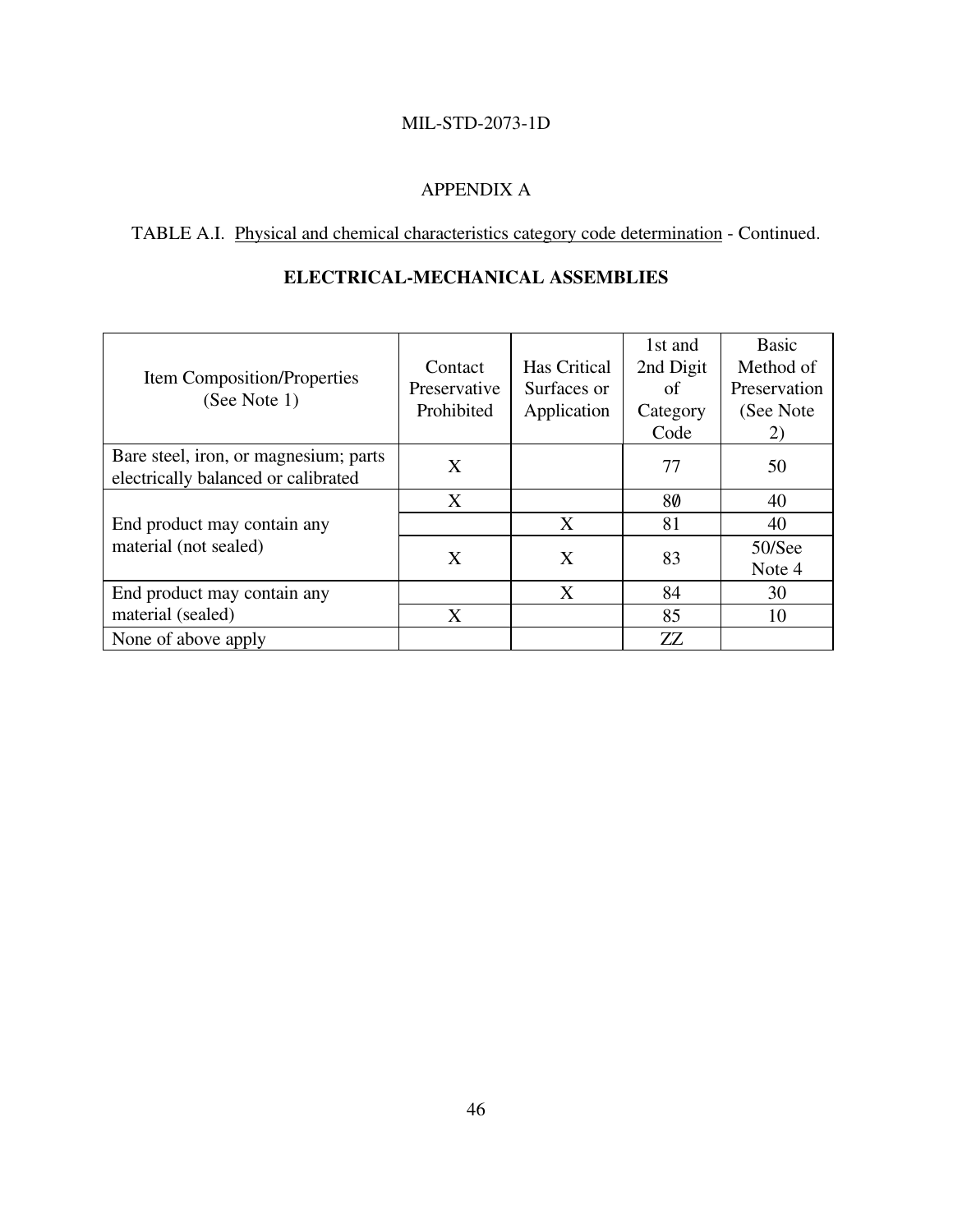## APPENDIX A

TABLE A.I. Physical and chemical characteristics category code determination - Continued.

### ELECTRICAL-MECHANICAL ASSEMBLIES

| Item Composition/Properties (See Note 1) | Contact Preservative Prohibited | Has Critical Surfaces or Application | 1st and 2nd Digit of Category Code | Basic Method of Preservation (See Note 2) |
|---|---|---|---|---|
| Bare steel, iron, or magnesium; parts electrically balanced or calibrated | X | | 77 | 50 |
| End product may contain any material (not sealed) | X | | 8Ø | 40 |
| | | X | 81 | 40 |
| | X | X | 83 | 50/See Note 4 |
| End product may contain any material (sealed) | | X | 84 | 30 |
| | X | | 85 | 10 |
| None of above apply | | | ZZ | |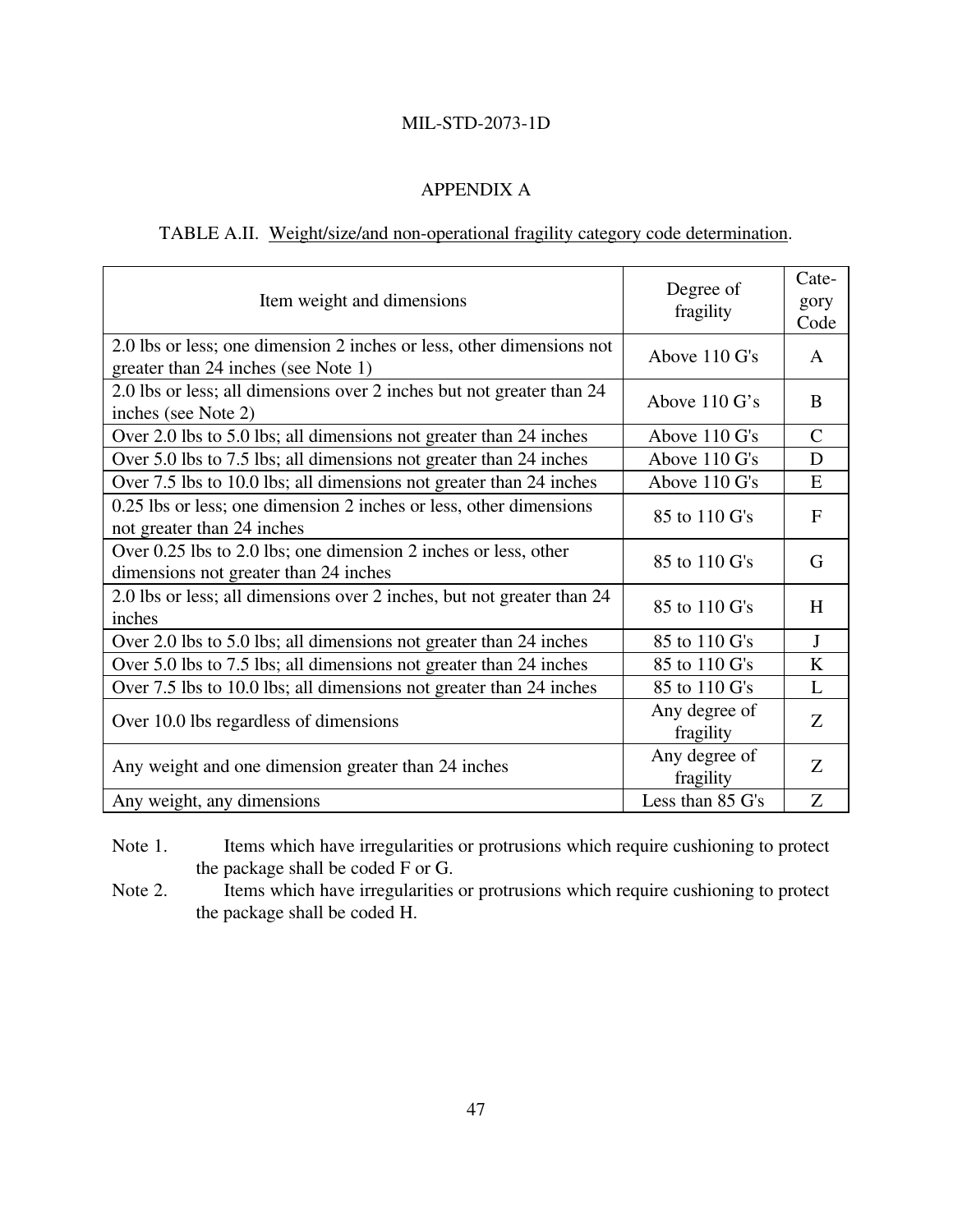## APPENDIX A

TABLE A.II. Weight/size/and non-operational fragility category code determination.

| Item weight and dimensions | Degree of fragility | Cate-gory Code |
|---|---|---|
| 2.0 lbs or less; one dimension 2 inches or less, other dimensions not greater than 24 inches (see Note 1) | Above 110 G's | A |
| 2.0 lbs or less; all dimensions over 2 inches but not greater than 24 inches (see Note 2) | Above 110 G's | B |
| Over 2.0 lbs to 5.0 lbs; all dimensions not greater than 24 inches | Above 110 G's | C |
| Over 5.0 lbs to 7.5 lbs; all dimensions not greater than 24 inches | Above 110 G's | D |
| Over 7.5 lbs to 10.0 lbs; all dimensions not greater than 24 inches | Above 110 G's | E |
| 0.25 lbs or less; one dimension 2 inches or less, other dimensions not greater than 24 inches | 85 to 110 G's | F |
| Over 0.25 lbs to 2.0 lbs; one dimension 2 inches or less, other dimensions not greater than 24 inches | 85 to 110 G's | G |
| 2.0 lbs or less; all dimensions over 2 inches, but not greater than 24 inches | 85 to 110 G's | H |
| Over 2.0 lbs to 5.0 lbs; all dimensions not greater than 24 inches | 85 to 110 G's | J |
| Over 5.0 lbs to 7.5 lbs; all dimensions not greater than 24 inches | 85 to 110 G's | K |
| Over 7.5 lbs to 10.0 lbs; all dimensions not greater than 24 inches | 85 to 110 G's | L |
| Over 10.0 lbs regardless of dimensions | Any degree of fragility | Z |
| Any weight and one dimension greater than 24 inches | Any degree of fragility | Z |
| Any weight, any dimensions | Less than 85 G's | Z |

Note 1. Items which have irregularities or protrusions which require cushioning to protect the package shall be coded F or G.

Note 2. Items which have irregularities or protrusions which require cushioning to protect the package shall be coded H.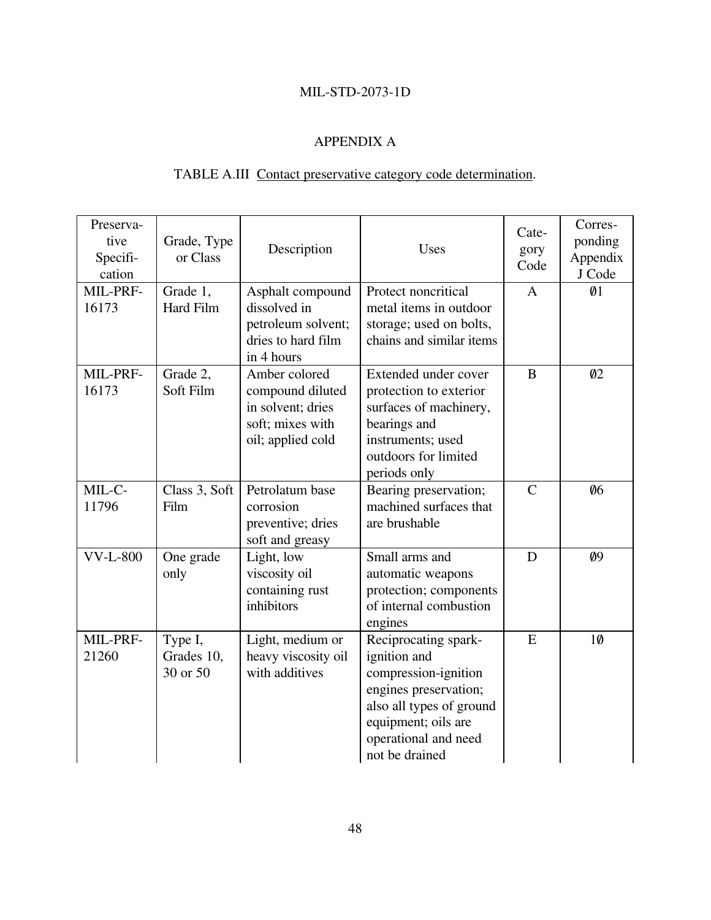## APPENDIX A

### TABLE A.III Contact preservative category code determination.

| Preservative Specification | Grade, Type or Class | Description | Uses | Category Code | Corresponding Appendix J Code |
|---|---|---|---|---|---|
| MIL-PRF-16173 | Grade 1, Hard Film | Asphalt compound dissolved in petroleum solvent; dries to hard film in 4 hours | Protect noncritical metal items in outdoor storage; used on bolts, chains and similar items | A | Ø1 |
| MIL-PRF-16173 | Grade 2, Soft Film | Amber colored compound diluted in solvent; dries soft; mixes with oil; applied cold | Extended under cover protection to exterior surfaces of machinery, bearings and instruments; used outdoors for limited periods only | B | Ø2 |
| MIL-C-11796 | Class 3, Soft Film | Petrolatum base corrosion preventive; dries soft and greasy | Bearing preservation; machined surfaces that are brushable | C | Ø6 |
| VV-L-800 | One grade only | Light, low viscosity oil containing rust inhibitors | Small arms and automatic weapons protection; components of internal combustion engines | D | Ø9 |
| MIL-PRF-21260 | Type I, Grades 10, 30 or 50 | Light, medium or heavy viscosity oil with additives | Reciprocating spark-ignition and compression-ignition engines preservation; also all types of ground equipment; oils are operational and need not be drained | E | 1Ø |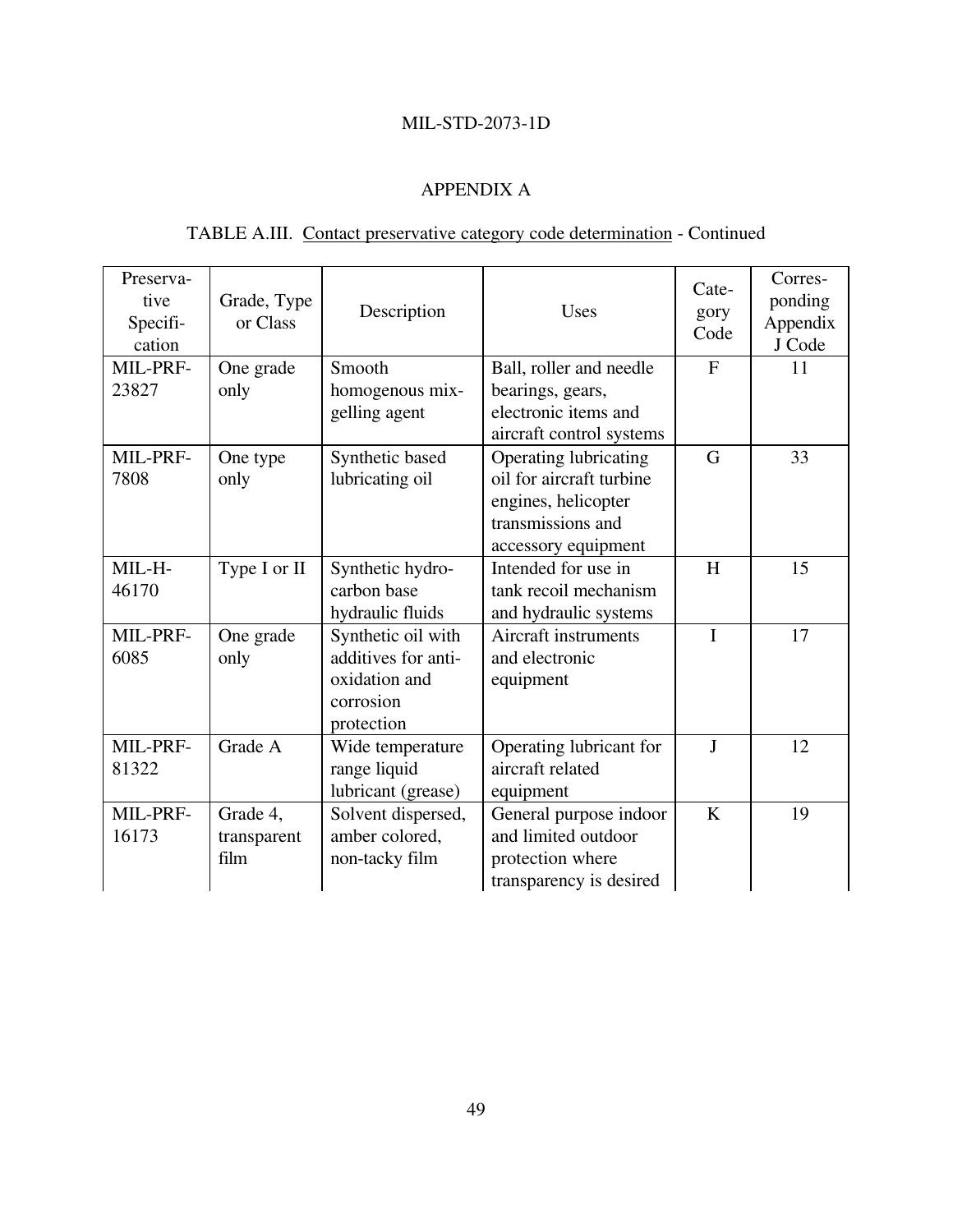## APPENDIX A

TABLE A.III. Contact preservative category code determination - Continued

| Preservative Specification | Grade, Type or Class | Description | Uses | Category Code | Corresponding Appendix J Code |
|---|---|---|---|---|---|
| MIL-PRF-23827 | One grade only | Smooth homogenous mix-gelling agent | Ball, roller and needle bearings, gears, electronic items and aircraft control systems | F | 11 |
| MIL-PRF-7808 | One type only | Synthetic based lubricating oil | Operating lubricating oil for aircraft turbine engines, helicopter transmissions and accessory equipment | G | 33 |
| MIL-H-46170 | Type I or II | Synthetic hydrocarbon base hydraulic fluids | Intended for use in tank recoil mechanism and hydraulic systems | H | 15 |
| MIL-PRF-6085 | One grade only | Synthetic oil with additives for anti-oxidation and corrosion protection | Aircraft instruments and electronic equipment | I | 17 |
| MIL-PRF-81322 | Grade A | Wide temperature range liquid lubricant (grease) | Operating lubricant for aircraft related equipment | J | 12 |
| MIL-PRF-16173 | Grade 4, transparent film | Solvent dispersed, amber colored, non-tacky film | General purpose indoor and limited outdoor protection where transparency is desired | K | 19 |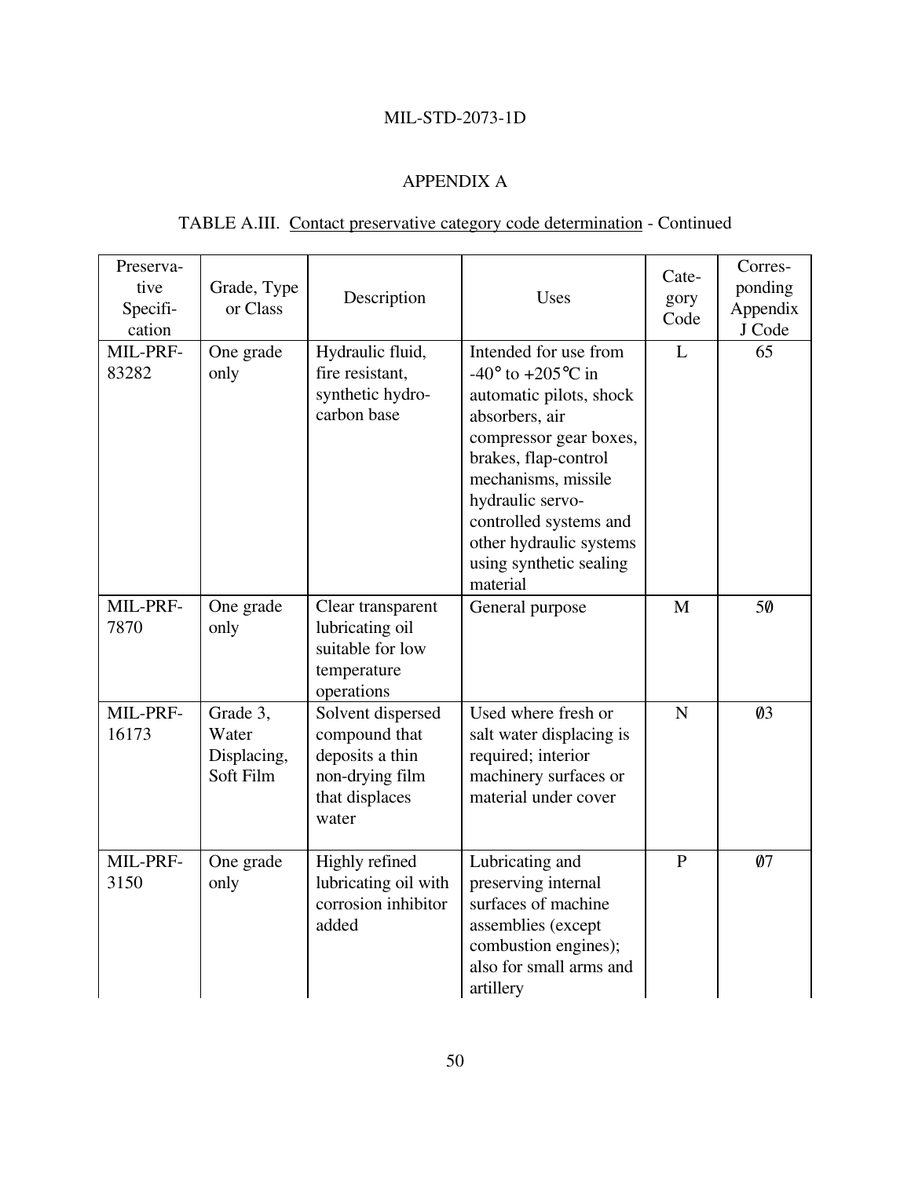## APPENDIX A

### TABLE A.III. Contact preservative category code determination - Continued

| Preservative Specification | Grade, Type or Class | Description | Uses | Category Code | Corresponding Appendix J Code |
|---|---|---|---|---|---|
| MIL-PRF-83282 | One grade only | Hydraulic fluid, fire resistant, synthetic hydrocarbon base | Intended for use from -40° to +205°C in automatic pilots, shock absorbers, air compressor gear boxes, brakes, flap-control mechanisms, missile hydraulic servo-controlled systems and other hydraulic systems using synthetic sealing material | L | 65 |
| MIL-PRF-7870 | One grade only | Clear transparent lubricating oil suitable for low temperature operations | General purpose | M | 5Ø |
| MIL-PRF-16173 | Grade 3, Water Displacing, Soft Film | Solvent dispersed compound that deposits a thin non-drying film that displaces water | Used where fresh or salt water displacing is required; interior machinery surfaces or material under cover | N | Ø3 |
| MIL-PRF-3150 | One grade only | Highly refined lubricating oil with corrosion inhibitor added | Lubricating and preserving internal surfaces of machine assemblies (except combustion engines); also for small arms and artillery | P | Ø7 |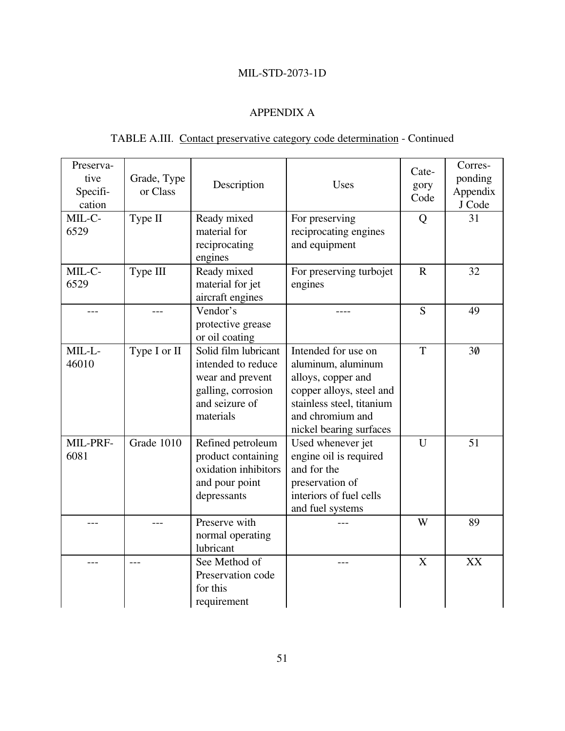## APPENDIX A

### TABLE A.III. Contact preservative category code determination - Continued

| Preservative Specification | Grade, Type or Class | Description | Uses | Category Code | Corresponding Appendix J Code |
|---|---|---|---|---|---|
| MIL-C-6529 | Type II | Ready mixed material for reciprocating engines | For preserving reciprocating engines and equipment | Q | 31 |
| MIL-C-6529 | Type III | Ready mixed material for jet aircraft engines | For preserving turbojet engines | R | 32 |
| --- | --- | Vendor's protective grease or oil coating | ---- | S | 49 |
| MIL-L-46010 | Type I or II | Solid film lubricant intended to reduce wear and prevent galling, corrosion and seizure of materials | Intended for use on aluminum, aluminum alloys, copper and copper alloys, steel and stainless steel, titanium and chromium and nickel bearing surfaces | T | 30 |
| MIL-PRF-6081 | Grade 1010 | Refined petroleum product containing oxidation inhibitors and pour point depressants | Used whenever jet engine oil is required and for the preservation of interiors of fuel cells and fuel systems | U | 51 |
| --- | --- | Preserve with normal operating lubricant | --- | W | 89 |
| --- | --- | See Method of Preservation code for this requirement | --- | X | XX |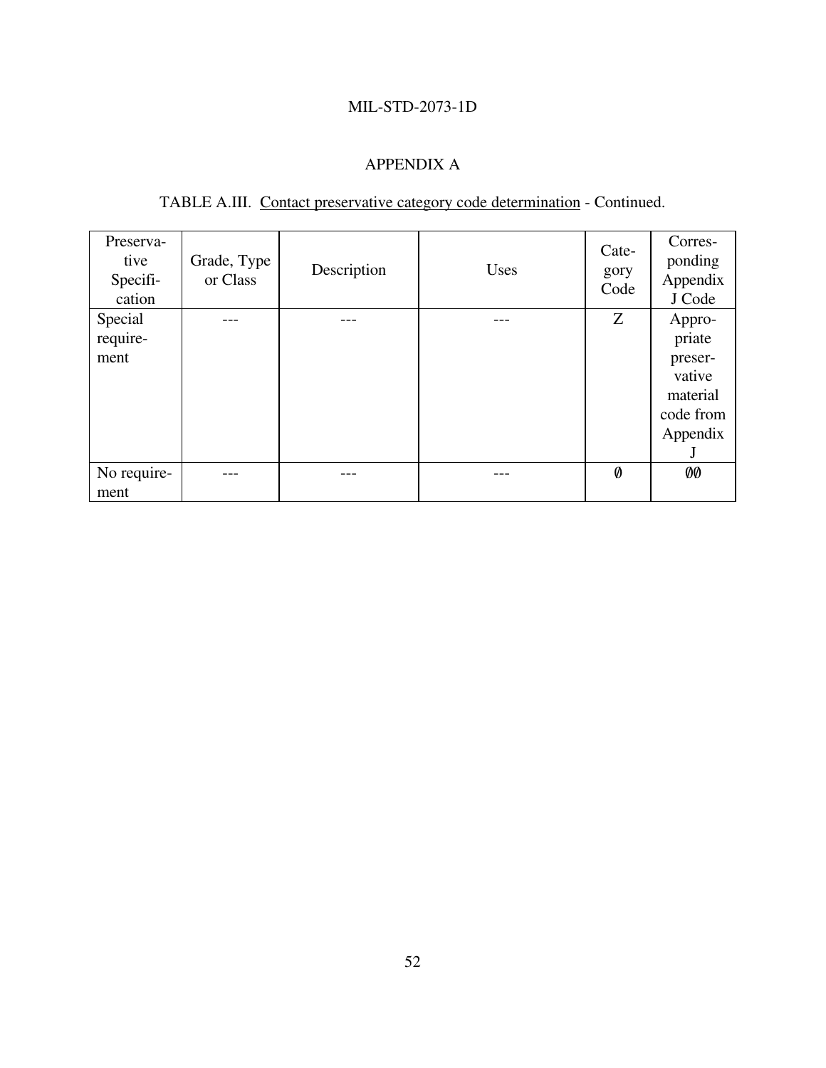## APPENDIX A

TABLE A.III. Contact preservative category code determination - Continued.

| Preservative Specification | Grade, Type or Class | Description | Uses | Category Code | Corresponding Appendix J Code |
|---|---|---|---|---|---|
| Special requirement | --- | --- | --- | Z | Appropriate preservative material code from Appendix J |
| No requirement | --- | --- | --- | Ø | ØØ |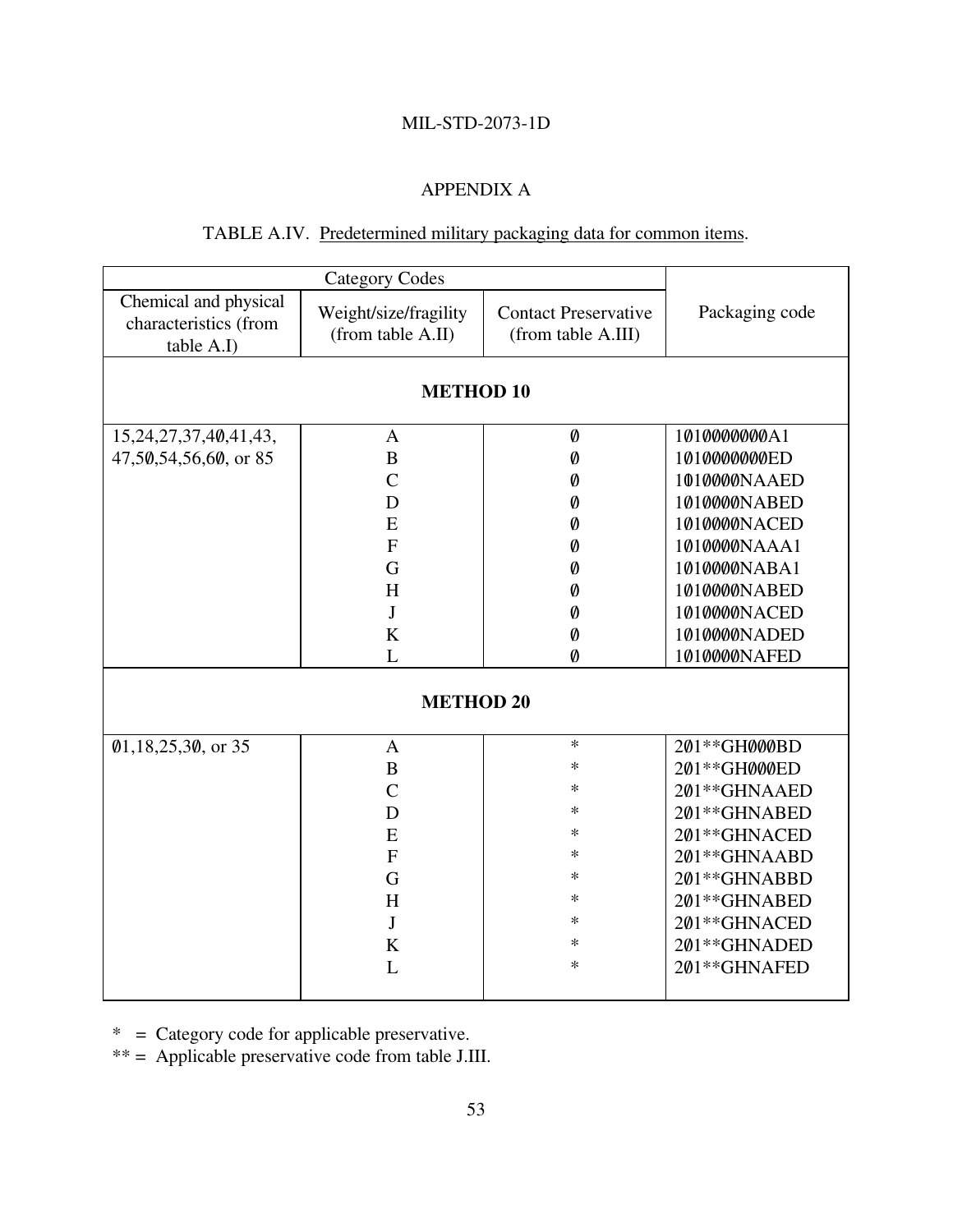MIL-STD-2073-1D

## APPENDIX A

TABLE A.IV. Predetermined military packaging data for common items.

| Category Codes | | | Packaging code |
|---|---|---|---|
| Chemical and physical characteristics (from table A.I) | Weight/size/fragility (from table A.II) | Contact Preservative (from table A.III) | |
| **METHOD 10** | | | |
| 15,24,27,37,4Ø,41,43, 47,5Ø,54,56,6Ø, or 85 | A | Ø | 1Ø1ØØØØØØØA1 |
| | B | Ø | 1Ø1ØØØØØØØED |
| | C | Ø | 1Ø1ØØØØNAAED |
| | D | Ø | 1Ø1ØØØØNABED |
| | E | Ø | 1Ø1ØØØØNACED |
| | F | Ø | 1Ø1ØØØØNAAA1 |
| | G | Ø | 1Ø1ØØØØNABA1 |
| | H | Ø | 1Ø1ØØØØNABED |
| | J | Ø | 1Ø1ØØØØNACED |
| | K | Ø | 1Ø1ØØØØNADED |
| | L | Ø | 1Ø1ØØØØNAFED |
| **METHOD 20** | | | |
| Ø1,18,25,3Ø, or 35 | A | * | 2Ø1**GHØØØBD |
| | B | * | 2Ø1**GHØØØED |
| | C | * | 2Ø1**GHNAAED |
| | D | * | 2Ø1**GHNABED |
| | E | * | 2Ø1**GHNACED |
| | F | * | 2Ø1**GHNAABD |
| | G | * | 2Ø1**GHNABBD |
| | H | * | 2Ø1**GHNABED |
| | J | * | 2Ø1**GHNACED |
| | K | * | 2Ø1**GHNADED |
| | L | * | 2Ø1**GHNAFED |

* = Category code for applicable preservative.

** = Applicable preservative code from table J.III.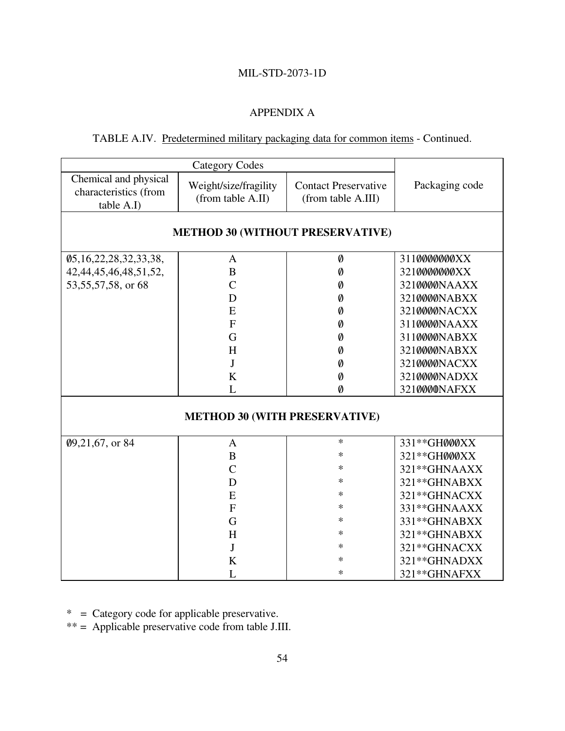MIL-STD-2073-1D

APPENDIX A

TABLE A.IV. Predetermined military packaging data for common items - Continued.

| Category Codes | | | Packaging code |
|---|---|---|---|
| Chemical and physical characteristics (from table A.I) | Weight/size/fragility (from table A.II) | Contact Preservative (from table A.III) | |
| **METHOD 30 (WITHOUT PRESERVATIVE)** | | | |
| Ø5,16,22,28,32,33,38, 42,44,45,46,48,51,52, 53,55,57,58, or 68 | A | Ø | 311ØØØØØØXX |
| | B | Ø | 321ØØØØØØXX |
| | C | Ø | 321ØØØØNAAXX |
| | D | Ø | 321ØØØØNABXX |
| | E | Ø | 321ØØØØNACXX |
| | F | Ø | 311ØØØØNAAXX |
| | G | Ø | 311ØØØØNABXX |
| | H | Ø | 321ØØØØNABXX |
| | J | Ø | 321ØØØØNACXX |
| | K | Ø | 321ØØØØNADXX |
| | L | Ø | 321ØØØØNAFXX |
| **METHOD 30 (WITH PRESERVATIVE)** | | | |
| Ø9,21,67, or 84 | A | * | 331**GHØØØXX |
| | B | * | 321**GHØØØXX |
| | C | * | 321**GHNAAXX |
| | D | * | 321**GHNABXX |
| | E | * | 321**GHNACXX |
| | F | * | 331**GHNAAXX |
| | G | * | 331**GHNABXX |
| | H | * | 321**GHNABXX |
| | J | * | 321**GHNACXX |
| | K | * | 321**GHNADXX |
| | L | * | 321**GHNAFXX |

* = Category code for applicable preservative.
** = Applicable preservative code from table J.III.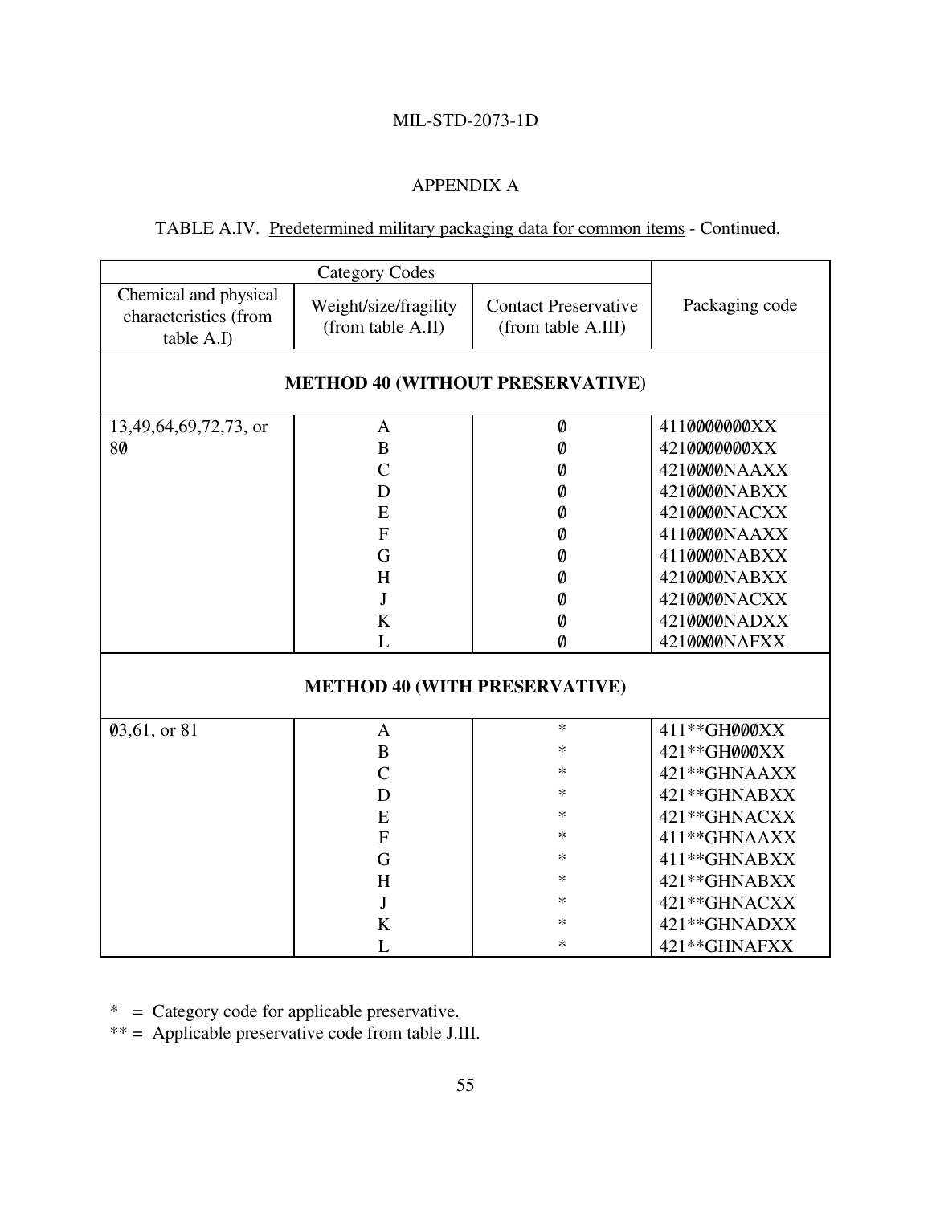## APPENDIX A

TABLE A.IV. Predetermined military packaging data for common items - Continued.

| Category Codes | | | Packaging code |
|---|---|---|---|
| Chemical and physical characteristics (from table A.I) | Weight/size/fragility (from table A.II) | Contact Preservative (from table A.III) | |
| **METHOD 40 (WITHOUT PRESERVATIVE)** | | | |
| 13,49,64,69,72,73, or 8Ø | A | Ø | 411ØØØØØØXX |
| | B | Ø | 421ØØØØØØXX |
| | C | Ø | 421ØØØØNAAXX |
| | D | Ø | 421ØØØØNABXX |
| | E | Ø | 421ØØØØNACXX |
| | F | Ø | 411ØØØØNAAXX |
| | G | Ø | 411ØØØØNABXX |
| | H | Ø | 421ØØØØNABXX |
| | J | Ø | 421ØØØØNACXX |
| | K | Ø | 421ØØØØNADXX |
| | L | Ø | 421ØØØØNAFXX |
| **METHOD 40 (WITH PRESERVATIVE)** | | | |
| Ø3,61, or 81 | A | * | 411**GHØØØXX |
| | B | * | 421**GHØØØXX |
| | C | * | 421**GHNAAXX |
| | D | * | 421**GHNABXX |
| | E | * | 421**GHNACXX |
| | F | * | 411**GHNAAXX |
| | G | * | 411**GHNABXX |
| | H | * | 421**GHNABXX |
| | J | * | 421**GHNACXX |
| | K | * | 421**GHNADXX |
| | L | * | 421**GHNAFXX |

* = Category code for applicable preservative.
** = Applicable preservative code from table J.III.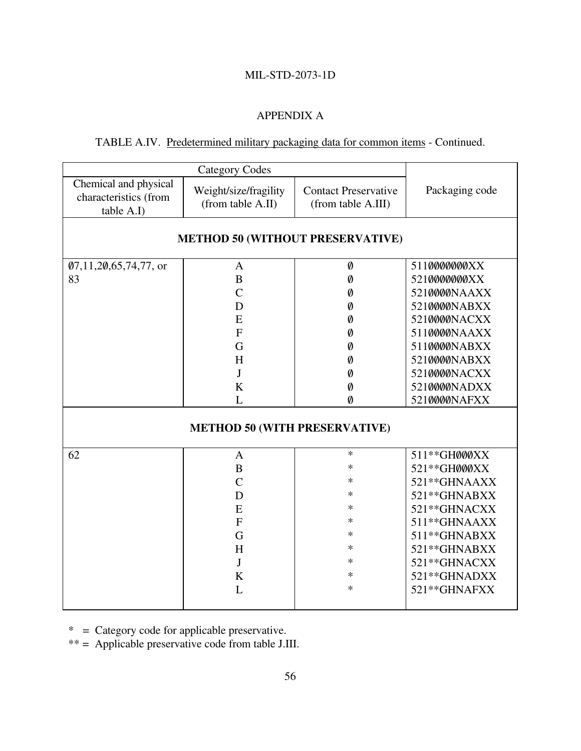## APPENDIX A

TABLE A.IV. Predetermined military packaging data for common items - Continued.

| Category Codes | | | Packaging code |
|---|---|---|---|
| Chemical and physical characteristics (from table A.I) | Weight/size/fragility (from table A.II) | Contact Preservative (from table A.III) | |
| **METHOD 50 (WITHOUT PRESERVATIVE)** | | | |
| Ø7,11,2Ø,65,74,77, or 83 | A | Ø | 511ØØØØØØØXX |
| | B | Ø | 521ØØØØØØØXX |
| | C | Ø | 521ØØØØNAAXX |
| | D | Ø | 521ØØØØNABXX |
| | E | Ø | 521ØØØØNACXX |
| | F | Ø | 511ØØØØNAAXX |
| | G | Ø | 511ØØØØNABXX |
| | H | Ø | 521ØØØØNABXX |
| | J | Ø | 521ØØØØNACXX |
| | K | Ø | 521ØØØØNADXX |
| | L | Ø | 521ØØØØNAFXX |
| **METHOD 50 (WITH PRESERVATIVE)** | | | |
| 62 | A | * | 511**GHØØØXX |
| | B | * | 521**GHØØØXX |
| | C | * | 521**GHNAAXX |
| | D | * | 521**GHNABXX |
| | E | * | 521**GHNACXX |
| | F | * | 511**GHNAAXX |
| | G | * | 511**GHNABXX |
| | H | * | 521**GHNABXX |
| | J | * | 521**GHNACXX |
| | K | * | 521**GHNADXX |
| | L | * | 521**GHNAFXX |

\* = Category code for applicable preservative.

\** = Applicable preservative code from table J.III.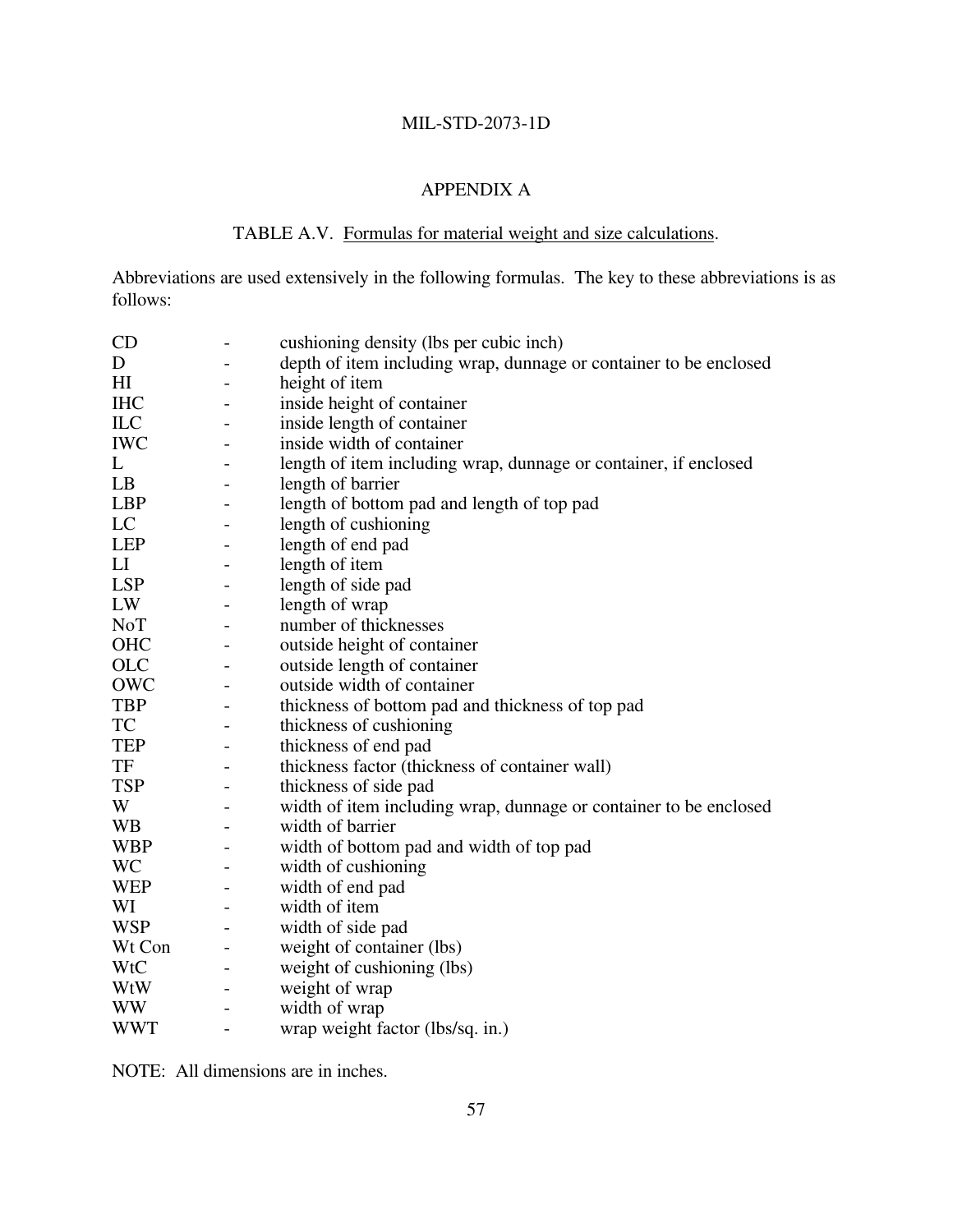## APPENDIX A

### TABLE A.V. Formulas for material weight and size calculations.

Abbreviations are used extensively in the following formulas. The key to these abbreviations is as follows:

| | | |
|---|---|---|
| CD | - | cushioning density (lbs per cubic inch) |
| D | - | depth of item including wrap, dunnage or container to be enclosed |
| HI | - | height of item |
| IHC | - | inside height of container |
| ILC | - | inside length of container |
| IWC | - | inside width of container |
| L | - | length of item including wrap, dunnage or container, if enclosed |
| LB | - | length of barrier |
| LBP | - | length of bottom pad and length of top pad |
| LC | - | length of cushioning |
| LEP | - | length of end pad |
| LI | - | length of item |
| LSP | - | length of side pad |
| LW | - | length of wrap |
| NoT | - | number of thicknesses |
| OHC | - | outside height of container |
| OLC | - | outside length of container |
| OWC | - | outside width of container |
| TBP | - | thickness of bottom pad and thickness of top pad |
| TC | - | thickness of cushioning |
| TEP | - | thickness of end pad |
| TF | - | thickness factor (thickness of container wall) |
| TSP | - | thickness of side pad |
| W | - | width of item including wrap, dunnage or container to be enclosed |
| WB | - | width of barrier |
| WBP | - | width of bottom pad and width of top pad |
| WC | - | width of cushioning |
| WEP | - | width of end pad |
| WI | - | width of item |
| WSP | - | width of side pad |
| Wt Con | - | weight of container (lbs) |
| WtC | - | weight of cushioning (lbs) |
| WtW | - | weight of wrap |
| WW | - | width of wrap |
| WWT | - | wrap weight factor (lbs/sq. in.) |

NOTE: All dimensions are in inches.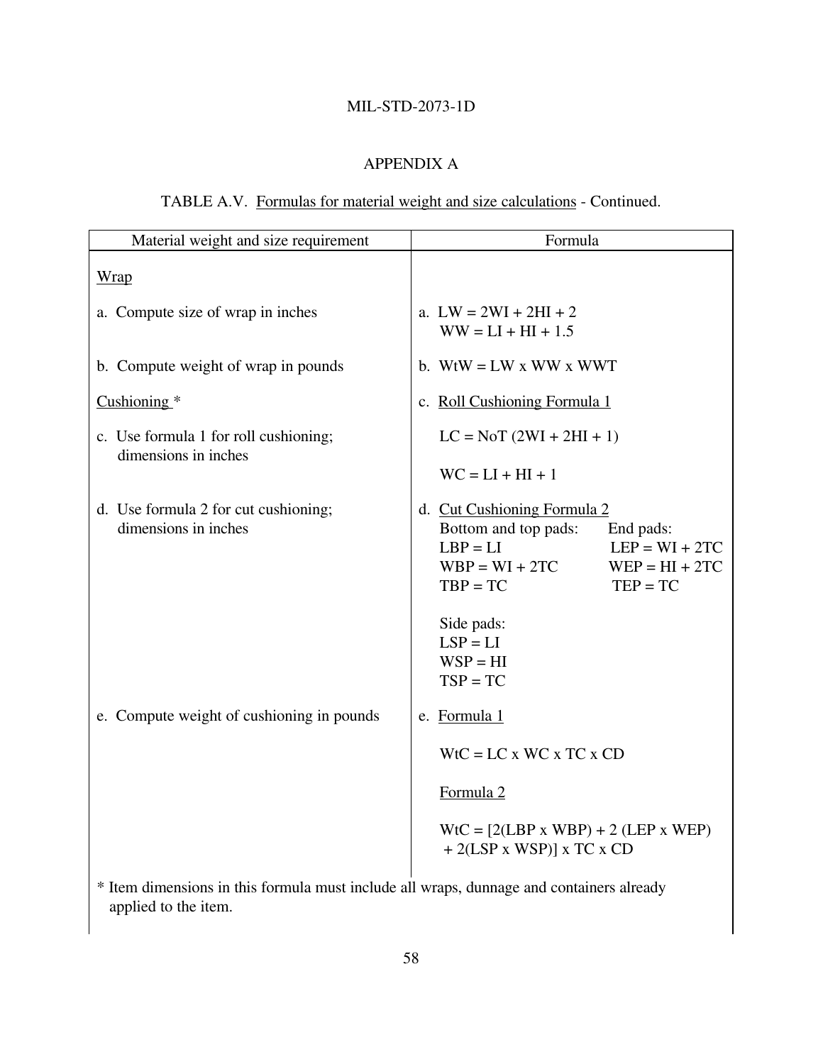## APPENDIX A

TABLE A.V. Formulas for material weight and size calculations - Continued.

| Material weight and size requirement | Formula |
|---|---|
| <u>Wrap</u> | |
| a. Compute size of wrap in inches | a. LW = 2WI + 2HI + 2<br>WW = LI + HI + 1.5 |
| b. Compute weight of wrap in pounds | b. WtW = LW x WW x WWT |
| <u>Cushioning</u> * | c. <u>Roll Cushioning Formula 1</u> |
| c. Use formula 1 for roll cushioning; dimensions in inches | LC = NoT (2WI + 2HI + 1)<br><br>WC = LI + HI + 1 |
| d. Use formula 2 for cut cushioning; dimensions in inches | d. <u>Cut Cushioning Formula 2</u><br>Bottom and top pads: LBP = LI; WBP = WI + 2TC; TBP = TC<br>End pads: LEP = WI + 2TC; WEP = HI + 2TC; TEP = TC<br><br>Side pads:<br>LSP = LI<br>WSP = HI<br>TSP = TC |
| e. Compute weight of cushioning in pounds | e. <u>Formula 1</u><br><br>WtC = LC x WC x TC x CD<br><br><u>Formula 2</u><br><br>WtC = [2(LBP x WBP) + 2 (LEP x WEP) + 2(LSP x WSP)] x TC x CD |

* Item dimensions in this formula must include all wraps, dunnage and containers already applied to the item.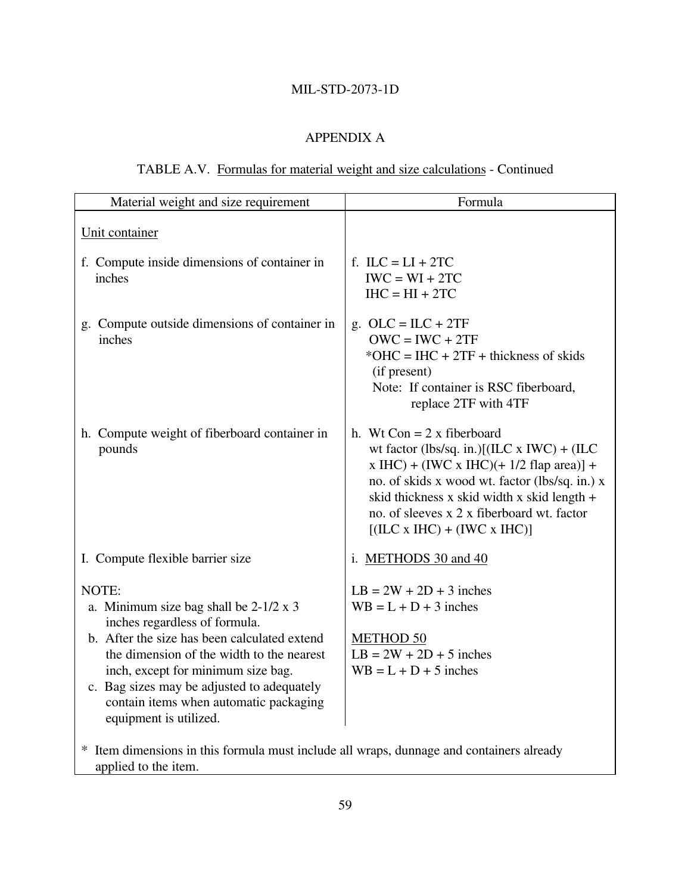## APPENDIX A

TABLE A.V. Formulas for material weight and size calculations - Continued

| Material weight and size requirement | Formula |
|---|---|
| Unit container | |
| f. Compute inside dimensions of container in inches | f. ILC = LI + 2TC<br>IWC = WI + 2TC<br>IHC = HI + 2TC |
| g. Compute outside dimensions of container in inches | g. OLC = ILC + 2TF<br>OWC = IWC + 2TF<br>*OHC = IHC + 2TF + thickness of skids (if present)<br>Note: If container is RSC fiberboard, replace 2TF with 4TF |
| h. Compute weight of fiberboard container in pounds | h. Wt Con = 2 x fiberboard wt factor (lbs/sq. in.)[(ILC x IWC) + (ILC x IHC) + (IWC x IHC)(+ 1/2 flap area)] + no. of skids x wood wt. factor (lbs/sq. in.) x skid thickness x skid width x skid length + no. of sleeves x 2 x fiberboard wt. factor [(ILC x IHC) + (IWC x IHC)] |
| I. Compute flexible barrier size<br><br>NOTE:<br>a. Minimum size bag shall be 2-1/2 x 3 inches regardless of formula.<br>b. After the size has been calculated extend the dimension of the width to the nearest inch, except for minimum size bag.<br>c. Bag sizes may be adjusted to adequately contain items when automatic packaging equipment is utilized. | i. METHODS 30 and 40<br><br>LB = 2W + 2D + 3 inches<br>WB = L + D + 3 inches<br><br>METHOD 50<br>LB = 2W + 2D + 5 inches<br>WB = L + D + 5 inches |

\* Item dimensions in this formula must include all wraps, dunnage and containers already applied to the item.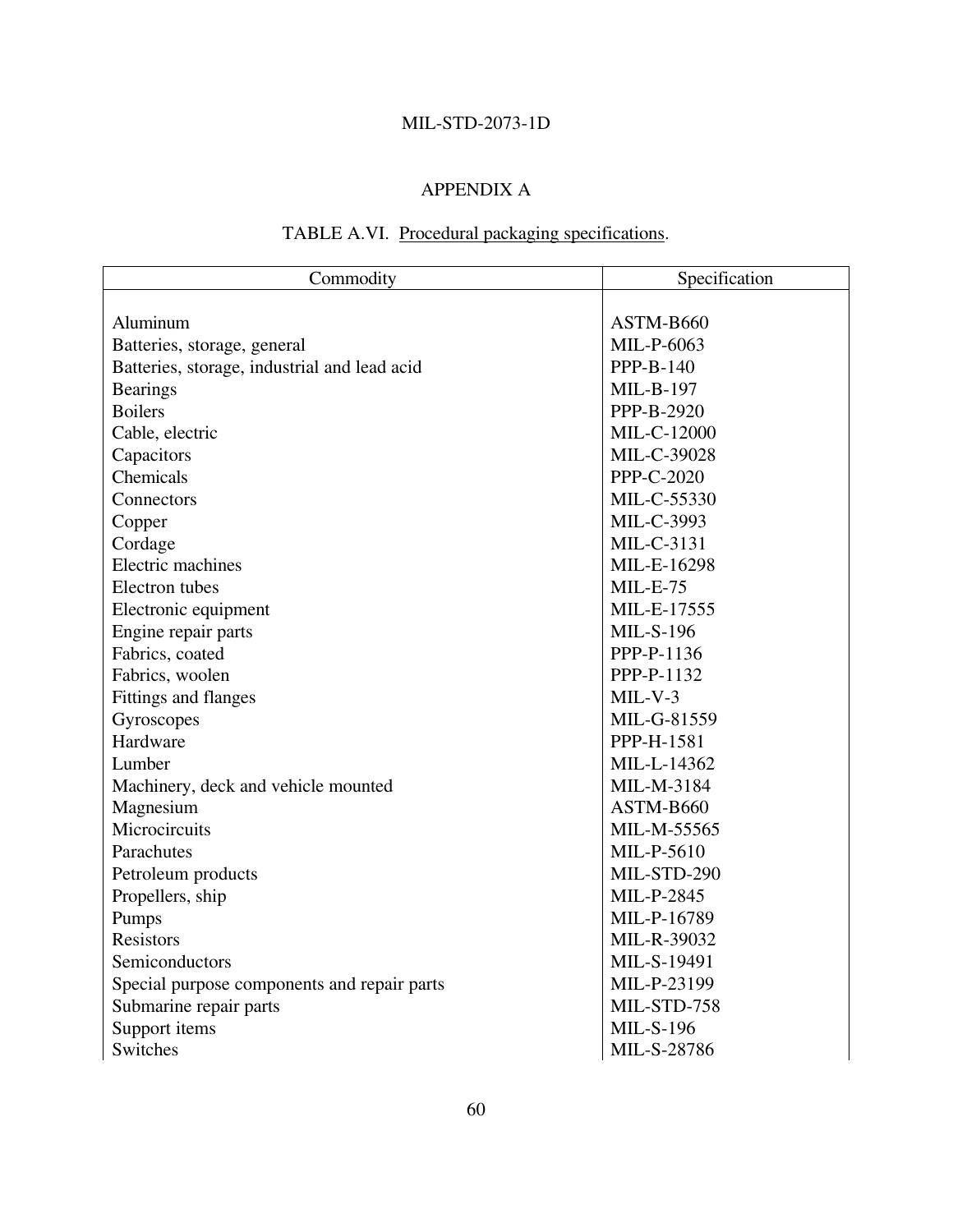## APPENDIX A

TABLE A.VI. Procedural packaging specifications.

| Commodity | Specification |
|---|---|
| Aluminum | ASTM-B660 |
| Batteries, storage, general | MIL-P-6063 |
| Batteries, storage, industrial and lead acid | PPP-B-140 |
| Bearings | MIL-B-197 |
| Boilers | PPP-B-2920 |
| Cable, electric | MIL-C-12000 |
| Capacitors | MIL-C-39028 |
| Chemicals | PPP-C-2020 |
| Connectors | MIL-C-55330 |
| Copper | MIL-C-3993 |
| Cordage | MIL-C-3131 |
| Electric machines | MIL-E-16298 |
| Electron tubes | MIL-E-75 |
| Electronic equipment | MIL-E-17555 |
| Engine repair parts | MIL-S-196 |
| Fabrics, coated | PPP-P-1136 |
| Fabrics, woolen | PPP-P-1132 |
| Fittings and flanges | MIL-V-3 |
| Gyroscopes | MIL-G-81559 |
| Hardware | PPP-H-1581 |
| Lumber | MIL-L-14362 |
| Machinery, deck and vehicle mounted | MIL-M-3184 |
| Magnesium | ASTM-B660 |
| Microcircuits | MIL-M-55565 |
| Parachutes | MIL-P-5610 |
| Petroleum products | MIL-STD-290 |
| Propellers, ship | MIL-P-2845 |
| Pumps | MIL-P-16789 |
| Resistors | MIL-R-39032 |
| Semiconductors | MIL-S-19491 |
| Special purpose components and repair parts | MIL-P-23199 |
| Submarine repair parts | MIL-STD-758 |
| Support items | MIL-S-196 |
| Switches | MIL-S-28786 |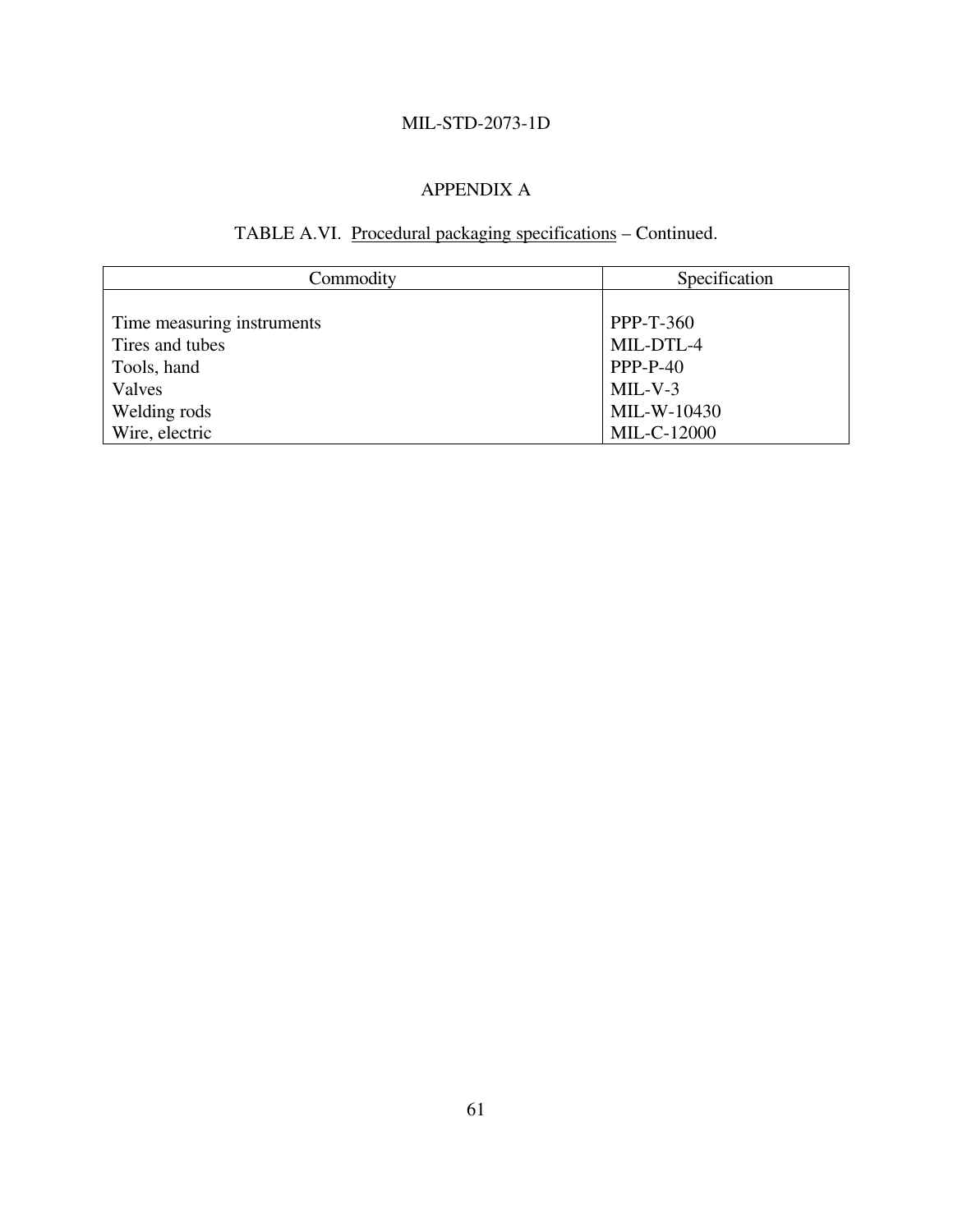# APPENDIX A

TABLE A.VI. Procedural packaging specifications – Continued.

| Commodity | Specification |
|---|---|
| Time measuring instruments | PPP-T-360 |
| Tires and tubes | MIL-DTL-4 |
| Tools, hand | PPP-P-40 |
| Valves | MIL-V-3 |
| Welding rods | MIL-W-10430 |
| Wire, electric | MIL-C-12000 |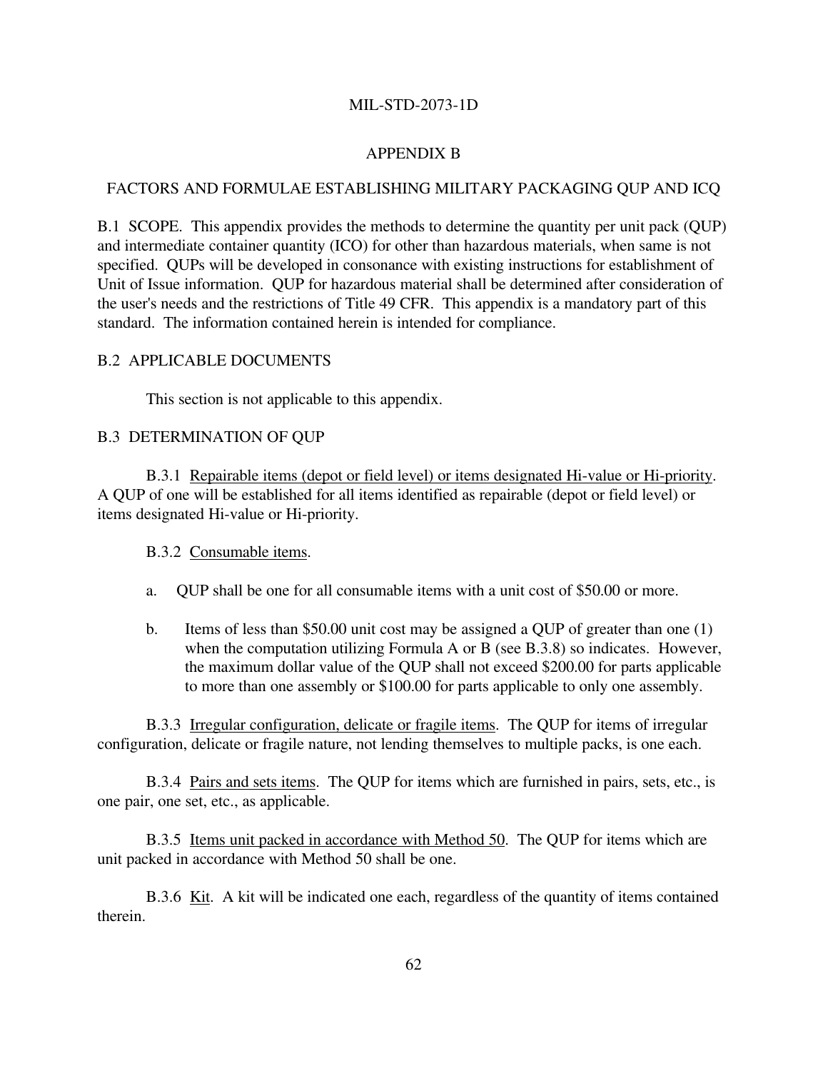# APPENDIX B

## FACTORS AND FORMULAE ESTABLISHING MILITARY PACKAGING QUP AND ICQ

B.1 SCOPE. This appendix provides the methods to determine the quantity per unit pack (QUP) and intermediate container quantity (ICO) for other than hazardous materials, when same is not specified. QUPs will be developed in consonance with existing instructions for establishment of Unit of Issue information. QUP for hazardous material shall be determined after consideration of the user's needs and the restrictions of Title 49 CFR. This appendix is a mandatory part of this standard. The information contained herein is intended for compliance.

B.2 APPLICABLE DOCUMENTS

This section is not applicable to this appendix.

B.3 DETERMINATION OF QUP

B.3.1 Repairable items (depot or field level) or items designated Hi-value or Hi-priority. A QUP of one will be established for all items identified as repairable (depot or field level) or items designated Hi-value or Hi-priority.

B.3.2 Consumable items.

a. QUP shall be one for all consumable items with a unit cost of $50.00 or more.

b. Items of less than $50.00 unit cost may be assigned a QUP of greater than one (1) when the computation utilizing Formula A or B (see B.3.8) so indicates. However, the maximum dollar value of the QUP shall not exceed $200.00 for parts applicable to more than one assembly or $100.00 for parts applicable to only one assembly.

B.3.3 Irregular configuration, delicate or fragile items. The QUP for items of irregular configuration, delicate or fragile nature, not lending themselves to multiple packs, is one each.

B.3.4 Pairs and sets items. The QUP for items which are furnished in pairs, sets, etc., is one pair, one set, etc., as applicable.

B.3.5 Items unit packed in accordance with Method 50. The QUP for items which are unit packed in accordance with Method 50 shall be one.

B.3.6 Kit. A kit will be indicated one each, regardless of the quantity of items contained therein.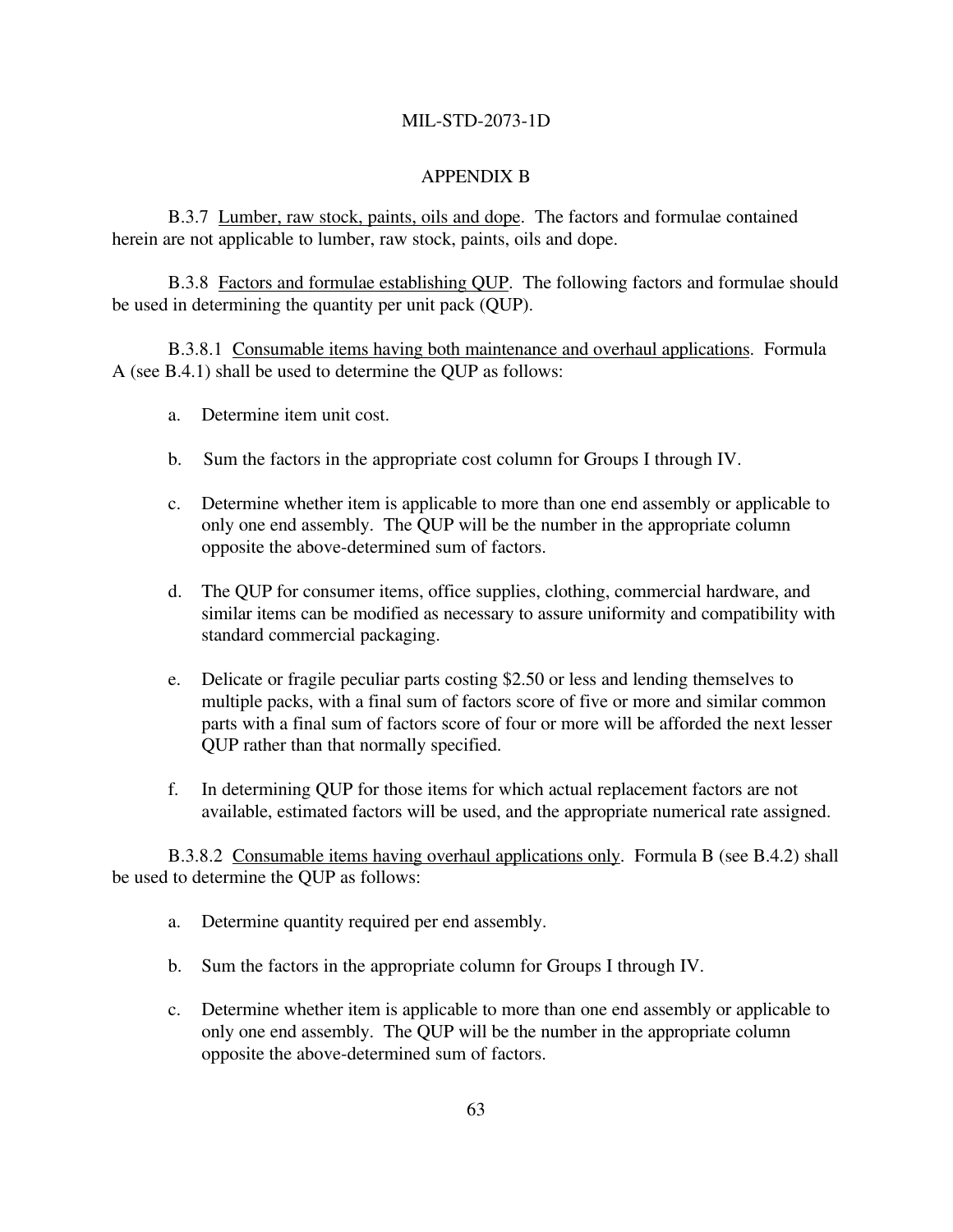## APPENDIX B

B.3.7 Lumber, raw stock, paints, oils and dope. The factors and formulae contained herein are not applicable to lumber, raw stock, paints, oils and dope.

B.3.8 Factors and formulae establishing QUP. The following factors and formulae should be used in determining the quantity per unit pack (QUP).

B.3.8.1 Consumable items having both maintenance and overhaul applications. Formula A (see B.4.1) shall be used to determine the QUP as follows:

a. Determine item unit cost.

b. Sum the factors in the appropriate cost column for Groups I through IV.

c. Determine whether item is applicable to more than one end assembly or applicable to only one end assembly. The QUP will be the number in the appropriate column opposite the above-determined sum of factors.

d. The QUP for consumer items, office supplies, clothing, commercial hardware, and similar items can be modified as necessary to assure uniformity and compatibility with standard commercial packaging.

e. Delicate or fragile peculiar parts costing $2.50 or less and lending themselves to multiple packs, with a final sum of factors score of five or more and similar common parts with a final sum of factors score of four or more will be afforded the next lesser QUP rather than that normally specified.

f. In determining QUP for those items for which actual replacement factors are not available, estimated factors will be used, and the appropriate numerical rate assigned.

B.3.8.2 Consumable items having overhaul applications only. Formula B (see B.4.2) shall be used to determine the QUP as follows:

a. Determine quantity required per end assembly.

b. Sum the factors in the appropriate column for Groups I through IV.

c. Determine whether item is applicable to more than one end assembly or applicable to only one end assembly. The QUP will be the number in the appropriate column opposite the above-determined sum of factors.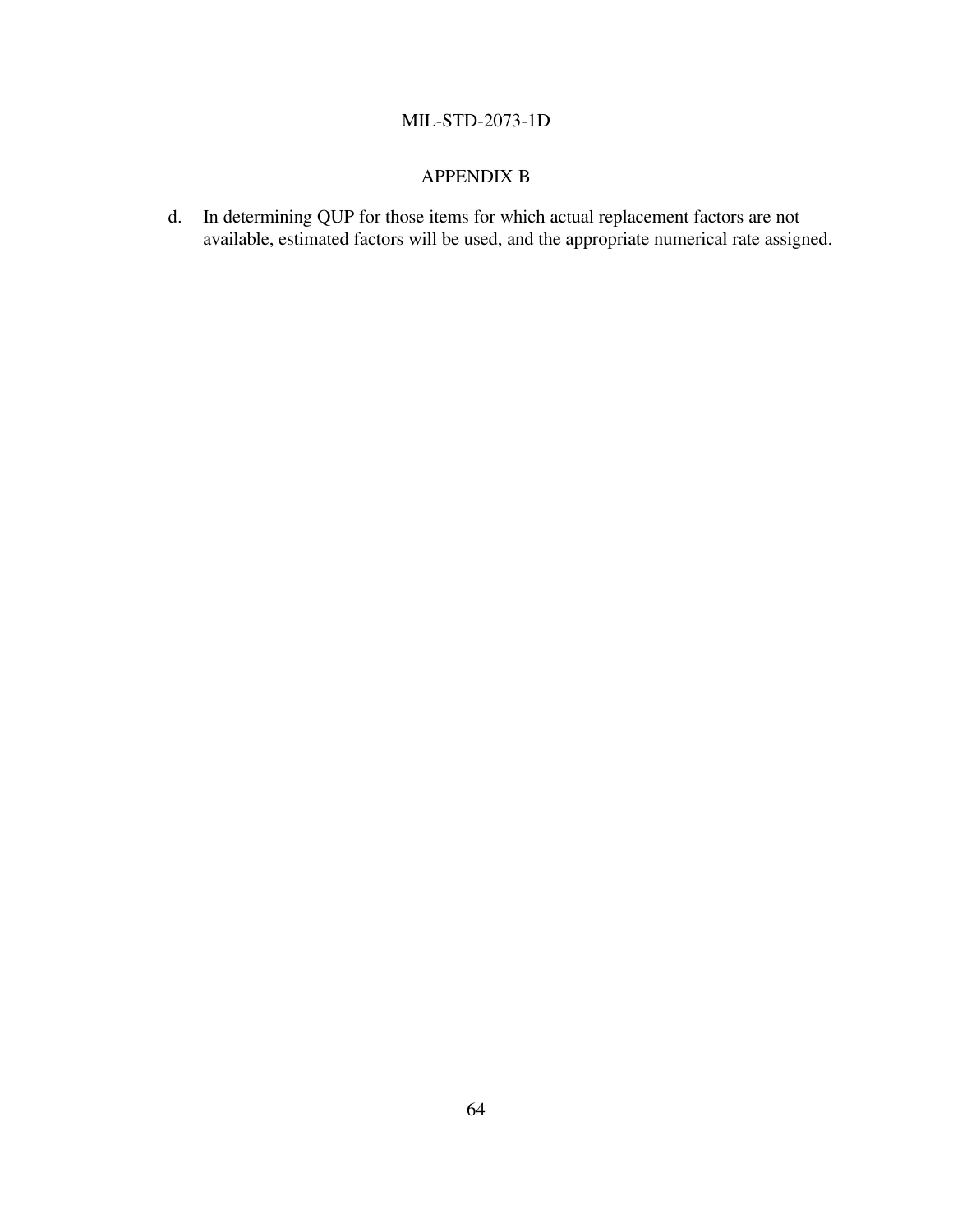d. In determining QUP for those items for which actual replacement factors are not available, estimated factors will be used, and the appropriate numerical rate assigned.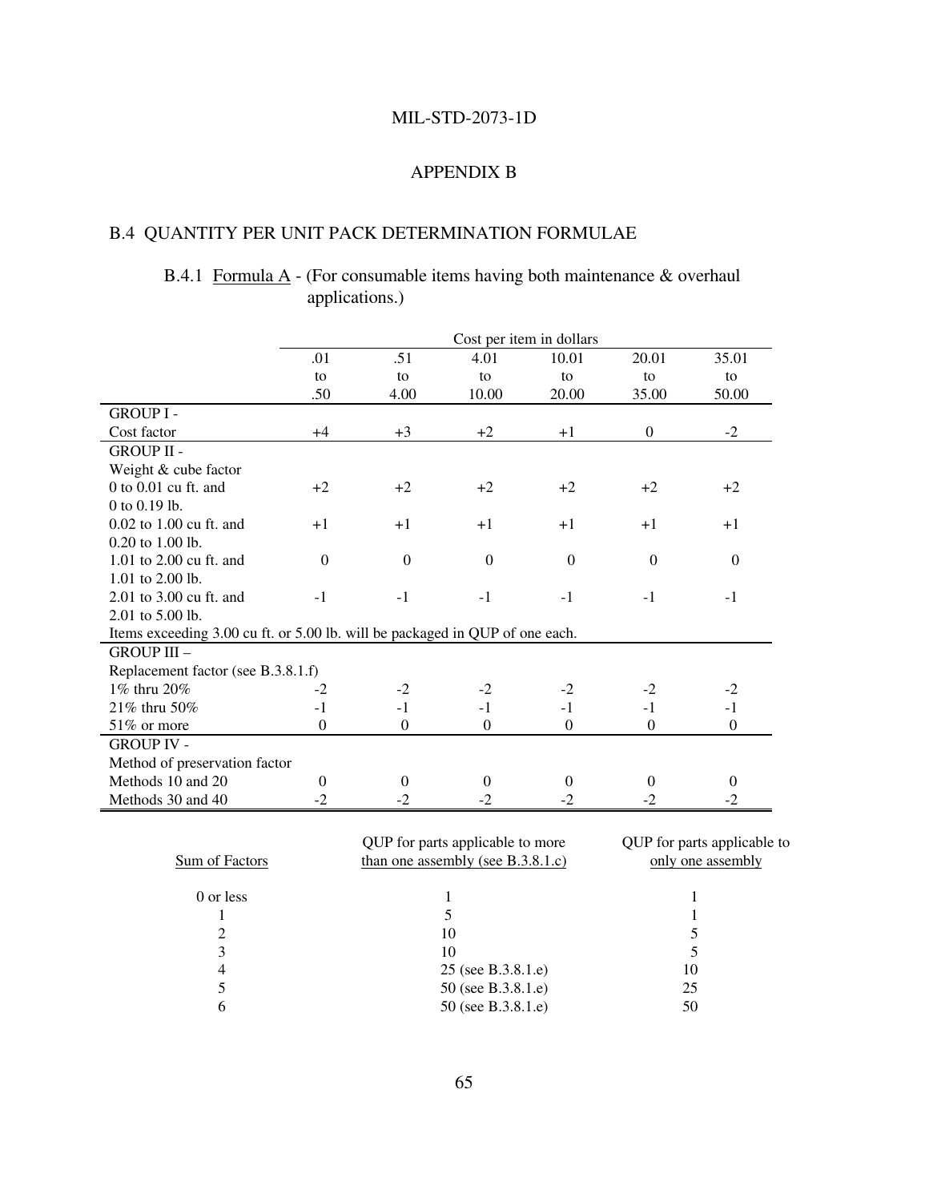## APPENDIX B

## B.4 QUANTITY PER UNIT PACK DETERMINATION FORMULAE

### B.4.1 Formula A - (For consumable items having both maintenance & overhaul applications.)

| | Cost per item in dollars | | | | | |
|---|---|---|---|---|---|---|
| | .01 to .50 | .51 to 4.00 | 4.01 to 10.00 | 10.01 to 20.00 | 20.01 to 35.00 | 35.01 to 50.00 |
| GROUP I - Cost factor | +4 | +3 | +2 | +1 | 0 | -2 |
| GROUP II - Weight & cube factor | | | | | | |
| 0 to 0.01 cu ft. and 0 to 0.19 lb. | +2 | +2 | +2 | +2 | +2 | +2 |
| 0.02 to 1.00 cu ft. and 0.20 to 1.00 lb. | +1 | +1 | +1 | +1 | +1 | +1 |
| 1.01 to 2.00 cu ft. and 1.01 to 2.00 lb. | 0 | 0 | 0 | 0 | 0 | 0 |
| 2.01 to 3.00 cu ft. and 2.01 to 5.00 lb. | -1 | -1 | -1 | -1 | -1 | -1 |
| Items exceeding 3.00 cu ft. or 5.00 lb. will be packaged in QUP of one each. | | | | | | |
| GROUP III – Replacement factor (see B.3.8.1.f) | | | | | | |
| 1% thru 20% | -2 | -2 | -2 | -2 | -2 | -2 |
| 21% thru 50% | -1 | -1 | -1 | -1 | -1 | -1 |
| 51% or more | 0 | 0 | 0 | 0 | 0 | 0 |
| GROUP IV - Method of preservation factor | | | | | | |
| Methods 10 and 20 | 0 | 0 | 0 | 0 | 0 | 0 |
| Methods 30 and 40 | -2 | -2 | -2 | -2 | -2 | -2 |

| Sum of Factors | QUP for parts applicable to more than one assembly (see B.3.8.1.c) | QUP for parts applicable to only one assembly |
|---|---|---|
| 0 or less | 1 | 1 |
| 1 | 5 | 1 |
| 2 | 10 | 5 |
| 3 | 10 | 5 |
| 4 | 25 (see B.3.8.1.e) | 10 |
| 5 | 50 (see B.3.8.1.e) | 25 |
| 6 | 50 (see B.3.8.1.e) | 50 |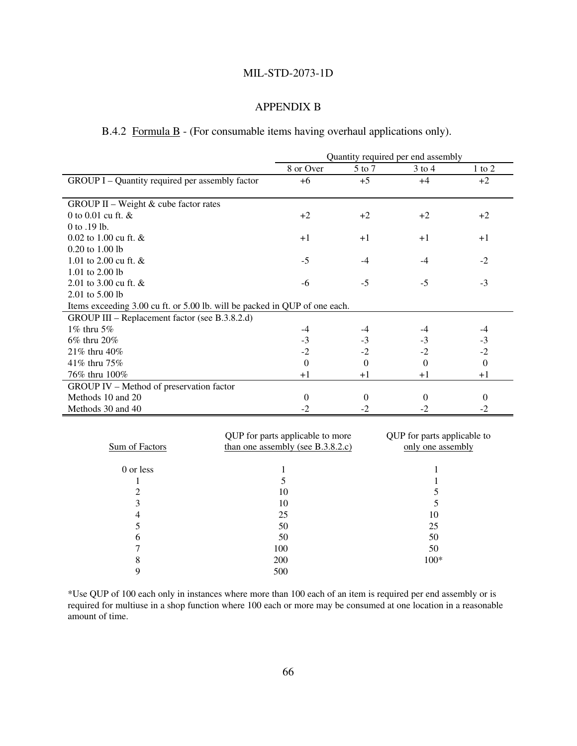## APPENDIX B

### B.4.2 Formula B - (For consumable items having overhaul applications only).

| | Quantity required per end assembly | | | |
|---|---|---|---|---|
| | 8 or Over | 5 to 7 | 3 to 4 | 1 to 2 |
| GROUP I – Quantity required per assembly factor | +6 | +5 | +4 | +2 |
| GROUP II – Weight & cube factor rates | | | | |
| 0 to 0.01 cu ft. & 0 to .19 lb. | +2 | +2 | +2 | +2 |
| 0.02 to 1.00 cu ft. & 0.20 to 1.00 lb | +1 | +1 | +1 | +1 |
| 1.01 to 2.00 cu ft. & 1.01 to 2.00 lb | -5 | -4 | -4 | -2 |
| 2.01 to 3.00 cu ft. & 2.01 to 5.00 lb | -6 | -5 | -5 | -3 |
| Items exceeding 3.00 cu ft. or 5.00 lb. will be packed in QUP of one each. | | | | |
| GROUP III – Replacement factor (see B.3.8.2.d) | | | | |
| 1% thru 5% | -4 | -4 | -4 | -4 |
| 6% thru 20% | -3 | -3 | -3 | -3 |
| 21% thru 40% | -2 | -2 | -2 | -2 |
| 41% thru 75% | 0 | 0 | 0 | 0 |
| 76% thru 100% | +1 | +1 | +1 | +1 |
| GROUP IV – Method of preservation factor | | | | |
| Methods 10 and 20 | 0 | 0 | 0 | 0 |
| Methods 30 and 40 | -2 | -2 | -2 | -2 |

| Sum of Factors | QUP for parts applicable to more than one assembly (see B.3.8.2.c) | QUP for parts applicable to only one assembly |
|---|---|---|
| 0 or less | 1 | 1 |
| 1 | 5 | 1 |
| 2 | 10 | 5 |
| 3 | 10 | 5 |
| 4 | 25 | 10 |
| 5 | 50 | 25 |
| 6 | 50 | 50 |
| 7 | 100 | 50 |
| 8 | 200 | 100* |
| 9 | 500 | |

*Use QUP of 100 each only in instances where more than 100 each of an item is required per end assembly or is required for multiuse in a shop function where 100 each or more may be consumed at one location in a reasonable amount of time.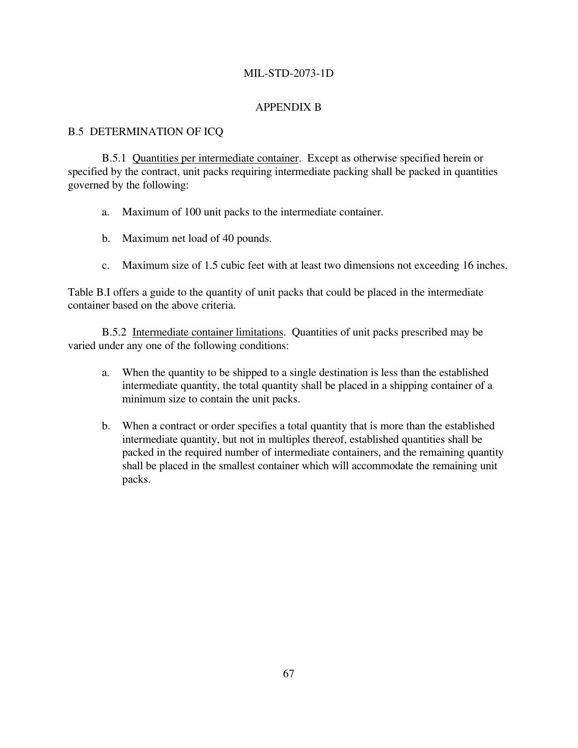## APPENDIX B

### B.5 DETERMINATION OF ICQ

B.5.1 Quantities per intermediate container. Except as otherwise specified herein or specified by the contract, unit packs requiring intermediate packing shall be packed in quantities governed by the following:

a. Maximum of 100 unit packs to the intermediate container.

b. Maximum net load of 40 pounds.

c. Maximum size of 1.5 cubic feet with at least two dimensions not exceeding 16 inches.

Table B.I offers a guide to the quantity of unit packs that could be placed in the intermediate container based on the above criteria.

B.5.2 Intermediate container limitations. Quantities of unit packs prescribed may be varied under any one of the following conditions:

a. When the quantity to be shipped to a single destination is less than the established intermediate quantity, the total quantity shall be placed in a shipping container of a minimum size to contain the unit packs.

b. When a contract or order specifies a total quantity that is more than the established intermediate quantity, but not in multiples thereof, established quantities shall be packed in the required number of intermediate containers, and the remaining quantity shall be placed in the smallest container which will accommodate the remaining unit packs.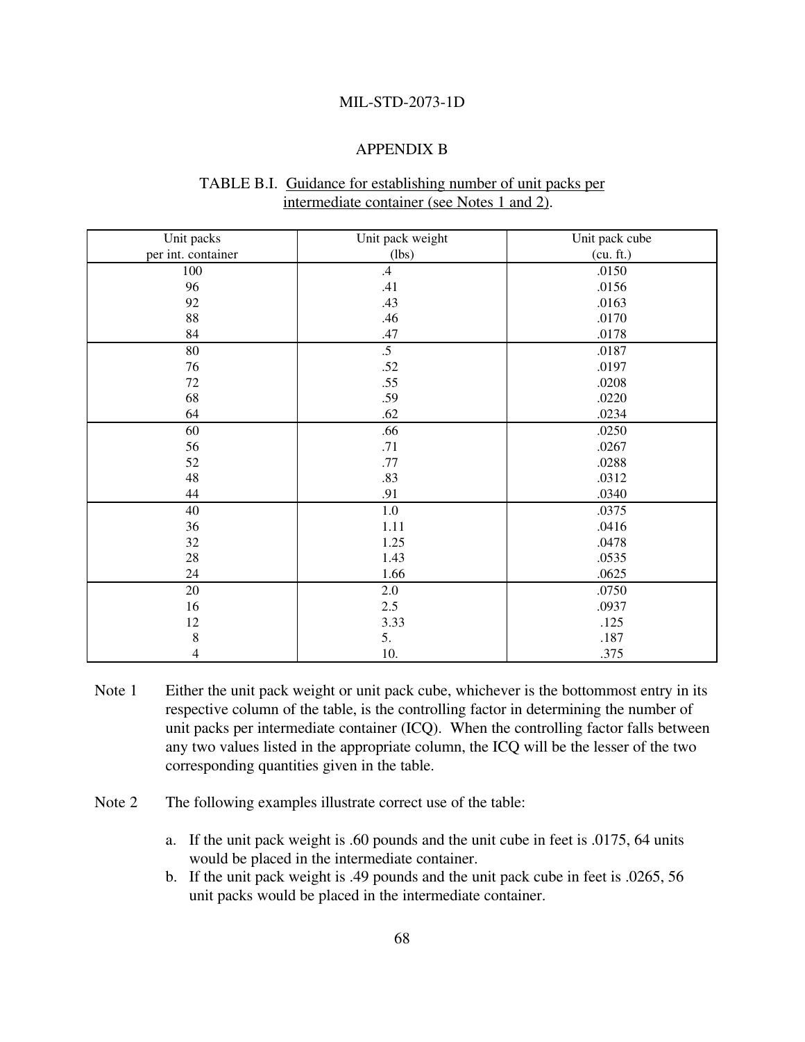## APPENDIX B

TABLE B.I. Guidance for establishing number of unit packs per intermediate container (see Notes 1 and 2).

| Unit packs per int. container | Unit pack weight (lbs) | Unit pack cube (cu. ft.) |
|---|---|---|
| 100 | .4 | .0150 |
| 96 | .41 | .0156 |
| 92 | .43 | .0163 |
| 88 | .46 | .0170 |
| 84 | .47 | .0178 |
| 80 | .5 | .0187 |
| 76 | .52 | .0197 |
| 72 | .55 | .0208 |
| 68 | .59 | .0220 |
| 64 | .62 | .0234 |
| 60 | .66 | .0250 |
| 56 | .71 | .0267 |
| 52 | .77 | .0288 |
| 48 | .83 | .0312 |
| 44 | .91 | .0340 |
| 40 | 1.0 | .0375 |
| 36 | 1.11 | .0416 |
| 32 | 1.25 | .0478 |
| 28 | 1.43 | .0535 |
| 24 | 1.66 | .0625 |
| 20 | 2.0 | .0750 |
| 16 | 2.5 | .0937 |
| 12 | 3.33 | .125 |
| 8 | 5. | .187 |
| 4 | 10. | .375 |

Note 1 Either the unit pack weight or unit pack cube, whichever is the bottommost entry in its respective column of the table, is the controlling factor in determining the number of unit packs per intermediate container (ICQ). When the controlling factor falls between any two values listed in the appropriate column, the ICQ will be the lesser of the two corresponding quantities given in the table.

Note 2 The following examples illustrate correct use of the table:

a. If the unit pack weight is .60 pounds and the unit cube in feet is .0175, 64 units would be placed in the intermediate container.
b. If the unit pack weight is .49 pounds and the unit pack cube in feet is .0265, 56 unit packs would be placed in the intermediate container.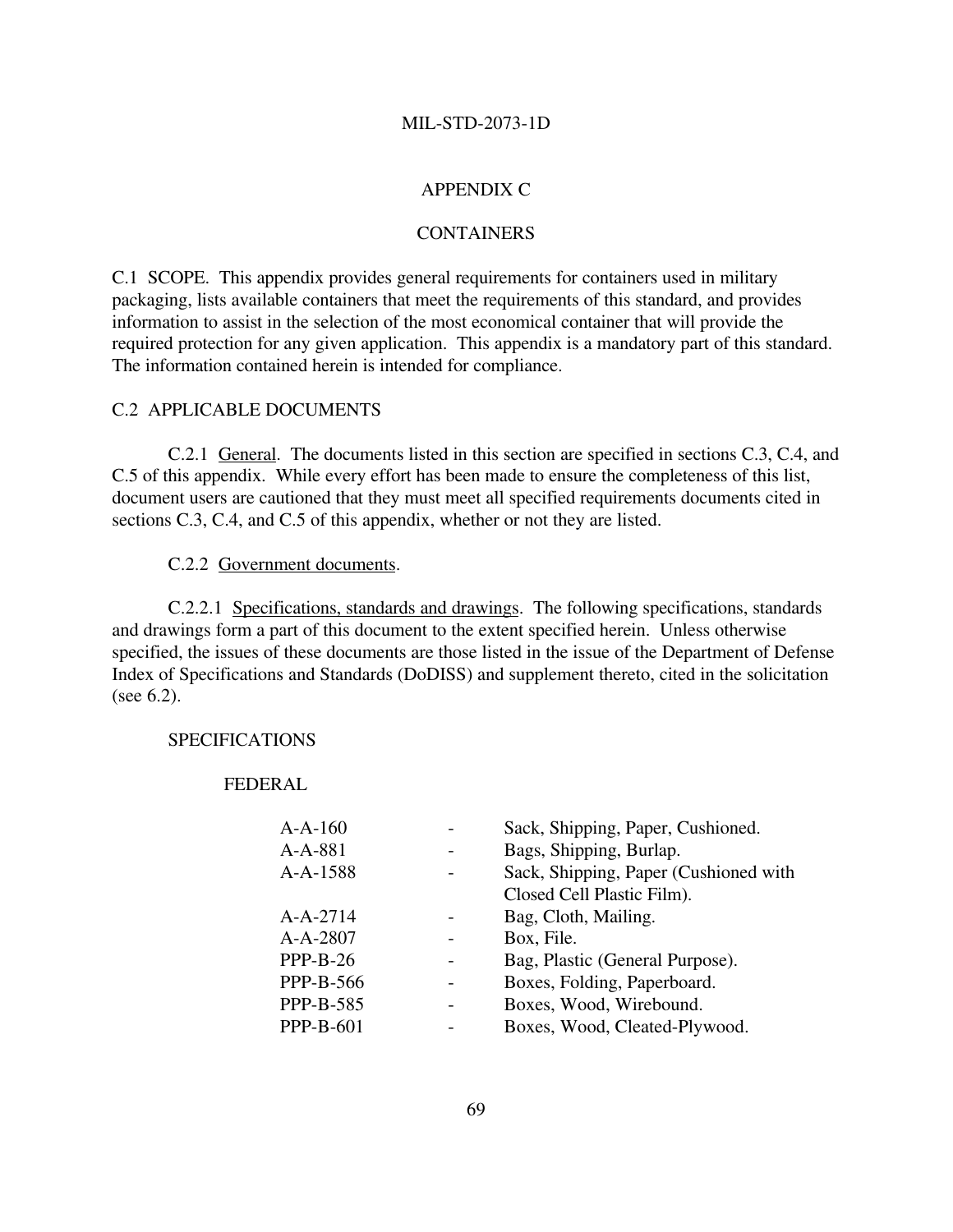# APPENDIX C

## CONTAINERS

C.1 SCOPE. This appendix provides general requirements for containers used in military packaging, lists available containers that meet the requirements of this standard, and provides information to assist in the selection of the most economical container that will provide the required protection for any given application. This appendix is a mandatory part of this standard. The information contained herein is intended for compliance.

C.2 APPLICABLE DOCUMENTS

C.2.1 General. The documents listed in this section are specified in sections C.3, C.4, and C.5 of this appendix. While every effort has been made to ensure the completeness of this list, document users are cautioned that they must meet all specified requirements documents cited in sections C.3, C.4, and C.5 of this appendix, whether or not they are listed.

C.2.2 Government documents.

C.2.2.1 Specifications, standards and drawings. The following specifications, standards and drawings form a part of this document to the extent specified herein. Unless otherwise specified, the issues of these documents are those listed in the issue of the Department of Defense Index of Specifications and Standards (DoDISS) and supplement thereto, cited in the solicitation (see 6.2).

SPECIFICATIONS

FEDERAL

| | | |
|---|---|---|
| A-A-160 | - | Sack, Shipping, Paper, Cushioned. |
| A-A-881 | - | Bags, Shipping, Burlap. |
| A-A-1588 | - | Sack, Shipping, Paper (Cushioned with Closed Cell Plastic Film). |
| A-A-2714 | - | Bag, Cloth, Mailing. |
| A-A-2807 | - | Box, File. |
| PPP-B-26 | - | Bag, Plastic (General Purpose). |
| PPP-B-566 | - | Boxes, Folding, Paperboard. |
| PPP-B-585 | - | Boxes, Wood, Wirebound. |
| PPP-B-601 | - | Boxes, Wood, Cleated-Plywood. |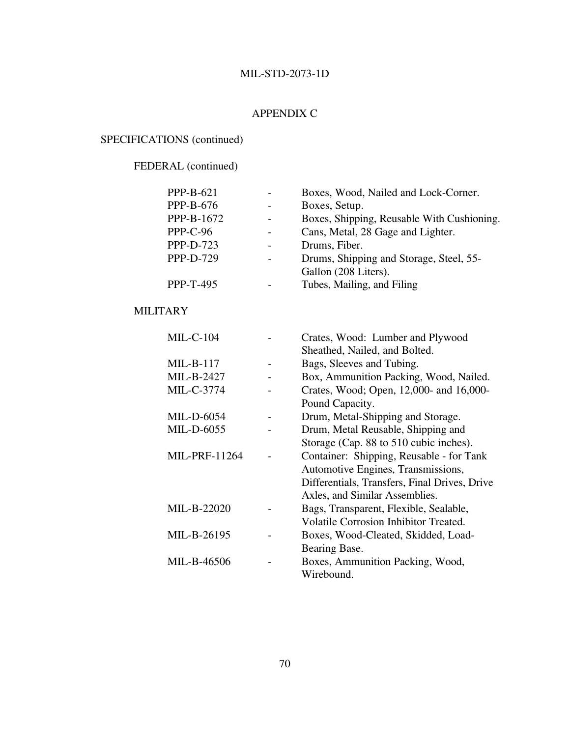## APPENDIX C

SPECIFICATIONS (continued)

FEDERAL (continued)

| | | |
|---|---|---|
| PPP-B-621 | - | Boxes, Wood, Nailed and Lock-Corner. |
| PPP-B-676 | - | Boxes, Setup. |
| PPP-B-1672 | - | Boxes, Shipping, Reusable With Cushioning. |
| PPP-C-96 | - | Cans, Metal, 28 Gage and Lighter. |
| PPP-D-723 | - | Drums, Fiber. |
| PPP-D-729 | - | Drums, Shipping and Storage, Steel, 55-Gallon (208 Liters). |
| PPP-T-495 | - | Tubes, Mailing, and Filing |

MILITARY

| | | |
|---|---|---|
| MIL-C-104 | - | Crates, Wood: Lumber and Plywood Sheathed, Nailed, and Bolted. |
| MIL-B-117 | - | Bags, Sleeves and Tubing. |
| MIL-B-2427 | - | Box, Ammunition Packing, Wood, Nailed. |
| MIL-C-3774 | - | Crates, Wood; Open, 12,000- and 16,000-Pound Capacity. |
| MIL-D-6054 | - | Drum, Metal-Shipping and Storage. |
| MIL-D-6055 | - | Drum, Metal Reusable, Shipping and Storage (Cap. 88 to 510 cubic inches). |
| MIL-PRF-11264 | - | Container: Shipping, Reusable - for Tank Automotive Engines, Transmissions, Differentials, Transfers, Final Drives, Drive Axles, and Similar Assemblies. |
| MIL-B-22020 | - | Bags, Transparent, Flexible, Sealable, Volatile Corrosion Inhibitor Treated. |
| MIL-B-26195 | - | Boxes, Wood-Cleated, Skidded, Load-Bearing Base. |
| MIL-B-46506 | - | Boxes, Ammunition Packing, Wood, Wirebound. |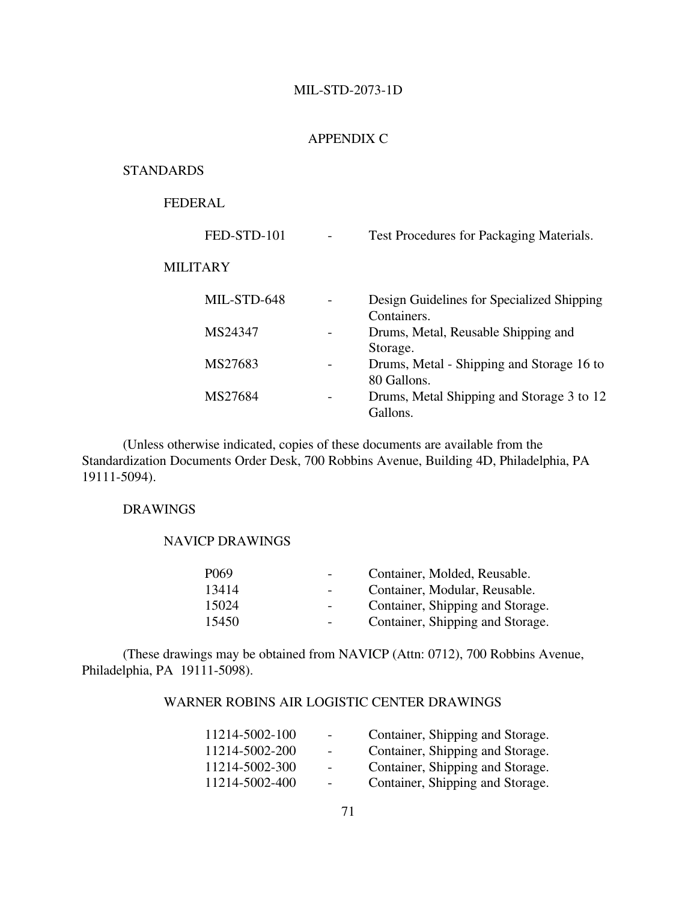## APPENDIX C

### STANDARDS

#### FEDERAL

| | | |
|---|---|---|
| FED-STD-101 | - | Test Procedures for Packaging Materials. |

#### MILITARY

| | | |
|---|---|---|
| MIL-STD-648 | - | Design Guidelines for Specialized Shipping Containers. |
| MS24347 | - | Drums, Metal, Reusable Shipping and Storage. |
| MS27683 | - | Drums, Metal - Shipping and Storage 16 to 80 Gallons. |
| MS27684 | - | Drums, Metal Shipping and Storage 3 to 12 Gallons. |

(Unless otherwise indicated, copies of these documents are available from the Standardization Documents Order Desk, 700 Robbins Avenue, Building 4D, Philadelphia, PA 19111-5094).

### DRAWINGS

#### NAVICP DRAWINGS

| | | |
|---|---|---|
| P069 | - | Container, Molded, Reusable. |
| 13414 | - | Container, Modular, Reusable. |
| 15024 | - | Container, Shipping and Storage. |
| 15450 | - | Container, Shipping and Storage. |

(These drawings may be obtained from NAVICP (Attn: 0712), 700 Robbins Avenue, Philadelphia, PA 19111-5098).

#### WARNER ROBINS AIR LOGISTIC CENTER DRAWINGS

| | | |
|---|---|---|
| 11214-5002-100 | - | Container, Shipping and Storage. |
| 11214-5002-200 | - | Container, Shipping and Storage. |
| 11214-5002-300 | - | Container, Shipping and Storage. |
| 11214-5002-400 | - | Container, Shipping and Storage. |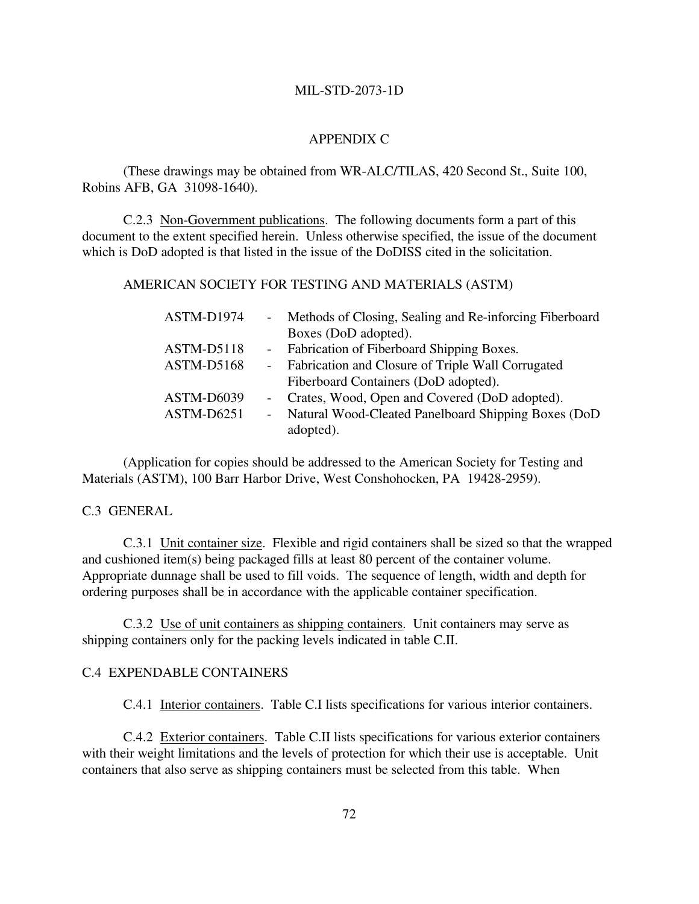## APPENDIX C

(These drawings may be obtained from WR-ALC/TILAS, 420 Second St., Suite 100, Robins AFB, GA 31098-1640).

C.2.3 Non-Government publications. The following documents form a part of this document to the extent specified herein. Unless otherwise specified, the issue of the document which is DoD adopted is that listed in the issue of the DoDISS cited in the solicitation.

AMERICAN SOCIETY FOR TESTING AND MATERIALS (ASTM)

| | | |
|---|---|---|
| ASTM-D1974 | - | Methods of Closing, Sealing and Re-inforcing Fiberboard Boxes (DoD adopted). |
| ASTM-D5118 | - | Fabrication of Fiberboard Shipping Boxes. |
| ASTM-D5168 | - | Fabrication and Closure of Triple Wall Corrugated Fiberboard Containers (DoD adopted). |
| ASTM-D6039 | - | Crates, Wood, Open and Covered (DoD adopted). |
| ASTM-D6251 | - | Natural Wood-Cleated Panelboard Shipping Boxes (DoD adopted). |

(Application for copies should be addressed to the American Society for Testing and Materials (ASTM), 100 Barr Harbor Drive, West Conshohocken, PA 19428-2959).

### C.3 GENERAL

C.3.1 Unit container size. Flexible and rigid containers shall be sized so that the wrapped and cushioned item(s) being packaged fills at least 80 percent of the container volume. Appropriate dunnage shall be used to fill voids. The sequence of length, width and depth for ordering purposes shall be in accordance with the applicable container specification.

C.3.2 Use of unit containers as shipping containers. Unit containers may serve as shipping containers only for the packing levels indicated in table C.II.

### C.4 EXPENDABLE CONTAINERS

C.4.1 Interior containers. Table C.I lists specifications for various interior containers.

C.4.2 Exterior containers. Table C.II lists specifications for various exterior containers with their weight limitations and the levels of protection for which their use is acceptable. Unit containers that also serve as shipping containers must be selected from this table. When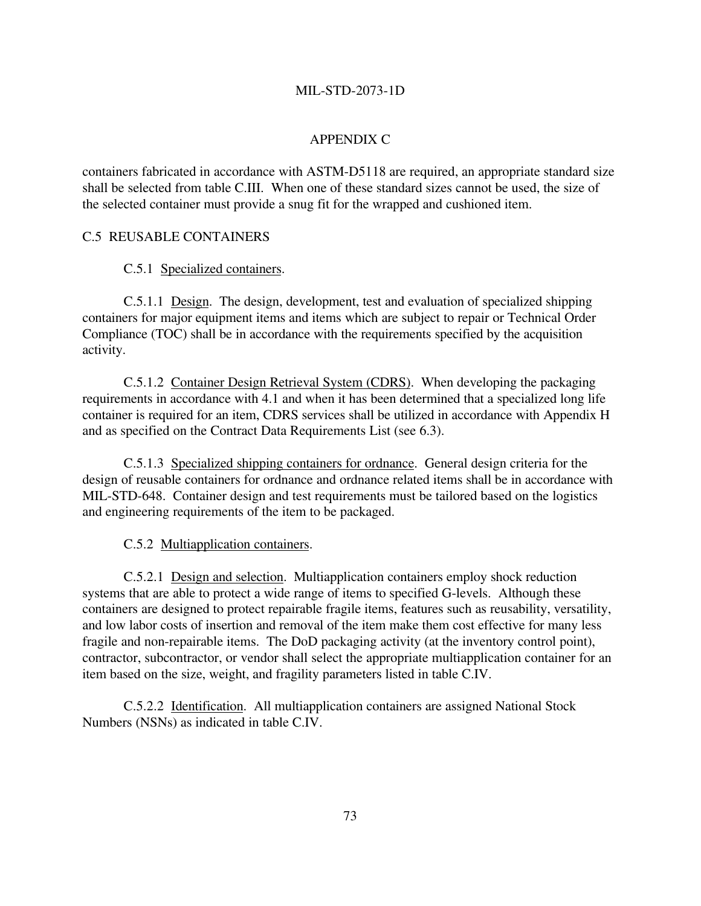## APPENDIX C

containers fabricated in accordance with ASTM-D5118 are required, an appropriate standard size shall be selected from table C.III. When one of these standard sizes cannot be used, the size of the selected container must provide a snug fit for the wrapped and cushioned item.

## C.5 REUSABLE CONTAINERS

C.5.1 Specialized containers.

C.5.1.1 Design. The design, development, test and evaluation of specialized shipping containers for major equipment items and items which are subject to repair or Technical Order Compliance (TOC) shall be in accordance with the requirements specified by the acquisition activity.

C.5.1.2 Container Design Retrieval System (CDRS). When developing the packaging requirements in accordance with 4.1 and when it has been determined that a specialized long life container is required for an item, CDRS services shall be utilized in accordance with Appendix H and as specified on the Contract Data Requirements List (see 6.3).

C.5.1.3 Specialized shipping containers for ordnance. General design criteria for the design of reusable containers for ordnance and ordnance related items shall be in accordance with MIL-STD-648. Container design and test requirements must be tailored based on the logistics and engineering requirements of the item to be packaged.

C.5.2 Multiapplication containers.

C.5.2.1 Design and selection. Multiapplication containers employ shock reduction systems that are able to protect a wide range of items to specified G-levels. Although these containers are designed to protect repairable fragile items, features such as reusability, versatility, and low labor costs of insertion and removal of the item make them cost effective for many less fragile and non-repairable items. The DoD packaging activity (at the inventory control point), contractor, subcontractor, or vendor shall select the appropriate multiapplication container for an item based on the size, weight, and fragility parameters listed in table C.IV.

C.5.2.2 Identification. All multiapplication containers are assigned National Stock Numbers (NSNs) as indicated in table C.IV.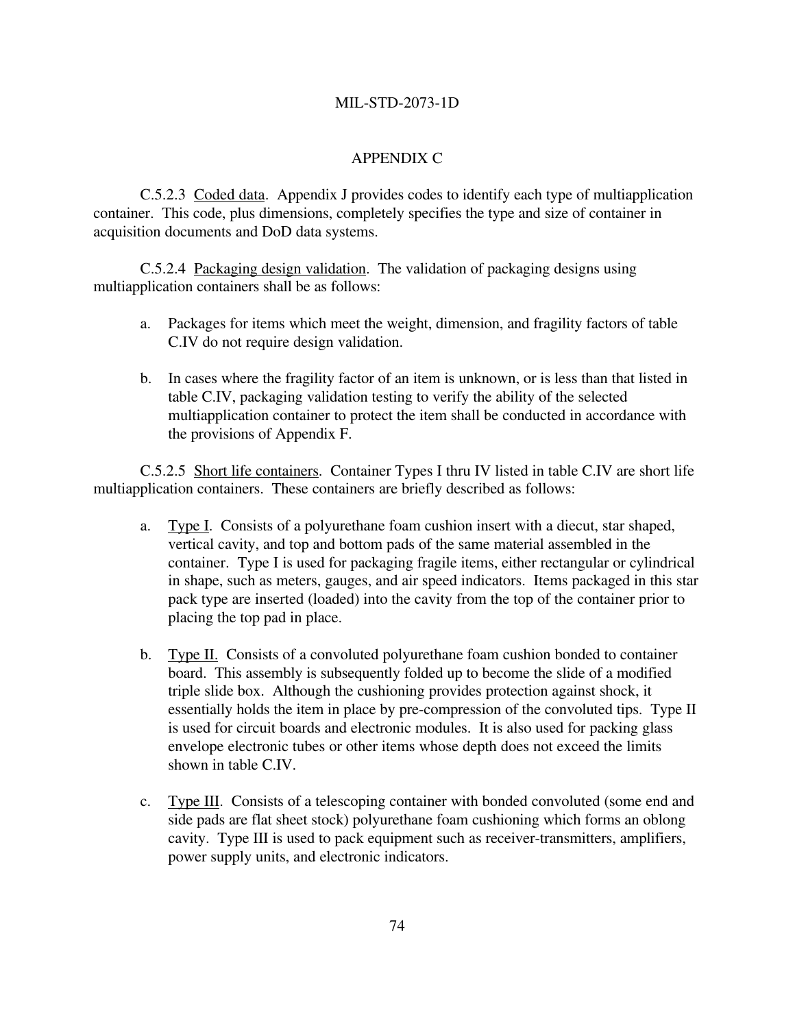## APPENDIX C

C.5.2.3 Coded data. Appendix J provides codes to identify each type of multiapplication container. This code, plus dimensions, completely specifies the type and size of container in acquisition documents and DoD data systems.

C.5.2.4 Packaging design validation. The validation of packaging designs using multiapplication containers shall be as follows:

a. Packages for items which meet the weight, dimension, and fragility factors of table C.IV do not require design validation.

b. In cases where the fragility factor of an item is unknown, or is less than that listed in table C.IV, packaging validation testing to verify the ability of the selected multiapplication container to protect the item shall be conducted in accordance with the provisions of Appendix F.

C.5.2.5 Short life containers. Container Types I thru IV listed in table C.IV are short life multiapplication containers. These containers are briefly described as follows:

a. Type I. Consists of a polyurethane foam cushion insert with a diecut, star shaped, vertical cavity, and top and bottom pads of the same material assembled in the container. Type I is used for packaging fragile items, either rectangular or cylindrical in shape, such as meters, gauges, and air speed indicators. Items packaged in this star pack type are inserted (loaded) into the cavity from the top of the container prior to placing the top pad in place.

b. Type II. Consists of a convoluted polyurethane foam cushion bonded to container board. This assembly is subsequently folded up to become the slide of a modified triple slide box. Although the cushioning provides protection against shock, it essentially holds the item in place by pre-compression of the convoluted tips. Type II is used for circuit boards and electronic modules. It is also used for packing glass envelope electronic tubes or other items whose depth does not exceed the limits shown in table C.IV.

c. Type III. Consists of a telescoping container with bonded convoluted (some end and side pads are flat sheet stock) polyurethane foam cushioning which forms an oblong cavity. Type III is used to pack equipment such as receiver-transmitters, amplifiers, power supply units, and electronic indicators.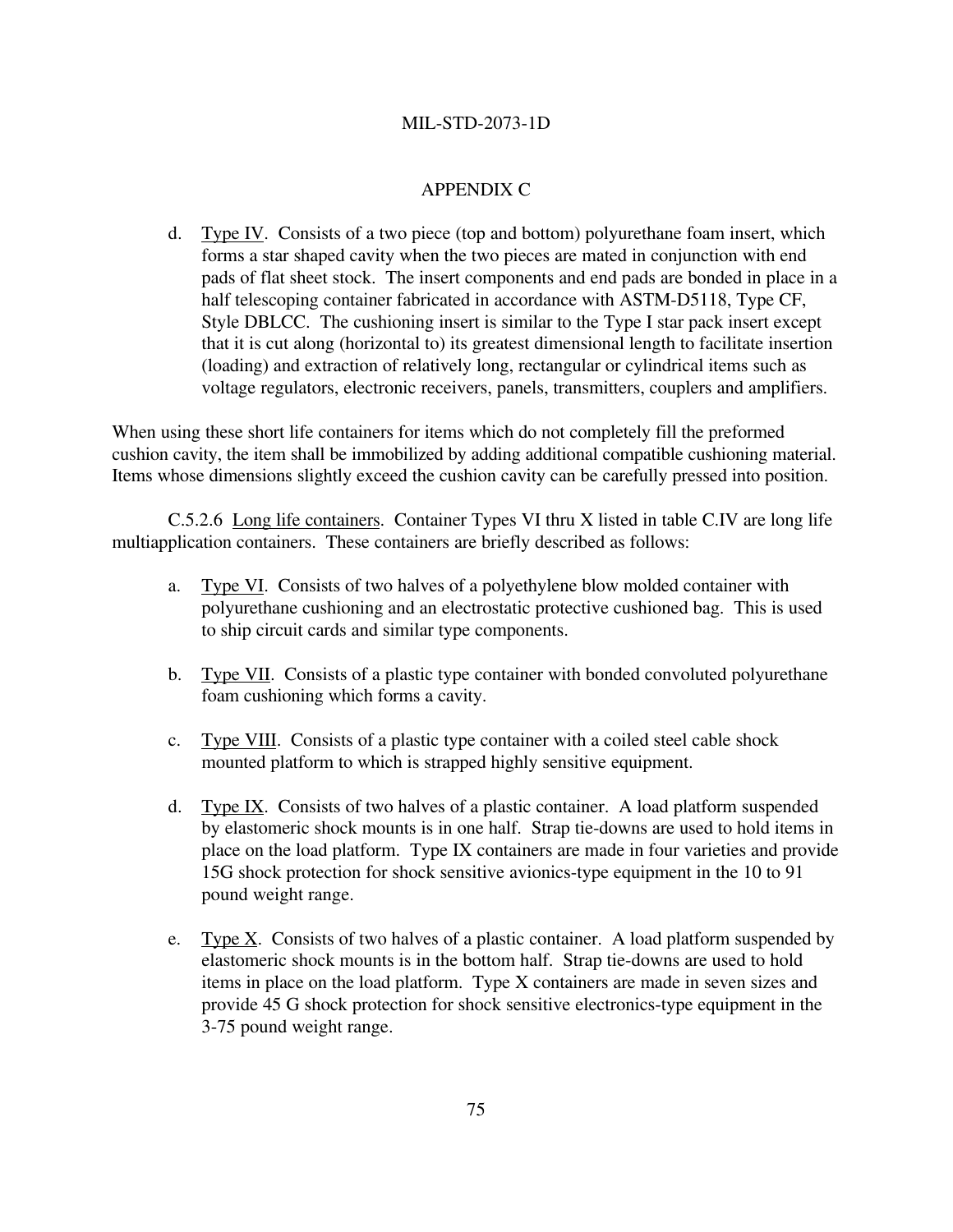APPENDIX C

d. Type IV. Consists of a two piece (top and bottom) polyurethane foam insert, which forms a star shaped cavity when the two pieces are mated in conjunction with end pads of flat sheet stock. The insert components and end pads are bonded in place in a half telescoping container fabricated in accordance with ASTM-D5118, Type CF, Style DBLCC. The cushioning insert is similar to the Type I star pack insert except that it is cut along (horizontal to) its greatest dimensional length to facilitate insertion (loading) and extraction of relatively long, rectangular or cylindrical items such as voltage regulators, electronic receivers, panels, transmitters, couplers and amplifiers.

When using these short life containers for items which do not completely fill the preformed cushion cavity, the item shall be immobilized by adding additional compatible cushioning material. Items whose dimensions slightly exceed the cushion cavity can be carefully pressed into position.

C.5.2.6 Long life containers. Container Types VI thru X listed in table C.IV are long life multiapplication containers. These containers are briefly described as follows:

a. Type VI. Consists of two halves of a polyethylene blow molded container with polyurethane cushioning and an electrostatic protective cushioned bag. This is used to ship circuit cards and similar type components.

b. Type VII. Consists of a plastic type container with bonded convoluted polyurethane foam cushioning which forms a cavity.

c. Type VIII. Consists of a plastic type container with a coiled steel cable shock mounted platform to which is strapped highly sensitive equipment.

d. Type IX. Consists of two halves of a plastic container. A load platform suspended by elastomeric shock mounts is in one half. Strap tie-downs are used to hold items in place on the load platform. Type IX containers are made in four varieties and provide 15G shock protection for shock sensitive avionics-type equipment in the 10 to 91 pound weight range.

e. Type X. Consists of two halves of a plastic container. A load platform suspended by elastomeric shock mounts is in the bottom half. Strap tie-downs are used to hold items in place on the load platform. Type X containers are made in seven sizes and provide 45 G shock protection for shock sensitive electronics-type equipment in the 3-75 pound weight range.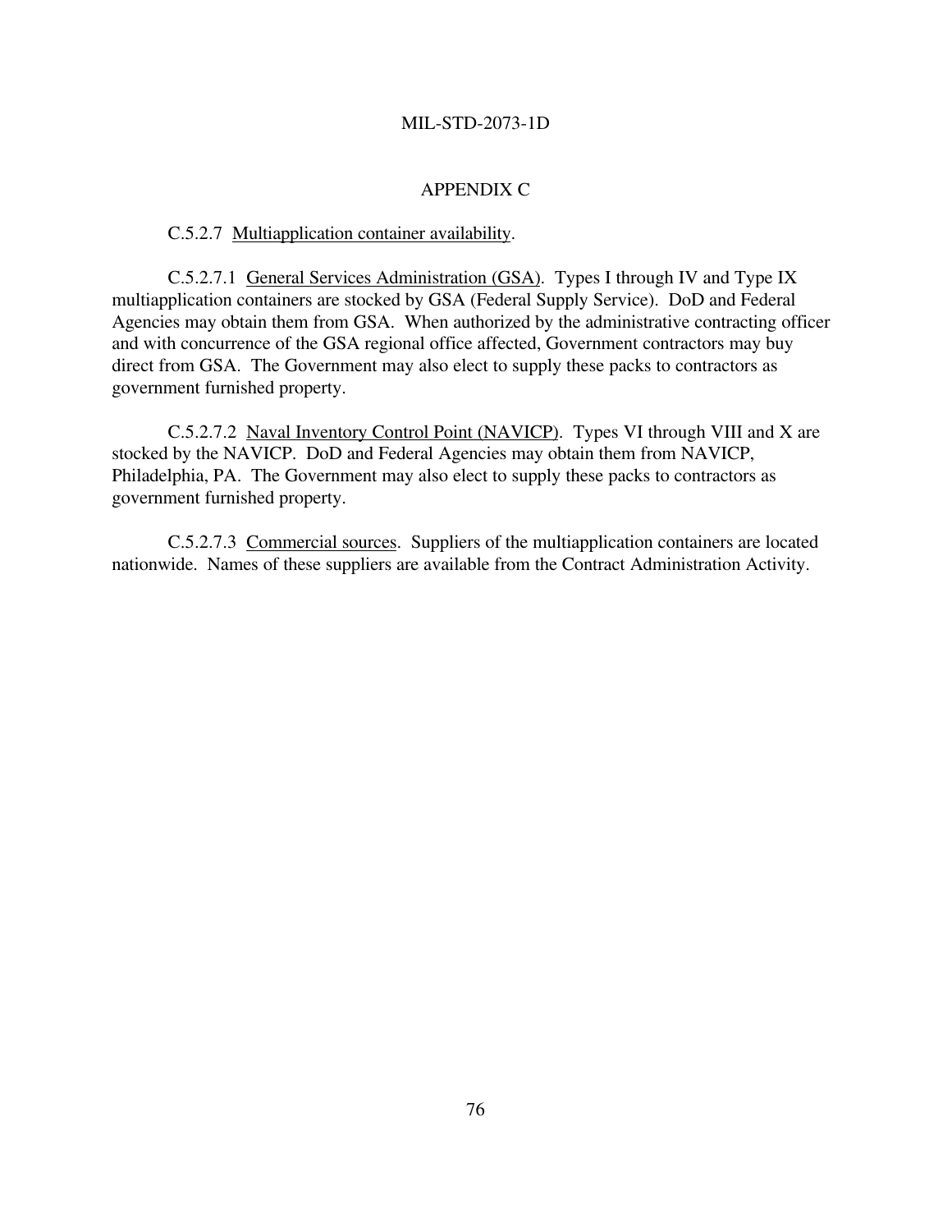## APPENDIX C

C.5.2.7 Multiapplication container availability.

C.5.2.7.1 General Services Administration (GSA). Types I through IV and Type IX multiapplication containers are stocked by GSA (Federal Supply Service). DoD and Federal Agencies may obtain them from GSA. When authorized by the administrative contracting officer and with concurrence of the GSA regional office affected, Government contractors may buy direct from GSA. The Government may also elect to supply these packs to contractors as government furnished property.

C.5.2.7.2 Naval Inventory Control Point (NAVICP). Types VI through VIII and X are stocked by the NAVICP. DoD and Federal Agencies may obtain them from NAVICP, Philadelphia, PA. The Government may also elect to supply these packs to contractors as government furnished property.

C.5.2.7.3 Commercial sources. Suppliers of the multiapplication containers are located nationwide. Names of these suppliers are available from the Contract Administration Activity.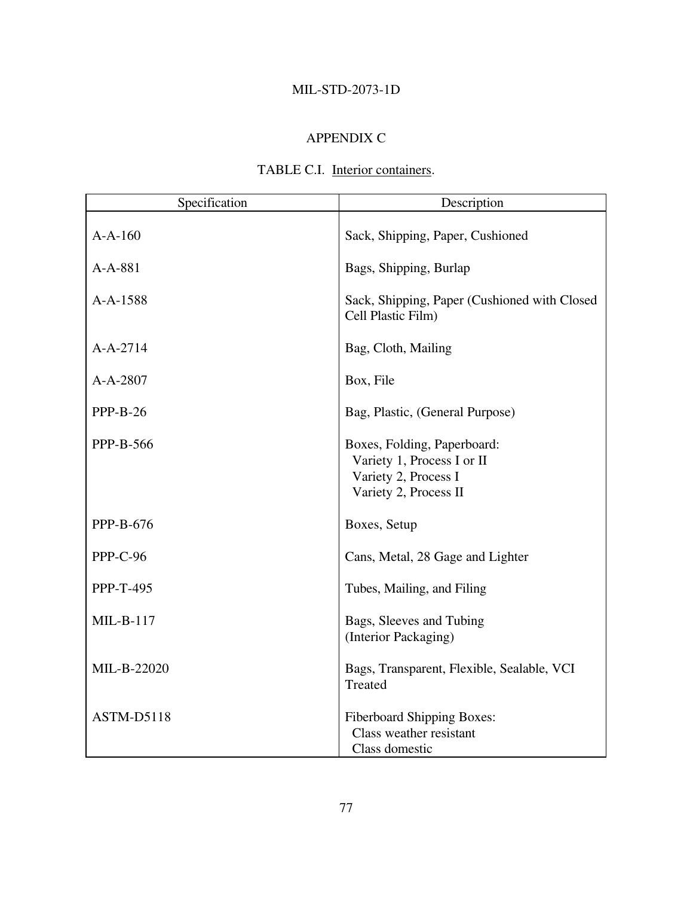## APPENDIX C

### TABLE C.I. Interior containers.

| Specification | Description |
|---|---|
| A-A-160 | Sack, Shipping, Paper, Cushioned |
| A-A-881 | Bags, Shipping, Burlap |
| A-A-1588 | Sack, Shipping, Paper (Cushioned with Closed Cell Plastic Film) |
| A-A-2714 | Bag, Cloth, Mailing |
| A-A-2807 | Box, File |
| PPP-B-26 | Bag, Plastic, (General Purpose) |
| PPP-B-566 | Boxes, Folding, Paperboard:<br>Variety 1, Process I or II<br>Variety 2, Process I<br>Variety 2, Process II |
| PPP-B-676 | Boxes, Setup |
| PPP-C-96 | Cans, Metal, 28 Gage and Lighter |
| PPP-T-495 | Tubes, Mailing, and Filing |
| MIL-B-117 | Bags, Sleeves and Tubing (Interior Packaging) |
| MIL-B-22020 | Bags, Transparent, Flexible, Sealable, VCI Treated |
| ASTM-D5118 | Fiberboard Shipping Boxes:<br>Class weather resistant<br>Class domestic |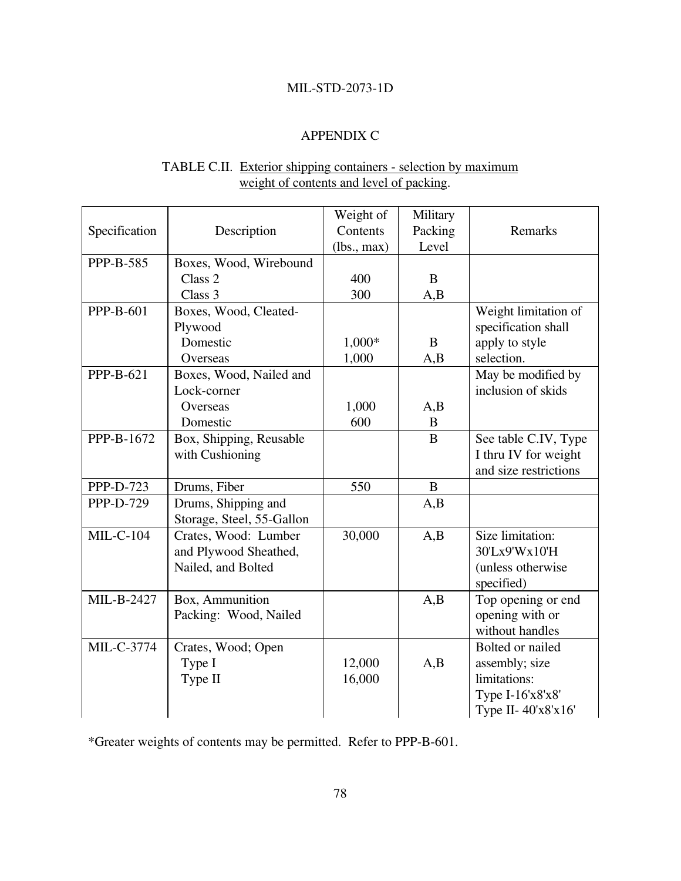## APPENDIX C

TABLE C.II. Exterior shipping containers - selection by maximum weight of contents and level of packing.

| Specification | Description | Weight of Contents (lbs., max) | Military Packing Level | Remarks |
|---|---|---|---|---|
| PPP-B-585 | Boxes, Wood, Wirebound<br>Class 2<br>Class 3 | <br>400<br>300 | <br>B<br>A,B | |
| PPP-B-601 | Boxes, Wood, Cleated-Plywood<br>Domestic<br>Overseas | <br>1,000*<br>1,000 | <br>B<br>A,B | Weight limitation of specification shall apply to style selection. |
| PPP-B-621 | Boxes, Wood, Nailed and Lock-corner<br>Overseas<br>Domestic | <br>1,000<br>600 | <br>A,B<br>B | May be modified by inclusion of skids |
| PPP-B-1672 | Box, Shipping, Reusable with Cushioning | | B | See table C.IV, Type I thru IV for weight and size restrictions |
| PPP-D-723 | Drums, Fiber | 550 | B | |
| PPP-D-729 | Drums, Shipping and Storage, Steel, 55-Gallon | | A,B | |
| MIL-C-104 | Crates, Wood: Lumber and Plywood Sheathed, Nailed, and Bolted | 30,000 | A,B | Size limitation: 30'Lx9'Wx10'H (unless otherwise specified) |
| MIL-B-2427 | Box, Ammunition Packing: Wood, Nailed | | A,B | Top opening or end opening with or without handles |
| MIL-C-3774 | Crates, Wood; Open<br>Type I<br>Type II | <br>12,000<br>16,000 | <br>A,B | Bolted or nailed assembly; size limitations:<br>Type I-16'x8'x8'<br>Type II- 40'x8'x16' |

*Greater weights of contents may be permitted. Refer to PPP-B-601.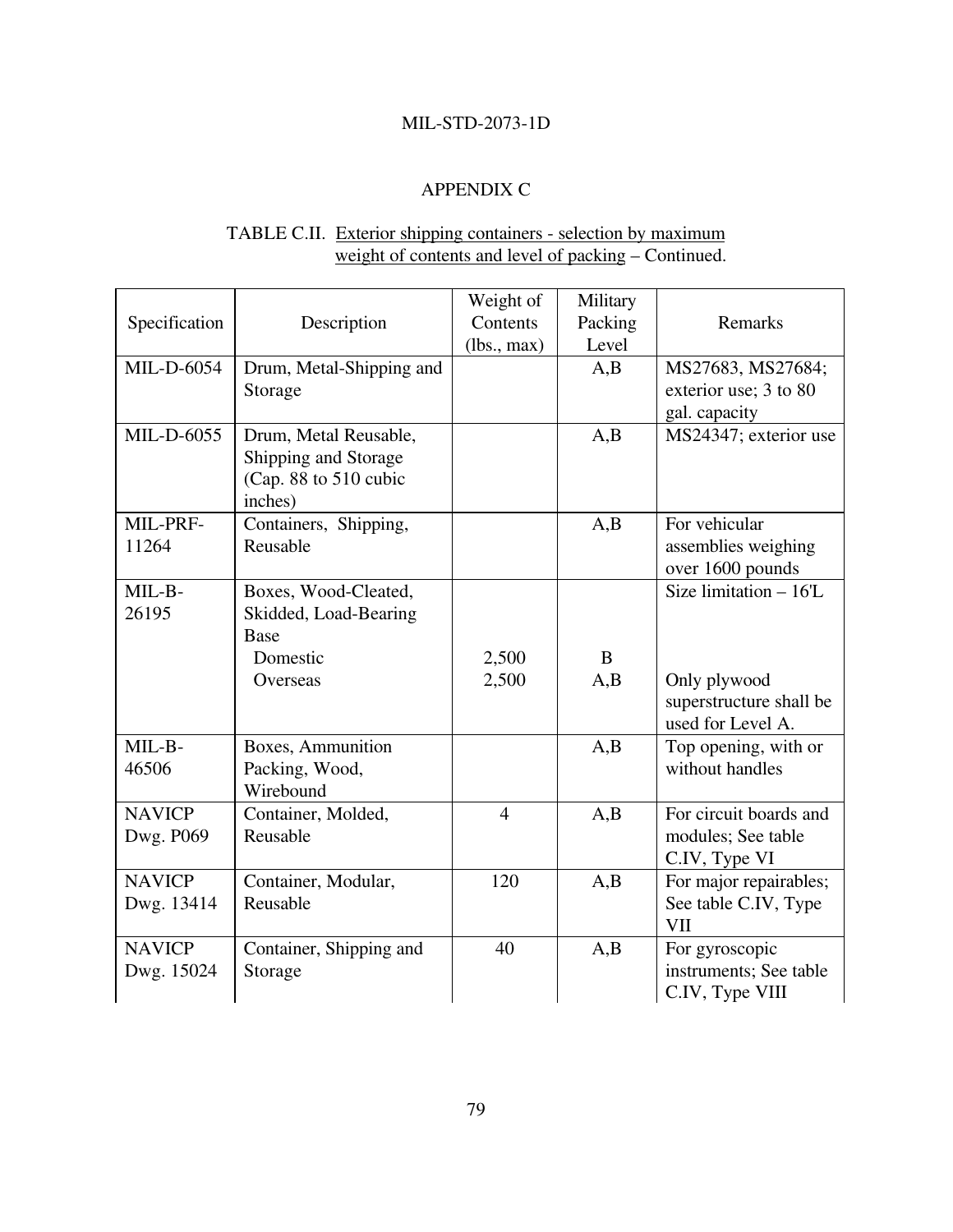## APPENDIX C

TABLE C.II. Exterior shipping containers - selection by maximum weight of contents and level of packing – Continued.

| Specification | Description | Weight of Contents (lbs., max) | Military Packing Level | Remarks |
|---|---|---|---|---|
| MIL-D-6054 | Drum, Metal-Shipping and Storage | | A,B | MS27683, MS27684; exterior use; 3 to 80 gal. capacity |
| MIL-D-6055 | Drum, Metal Reusable, Shipping and Storage (Cap. 88 to 510 cubic inches) | | A,B | MS24347; exterior use |
| MIL-PRF-11264 | Containers, Shipping, Reusable | | A,B | For vehicular assemblies weighing over 1600 pounds |
| MIL-B-26195 | Boxes, Wood-Cleated, Skidded, Load-Bearing Base | | | Size limitation – 16'L |
| | Domestic | 2,500 | B | |
| | Overseas | 2,500 | A,B | Only plywood superstructure shall be used for Level A. |
| MIL-B-46506 | Boxes, Ammunition Packing, Wood, Wirebound | | A,B | Top opening, with or without handles |
| NAVICP Dwg. P069 | Container, Molded, Reusable | 4 | A,B | For circuit boards and modules; See table C.IV, Type VI |
| NAVICP Dwg. 13414 | Container, Modular, Reusable | 120 | A,B | For major repairables; See table C.IV, Type VII |
| NAVICP Dwg. 15024 | Container, Shipping and Storage | 40 | A,B | For gyroscopic instruments; See table C.IV, Type VIII |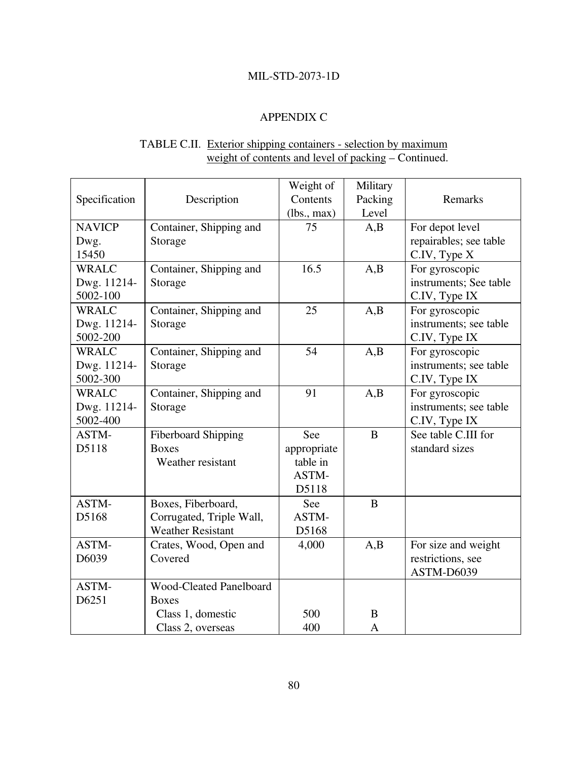## APPENDIX C

TABLE C.II. Exterior shipping containers - selection by maximum weight of contents and level of packing – Continued.

| Specification | Description | Weight of Contents (lbs., max) | Military Packing Level | Remarks |
|---|---|---|---|---|
| NAVICP Dwg. 15450 | Container, Shipping and Storage | 75 | A,B | For depot level repairables; see table C.IV, Type X |
| WRALC Dwg. 11214-5002-100 | Container, Shipping and Storage | 16.5 | A,B | For gyroscopic instruments; See table C.IV, Type IX |
| WRALC Dwg. 11214-5002-200 | Container, Shipping and Storage | 25 | A,B | For gyroscopic instruments; see table C.IV, Type IX |
| WRALC Dwg. 11214-5002-300 | Container, Shipping and Storage | 54 | A,B | For gyroscopic instruments; see table C.IV, Type IX |
| WRALC Dwg. 11214-5002-400 | Container, Shipping and Storage | 91 | A,B | For gyroscopic instruments; see table C.IV, Type IX |
| ASTM-D5118 | Fiberboard Shipping Boxes<br>Weather resistant | See appropriate table in ASTM-D5118 | B | See table C.III for standard sizes |
| ASTM-D5168 | Boxes, Fiberboard, Corrugated, Triple Wall, Weather Resistant | See ASTM-D5168 | B | |
| ASTM-D6039 | Crates, Wood, Open and Covered | 4,000 | A,B | For size and weight restrictions, see ASTM-D6039 |
| ASTM-D6251 | Wood-Cleated Panelboard Boxes<br>Class 1, domestic<br>Class 2, overseas | <br><br>500<br>400 | <br><br>B<br>A | |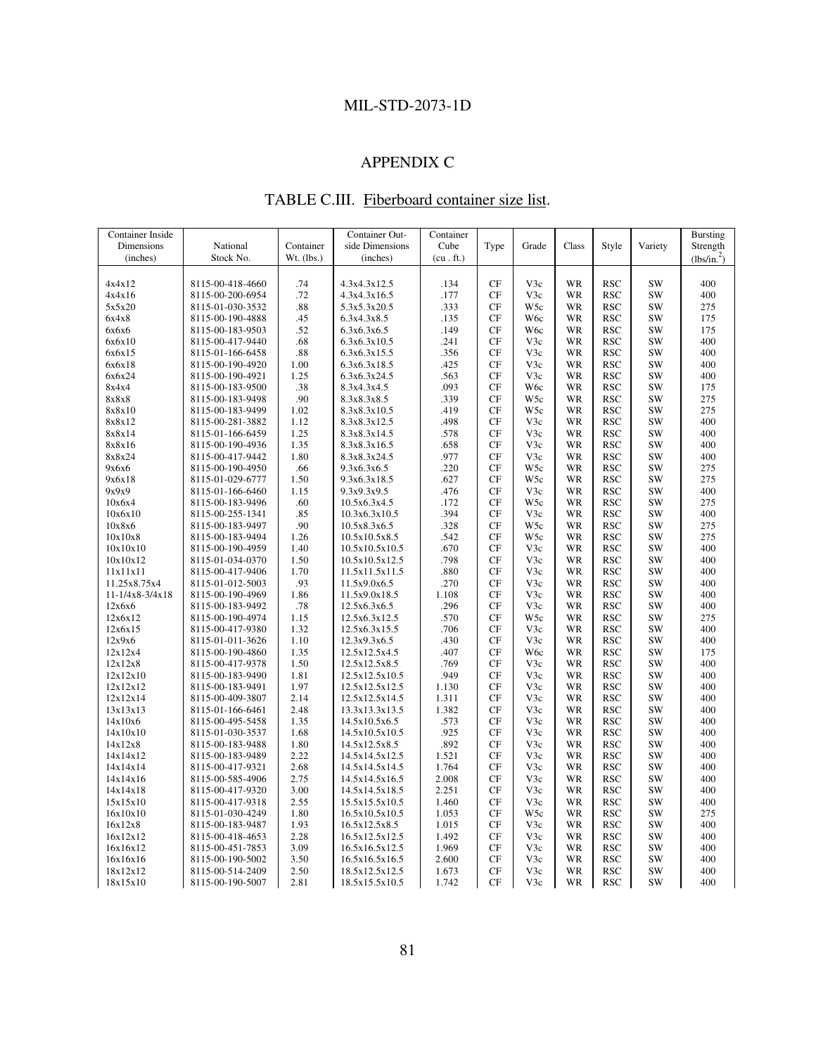## APPENDIX C

### TABLE C.III. Fiberboard container size list.

| Container Inside Dimensions (inches) | National Stock No. | Container Wt. (lbs.) | Container Outside Dimensions (inches) | Container Cube (cu . ft.) | Type | Grade | Class | Style | Variety | Bursting Strength (lbs/in.$^2$) |
|---|---|---|---|---|---|---|---|---|---|---|
| 4x4x12 | 8115-00-418-4660 | .74 | 4.3x4.3x12.5 | .134 | CF | V3c | WR | RSC | SW | 400 |
| 4x4x16 | 8115-00-200-6954 | .72 | 4.3x4.3x16.5 | .177 | CF | V3c | WR | RSC | SW | 400 |
| 5x5x20 | 8115-01-030-3532 | .88 | 5.3x5.3x20.5 | .333 | CF | W5c | WR | RSC | SW | 275 |
| 6x4x8 | 8115-00-190-4888 | .45 | 6.3x4.3x8.5 | .135 | CF | W6c | WR | RSC | SW | 175 |
| 6x6x6 | 8115-00-183-9503 | .52 | 6.3x6.3x6.5 | .149 | CF | W6c | WR | RSC | SW | 175 |
| 6x6x10 | 8115-00-417-9440 | .68 | 6.3x6.3x10.5 | .241 | CF | V3c | WR | RSC | SW | 400 |
| 6x6x15 | 8115-01-166-6458 | .88 | 6.3x6.3x15.5 | .356 | CF | V3c | WR | RSC | SW | 400 |
| 6x6x18 | 8115-00-190-4920 | 1.00 | 6.3x6.3x18.5 | .425 | CF | V3c | WR | RSC | SW | 400 |
| 6x6x24 | 8115-00-190-4921 | 1.25 | 6.3x6.3x24.5 | .563 | CF | V3c | WR | RSC | SW | 400 |
| 8x4x4 | 8115-00-183-9500 | .38 | 8.3x4.3x4.5 | .093 | CF | W6c | WR | RSC | SW | 175 |
| 8x8x8 | 8115-00-183-9498 | .90 | 8.3x8.3x8.5 | .339 | CF | W5c | WR | RSC | SW | 275 |
| 8x8x10 | 8115-00-183-9499 | 1.02 | 8.3x8.3x10.5 | .419 | CF | W5c | WR | RSC | SW | 275 |
| 8x8x12 | 8115-00-281-3882 | 1.12 | 8.3x8.3x12.5 | .498 | CF | V3c | WR | RSC | SW | 400 |
| 8x8x14 | 8115-01-166-6459 | 1.25 | 8.3x8.3x14.5 | .578 | CF | V3c | WR | RSC | SW | 400 |
| 8x8x16 | 8115-00-190-4936 | 1.35 | 8.3x8.3x16.5 | .658 | CF | V3c | WR | RSC | SW | 400 |
| 8x8x24 | 8115-00-417-9442 | 1.80 | 8.3x8.3x24.5 | .977 | CF | V3c | WR | RSC | SW | 400 |
| 9x6x6 | 8115-00-190-4950 | .66 | 9.3x6.3x6.5 | .220 | CF | W5c | WR | RSC | SW | 275 |
| 9x6x18 | 8115-01-029-6777 | 1.50 | 9.3x6.3x18.5 | .627 | CF | W5c | WR | RSC | SW | 275 |
| 9x9x9 | 8115-01-166-6460 | 1.15 | 9.3x9.3x9.5 | .476 | CF | V3c | WR | RSC | SW | 400 |
| 10x6x4 | 8115-00-183-9496 | .60 | 10.5x6.3x4.5 | .172 | CF | W5c | WR | RSC | SW | 275 |
| 10x6x10 | 8115-00-255-1341 | .85 | 10.3x6.3x10.5 | .394 | CF | V3c | WR | RSC | SW | 400 |
| 10x8x6 | 8115-00-183-9497 | .90 | 10.5x8.3x6.5 | .328 | CF | W5c | WR | RSC | SW | 275 |
| 10x10x8 | 8115-00-183-9494 | 1.26 | 10.5x10.5x8.5 | .542 | CF | W5c | WR | RSC | SW | 275 |
| 10x10x10 | 8115-00-190-4959 | 1.40 | 10.5x10.5x10.5 | .670 | CF | V3c | WR | RSC | SW | 400 |
| 10x10x12 | 8115-01-034-0370 | 1.50 | 10.5x10.5x12.5 | .798 | CF | V3c | WR | RSC | SW | 400 |
| 11x11x11 | 8115-00-417-9406 | 1.70 | 11.5x11.5x11.5 | .880 | CF | V3c | WR | RSC | SW | 400 |
| 11.25x8.75x4 | 8115-01-012-5003 | .93 | 11.5x9.0x6.5 | .270 | CF | V3c | WR | RSC | SW | 400 |
| 11-1/4x8-3/4x18 | 8115-00-190-4969 | 1.86 | 11.5x9.0x18.5 | 1.108 | CF | V3c | WR | RSC | SW | 400 |
| 12x6x6 | 8115-00-183-9492 | .78 | 12.5x6.3x6.5 | .296 | CF | V3c | WR | RSC | SW | 400 |
| 12x6x12 | 8115-00-190-4974 | 1.15 | 12.5x6.3x12.5 | .570 | CF | W5c | WR | RSC | SW | 275 |
| 12x6x15 | 8115-00-417-9380 | 1.32 | 12.5x6.3x15.5 | .706 | CF | V3c | WR | RSC | SW | 400 |
| 12x9x6 | 8115-01-011-3626 | 1.10 | 12.3x9.3x6.5 | .430 | CF | V3c | WR | RSC | SW | 400 |
| 12x12x4 | 8115-00-190-4860 | 1.35 | 12.5x12.5x4.5 | .407 | CF | W6c | WR | RSC | SW | 175 |
| 12x12x8 | 8115-00-417-9378 | 1.50 | 12.5x12.5x8.5 | .769 | CF | V3c | WR | RSC | SW | 400 |
| 12x12x10 | 8115-00-183-9490 | 1.81 | 12.5x12.5x10.5 | .949 | CF | V3c | WR | RSC | SW | 400 |
| 12x12x12 | 8115-00-183-9491 | 1.97 | 12.5x12.5x12.5 | 1.130 | CF | V3c | WR | RSC | SW | 400 |
| 12x12x14 | 8115-00-409-3807 | 2.14 | 12.5x12.5x14.5 | 1.311 | CF | V3c | WR | RSC | SW | 400 |
| 13x13x13 | 8115-01-166-6461 | 2.48 | 13.3x13.3x13.5 | 1.382 | CF | V3c | WR | RSC | SW | 400 |
| 14x10x6 | 8115-00-495-5458 | 1.35 | 14.5x10.5x6.5 | .573 | CF | V3c | WR | RSC | SW | 400 |
| 14x10x10 | 8115-01-030-3537 | 1.68 | 14.5x10.5x10.5 | .925 | CF | V3c | WR | RSC | SW | 400 |
| 14x12x8 | 8115-00-183-9488 | 1.80 | 14.5x12.5x8.5 | .892 | CF | V3c | WR | RSC | SW | 400 |
| 14x14x12 | 8115-00-183-9489 | 2.22 | 14.5x14.5x12.5 | 1.521 | CF | V3c | WR | RSC | SW | 400 |
| 14x14x14 | 8115-00-417-9321 | 2.68 | 14.5x14.5x14.5 | 1.764 | CF | V3c | WR | RSC | SW | 400 |
| 14x14x16 | 8115-00-585-4906 | 2.75 | 14.5x14.5x16.5 | 2.008 | CF | V3c | WR | RSC | SW | 400 |
| 14x14x18 | 8115-00-417-9320 | 3.00 | 14.5x14.5x18.5 | 2.251 | CF | V3c | WR | RSC | SW | 400 |
| 15x15x10 | 8115-00-417-9318 | 2.55 | 15.5x15.5x10.5 | 1.460 | CF | V3c | WR | RSC | SW | 400 |
| 16x10x10 | 8115-01-030-4249 | 1.80 | 16.5x10.5x10.5 | 1.053 | CF | W5c | WR | RSC | SW | 275 |
| 16x12x8 | 8115-00-183-9487 | 1.93 | 16.5x12.5x8.5 | 1.015 | CF | V3c | WR | RSC | SW | 400 |
| 16x12x12 | 8115-00-418-4653 | 2.28 | 16.5x12.5x12.5 | 1.492 | CF | V3c | WR | RSC | SW | 400 |
| 16x16x12 | 8115-00-451-7853 | 3.09 | 16.5x16.5x12.5 | 1.969 | CF | V3c | WR | RSC | SW | 400 |
| 16x16x16 | 8115-00-190-5002 | 3.50 | 16.5x16.5x16.5 | 2.600 | CF | V3c | WR | RSC | SW | 400 |
| 18x12x12 | 8115-00-514-2409 | 2.50 | 18.5x12.5x12.5 | 1.673 | CF | V3c | WR | RSC | SW | 400 |
| 18x15x10 | 8115-00-190-5007 | 2.81 | 18.5x15.5x10.5 | 1.742 | CF | V3c | WR | RSC | SW | 400 |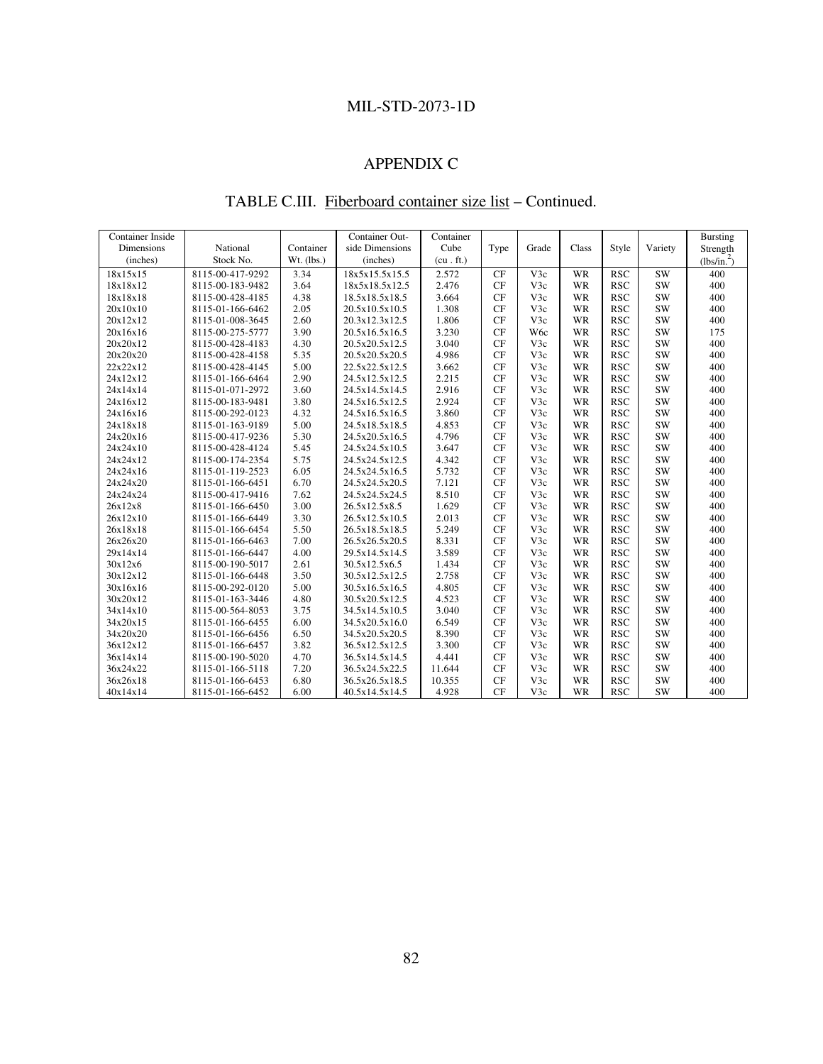# APPENDIX C

## TABLE C.III. Fiberboard container size list – Continued.

| Container Inside Dimensions (inches) | National Stock No. | Container Wt. (lbs.) | Container Outside Dimensions (inches) | Container Cube (cu . ft.) | Type | Grade | Class | Style | Variety | Bursting Strength (lbs/in.$^2$) |
|---|---|---|---|---|---|---|---|---|---|---|
| 18x15x15 | 8115-00-417-9292 | 3.34 | 18x5x15.5x15.5 | 2.572 | CF | V3c | WR | RSC | SW | 400 |
| 18x18x12 | 8115-00-183-9482 | 3.64 | 18x5x18.5x12.5 | 2.476 | CF | V3c | WR | RSC | SW | 400 |
| 18x18x18 | 8115-00-428-4185 | 4.38 | 18.5x18.5x18.5 | 3.664 | CF | V3c | WR | RSC | SW | 400 |
| 20x10x10 | 8115-01-166-6462 | 2.05 | 20.5x10.5x10.5 | 1.308 | CF | V3c | WR | RSC | SW | 400 |
| 20x12x12 | 8115-01-008-3645 | 2.60 | 20.3x12.3x12.5 | 1.806 | CF | V3c | WR | RSC | SW | 400 |
| 20x16x16 | 8115-00-275-5777 | 3.90 | 20.5x16.5x16.5 | 3.230 | CF | W6c | WR | RSC | SW | 175 |
| 20x20x12 | 8115-00-428-4183 | 4.30 | 20.5x20.5x12.5 | 3.040 | CF | V3c | WR | RSC | SW | 400 |
| 20x20x20 | 8115-00-428-4158 | 5.35 | 20.5x20.5x20.5 | 4.986 | CF | V3c | WR | RSC | SW | 400 |
| 22x22x12 | 8115-00-428-4145 | 5.00 | 22.5x22.5x12.5 | 3.662 | CF | V3c | WR | RSC | SW | 400 |
| 24x12x12 | 8115-01-166-6464 | 2.90 | 24.5x12.5x12.5 | 2.215 | CF | V3c | WR | RSC | SW | 400 |
| 24x14x14 | 8115-01-071-2972 | 3.60 | 24.5x14.5x14.5 | 2.916 | CF | V3c | WR | RSC | SW | 400 |
| 24x16x12 | 8115-00-183-9481 | 3.80 | 24.5x16.5x12.5 | 2.924 | CF | V3c | WR | RSC | SW | 400 |
| 24x16x16 | 8115-00-292-0123 | 4.32 | 24.5x16.5x16.5 | 3.860 | CF | V3c | WR | RSC | SW | 400 |
| 24x18x18 | 8115-01-163-9189 | 5.00 | 24.5x18.5x18.5 | 4.853 | CF | V3c | WR | RSC | SW | 400 |
| 24x20x16 | 8115-00-417-9236 | 5.30 | 24.5x20.5x16.5 | 4.796 | CF | V3c | WR | RSC | SW | 400 |
| 24x24x10 | 8115-00-428-4124 | 5.45 | 24.5x24.5x10.5 | 3.647 | CF | V3c | WR | RSC | SW | 400 |
| 24x24x12 | 8115-00-174-2354 | 5.75 | 24.5x24.5x12.5 | 4.342 | CF | V3c | WR | RSC | SW | 400 |
| 24x24x16 | 8115-01-119-2523 | 6.05 | 24.5x24.5x16.5 | 5.732 | CF | V3c | WR | RSC | SW | 400 |
| 24x24x20 | 8115-01-166-6451 | 6.70 | 24.5x24.5x20.5 | 7.121 | CF | V3c | WR | RSC | SW | 400 |
| 24x24x24 | 8115-00-417-9416 | 7.62 | 24.5x24.5x24.5 | 8.510 | CF | V3c | WR | RSC | SW | 400 |
| 26x12x8 | 8115-01-166-6450 | 3.00 | 26.5x12.5x8.5 | 1.629 | CF | V3c | WR | RSC | SW | 400 |
| 26x12x10 | 8115-01-166-6449 | 3.30 | 26.5x12.5x10.5 | 2.013 | CF | V3c | WR | RSC | SW | 400 |
| 26x18x18 | 8115-01-166-6454 | 5.50 | 26.5x18.5x18.5 | 5.249 | CF | V3c | WR | RSC | SW | 400 |
| 26x26x20 | 8115-01-166-6463 | 7.00 | 26.5x26.5x20.5 | 8.331 | CF | V3c | WR | RSC | SW | 400 |
| 29x14x14 | 8115-01-166-6447 | 4.00 | 29.5x14.5x14.5 | 3.589 | CF | V3c | WR | RSC | SW | 400 |
| 30x12x6 | 8115-00-190-5017 | 2.61 | 30.5x12.5x6.5 | 1.434 | CF | V3c | WR | RSC | SW | 400 |
| 30x12x12 | 8115-01-166-6448 | 3.50 | 30.5x12.5x12.5 | 2.758 | CF | V3c | WR | RSC | SW | 400 |
| 30x16x16 | 8115-00-292-0120 | 5.00 | 30.5x16.5x16.5 | 4.805 | CF | V3c | WR | RSC | SW | 400 |
| 30x20x12 | 8115-01-163-3446 | 4.80 | 30.5x20.5x12.5 | 4.523 | CF | V3c | WR | RSC | SW | 400 |
| 34x14x10 | 8115-00-564-8053 | 3.75 | 34.5x14.5x10.5 | 3.040 | CF | V3c | WR | RSC | SW | 400 |
| 34x20x15 | 8115-01-166-6455 | 6.00 | 34.5x20.5x16.0 | 6.549 | CF | V3c | WR | RSC | SW | 400 |
| 34x20x20 | 8115-01-166-6456 | 6.50 | 34.5x20.5x20.5 | 8.390 | CF | V3c | WR | RSC | SW | 400 |
| 36x12x12 | 8115-01-166-6457 | 3.82 | 36.5x12.5x12.5 | 3.300 | CF | V3c | WR | RSC | SW | 400 |
| 36x14x14 | 8115-00-190-5020 | 4.70 | 36.5x14.5x14.5 | 4.441 | CF | V3c | WR | RSC | SW | 400 |
| 36x24x22 | 8115-01-166-5118 | 7.20 | 36.5x24.5x22.5 | 11.644 | CF | V3c | WR | RSC | SW | 400 |
| 36x26x18 | 8115-01-166-6453 | 6.80 | 36.5x26.5x18.5 | 10.355 | CF | V3c | WR | RSC | SW | 400 |
| 40x14x14 | 8115-01-166-6452 | 6.00 | 40.5x14.5x14.5 | 4.928 | CF | V3c | WR | RSC | SW | 400 |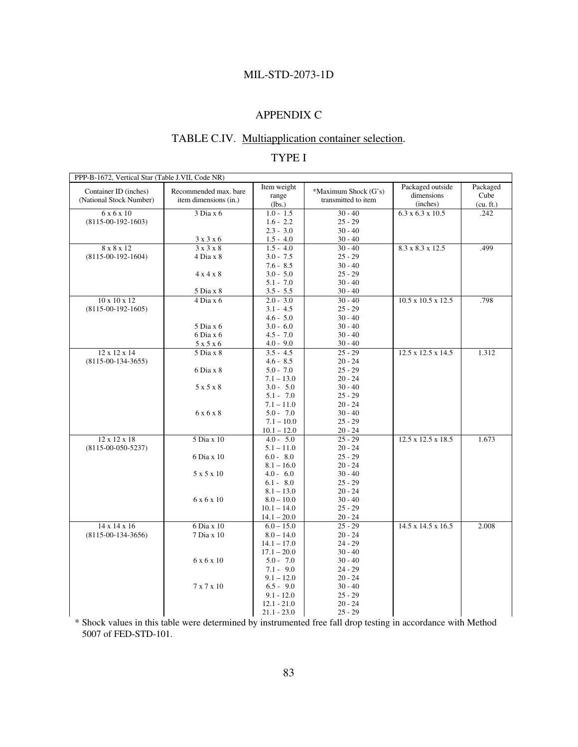## APPENDIX C

## TABLE C.IV. Multiapplication container selection.

## TYPE I

| PPP-B-1672, Vertical Star (Table J.VII, Code NR) | | | | | |
|---|---|---|---|---|---|
| Container ID (inches) (National Stock Number) | Recommended max. bare item dimensions (in.) | Item weight range (lbs.) | *Maximum Shock (G's) transmitted to item | Packaged outside dimensions (inches) | Packaged Cube (cu. ft.) |
| 6 x 6 x 10 (8115-00-192-1603) | 3 Dia x 6 | 1.0 - 1.5 | 30 - 40 | 6.3 x 6.3 x 10.5 | .242 |
| | | 1.6 - 2.2 | 25 - 29 | | |
| | | 2.3 - 3.0 | 30 - 40 | | |
| | 3 x 3 x 6 | 1.5 - 4.0 | 30 - 40 | | |
| 8 x 8 x 12 (8115-00-192-1604) | 3 x 3 x 8 | 1.5 - 4.0 | 30 - 40 | 8.3 x 8.3 x 12.5 | .499 |
| | 4 Dia x 8 | 3.0 - 7.5 | 25 - 29 | | |
| | | 7.6 - 8.5 | 30 - 40 | | |
| | 4 x 4 x 8 | 3.0 - 5.0 | 25 - 29 | | |
| | | 5.1 - 7.0 | 30 - 40 | | |
| | 5 Dia x 8 | 3.5 - 5.5 | 30 - 40 | | |
| 10 x 10 x 12 (8115-00-192-1605) | 4 Dia x 6 | 2.0 - 3.0 | 30 - 40 | 10.5 x 10.5 x 12.5 | .798 |
| | | 3.1 - 4.5 | 25 - 29 | | |
| | | 4.6 - 5.0 | 30 - 40 | | |
| | 5 Dia x 6 | 3.0 - 6.0 | 30 - 40 | | |
| | 6 Dia x 6 | 4.5 - 7.0 | 30 - 40 | | |
| | 5 x 5 x 6 | 4.0 - 9.0 | 30 - 40 | | |
| 12 x 12 x 14 (8115-00-134-3655) | 5 Dia x 8 | 3.5 - 4.5 | 25 - 29 | 12.5 x 12.5 x 14.5 | 1.312 |
| | | 4.6 - 8.5 | 20 - 24 | | |
| | 6 Dia x 8 | 5.0 - 7.0 | 25 - 29 | | |
| | | 7.1 – 13.0 | 20 - 24 | | |
| | 5 x 5 x 8 | 3.0 - 5.0 | 30 - 40 | | |
| | | 5.1 - 7.0 | 25 - 29 | | |
| | | 7.1 – 11.0 | 20 - 24 | | |
| | 6 x 6 x 8 | 5.0 - 7.0 | 30 - 40 | | |
| | | 7.1 – 10.0 | 25 - 29 | | |
| | | 10.1 – 12.0 | 20 - 24 | | |
| 12 x 12 x 18 (8115-00-050-5237) | 5 Dia x 10 | 4.0 - 5.0 | 25 - 29 | 12.5 x 12.5 x 18.5 | 1.673 |
| | | 5.1 – 11.0 | 20 - 24 | | |
| | 6 Dia x 10 | 6.0 - 8.0 | 25 - 29 | | |
| | | 8.1 – 16.0 | 20 - 24 | | |
| | 5 x 5 x 10 | 4.0 - 6.0 | 30 - 40 | | |
| | | 6.1 - 8.0 | 25 - 29 | | |
| | | 8.1 – 13.0 | 20 - 24 | | |
| | 6 x 6 x 10 | 8.0 – 10.0 | 30 - 40 | | |
| | | 10.1 – 14.0 | 25 - 29 | | |
| | | 14.1 – 20.0 | 20 - 24 | | |
| 14 x 14 x 16 (8115-00-134-3656) | 6 Dia x 10 | 6.0 – 15.0 | 25 - 29 | 14.5 x 14.5 x 16.5 | 2.008 |
| | 7 Dia x 10 | 8.0 – 14.0 | 20 - 24 | | |
| | | 14.1 – 17.0 | 24 - 29 | | |
| | | 17.1 – 20.0 | 30 - 40 | | |
| | 6 x 6 x 10 | 5.0 - 7.0 | 30 - 40 | | |
| | | 7.1 - 9.0 | 24 - 29 | | |
| | | 9.1 – 12.0 | 20 - 24 | | |
| | 7 x 7 x 10 | 6.5 - 9.0 | 30 - 40 | | |
| | | 9.1 - 12.0 | 25 - 29 | | |
| | | 12.1 - 21.0 | 20 - 24 | | |
| | | 21.1 - 23.0 | 25 - 29 | | |

\* Shock values in this table were determined by instrumented free fall drop testing in accordance with Method 5007 of FED-STD-101.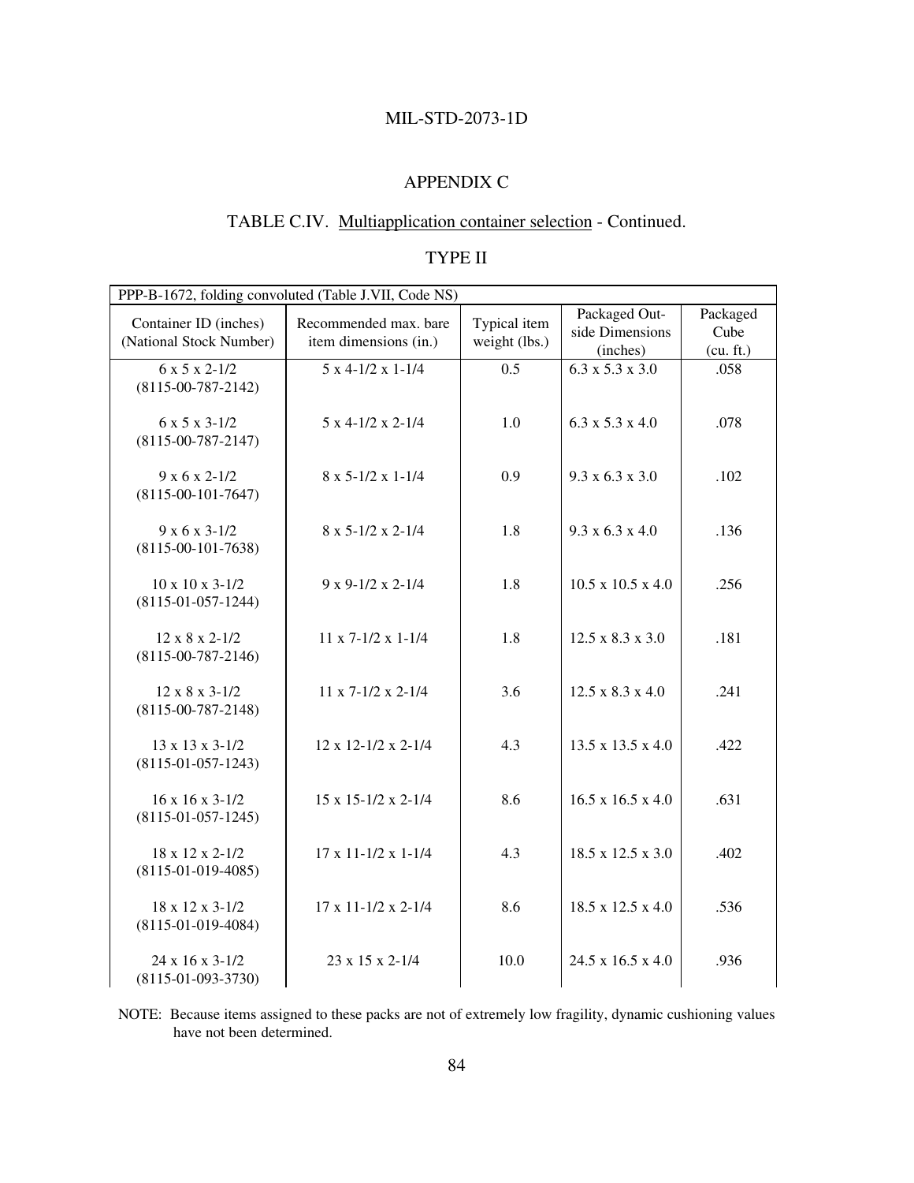## APPENDIX C

### TABLE C.IV. Multiapplication container selection - Continued.

#### TYPE II

| PPP-B-1672, folding convoluted (Table J.VII, Code NS) | | | | |
|---|---|---|---|---|
| Container ID (inches) (National Stock Number) | Recommended max. bare item dimensions (in.) | Typical item weight (lbs.) | Packaged Outside Dimensions (inches) | Packaged Cube (cu. ft.) |
| 6 x 5 x 2-1/2 (8115-00-787-2142) | 5 x 4-1/2 x 1-1/4 | 0.5 | 6.3 x 5.3 x 3.0 | .058 |
| 6 x 5 x 3-1/2 (8115-00-787-2147) | 5 x 4-1/2 x 2-1/4 | 1.0 | 6.3 x 5.3 x 4.0 | .078 |
| 9 x 6 x 2-1/2 (8115-00-101-7647) | 8 x 5-1/2 x 1-1/4 | 0.9 | 9.3 x 6.3 x 3.0 | .102 |
| 9 x 6 x 3-1/2 (8115-00-101-7638) | 8 x 5-1/2 x 2-1/4 | 1.8 | 9.3 x 6.3 x 4.0 | .136 |
| 10 x 10 x 3-1/2 (8115-01-057-1244) | 9 x 9-1/2 x 2-1/4 | 1.8 | 10.5 x 10.5 x 4.0 | .256 |
| 12 x 8 x 2-1/2 (8115-00-787-2146) | 11 x 7-1/2 x 1-1/4 | 1.8 | 12.5 x 8.3 x 3.0 | .181 |
| 12 x 8 x 3-1/2 (8115-00-787-2148) | 11 x 7-1/2 x 2-1/4 | 3.6 | 12.5 x 8.3 x 4.0 | .241 |
| 13 x 13 x 3-1/2 (8115-01-057-1243) | 12 x 12-1/2 x 2-1/4 | 4.3 | 13.5 x 13.5 x 4.0 | .422 |
| 16 x 16 x 3-1/2 (8115-01-057-1245) | 15 x 15-1/2 x 2-1/4 | 8.6 | 16.5 x 16.5 x 4.0 | .631 |
| 18 x 12 x 2-1/2 (8115-01-019-4085) | 17 x 11-1/2 x 1-1/4 | 4.3 | 18.5 x 12.5 x 3.0 | .402 |
| 18 x 12 x 3-1/2 (8115-01-019-4084) | 17 x 11-1/2 x 2-1/4 | 8.6 | 18.5 x 12.5 x 4.0 | .536 |
| 24 x 16 x 3-1/2 (8115-01-093-3730) | 23 x 15 x 2-1/4 | 10.0 | 24.5 x 16.5 x 4.0 | .936 |

NOTE: Because items assigned to these packs are not of extremely low fragility, dynamic cushioning values have not been determined.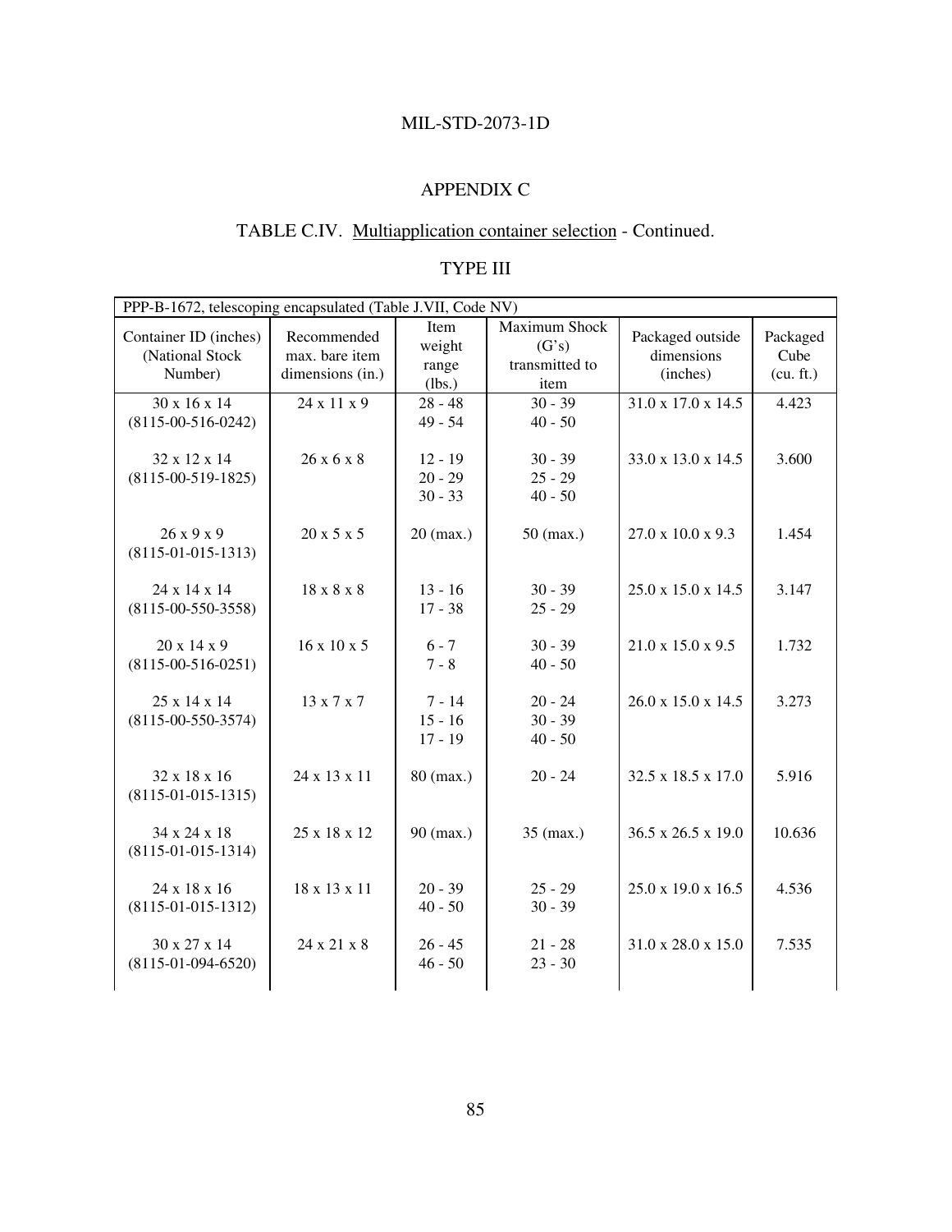# APPENDIX C

## TABLE C.IV. Multiapplication container selection - Continued.

### TYPE III

| PPP-B-1672, telescoping encapsulated (Table J.VII, Code NV) | | | | | |
|---|---|---|---|---|---|
| Container ID (inches) (National Stock Number) | Recommended max. bare item dimensions (in.) | Item weight range (lbs.) | Maximum Shock (G's) transmitted to item | Packaged outside dimensions (inches) | Packaged Cube (cu. ft.) |
| 30 x 16 x 14 (8115-00-516-0242) | 24 x 11 x 9 | 28 - 48<br>49 - 54 | 30 - 39<br>40 - 50 | 31.0 x 17.0 x 14.5 | 4.423 |
| 32 x 12 x 14 (8115-00-519-1825) | 26 x 6 x 8 | 12 - 19<br>20 - 29<br>30 - 33 | 30 - 39<br>25 - 29<br>40 - 50 | 33.0 x 13.0 x 14.5 | 3.600 |
| 26 x 9 x 9 (8115-01-015-1313) | 20 x 5 x 5 | 20 (max.) | 50 (max.) | 27.0 x 10.0 x 9.3 | 1.454 |
| 24 x 14 x 14 (8115-00-550-3558) | 18 x 8 x 8 | 13 - 16<br>17 - 38 | 30 - 39<br>25 - 29 | 25.0 x 15.0 x 14.5 | 3.147 |
| 20 x 14 x 9 (8115-00-516-0251) | 16 x 10 x 5 | 6 - 7<br>7 - 8 | 30 - 39<br>40 - 50 | 21.0 x 15.0 x 9.5 | 1.732 |
| 25 x 14 x 14 (8115-00-550-3574) | 13 x 7 x 7 | 7 - 14<br>15 - 16<br>17 - 19 | 20 - 24<br>30 - 39<br>40 - 50 | 26.0 x 15.0 x 14.5 | 3.273 |
| 32 x 18 x 16 (8115-01-015-1315) | 24 x 13 x 11 | 80 (max.) | 20 - 24 | 32.5 x 18.5 x 17.0 | 5.916 |
| 34 x 24 x 18 (8115-01-015-1314) | 25 x 18 x 12 | 90 (max.) | 35 (max.) | 36.5 x 26.5 x 19.0 | 10.636 |
| 24 x 18 x 16 (8115-01-015-1312) | 18 x 13 x 11 | 20 - 39<br>40 - 50 | 25 - 29<br>30 - 39 | 25.0 x 19.0 x 16.5 | 4.536 |
| 30 x 27 x 14 (8115-01-094-6520) | 24 x 21 x 8 | 26 - 45<br>46 - 50 | 21 - 28<br>23 - 30 | 31.0 x 28.0 x 15.0 | 7.535 |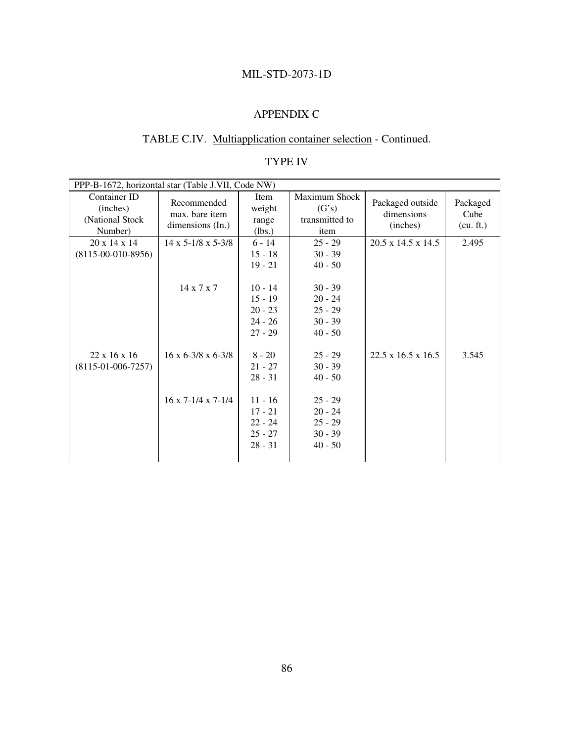## APPENDIX C

### TABLE C.IV. Multiapplication container selection - Continued.

### TYPE IV

| PPP-B-1672, horizontal star (Table J.VII, Code NW) | | | | | |
|---|---|---|---|---|---|
| Container ID (inches) (National Stock Number) | Recommended max. bare item dimensions (In.) | Item weight range (lbs.) | Maximum Shock (G's) transmitted to item | Packaged outside dimensions (inches) | Packaged Cube (cu. ft.) |
| 20 x 14 x 14 (8115-00-010-8956) | 14 x 5-1/8 x 5-3/8 | 6 - 14 | 25 - 29 | 20.5 x 14.5 x 14.5 | 2.495 |
| | | 15 - 18 | 30 - 39 | | |
| | | 19 - 21 | 40 - 50 | | |
| | 14 x 7 x 7 | 10 - 14 | 30 - 39 | | |
| | | 15 - 19 | 20 - 24 | | |
| | | 20 - 23 | 25 - 29 | | |
| | | 24 - 26 | 30 - 39 | | |
| | | 27 - 29 | 40 - 50 | | |
| 22 x 16 x 16 (8115-01-006-7257) | 16 x 6-3/8 x 6-3/8 | 8 - 20 | 25 - 29 | 22.5 x 16.5 x 16.5 | 3.545 |
| | | 21 - 27 | 30 - 39 | | |
| | | 28 - 31 | 40 - 50 | | |
| | 16 x 7-1/4 x 7-1/4 | 11 - 16 | 25 - 29 | | |
| | | 17 - 21 | 20 - 24 | | |
| | | 22 - 24 | 25 - 29 | | |
| | | 25 - 27 | 30 - 39 | | |
| | | 28 - 31 | 40 - 50 | | |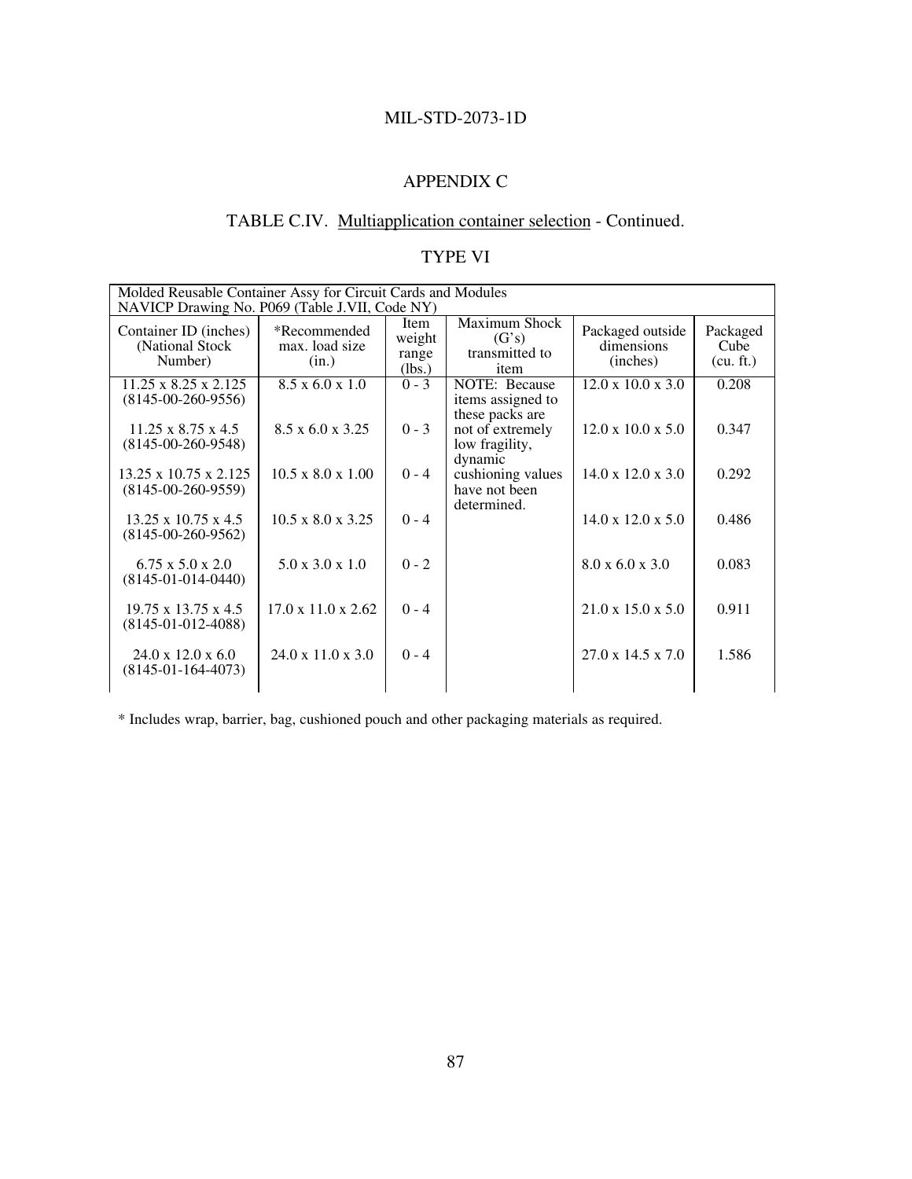## APPENDIX C

### TABLE C.IV. Multiapplication container selection - Continued.

### TYPE VI

| Molded Reusable Container Assy for Circuit Cards and Modules NAVICP Drawing No. P069 (Table J.VII, Code NY) | | | | | |
|---|---|---|---|---|---|
| Container ID (inches) (National Stock Number) | *Recommended max. load size (in.) | Item weight range (lbs.) | Maximum Shock (G's) transmitted to item | Packaged outside dimensions (inches) | Packaged Cube (cu. ft.) |
| 11.25 x 8.25 x 2.125 (8145-00-260-9556) | 8.5 x 6.0 x 1.0 | 0 - 3 | NOTE: Because items assigned to these packs are not of extremely low fragility, dynamic cushioning values have not been determined. | 12.0 x 10.0 x 3.0 | 0.208 |
| 11.25 x 8.75 x 4.5 (8145-00-260-9548) | 8.5 x 6.0 x 3.25 | 0 - 3 | | 12.0 x 10.0 x 5.0 | 0.347 |
| 13.25 x 10.75 x 2.125 (8145-00-260-9559) | 10.5 x 8.0 x 1.00 | 0 - 4 | | 14.0 x 12.0 x 3.0 | 0.292 |
| 13.25 x 10.75 x 4.5 (8145-00-260-9562) | 10.5 x 8.0 x 3.25 | 0 - 4 | | 14.0 x 12.0 x 5.0 | 0.486 |
| 6.75 x 5.0 x 2.0 (8145-01-014-0440) | 5.0 x 3.0 x 1.0 | 0 - 2 | | 8.0 x 6.0 x 3.0 | 0.083 |
| 19.75 x 13.75 x 4.5 (8145-01-012-4088) | 17.0 x 11.0 x 2.62 | 0 - 4 | | 21.0 x 15.0 x 5.0 | 0.911 |
| 24.0 x 12.0 x 6.0 (8145-01-164-4073) | 24.0 x 11.0 x 3.0 | 0 - 4 | | 27.0 x 14.5 x 7.0 | 1.586 |

* Includes wrap, barrier, bag, cushioned pouch and other packaging materials as required.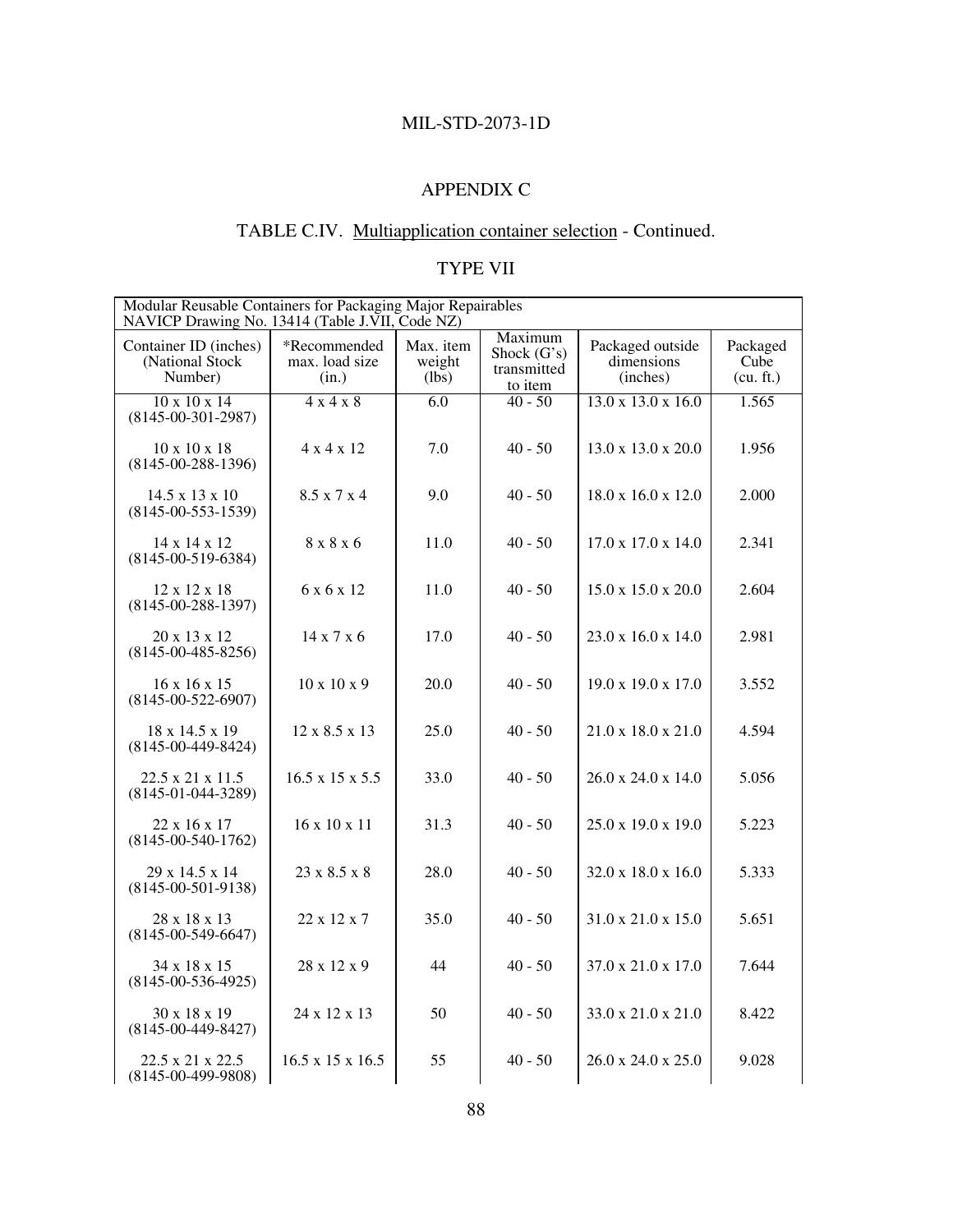## APPENDIX C

## TABLE C.IV. Multiapplication container selection - Continued.

## TYPE VII

| Modular Reusable Containers for Packaging Major Repairables NAVICP Drawing No. 13414 (Table J.VII, Code NZ) | | | | | |
|---|---|---|---|---|---|
| Container ID (inches) (National Stock Number) | *Recommended max. load size (in.) | Max. item weight (lbs) | Maximum Shock (G's) transmitted to item | Packaged outside dimensions (inches) | Packaged Cube (cu. ft.) |
| 10 x 10 x 14 (8145-00-301-2987) | 4 x 4 x 8 | 6.0 | 40 - 50 | 13.0 x 13.0 x 16.0 | 1.565 |
| 10 x 10 x 18 (8145-00-288-1396) | 4 x 4 x 12 | 7.0 | 40 - 50 | 13.0 x 13.0 x 20.0 | 1.956 |
| 14.5 x 13 x 10 (8145-00-553-1539) | 8.5 x 7 x 4 | 9.0 | 40 - 50 | 18.0 x 16.0 x 12.0 | 2.000 |
| 14 x 14 x 12 (8145-00-519-6384) | 8 x 8 x 6 | 11.0 | 40 - 50 | 17.0 x 17.0 x 14.0 | 2.341 |
| 12 x 12 x 18 (8145-00-288-1397) | 6 x 6 x 12 | 11.0 | 40 - 50 | 15.0 x 15.0 x 20.0 | 2.604 |
| 20 x 13 x 12 (8145-00-485-8256) | 14 x 7 x 6 | 17.0 | 40 - 50 | 23.0 x 16.0 x 14.0 | 2.981 |
| 16 x 16 x 15 (8145-00-522-6907) | 10 x 10 x 9 | 20.0 | 40 - 50 | 19.0 x 19.0 x 17.0 | 3.552 |
| 18 x 14.5 x 19 (8145-00-449-8424) | 12 x 8.5 x 13 | 25.0 | 40 - 50 | 21.0 x 18.0 x 21.0 | 4.594 |
| 22.5 x 21 x 11.5 (8145-01-044-3289) | 16.5 x 15 x 5.5 | 33.0 | 40 - 50 | 26.0 x 24.0 x 14.0 | 5.056 |
| 22 x 16 x 17 (8145-00-540-1762) | 16 x 10 x 11 | 31.3 | 40 - 50 | 25.0 x 19.0 x 19.0 | 5.223 |
| 29 x 14.5 x 14 (8145-00-501-9138) | 23 x 8.5 x 8 | 28.0 | 40 - 50 | 32.0 x 18.0 x 16.0 | 5.333 |
| 28 x 18 x 13 (8145-00-549-6647) | 22 x 12 x 7 | 35.0 | 40 - 50 | 31.0 x 21.0 x 15.0 | 5.651 |
| 34 x 18 x 15 (8145-00-536-4925) | 28 x 12 x 9 | 44 | 40 - 50 | 37.0 x 21.0 x 17.0 | 7.644 |
| 30 x 18 x 19 (8145-00-449-8427) | 24 x 12 x 13 | 50 | 40 - 50 | 33.0 x 21.0 x 21.0 | 8.422 |
| 22.5 x 21 x 22.5 (8145-00-499-9808) | 16.5 x 15 x 16.5 | 55 | 40 - 50 | 26.0 x 24.0 x 25.0 | 9.028 |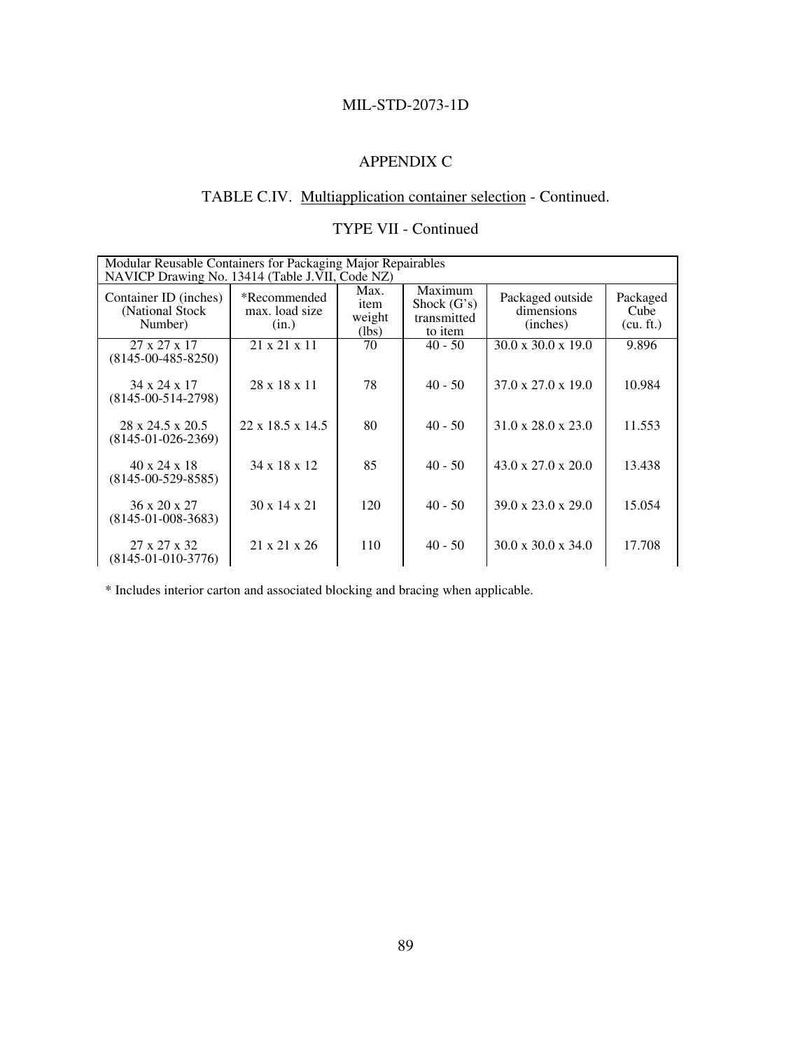## APPENDIX C

### TABLE C.IV. Multiapplication container selection - Continued.

#### TYPE VII - Continued

| Modular Reusable Containers for Packaging Major Repairables NAVICP Drawing No. 13414 (Table J.VII, Code NZ) | | | | | |
|---|---|---|---|---|---|
| Container ID (inches) (National Stock Number) | *Recommended max. load size (in.) | Max. item weight (lbs) | Maximum Shock (G's) transmitted to item | Packaged outside dimensions (inches) | Packaged Cube (cu. ft.) |
| 27 x 27 x 17 (8145-00-485-8250) | 21 x 21 x 11 | 70 | 40 - 50 | 30.0 x 30.0 x 19.0 | 9.896 |
| 34 x 24 x 17 (8145-00-514-2798) | 28 x 18 x 11 | 78 | 40 - 50 | 37.0 x 27.0 x 19.0 | 10.984 |
| 28 x 24.5 x 20.5 (8145-01-026-2369) | 22 x 18.5 x 14.5 | 80 | 40 - 50 | 31.0 x 28.0 x 23.0 | 11.553 |
| 40 x 24 x 18 (8145-00-529-8585) | 34 x 18 x 12 | 85 | 40 - 50 | 43.0 x 27.0 x 20.0 | 13.438 |
| 36 x 20 x 27 (8145-01-008-3683) | 30 x 14 x 21 | 120 | 40 - 50 | 39.0 x 23.0 x 29.0 | 15.054 |
| 27 x 27 x 32 (8145-01-010-3776) | 21 x 21 x 26 | 110 | 40 - 50 | 30.0 x 30.0 x 34.0 | 17.708 |

* Includes interior carton and associated blocking and bracing when applicable.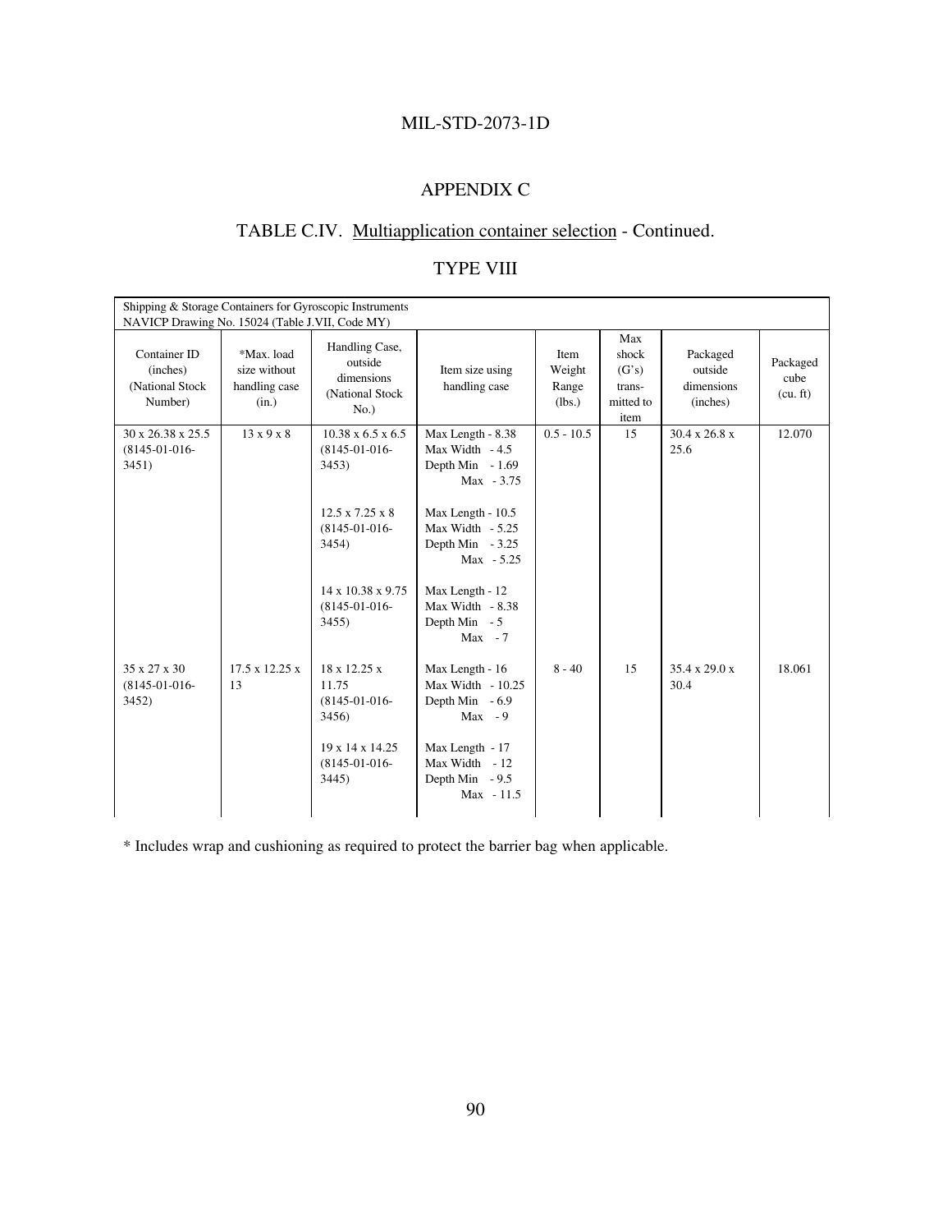## APPENDIX C

## TABLE C.IV. Multiapplication container selection - Continued.

## TYPE VIII

| Shipping & Storage Containers for Gyroscopic Instruments NAVICP Drawing No. 15024 (Table J.VII, Code MY) | | | | | | | |
|---|---|---|---|---|---|---|---|
| Container ID (inches) (National Stock Number) | *Max. load size without handling case (in.) | Handling Case, outside dimensions (National Stock No.) | Item size using handling case | Item Weight Range (lbs.) | Max shock (G's) trans-mitted to item | Packaged outside dimensions (inches) | Packaged cube (cu. ft) |
| 30 x 26.38 x 25.5 (8145-01-016-3451) | 13 x 9 x 8 | 10.38 x 6.5 x 6.5 (8145-01-016-3453) | Max Length - 8.38<br>Max Width - 4.5<br>Depth Min - 1.69<br>Max - 3.75 | 0.5 - 10.5 | 15 | 30.4 x 26.8 x 25.6 | 12.070 |
| | | 12.5 x 7.25 x 8 (8145-01-016-3454) | Max Length - 10.5<br>Max Width - 5.25<br>Depth Min - 3.25<br>Max - 5.25 | | | | |
| | | 14 x 10.38 x 9.75 (8145-01-016-3455) | Max Length - 12<br>Max Width - 8.38<br>Depth Min - 5<br>Max - 7 | | | | |
| 35 x 27 x 30 (8145-01-016-3452) | 17.5 x 12.25 x 13 | 18 x 12.25 x 11.75 (8145-01-016-3456) | Max Length - 16<br>Max Width - 10.25<br>Depth Min - 6.9<br>Max - 9 | 8 - 40 | 15 | 35.4 x 29.0 x 30.4 | 18.061 |
| | | 19 x 14 x 14.25 (8145-01-016-3445) | Max Length - 17<br>Max Width - 12<br>Depth Min - 9.5<br>Max - 11.5 | | | | |

* Includes wrap and cushioning as required to protect the barrier bag when applicable.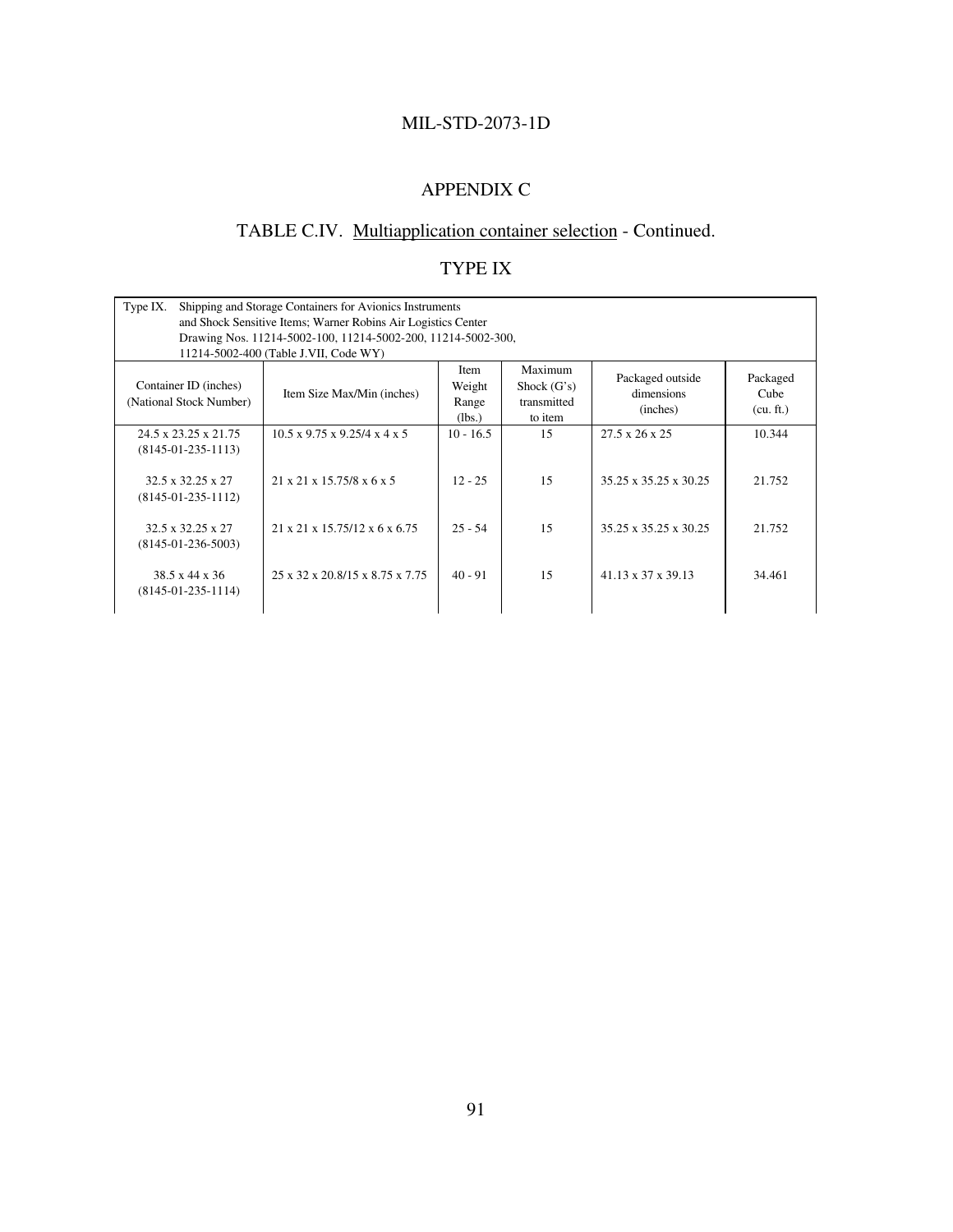## APPENDIX C

### TABLE C.IV. Multiapplication container selection - Continued.

### TYPE IX

| Type IX. Shipping and Storage Containers for Avionics Instruments and Shock Sensitive Items; Warner Robins Air Logistics Center Drawing Nos. 11214-5002-100, 11214-5002-200, 11214-5002-300, 11214-5002-400 (Table J.VII, Code WY) | | | | | |
|---|---|---|---|---|---|
| Container ID (inches) (National Stock Number) | Item Size Max/Min (inches) | Item Weight Range (lbs.) | Maximum Shock (G's) transmitted to item | Packaged outside dimensions (inches) | Packaged Cube (cu. ft.) |
| 24.5 x 23.25 x 21.75 (8145-01-235-1113) | 10.5 x 9.75 x 9.25/4 x 4 x 5 | 10 - 16.5 | 15 | 27.5 x 26 x 25 | 10.344 |
| 32.5 x 32.25 x 27 (8145-01-235-1112) | 21 x 21 x 15.75/8 x 6 x 5 | 12 - 25 | 15 | 35.25 x 35.25 x 30.25 | 21.752 |
| 32.5 x 32.25 x 27 (8145-01-236-5003) | 21 x 21 x 15.75/12 x 6 x 6.75 | 25 - 54 | 15 | 35.25 x 35.25 x 30.25 | 21.752 |
| 38.5 x 44 x 36 (8145-01-235-1114) | 25 x 32 x 20.8/15 x 8.75 x 7.75 | 40 - 91 | 15 | 41.13 x 37 x 39.13 | 34.461 |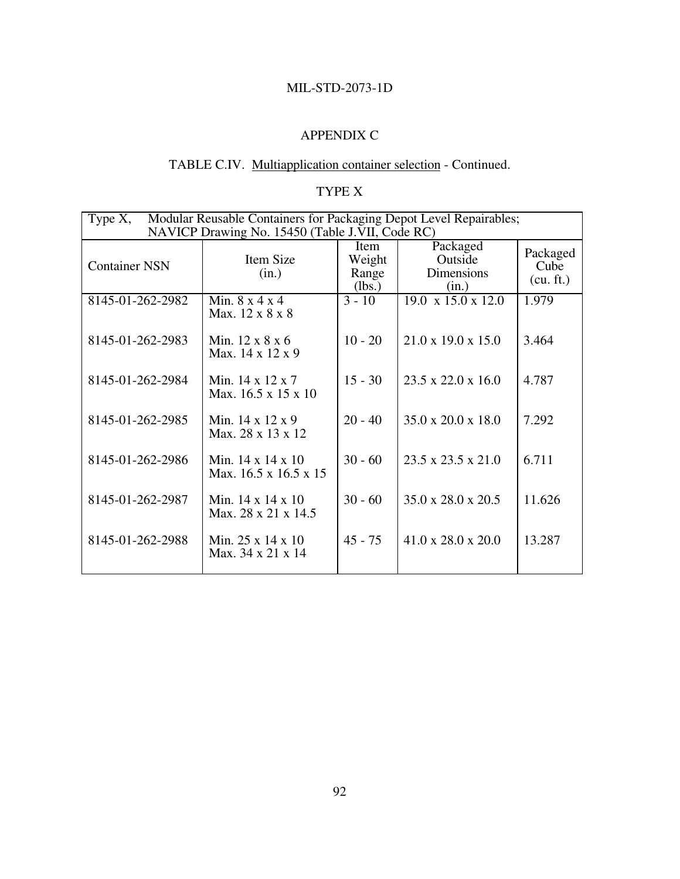## APPENDIX C

TABLE C.IV. Multiapplication container selection - Continued.

TYPE X

| Type X, Modular Reusable Containers for Packaging Depot Level Repairables; NAVICP Drawing No. 15450 (Table J.VII, Code RC) | | | | |
|---|---|---|---|---|
| Container NSN | Item Size (in.) | Item Weight Range (lbs.) | Packaged Outside Dimensions (in.) | Packaged Cube (cu. ft.) |
| 8145-01-262-2982 | Min. 8 x 4 x 4<br>Max. 12 x 8 x 8 | 3 - 10 | 19.0 x 15.0 x 12.0 | 1.979 |
| 8145-01-262-2983 | Min. 12 x 8 x 6<br>Max. 14 x 12 x 9 | 10 - 20 | 21.0 x 19.0 x 15.0 | 3.464 |
| 8145-01-262-2984 | Min. 14 x 12 x 7<br>Max. 16.5 x 15 x 10 | 15 - 30 | 23.5 x 22.0 x 16.0 | 4.787 |
| 8145-01-262-2985 | Min. 14 x 12 x 9<br>Max. 28 x 13 x 12 | 20 - 40 | 35.0 x 20.0 x 18.0 | 7.292 |
| 8145-01-262-2986 | Min. 14 x 14 x 10<br>Max. 16.5 x 16.5 x 15 | 30 - 60 | 23.5 x 23.5 x 21.0 | 6.711 |
| 8145-01-262-2987 | Min. 14 x 14 x 10<br>Max. 28 x 21 x 14.5 | 30 - 60 | 35.0 x 28.0 x 20.5 | 11.626 |
| 8145-01-262-2988 | Min. 25 x 14 x 10<br>Max. 34 x 21 x 14 | 45 - 75 | 41.0 x 28.0 x 20.0 | 13.287 |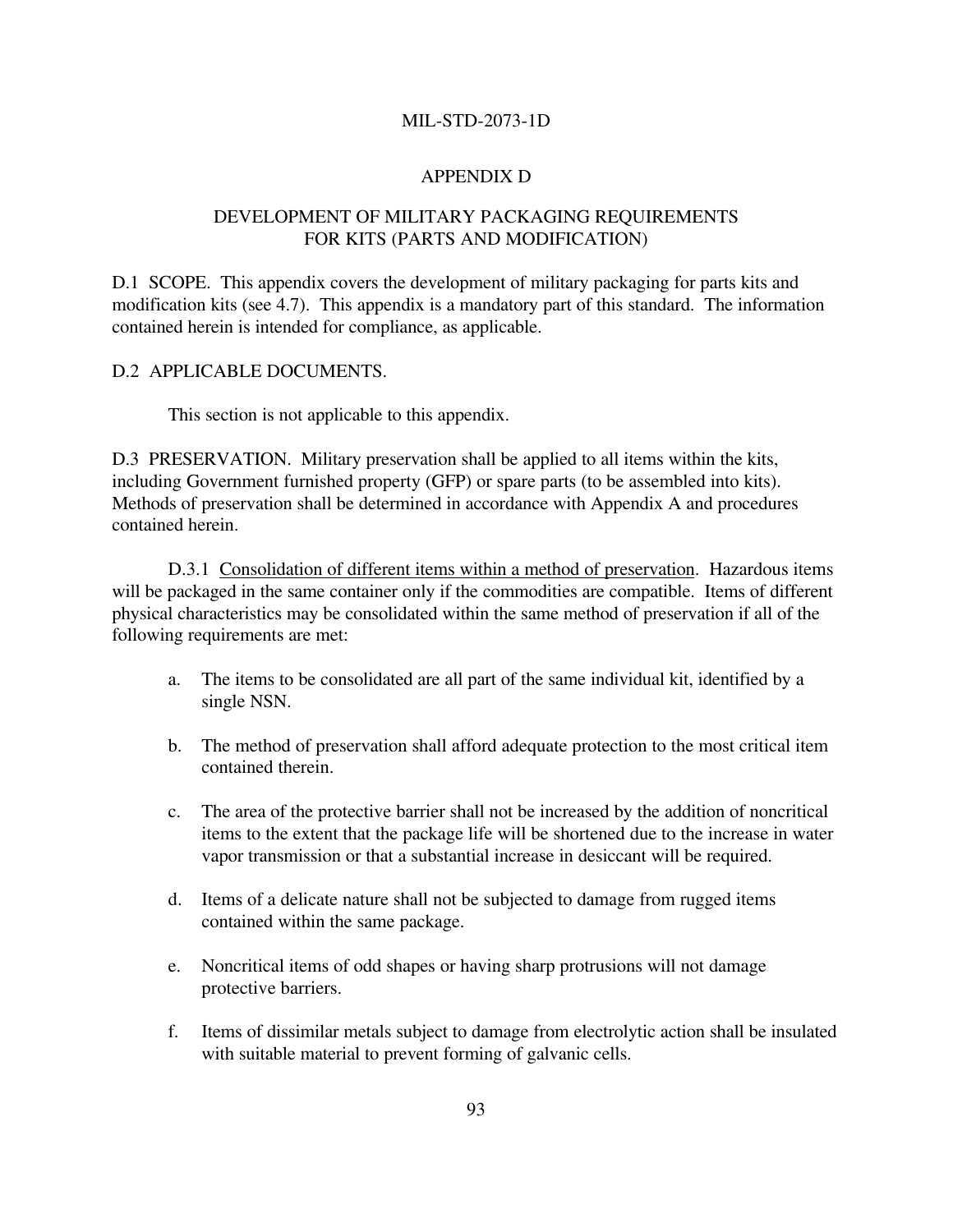# APPENDIX D

## DEVELOPMENT OF MILITARY PACKAGING REQUIREMENTS FOR KITS (PARTS AND MODIFICATION)

D.1 SCOPE. This appendix covers the development of military packaging for parts kits and modification kits (see 4.7). This appendix is a mandatory part of this standard. The information contained herein is intended for compliance, as applicable.

D.2 APPLICABLE DOCUMENTS.

This section is not applicable to this appendix.

D.3 PRESERVATION. Military preservation shall be applied to all items within the kits, including Government furnished property (GFP) or spare parts (to be assembled into kits). Methods of preservation shall be determined in accordance with Appendix A and procedures contained herein.

D.3.1 Consolidation of different items within a method of preservation. Hazardous items will be packaged in the same container only if the commodities are compatible. Items of different physical characteristics may be consolidated within the same method of preservation if all of the following requirements are met:

a. The items to be consolidated are all part of the same individual kit, identified by a single NSN.

b. The method of preservation shall afford adequate protection to the most critical item contained therein.

c. The area of the protective barrier shall not be increased by the addition of noncritical items to the extent that the package life will be shortened due to the increase in water vapor transmission or that a substantial increase in desiccant will be required.

d. Items of a delicate nature shall not be subjected to damage from rugged items contained within the same package.

e. Noncritical items of odd shapes or having sharp protrusions will not damage protective barriers.

f. Items of dissimilar metals subject to damage from electrolytic action shall be insulated with suitable material to prevent forming of galvanic cells.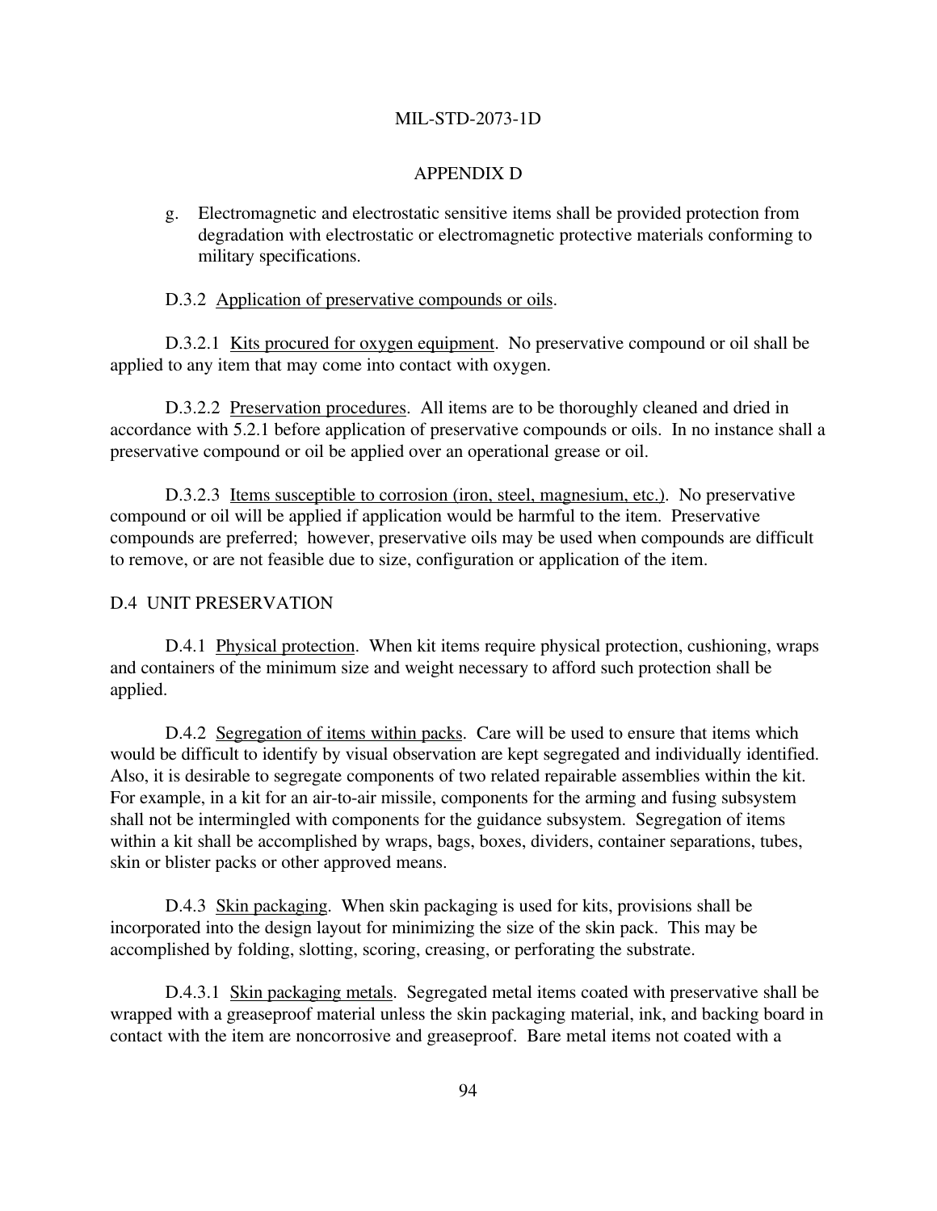# APPENDIX D

g. Electromagnetic and electrostatic sensitive items shall be provided protection from degradation with electrostatic or electromagnetic protective materials conforming to military specifications.

D.3.2 Application of preservative compounds or oils.

D.3.2.1 Kits procured for oxygen equipment. No preservative compound or oil shall be applied to any item that may come into contact with oxygen.

D.3.2.2 Preservation procedures. All items are to be thoroughly cleaned and dried in accordance with 5.2.1 before application of preservative compounds or oils. In no instance shall a preservative compound or oil be applied over an operational grease or oil.

D.3.2.3 Items susceptible to corrosion (iron, steel, magnesium, etc.). No preservative compound or oil will be applied if application would be harmful to the item. Preservative compounds are preferred; however, preservative oils may be used when compounds are difficult to remove, or are not feasible due to size, configuration or application of the item.

## D.4 UNIT PRESERVATION

D.4.1 Physical protection. When kit items require physical protection, cushioning, wraps and containers of the minimum size and weight necessary to afford such protection shall be applied.

D.4.2 Segregation of items within packs. Care will be used to ensure that items which would be difficult to identify by visual observation are kept segregated and individually identified. Also, it is desirable to segregate components of two related repairable assemblies within the kit. For example, in a kit for an air-to-air missile, components for the arming and fusing subsystem shall not be intermingled with components for the guidance subsystem. Segregation of items within a kit shall be accomplished by wraps, bags, boxes, dividers, container separations, tubes, skin or blister packs or other approved means.

D.4.3 Skin packaging. When skin packaging is used for kits, provisions shall be incorporated into the design layout for minimizing the size of the skin pack. This may be accomplished by folding, slotting, scoring, creasing, or perforating the substrate.

D.4.3.1 Skin packaging metals. Segregated metal items coated with preservative shall be wrapped with a greaseproof material unless the skin packaging material, ink, and backing board in contact with the item are noncorrosive and greaseproof. Bare metal items not coated with a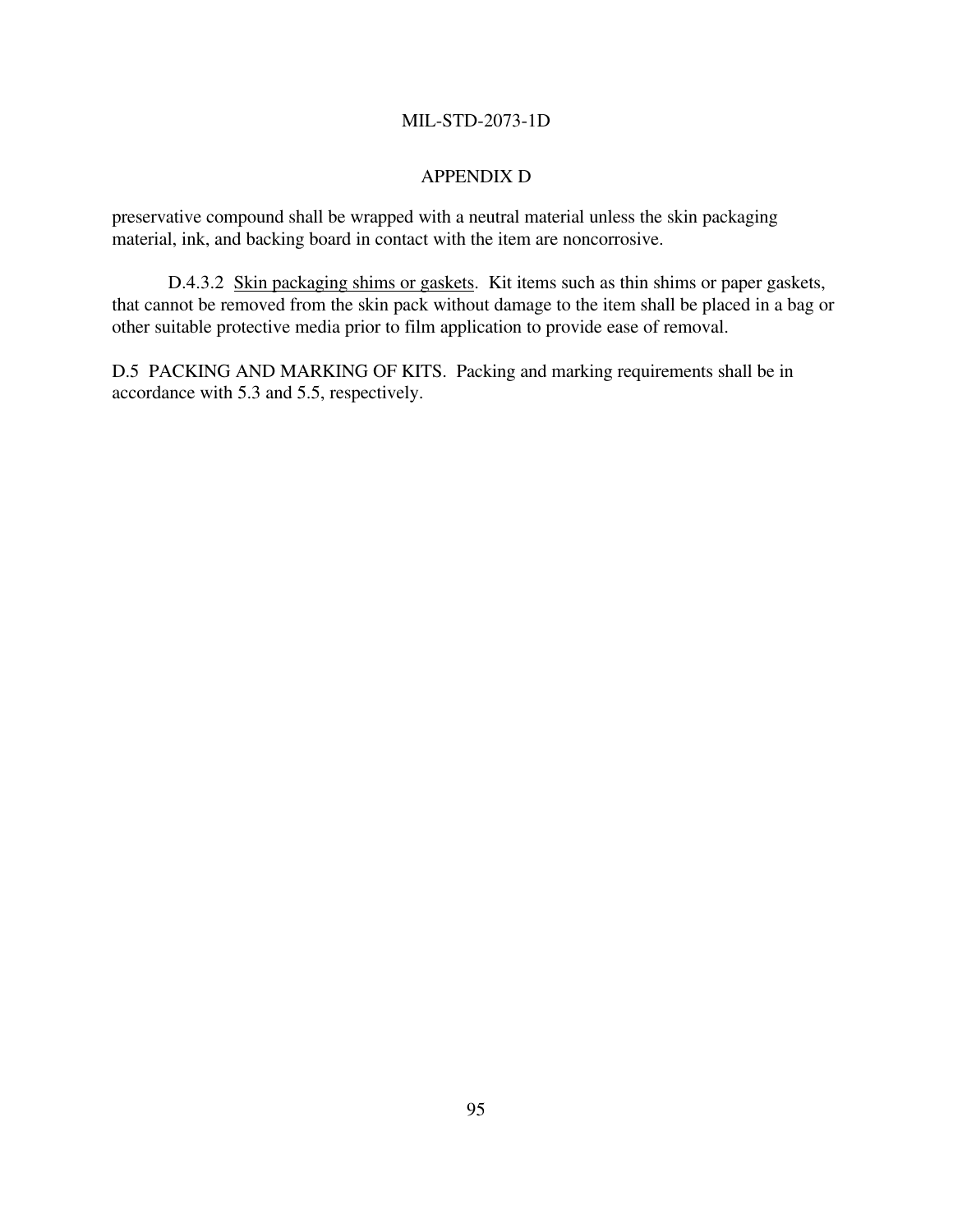preservative compound shall be wrapped with a neutral material unless the skin packaging material, ink, and backing board in contact with the item are noncorrosive.

D.4.3.2 Skin packaging shims or gaskets. Kit items such as thin shims or paper gaskets, that cannot be removed from the skin pack without damage to the item shall be placed in a bag or other suitable protective media prior to film application to provide ease of removal.

D.5 PACKING AND MARKING OF KITS. Packing and marking requirements shall be in accordance with 5.3 and 5.5, respectively.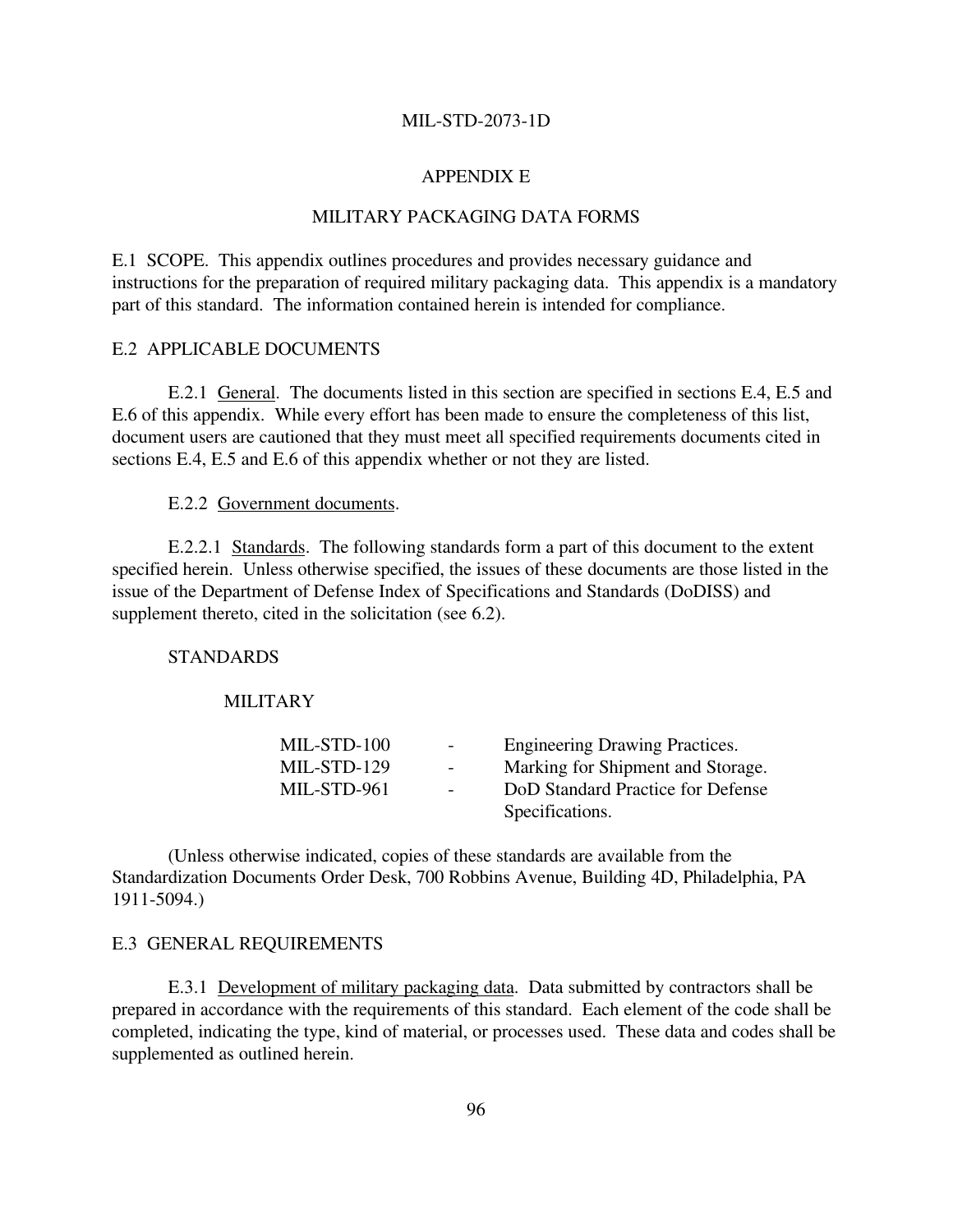# APPENDIX E

## MILITARY PACKAGING DATA FORMS

E.1 SCOPE. This appendix outlines procedures and provides necessary guidance and instructions for the preparation of required military packaging data. This appendix is a mandatory part of this standard. The information contained herein is intended for compliance.

E.2 APPLICABLE DOCUMENTS

E.2.1 General. The documents listed in this section are specified in sections E.4, E.5 and E.6 of this appendix. While every effort has been made to ensure the completeness of this list, document users are cautioned that they must meet all specified requirements documents cited in sections E.4, E.5 and E.6 of this appendix whether or not they are listed.

E.2.2 Government documents.

E.2.2.1 Standards. The following standards form a part of this document to the extent specified herein. Unless otherwise specified, the issues of these documents are those listed in the issue of the Department of Defense Index of Specifications and Standards (DoDISS) and supplement thereto, cited in the solicitation (see 6.2).

STANDARDS

MILITARY

| | | |
|---|---|---|
| MIL-STD-100 | - | Engineering Drawing Practices. |
| MIL-STD-129 | - | Marking for Shipment and Storage. |
| MIL-STD-961 | - | DoD Standard Practice for Defense Specifications. |

(Unless otherwise indicated, copies of these standards are available from the Standardization Documents Order Desk, 700 Robbins Avenue, Building 4D, Philadelphia, PA 1911-5094.)

E.3 GENERAL REQUIREMENTS

E.3.1 Development of military packaging data. Data submitted by contractors shall be prepared in accordance with the requirements of this standard. Each element of the code shall be completed, indicating the type, kind of material, or processes used. These data and codes shall be supplemented as outlined herein.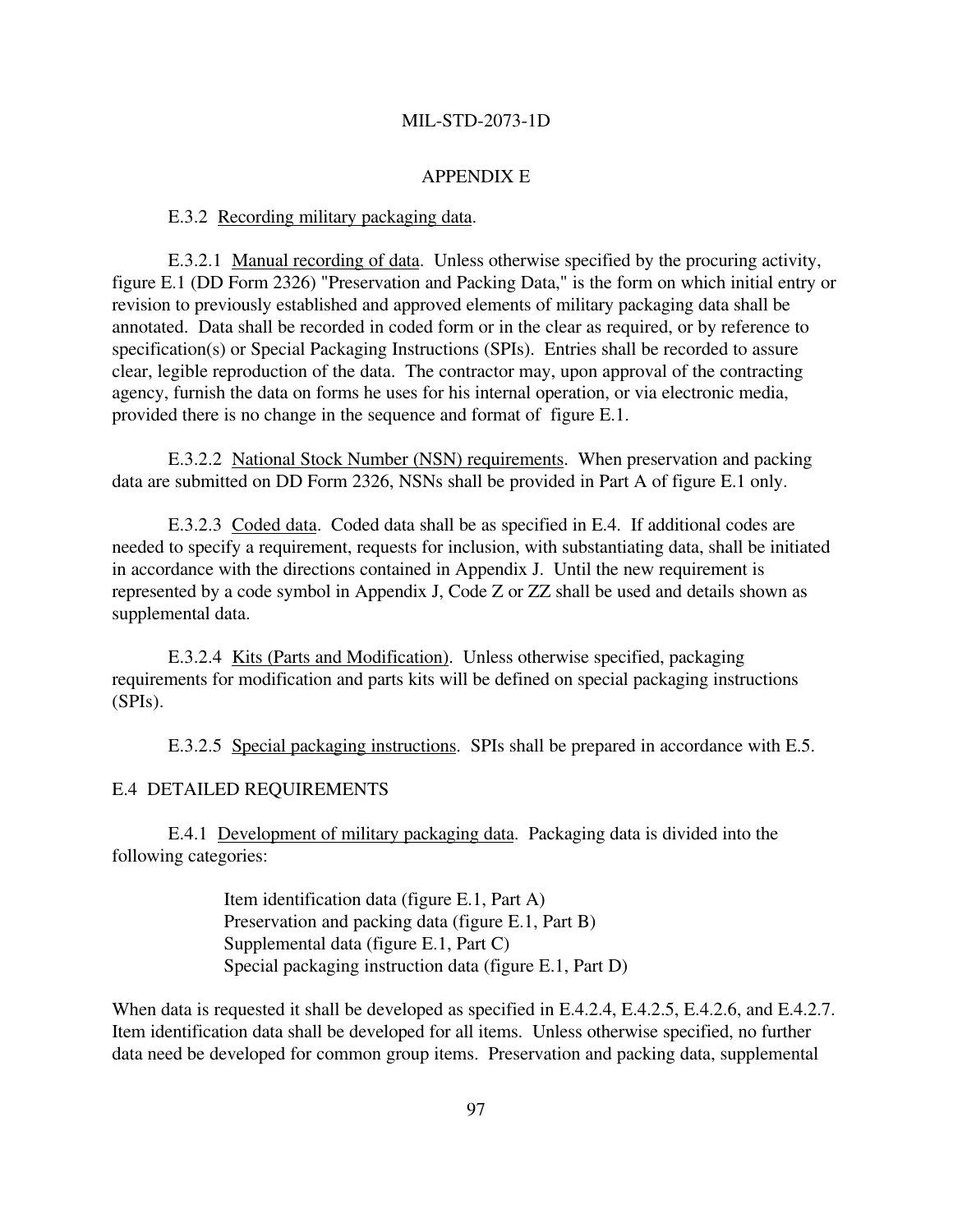## APPENDIX E

E.3.2 Recording military packaging data.

E.3.2.1 Manual recording of data. Unless otherwise specified by the procuring activity, figure E.1 (DD Form 2326) "Preservation and Packing Data," is the form on which initial entry or revision to previously established and approved elements of military packaging data shall be annotated. Data shall be recorded in coded form or in the clear as required, or by reference to specification(s) or Special Packaging Instructions (SPIs). Entries shall be recorded to assure clear, legible reproduction of the data. The contractor may, upon approval of the contracting agency, furnish the data on forms he uses for his internal operation, or via electronic media, provided there is no change in the sequence and format of figure E.1.

E.3.2.2 National Stock Number (NSN) requirements. When preservation and packing data are submitted on DD Form 2326, NSNs shall be provided in Part A of figure E.1 only.

E.3.2.3 Coded data. Coded data shall be as specified in E.4. If additional codes are needed to specify a requirement, requests for inclusion, with substantiating data, shall be initiated in accordance with the directions contained in Appendix J. Until the new requirement is represented by a code symbol in Appendix J, Code Z or ZZ shall be used and details shown as supplemental data.

E.3.2.4 Kits (Parts and Modification). Unless otherwise specified, packaging requirements for modification and parts kits will be defined on special packaging instructions (SPIs).

E.3.2.5 Special packaging instructions. SPIs shall be prepared in accordance with E.5.

## E.4 DETAILED REQUIREMENTS

E.4.1 Development of military packaging data. Packaging data is divided into the following categories:

Item identification data (figure E.1, Part A)
Preservation and packing data (figure E.1, Part B)
Supplemental data (figure E.1, Part C)
Special packaging instruction data (figure E.1, Part D)

When data is requested it shall be developed as specified in E.4.2.4, E.4.2.5, E.4.2.6, and E.4.2.7. Item identification data shall be developed for all items. Unless otherwise specified, no further data need be developed for common group items. Preservation and packing data, supplemental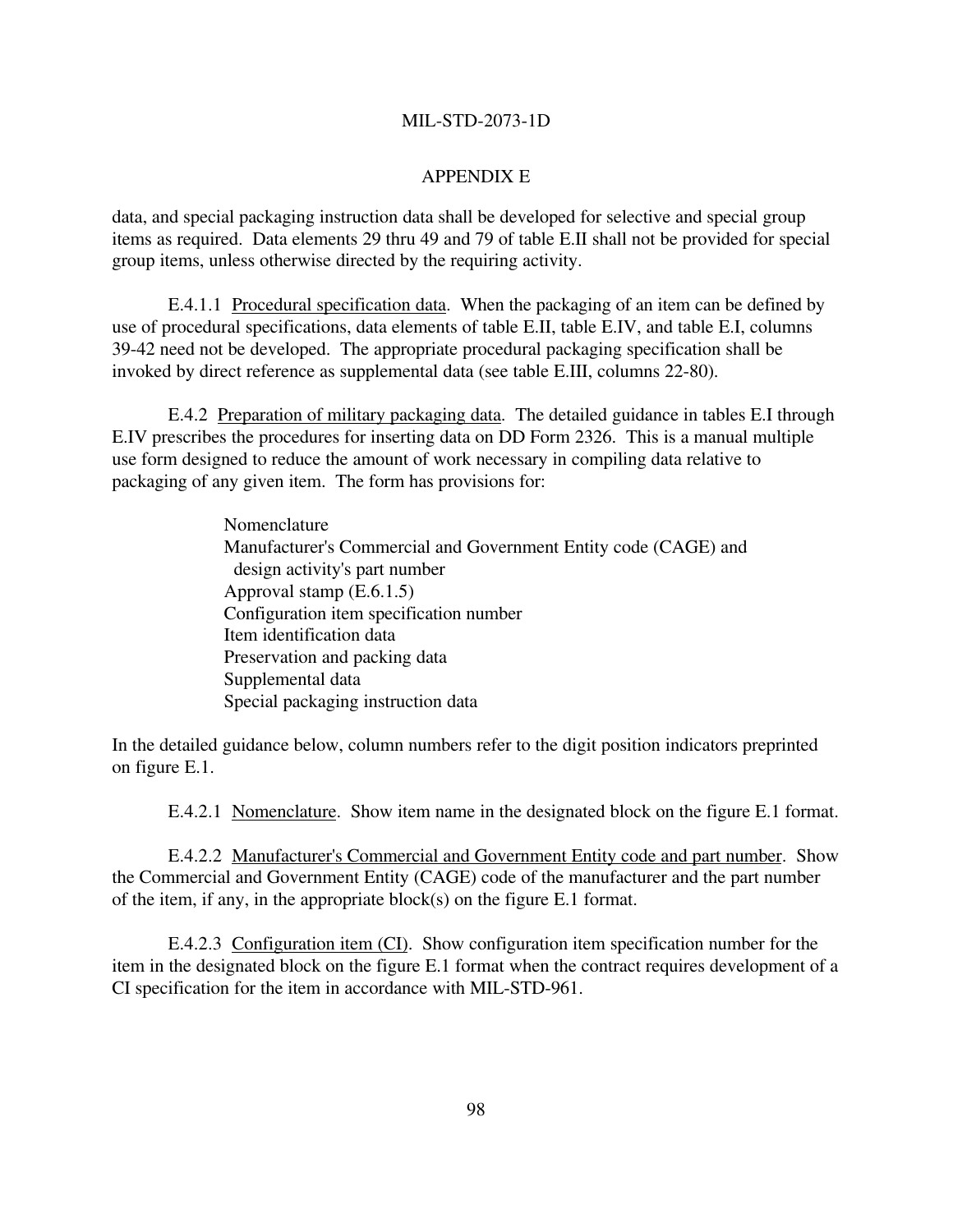## APPENDIX E

data, and special packaging instruction data shall be developed for selective and special group items as required. Data elements 29 thru 49 and 79 of table E.II shall not be provided for special group items, unless otherwise directed by the requiring activity.

E.4.1.1 Procedural specification data. When the packaging of an item can be defined by use of procedural specifications, data elements of table E.II, table E.IV, and table E.I, columns 39-42 need not be developed. The appropriate procedural packaging specification shall be invoked by direct reference as supplemental data (see table E.III, columns 22-80).

E.4.2 Preparation of military packaging data. The detailed guidance in tables E.I through E.IV prescribes the procedures for inserting data on DD Form 2326. This is a manual multiple use form designed to reduce the amount of work necessary in compiling data relative to packaging of any given item. The form has provisions for:

- Nomenclature
- Manufacturer's Commercial and Government Entity code (CAGE) and design activity's part number
- Approval stamp (E.6.1.5)
- Configuration item specification number
- Item identification data
- Preservation and packing data
- Supplemental data
- Special packaging instruction data

In the detailed guidance below, column numbers refer to the digit position indicators preprinted on figure E.1.

E.4.2.1 Nomenclature. Show item name in the designated block on the figure E.1 format.

E.4.2.2 Manufacturer's Commercial and Government Entity code and part number. Show the Commercial and Government Entity (CAGE) code of the manufacturer and the part number of the item, if any, in the appropriate block(s) on the figure E.1 format.

E.4.2.3 Configuration item (CI). Show configuration item specification number for the item in the designated block on the figure E.1 format when the contract requires development of a CI specification for the item in accordance with MIL-STD-961.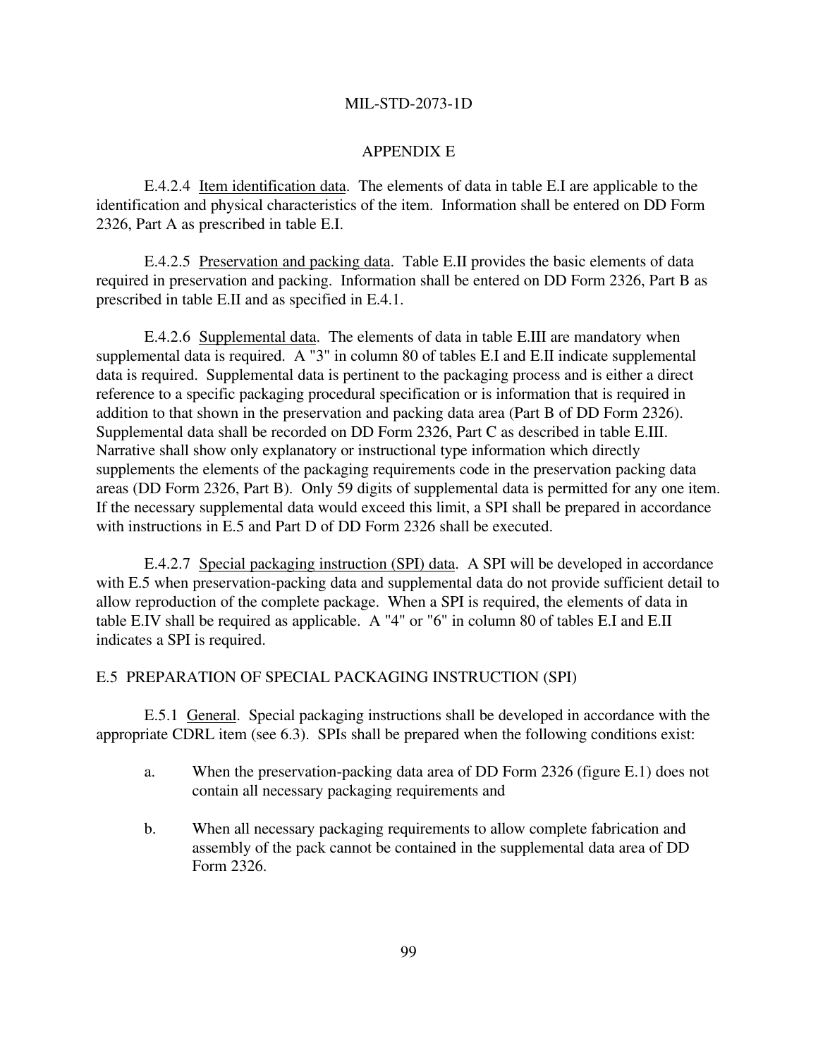## APPENDIX E

E.4.2.4 Item identification data. The elements of data in table E.I are applicable to the identification and physical characteristics of the item. Information shall be entered on DD Form 2326, Part A as prescribed in table E.I.

E.4.2.5 Preservation and packing data. Table E.II provides the basic elements of data required in preservation and packing. Information shall be entered on DD Form 2326, Part B as prescribed in table E.II and as specified in E.4.1.

E.4.2.6 Supplemental data. The elements of data in table E.III are mandatory when supplemental data is required. A "3" in column 80 of tables E.I and E.II indicate supplemental data is required. Supplemental data is pertinent to the packaging process and is either a direct reference to a specific packaging procedural specification or is information that is required in addition to that shown in the preservation and packing data area (Part B of DD Form 2326). Supplemental data shall be recorded on DD Form 2326, Part C as described in table E.III. Narrative shall show only explanatory or instructional type information which directly supplements the elements of the packaging requirements code in the preservation packing data areas (DD Form 2326, Part B). Only 59 digits of supplemental data is permitted for any one item. If the necessary supplemental data would exceed this limit, a SPI shall be prepared in accordance with instructions in E.5 and Part D of DD Form 2326 shall be executed.

E.4.2.7 Special packaging instruction (SPI) data. A SPI will be developed in accordance with E.5 when preservation-packing data and supplemental data do not provide sufficient detail to allow reproduction of the complete package. When a SPI is required, the elements of data in table E.IV shall be required as applicable. A "4" or "6" in column 80 of tables E.I and E.II indicates a SPI is required.

### E.5 PREPARATION OF SPECIAL PACKAGING INSTRUCTION (SPI)

E.5.1 General. Special packaging instructions shall be developed in accordance with the appropriate CDRL item (see 6.3). SPIs shall be prepared when the following conditions exist:

a. When the preservation-packing data area of DD Form 2326 (figure E.1) does not contain all necessary packaging requirements and

b. When all necessary packaging requirements to allow complete fabrication and assembly of the pack cannot be contained in the supplemental data area of DD Form 2326.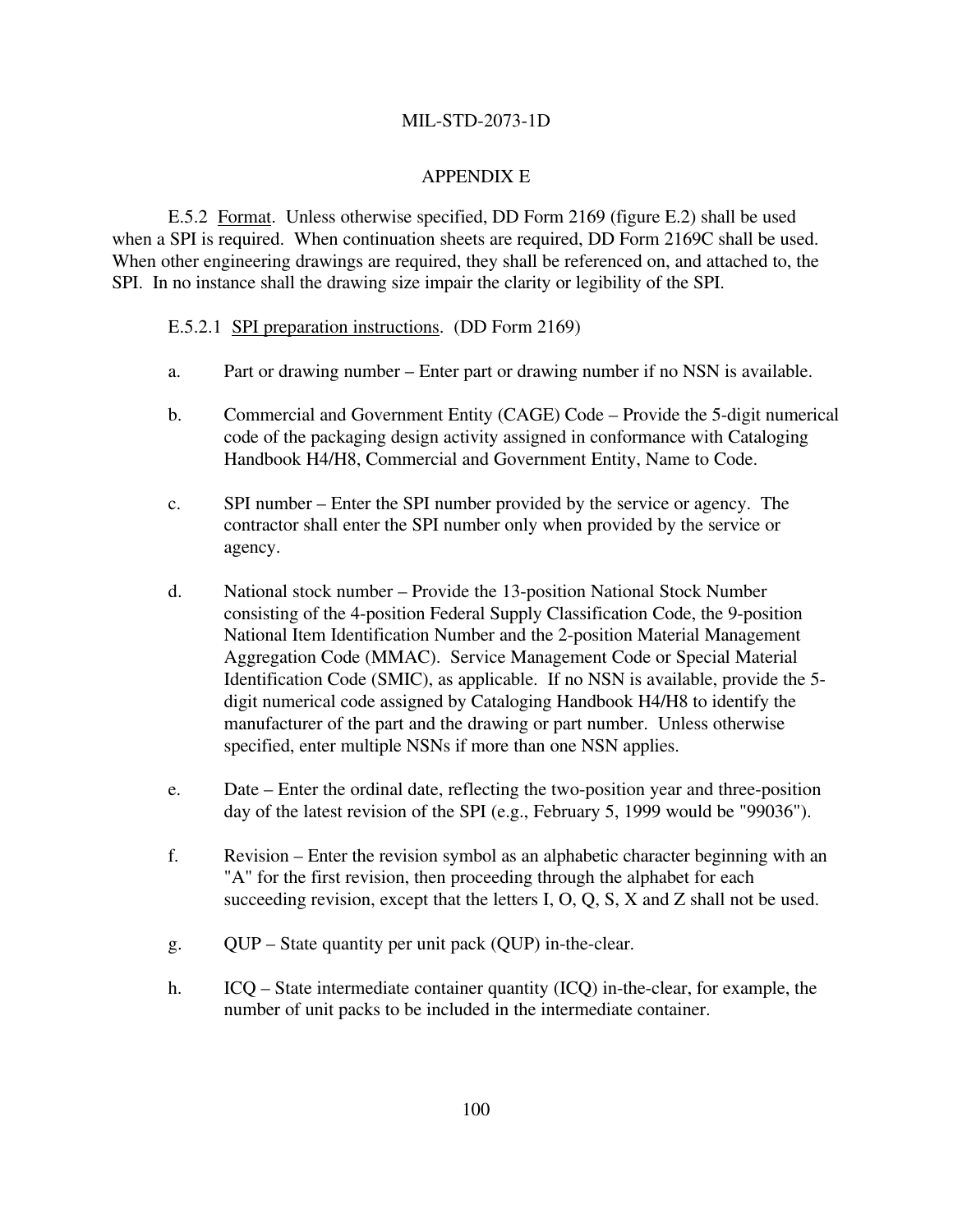APPENDIX E

E.5.2 Format. Unless otherwise specified, DD Form 2169 (figure E.2) shall be used when a SPI is required. When continuation sheets are required, DD Form 2169C shall be used. When other engineering drawings are required, they shall be referenced on, and attached to, the SPI. In no instance shall the drawing size impair the clarity or legibility of the SPI.

E.5.2.1 SPI preparation instructions. (DD Form 2169)

a. Part or drawing number – Enter part or drawing number if no NSN is available.

b. Commercial and Government Entity (CAGE) Code – Provide the 5-digit numerical code of the packaging design activity assigned in conformance with Cataloging Handbook H4/H8, Commercial and Government Entity, Name to Code.

c. SPI number – Enter the SPI number provided by the service or agency. The contractor shall enter the SPI number only when provided by the service or agency.

d. National stock number – Provide the 13-position National Stock Number consisting of the 4-position Federal Supply Classification Code, the 9-position National Item Identification Number and the 2-position Material Management Aggregation Code (MMAC). Service Management Code or Special Material Identification Code (SMIC), as applicable. If no NSN is available, provide the 5-digit numerical code assigned by Cataloging Handbook H4/H8 to identify the manufacturer of the part and the drawing or part number. Unless otherwise specified, enter multiple NSNs if more than one NSN applies.

e. Date – Enter the ordinal date, reflecting the two-position year and three-position day of the latest revision of the SPI (e.g., February 5, 1999 would be "99036").

f. Revision – Enter the revision symbol as an alphabetic character beginning with an "A" for the first revision, then proceeding through the alphabet for each succeeding revision, except that the letters I, O, Q, S, X and Z shall not be used.

g. QUP – State quantity per unit pack (QUP) in-the-clear.

h. ICQ – State intermediate container quantity (ICQ) in-the-clear, for example, the number of unit packs to be included in the intermediate container.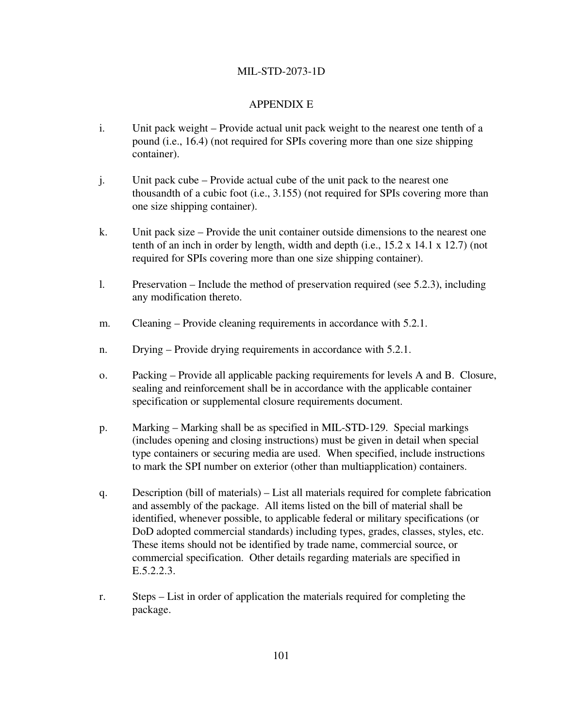## APPENDIX E

i. Unit pack weight – Provide actual unit pack weight to the nearest one tenth of a pound (i.e., 16.4) (not required for SPIs covering more than one size shipping container).

j. Unit pack cube – Provide actual cube of the unit pack to the nearest one thousandth of a cubic foot (i.e., 3.155) (not required for SPIs covering more than one size shipping container).

k. Unit pack size – Provide the unit container outside dimensions to the nearest one tenth of an inch in order by length, width and depth (i.e., 15.2 x 14.1 x 12.7) (not required for SPIs covering more than one size shipping container).

l. Preservation – Include the method of preservation required (see 5.2.3), including any modification thereto.

m. Cleaning – Provide cleaning requirements in accordance with 5.2.1.

n. Drying – Provide drying requirements in accordance with 5.2.1.

o. Packing – Provide all applicable packing requirements for levels A and B. Closure, sealing and reinforcement shall be in accordance with the applicable container specification or supplemental closure requirements document.

p. Marking – Marking shall be as specified in MIL-STD-129. Special markings (includes opening and closing instructions) must be given in detail when special type containers or securing media are used. When specified, include instructions to mark the SPI number on exterior (other than multiapplication) containers.

q. Description (bill of materials) – List all materials required for complete fabrication and assembly of the package. All items listed on the bill of material shall be identified, whenever possible, to applicable federal or military specifications (or DoD adopted commercial standards) including types, grades, classes, styles, etc. These items should not be identified by trade name, commercial source, or commercial specification. Other details regarding materials are specified in E.5.2.2.3.

r. Steps – List in order of application the materials required for completing the package.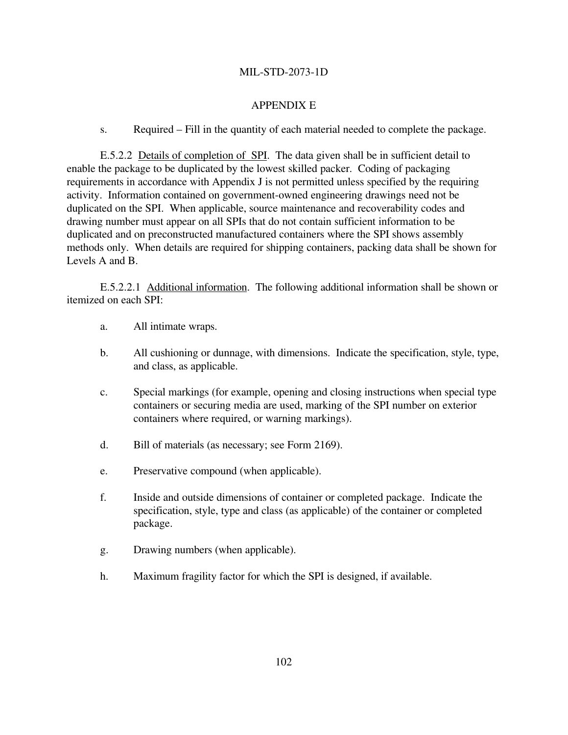s. Required – Fill in the quantity of each material needed to complete the package.

E.5.2.2 Details of completion of SPI. The data given shall be in sufficient detail to enable the package to be duplicated by the lowest skilled packer. Coding of packaging requirements in accordance with Appendix J is not permitted unless specified by the requiring activity. Information contained on government-owned engineering drawings need not be duplicated on the SPI. When applicable, source maintenance and recoverability codes and drawing number must appear on all SPIs that do not contain sufficient information to be duplicated and on preconstructed manufactured containers where the SPI shows assembly methods only. When details are required for shipping containers, packing data shall be shown for Levels A and B.

E.5.2.2.1 Additional information. The following additional information shall be shown or itemized on each SPI:

a. All intimate wraps.

b. All cushioning or dunnage, with dimensions. Indicate the specification, style, type, and class, as applicable.

c. Special markings (for example, opening and closing instructions when special type containers or securing media are used, marking of the SPI number on exterior containers where required, or warning markings).

d. Bill of materials (as necessary; see Form 2169).

e. Preservative compound (when applicable).

f. Inside and outside dimensions of container or completed package. Indicate the specification, style, type and class (as applicable) of the container or completed package.

g. Drawing numbers (when applicable).

h. Maximum fragility factor for which the SPI is designed, if available.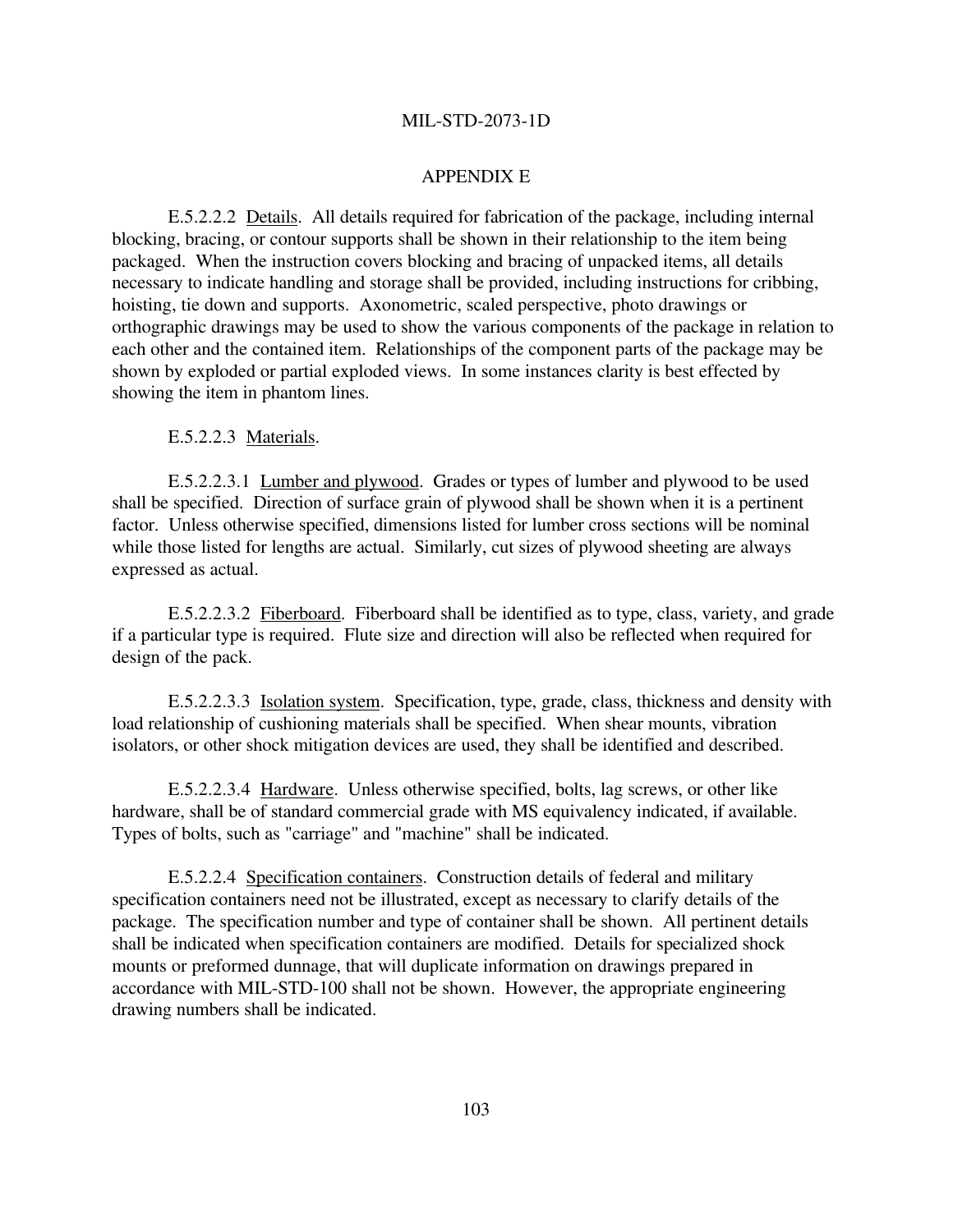## APPENDIX E

E.5.2.2.2 Details. All details required for fabrication of the package, including internal blocking, bracing, or contour supports shall be shown in their relationship to the item being packaged. When the instruction covers blocking and bracing of unpacked items, all details necessary to indicate handling and storage shall be provided, including instructions for cribbing, hoisting, tie down and supports. Axonometric, scaled perspective, photo drawings or orthographic drawings may be used to show the various components of the package in relation to each other and the contained item. Relationships of the component parts of the package may be shown by exploded or partial exploded views. In some instances clarity is best effected by showing the item in phantom lines.

E.5.2.2.3 Materials.

E.5.2.2.3.1 Lumber and plywood. Grades or types of lumber and plywood to be used shall be specified. Direction of surface grain of plywood shall be shown when it is a pertinent factor. Unless otherwise specified, dimensions listed for lumber cross sections will be nominal while those listed for lengths are actual. Similarly, cut sizes of plywood sheeting are always expressed as actual.

E.5.2.2.3.2 Fiberboard. Fiberboard shall be identified as to type, class, variety, and grade if a particular type is required. Flute size and direction will also be reflected when required for design of the pack.

E.5.2.2.3.3 Isolation system. Specification, type, grade, class, thickness and density with load relationship of cushioning materials shall be specified. When shear mounts, vibration isolators, or other shock mitigation devices are used, they shall be identified and described.

E.5.2.2.3.4 Hardware. Unless otherwise specified, bolts, lag screws, or other like hardware, shall be of standard commercial grade with MS equivalency indicated, if available. Types of bolts, such as "carriage" and "machine" shall be indicated.

E.5.2.2.4 Specification containers. Construction details of federal and military specification containers need not be illustrated, except as necessary to clarify details of the package. The specification number and type of container shall be shown. All pertinent details shall be indicated when specification containers are modified. Details for specialized shock mounts or preformed dunnage, that will duplicate information on drawings prepared in accordance with MIL-STD-100 shall not be shown. However, the appropriate engineering drawing numbers shall be indicated.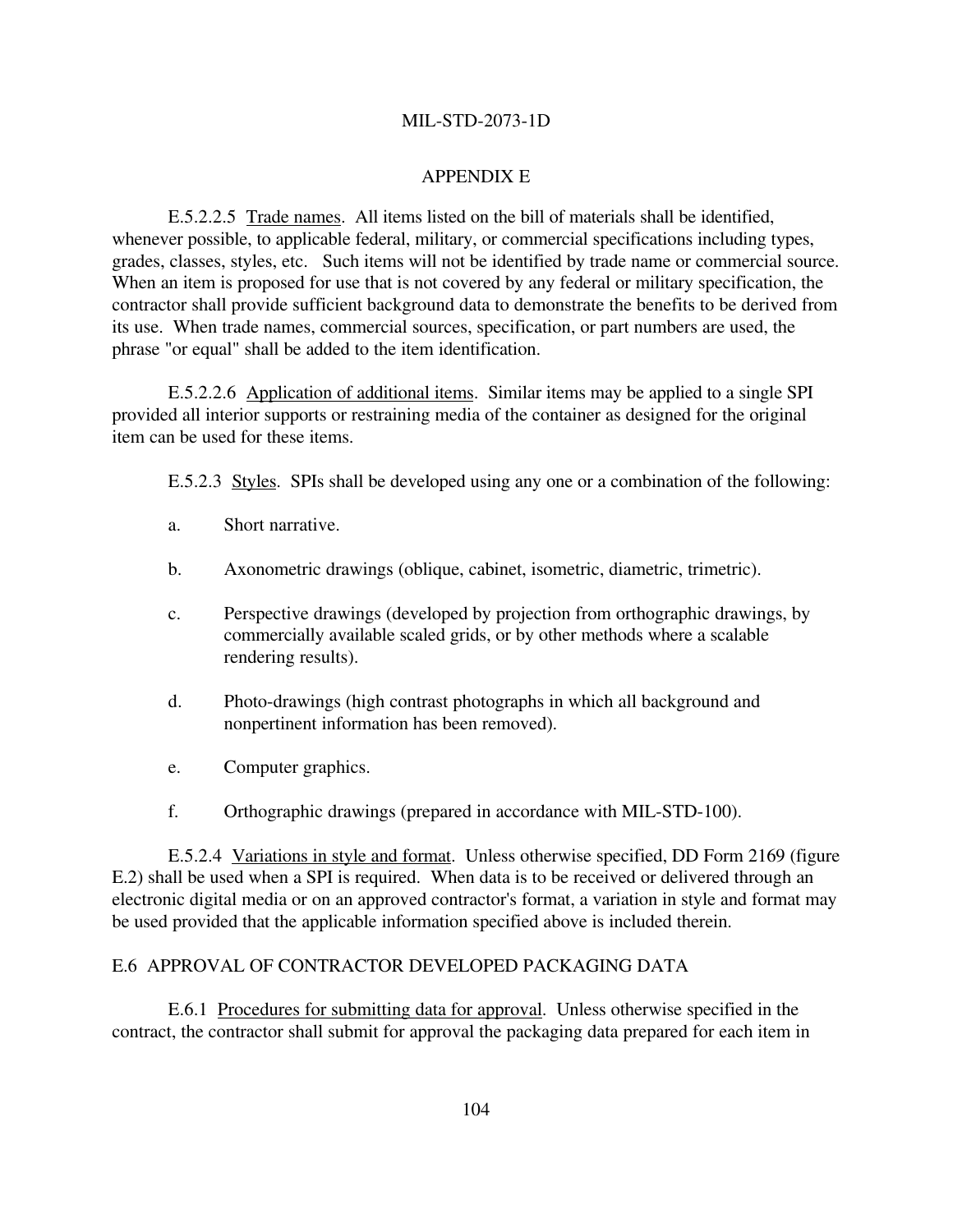## APPENDIX E

E.5.2.2.5 Trade names. All items listed on the bill of materials shall be identified, whenever possible, to applicable federal, military, or commercial specifications including types, grades, classes, styles, etc. Such items will not be identified by trade name or commercial source. When an item is proposed for use that is not covered by any federal or military specification, the contractor shall provide sufficient background data to demonstrate the benefits to be derived from its use. When trade names, commercial sources, specification, or part numbers are used, the phrase "or equal" shall be added to the item identification.

E.5.2.2.6 Application of additional items. Similar items may be applied to a single SPI provided all interior supports or restraining media of the container as designed for the original item can be used for these items.

E.5.2.3 Styles. SPIs shall be developed using any one or a combination of the following:

a. Short narrative.

b. Axonometric drawings (oblique, cabinet, isometric, diametric, trimetric).

c. Perspective drawings (developed by projection from orthographic drawings, by commercially available scaled grids, or by other methods where a scalable rendering results).

d. Photo-drawings (high contrast photographs in which all background and nonpertinent information has been removed).

e. Computer graphics.

f. Orthographic drawings (prepared in accordance with MIL-STD-100).

E.5.2.4 Variations in style and format. Unless otherwise specified, DD Form 2169 (figure E.2) shall be used when a SPI is required. When data is to be received or delivered through an electronic digital media or on an approved contractor's format, a variation in style and format may be used provided that the applicable information specified above is included therein.

### E.6 APPROVAL OF CONTRACTOR DEVELOPED PACKAGING DATA

E.6.1 Procedures for submitting data for approval. Unless otherwise specified in the contract, the contractor shall submit for approval the packaging data prepared for each item in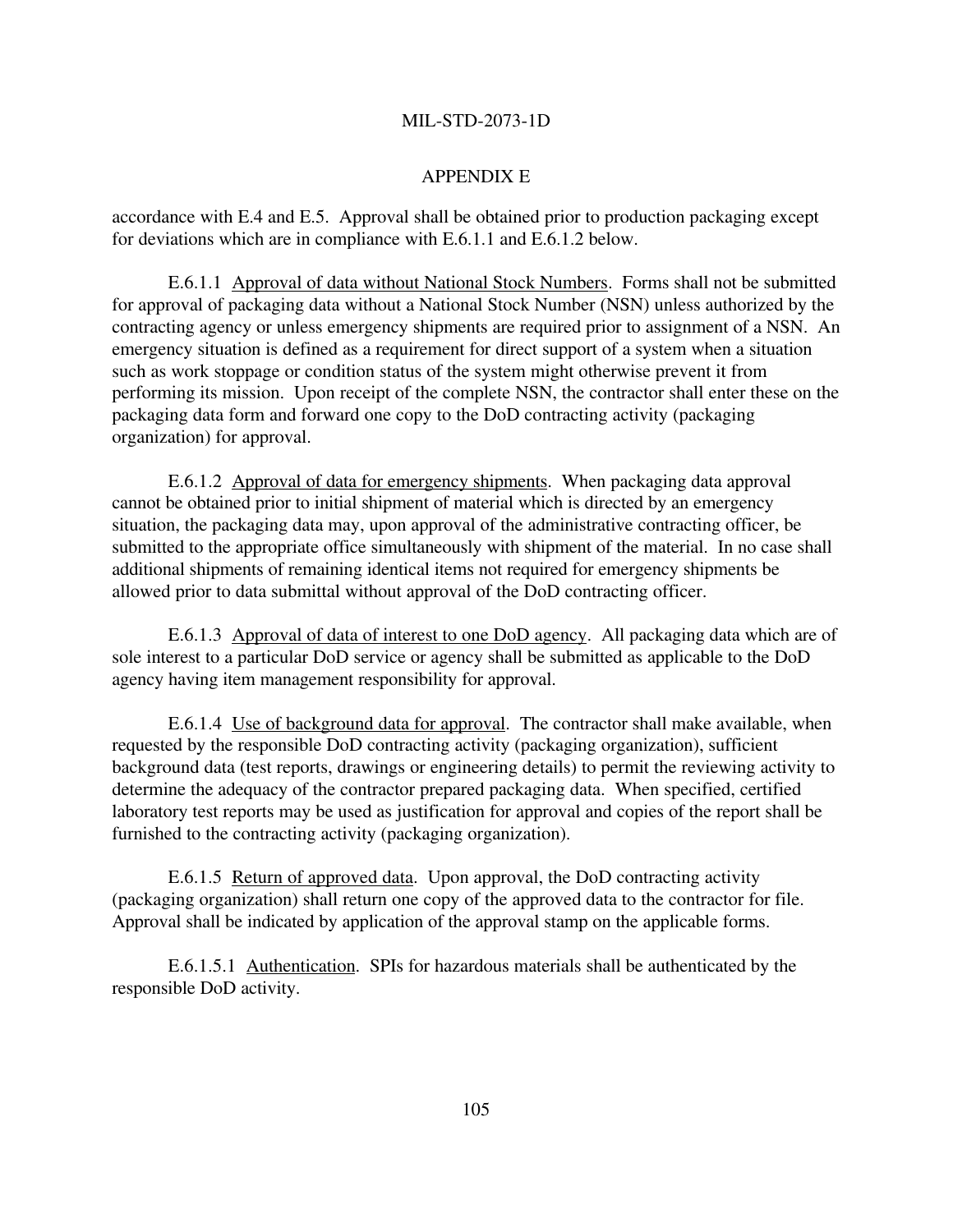accordance with E.4 and E.5. Approval shall be obtained prior to production packaging except for deviations which are in compliance with E.6.1.1 and E.6.1.2 below.

E.6.1.1 Approval of data without National Stock Numbers. Forms shall not be submitted for approval of packaging data without a National Stock Number (NSN) unless authorized by the contracting agency or unless emergency shipments are required prior to assignment of a NSN. An emergency situation is defined as a requirement for direct support of a system when a situation such as work stoppage or condition status of the system might otherwise prevent it from performing its mission. Upon receipt of the complete NSN, the contractor shall enter these on the packaging data form and forward one copy to the DoD contracting activity (packaging organization) for approval.

E.6.1.2 Approval of data for emergency shipments. When packaging data approval cannot be obtained prior to initial shipment of material which is directed by an emergency situation, the packaging data may, upon approval of the administrative contracting officer, be submitted to the appropriate office simultaneously with shipment of the material. In no case shall additional shipments of remaining identical items not required for emergency shipments be allowed prior to data submittal without approval of the DoD contracting officer.

E.6.1.3 Approval of data of interest to one DoD agency. All packaging data which are of sole interest to a particular DoD service or agency shall be submitted as applicable to the DoD agency having item management responsibility for approval.

E.6.1.4 Use of background data for approval. The contractor shall make available, when requested by the responsible DoD contracting activity (packaging organization), sufficient background data (test reports, drawings or engineering details) to permit the reviewing activity to determine the adequacy of the contractor prepared packaging data. When specified, certified laboratory test reports may be used as justification for approval and copies of the report shall be furnished to the contracting activity (packaging organization).

E.6.1.5 Return of approved data. Upon approval, the DoD contracting activity (packaging organization) shall return one copy of the approved data to the contractor for file. Approval shall be indicated by application of the approval stamp on the applicable forms.

E.6.1.5.1 Authentication. SPIs for hazardous materials shall be authenticated by the responsible DoD activity.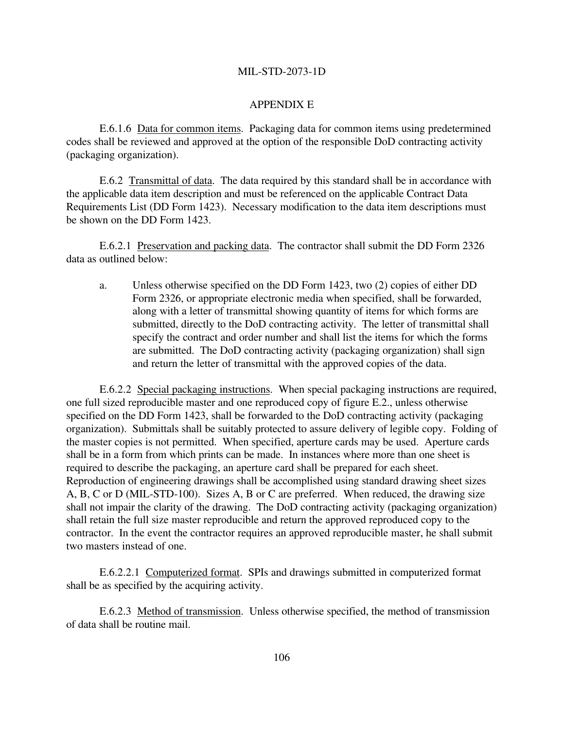## APPENDIX E

E.6.1.6 Data for common items. Packaging data for common items using predetermined codes shall be reviewed and approved at the option of the responsible DoD contracting activity (packaging organization).

E.6.2 Transmittal of data. The data required by this standard shall be in accordance with the applicable data item description and must be referenced on the applicable Contract Data Requirements List (DD Form 1423). Necessary modification to the data item descriptions must be shown on the DD Form 1423.

E.6.2.1 Preservation and packing data. The contractor shall submit the DD Form 2326 data as outlined below:

a. Unless otherwise specified on the DD Form 1423, two (2) copies of either DD Form 2326, or appropriate electronic media when specified, shall be forwarded, along with a letter of transmittal showing quantity of items for which forms are submitted, directly to the DoD contracting activity. The letter of transmittal shall specify the contract and order number and shall list the items for which the forms are submitted. The DoD contracting activity (packaging organization) shall sign and return the letter of transmittal with the approved copies of the data.

E.6.2.2 Special packaging instructions. When special packaging instructions are required, one full sized reproducible master and one reproduced copy of figure E.2., unless otherwise specified on the DD Form 1423, shall be forwarded to the DoD contracting activity (packaging organization). Submittals shall be suitably protected to assure delivery of legible copy. Folding of the master copies is not permitted. When specified, aperture cards may be used. Aperture cards shall be in a form from which prints can be made. In instances where more than one sheet is required to describe the packaging, an aperture card shall be prepared for each sheet. Reproduction of engineering drawings shall be accomplished using standard drawing sheet sizes A, B, C or D (MIL-STD-100). Sizes A, B or C are preferred. When reduced, the drawing size shall not impair the clarity of the drawing. The DoD contracting activity (packaging organization) shall retain the full size master reproducible and return the approved reproduced copy to the contractor. In the event the contractor requires an approved reproducible master, he shall submit two masters instead of one.

E.6.2.2.1 Computerized format. SPIs and drawings submitted in computerized format shall be as specified by the acquiring activity.

E.6.2.3 Method of transmission. Unless otherwise specified, the method of transmission of data shall be routine mail.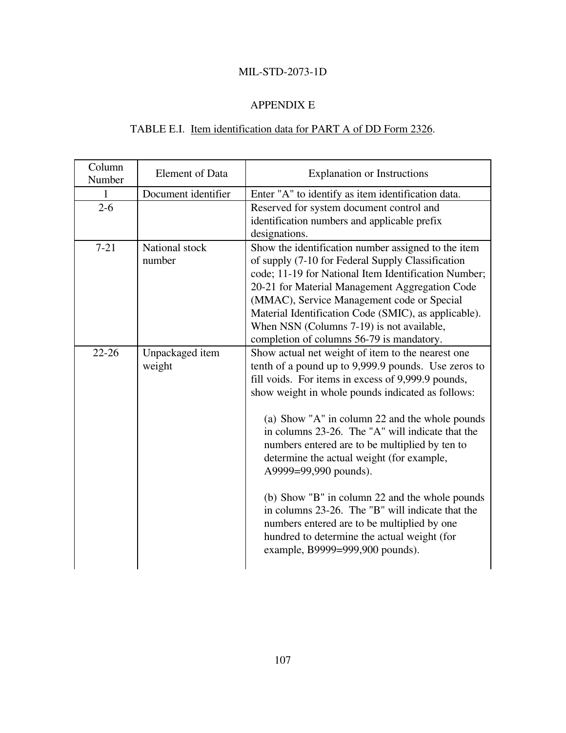# APPENDIX E

## TABLE E.I. Item identification data for PART A of DD Form 2326.

| Column Number | Element of Data | Explanation or Instructions |
|---|---|---|
| 1 | Document identifier | Enter "A" to identify as item identification data. |
| 2-6 | | Reserved for system document control and identification numbers and applicable prefix designations. |
| 7-21 | National stock number | Show the identification number assigned to the item of supply (7-10 for Federal Supply Classification code; 11-19 for National Item Identification Number; 20-21 for Material Management Aggregation Code (MMAC), Service Management code or Special Material Identification Code (SMIC), as applicable). When NSN (Columns 7-19) is not available, completion of columns 56-79 is mandatory. |
| 22-26 | Unpackaged item weight | Show actual net weight of item to the nearest one tenth of a pound up to 9,999.9 pounds. Use zeros to fill voids. For items in excess of 9,999.9 pounds, show weight in whole pounds indicated as follows:<br><br>(a) Show "A" in column 22 and the whole pounds in columns 23-26. The "A" will indicate that the numbers entered are to be multiplied by ten to determine the actual weight (for example, A9999=99,990 pounds).<br><br>(b) Show "B" in column 22 and the whole pounds in columns 23-26. The "B" will indicate that the numbers entered are to be multiplied by one hundred to determine the actual weight (for example, B9999=999,900 pounds). |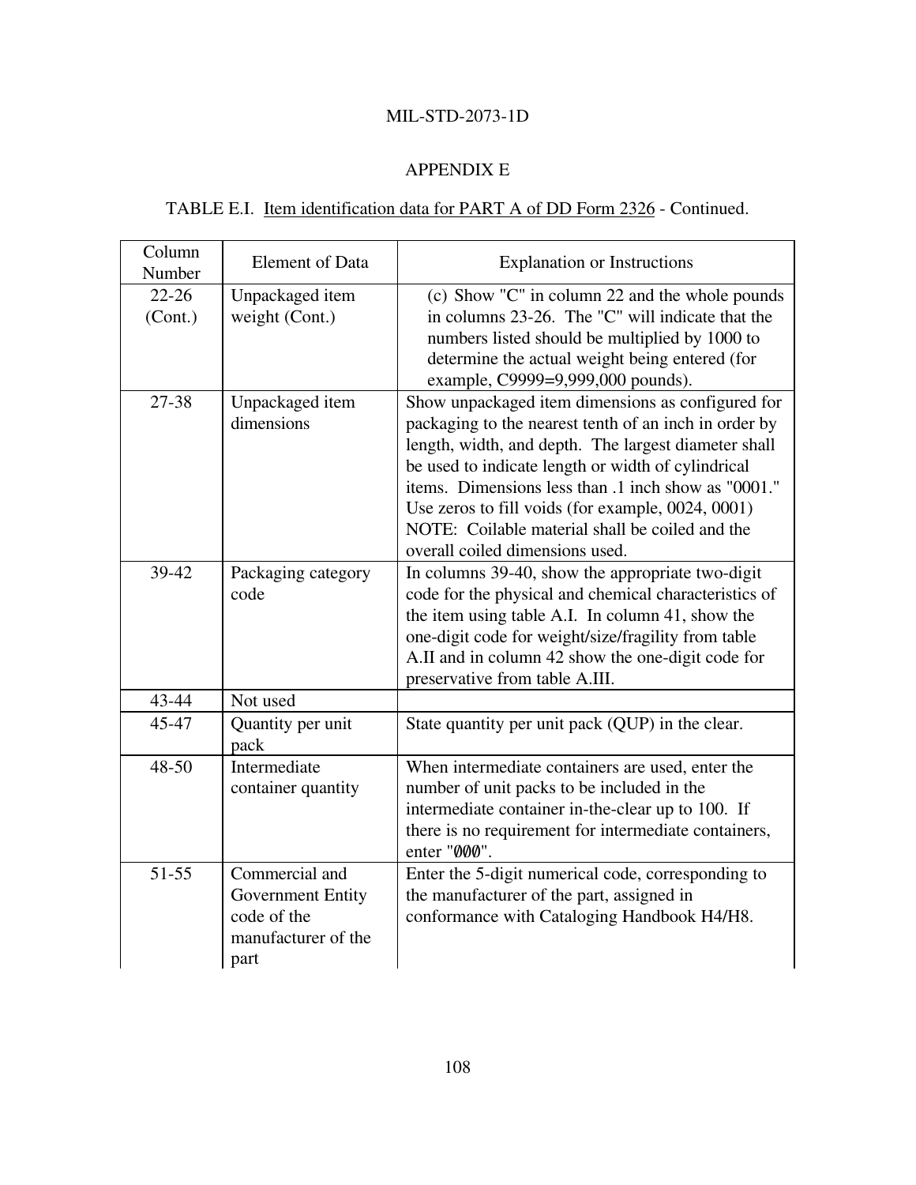MIL-STD-2073-1D

APPENDIX E

TABLE E.I. Item identification data for PART A of DD Form 2326 - Continued.

| Column Number | Element of Data | Explanation or Instructions |
|---|---|---|
| 22-26 (Cont.) | Unpackaged item weight (Cont.) | (c) Show "C" in column 22 and the whole pounds in columns 23-26. The "C" will indicate that the numbers listed should be multiplied by 1000 to determine the actual weight being entered (for example, C9999=9,999,000 pounds). |
| 27-38 | Unpackaged item dimensions | Show unpackaged item dimensions as configured for packaging to the nearest tenth of an inch in order by length, width, and depth. The largest diameter shall be used to indicate length or width of cylindrical items. Dimensions less than .1 inch show as "0001." Use zeros to fill voids (for example, 0024, 0001) NOTE: Coilable material shall be coiled and the overall coiled dimensions used. |
| 39-42 | Packaging category code | In columns 39-40, show the appropriate two-digit code for the physical and chemical characteristics of the item using table A.I. In column 41, show the one-digit code for weight/size/fragility from table A.II and in column 42 show the one-digit code for preservative from table A.III. |
| 43-44 | Not used | |
| 45-47 | Quantity per unit pack | State quantity per unit pack (QUP) in the clear. |
| 48-50 | Intermediate container quantity | When intermediate containers are used, enter the number of unit packs to be included in the intermediate container in-the-clear up to 100. If there is no requirement for intermediate containers, enter "ØØØ". |
| 51-55 | Commercial and Government Entity code of the manufacturer of the part | Enter the 5-digit numerical code, corresponding to the manufacturer of the part, assigned in conformance with Cataloging Handbook H4/H8. |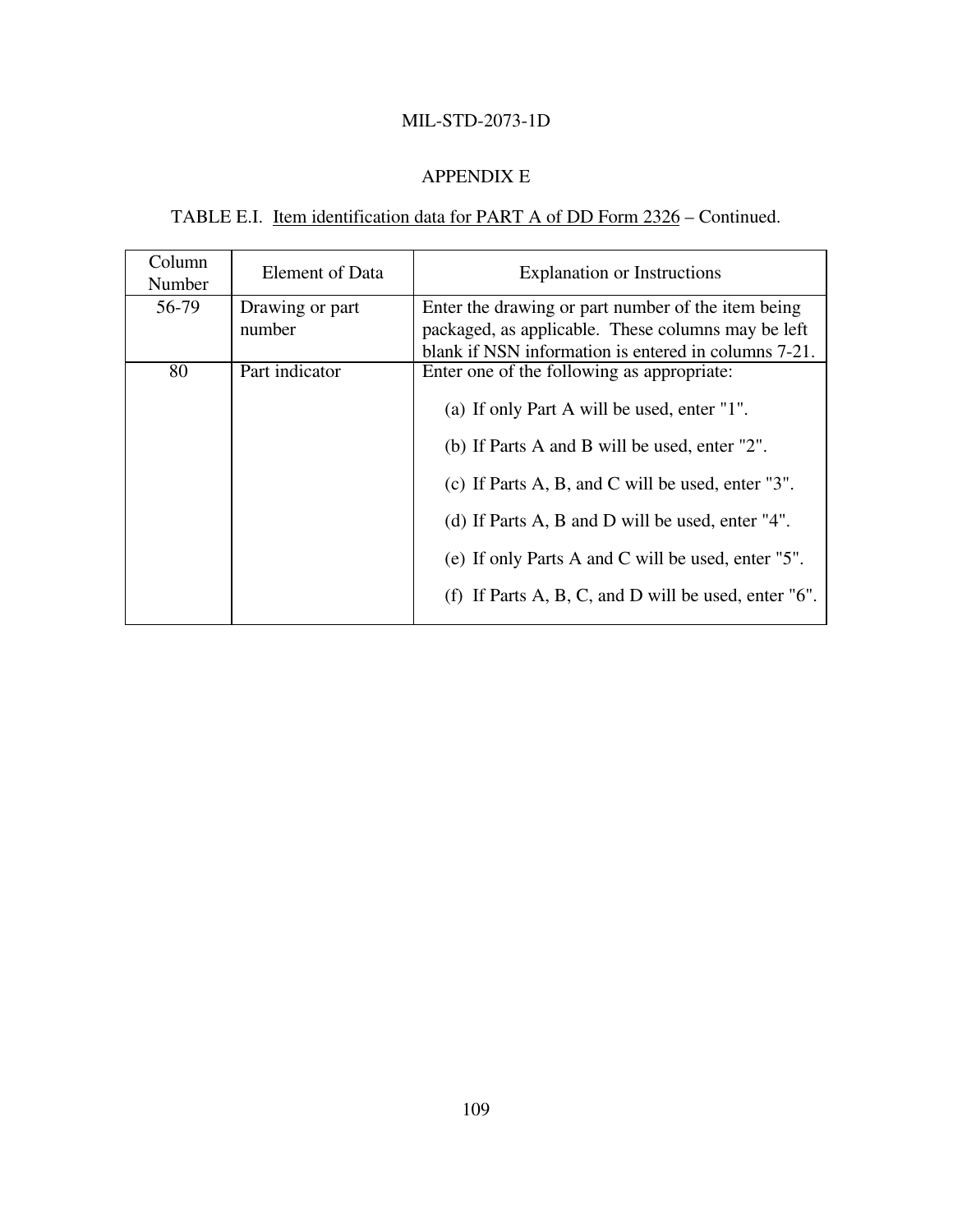## APPENDIX E

TABLE E.I. Item identification data for PART A of DD Form 2326 – Continued.

| Column Number | Element of Data | Explanation or Instructions |
|---|---|---|
| 56-79 | Drawing or part number | Enter the drawing or part number of the item being packaged, as applicable. These columns may be left blank if NSN information is entered in columns 7-21. |
| 80 | Part indicator | Enter one of the following as appropriate: <br><br> (a) If only Part A will be used, enter "1". <br><br> (b) If Parts A and B will be used, enter "2". <br><br> (c) If Parts A, B, and C will be used, enter "3". <br><br> (d) If Parts A, B and D will be used, enter "4". <br><br> (e) If only Parts A and C will be used, enter "5". <br><br> (f) If Parts A, B, C, and D will be used, enter "6". |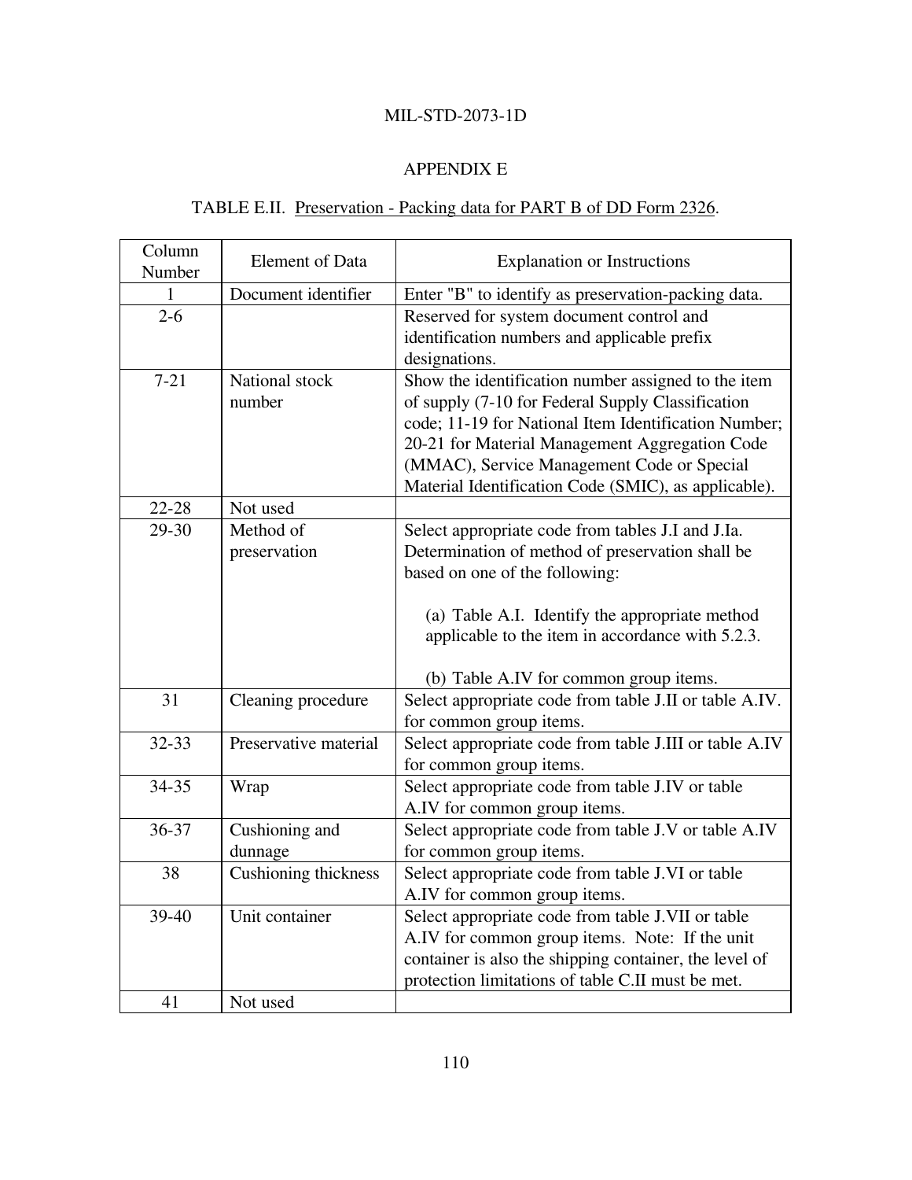## APPENDIX E

### TABLE E.II. Preservation - Packing data for PART B of DD Form 2326.

| Column Number | Element of Data | Explanation or Instructions |
|---|---|---|
| 1 | Document identifier | Enter "B" to identify as preservation-packing data. |
| 2-6 | | Reserved for system document control and identification numbers and applicable prefix designations. |
| 7-21 | National stock number | Show the identification number assigned to the item of supply (7-10 for Federal Supply Classification code; 11-19 for National Item Identification Number; 20-21 for Material Management Aggregation Code (MMAC), Service Management Code or Special Material Identification Code (SMIC), as applicable). |
| 22-28 | Not used | |
| 29-30 | Method of preservation | Select appropriate code from tables J.I and J.Ia. Determination of method of preservation shall be based on one of the following:<br><br>(a) Table A.I. Identify the appropriate method applicable to the item in accordance with 5.2.3.<br><br>(b) Table A.IV for common group items. |
| 31 | Cleaning procedure | Select appropriate code from table J.II or table A.IV. for common group items. |
| 32-33 | Preservative material | Select appropriate code from table J.III or table A.IV for common group items. |
| 34-35 | Wrap | Select appropriate code from table J.IV or table A.IV for common group items. |
| 36-37 | Cushioning and dunnage | Select appropriate code from table J.V or table A.IV for common group items. |
| 38 | Cushioning thickness | Select appropriate code from table J.VI or table A.IV for common group items. |
| 39-40 | Unit container | Select appropriate code from table J.VII or table A.IV for common group items. Note: If the unit container is also the shipping container, the level of protection limitations of table C.II must be met. |
| 41 | Not used | |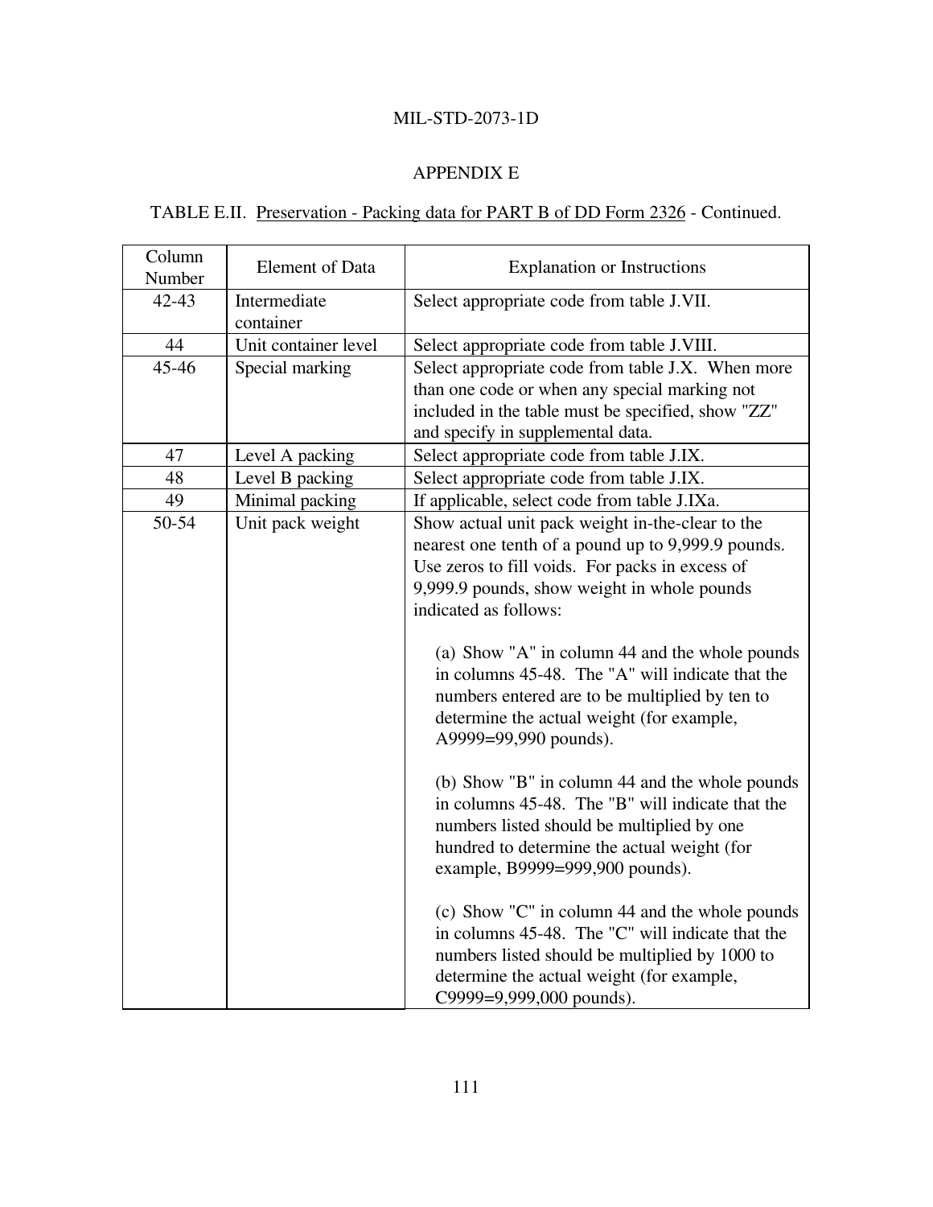APPENDIX E

TABLE E.II. Preservation - Packing data for PART B of DD Form 2326 - Continued.

| Column Number | Element of Data | Explanation or Instructions |
|---|---|---|
| 42-43 | Intermediate container | Select appropriate code from table J.VII. |
| 44 | Unit container level | Select appropriate code from table J.VIII. |
| 45-46 | Special marking | Select appropriate code from table J.X. When more than one code or when any special marking not included in the table must be specified, show "ZZ" and specify in supplemental data. |
| 47 | Level A packing | Select appropriate code from table J.IX. |
| 48 | Level B packing | Select appropriate code from table J.IX. |
| 49 | Minimal packing | If applicable, select code from table J.IXa. |
| 50-54 | Unit pack weight | Show actual unit pack weight in-the-clear to the nearest one tenth of a pound up to 9,999.9 pounds. Use zeros to fill voids. For packs in excess of 9,999.9 pounds, show weight in whole pounds indicated as follows:<br><br>(a) Show "A" in column 44 and the whole pounds in columns 45-48. The "A" will indicate that the numbers entered are to be multiplied by ten to determine the actual weight (for example, A9999=99,990 pounds).<br><br>(b) Show "B" in column 44 and the whole pounds in columns 45-48. The "B" will indicate that the numbers listed should be multiplied by one hundred to determine the actual weight (for example, B9999=999,900 pounds).<br><br>(c) Show "C" in column 44 and the whole pounds in columns 45-48. The "C" will indicate that the numbers listed should be multiplied by 1000 to determine the actual weight (for example, C9999=9,999,000 pounds). |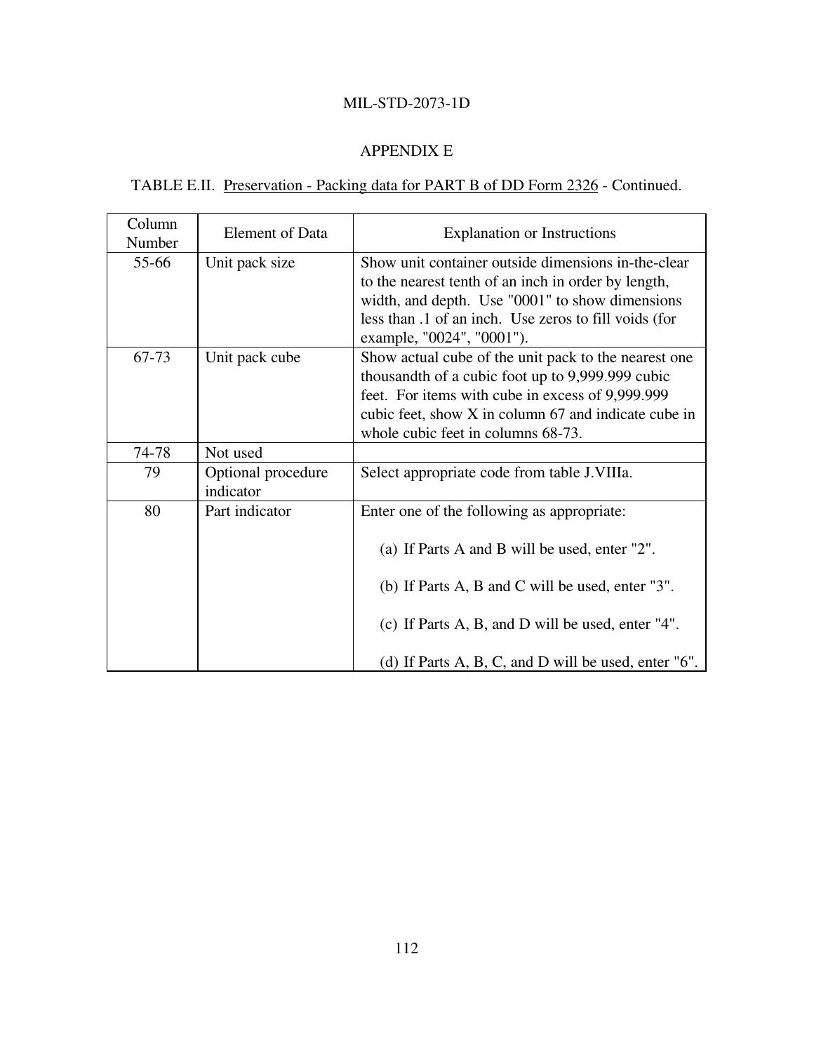## APPENDIX E

TABLE E.II. Preservation - Packing data for PART B of DD Form 2326 - Continued.

| Column Number | Element of Data | Explanation or Instructions |
|---|---|---|
| 55-66 | Unit pack size | Show unit container outside dimensions in-the-clear to the nearest tenth of an inch in order by length, width, and depth. Use "0001" to show dimensions less than .1 of an inch. Use zeros to fill voids (for example, "0024", "0001"). |
| 67-73 | Unit pack cube | Show actual cube of the unit pack to the nearest one thousandth of a cubic foot up to 9,999.999 cubic feet. For items with cube in excess of 9,999.999 cubic feet, show X in column 67 and indicate cube in whole cubic feet in columns 68-73. |
| 74-78 | Not used | |
| 79 | Optional procedure indicator | Select appropriate code from table J.VIIIa. |
| 80 | Part indicator | Enter one of the following as appropriate: (a) If Parts A and B will be used, enter "2". (b) If Parts A, B and C will be used, enter "3". (c) If Parts A, B, and D will be used, enter "4". (d) If Parts A, B, C, and D will be used, enter "6". |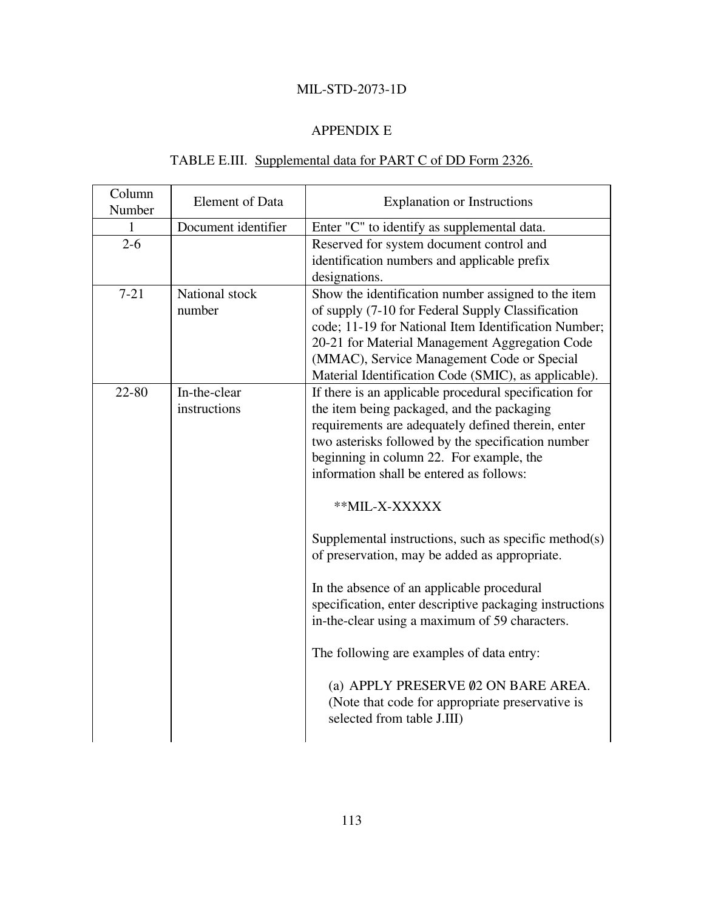# APPENDIX E

TABLE E.III. Supplemental data for PART C of DD Form 2326.

| Column Number | Element of Data | Explanation or Instructions |
|---|---|---|
| 1 | Document identifier | Enter "C" to identify as supplemental data. |
| 2-6 | | Reserved for system document control and identification numbers and applicable prefix designations. |
| 7-21 | National stock number | Show the identification number assigned to the item of supply (7-10 for Federal Supply Classification code; 11-19 for National Item Identification Number; 20-21 for Material Management Aggregation Code (MMAC), Service Management Code or Special Material Identification Code (SMIC), as applicable). |
| 22-80 | In-the-clear instructions | If there is an applicable procedural specification for the item being packaged, and the packaging requirements are adequately defined therein, enter two asterisks followed by the specification number beginning in column 22. For example, the information shall be entered as follows:<br><br>**MIL-X-XXXXX<br><br>Supplemental instructions, such as specific method(s) of preservation, may be added as appropriate.<br><br>In the absence of an applicable procedural specification, enter descriptive packaging instructions in-the-clear using a maximum of 59 characters.<br><br>The following are examples of data entry:<br><br>(a) APPLY PRESERVE Ø2 ON BARE AREA. (Note that code for appropriate preservative is selected from table J.III) |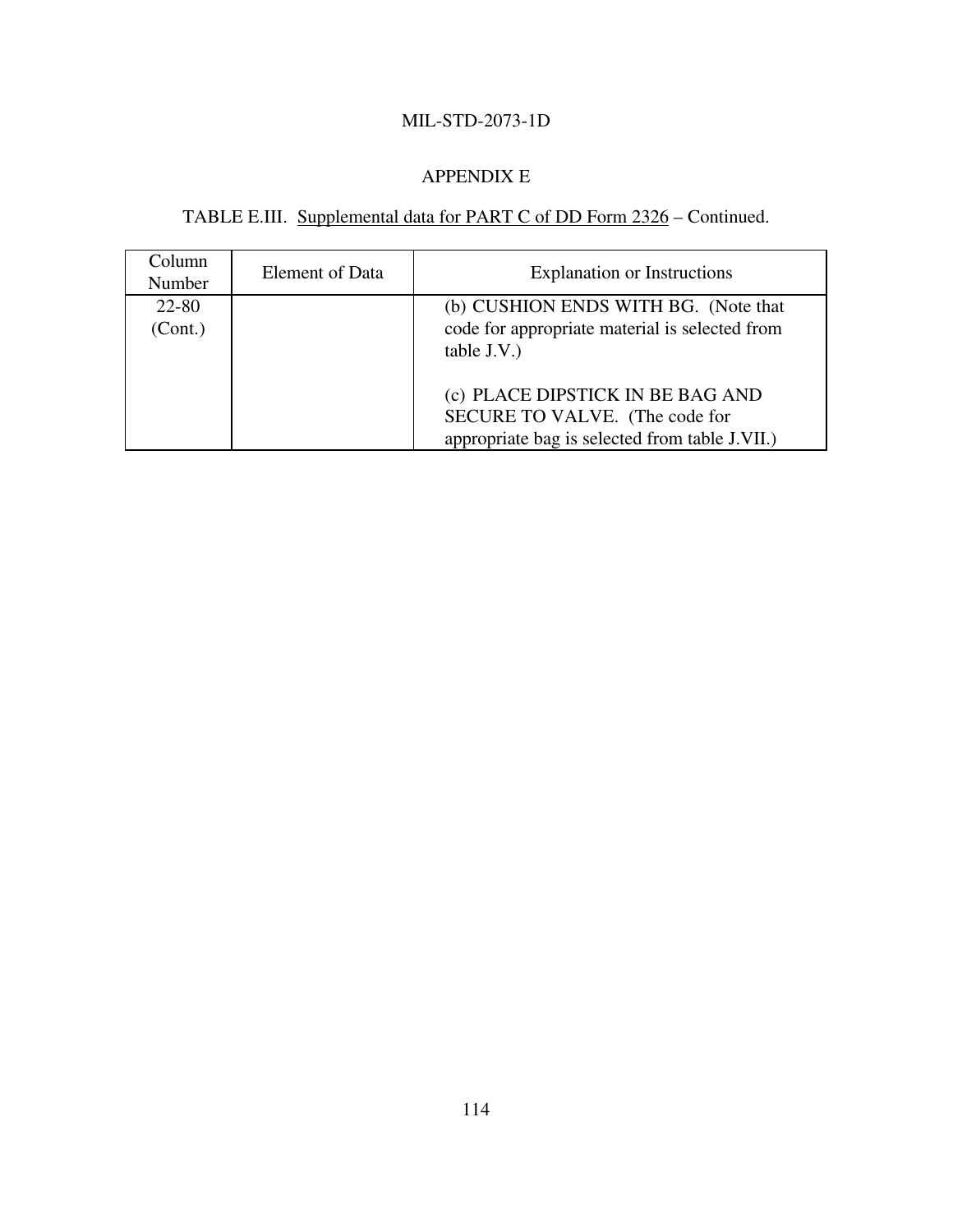## APPENDIX E

TABLE E.III. Supplemental data for PART C of DD Form 2326 – Continued.

| Column Number | Element of Data | Explanation or Instructions |
|---|---|---|
| 22-80 (Cont.) | | (b) CUSHION ENDS WITH BG. (Note that code for appropriate material is selected from table J.V.)<br><br>(c) PLACE DIPSTICK IN BE BAG AND SECURE TO VALVE. (The code for appropriate bag is selected from table J.VII.) |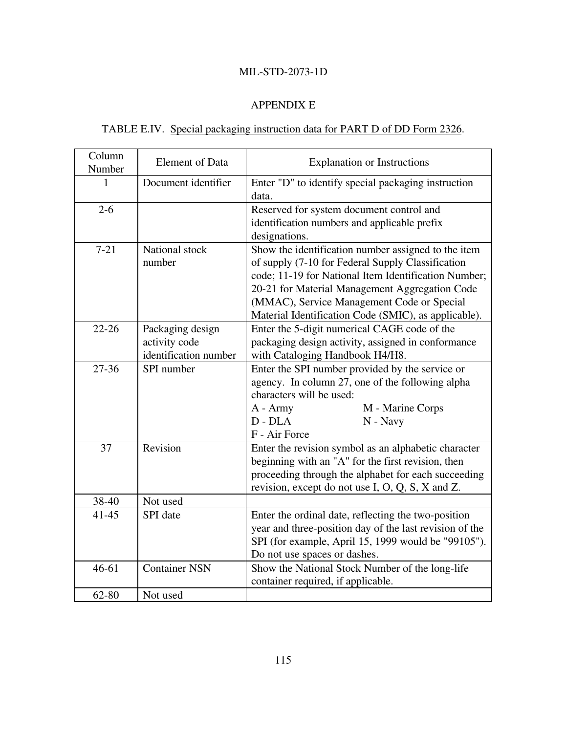## APPENDIX E

TABLE E.IV. Special packaging instruction data for PART D of DD Form 2326.

| Column Number | Element of Data | Explanation or Instructions |
|---|---|---|
| 1 | Document identifier | Enter "D" to identify special packaging instruction data. |
| 2-6 | | Reserved for system document control and identification numbers and applicable prefix designations. |
| 7-21 | National stock number | Show the identification number assigned to the item of supply (7-10 for Federal Supply Classification code; 11-19 for National Item Identification Number; 20-21 for Material Management Aggregation Code (MMAC), Service Management Code or Special Material Identification Code (SMIC), as applicable). |
| 22-26 | Packaging design activity code identification number | Enter the 5-digit numerical CAGE code of the packaging design activity, assigned in conformance with Cataloging Handbook H4/H8. |
| 27-36 | SPI number | Enter the SPI number provided by the service or agency. In column 27, one of the following alpha characters will be used:<br>A - Army M - Marine Corps<br>D - DLA N - Navy<br>F - Air Force |
| 37 | Revision | Enter the revision symbol as an alphabetic character beginning with an "A" for the first revision, then proceeding through the alphabet for each succeeding revision, except do not use I, O, Q, S, X and Z. |
| 38-40 | Not used | |
| 41-45 | SPI date | Enter the ordinal date, reflecting the two-position year and three-position day of the last revision of the SPI (for example, April 15, 1999 would be "99105"). Do not use spaces or dashes. |
| 46-61 | Container NSN | Show the National Stock Number of the long-life container required, if applicable. |
| 62-80 | Not used | |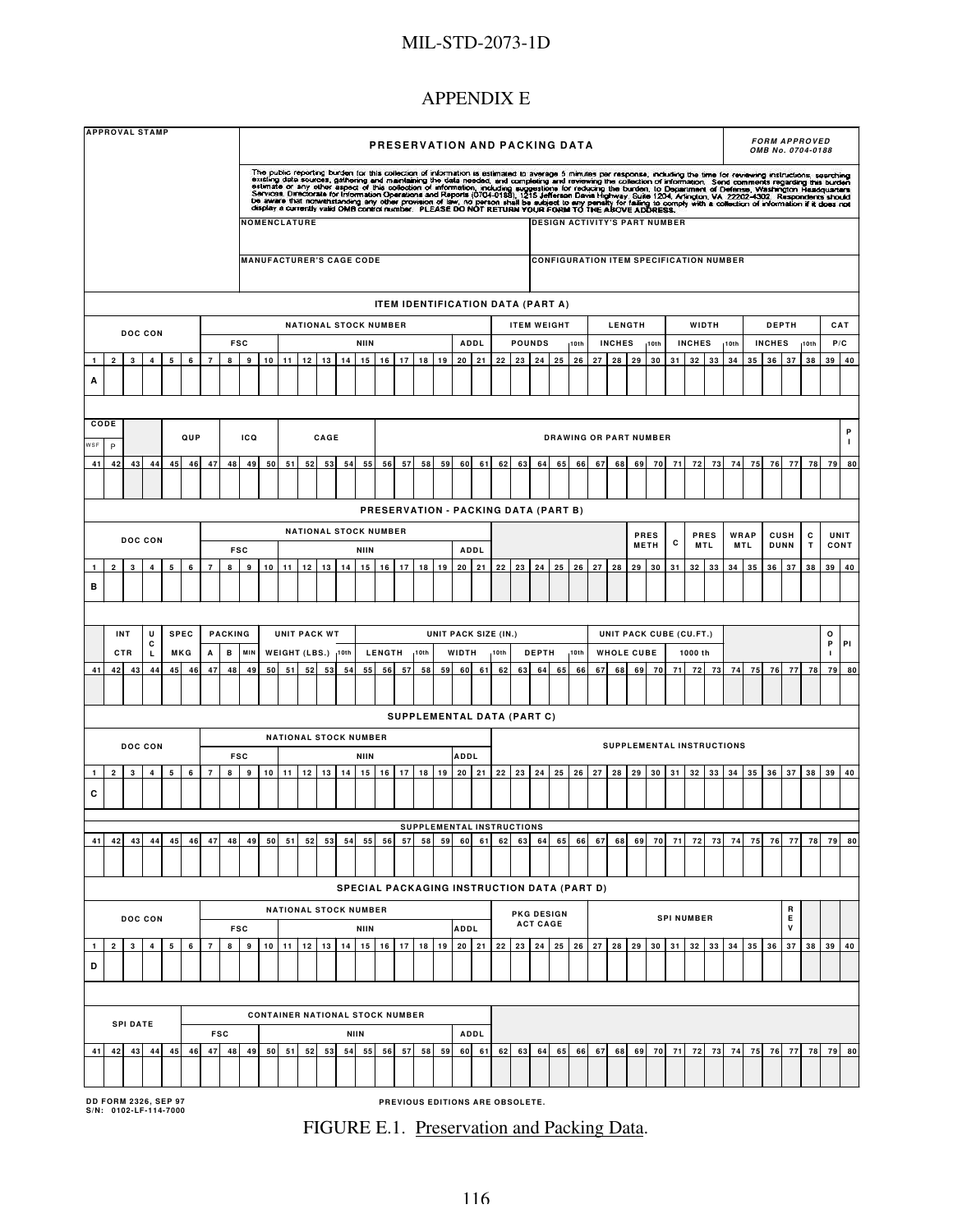# APPENDIX E

**APPROVAL STAMP**

**PRESERVATION AND PACKING DATA**

*FORM APPROVED OMB No. 0704-0188*

The public reporting burden for this collection of information is estimated to average 5 minutes per response, including the time for reviewing instructions, searching existing data sources, gathering and maintaining the data needed, and completing and reviewing the collection of information. Send comments regarding this burden estimate or any other aspect of this collection of information, including suggestions for reducing the burden, to Department of Defense, Washington Headquarters Services, Directorate for Information Operations and Reports (0704-0188), 1215 Jefferson Davis Highway, Suite 1204, Arlington, VA 22202-4302. Respondents should be aware that notwithstanding any other provision of law, no person shall be subject to any penalty for failing to comply with a collection of information if it does not display a currently valid OMB control number. PLEASE DO NOT RETURN YOUR FORM TO THE ABOVE ADDRESS.

| NOMENCLATURE | DESIGN ACTIVITY'S PART NUMBER |
|---|---|
| MANUFACTURER'S CAGE CODE | CONFIGURATION ITEM SPECIFICATION NUMBER |

**ITEM IDENTIFICATION DATA (PART A)**

| DOC CON | NATIONAL STOCK NUMBER (FSC / NIIN / ADDL) | ITEM WEIGHT (POUNDS, 10th) | LENGTH (INCHES, 10th) | WIDTH (INCHES, 10th) | DEPTH (INCHES, 10th) | CAT P/C |
|---|---|---|---|---|---|---|
| 1–6 (A) | 7–21 | 22–26 | 27–30 | 31–34 | 35–38 | 39–40 |

| CODE (WSF / P) | | QUP | ICQ | CAGE | DRAWING OR PART NUMBER | PI |
|---|---|---|---|---|---|---|
| 41–42 | 43–44 | 45–46 | 47–49 | 50–54 | 55–79 | 80 |

**PRESERVATION - PACKING DATA (PART B)**

| DOC CON | NATIONAL STOCK NUMBER (FSC / NIIN / ADDL) | | PRES METH | C | PRES MTL | WRAP MTL | CUSH DUNN | C T | UNIT CONT |
|---|---|---|---|---|---|---|---|---|---|
| 1–6 (B) | 7–21 | 22–28 | 29–30 | 31 | 32–33 | 34–35 | 36–37 | 38 | 39–40 |

| INT CTR | U C L | SPEC MKG | PACKING (A / B / MIN) | UNIT PACK WT WEIGHT (LBS.) 10th | UNIT PACK SIZE (IN.) LENGTH 10th / WIDTH 10th / DEPTH 10th | UNIT PACK CUBE (CU.FT.) WHOLE CUBE / 1000 th | | O P I | PI |
|---|---|---|---|---|---|---|---|---|---|
| 41–43 | 44 | 45–46 | 47–49 | 50–54 | 55–66 | 67–73 | 74–78 | 79 | 80 |

**SUPPLEMENTAL DATA (PART C)**

| DOC CON | NATIONAL STOCK NUMBER (FSC / NIIN / ADDL) | SUPPLEMENTAL INSTRUCTIONS |
|---|---|---|
| 1–6 (C) | 7–21 | 22–40 |

| SUPPLEMENTAL INSTRUCTIONS |
|---|
| 41–80 |

**SPECIAL PACKAGING INSTRUCTION DATA (PART D)**

| DOC CON | NATIONAL STOCK NUMBER (FSC / NIIN / ADDL) | PKG DESIGN ACT CAGE | SPI NUMBER | R E V | |
|---|---|---|---|---|---|
| 1–6 (D) | 7–21 | 22–26 | 27–36 | 37 | 38–40 |

| SPI DATE | CONTAINER NATIONAL STOCK NUMBER (FSC / NIIN / ADDL) | |
|---|---|---|
| 41–46 | 47–61 | 62–80 |

DD FORM 2326, SEP 97 PREVIOUS EDITIONS ARE OBSOLETE.
S/N: 0102-LF-114-7000

FIGURE E.1. Preservation and Packing Data.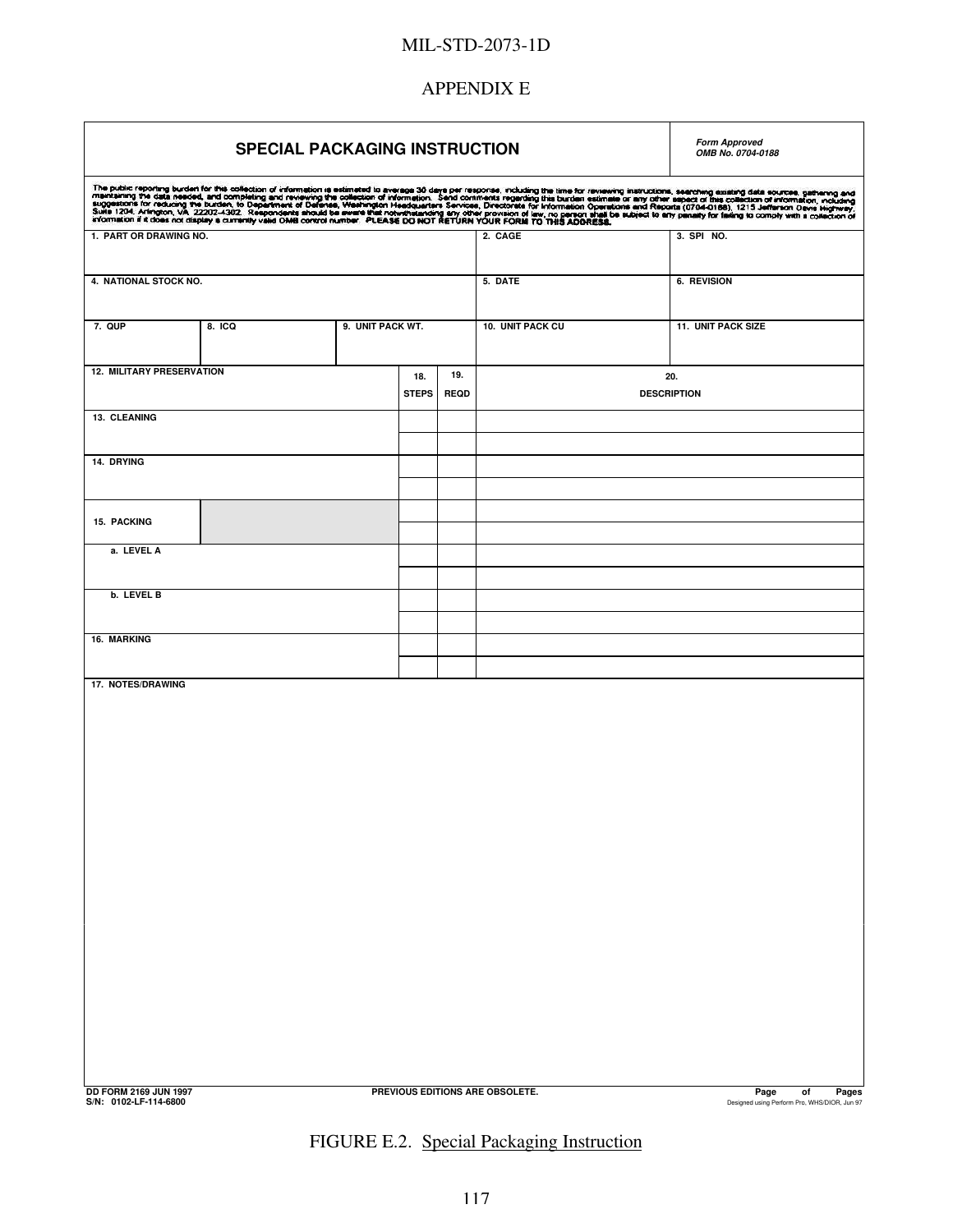# APPENDIX E

| **SPECIAL PACKAGING INSTRUCTION** | *Form Approved OMB No. 0704-0188* |
|---|---|

The public reporting burden for this collection of information is estimated to average 30 days per response, including the time for reviewing instructions, searching existing data sources, gathering and maintaining the data needed, and completing and reviewing the collection of information. Send comments regarding this burden estimate or any other aspect of this collection of information, including suggestions for reducing the burden, to Department of Defense, Washington Headquarters Services, Directorate for Information Operations and Reports (0704-0188), 1215 Jefferson Davis Highway, Suite 1204, Arlington, VA 22202-4302. Respondents should be aware that notwithstanding any other provision of law, no person shall be subject to any penalty for failing to comply with a collection of information if it does not display a currently valid OMB control number. **PLEASE DO NOT RETURN YOUR FORM TO THIS ADDRESS.**

| 1. PART OR DRAWING NO. | | | 2. CAGE | 3. SPI NO. |
|---|---|---|---|---|
| 4. NATIONAL STOCK NO. | | | 5. DATE | 6. REVISION |
| 7. QUP | 8. ICQ | 9. UNIT PACK WT. | 10. UNIT PACK CU | 11. UNIT PACK SIZE |

| 12. MILITARY PRESERVATION | 18. STEPS | 19. REQD | 20. DESCRIPTION |
|---|---|---|---|
| 13. CLEANING | | | |
| | | | |
| 14. DRYING | | | |
| | | | |
| 15. PACKING | | | |
| | | | |
| a. LEVEL A | | | |
| | | | |
| b. LEVEL B | | | |
| | | | |
| 16. MARKING | | | |
| | | | |

17. NOTES/DRAWING

DD FORM 2169 JUN 1997 PREVIOUS EDITIONS ARE OBSOLETE. Page of Pages
S/N: 0102-LF-114-6800 Designed using Perform Pro, WHS/DIOR, Jun 97

FIGURE E.2. Special Packaging Instruction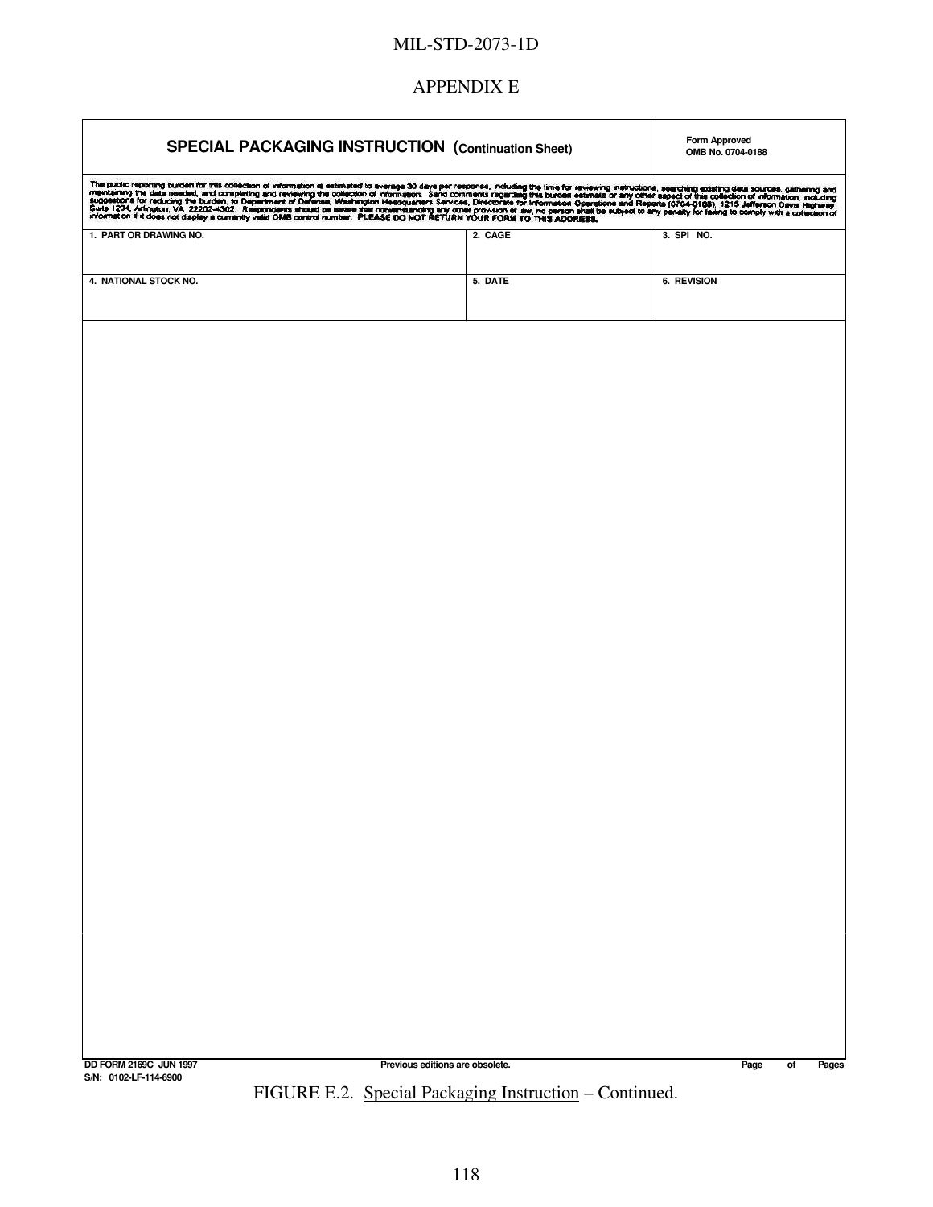APPENDIX E

| SPECIAL PACKAGING INSTRUCTION (Continuation Sheet) | | Form Approved OMB No. 0704-0188 |
|---|---|---|
| The public reporting burden for this collection of information is estimated to average 30 days per response, including the time for reviewing instructions, searching existing data sources, gathering and maintaining the data needed, and completing and reviewing the collection of information. Send comments regarding this burden estimate or any other aspect of this collection of information, including suggestions for reducing the burden, to Department of Defense, Washington Headquarters Services, Directorate for Information Operations and Reports (0704-0188), 1215 Jefferson Davis Highway, Suite 1204, Arlington, VA 22202-4302. Respondents should be aware that notwithstanding any other provision of law, no person shall be subject to any penalty for failing to comply with a collection of information if it does not display a currently valid OMB control number. **PLEASE DO NOT RETURN YOUR FORM TO THIS ADDRESS.** | | |
| 1. PART OR DRAWING NO. | 2. CAGE | 3. SPI NO. |
| 4. NATIONAL STOCK NO. | 5. DATE | 6. REVISION |

DD FORM 2169C JUN 1997 &nbsp;&nbsp;&nbsp;&nbsp; Previous editions are obsolete. &nbsp;&nbsp;&nbsp;&nbsp; Page of Pages

S/N: 0102-LF-114-6900

FIGURE E.2. Special Packaging Instruction – Continued.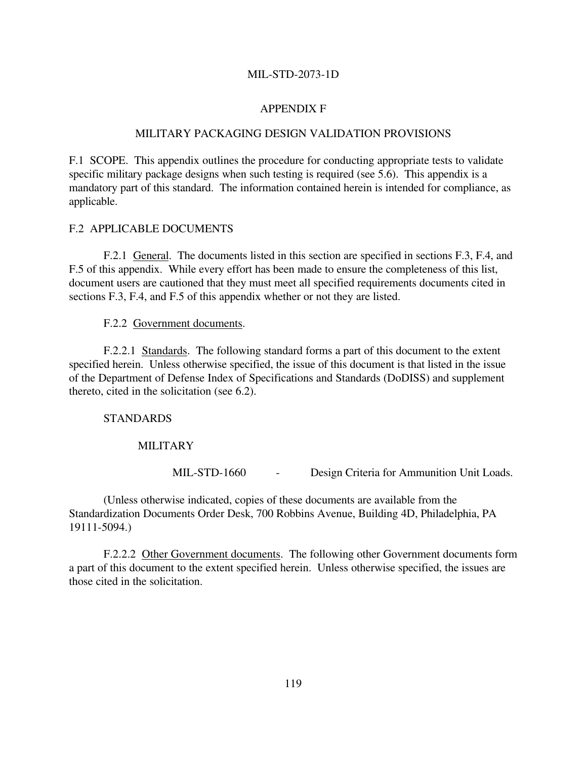# APPENDIX F

## MILITARY PACKAGING DESIGN VALIDATION PROVISIONS

F.1 SCOPE. This appendix outlines the procedure for conducting appropriate tests to validate specific military package designs when such testing is required (see 5.6). This appendix is a mandatory part of this standard. The information contained herein is intended for compliance, as applicable.

F.2 APPLICABLE DOCUMENTS

F.2.1 General. The documents listed in this section are specified in sections F.3, F.4, and F.5 of this appendix. While every effort has been made to ensure the completeness of this list, document users are cautioned that they must meet all specified requirements documents cited in sections F.3, F.4, and F.5 of this appendix whether or not they are listed.

F.2.2 Government documents.

F.2.2.1 Standards. The following standard forms a part of this document to the extent specified herein. Unless otherwise specified, the issue of this document is that listed in the issue of the Department of Defense Index of Specifications and Standards (DoDISS) and supplement thereto, cited in the solicitation (see 6.2).

STANDARDS

MILITARY

MIL-STD-1660 - Design Criteria for Ammunition Unit Loads.

(Unless otherwise indicated, copies of these documents are available from the Standardization Documents Order Desk, 700 Robbins Avenue, Building 4D, Philadelphia, PA 19111-5094.)

F.2.2.2 Other Government documents. The following other Government documents form a part of this document to the extent specified herein. Unless otherwise specified, the issues are those cited in the solicitation.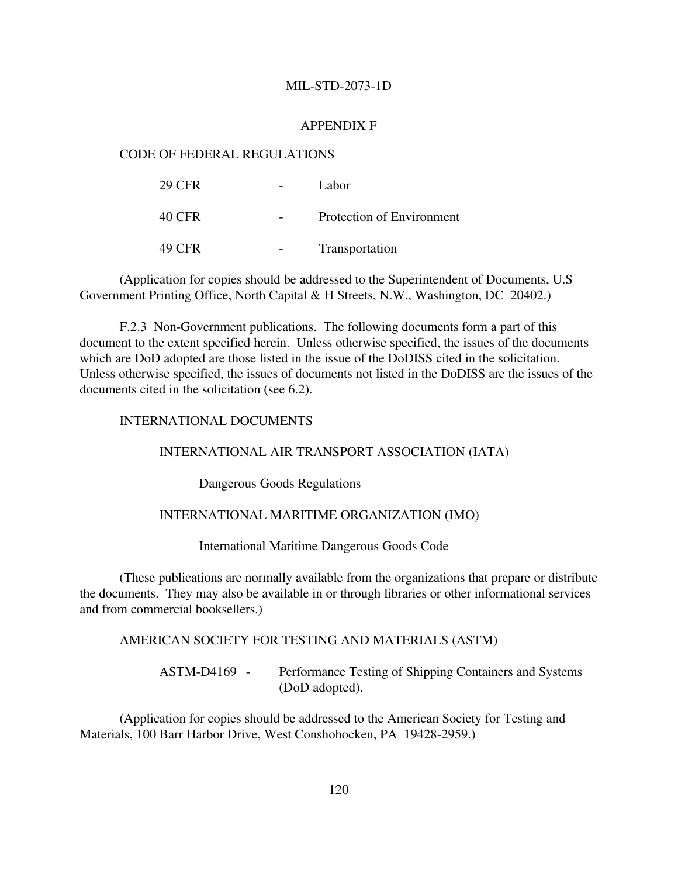APPENDIX F

CODE OF FEDERAL REGULATIONS

| | | |
|---|---|---|
| 29 CFR | - | Labor |
| 40 CFR | - | Protection of Environment |
| 49 CFR | - | Transportation |

(Application for copies should be addressed to the Superintendent of Documents, U.S Government Printing Office, North Capital & H Streets, N.W., Washington, DC 20402.)

F.2.3 Non-Government publications. The following documents form a part of this document to the extent specified herein. Unless otherwise specified, the issues of the documents which are DoD adopted are those listed in the issue of the DoDISS cited in the solicitation. Unless otherwise specified, the issues of documents not listed in the DoDISS are the issues of the documents cited in the solicitation (see 6.2).

INTERNATIONAL DOCUMENTS

INTERNATIONAL AIR TRANSPORT ASSOCIATION (IATA)

Dangerous Goods Regulations

INTERNATIONAL MARITIME ORGANIZATION (IMO)

International Maritime Dangerous Goods Code

(These publications are normally available from the organizations that prepare or distribute the documents. They may also be available in or through libraries or other informational services and from commercial booksellers.)

AMERICAN SOCIETY FOR TESTING AND MATERIALS (ASTM)

ASTM-D4169 - Performance Testing of Shipping Containers and Systems (DoD adopted).

(Application for copies should be addressed to the American Society for Testing and Materials, 100 Barr Harbor Drive, West Conshohocken, PA 19428-2959.)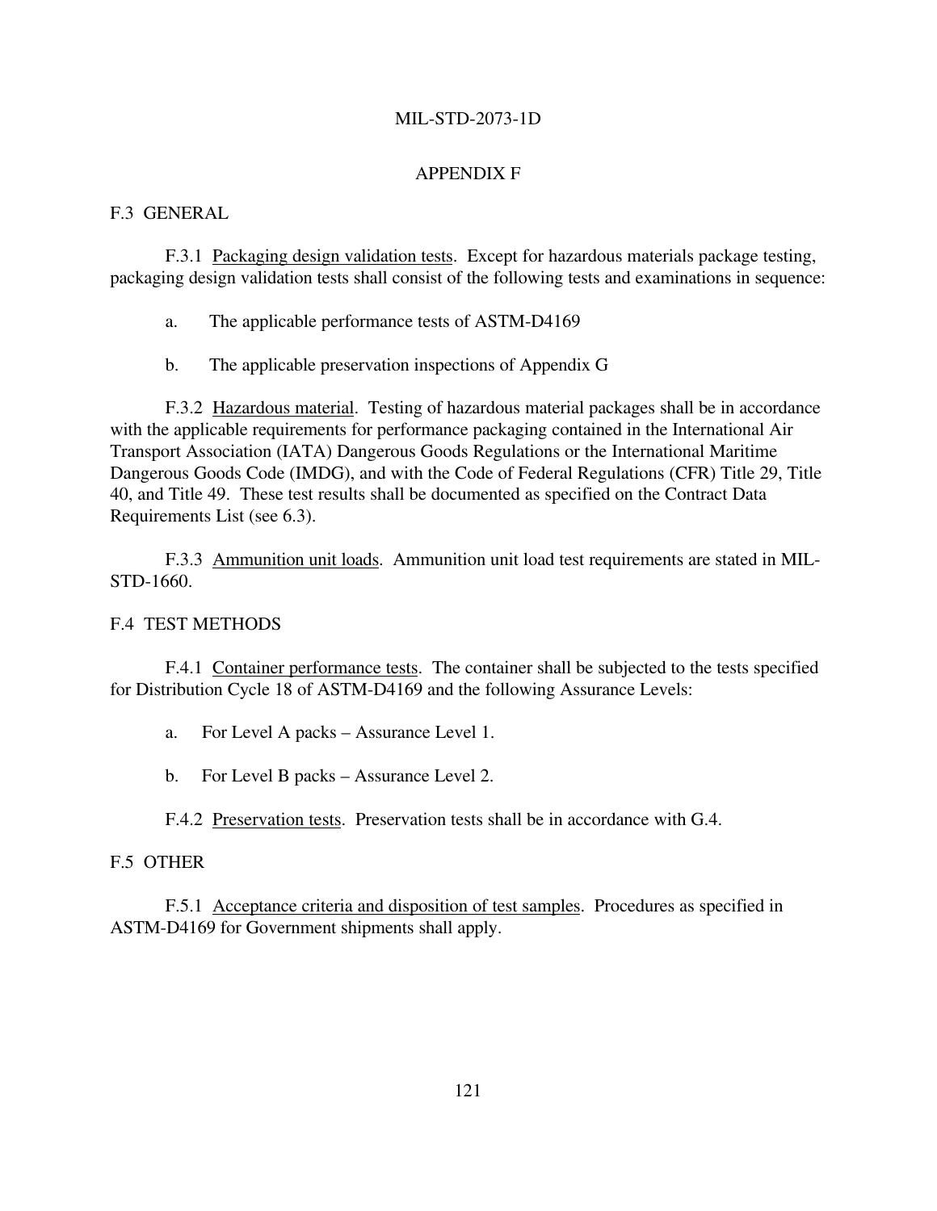## APPENDIX F

### F.3 GENERAL

F.3.1 Packaging design validation tests. Except for hazardous materials package testing, packaging design validation tests shall consist of the following tests and examinations in sequence:

a. The applicable performance tests of ASTM-D4169

b. The applicable preservation inspections of Appendix G

F.3.2 Hazardous material. Testing of hazardous material packages shall be in accordance with the applicable requirements for performance packaging contained in the International Air Transport Association (IATA) Dangerous Goods Regulations or the International Maritime Dangerous Goods Code (IMDG), and with the Code of Federal Regulations (CFR) Title 29, Title 40, and Title 49. These test results shall be documented as specified on the Contract Data Requirements List (see 6.3).

F.3.3 Ammunition unit loads. Ammunition unit load test requirements are stated in MIL-STD-1660.

### F.4 TEST METHODS

F.4.1 Container performance tests. The container shall be subjected to the tests specified for Distribution Cycle 18 of ASTM-D4169 and the following Assurance Levels:

a. For Level A packs – Assurance Level 1.

b. For Level B packs – Assurance Level 2.

F.4.2 Preservation tests. Preservation tests shall be in accordance with G.4.

### F.5 OTHER

F.5.1 Acceptance criteria and disposition of test samples. Procedures as specified in ASTM-D4169 for Government shipments shall apply.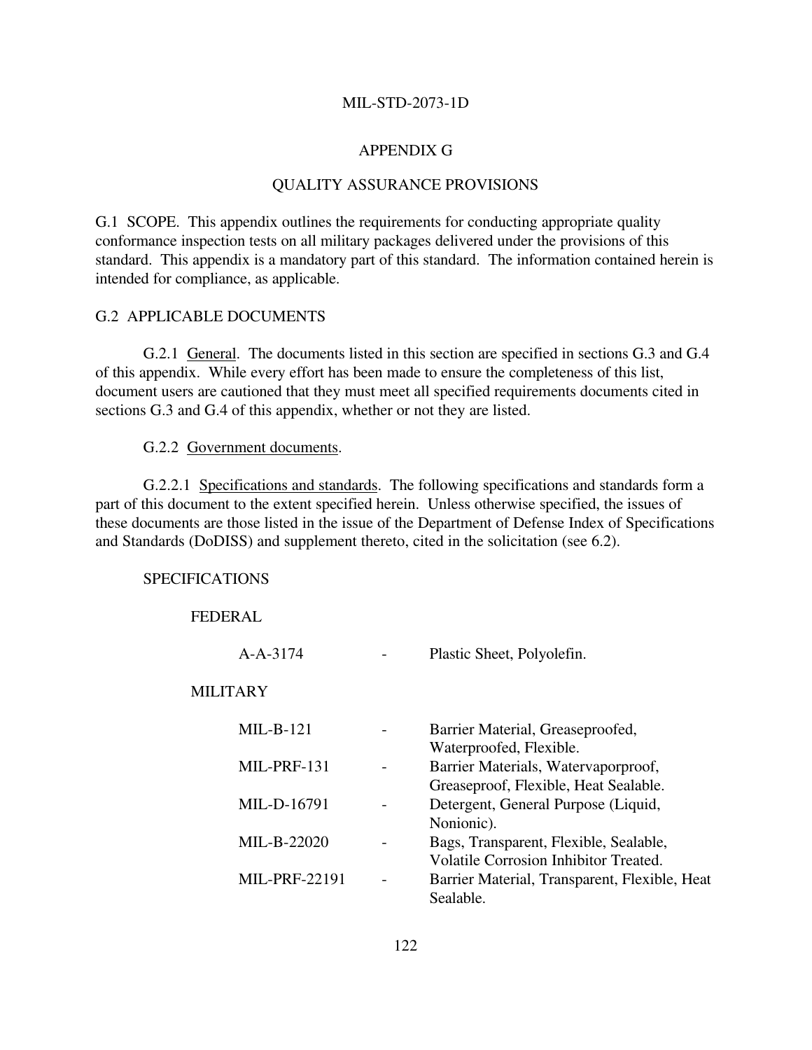# APPENDIX G

## QUALITY ASSURANCE PROVISIONS

G.1 SCOPE. This appendix outlines the requirements for conducting appropriate quality conformance inspection tests on all military packages delivered under the provisions of this standard. This appendix is a mandatory part of this standard. The information contained herein is intended for compliance, as applicable.

G.2 APPLICABLE DOCUMENTS

G.2.1 General. The documents listed in this section are specified in sections G.3 and G.4 of this appendix. While every effort has been made to ensure the completeness of this list, document users are cautioned that they must meet all specified requirements documents cited in sections G.3 and G.4 of this appendix, whether or not they are listed.

G.2.2 Government documents.

G.2.2.1 Specifications and standards. The following specifications and standards form a part of this document to the extent specified herein. Unless otherwise specified, the issues of these documents are those listed in the issue of the Department of Defense Index of Specifications and Standards (DoDISS) and supplement thereto, cited in the solicitation (see 6.2).

SPECIFICATIONS

FEDERAL

| | | |
|---|---|---|
| A-A-3174 | - | Plastic Sheet, Polyolefin. |

MILITARY

| | | |
|---|---|---|
| MIL-B-121 | - | Barrier Material, Greaseproofed, Waterproofed, Flexible. |
| MIL-PRF-131 | - | Barrier Materials, Watervaporproof, Greaseproof, Flexible, Heat Sealable. |
| MIL-D-16791 | - | Detergent, General Purpose (Liquid, Nonionic). |
| MIL-B-22020 | - | Bags, Transparent, Flexible, Sealable, Volatile Corrosion Inhibitor Treated. |
| MIL-PRF-22191 | - | Barrier Material, Transparent, Flexible, Heat Sealable. |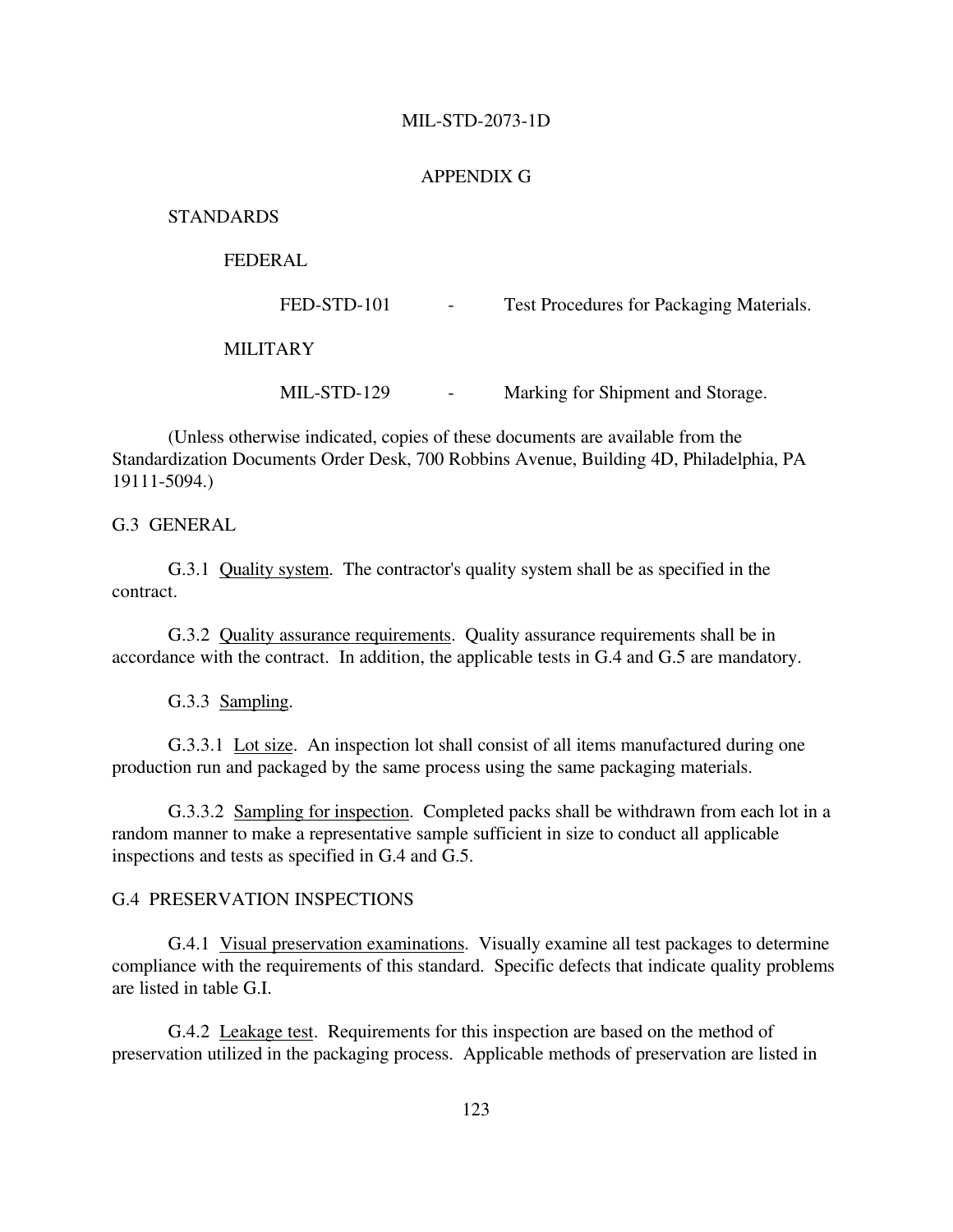APPENDIX G

STANDARDS

FEDERAL

FED-STD-101 - Test Procedures for Packaging Materials.

MILITARY

MIL-STD-129 - Marking for Shipment and Storage.

(Unless otherwise indicated, copies of these documents are available from the Standardization Documents Order Desk, 700 Robbins Avenue, Building 4D, Philadelphia, PA 19111-5094.)

## G.3 GENERAL

G.3.1 Quality system. The contractor's quality system shall be as specified in the contract.

G.3.2 Quality assurance requirements. Quality assurance requirements shall be in accordance with the contract. In addition, the applicable tests in G.4 and G.5 are mandatory.

G.3.3 Sampling.

G.3.3.1 Lot size. An inspection lot shall consist of all items manufactured during one production run and packaged by the same process using the same packaging materials.

G.3.3.2 Sampling for inspection. Completed packs shall be withdrawn from each lot in a random manner to make a representative sample sufficient in size to conduct all applicable inspections and tests as specified in G.4 and G.5.

## G.4 PRESERVATION INSPECTIONS

G.4.1 Visual preservation examinations. Visually examine all test packages to determine compliance with the requirements of this standard. Specific defects that indicate quality problems are listed in table G.I.

G.4.2 Leakage test. Requirements for this inspection are based on the method of preservation utilized in the packaging process. Applicable methods of preservation are listed in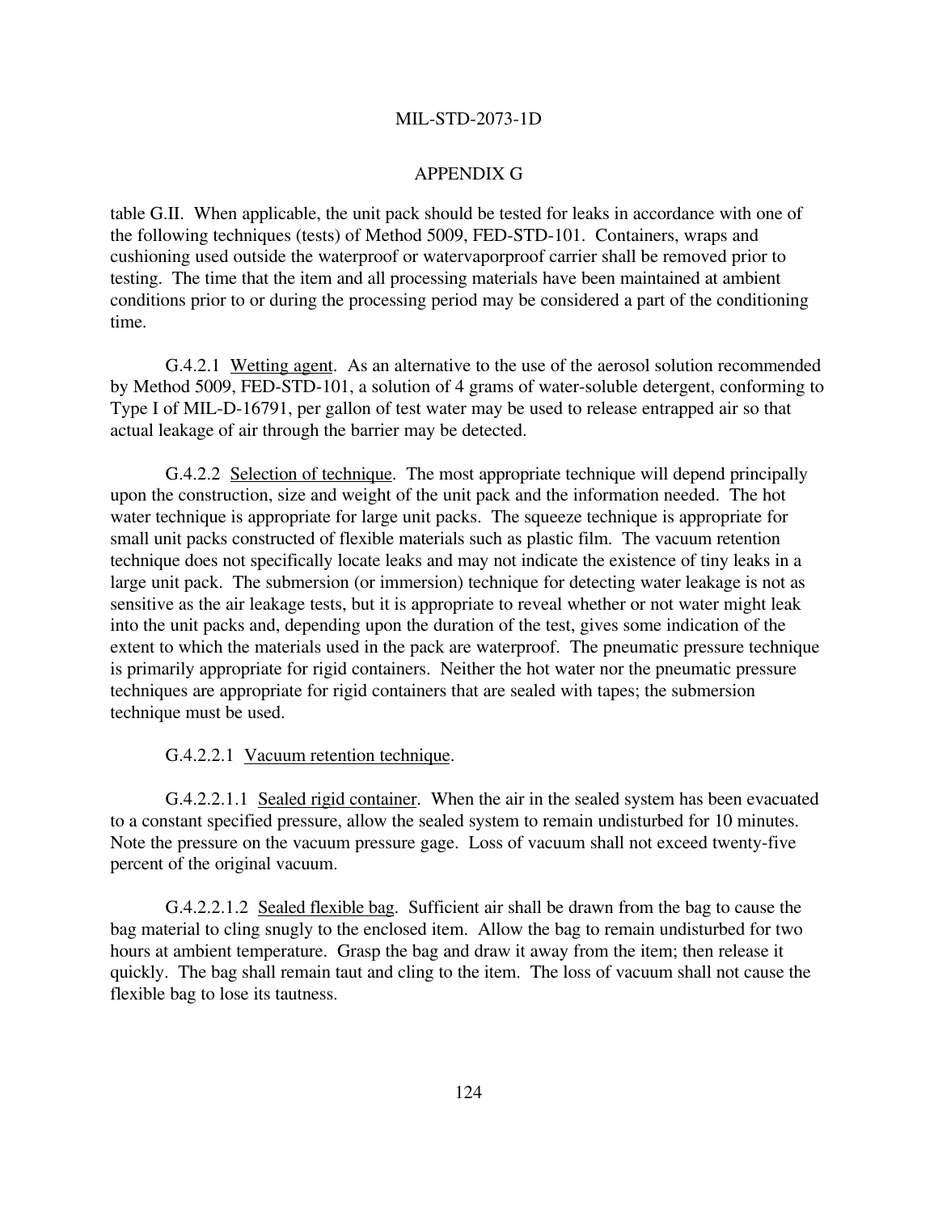table G.II. When applicable, the unit pack should be tested for leaks in accordance with one of the following techniques (tests) of Method 5009, FED-STD-101. Containers, wraps and cushioning used outside the waterproof or watervaporproof carrier shall be removed prior to testing. The time that the item and all processing materials have been maintained at ambient conditions prior to or during the processing period may be considered a part of the conditioning time.

G.4.2.1 Wetting agent. As an alternative to the use of the aerosol solution recommended by Method 5009, FED-STD-101, a solution of 4 grams of water-soluble detergent, conforming to Type I of MIL-D-16791, per gallon of test water may be used to release entrapped air so that actual leakage of air through the barrier may be detected.

G.4.2.2 Selection of technique. The most appropriate technique will depend principally upon the construction, size and weight of the unit pack and the information needed. The hot water technique is appropriate for large unit packs. The squeeze technique is appropriate for small unit packs constructed of flexible materials such as plastic film. The vacuum retention technique does not specifically locate leaks and may not indicate the existence of tiny leaks in a large unit pack. The submersion (or immersion) technique for detecting water leakage is not as sensitive as the air leakage tests, but it is appropriate to reveal whether or not water might leak into the unit packs and, depending upon the duration of the test, gives some indication of the extent to which the materials used in the pack are waterproof. The pneumatic pressure technique is primarily appropriate for rigid containers. Neither the hot water nor the pneumatic pressure techniques are appropriate for rigid containers that are sealed with tapes; the submersion technique must be used.

G.4.2.2.1 Vacuum retention technique.

G.4.2.2.1.1 Sealed rigid container. When the air in the sealed system has been evacuated to a constant specified pressure, allow the sealed system to remain undisturbed for 10 minutes. Note the pressure on the vacuum pressure gage. Loss of vacuum shall not exceed twenty-five percent of the original vacuum.

G.4.2.2.1.2 Sealed flexible bag. Sufficient air shall be drawn from the bag to cause the bag material to cling snugly to the enclosed item. Allow the bag to remain undisturbed for two hours at ambient temperature. Grasp the bag and draw it away from the item; then release it quickly. The bag shall remain taut and cling to the item. The loss of vacuum shall not cause the flexible bag to lose its tautness.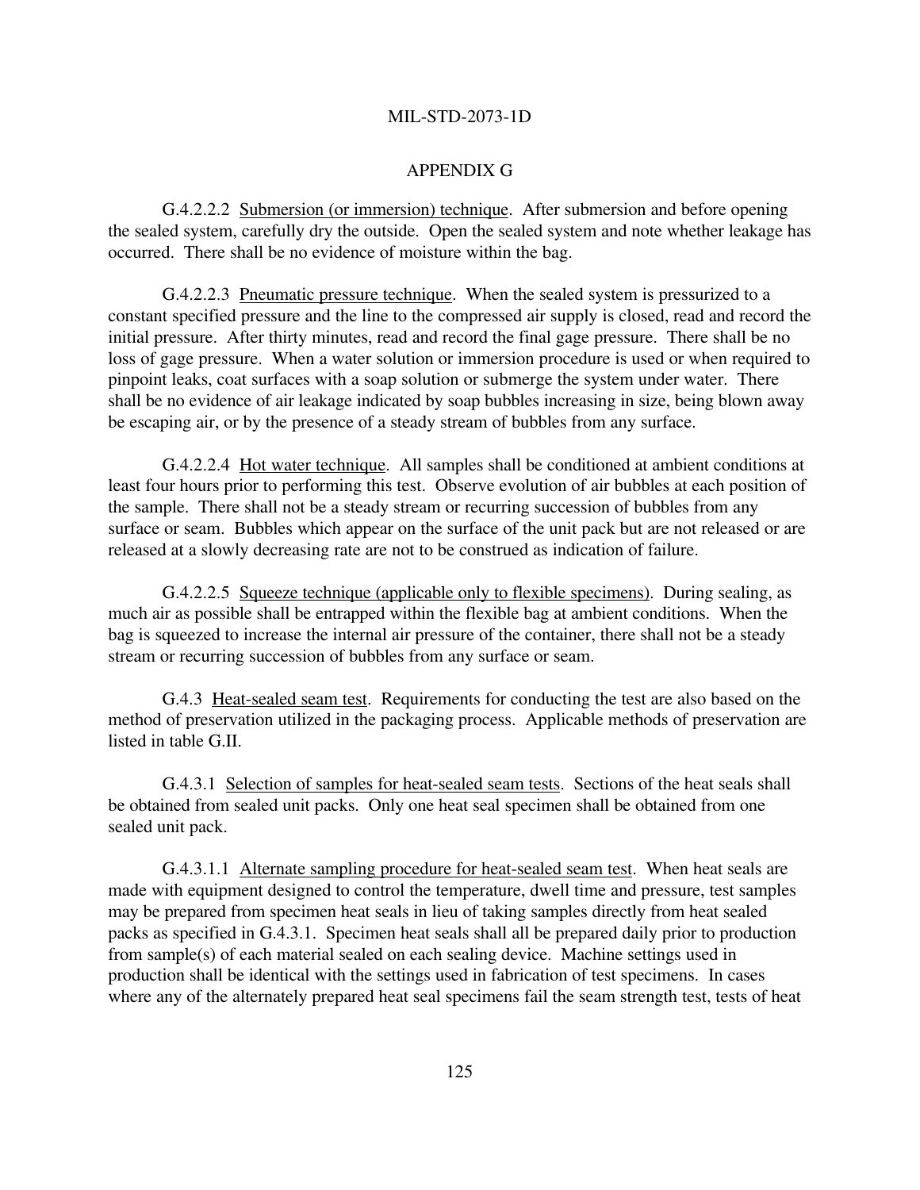APPENDIX G

G.4.2.2.2 <u>Submersion (or immersion) technique</u>. After submersion and before opening the sealed system, carefully dry the outside. Open the sealed system and note whether leakage has occurred. There shall be no evidence of moisture within the bag.

G.4.2.2.3 <u>Pneumatic pressure technique</u>. When the sealed system is pressurized to a constant specified pressure and the line to the compressed air supply is closed, read and record the initial pressure. After thirty minutes, read and record the final gage pressure. There shall be no loss of gage pressure. When a water solution or immersion procedure is used or when required to pinpoint leaks, coat surfaces with a soap solution or submerge the system under water. There shall be no evidence of air leakage indicated by soap bubbles increasing in size, being blown away be escaping air, or by the presence of a steady stream of bubbles from any surface.

G.4.2.2.4 <u>Hot water technique</u>. All samples shall be conditioned at ambient conditions at least four hours prior to performing this test. Observe evolution of air bubbles at each position of the sample. There shall not be a steady stream or recurring succession of bubbles from any surface or seam. Bubbles which appear on the surface of the unit pack but are not released or are released at a slowly decreasing rate are not to be construed as indication of failure.

G.4.2.2.5 <u>Squeeze technique (applicable only to flexible specimens)</u>. During sealing, as much air as possible shall be entrapped within the flexible bag at ambient conditions. When the bag is squeezed to increase the internal air pressure of the container, there shall not be a steady stream or recurring succession of bubbles from any surface or seam.

G.4.3 <u>Heat-sealed seam test</u>. Requirements for conducting the test are also based on the method of preservation utilized in the packaging process. Applicable methods of preservation are listed in table G.II.

G.4.3.1 <u>Selection of samples for heat-sealed seam tests</u>. Sections of the heat seals shall be obtained from sealed unit packs. Only one heat seal specimen shall be obtained from one sealed unit pack.

G.4.3.1.1 <u>Alternate sampling procedure for heat-sealed seam test</u>. When heat seals are made with equipment designed to control the temperature, dwell time and pressure, test samples may be prepared from specimen heat seals in lieu of taking samples directly from heat sealed packs as specified in G.4.3.1. Specimen heat seals shall all be prepared daily prior to production from sample(s) of each material sealed on each sealing device. Machine settings used in production shall be identical with the settings used in fabrication of test specimens. In cases where any of the alternately prepared heat seal specimens fail the seam strength test, tests of heat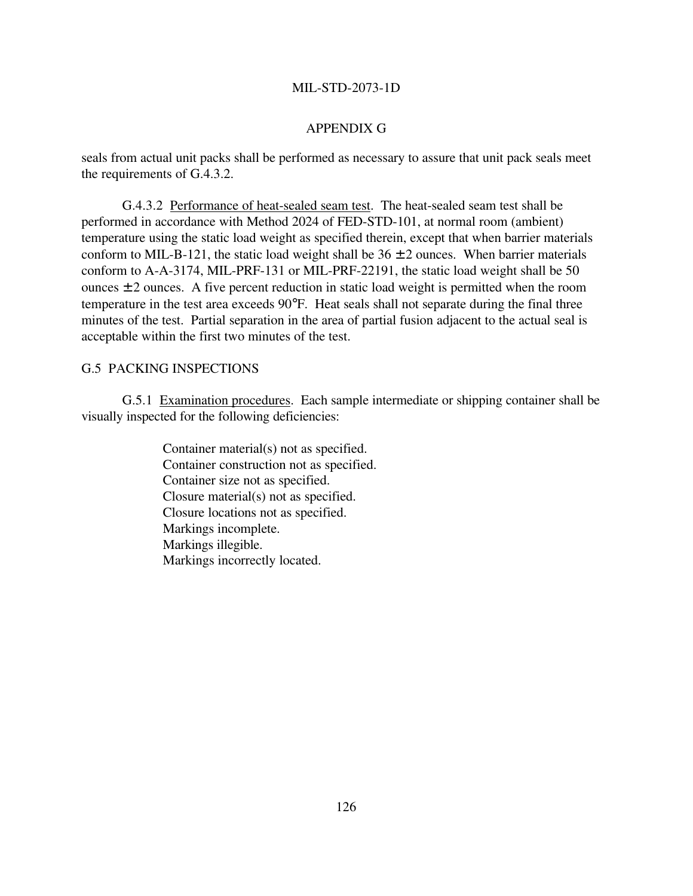seals from actual unit packs shall be performed as necessary to assure that unit pack seals meet the requirements of G.4.3.2.

G.4.3.2 Performance of heat-sealed seam test. The heat-sealed seam test shall be performed in accordance with Method 2024 of FED-STD-101, at normal room (ambient) temperature using the static load weight as specified therein, except that when barrier materials conform to MIL-B-121, the static load weight shall be 36 ± 2 ounces. When barrier materials conform to A-A-3174, MIL-PRF-131 or MIL-PRF-22191, the static load weight shall be 50 ounces ± 2 ounces. A five percent reduction in static load weight is permitted when the room temperature in the test area exceeds 90°F. Heat seals shall not separate during the final three minutes of the test. Partial separation in the area of partial fusion adjacent to the actual seal is acceptable within the first two minutes of the test.

## G.5 PACKING INSPECTIONS

G.5.1 Examination procedures. Each sample intermediate or shipping container shall be visually inspected for the following deficiencies:

Container material(s) not as specified.
Container construction not as specified.
Container size not as specified.
Closure material(s) not as specified.
Closure locations not as specified.
Markings incomplete.
Markings illegible.
Markings incorrectly located.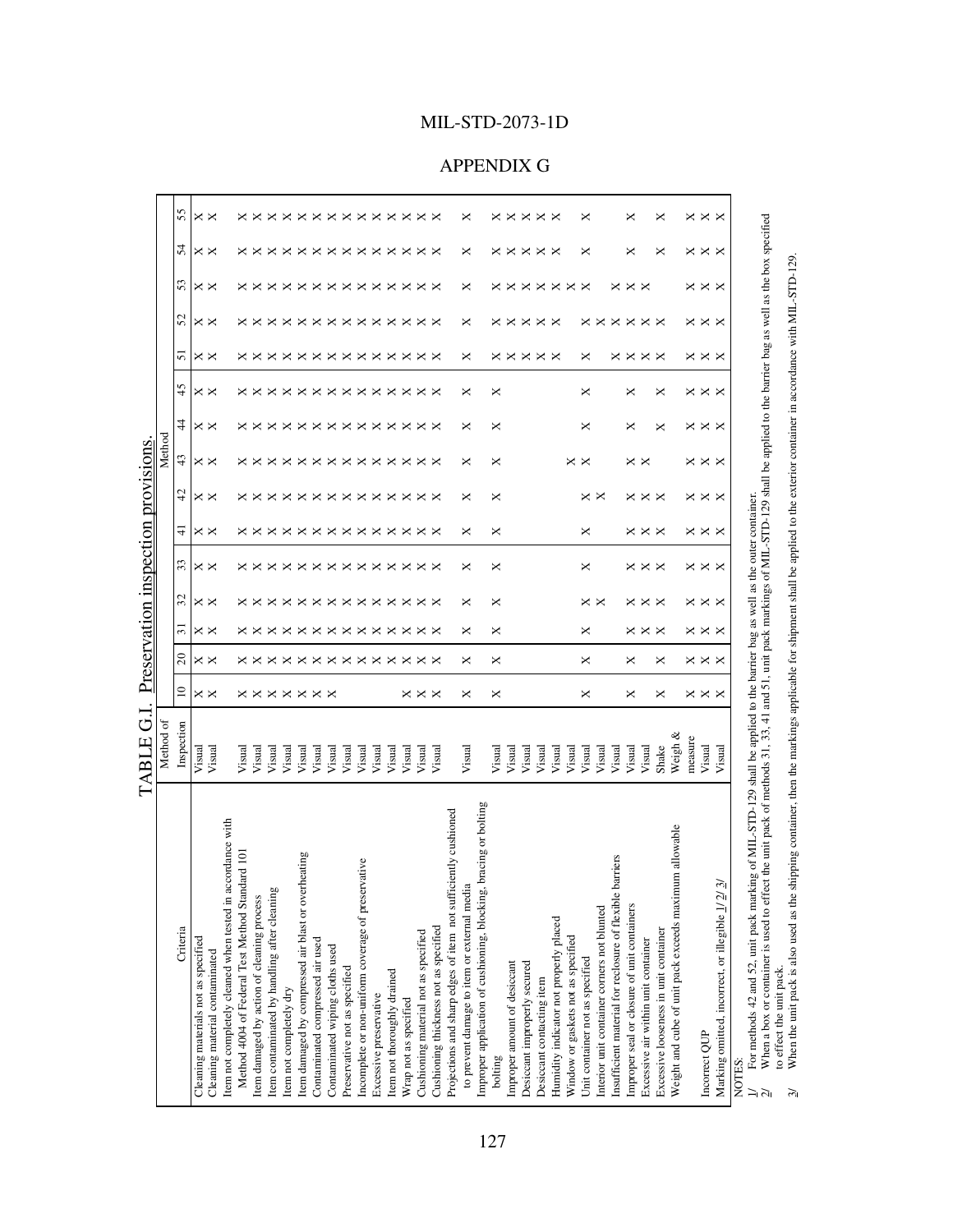# APPENDIX G

TABLE G.I. Preservation inspection provisions.

| Criteria | Method of Inspection | Method | | | | | | | | | | | | | | |
|---|---|---|---|---|---|---|---|---|---|---|---|---|---|---|---|---|
| | | 10 | 20 | 31 | 32 | 33 | 41 | 42 | 43 | 44 | 45 | 51 | 52 | 53 | 54 | 55 |
| Cleaning materials not as specified | Visual | X | X | X | X | X | X | X | X | X | X | X | X | X | X | X |
| Cleaning material contaminated | Visual | X | X | X | X | X | X | X | X | X | X | X | X | X | X | X |
| Item not completely cleaned when tested in accordance with Method 4004 of Federal Test Method Standard 101 | Visual | X | X | X | X | X | X | X | X | X | X | X | X | X | X | X |
| Item damaged by action of cleaning process | Visual | X | X | X | X | X | X | X | X | X | X | X | X | X | X | X |
| Item contaminated by handling after cleaning | Visual | X | X | X | X | X | X | X | X | X | X | X | X | X | X | X |
| Item not completely dry | Visual | X | X | X | X | X | X | X | X | X | X | X | X | X | X | X |
| Item damaged by compressed air blast or overheating | Visual | X | X | X | X | X | X | X | X | X | X | X | X | X | X | X |
| Contaminated compressed air used | Visual | X | X | X | X | X | X | X | X | X | X | X | X | X | X | X |
| Contaminated wiping cloths used | Visual | X | X | X | X | X | X | X | X | X | X | X | X | X | X | X |
| Preservative not as specified | Visual | | X | X | X | X | X | X | X | X | X | X | X | X | X | X |
| Incomplete or non-uniform coverage of preservative | Visual | | X | X | X | X | X | X | X | X | X | X | X | X | X | X |
| Excessive preservative | Visual | | X | X | X | X | X | X | X | X | X | X | X | X | X | X |
| Item not thoroughly drained | Visual | | X | X | X | X | X | X | X | X | X | X | X | X | X | X |
| Wrap not as specified | Visual | X | X | X | X | X | X | X | X | X | X | X | X | X | X | X |
| Cushioning material not as specified | Visual | X | X | X | X | X | X | X | X | X | X | X | X | X | X | X |
| Cushioning thickness not as specified | Visual | X | X | X | X | X | X | X | X | X | X | X | X | X | X | X |
| Projections and sharp edges of item not sufficiently cushioned to prevent damage to item or external media | Visual | X | X | X | X | X | X | X | X | X | X | X | X | X | X | X |
| Improper application of cushioning, blocking, bracing or bolting | Visual | X | X | X | X | X | X | X | X | X | X | X | X | X | X | X |
| Improper amount of desiccant | Visual | | | | | | | | | | | X | X | X | X | X |
| Desiccant improperly secured | Visual | | | | | | | | | | | X | X | X | X | X |
| Desiccant contacting item | Visual | | | | | | | | | | | X | X | X | X | X |
| Humidity indicator not properly placed | Visual | | | | | | | | | | | X | X | X | X | X |
| Window or gaskets not as specified | Visual | | | | | | | | X | | | | | X | | |
| Unit container not as specified | Visual | X | X | X | X | X | X | X | X | X | X | X | X | X | X | X |
| Interior unit container corners not blunted | Visual | | | | X | | | X | | | | | X | | | |
| Insufficient material for reclosure of flexible barriers | Visual | | | | | | | | | | | X | X | X | | |
| Improper seal or closure of unit containers | Visual | X | X | X | X | X | X | X | X | X | X | X | X | X | X | X |
| Excessive air within unit container | Visual | | | X | X | X | X | X | X | | | X | X | X | | |
| Excessive looseness in unit container | Shake | X | X | X | X | X | X | X | | X | X | X | X | | X | X |
| Weight and cube of unit pack exceeds maximum allowable | Weigh & measure | X | X | X | X | X | X | X | X | X | X | X | X | X | X | X |
| Incorrect QUP | Visual | X | X | X | X | X | X | X | X | X | X | X | X | X | X | X |
| Marking omitted, incorrect, or illegible 1/ 2/ 3/ | Visual | X | X | X | X | X | X | X | X | X | X | X | X | X | X | X |

NOTES:

1/ For methods 42 and 52, unit pack marking of MIL-STD-129 shall be applied to the barrier bag as well as the outer container.

2/ When a box or container is used to effect the unit pack of methods 31, 33, 41 and 51, unit pack markings of MIL-STD-129 shall be applied to the barrier bag as well as the box specified to effect the unit pack.

3/ When the unit pack is also used as the shipping container, then the markings applicable for shipment shall be applied to the exterior container in accordance with MIL-STD-129.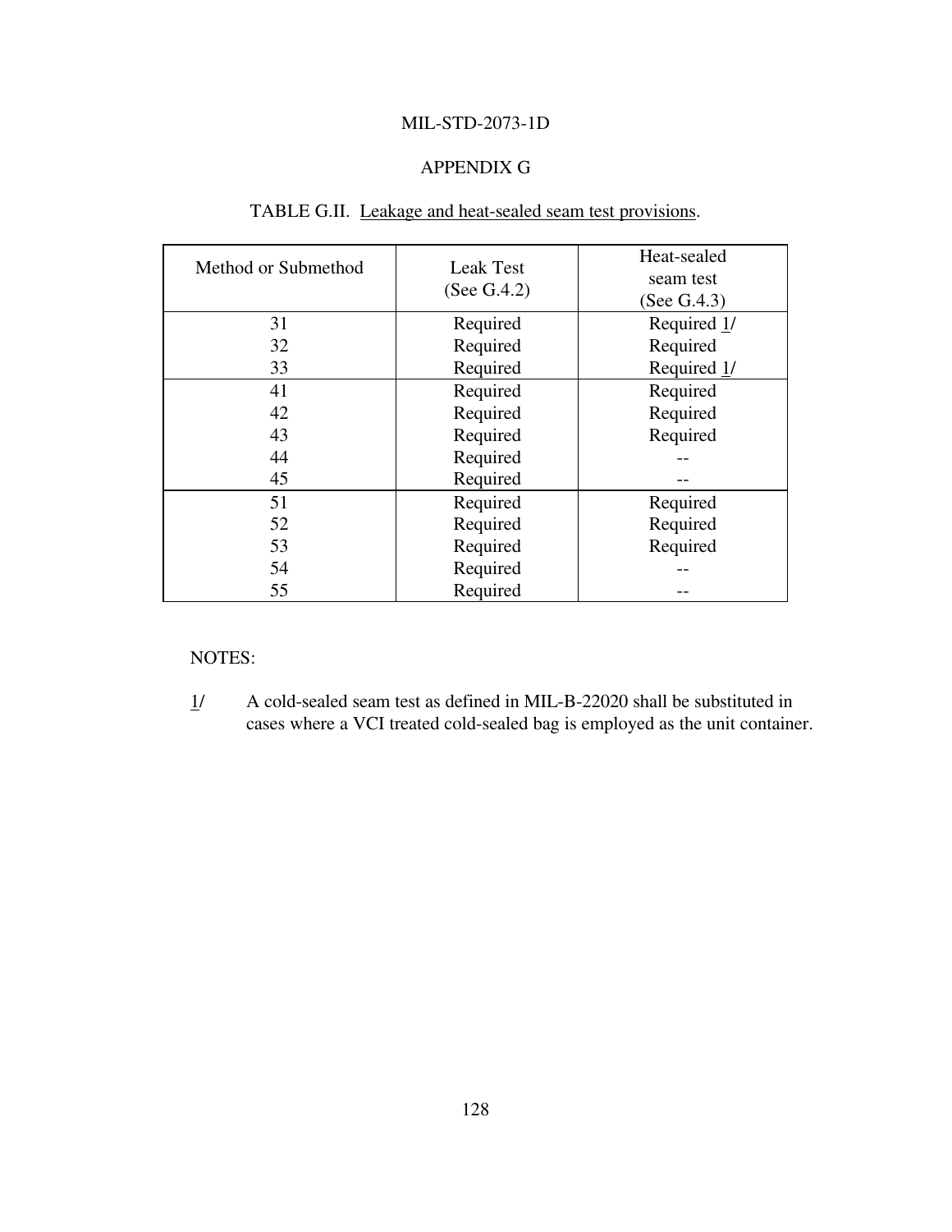MIL-STD-2073-1D

APPENDIX G

TABLE G.II. Leakage and heat-sealed seam test provisions.

| Method or Submethod | Leak Test (See G.4.2) | Heat-sealed seam test (See G.4.3) |
|---|---|---|
| 31 | Required | Required 1/ |
| 32 | Required | Required |
| 33 | Required | Required 1/ |
| 41 | Required | Required |
| 42 | Required | Required |
| 43 | Required | Required |
| 44 | Required | -- |
| 45 | Required | -- |
| 51 | Required | Required |
| 52 | Required | Required |
| 53 | Required | Required |
| 54 | Required | -- |
| 55 | Required | -- |

NOTES:

1/ A cold-sealed seam test as defined in MIL-B-22020 shall be substituted in cases where a VCI treated cold-sealed bag is employed as the unit container.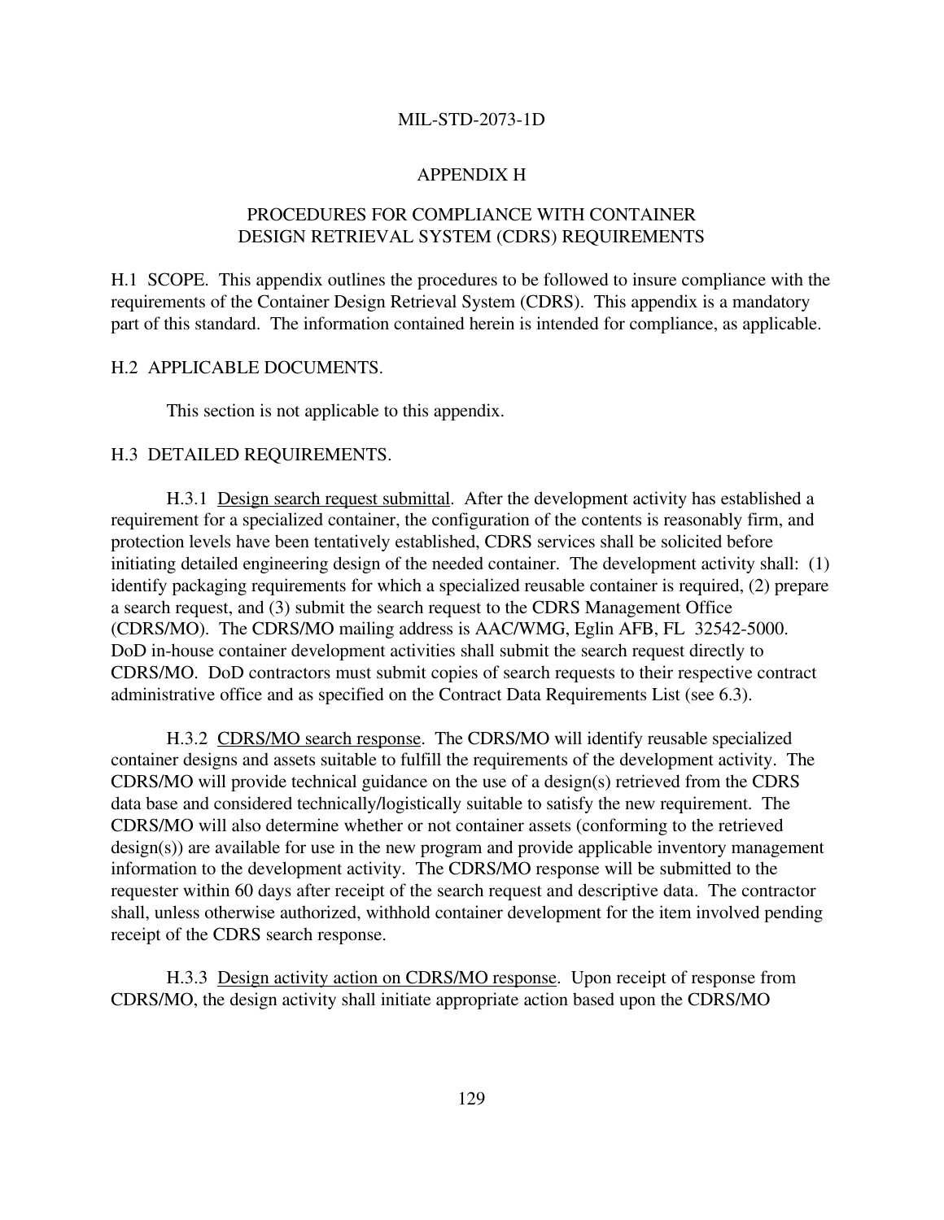# APPENDIX H

## PROCEDURES FOR COMPLIANCE WITH CONTAINER DESIGN RETRIEVAL SYSTEM (CDRS) REQUIREMENTS

H.1 SCOPE. This appendix outlines the procedures to be followed to insure compliance with the requirements of the Container Design Retrieval System (CDRS). This appendix is a mandatory part of this standard. The information contained herein is intended for compliance, as applicable.

H.2 APPLICABLE DOCUMENTS.

This section is not applicable to this appendix.

H.3 DETAILED REQUIREMENTS.

H.3.1 Design search request submittal. After the development activity has established a requirement for a specialized container, the configuration of the contents is reasonably firm, and protection levels have been tentatively established, CDRS services shall be solicited before initiating detailed engineering design of the needed container. The development activity shall: (1) identify packaging requirements for which a specialized reusable container is required, (2) prepare a search request, and (3) submit the search request to the CDRS Management Office (CDRS/MO). The CDRS/MO mailing address is AAC/WMG, Eglin AFB, FL 32542-5000. DoD in-house container development activities shall submit the search request directly to CDRS/MO. DoD contractors must submit copies of search requests to their respective contract administrative office and as specified on the Contract Data Requirements List (see 6.3).

H.3.2 CDRS/MO search response. The CDRS/MO will identify reusable specialized container designs and assets suitable to fulfill the requirements of the development activity. The CDRS/MO will provide technical guidance on the use of a design(s) retrieved from the CDRS data base and considered technically/logistically suitable to satisfy the new requirement. The CDRS/MO will also determine whether or not container assets (conforming to the retrieved design(s)) are available for use in the new program and provide applicable inventory management information to the development activity. The CDRS/MO response will be submitted to the requester within 60 days after receipt of the search request and descriptive data. The contractor shall, unless otherwise authorized, withhold container development for the item involved pending receipt of the CDRS search response.

H.3.3 Design activity action on CDRS/MO response. Upon receipt of response from CDRS/MO, the design activity shall initiate appropriate action based upon the CDRS/MO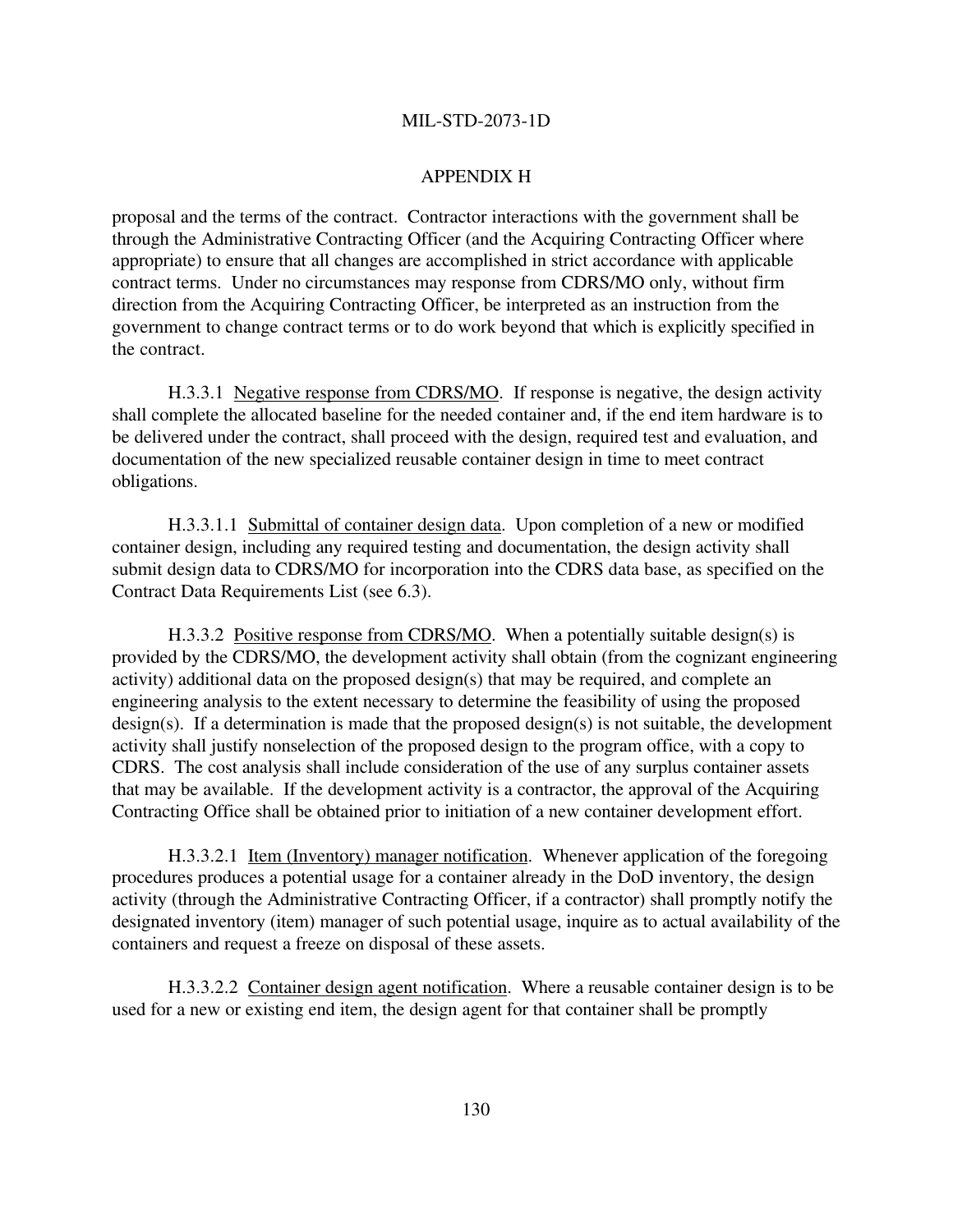proposal and the terms of the contract. Contractor interactions with the government shall be through the Administrative Contracting Officer (and the Acquiring Contracting Officer where appropriate) to ensure that all changes are accomplished in strict accordance with applicable contract terms. Under no circumstances may response from CDRS/MO only, without firm direction from the Acquiring Contracting Officer, be interpreted as an instruction from the government to change contract terms or to do work beyond that which is explicitly specified in the contract.

H.3.3.1 Negative response from CDRS/MO. If response is negative, the design activity shall complete the allocated baseline for the needed container and, if the end item hardware is to be delivered under the contract, shall proceed with the design, required test and evaluation, and documentation of the new specialized reusable container design in time to meet contract obligations.

H.3.3.1.1 Submittal of container design data. Upon completion of a new or modified container design, including any required testing and documentation, the design activity shall submit design data to CDRS/MO for incorporation into the CDRS data base, as specified on the Contract Data Requirements List (see 6.3).

H.3.3.2 Positive response from CDRS/MO. When a potentially suitable design(s) is provided by the CDRS/MO, the development activity shall obtain (from the cognizant engineering activity) additional data on the proposed design(s) that may be required, and complete an engineering analysis to the extent necessary to determine the feasibility of using the proposed design(s). If a determination is made that the proposed design(s) is not suitable, the development activity shall justify nonselection of the proposed design to the program office, with a copy to CDRS. The cost analysis shall include consideration of the use of any surplus container assets that may be available. If the development activity is a contractor, the approval of the Acquiring Contracting Office shall be obtained prior to initiation of a new container development effort.

H.3.3.2.1 Item (Inventory) manager notification. Whenever application of the foregoing procedures produces a potential usage for a container already in the DoD inventory, the design activity (through the Administrative Contracting Officer, if a contractor) shall promptly notify the designated inventory (item) manager of such potential usage, inquire as to actual availability of the containers and request a freeze on disposal of these assets.

H.3.3.2.2 Container design agent notification. Where a reusable container design is to be used for a new or existing end item, the design agent for that container shall be promptly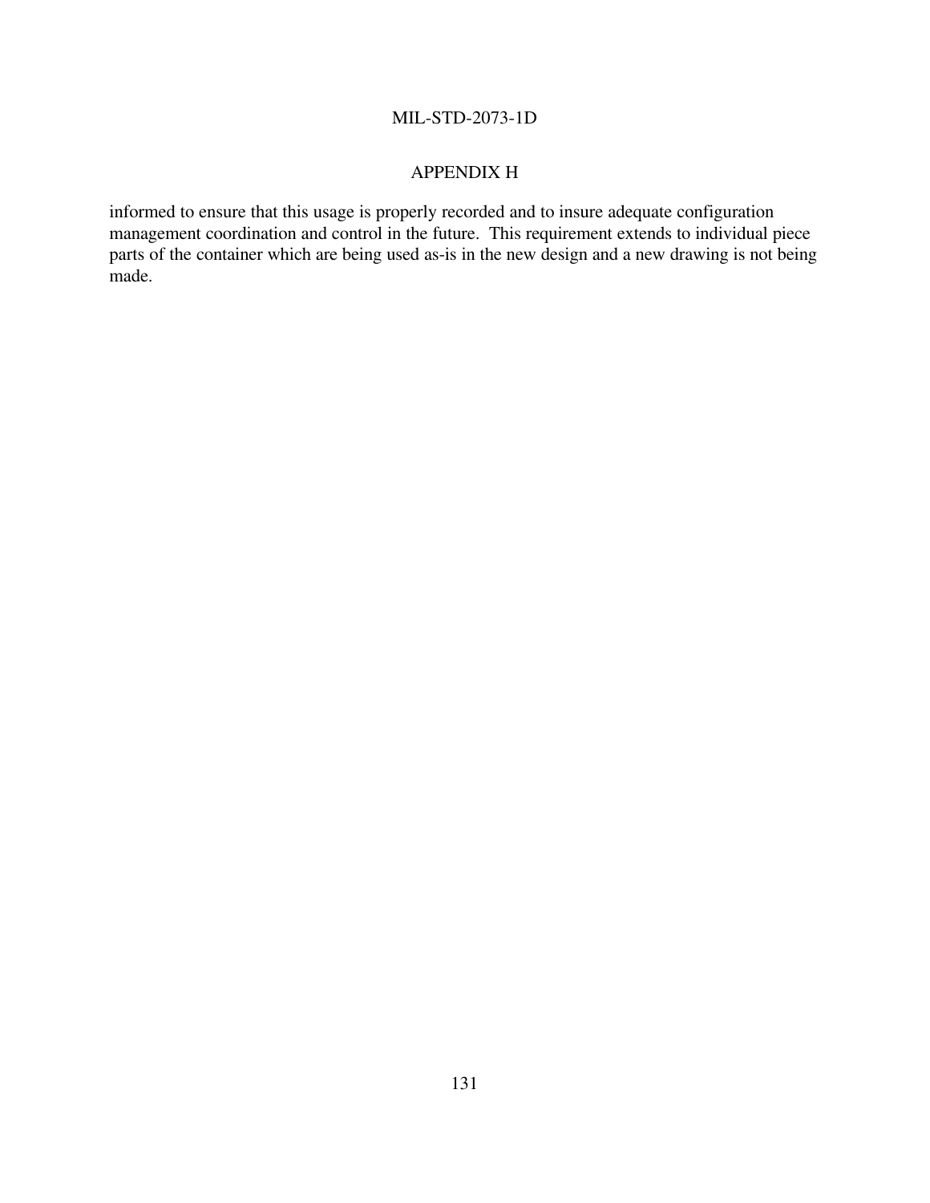informed to ensure that this usage is properly recorded and to insure adequate configuration management coordination and control in the future.  This requirement extends to individual piece parts of the container which are being used as-is in the new design and a new drawing is not being made.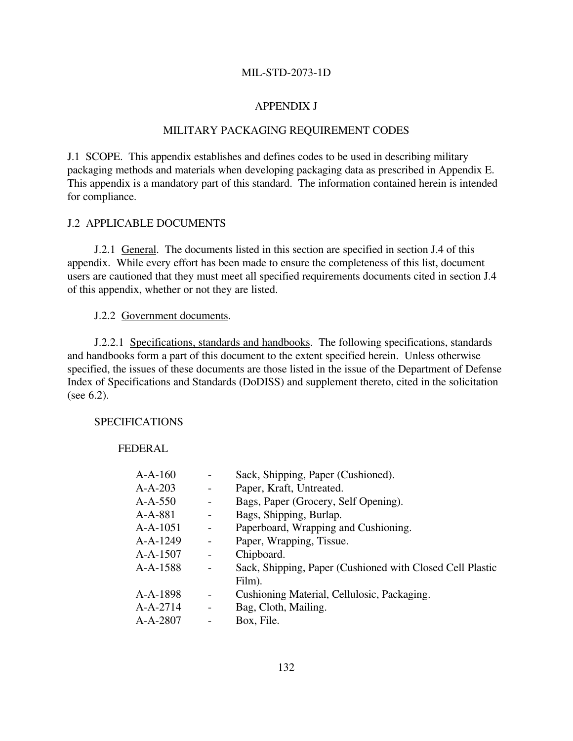# APPENDIX J

## MILITARY PACKAGING REQUIREMENT CODES

J.1 SCOPE. This appendix establishes and defines codes to be used in describing military packaging methods and materials when developing packaging data as prescribed in Appendix E. This appendix is a mandatory part of this standard. The information contained herein is intended for compliance.

J.2 APPLICABLE DOCUMENTS

J.2.1 General. The documents listed in this section are specified in section J.4 of this appendix. While every effort has been made to ensure the completeness of this list, document users are cautioned that they must meet all specified requirements documents cited in section J.4 of this appendix, whether or not they are listed.

J.2.2 Government documents.

J.2.2.1 Specifications, standards and handbooks. The following specifications, standards and handbooks form a part of this document to the extent specified herein. Unless otherwise specified, the issues of these documents are those listed in the issue of the Department of Defense Index of Specifications and Standards (DoDISS) and supplement thereto, cited in the solicitation (see 6.2).

SPECIFICATIONS

FEDERAL

| | | |
|---|---|---|
| A-A-160 | - | Sack, Shipping, Paper (Cushioned). |
| A-A-203 | - | Paper, Kraft, Untreated. |
| A-A-550 | - | Bags, Paper (Grocery, Self Opening). |
| A-A-881 | - | Bags, Shipping, Burlap. |
| A-A-1051 | - | Paperboard, Wrapping and Cushioning. |
| A-A-1249 | - | Paper, Wrapping, Tissue. |
| A-A-1507 | - | Chipboard. |
| A-A-1588 | - | Sack, Shipping, Paper (Cushioned with Closed Cell Plastic Film). |
| A-A-1898 | - | Cushioning Material, Cellulosic, Packaging. |
| A-A-2714 | - | Bag, Cloth, Mailing. |
| A-A-2807 | - | Box, File. |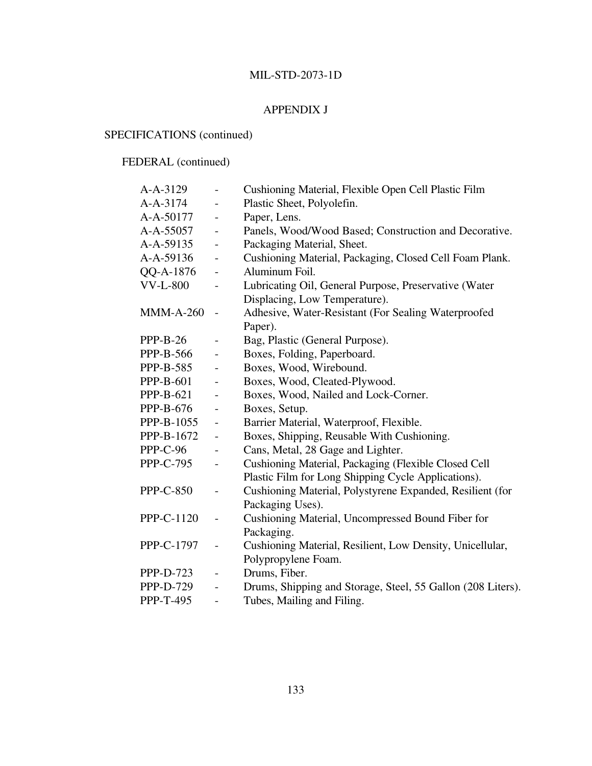## APPENDIX J

SPECIFICATIONS (continued)

FEDERAL (continued)

| | | |
|---|---|---|
| A-A-3129 | - | Cushioning Material, Flexible Open Cell Plastic Film |
| A-A-3174 | - | Plastic Sheet, Polyolefin. |
| A-A-50177 | - | Paper, Lens. |
| A-A-55057 | - | Panels, Wood/Wood Based; Construction and Decorative. |
| A-A-59135 | - | Packaging Material, Sheet. |
| A-A-59136 | - | Cushioning Material, Packaging, Closed Cell Foam Plank. |
| QQ-A-1876 | - | Aluminum Foil. |
| VV-L-800 | - | Lubricating Oil, General Purpose, Preservative (Water Displacing, Low Temperature). |
| MMM-A-260 | - | Adhesive, Water-Resistant (For Sealing Waterproofed Paper). |
| PPP-B-26 | - | Bag, Plastic (General Purpose). |
| PPP-B-566 | - | Boxes, Folding, Paperboard. |
| PPP-B-585 | - | Boxes, Wood, Wirebound. |
| PPP-B-601 | - | Boxes, Wood, Cleated-Plywood. |
| PPP-B-621 | - | Boxes, Wood, Nailed and Lock-Corner. |
| PPP-B-676 | - | Boxes, Setup. |
| PPP-B-1055 | - | Barrier Material, Waterproof, Flexible. |
| PPP-B-1672 | - | Boxes, Shipping, Reusable With Cushioning. |
| PPP-C-96 | - | Cans, Metal, 28 Gage and Lighter. |
| PPP-C-795 | - | Cushioning Material, Packaging (Flexible Closed Cell Plastic Film for Long Shipping Cycle Applications). |
| PPP-C-850 | - | Cushioning Material, Polystyrene Expanded, Resilient (for Packaging Uses). |
| PPP-C-1120 | - | Cushioning Material, Uncompressed Bound Fiber for Packaging. |
| PPP-C-1797 | - | Cushioning Material, Resilient, Low Density, Unicellular, Polypropylene Foam. |
| PPP-D-723 | - | Drums, Fiber. |
| PPP-D-729 | - | Drums, Shipping and Storage, Steel, 55 Gallon (208 Liters). |
| PPP-T-495 | - | Tubes, Mailing and Filing. |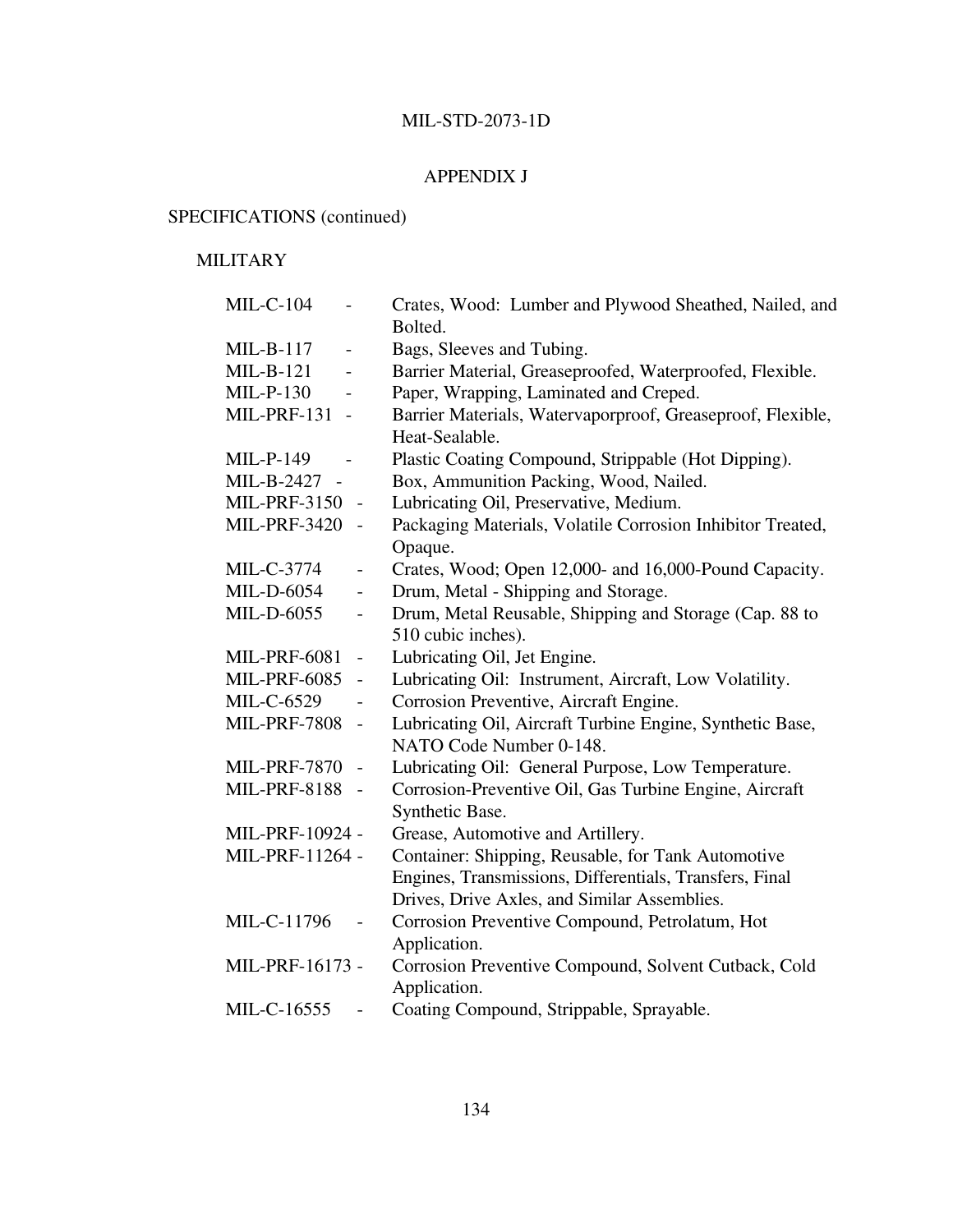# APPENDIX J

SPECIFICATIONS (continued)

MILITARY

| | | |
|---|---|---|
| MIL-C-104 | - | Crates, Wood: Lumber and Plywood Sheathed, Nailed, and Bolted. |
| MIL-B-117 | - | Bags, Sleeves and Tubing. |
| MIL-B-121 | - | Barrier Material, Greaseproofed, Waterproofed, Flexible. |
| MIL-P-130 | - | Paper, Wrapping, Laminated and Creped. |
| MIL-PRF-131 | - | Barrier Materials, Watervaporproof, Greaseproof, Flexible, Heat-Sealable. |
| MIL-P-149 | - | Plastic Coating Compound, Strippable (Hot Dipping). |
| MIL-B-2427 | - | Box, Ammunition Packing, Wood, Nailed. |
| MIL-PRF-3150 | - | Lubricating Oil, Preservative, Medium. |
| MIL-PRF-3420 | - | Packaging Materials, Volatile Corrosion Inhibitor Treated, Opaque. |
| MIL-C-3774 | - | Crates, Wood; Open 12,000- and 16,000-Pound Capacity. |
| MIL-D-6054 | - | Drum, Metal - Shipping and Storage. |
| MIL-D-6055 | - | Drum, Metal Reusable, Shipping and Storage (Cap. 88 to 510 cubic inches). |
| MIL-PRF-6081 | - | Lubricating Oil, Jet Engine. |
| MIL-PRF-6085 | - | Lubricating Oil: Instrument, Aircraft, Low Volatility. |
| MIL-C-6529 | - | Corrosion Preventive, Aircraft Engine. |
| MIL-PRF-7808 | - | Lubricating Oil, Aircraft Turbine Engine, Synthetic Base, NATO Code Number 0-148. |
| MIL-PRF-7870 | - | Lubricating Oil: General Purpose, Low Temperature. |
| MIL-PRF-8188 | - | Corrosion-Preventive Oil, Gas Turbine Engine, Aircraft Synthetic Base. |
| MIL-PRF-10924 | - | Grease, Automotive and Artillery. |
| MIL-PRF-11264 | - | Container: Shipping, Reusable, for Tank Automotive Engines, Transmissions, Differentials, Transfers, Final Drives, Drive Axles, and Similar Assemblies. |
| MIL-C-11796 | - | Corrosion Preventive Compound, Petrolatum, Hot Application. |
| MIL-PRF-16173 | - | Corrosion Preventive Compound, Solvent Cutback, Cold Application. |
| MIL-C-16555 | - | Coating Compound, Strippable, Sprayable. |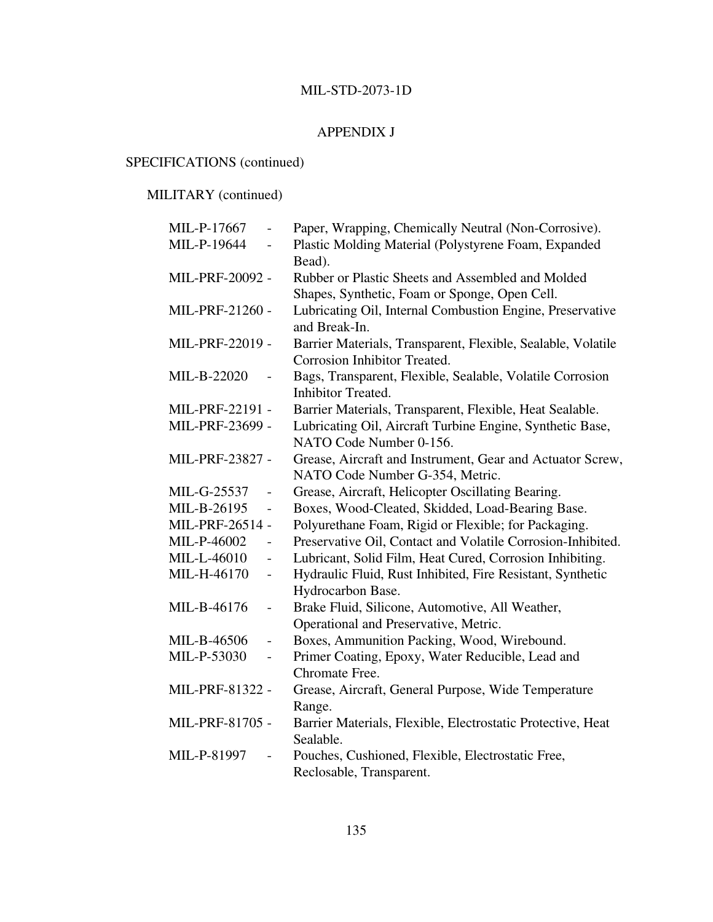## APPENDIX J

SPECIFICATIONS (continued)

MILITARY (continued)

MIL-P-17667 - Paper, Wrapping, Chemically Neutral (Non-Corrosive).
MIL-P-19644 - Plastic Molding Material (Polystyrene Foam, Expanded Bead).
MIL-PRF-20092 - Rubber or Plastic Sheets and Assembled and Molded Shapes, Synthetic, Foam or Sponge, Open Cell.
MIL-PRF-21260 - Lubricating Oil, Internal Combustion Engine, Preservative and Break-In.
MIL-PRF-22019 - Barrier Materials, Transparent, Flexible, Sealable, Volatile Corrosion Inhibitor Treated.
MIL-B-22020 - Bags, Transparent, Flexible, Sealable, Volatile Corrosion Inhibitor Treated.
MIL-PRF-22191 - Barrier Materials, Transparent, Flexible, Heat Sealable.
MIL-PRF-23699 - Lubricating Oil, Aircraft Turbine Engine, Synthetic Base, NATO Code Number 0-156.
MIL-PRF-23827 - Grease, Aircraft and Instrument, Gear and Actuator Screw, NATO Code Number G-354, Metric.
MIL-G-25537 - Grease, Aircraft, Helicopter Oscillating Bearing.
MIL-B-26195 - Boxes, Wood-Cleated, Skidded, Load-Bearing Base.
MIL-PRF-26514 - Polyurethane Foam, Rigid or Flexible; for Packaging.
MIL-P-46002 - Preservative Oil, Contact and Volatile Corrosion-Inhibited.
MIL-L-46010 - Lubricant, Solid Film, Heat Cured, Corrosion Inhibiting.
MIL-H-46170 - Hydraulic Fluid, Rust Inhibited, Fire Resistant, Synthetic Hydrocarbon Base.
MIL-B-46176 - Brake Fluid, Silicone, Automotive, All Weather, Operational and Preservative, Metric.
MIL-B-46506 - Boxes, Ammunition Packing, Wood, Wirebound.
MIL-P-53030 - Primer Coating, Epoxy, Water Reducible, Lead and Chromate Free.
MIL-PRF-81322 - Grease, Aircraft, General Purpose, Wide Temperature Range.
MIL-PRF-81705 - Barrier Materials, Flexible, Electrostatic Protective, Heat Sealable.
MIL-P-81997 - Pouches, Cushioned, Flexible, Electrostatic Free, Reclosable, Transparent.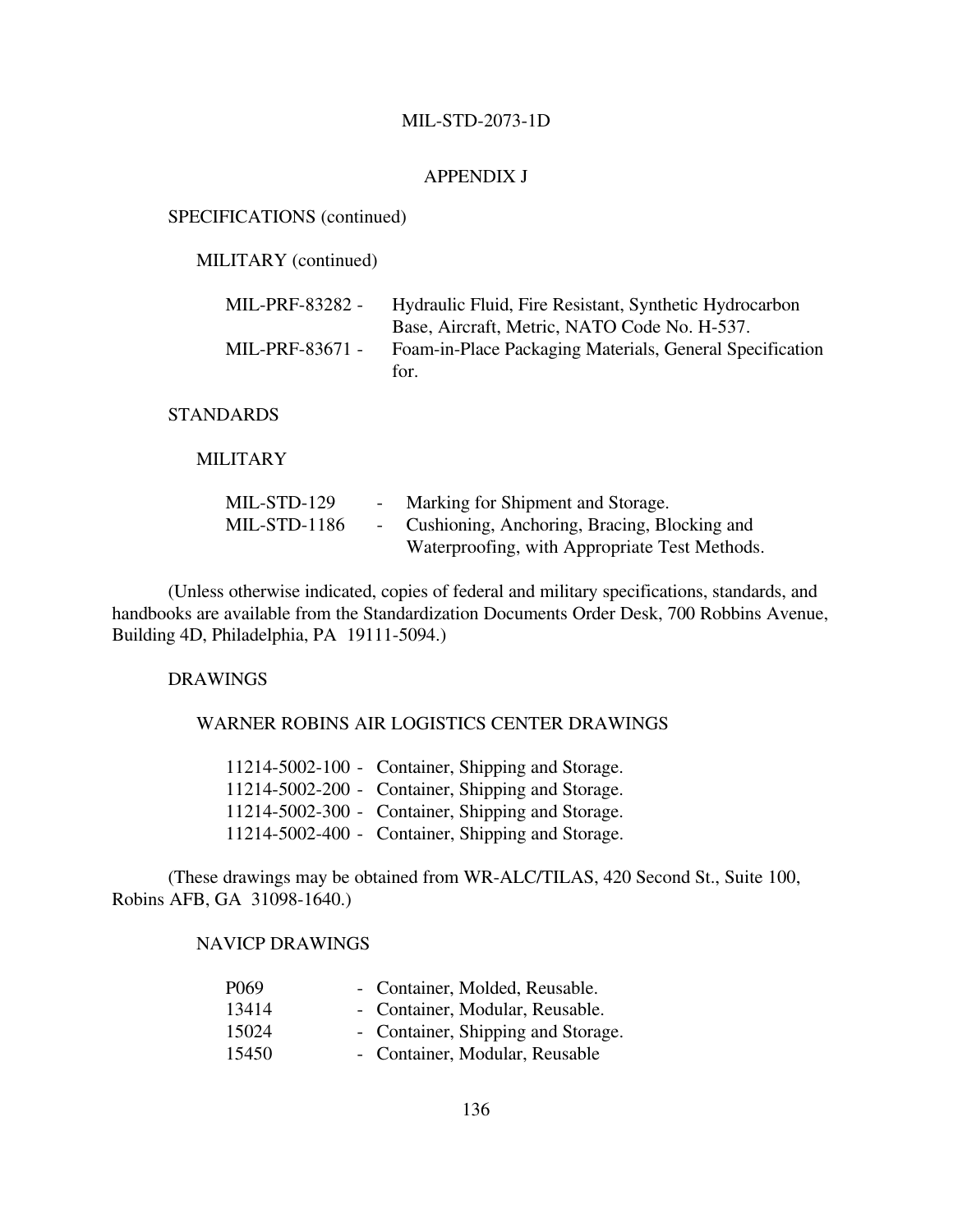## APPENDIX J

SPECIFICATIONS (continued)

MILITARY (continued)

MIL-PRF-83282 - Hydraulic Fluid, Fire Resistant, Synthetic Hydrocarbon Base, Aircraft, Metric, NATO Code No. H-537.

MIL-PRF-83671 - Foam-in-Place Packaging Materials, General Specification for.

STANDARDS

MILITARY

MIL-STD-129 - Marking for Shipment and Storage.

MIL-STD-1186 - Cushioning, Anchoring, Bracing, Blocking and Waterproofing, with Appropriate Test Methods.

(Unless otherwise indicated, copies of federal and military specifications, standards, and handbooks are available from the Standardization Documents Order Desk, 700 Robbins Avenue, Building 4D, Philadelphia, PA 19111-5094.)

DRAWINGS

WARNER ROBINS AIR LOGISTICS CENTER DRAWINGS

11214-5002-100 - Container, Shipping and Storage.
11214-5002-200 - Container, Shipping and Storage.
11214-5002-300 - Container, Shipping and Storage.
11214-5002-400 - Container, Shipping and Storage.

(These drawings may be obtained from WR-ALC/TILAS, 420 Second St., Suite 100, Robins AFB, GA 31098-1640.)

NAVICP DRAWINGS

P069 - Container, Molded, Reusable.
13414 - Container, Modular, Reusable.
15024 - Container, Shipping and Storage.
15450 - Container, Modular, Reusable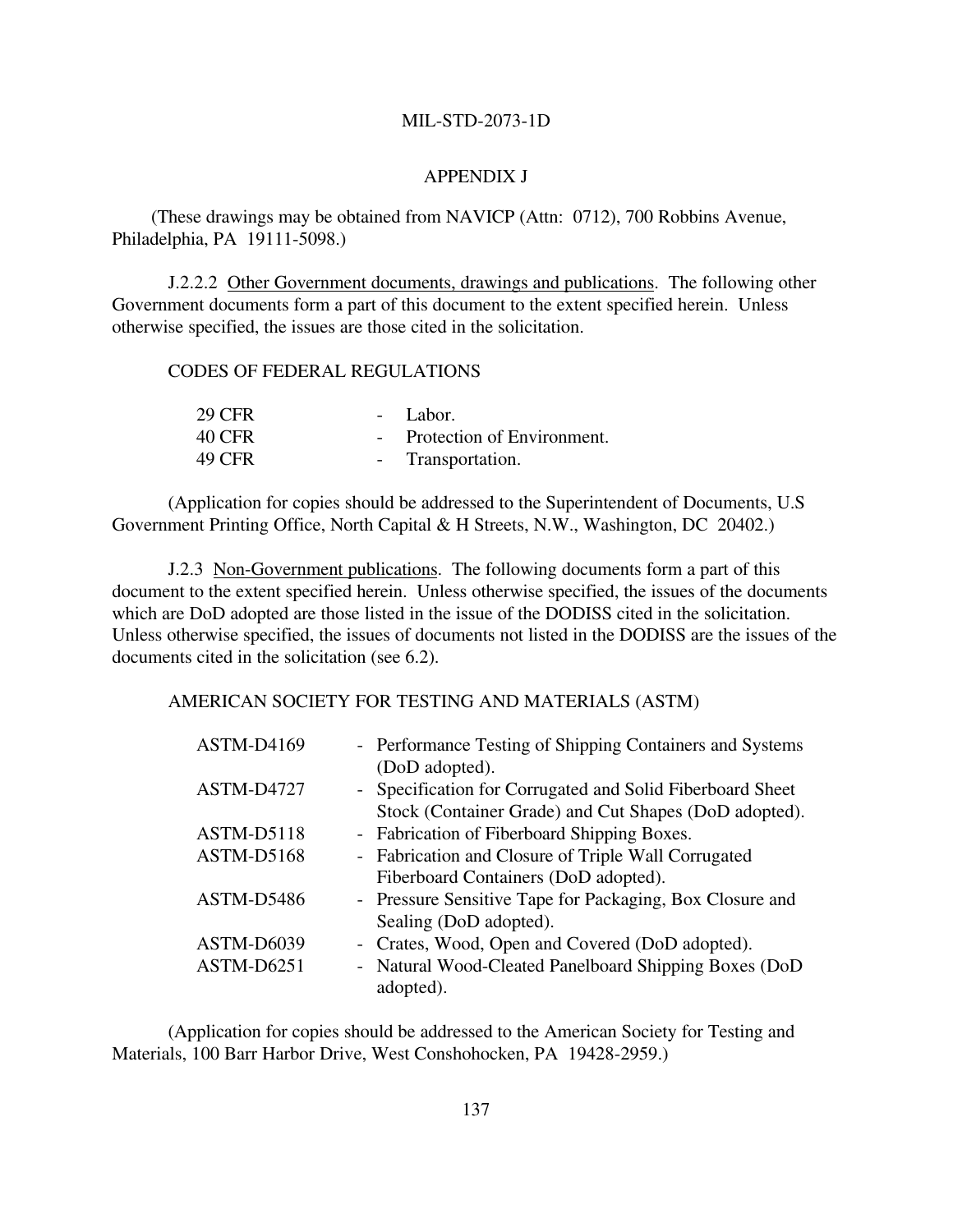## APPENDIX J

(These drawings may be obtained from NAVICP (Attn: 0712), 700 Robbins Avenue, Philadelphia, PA 19111-5098.)

J.2.2.2 Other Government documents, drawings and publications. The following other Government documents form a part of this document to the extent specified herein. Unless otherwise specified, the issues are those cited in the solicitation.

CODES OF FEDERAL REGULATIONS

| | |
|---|---|
| 29 CFR | - Labor. |
| 40 CFR | - Protection of Environment. |
| 49 CFR | - Transportation. |

(Application for copies should be addressed to the Superintendent of Documents, U.S Government Printing Office, North Capital & H Streets, N.W., Washington, DC 20402.)

J.2.3 Non-Government publications. The following documents form a part of this document to the extent specified herein. Unless otherwise specified, the issues of the documents which are DoD adopted are those listed in the issue of the DODISS cited in the solicitation. Unless otherwise specified, the issues of documents not listed in the DODISS are the issues of the documents cited in the solicitation (see 6.2).

AMERICAN SOCIETY FOR TESTING AND MATERIALS (ASTM)

| | |
|---|---|
| ASTM-D4169 | - Performance Testing of Shipping Containers and Systems (DoD adopted). |
| ASTM-D4727 | - Specification for Corrugated and Solid Fiberboard Sheet Stock (Container Grade) and Cut Shapes (DoD adopted). |
| ASTM-D5118 | - Fabrication of Fiberboard Shipping Boxes. |
| ASTM-D5168 | - Fabrication and Closure of Triple Wall Corrugated Fiberboard Containers (DoD adopted). |
| ASTM-D5486 | - Pressure Sensitive Tape for Packaging, Box Closure and Sealing (DoD adopted). |
| ASTM-D6039 | - Crates, Wood, Open and Covered (DoD adopted). |
| ASTM-D6251 | - Natural Wood-Cleated Panelboard Shipping Boxes (DoD adopted). |

(Application for copies should be addressed to the American Society for Testing and Materials, 100 Barr Harbor Drive, West Conshohocken, PA 19428-2959.)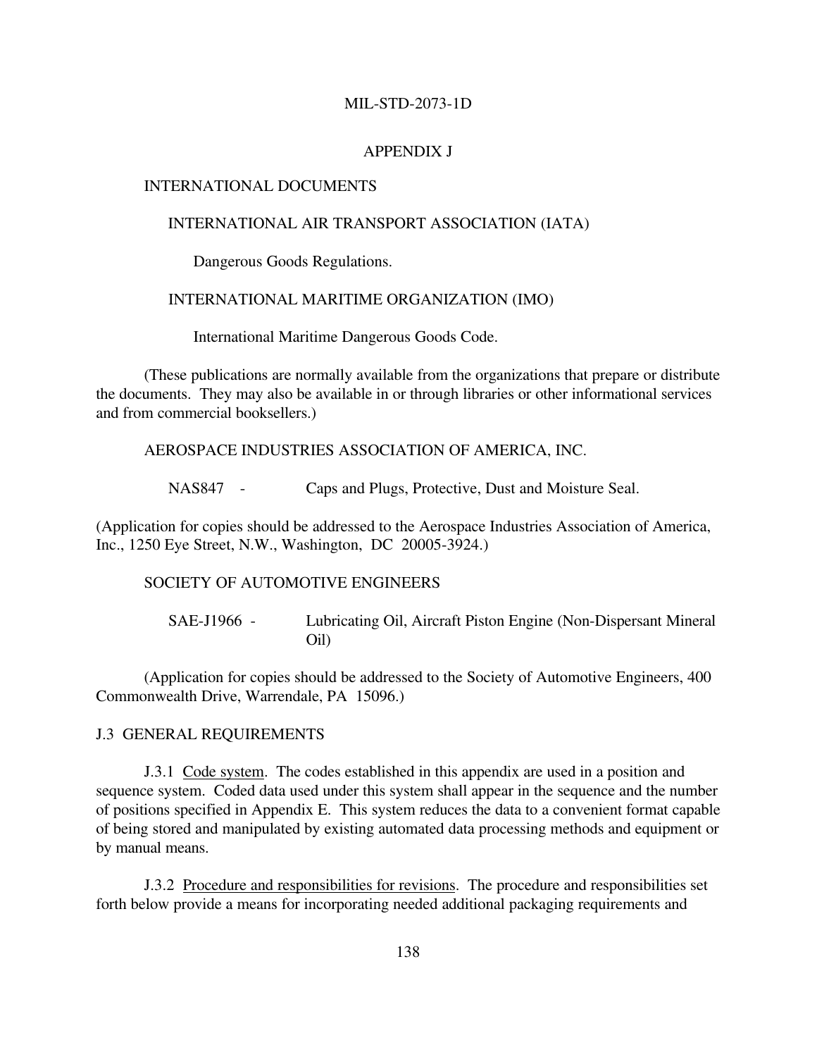# APPENDIX J

INTERNATIONAL DOCUMENTS

INTERNATIONAL AIR TRANSPORT ASSOCIATION (IATA)

Dangerous Goods Regulations.

INTERNATIONAL MARITIME ORGANIZATION (IMO)

International Maritime Dangerous Goods Code.

(These publications are normally available from the organizations that prepare or distribute the documents. They may also be available in or through libraries or other informational services and from commercial booksellers.)

AEROSPACE INDUSTRIES ASSOCIATION OF AMERICA, INC.

NAS847 - Caps and Plugs, Protective, Dust and Moisture Seal.

(Application for copies should be addressed to the Aerospace Industries Association of America, Inc., 1250 Eye Street, N.W., Washington, DC 20005-3924.)

SOCIETY OF AUTOMOTIVE ENGINEERS

SAE-J1966 - Lubricating Oil, Aircraft Piston Engine (Non-Dispersant Mineral Oil)

(Application for copies should be addressed to the Society of Automotive Engineers, 400 Commonwealth Drive, Warrendale, PA 15096.)

## J.3 GENERAL REQUIREMENTS

J.3.1 Code system. The codes established in this appendix are used in a position and sequence system. Coded data used under this system shall appear in the sequence and the number of positions specified in Appendix E. This system reduces the data to a convenient format capable of being stored and manipulated by existing automated data processing methods and equipment or by manual means.

J.3.2 Procedure and responsibilities for revisions. The procedure and responsibilities set forth below provide a means for incorporating needed additional packaging requirements and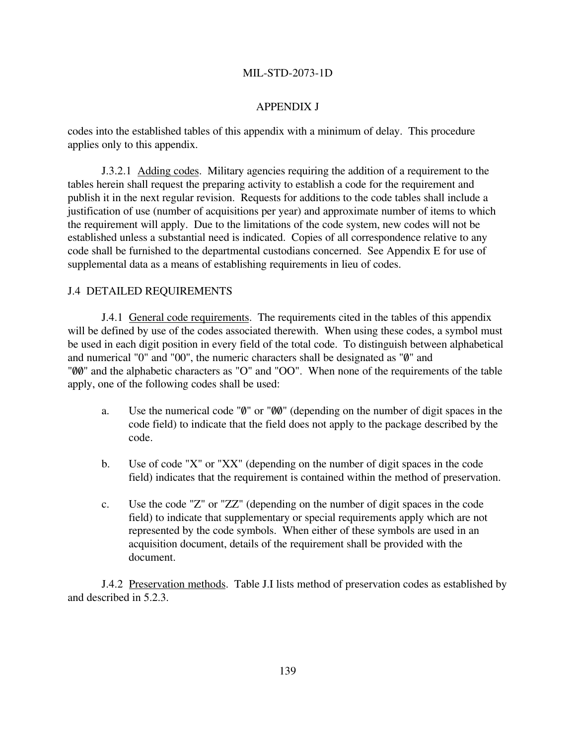## APPENDIX J

codes into the established tables of this appendix with a minimum of delay. This procedure applies only to this appendix.

J.3.2.1 Adding codes. Military agencies requiring the addition of a requirement to the tables herein shall request the preparing activity to establish a code for the requirement and publish it in the next regular revision. Requests for additions to the code tables shall include a justification of use (number of acquisitions per year) and approximate number of items to which the requirement will apply. Due to the limitations of the code system, new codes will not be established unless a substantial need is indicated. Copies of all correspondence relative to any code shall be furnished to the departmental custodians concerned. See Appendix E for use of supplemental data as a means of establishing requirements in lieu of codes.

## J.4 DETAILED REQUIREMENTS

J.4.1 General code requirements. The requirements cited in the tables of this appendix will be defined by use of the codes associated therewith. When using these codes, a symbol must be used in each digit position in every field of the total code. To distinguish between alphabetical and numerical "0" and "00", the numeric characters shall be designated as "Ø" and "ØØ" and the alphabetic characters as "O" and "OO". When none of the requirements of the table apply, one of the following codes shall be used:

a. Use the numerical code "Ø" or "ØØ" (depending on the number of digit spaces in the code field) to indicate that the field does not apply to the package described by the code.

b. Use of code "X" or "XX" (depending on the number of digit spaces in the code field) indicates that the requirement is contained within the method of preservation.

c. Use the code "Z" or "ZZ" (depending on the number of digit spaces in the code field) to indicate that supplementary or special requirements apply which are not represented by the code symbols. When either of these symbols are used in an acquisition document, details of the requirement shall be provided with the document.

J.4.2 Preservation methods. Table J.I lists method of preservation codes as established by and described in 5.2.3.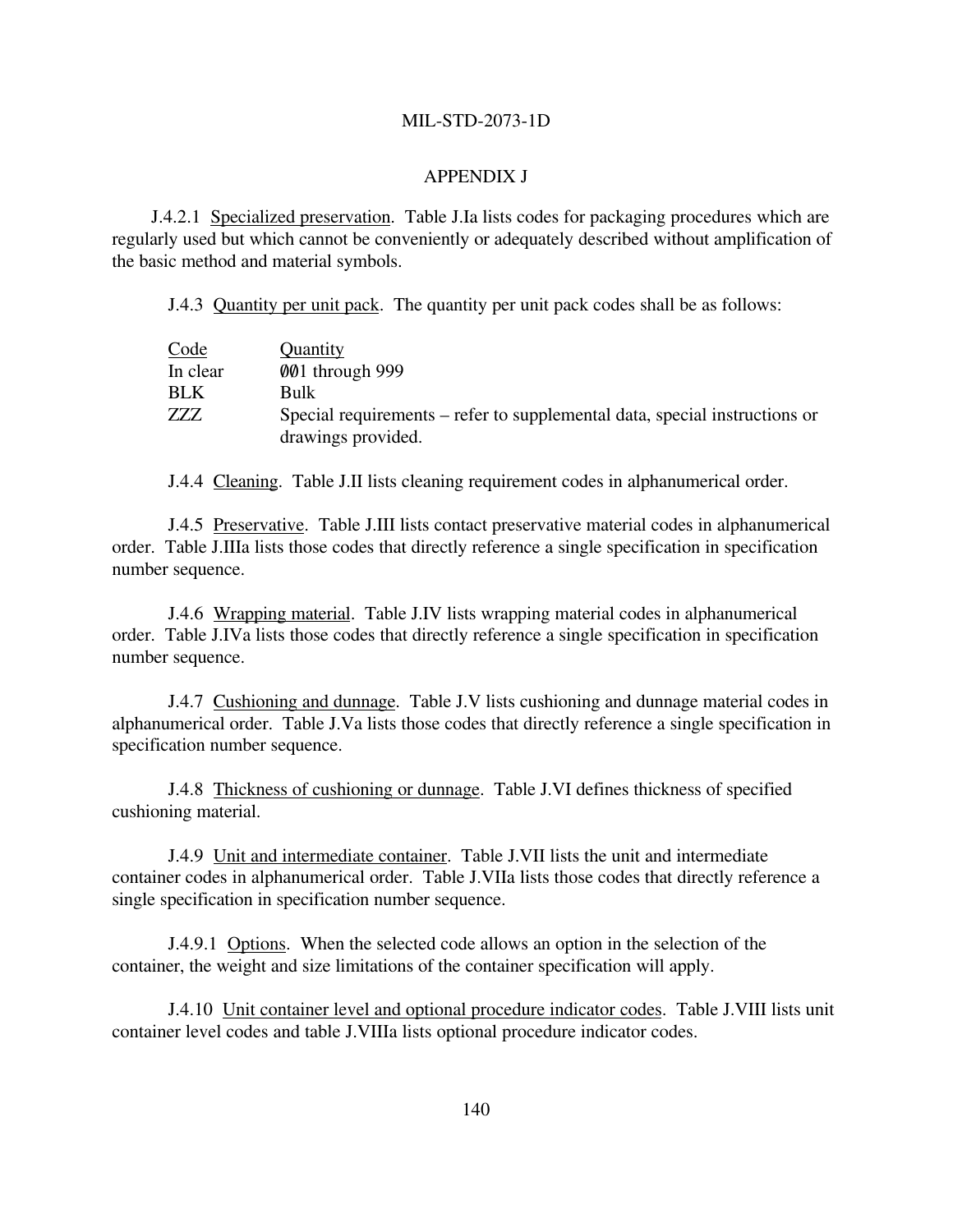## APPENDIX J

J.4.2.1 Specialized preservation. Table J.Ia lists codes for packaging procedures which are regularly used but which cannot be conveniently or adequately described without amplification of the basic method and material symbols.

J.4.3 Quantity per unit pack. The quantity per unit pack codes shall be as follows:

| Code | Quantity |
| --- | --- |
| In clear | ØØ1 through 999 |
| BLK | Bulk |
| ZZZ | Special requirements – refer to supplemental data, special instructions or drawings provided. |

J.4.4 Cleaning. Table J.II lists cleaning requirement codes in alphanumerical order.

J.4.5 Preservative. Table J.III lists contact preservative material codes in alphanumerical order. Table J.IIIa lists those codes that directly reference a single specification in specification number sequence.

J.4.6 Wrapping material. Table J.IV lists wrapping material codes in alphanumerical order. Table J.IVa lists those codes that directly reference a single specification in specification number sequence.

J.4.7 Cushioning and dunnage. Table J.V lists cushioning and dunnage material codes in alphanumerical order. Table J.Va lists those codes that directly reference a single specification in specification number sequence.

J.4.8 Thickness of cushioning or dunnage. Table J.VI defines thickness of specified cushioning material.

J.4.9 Unit and intermediate container. Table J.VII lists the unit and intermediate container codes in alphanumerical order. Table J.VIIa lists those codes that directly reference a single specification in specification number sequence.

J.4.9.1 Options. When the selected code allows an option in the selection of the container, the weight and size limitations of the container specification will apply.

J.4.10 Unit container level and optional procedure indicator codes. Table J.VIII lists unit container level codes and table J.VIIIa lists optional procedure indicator codes.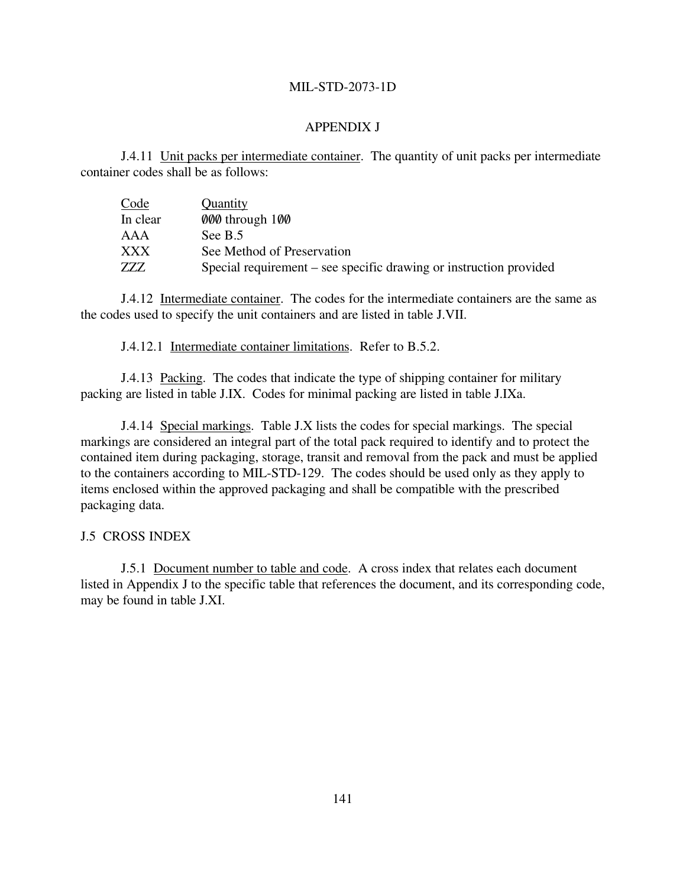## APPENDIX J

J.4.11 Unit packs per intermediate container. The quantity of unit packs per intermediate container codes shall be as follows:

| Code | Quantity |
|---|---|
| In clear | ØØØ through 1ØØ |
| AAA | See B.5 |
| XXX | See Method of Preservation |
| ZZZ | Special requirement – see specific drawing or instruction provided |

J.4.12 Intermediate container. The codes for the intermediate containers are the same as the codes used to specify the unit containers and are listed in table J.VII.

J.4.12.1 Intermediate container limitations. Refer to B.5.2.

J.4.13 Packing. The codes that indicate the type of shipping container for military packing are listed in table J.IX. Codes for minimal packing are listed in table J.IXa.

J.4.14 Special markings. Table J.X lists the codes for special markings. The special markings are considered an integral part of the total pack required to identify and to protect the contained item during packaging, storage, transit and removal from the pack and must be applied to the containers according to MIL-STD-129. The codes should be used only as they apply to items enclosed within the approved packaging and shall be compatible with the prescribed packaging data.

### J.5 CROSS INDEX

J.5.1 Document number to table and code. A cross index that relates each document listed in Appendix J to the specific table that references the document, and its corresponding code, may be found in table J.XI.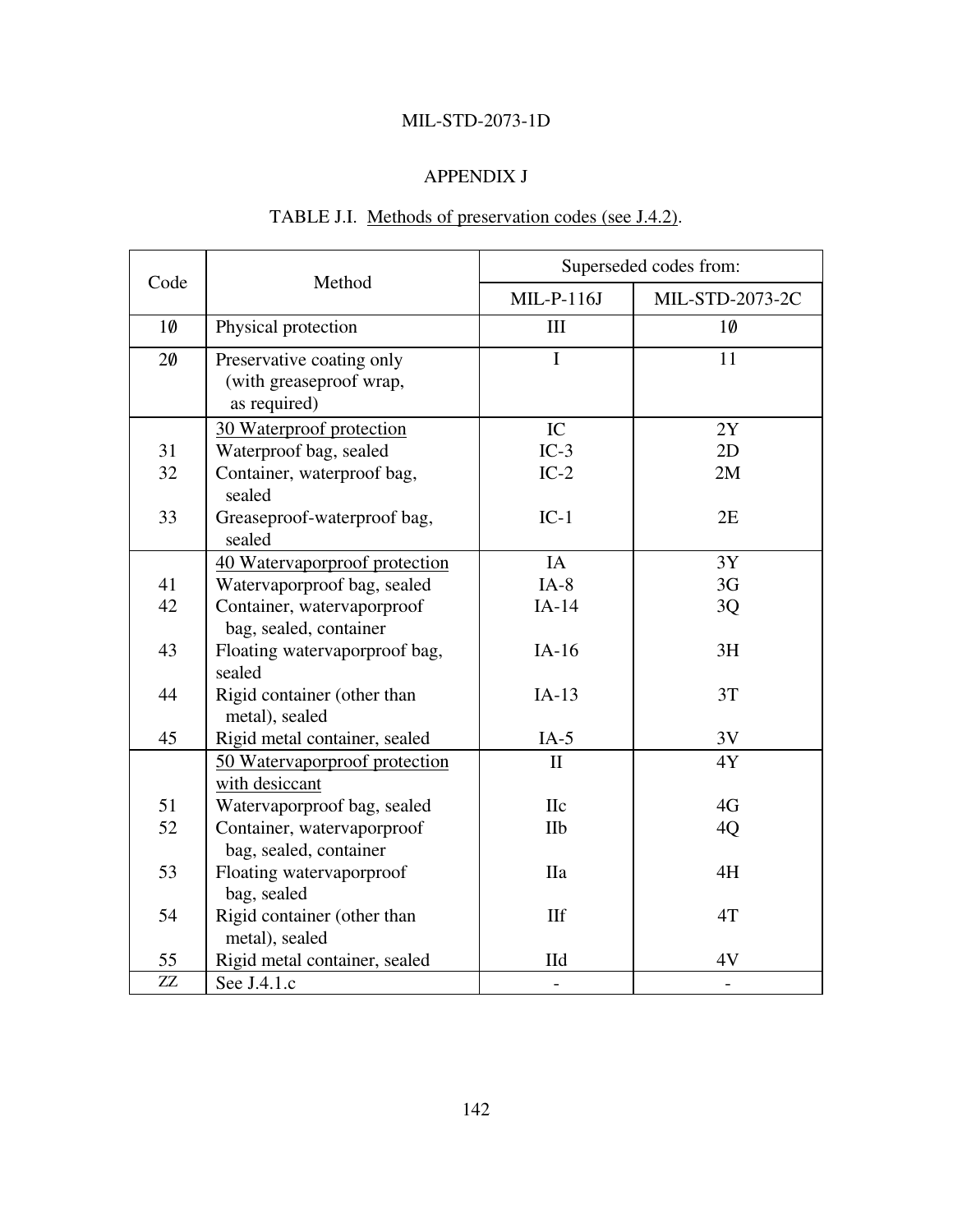MIL-STD-2073-1D

## APPENDIX J

TABLE J.I. Methods of preservation codes (see J.4.2).

| Code | Method | Superseded codes from: | |
|---|---|---|---|
| | | MIL-P-116J | MIL-STD-2073-2C |
| 10 | Physical protection | III | 10 |
| 20 | Preservative coating only (with greaseproof wrap, as required) | I | 11 |
| | 30 Waterproof protection | IC | 2Y |
| 31 | Waterproof bag, sealed | IC-3 | 2D |
| 32 | Container, waterproof bag, sealed | IC-2 | 2M |
| 33 | Greaseproof-waterproof bag, sealed | IC-1 | 2E |
| | 40 Watervaporproof protection | IA | 3Y |
| 41 | Watervaporproof bag, sealed | IA-8 | 3G |
| 42 | Container, watervaporproof bag, sealed, container | IA-14 | 3Q |
| 43 | Floating watervaporproof bag, sealed | IA-16 | 3H |
| 44 | Rigid container (other than metal), sealed | IA-13 | 3T |
| 45 | Rigid metal container, sealed | IA-5 | 3V |
| | 50 Watervaporproof protection with desiccant | II | 4Y |
| 51 | Watervaporproof bag, sealed | IIc | 4G |
| 52 | Container, watervaporproof bag, sealed, container | IIb | 4Q |
| 53 | Floating watervaporproof bag, sealed | IIa | 4H |
| 54 | Rigid container (other than metal), sealed | IIf | 4T |
| 55 | Rigid metal container, sealed | IId | 4V |
| ZZ | See J.4.1.c | - | - |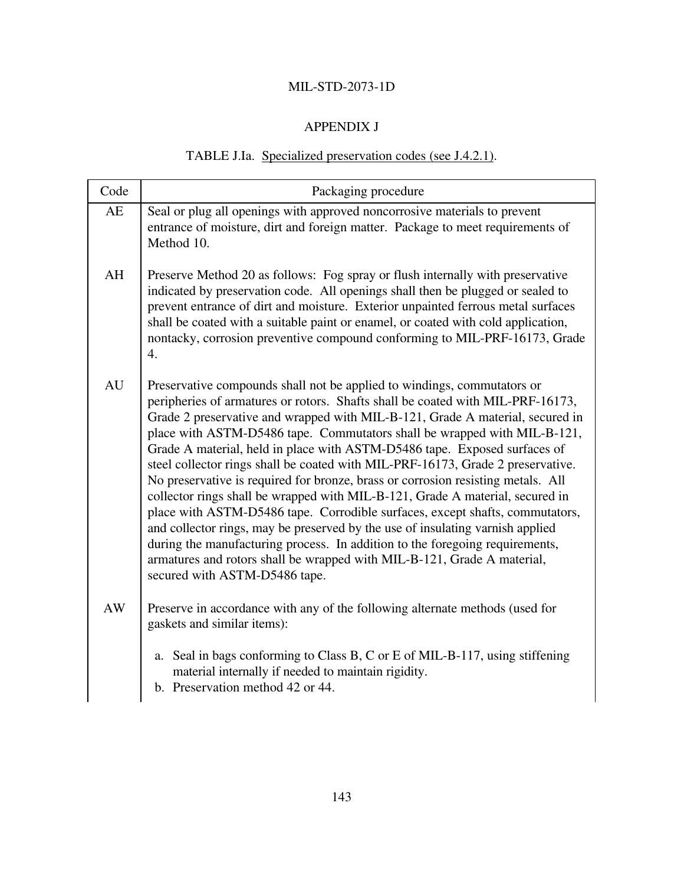## APPENDIX J

TABLE J.Ia. Specialized preservation codes (see J.4.2.1).

| Code | Packaging procedure |
|---|---|
| AE | Seal or plug all openings with approved noncorrosive materials to prevent entrance of moisture, dirt and foreign matter. Package to meet requirements of Method 10. |
| AH | Preserve Method 20 as follows: Fog spray or flush internally with preservative indicated by preservation code. All openings shall then be plugged or sealed to prevent entrance of dirt and moisture. Exterior unpainted ferrous metal surfaces shall be coated with a suitable paint or enamel, or coated with cold application, nontacky, corrosion preventive compound conforming to MIL-PRF-16173, Grade 4. |
| AU | Preservative compounds shall not be applied to windings, commutators or peripheries of armatures or rotors. Shafts shall be coated with MIL-PRF-16173, Grade 2 preservative and wrapped with MIL-B-121, Grade A material, secured in place with ASTM-D5486 tape. Commutators shall be wrapped with MIL-B-121, Grade A material, held in place with ASTM-D5486 tape. Exposed surfaces of steel collector rings shall be coated with MIL-PRF-16173, Grade 2 preservative. No preservative is required for bronze, brass or corrosion resisting metals. All collector rings shall be wrapped with MIL-B-121, Grade A material, secured in place with ASTM-D5486 tape. Corrodible surfaces, except shafts, commutators, and collector rings, may be preserved by the use of insulating varnish applied during the manufacturing process. In addition to the foregoing requirements, armatures and rotors shall be wrapped with MIL-B-121, Grade A material, secured with ASTM-D5486 tape. |
| AW | Preserve in accordance with any of the following alternate methods (used for gaskets and similar items):<br><br>a. Seal in bags conforming to Class B, C or E of MIL-B-117, using stiffening material internally if needed to maintain rigidity.<br>b. Preservation method 42 or 44. |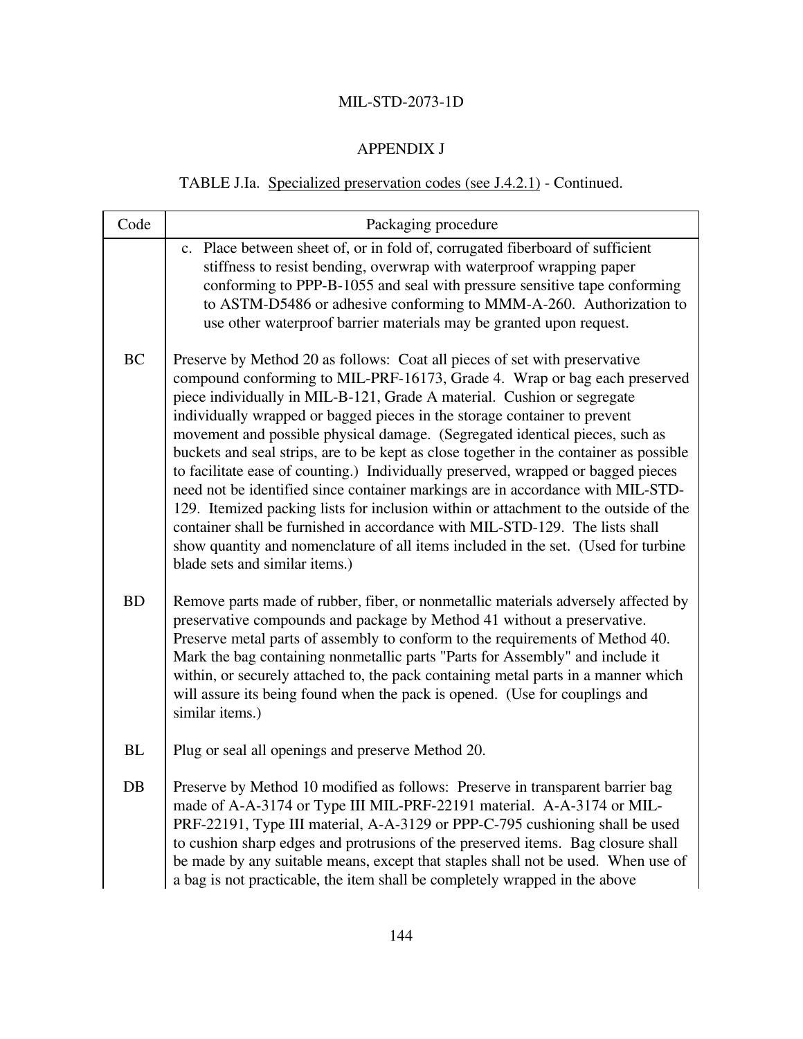## APPENDIX J

TABLE J.Ia. Specialized preservation codes (see J.4.2.1) - Continued.

| Code | Packaging procedure |
|---|---|
| | c. Place between sheet of, or in fold of, corrugated fiberboard of sufficient stiffness to resist bending, overwrap with waterproof wrapping paper conforming to PPP-B-1055 and seal with pressure sensitive tape conforming to ASTM-D5486 or adhesive conforming to MMM-A-260. Authorization to use other waterproof barrier materials may be granted upon request. |
| BC | Preserve by Method 20 as follows: Coat all pieces of set with preservative compound conforming to MIL-PRF-16173, Grade 4. Wrap or bag each preserved piece individually in MIL-B-121, Grade A material. Cushion or segregate individually wrapped or bagged pieces in the storage container to prevent movement and possible physical damage. (Segregated identical pieces, such as buckets and seal strips, are to be kept as close together in the container as possible to facilitate ease of counting.) Individually preserved, wrapped or bagged pieces need not be identified since container markings are in accordance with MIL-STD-129. Itemized packing lists for inclusion within or attachment to the outside of the container shall be furnished in accordance with MIL-STD-129. The lists shall show quantity and nomenclature of all items included in the set. (Used for turbine blade sets and similar items.) |
| BD | Remove parts made of rubber, fiber, or nonmetallic materials adversely affected by preservative compounds and package by Method 41 without a preservative. Preserve metal parts of assembly to conform to the requirements of Method 40. Mark the bag containing nonmetallic parts "Parts for Assembly" and include it within, or securely attached to, the pack containing metal parts in a manner which will assure its being found when the pack is opened. (Use for couplings and similar items.) |
| BL | Plug or seal all openings and preserve Method 20. |
| DB | Preserve by Method 10 modified as follows: Preserve in transparent barrier bag made of A-A-3174 or Type III MIL-PRF-22191 material. A-A-3174 or MIL-PRF-22191, Type III material, A-A-3129 or PPP-C-795 cushioning shall be used to cushion sharp edges and protrusions of the preserved items. Bag closure shall be made by any suitable means, except that staples shall not be used. When use of a bag is not practicable, the item shall be completely wrapped in the above |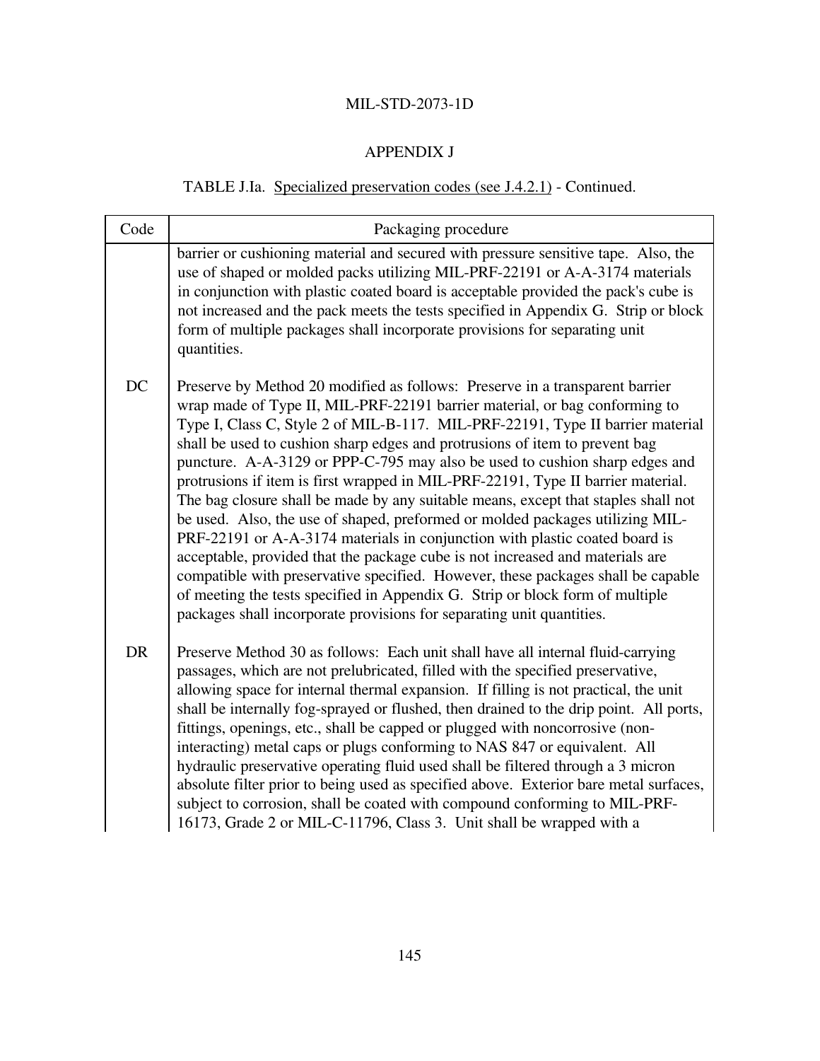## APPENDIX J

TABLE J.Ia. Specialized preservation codes (see J.4.2.1) - Continued.

| Code | Packaging procedure |
|---|---|
| | barrier or cushioning material and secured with pressure sensitive tape. Also, the use of shaped or molded packs utilizing MIL-PRF-22191 or A-A-3174 materials in conjunction with plastic coated board is acceptable provided the pack's cube is not increased and the pack meets the tests specified in Appendix G. Strip or block form of multiple packages shall incorporate provisions for separating unit quantities. |
| DC | Preserve by Method 20 modified as follows: Preserve in a transparent barrier wrap made of Type II, MIL-PRF-22191 barrier material, or bag conforming to Type I, Class C, Style 2 of MIL-B-117. MIL-PRF-22191, Type II barrier material shall be used to cushion sharp edges and protrusions of item to prevent bag puncture. A-A-3129 or PPP-C-795 may also be used to cushion sharp edges and protrusions if item is first wrapped in MIL-PRF-22191, Type II barrier material. The bag closure shall be made by any suitable means, except that staples shall not be used. Also, the use of shaped, preformed or molded packages utilizing MIL-PRF-22191 or A-A-3174 materials in conjunction with plastic coated board is acceptable, provided that the package cube is not increased and materials are compatible with preservative specified. However, these packages shall be capable of meeting the tests specified in Appendix G. Strip or block form of multiple packages shall incorporate provisions for separating unit quantities. |
| DR | Preserve Method 30 as follows: Each unit shall have all internal fluid-carrying passages, which are not prelubricated, filled with the specified preservative, allowing space for internal thermal expansion. If filling is not practical, the unit shall be internally fog-sprayed or flushed, then drained to the drip point. All ports, fittings, openings, etc., shall be capped or plugged with noncorrosive (non-interacting) metal caps or plugs conforming to NAS 847 or equivalent. All hydraulic preservative operating fluid used shall be filtered through a 3 micron absolute filter prior to being used as specified above. Exterior bare metal surfaces, subject to corrosion, shall be coated with compound conforming to MIL-PRF-16173, Grade 2 or MIL-C-11796, Class 3. Unit shall be wrapped with a |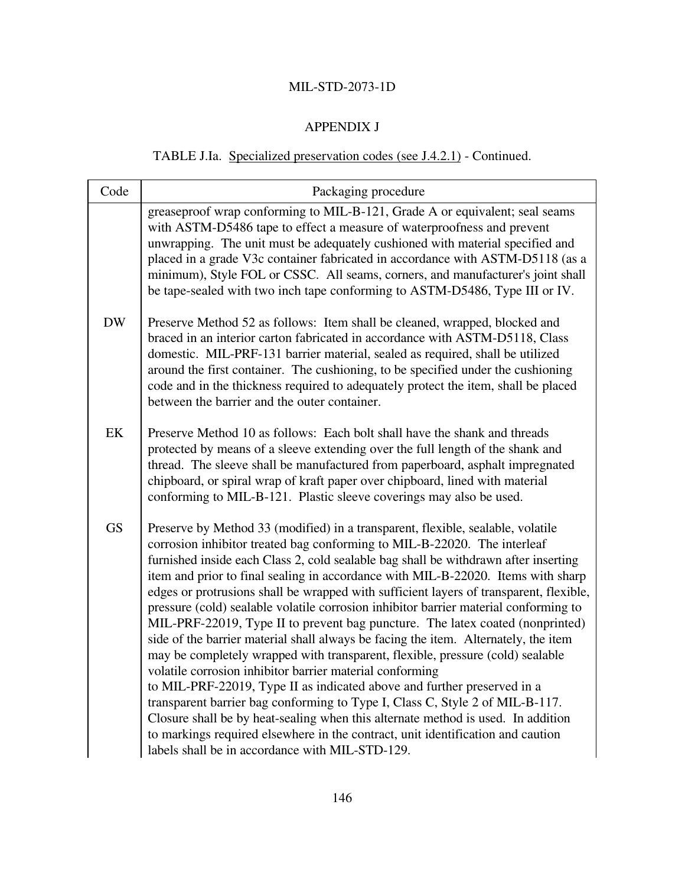## APPENDIX J

TABLE J.Ia. Specialized preservation codes (see J.4.2.1) - Continued.

| Code | Packaging procedure |
|---|---|
| | greaseproof wrap conforming to MIL-B-121, Grade A or equivalent; seal seams with ASTM-D5486 tape to effect a measure of waterproofness and prevent unwrapping. The unit must be adequately cushioned with material specified and placed in a grade V3c container fabricated in accordance with ASTM-D5118 (as a minimum), Style FOL or CSSC. All seams, corners, and manufacturer's joint shall be tape-sealed with two inch tape conforming to ASTM-D5486, Type III or IV. |
| DW | Preserve Method 52 as follows: Item shall be cleaned, wrapped, blocked and braced in an interior carton fabricated in accordance with ASTM-D5118, Class domestic. MIL-PRF-131 barrier material, sealed as required, shall be utilized around the first container. The cushioning, to be specified under the cushioning code and in the thickness required to adequately protect the item, shall be placed between the barrier and the outer container. |
| EK | Preserve Method 10 as follows: Each bolt shall have the shank and threads protected by means of a sleeve extending over the full length of the shank and thread. The sleeve shall be manufactured from paperboard, asphalt impregnated chipboard, or spiral wrap of kraft paper over chipboard, lined with material conforming to MIL-B-121. Plastic sleeve coverings may also be used. |
| GS | Preserve by Method 33 (modified) in a transparent, flexible, sealable, volatile corrosion inhibitor treated bag conforming to MIL-B-22020. The interleaf furnished inside each Class 2, cold sealable bag shall be withdrawn after inserting item and prior to final sealing in accordance with MIL-B-22020. Items with sharp edges or protrusions shall be wrapped with sufficient layers of transparent, flexible, pressure (cold) sealable volatile corrosion inhibitor barrier material conforming to MIL-PRF-22019, Type II to prevent bag puncture. The latex coated (nonprinted) side of the barrier material shall always be facing the item. Alternately, the item may be completely wrapped with transparent, flexible, pressure (cold) sealable volatile corrosion inhibitor barrier material conforming to MIL-PRF-22019, Type II as indicated above and further preserved in a transparent barrier bag conforming to Type I, Class C, Style 2 of MIL-B-117. Closure shall be by heat-sealing when this alternate method is used. In addition to markings required elsewhere in the contract, unit identification and caution labels shall be in accordance with MIL-STD-129. |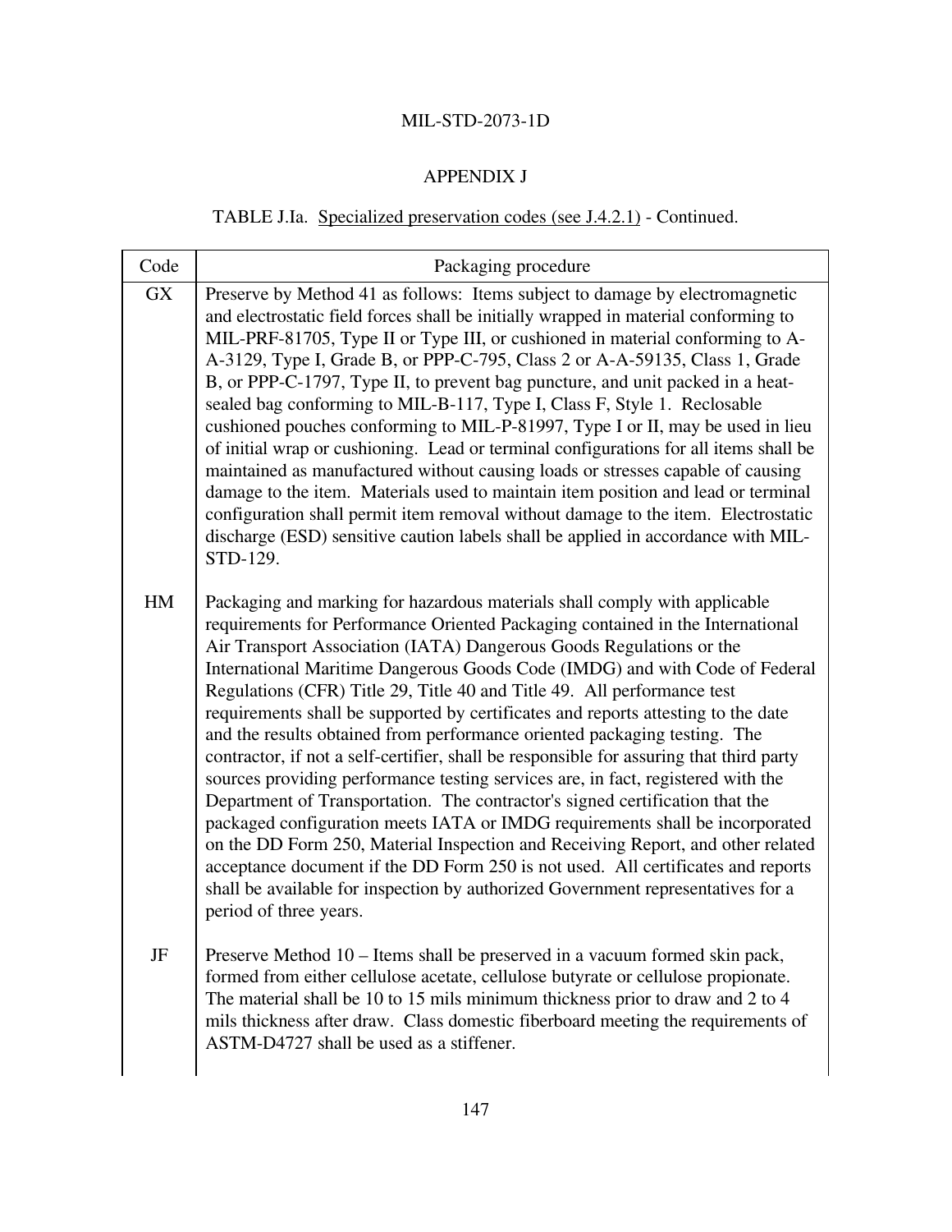## APPENDIX J

TABLE J.Ia. Specialized preservation codes (see J.4.2.1) - Continued.

| Code | Packaging procedure |
|---|---|
| GX | Preserve by Method 41 as follows: Items subject to damage by electromagnetic and electrostatic field forces shall be initially wrapped in material conforming to MIL-PRF-81705, Type II or Type III, or cushioned in material conforming to A-A-3129, Type I, Grade B, or PPP-C-795, Class 2 or A-A-59135, Class 1, Grade B, or PPP-C-1797, Type II, to prevent bag puncture, and unit packed in a heat-sealed bag conforming to MIL-B-117, Type I, Class F, Style 1. Reclosable cushioned pouches conforming to MIL-P-81997, Type I or II, may be used in lieu of initial wrap or cushioning. Lead or terminal configurations for all items shall be maintained as manufactured without causing loads or stresses capable of causing damage to the item. Materials used to maintain item position and lead or terminal configuration shall permit item removal without damage to the item. Electrostatic discharge (ESD) sensitive caution labels shall be applied in accordance with MIL-STD-129. |
| HM | Packaging and marking for hazardous materials shall comply with applicable requirements for Performance Oriented Packaging contained in the International Air Transport Association (IATA) Dangerous Goods Regulations or the International Maritime Dangerous Goods Code (IMDG) and with Code of Federal Regulations (CFR) Title 29, Title 40 and Title 49. All performance test requirements shall be supported by certificates and reports attesting to the date and the results obtained from performance oriented packaging testing. The contractor, if not a self-certifier, shall be responsible for assuring that third party sources providing performance testing services are, in fact, registered with the Department of Transportation. The contractor's signed certification that the packaged configuration meets IATA or IMDG requirements shall be incorporated on the DD Form 250, Material Inspection and Receiving Report, and other related acceptance document if the DD Form 250 is not used. All certificates and reports shall be available for inspection by authorized Government representatives for a period of three years. |
| JF | Preserve Method 10 – Items shall be preserved in a vacuum formed skin pack, formed from either cellulose acetate, cellulose butyrate or cellulose propionate. The material shall be 10 to 15 mils minimum thickness prior to draw and 2 to 4 mils thickness after draw. Class domestic fiberboard meeting the requirements of ASTM-D4727 shall be used as a stiffener. |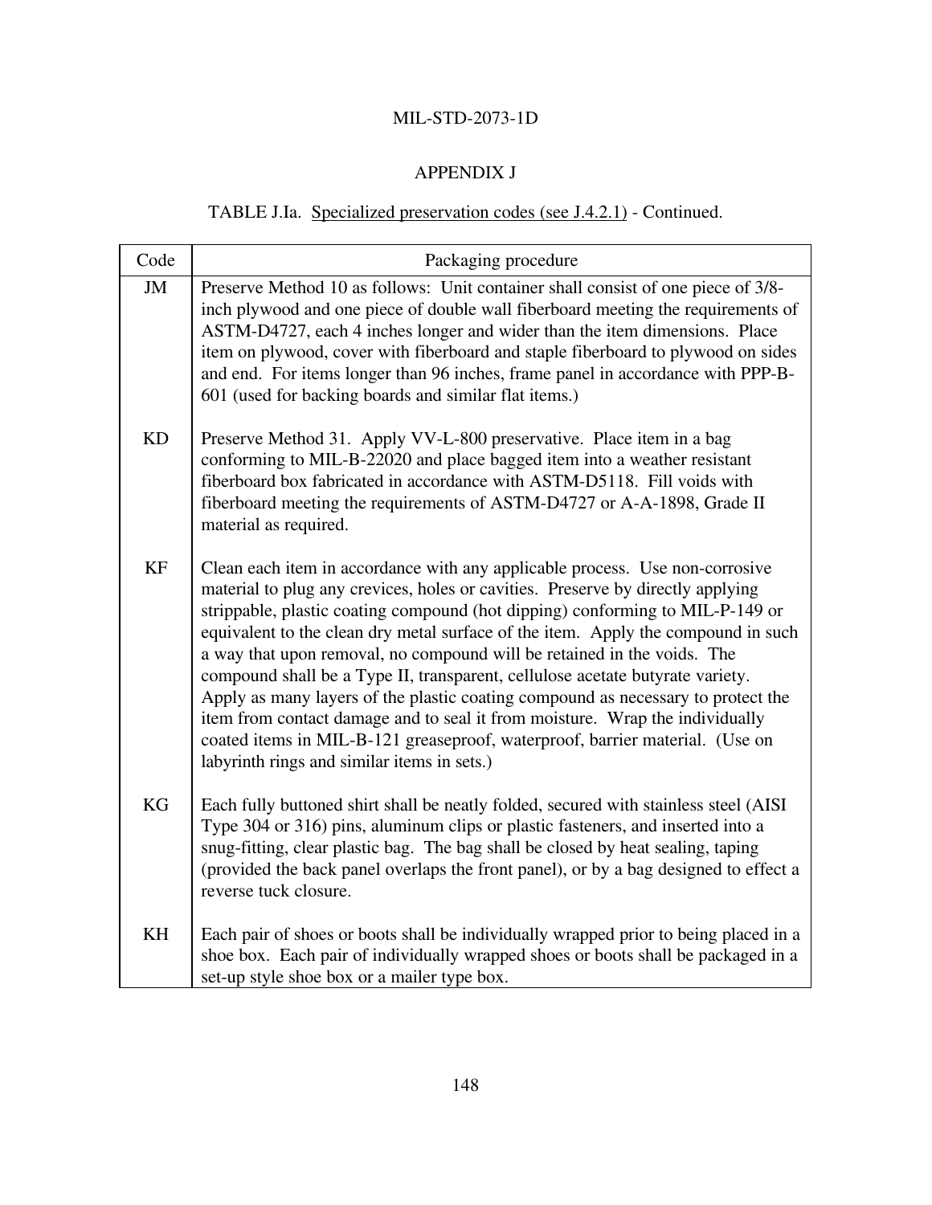## APPENDIX J

TABLE J.Ia. Specialized preservation codes (see J.4.2.1) - Continued.

| Code | Packaging procedure |
|---|---|
| JM | Preserve Method 10 as follows: Unit container shall consist of one piece of 3/8-inch plywood and one piece of double wall fiberboard meeting the requirements of ASTM-D4727, each 4 inches longer and wider than the item dimensions. Place item on plywood, cover with fiberboard and staple fiberboard to plywood on sides and end. For items longer than 96 inches, frame panel in accordance with PPP-B-601 (used for backing boards and similar flat items.) |
| KD | Preserve Method 31. Apply VV-L-800 preservative. Place item in a bag conforming to MIL-B-22020 and place bagged item into a weather resistant fiberboard box fabricated in accordance with ASTM-D5118. Fill voids with fiberboard meeting the requirements of ASTM-D4727 or A-A-1898, Grade II material as required. |
| KF | Clean each item in accordance with any applicable process. Use non-corrosive material to plug any crevices, holes or cavities. Preserve by directly applying strippable, plastic coating compound (hot dipping) conforming to MIL-P-149 or equivalent to the clean dry metal surface of the item. Apply the compound in such a way that upon removal, no compound will be retained in the voids. The compound shall be a Type II, transparent, cellulose acetate butyrate variety. Apply as many layers of the plastic coating compound as necessary to protect the item from contact damage and to seal it from moisture. Wrap the individually coated items in MIL-B-121 greaseproof, waterproof, barrier material. (Use on labyrinth rings and similar items in sets.) |
| KG | Each fully buttoned shirt shall be neatly folded, secured with stainless steel (AISI Type 304 or 316) pins, aluminum clips or plastic fasteners, and inserted into a snug-fitting, clear plastic bag. The bag shall be closed by heat sealing, taping (provided the back panel overlaps the front panel), or by a bag designed to effect a reverse tuck closure. |
| KH | Each pair of shoes or boots shall be individually wrapped prior to being placed in a shoe box. Each pair of individually wrapped shoes or boots shall be packaged in a set-up style shoe box or a mailer type box. |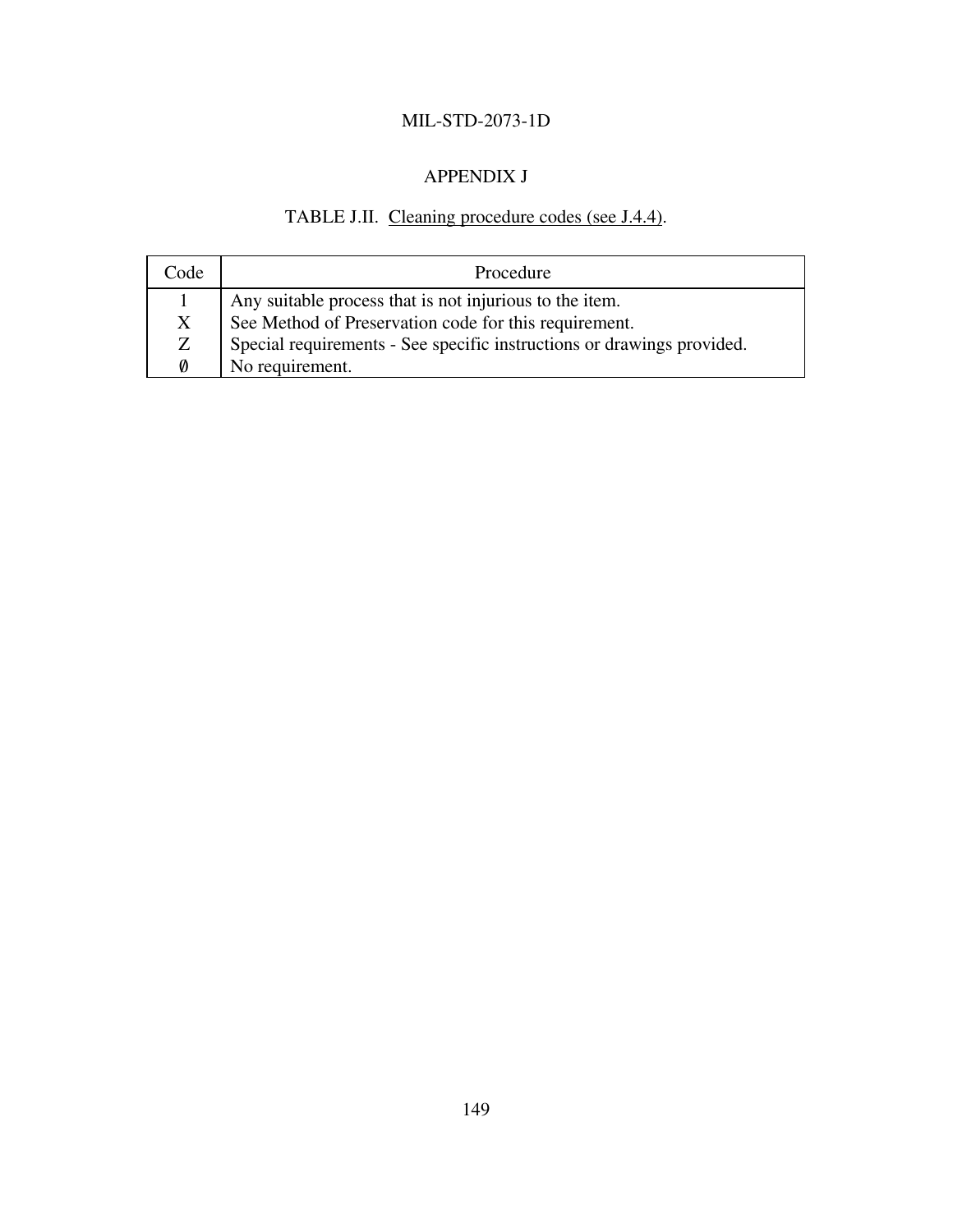## APPENDIX J

TABLE J.II. Cleaning procedure codes (see J.4.4).

| Code | Procedure |
|---|---|
| 1 | Any suitable process that is not injurious to the item. |
| X | See Method of Preservation code for this requirement. |
| Z | Special requirements - See specific instructions or drawings provided. |
| ∅ | No requirement. |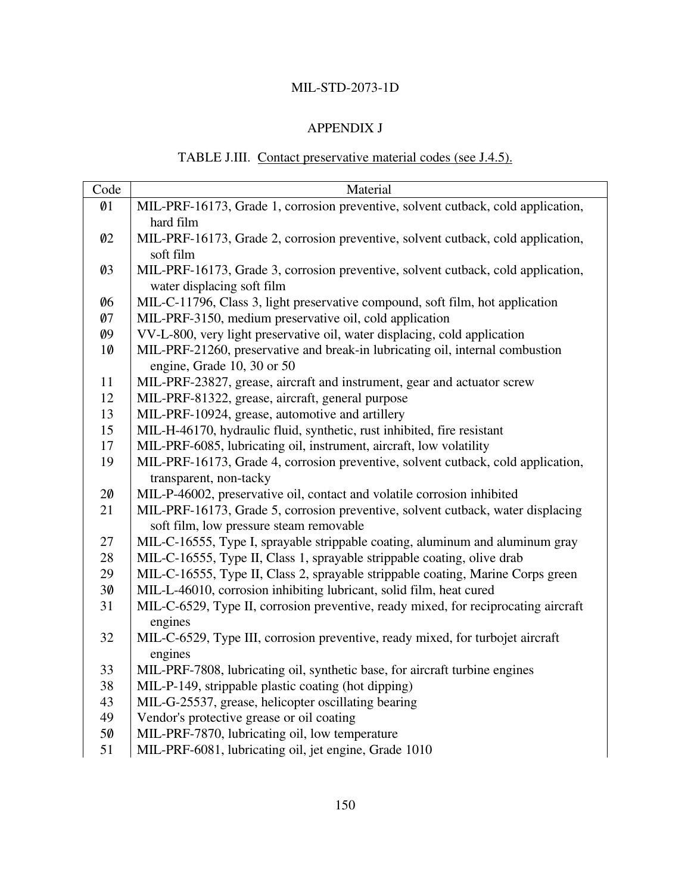# APPENDIX J

## TABLE J.III. Contact preservative material codes (see J.4.5).

| Code | Material |
|---|---|
| Ø1 | MIL-PRF-16173, Grade 1, corrosion preventive, solvent cutback, cold application, hard film |
| Ø2 | MIL-PRF-16173, Grade 2, corrosion preventive, solvent cutback, cold application, soft film |
| Ø3 | MIL-PRF-16173, Grade 3, corrosion preventive, solvent cutback, cold application, water displacing soft film |
| Ø6 | MIL-C-11796, Class 3, light preservative compound, soft film, hot application |
| Ø7 | MIL-PRF-3150, medium preservative oil, cold application |
| Ø9 | VV-L-800, very light preservative oil, water displacing, cold application |
| 1Ø | MIL-PRF-21260, preservative and break-in lubricating oil, internal combustion engine, Grade 10, 30 or 50 |
| 11 | MIL-PRF-23827, grease, aircraft and instrument, gear and actuator screw |
| 12 | MIL-PRF-81322, grease, aircraft, general purpose |
| 13 | MIL-PRF-10924, grease, automotive and artillery |
| 15 | MIL-H-46170, hydraulic fluid, synthetic, rust inhibited, fire resistant |
| 17 | MIL-PRF-6085, lubricating oil, instrument, aircraft, low volatility |
| 19 | MIL-PRF-16173, Grade 4, corrosion preventive, solvent cutback, cold application, transparent, non-tacky |
| 2Ø | MIL-P-46002, preservative oil, contact and volatile corrosion inhibited |
| 21 | MIL-PRF-16173, Grade 5, corrosion preventive, solvent cutback, water displacing soft film, low pressure steam removable |
| 27 | MIL-C-16555, Type I, sprayable strippable coating, aluminum and aluminum gray |
| 28 | MIL-C-16555, Type II, Class 1, sprayable strippable coating, olive drab |
| 29 | MIL-C-16555, Type II, Class 2, sprayable strippable coating, Marine Corps green |
| 3Ø | MIL-L-46010, corrosion inhibiting lubricant, solid film, heat cured |
| 31 | MIL-C-6529, Type II, corrosion preventive, ready mixed, for reciprocating aircraft engines |
| 32 | MIL-C-6529, Type III, corrosion preventive, ready mixed, for turbojet aircraft engines |
| 33 | MIL-PRF-7808, lubricating oil, synthetic base, for aircraft turbine engines |
| 38 | MIL-P-149, strippable plastic coating (hot dipping) |
| 43 | MIL-G-25537, grease, helicopter oscillating bearing |
| 49 | Vendor's protective grease or oil coating |
| 5Ø | MIL-PRF-7870, lubricating oil, low temperature |
| 51 | MIL-PRF-6081, lubricating oil, jet engine, Grade 1010 |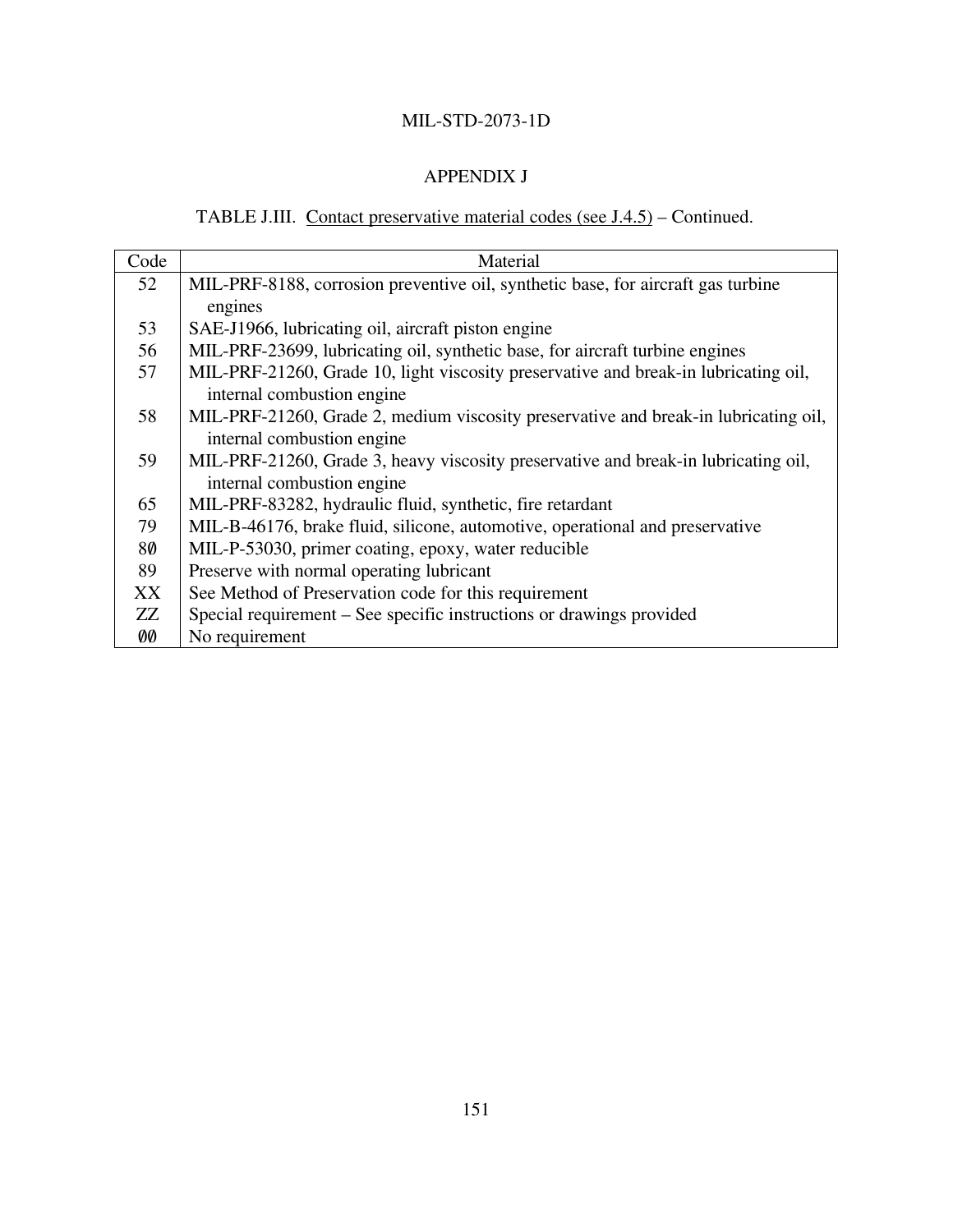## APPENDIX J

TABLE J.III. Contact preservative material codes (see J.4.5) – Continued.

| Code | Material |
|---|---|
| 52 | MIL-PRF-8188, corrosion preventive oil, synthetic base, for aircraft gas turbine engines |
| 53 | SAE-J1966, lubricating oil, aircraft piston engine |
| 56 | MIL-PRF-23699, lubricating oil, synthetic base, for aircraft turbine engines |
| 57 | MIL-PRF-21260, Grade 10, light viscosity preservative and break-in lubricating oil, internal combustion engine |
| 58 | MIL-PRF-21260, Grade 2, medium viscosity preservative and break-in lubricating oil, internal combustion engine |
| 59 | MIL-PRF-21260, Grade 3, heavy viscosity preservative and break-in lubricating oil, internal combustion engine |
| 65 | MIL-PRF-83282, hydraulic fluid, synthetic, fire retardant |
| 79 | MIL-B-46176, brake fluid, silicone, automotive, operational and preservative |
| 8Ø | MIL-P-53030, primer coating, epoxy, water reducible |
| 89 | Preserve with normal operating lubricant |
| XX | See Method of Preservation code for this requirement |
| ZZ | Special requirement – See specific instructions or drawings provided |
| ØØ | No requirement |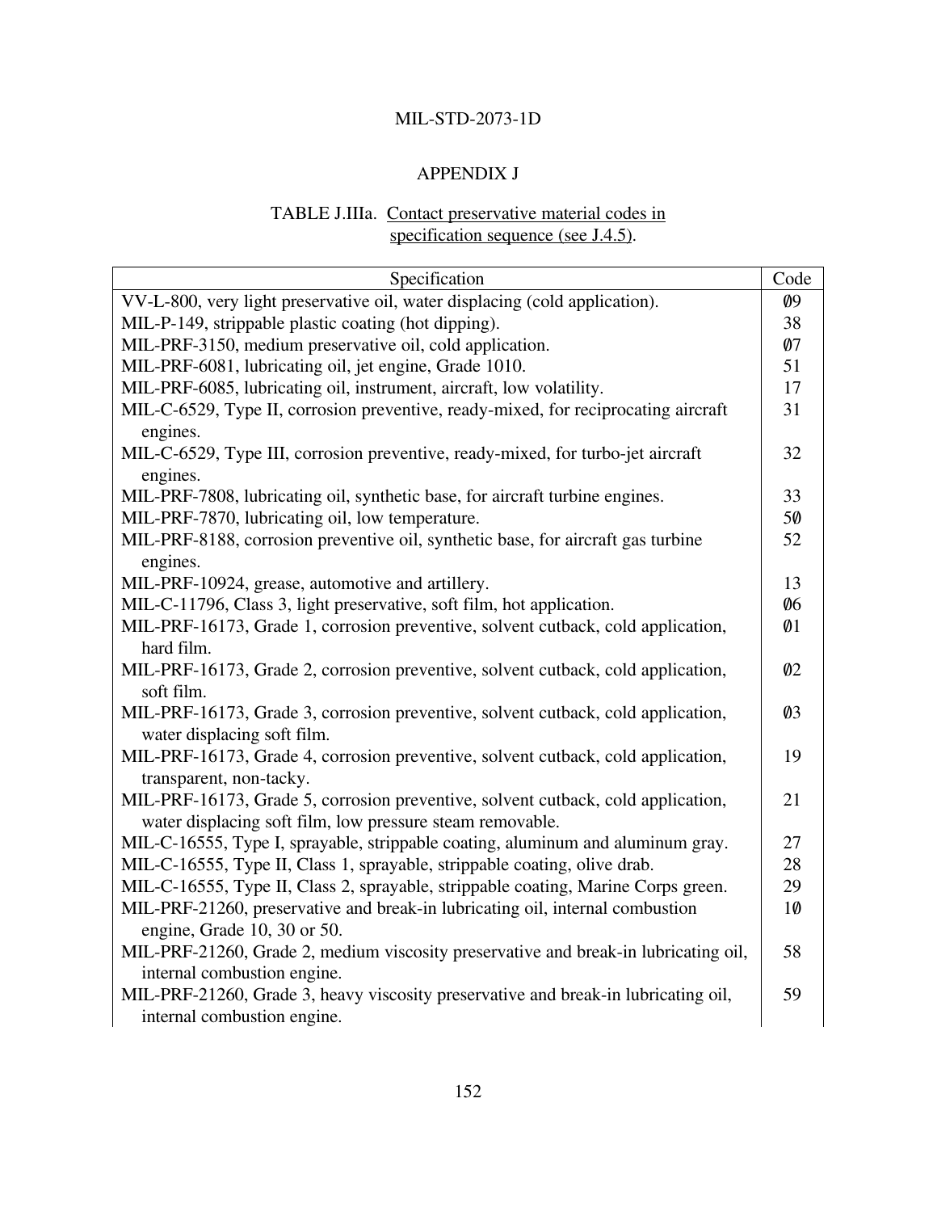## APPENDIX J

### TABLE J.IIIa. Contact preservative material codes in specification sequence (see J.4.5).

| Specification | Code |
|---|---|
| VV-L-800, very light preservative oil, water displacing (cold application). | Ø9 |
| MIL-P-149, strippable plastic coating (hot dipping). | 38 |
| MIL-PRF-3150, medium preservative oil, cold application. | Ø7 |
| MIL-PRF-6081, lubricating oil, jet engine, Grade 1010. | 51 |
| MIL-PRF-6085, lubricating oil, instrument, aircraft, low volatility. | 17 |
| MIL-C-6529, Type II, corrosion preventive, ready-mixed, for reciprocating aircraft engines. | 31 |
| MIL-C-6529, Type III, corrosion preventive, ready-mixed, for turbo-jet aircraft engines. | 32 |
| MIL-PRF-7808, lubricating oil, synthetic base, for aircraft turbine engines. | 33 |
| MIL-PRF-7870, lubricating oil, low temperature. | 5Ø |
| MIL-PRF-8188, corrosion preventive oil, synthetic base, for aircraft gas turbine engines. | 52 |
| MIL-PRF-10924, grease, automotive and artillery. | 13 |
| MIL-C-11796, Class 3, light preservative, soft film, hot application. | Ø6 |
| MIL-PRF-16173, Grade 1, corrosion preventive, solvent cutback, cold application, hard film. | Ø1 |
| MIL-PRF-16173, Grade 2, corrosion preventive, solvent cutback, cold application, soft film. | Ø2 |
| MIL-PRF-16173, Grade 3, corrosion preventive, solvent cutback, cold application, water displacing soft film. | Ø3 |
| MIL-PRF-16173, Grade 4, corrosion preventive, solvent cutback, cold application, transparent, non-tacky. | 19 |
| MIL-PRF-16173, Grade 5, corrosion preventive, solvent cutback, cold application, water displacing soft film, low pressure steam removable. | 21 |
| MIL-C-16555, Type I, sprayable, strippable coating, aluminum and aluminum gray. | 27 |
| MIL-C-16555, Type II, Class 1, sprayable, strippable coating, olive drab. | 28 |
| MIL-C-16555, Type II, Class 2, sprayable, strippable coating, Marine Corps green. | 29 |
| MIL-PRF-21260, preservative and break-in lubricating oil, internal combustion engine, Grade 10, 30 or 50. | 1Ø |
| MIL-PRF-21260, Grade 2, medium viscosity preservative and break-in lubricating oil, internal combustion engine. | 58 |
| MIL-PRF-21260, Grade 3, heavy viscosity preservative and break-in lubricating oil, internal combustion engine. | 59 |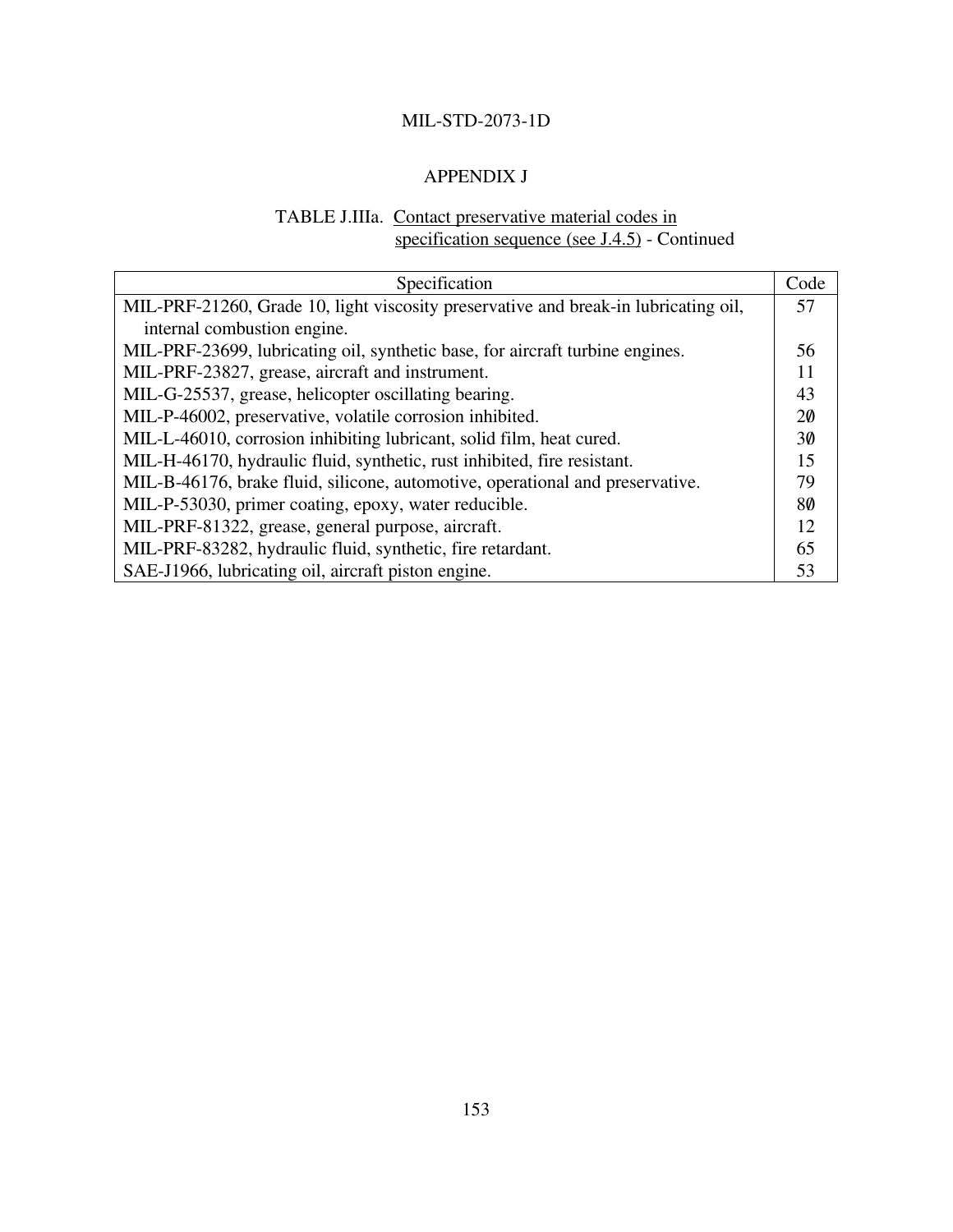## APPENDIX J

TABLE J.IIIa. Contact preservative material codes in specification sequence (see J.4.5) - Continued

| Specification | Code |
|---|---|
| MIL-PRF-21260, Grade 10, light viscosity preservative and break-in lubricating oil, internal combustion engine. | 57 |
| MIL-PRF-23699, lubricating oil, synthetic base, for aircraft turbine engines. | 56 |
| MIL-PRF-23827, grease, aircraft and instrument. | 11 |
| MIL-G-25537, grease, helicopter oscillating bearing. | 43 |
| MIL-P-46002, preservative, volatile corrosion inhibited. | 2Ø |
| MIL-L-46010, corrosion inhibiting lubricant, solid film, heat cured. | 3Ø |
| MIL-H-46170, hydraulic fluid, synthetic, rust inhibited, fire resistant. | 15 |
| MIL-B-46176, brake fluid, silicone, automotive, operational and preservative. | 79 |
| MIL-P-53030, primer coating, epoxy, water reducible. | 8Ø |
| MIL-PRF-81322, grease, general purpose, aircraft. | 12 |
| MIL-PRF-83282, hydraulic fluid, synthetic, fire retardant. | 65 |
| SAE-J1966, lubricating oil, aircraft piston engine. | 53 |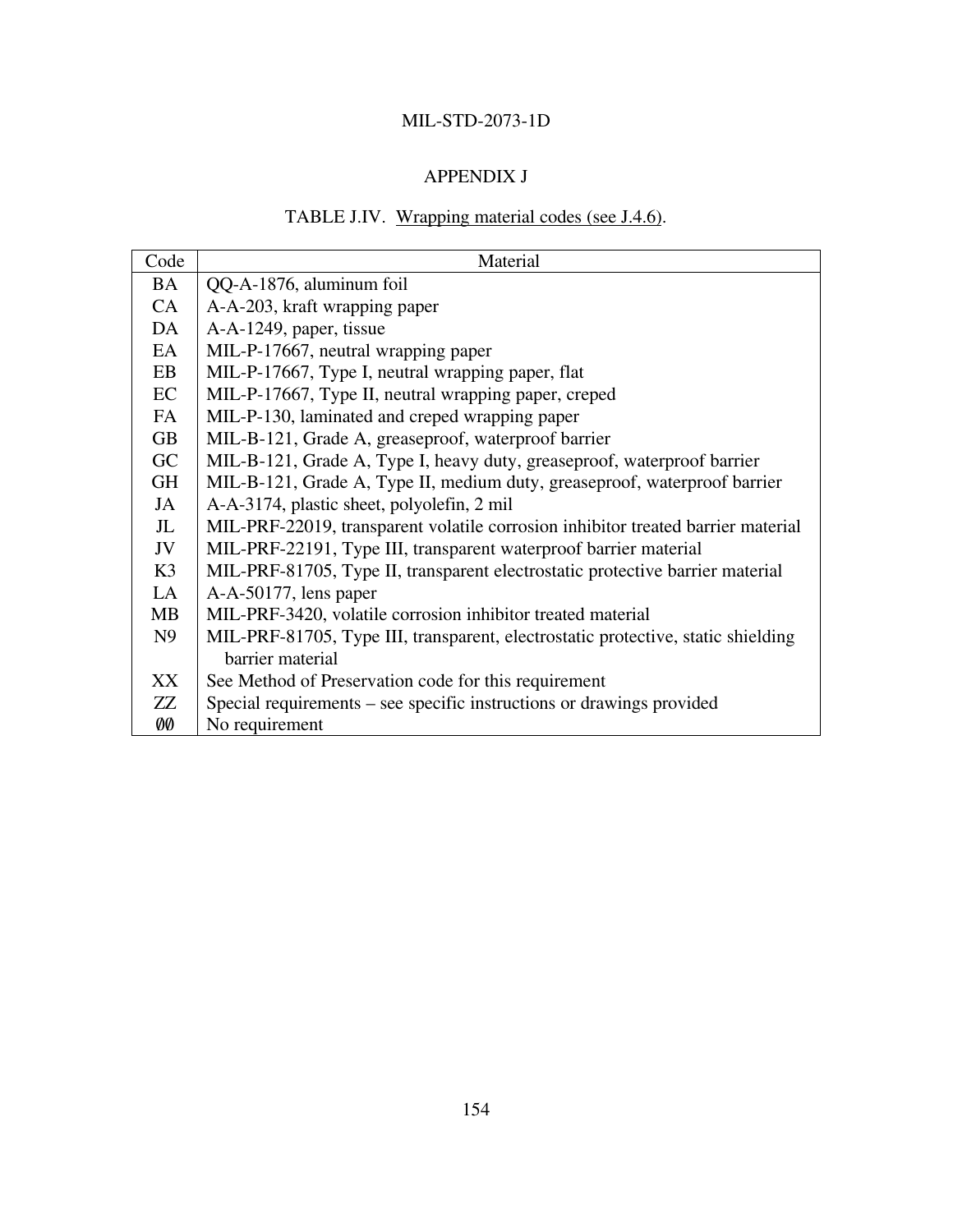## APPENDIX J

### TABLE J.IV. Wrapping material codes (see J.4.6).

| Code | Material |
|---|---|
| BA | QQ-A-1876, aluminum foil |
| CA | A-A-203, kraft wrapping paper |
| DA | A-A-1249, paper, tissue |
| EA | MIL-P-17667, neutral wrapping paper |
| EB | MIL-P-17667, Type I, neutral wrapping paper, flat |
| EC | MIL-P-17667, Type II, neutral wrapping paper, creped |
| FA | MIL-P-130, laminated and creped wrapping paper |
| GB | MIL-B-121, Grade A, greaseproof, waterproof barrier |
| GC | MIL-B-121, Grade A, Type I, heavy duty, greaseproof, waterproof barrier |
| GH | MIL-B-121, Grade A, Type II, medium duty, greaseproof, waterproof barrier |
| JA | A-A-3174, plastic sheet, polyolefin, 2 mil |
| JL | MIL-PRF-22019, transparent volatile corrosion inhibitor treated barrier material |
| JV | MIL-PRF-22191, Type III, transparent waterproof barrier material |
| K3 | MIL-PRF-81705, Type II, transparent electrostatic protective barrier material |
| LA | A-A-50177, lens paper |
| MB | MIL-PRF-3420, volatile corrosion inhibitor treated material |
| N9 | MIL-PRF-81705, Type III, transparent, electrostatic protective, static shielding barrier material |
| XX | See Method of Preservation code for this requirement |
| ZZ | Special requirements – see specific instructions or drawings provided |
| ØØ | No requirement |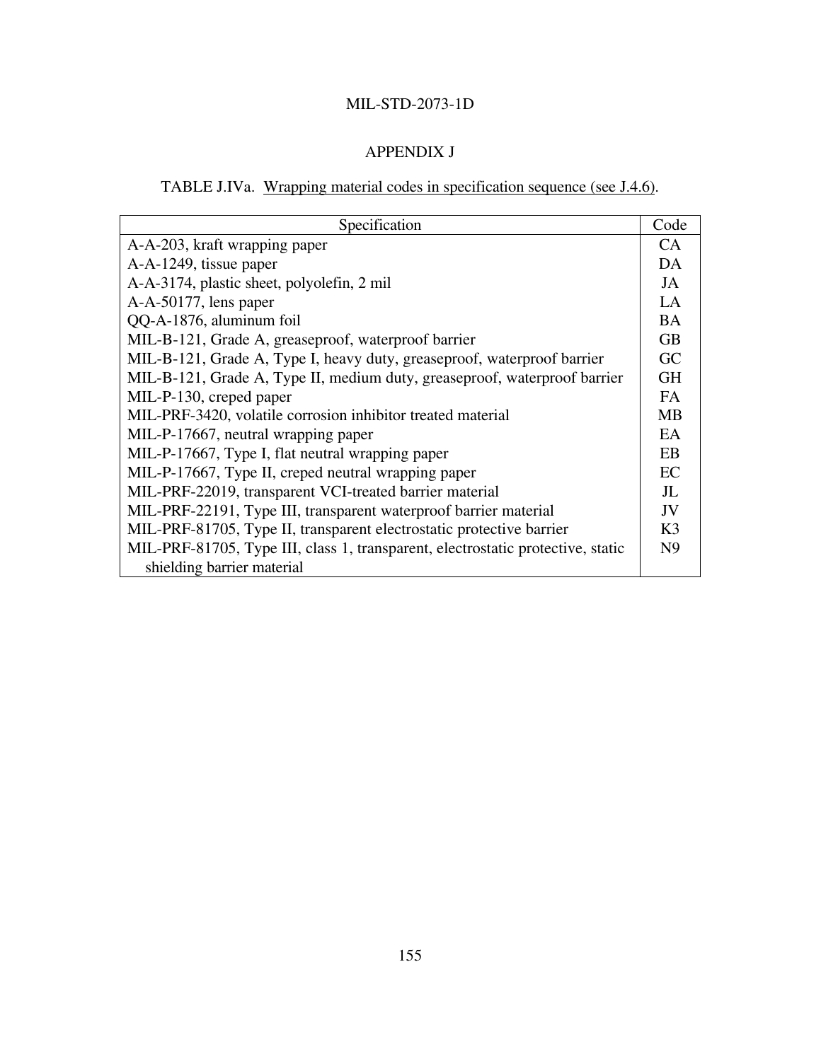## APPENDIX J

TABLE J.IVa. Wrapping material codes in specification sequence (see J.4.6).

| Specification | Code |
|---|---|
| A-A-203, kraft wrapping paper | CA |
| A-A-1249, tissue paper | DA |
| A-A-3174, plastic sheet, polyolefin, 2 mil | JA |
| A-A-50177, lens paper | LA |
| QQ-A-1876, aluminum foil | BA |
| MIL-B-121, Grade A, greaseproof, waterproof barrier | GB |
| MIL-B-121, Grade A, Type I, heavy duty, greaseproof, waterproof barrier | GC |
| MIL-B-121, Grade A, Type II, medium duty, greaseproof, waterproof barrier | GH |
| MIL-P-130, creped paper | FA |
| MIL-PRF-3420, volatile corrosion inhibitor treated material | MB |
| MIL-P-17667, neutral wrapping paper | EA |
| MIL-P-17667, Type I, flat neutral wrapping paper | EB |
| MIL-P-17667, Type II, creped neutral wrapping paper | EC |
| MIL-PRF-22019, transparent VCI-treated barrier material | JL |
| MIL-PRF-22191, Type III, transparent waterproof barrier material | JV |
| MIL-PRF-81705, Type II, transparent electrostatic protective barrier | K3 |
| MIL-PRF-81705, Type III, class 1, transparent, electrostatic protective, static shielding barrier material | N9 |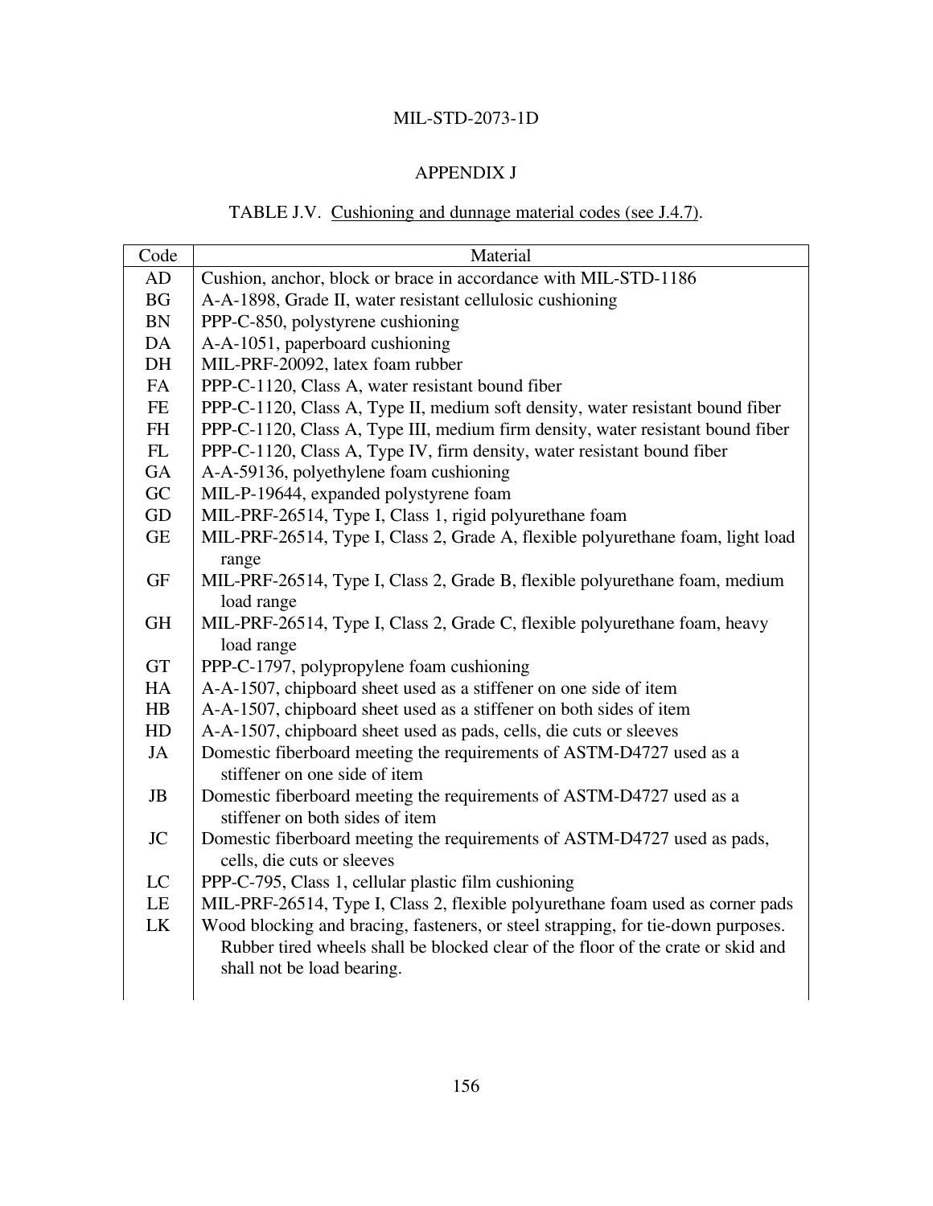## APPENDIX J

TABLE J.V. Cushioning and dunnage material codes (see J.4.7).

| Code | Material |
|---|---|
| AD | Cushion, anchor, block or brace in accordance with MIL-STD-1186 |
| BG | A-A-1898, Grade II, water resistant cellulosic cushioning |
| BN | PPP-C-850, polystyrene cushioning |
| DA | A-A-1051, paperboard cushioning |
| DH | MIL-PRF-20092, latex foam rubber |
| FA | PPP-C-1120, Class A, water resistant bound fiber |
| FE | PPP-C-1120, Class A, Type II, medium soft density, water resistant bound fiber |
| FH | PPP-C-1120, Class A, Type III, medium firm density, water resistant bound fiber |
| FL | PPP-C-1120, Class A, Type IV, firm density, water resistant bound fiber |
| GA | A-A-59136, polyethylene foam cushioning |
| GC | MIL-P-19644, expanded polystyrene foam |
| GD | MIL-PRF-26514, Type I, Class 1, rigid polyurethane foam |
| GE | MIL-PRF-26514, Type I, Class 2, Grade A, flexible polyurethane foam, light load range |
| GF | MIL-PRF-26514, Type I, Class 2, Grade B, flexible polyurethane foam, medium load range |
| GH | MIL-PRF-26514, Type I, Class 2, Grade C, flexible polyurethane foam, heavy load range |
| GT | PPP-C-1797, polypropylene foam cushioning |
| HA | A-A-1507, chipboard sheet used as a stiffener on one side of item |
| HB | A-A-1507, chipboard sheet used as a stiffener on both sides of item |
| HD | A-A-1507, chipboard sheet used as pads, cells, die cuts or sleeves |
| JA | Domestic fiberboard meeting the requirements of ASTM-D4727 used as a stiffener on one side of item |
| JB | Domestic fiberboard meeting the requirements of ASTM-D4727 used as a stiffener on both sides of item |
| JC | Domestic fiberboard meeting the requirements of ASTM-D4727 used as pads, cells, die cuts or sleeves |
| LC | PPP-C-795, Class 1, cellular plastic film cushioning |
| LE | MIL-PRF-26514, Type I, Class 2, flexible polyurethane foam used as corner pads |
| LK | Wood blocking and bracing, fasteners, or steel strapping, for tie-down purposes. Rubber tired wheels shall be blocked clear of the floor of the crate or skid and shall not be load bearing. |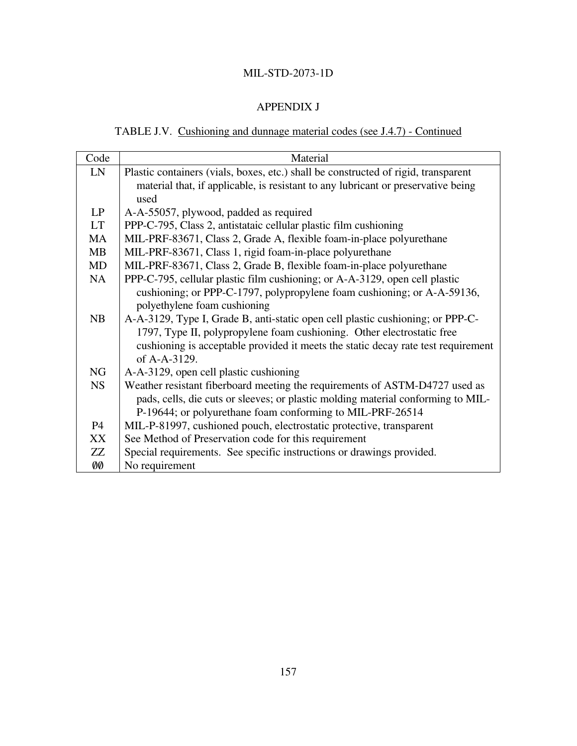## APPENDIX J

### TABLE J.V. Cushioning and dunnage material codes (see J.4.7) - Continued

| Code | Material |
|---|---|
| LN | Plastic containers (vials, boxes, etc.) shall be constructed of rigid, transparent material that, if applicable, is resistant to any lubricant or preservative being used |
| LP | A-A-55057, plywood, padded as required |
| LT | PPP-C-795, Class 2, antistataic cellular plastic film cushioning |
| MA | MIL-PRF-83671, Class 2, Grade A, flexible foam-in-place polyurethane |
| MB | MIL-PRF-83671, Class 1, rigid foam-in-place polyurethane |
| MD | MIL-PRF-83671, Class 2, Grade B, flexible foam-in-place polyurethane |
| NA | PPP-C-795, cellular plastic film cushioning; or A-A-3129, open cell plastic cushioning; or PPP-C-1797, polypropylene foam cushioning; or A-A-59136, polyethylene foam cushioning |
| NB | A-A-3129, Type I, Grade B, anti-static open cell plastic cushioning; or PPP-C-1797, Type II, polypropylene foam cushioning. Other electrostatic free cushioning is acceptable provided it meets the static decay rate test requirement of A-A-3129. |
| NG | A-A-3129, open cell plastic cushioning |
| NS | Weather resistant fiberboard meeting the requirements of ASTM-D4727 used as pads, cells, die cuts or sleeves; or plastic molding material conforming to MIL-P-19644; or polyurethane foam conforming to MIL-PRF-26514 |
| P4 | MIL-P-81997, cushioned pouch, electrostatic protective, transparent |
| XX | See Method of Preservation code for this requirement |
| ZZ | Special requirements. See specific instructions or drawings provided. |
| ØØ | No requirement |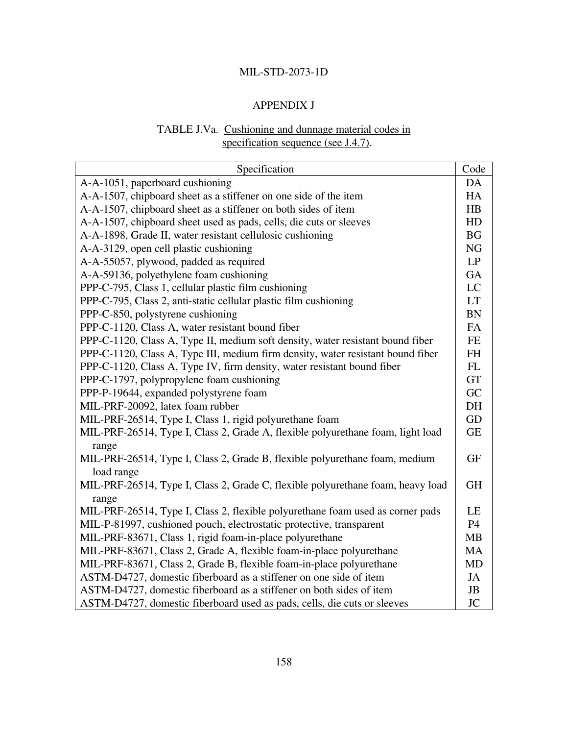MIL-STD-2073-1D

## APPENDIX J

TABLE J.Va. Cushioning and dunnage material codes in specification sequence (see J.4.7).

| Specification | Code |
|---|---|
| A-A-1051, paperboard cushioning | DA |
| A-A-1507, chipboard sheet as a stiffener on one side of the item | HA |
| A-A-1507, chipboard sheet as a stiffener on both sides of item | HB |
| A-A-1507, chipboard sheet used as pads, cells, die cuts or sleeves | HD |
| A-A-1898, Grade II, water resistant cellulosic cushioning | BG |
| A-A-3129, open cell plastic cushioning | NG |
| A-A-55057, plywood, padded as required | LP |
| A-A-59136, polyethylene foam cushioning | GA |
| PPP-C-795, Class 1, cellular plastic film cushioning | LC |
| PPP-C-795, Class 2, anti-static cellular plastic film cushioning | LT |
| PPP-C-850, polystyrene cushioning | BN |
| PPP-C-1120, Class A, water resistant bound fiber | FA |
| PPP-C-1120, Class A, Type II, medium soft density, water resistant bound fiber | FE |
| PPP-C-1120, Class A, Type III, medium firm density, water resistant bound fiber | FH |
| PPP-C-1120, Class A, Type IV, firm density, water resistant bound fiber | FL |
| PPP-C-1797, polypropylene foam cushioning | GT |
| PPP-P-19644, expanded polystyrene foam | GC |
| MIL-PRF-20092, latex foam rubber | DH |
| MIL-PRF-26514, Type I, Class 1, rigid polyurethane foam | GD |
| MIL-PRF-26514, Type I, Class 2, Grade A, flexible polyurethane foam, light load range | GE |
| MIL-PRF-26514, Type I, Class 2, Grade B, flexible polyurethane foam, medium load range | GF |
| MIL-PRF-26514, Type I, Class 2, Grade C, flexible polyurethane foam, heavy load range | GH |
| MIL-PRF-26514, Type I, Class 2, flexible polyurethane foam used as corner pads | LE |
| MIL-P-81997, cushioned pouch, electrostatic protective, transparent | P4 |
| MIL-PRF-83671, Class 1, rigid foam-in-place polyurethane | MB |
| MIL-PRF-83671, Class 2, Grade A, flexible foam-in-place polyurethane | MA |
| MIL-PRF-83671, Class 2, Grade B, flexible foam-in-place polyurethane | MD |
| ASTM-D4727, domestic fiberboard as a stiffener on one side of item | JA |
| ASTM-D4727, domestic fiberboard as a stiffener on both sides of item | JB |
| ASTM-D4727, domestic fiberboard used as pads, cells, die cuts or sleeves | JC |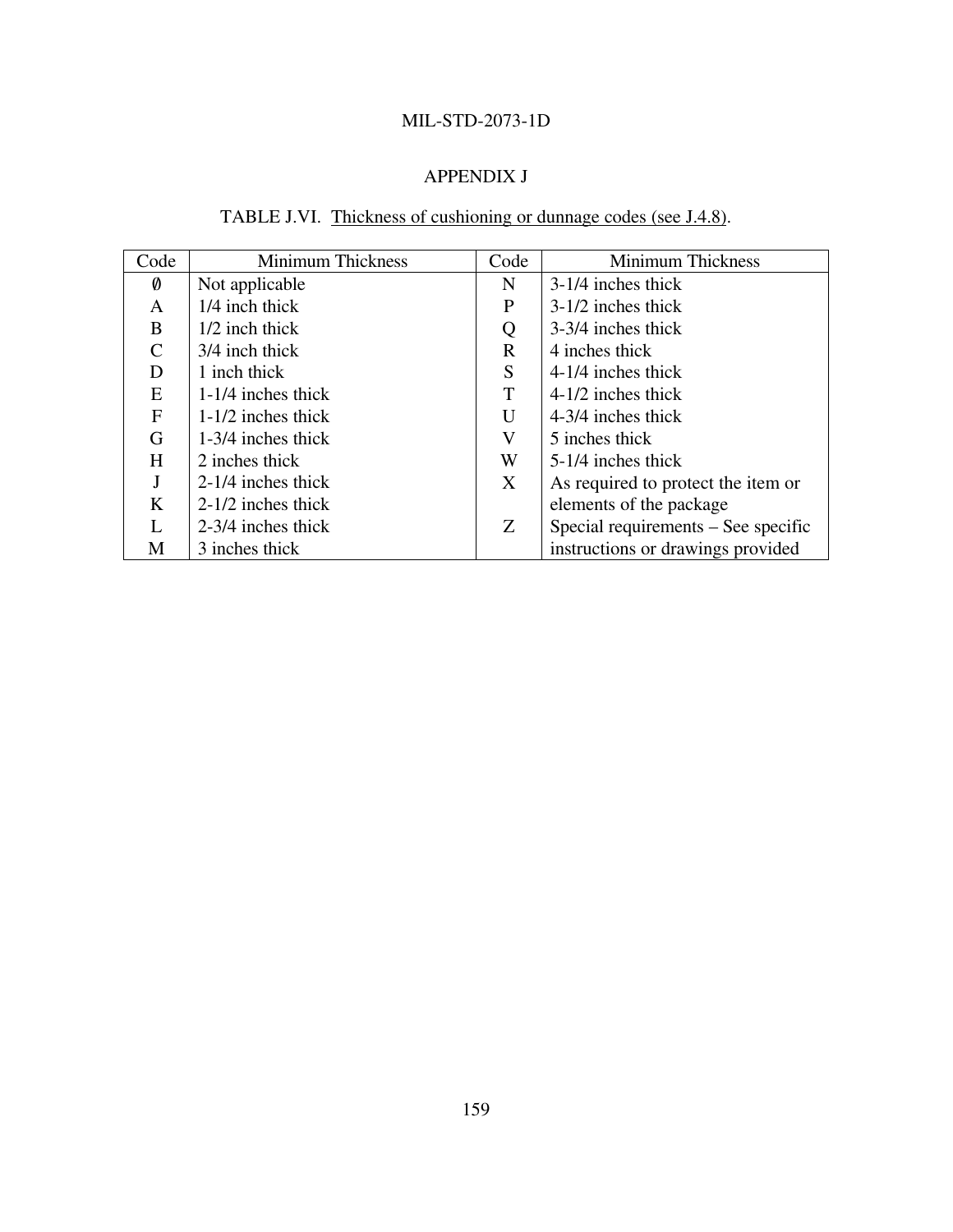MIL-STD-2073-1D

## APPENDIX J

TABLE J.VI. Thickness of cushioning or dunnage codes (see J.4.8).

| Code | Minimum Thickness | Code | Minimum Thickness |
|---|---|---|---|
| Ø | Not applicable | N | 3-1/4 inches thick |
| A | 1/4 inch thick | P | 3-1/2 inches thick |
| B | 1/2 inch thick | Q | 3-3/4 inches thick |
| C | 3/4 inch thick | R | 4 inches thick |
| D | 1 inch thick | S | 4-1/4 inches thick |
| E | 1-1/4 inches thick | T | 4-1/2 inches thick |
| F | 1-1/2 inches thick | U | 4-3/4 inches thick |
| G | 1-3/4 inches thick | V | 5 inches thick |
| H | 2 inches thick | W | 5-1/4 inches thick |
| J | 2-1/4 inches thick | X | As required to protect the item or elements of the package |
| K | 2-1/2 inches thick | | |
| L | 2-3/4 inches thick | Z | Special requirements – See specific instructions or drawings provided |
| M | 3 inches thick | | |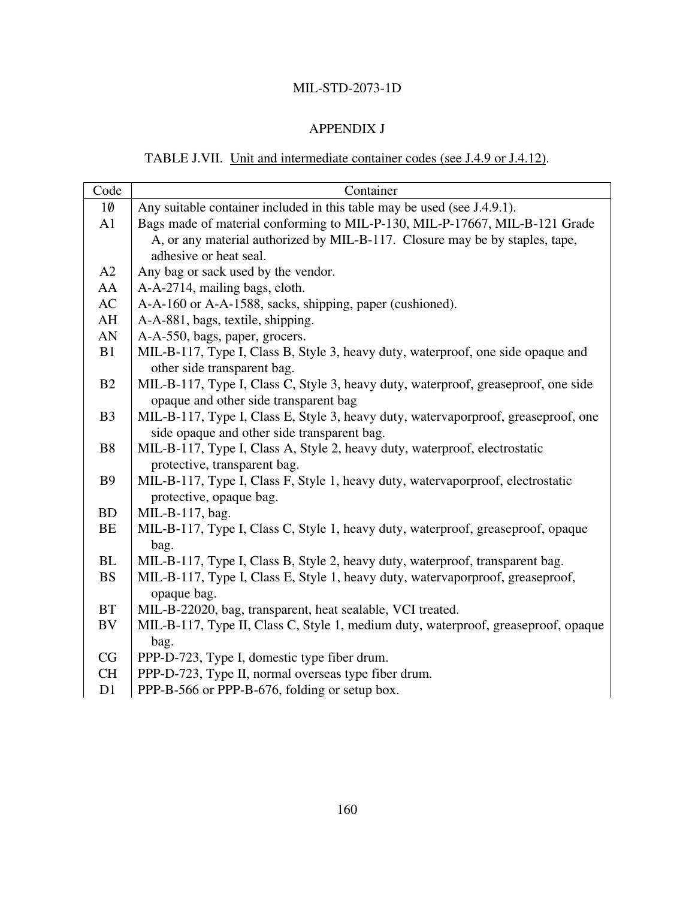## APPENDIX J

TABLE J.VII. Unit and intermediate container codes (see J.4.9 or J.4.12).

| Code | Container |
|---|---|
| 1Ø | Any suitable container included in this table may be used (see J.4.9.1). |
| A1 | Bags made of material conforming to MIL-P-130, MIL-P-17667, MIL-B-121 Grade A, or any material authorized by MIL-B-117. Closure may be by staples, tape, adhesive or heat seal. |
| A2 | Any bag or sack used by the vendor. |
| AA | A-A-2714, mailing bags, cloth. |
| AC | A-A-160 or A-A-1588, sacks, shipping, paper (cushioned). |
| AH | A-A-881, bags, textile, shipping. |
| AN | A-A-550, bags, paper, grocers. |
| B1 | MIL-B-117, Type I, Class B, Style 3, heavy duty, waterproof, one side opaque and other side transparent bag. |
| B2 | MIL-B-117, Type I, Class C, Style 3, heavy duty, waterproof, greaseproof, one side opaque and other side transparent bag |
| B3 | MIL-B-117, Type I, Class E, Style 3, heavy duty, watervaporproof, greaseproof, one side opaque and other side transparent bag. |
| B8 | MIL-B-117, Type I, Class A, Style 2, heavy duty, waterproof, electrostatic protective, transparent bag. |
| B9 | MIL-B-117, Type I, Class F, Style 1, heavy duty, watervaporproof, electrostatic protective, opaque bag. |
| BD | MIL-B-117, bag. |
| BE | MIL-B-117, Type I, Class C, Style 1, heavy duty, waterproof, greaseproof, opaque bag. |
| BL | MIL-B-117, Type I, Class B, Style 2, heavy duty, waterproof, transparent bag. |
| BS | MIL-B-117, Type I, Class E, Style 1, heavy duty, watervaporproof, greaseproof, opaque bag. |
| BT | MIL-B-22020, bag, transparent, heat sealable, VCI treated. |
| BV | MIL-B-117, Type II, Class C, Style 1, medium duty, waterproof, greaseproof, opaque bag. |
| CG | PPP-D-723, Type I, domestic type fiber drum. |
| CH | PPP-D-723, Type II, normal overseas type fiber drum. |
| D1 | PPP-B-566 or PPP-B-676, folding or setup box. |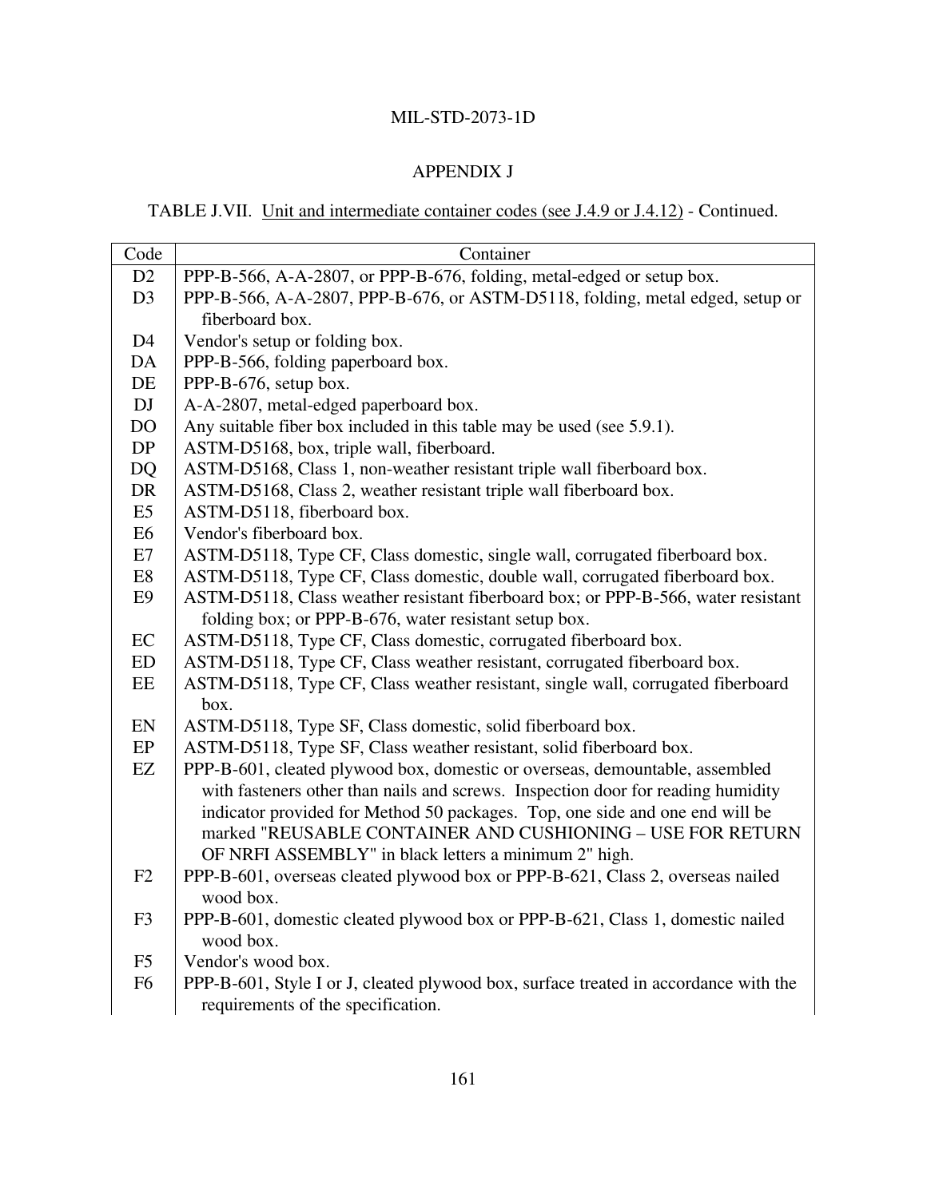## APPENDIX J

TABLE J.VII. Unit and intermediate container codes (see J.4.9 or J.4.12) - Continued.

| Code | Container |
|---|---|
| D2 | PPP-B-566, A-A-2807, or PPP-B-676, folding, metal-edged or setup box. |
| D3 | PPP-B-566, A-A-2807, PPP-B-676, or ASTM-D5118, folding, metal edged, setup or fiberboard box. |
| D4 | Vendor's setup or folding box. |
| DA | PPP-B-566, folding paperboard box. |
| DE | PPP-B-676, setup box. |
| DJ | A-A-2807, metal-edged paperboard box. |
| DO | Any suitable fiber box included in this table may be used (see 5.9.1). |
| DP | ASTM-D5168, box, triple wall, fiberboard. |
| DQ | ASTM-D5168, Class 1, non-weather resistant triple wall fiberboard box. |
| DR | ASTM-D5168, Class 2, weather resistant triple wall fiberboard box. |
| E5 | ASTM-D5118, fiberboard box. |
| E6 | Vendor's fiberboard box. |
| E7 | ASTM-D5118, Type CF, Class domestic, single wall, corrugated fiberboard box. |
| E8 | ASTM-D5118, Type CF, Class domestic, double wall, corrugated fiberboard box. |
| E9 | ASTM-D5118, Class weather resistant fiberboard box; or PPP-B-566, water resistant folding box; or PPP-B-676, water resistant setup box. |
| EC | ASTM-D5118, Type CF, Class domestic, corrugated fiberboard box. |
| ED | ASTM-D5118, Type CF, Class weather resistant, corrugated fiberboard box. |
| EE | ASTM-D5118, Type CF, Class weather resistant, single wall, corrugated fiberboard box. |
| EN | ASTM-D5118, Type SF, Class domestic, solid fiberboard box. |
| EP | ASTM-D5118, Type SF, Class weather resistant, solid fiberboard box. |
| EZ | PPP-B-601, cleated plywood box, domestic or overseas, demountable, assembled with fasteners other than nails and screws. Inspection door for reading humidity indicator provided for Method 50 packages. Top, one side and one end will be marked "REUSABLE CONTAINER AND CUSHIONING – USE FOR RETURN OF NRFI ASSEMBLY" in black letters a minimum 2" high. |
| F2 | PPP-B-601, overseas cleated plywood box or PPP-B-621, Class 2, overseas nailed wood box. |
| F3 | PPP-B-601, domestic cleated plywood box or PPP-B-621, Class 1, domestic nailed wood box. |
| F5 | Vendor's wood box. |
| F6 | PPP-B-601, Style I or J, cleated plywood box, surface treated in accordance with the requirements of the specification. |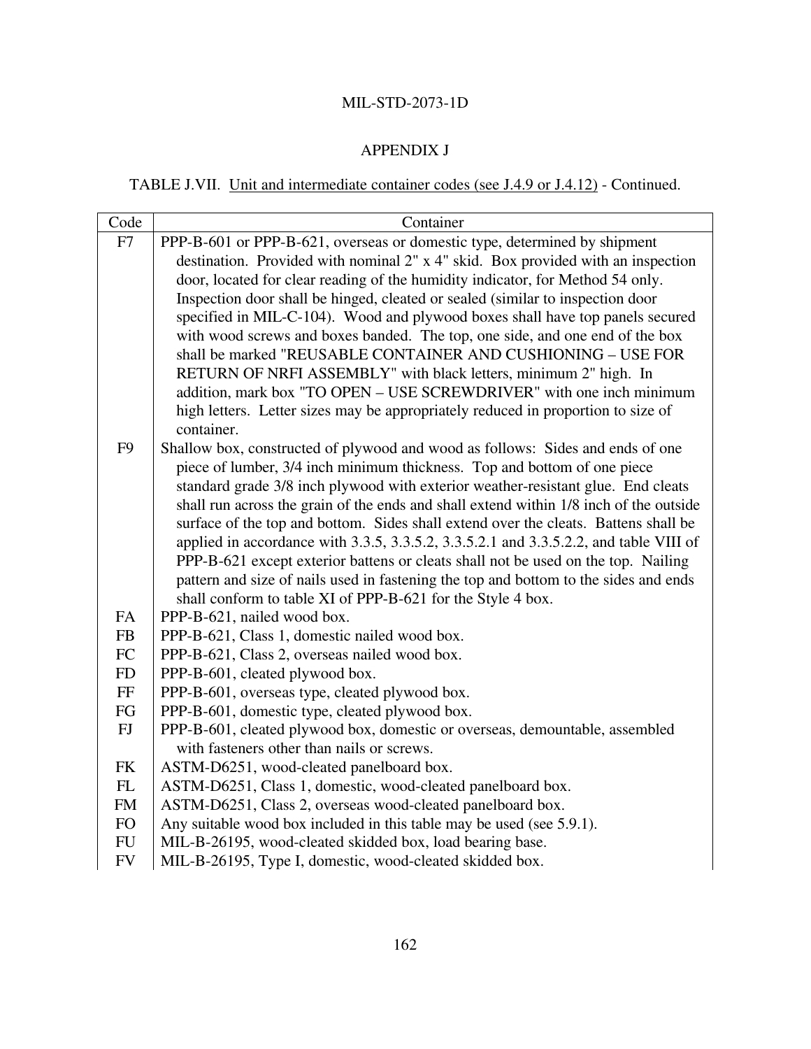## APPENDIX J

TABLE J.VII. Unit and intermediate container codes (see J.4.9 or J.4.12) - Continued.

| Code | Container |
|---|---|
| F7 | PPP-B-601 or PPP-B-621, overseas or domestic type, determined by shipment destination. Provided with nominal 2" x 4" skid. Box provided with an inspection door, located for clear reading of the humidity indicator, for Method 54 only. Inspection door shall be hinged, cleated or sealed (similar to inspection door specified in MIL-C-104). Wood and plywood boxes shall have top panels secured with wood screws and boxes banded. The top, one side, and one end of the box shall be marked "REUSABLE CONTAINER AND CUSHIONING – USE FOR RETURN OF NRFI ASSEMBLY" with black letters, minimum 2" high. In addition, mark box "TO OPEN – USE SCREWDRIVER" with one inch minimum high letters. Letter sizes may be appropriately reduced in proportion to size of container. |
| F9 | Shallow box, constructed of plywood and wood as follows: Sides and ends of one piece of lumber, 3/4 inch minimum thickness. Top and bottom of one piece standard grade 3/8 inch plywood with exterior weather-resistant glue. End cleats shall run across the grain of the ends and shall extend within 1/8 inch of the outside surface of the top and bottom. Sides shall extend over the cleats. Battens shall be applied in accordance with 3.3.5, 3.3.5.2, 3.3.5.2.1 and 3.3.5.2.2, and table VIII of PPP-B-621 except exterior battens or cleats shall not be used on the top. Nailing pattern and size of nails used in fastening the top and bottom to the sides and ends shall conform to table XI of PPP-B-621 for the Style 4 box. |
| FA | PPP-B-621, nailed wood box. |
| FB | PPP-B-621, Class 1, domestic nailed wood box. |
| FC | PPP-B-621, Class 2, overseas nailed wood box. |
| FD | PPP-B-601, cleated plywood box. |
| FF | PPP-B-601, overseas type, cleated plywood box. |
| FG | PPP-B-601, domestic type, cleated plywood box. |
| FJ | PPP-B-601, cleated plywood box, domestic or overseas, demountable, assembled with fasteners other than nails or screws. |
| FK | ASTM-D6251, wood-cleated panelboard box. |
| FL | ASTM-D6251, Class 1, domestic, wood-cleated panelboard box. |
| FM | ASTM-D6251, Class 2, overseas wood-cleated panelboard box. |
| FO | Any suitable wood box included in this table may be used (see 5.9.1). |
| FU | MIL-B-26195, wood-cleated skidded box, load bearing base. |
| FV | MIL-B-26195, Type I, domestic, wood-cleated skidded box. |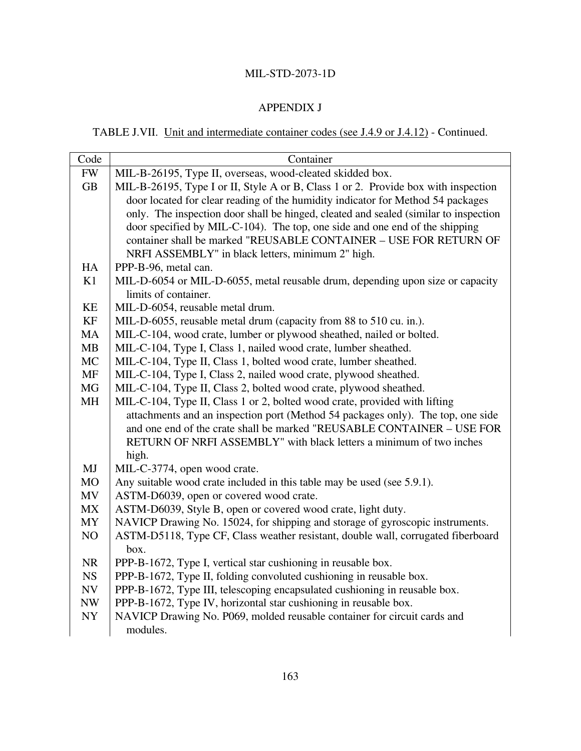MIL-STD-2073-1D

## APPENDIX J

TABLE J.VII. Unit and intermediate container codes (see J.4.9 or J.4.12) - Continued.

| Code | Container |
|---|---|
| FW | MIL-B-26195, Type II, overseas, wood-cleated skidded box. |
| GB | MIL-B-26195, Type I or II, Style A or B, Class 1 or 2. Provide box with inspection door located for clear reading of the humidity indicator for Method 54 packages only. The inspection door shall be hinged, cleated and sealed (similar to inspection door specified by MIL-C-104). The top, one side and one end of the shipping container shall be marked "REUSABLE CONTAINER – USE FOR RETURN OF NRFI ASSEMBLY" in black letters, minimum 2" high. |
| HA | PPP-B-96, metal can. |
| K1 | MIL-D-6054 or MIL-D-6055, metal reusable drum, depending upon size or capacity limits of container. |
| KE | MIL-D-6054, reusable metal drum. |
| KF | MIL-D-6055, reusable metal drum (capacity from 88 to 510 cu. in.). |
| MA | MIL-C-104, wood crate, lumber or plywood sheathed, nailed or bolted. |
| MB | MIL-C-104, Type I, Class 1, nailed wood crate, lumber sheathed. |
| MC | MIL-C-104, Type II, Class 1, bolted wood crate, lumber sheathed. |
| MF | MIL-C-104, Type I, Class 2, nailed wood crate, plywood sheathed. |
| MG | MIL-C-104, Type II, Class 2, bolted wood crate, plywood sheathed. |
| MH | MIL-C-104, Type II, Class 1 or 2, bolted wood crate, provided with lifting attachments and an inspection port (Method 54 packages only). The top, one side and one end of the crate shall be marked "REUSABLE CONTAINER – USE FOR RETURN OF NRFI ASSEMBLY" with black letters a minimum of two inches high. |
| MJ | MIL-C-3774, open wood crate. |
| MO | Any suitable wood crate included in this table may be used (see 5.9.1). |
| MV | ASTM-D6039, open or covered wood crate. |
| MX | ASTM-D6039, Style B, open or covered wood crate, light duty. |
| MY | NAVICP Drawing No. 15024, for shipping and storage of gyroscopic instruments. |
| NO | ASTM-D5118, Type CF, Class weather resistant, double wall, corrugated fiberboard box. |
| NR | PPP-B-1672, Type I, vertical star cushioning in reusable box. |
| NS | PPP-B-1672, Type II, folding convoluted cushioning in reusable box. |
| NV | PPP-B-1672, Type III, telescoping encapsulated cushioning in reusable box. |
| NW | PPP-B-1672, Type IV, horizontal star cushioning in reusable box. |
| NY | NAVICP Drawing No. P069, molded reusable container for circuit cards and modules. |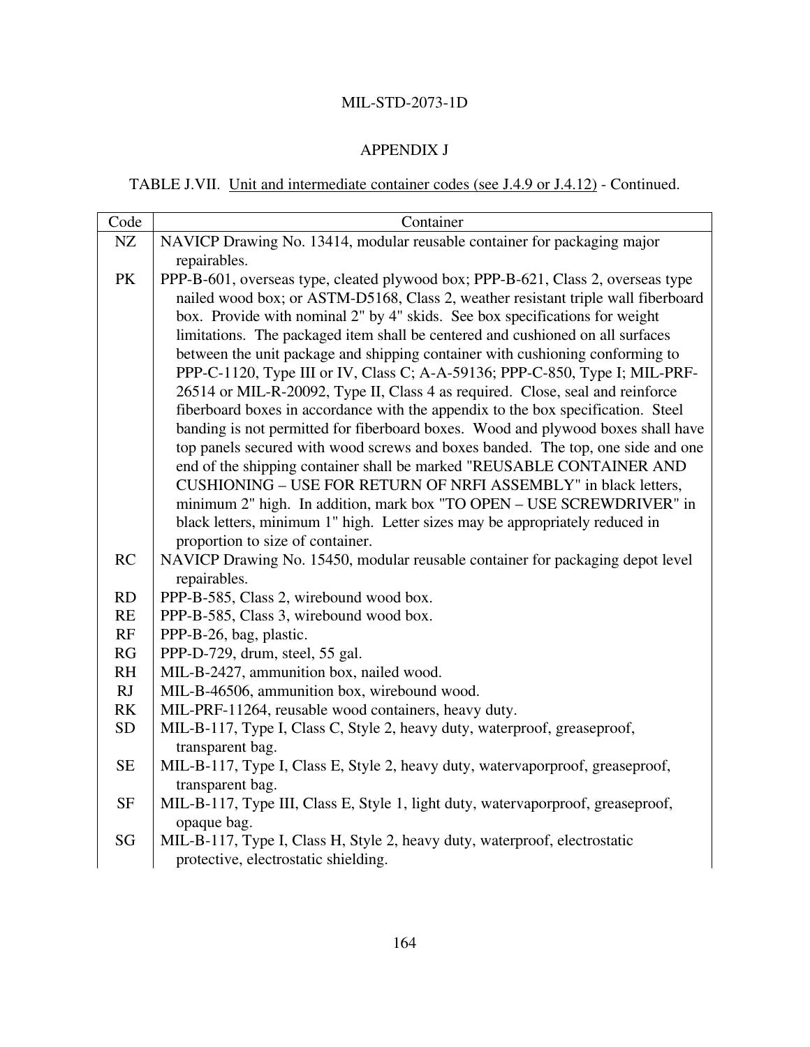## APPENDIX J

TABLE J.VII. Unit and intermediate container codes (see J.4.9 or J.4.12) - Continued.

| Code | Container |
|---|---|
| NZ | NAVICP Drawing No. 13414, modular reusable container for packaging major repairables. |
| PK | PPP-B-601, overseas type, cleated plywood box; PPP-B-621, Class 2, overseas type nailed wood box; or ASTM-D5168, Class 2, weather resistant triple wall fiberboard box. Provide with nominal 2" by 4" skids. See box specifications for weight limitations. The packaged item shall be centered and cushioned on all surfaces between the unit package and shipping container with cushioning conforming to PPP-C-1120, Type III or IV, Class C; A-A-59136; PPP-C-850, Type I; MIL-PRF-26514 or MIL-R-20092, Type II, Class 4 as required. Close, seal and reinforce fiberboard boxes in accordance with the appendix to the box specification. Steel banding is not permitted for fiberboard boxes. Wood and plywood boxes shall have top panels secured with wood screws and boxes banded. The top, one side and one end of the shipping container shall be marked "REUSABLE CONTAINER AND CUSHIONING – USE FOR RETURN OF NRFI ASSEMBLY" in black letters, minimum 2" high. In addition, mark box "TO OPEN – USE SCREWDRIVER" in black letters, minimum 1" high. Letter sizes may be appropriately reduced in proportion to size of container. |
| RC | NAVICP Drawing No. 15450, modular reusable container for packaging depot level repairables. |
| RD | PPP-B-585, Class 2, wirebound wood box. |
| RE | PPP-B-585, Class 3, wirebound wood box. |
| RF | PPP-B-26, bag, plastic. |
| RG | PPP-D-729, drum, steel, 55 gal. |
| RH | MIL-B-2427, ammunition box, nailed wood. |
| RJ | MIL-B-46506, ammunition box, wirebound wood. |
| RK | MIL-PRF-11264, reusable wood containers, heavy duty. |
| SD | MIL-B-117, Type I, Class C, Style 2, heavy duty, waterproof, greaseproof, transparent bag. |
| SE | MIL-B-117, Type I, Class E, Style 2, heavy duty, watervaporproof, greaseproof, transparent bag. |
| SF | MIL-B-117, Type III, Class E, Style 1, light duty, watervaporproof, greaseproof, opaque bag. |
| SG | MIL-B-117, Type I, Class H, Style 2, heavy duty, waterproof, electrostatic protective, electrostatic shielding. |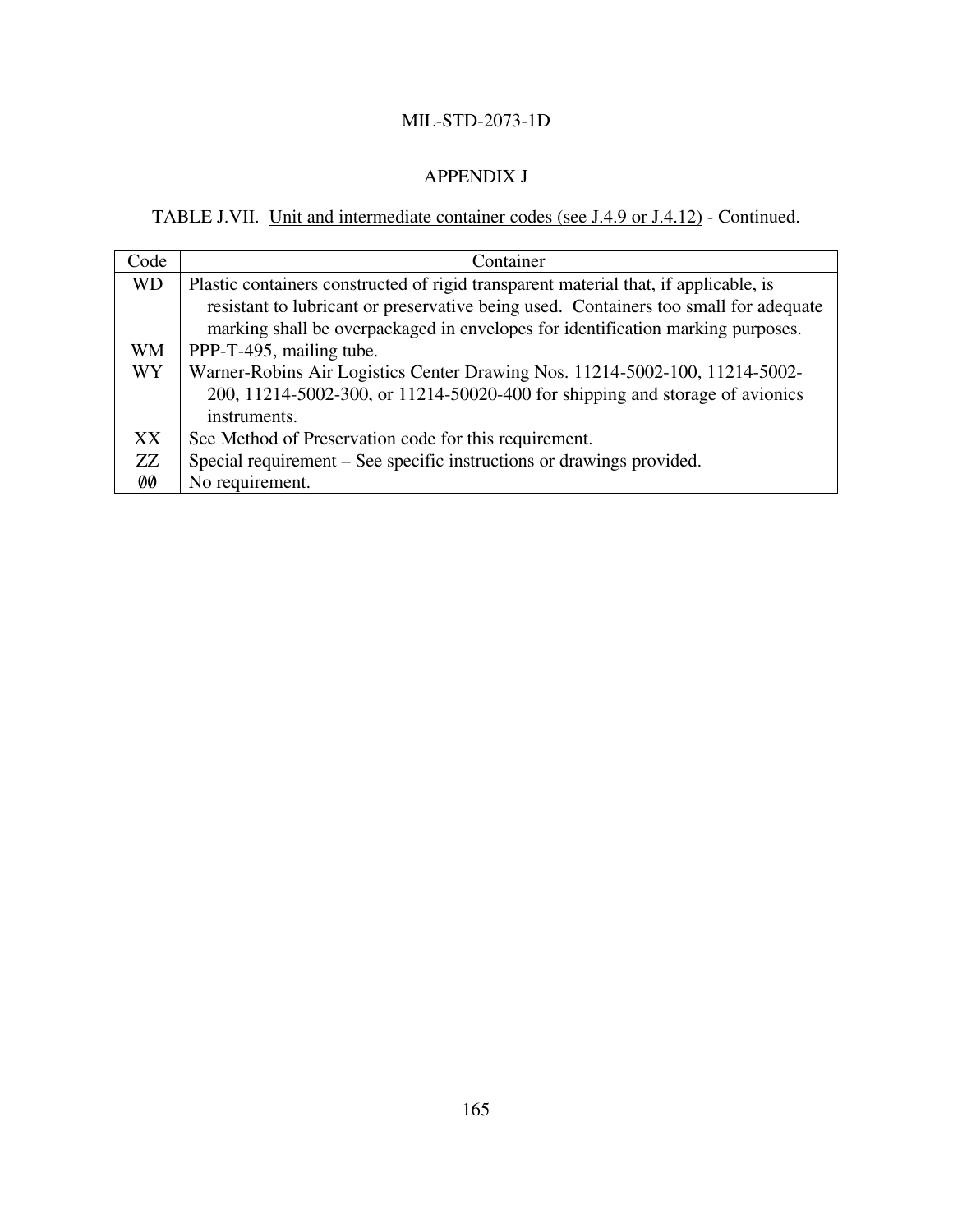APPENDIX J

TABLE J.VII. Unit and intermediate container codes (see J.4.9 or J.4.12) - Continued.

| Code | Container |
|---|---|
| WD | Plastic containers constructed of rigid transparent material that, if applicable, is resistant to lubricant or preservative being used. Containers too small for adequate marking shall be overpackaged in envelopes for identification marking purposes. |
| WM | PPP-T-495, mailing tube. |
| WY | Warner-Robins Air Logistics Center Drawing Nos. 11214-5002-100, 11214-5002-200, 11214-5002-300, or 11214-50020-400 for shipping and storage of avionics instruments. |
| XX | See Method of Preservation code for this requirement. |
| ZZ | Special requirement – See specific instructions or drawings provided. |
| ØØ | No requirement. |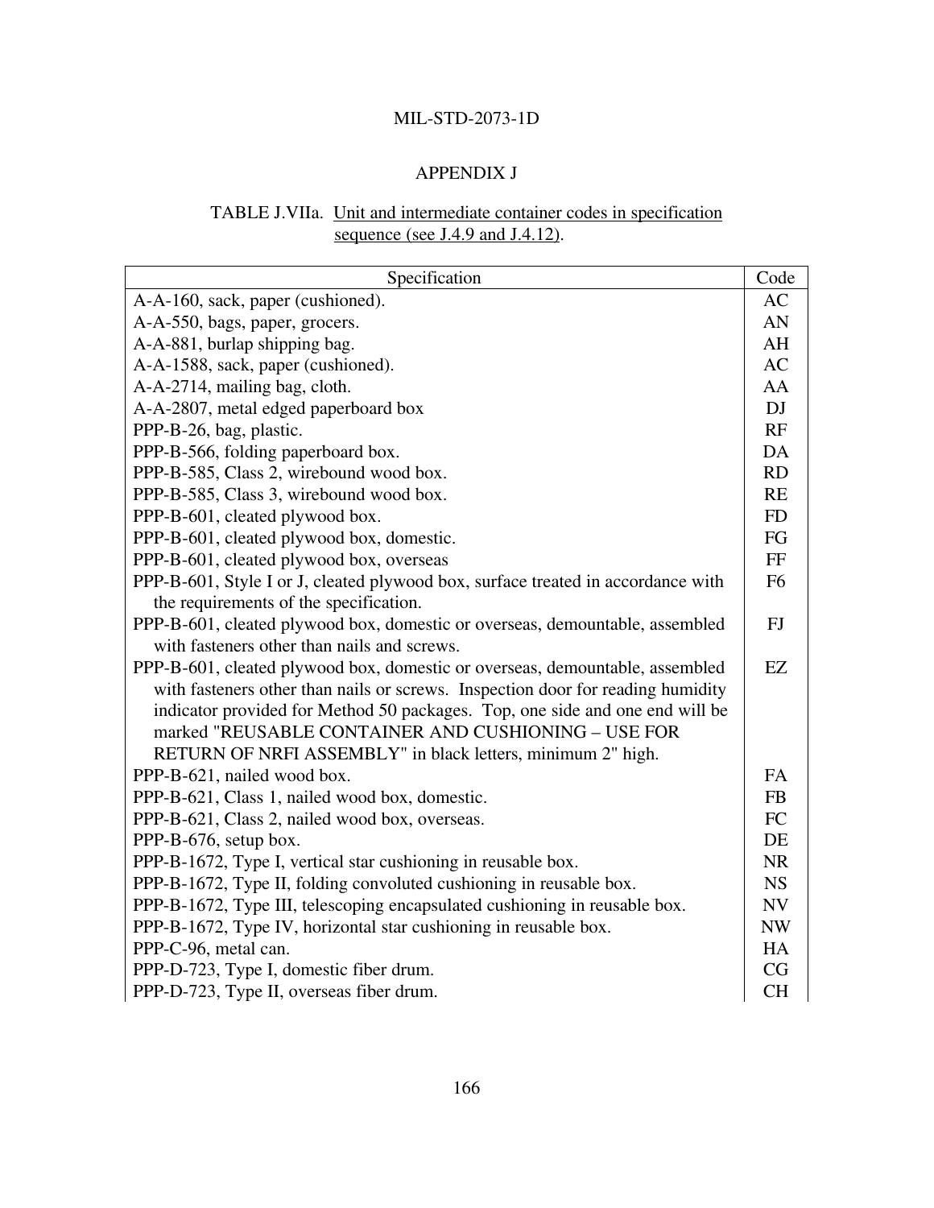## APPENDIX J

TABLE J.VIIa. Unit and intermediate container codes in specification sequence (see J.4.9 and J.4.12).

| Specification | Code |
|---|---|
| A-A-160, sack, paper (cushioned). | AC |
| A-A-550, bags, paper, grocers. | AN |
| A-A-881, burlap shipping bag. | AH |
| A-A-1588, sack, paper (cushioned). | AC |
| A-A-2714, mailing bag, cloth. | AA |
| A-A-2807, metal edged paperboard box | DJ |
| PPP-B-26, bag, plastic. | RF |
| PPP-B-566, folding paperboard box. | DA |
| PPP-B-585, Class 2, wirebound wood box. | RD |
| PPP-B-585, Class 3, wirebound wood box. | RE |
| PPP-B-601, cleated plywood box. | FD |
| PPP-B-601, cleated plywood box, domestic. | FG |
| PPP-B-601, cleated plywood box, overseas | FF |
| PPP-B-601, Style I or J, cleated plywood box, surface treated in accordance with the requirements of the specification. | F6 |
| PPP-B-601, cleated plywood box, domestic or overseas, demountable, assembled with fasteners other than nails and screws. | FJ |
| PPP-B-601, cleated plywood box, domestic or overseas, demountable, assembled with fasteners other than nails or screws. Inspection door for reading humidity indicator provided for Method 50 packages. Top, one side and one end will be marked "REUSABLE CONTAINER AND CUSHIONING – USE FOR RETURN OF NRFI ASSEMBLY" in black letters, minimum 2" high. | EZ |
| PPP-B-621, nailed wood box. | FA |
| PPP-B-621, Class 1, nailed wood box, domestic. | FB |
| PPP-B-621, Class 2, nailed wood box, overseas. | FC |
| PPP-B-676, setup box. | DE |
| PPP-B-1672, Type I, vertical star cushioning in reusable box. | NR |
| PPP-B-1672, Type II, folding convoluted cushioning in reusable box. | NS |
| PPP-B-1672, Type III, telescoping encapsulated cushioning in reusable box. | NV |
| PPP-B-1672, Type IV, horizontal star cushioning in reusable box. | NW |
| PPP-C-96, metal can. | HA |
| PPP-D-723, Type I, domestic fiber drum. | CG |
| PPP-D-723, Type II, overseas fiber drum. | CH |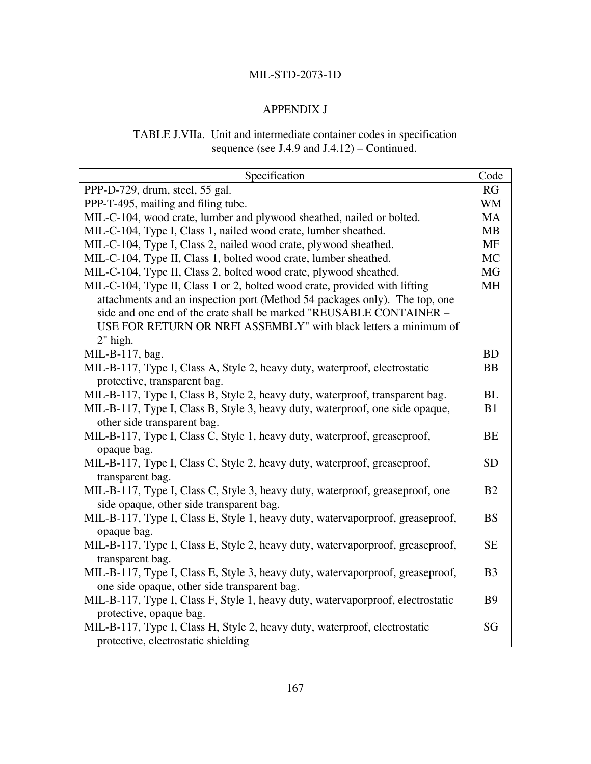APPENDIX J

TABLE J.VIIa. Unit and intermediate container codes in specification sequence (see J.4.9 and J.4.12) – Continued.

| Specification | Code |
|---|---|
| PPP-D-729, drum, steel, 55 gal. | RG |
| PPP-T-495, mailing and filing tube. | WM |
| MIL-C-104, wood crate, lumber and plywood sheathed, nailed or bolted. | MA |
| MIL-C-104, Type I, Class 1, nailed wood crate, lumber sheathed. | MB |
| MIL-C-104, Type I, Class 2, nailed wood crate, plywood sheathed. | MF |
| MIL-C-104, Type II, Class 1, bolted wood crate, lumber sheathed. | MC |
| MIL-C-104, Type II, Class 2, bolted wood crate, plywood sheathed. | MG |
| MIL-C-104, Type II, Class 1 or 2, bolted wood crate, provided with lifting attachments and an inspection port (Method 54 packages only). The top, one side and one end of the crate shall be marked "REUSABLE CONTAINER – USE FOR RETURN OR NRFI ASSEMBLY" with black letters a minimum of 2" high. | MH |
| MIL-B-117, bag. | BD |
| MIL-B-117, Type I, Class A, Style 2, heavy duty, waterproof, electrostatic protective, transparent bag. | BB |
| MIL-B-117, Type I, Class B, Style 2, heavy duty, waterproof, transparent bag. | BL |
| MIL-B-117, Type I, Class B, Style 3, heavy duty, waterproof, one side opaque, other side transparent bag. | B1 |
| MIL-B-117, Type I, Class C, Style 1, heavy duty, waterproof, greaseproof, opaque bag. | BE |
| MIL-B-117, Type I, Class C, Style 2, heavy duty, waterproof, greaseproof, transparent bag. | SD |
| MIL-B-117, Type I, Class C, Style 3, heavy duty, waterproof, greaseproof, one side opaque, other side transparent bag. | B2 |
| MIL-B-117, Type I, Class E, Style 1, heavy duty, watervaporproof, greaseproof, opaque bag. | BS |
| MIL-B-117, Type I, Class E, Style 2, heavy duty, watervaporproof, greaseproof, transparent bag. | SE |
| MIL-B-117, Type I, Class E, Style 3, heavy duty, watervaporproof, greaseproof, one side opaque, other side transparent bag. | B3 |
| MIL-B-117, Type I, Class F, Style 1, heavy duty, watervaporproof, electrostatic protective, opaque bag. | B9 |
| MIL-B-117, Type I, Class H, Style 2, heavy duty, waterproof, electrostatic protective, electrostatic shielding | SG |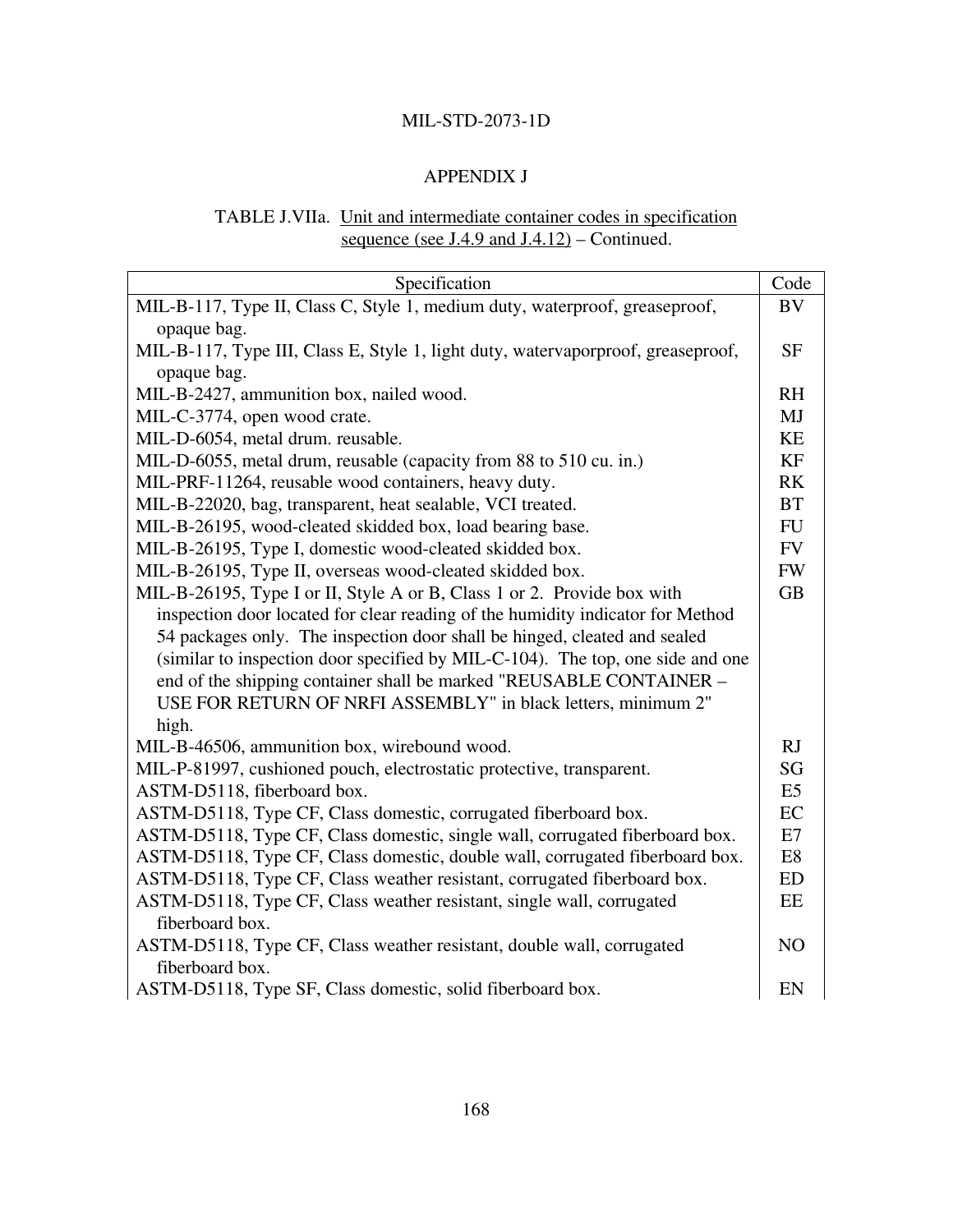## APPENDIX J

TABLE J.VIIa. Unit and intermediate container codes in specification sequence (see J.4.9 and J.4.12) – Continued.

| Specification | Code |
|---|---|
| MIL-B-117, Type II, Class C, Style 1, medium duty, waterproof, greaseproof, opaque bag. | BV |
| MIL-B-117, Type III, Class E, Style 1, light duty, watervaporproof, greaseproof, opaque bag. | SF |
| MIL-B-2427, ammunition box, nailed wood. | RH |
| MIL-C-3774, open wood crate. | MJ |
| MIL-D-6054, metal drum. reusable. | KE |
| MIL-D-6055, metal drum, reusable (capacity from 88 to 510 cu. in.) | KF |
| MIL-PRF-11264, reusable wood containers, heavy duty. | RK |
| MIL-B-22020, bag, transparent, heat sealable, VCI treated. | BT |
| MIL-B-26195, wood-cleated skidded box, load bearing base. | FU |
| MIL-B-26195, Type I, domestic wood-cleated skidded box. | FV |
| MIL-B-26195, Type II, overseas wood-cleated skidded box. | FW |
| MIL-B-26195, Type I or II, Style A or B, Class 1 or 2. Provide box with inspection door located for clear reading of the humidity indicator for Method 54 packages only. The inspection door shall be hinged, cleated and sealed (similar to inspection door specified by MIL-C-104). The top, one side and one end of the shipping container shall be marked "REUSABLE CONTAINER – USE FOR RETURN OF NRFI ASSEMBLY" in black letters, minimum 2" high. | GB |
| MIL-B-46506, ammunition box, wirebound wood. | RJ |
| MIL-P-81997, cushioned pouch, electrostatic protective, transparent. | SG |
| ASTM-D5118, fiberboard box. | E5 |
| ASTM-D5118, Type CF, Class domestic, corrugated fiberboard box. | EC |
| ASTM-D5118, Type CF, Class domestic, single wall, corrugated fiberboard box. | E7 |
| ASTM-D5118, Type CF, Class domestic, double wall, corrugated fiberboard box. | E8 |
| ASTM-D5118, Type CF, Class weather resistant, corrugated fiberboard box. | ED |
| ASTM-D5118, Type CF, Class weather resistant, single wall, corrugated fiberboard box. | EE |
| ASTM-D5118, Type CF, Class weather resistant, double wall, corrugated fiberboard box. | NO |
| ASTM-D5118, Type SF, Class domestic, solid fiberboard box. | EN |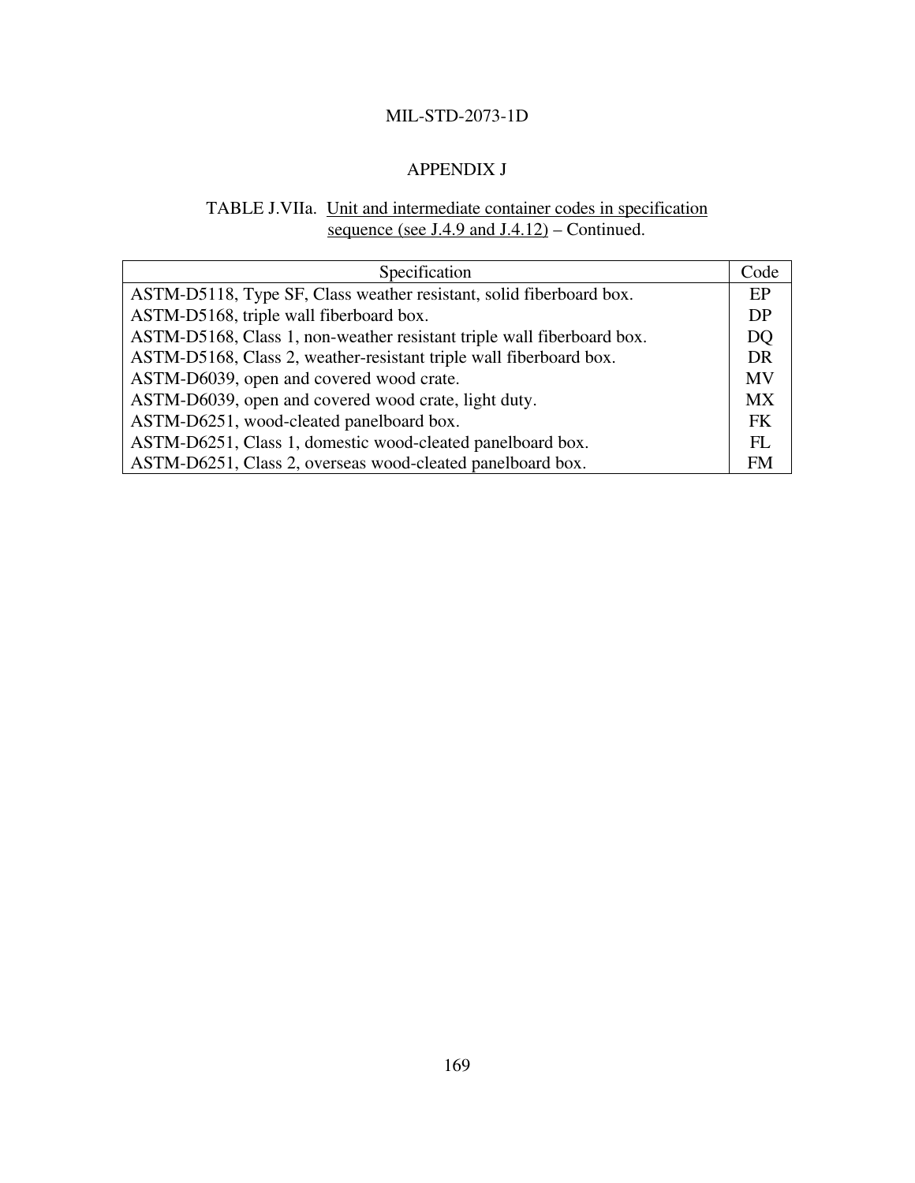## APPENDIX J

TABLE J.VIIa. Unit and intermediate container codes in specification sequence (see J.4.9 and J.4.12) – Continued.

| Specification | Code |
|---|---|
| ASTM-D5118, Type SF, Class weather resistant, solid fiberboard box. | EP |
| ASTM-D5168, triple wall fiberboard box. | DP |
| ASTM-D5168, Class 1, non-weather resistant triple wall fiberboard box. | DQ |
| ASTM-D5168, Class 2, weather-resistant triple wall fiberboard box. | DR |
| ASTM-D6039, open and covered wood crate. | MV |
| ASTM-D6039, open and covered wood crate, light duty. | MX |
| ASTM-D6251, wood-cleated panelboard box. | FK |
| ASTM-D6251, Class 1, domestic wood-cleated panelboard box. | FL |
| ASTM-D6251, Class 2, overseas wood-cleated panelboard box. | FM |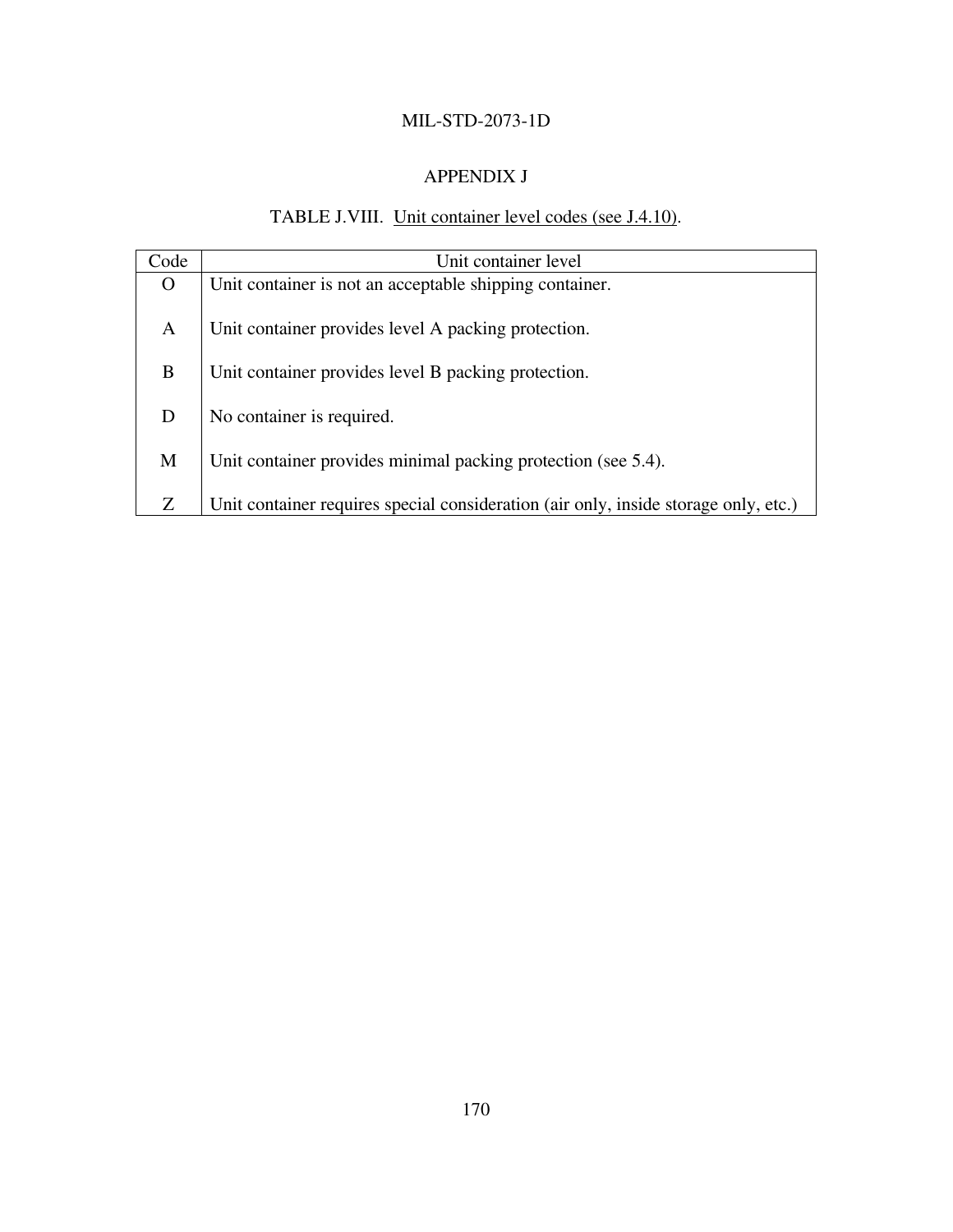## APPENDIX J

TABLE J.VIII. Unit container level codes (see J.4.10).

| Code | Unit container level |
|---|---|
| O | Unit container is not an acceptable shipping container. |
| A | Unit container provides level A packing protection. |
| B | Unit container provides level B packing protection. |
| D | No container is required. |
| M | Unit container provides minimal packing protection (see 5.4). |
| Z | Unit container requires special consideration (air only, inside storage only, etc.) |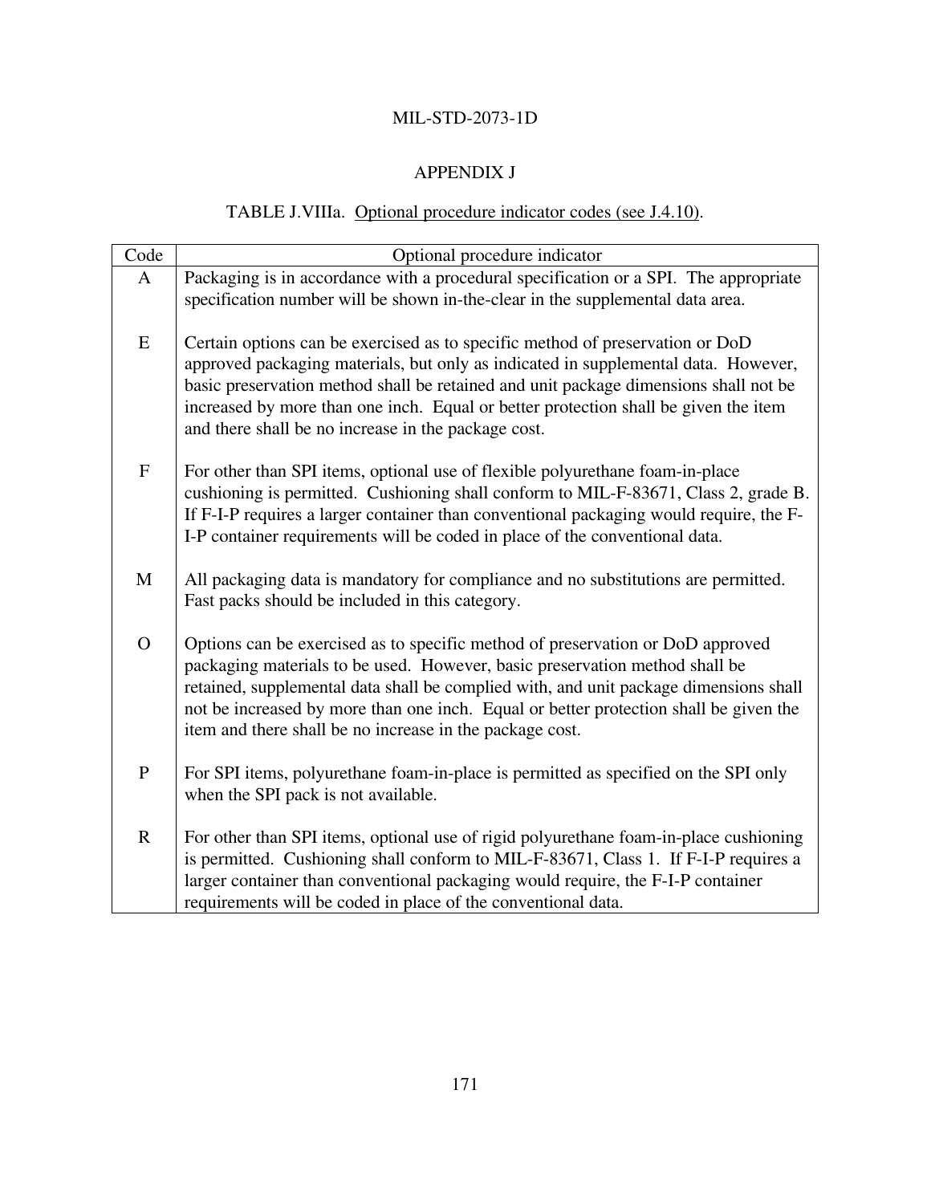## APPENDIX J

TABLE J.VIIIa. Optional procedure indicator codes (see J.4.10).

| Code | Optional procedure indicator |
|---|---|
| A | Packaging is in accordance with a procedural specification or a SPI. The appropriate specification number will be shown in-the-clear in the supplemental data area. |
| E | Certain options can be exercised as to specific method of preservation or DoD approved packaging materials, but only as indicated in supplemental data. However, basic preservation method shall be retained and unit package dimensions shall not be increased by more than one inch. Equal or better protection shall be given the item and there shall be no increase in the package cost. |
| F | For other than SPI items, optional use of flexible polyurethane foam-in-place cushioning is permitted. Cushioning shall conform to MIL-F-83671, Class 2, grade B. If F-I-P requires a larger container than conventional packaging would require, the F-I-P container requirements will be coded in place of the conventional data. |
| M | All packaging data is mandatory for compliance and no substitutions are permitted. Fast packs should be included in this category. |
| O | Options can be exercised as to specific method of preservation or DoD approved packaging materials to be used. However, basic preservation method shall be retained, supplemental data shall be complied with, and unit package dimensions shall not be increased by more than one inch. Equal or better protection shall be given the item and there shall be no increase in the package cost. |
| P | For SPI items, polyurethane foam-in-place is permitted as specified on the SPI only when the SPI pack is not available. |
| R | For other than SPI items, optional use of rigid polyurethane foam-in-place cushioning is permitted. Cushioning shall conform to MIL-F-83671, Class 1. If F-I-P requires a larger container than conventional packaging would require, the F-I-P container requirements will be coded in place of the conventional data. |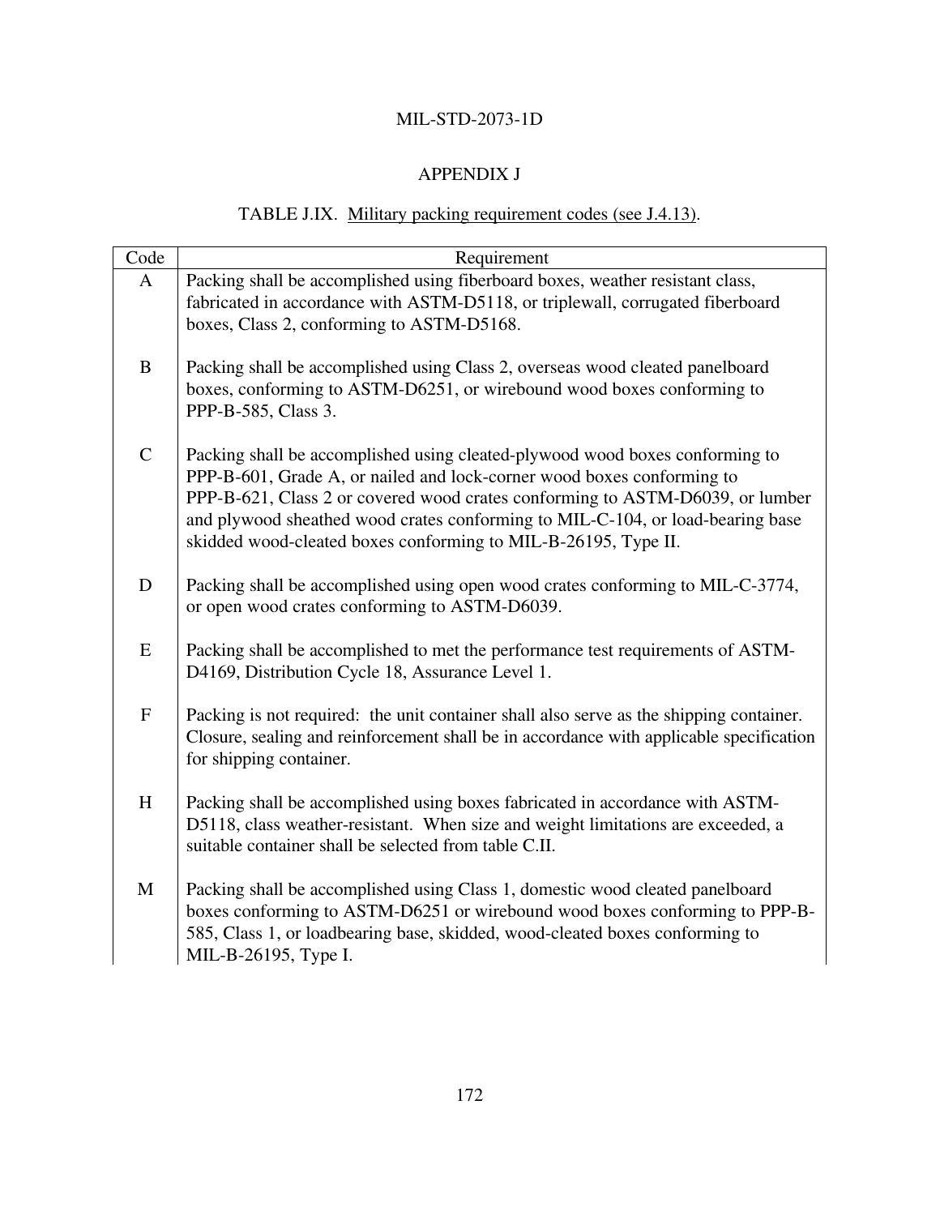## APPENDIX J

### TABLE J.IX. Military packing requirement codes (see J.4.13).

| Code | Requirement |
|---|---|
| A | Packing shall be accomplished using fiberboard boxes, weather resistant class, fabricated in accordance with ASTM-D5118, or triplewall, corrugated fiberboard boxes, Class 2, conforming to ASTM-D5168. |
| B | Packing shall be accomplished using Class 2, overseas wood cleated panelboard boxes, conforming to ASTM-D6251, or wirebound wood boxes conforming to PPP-B-585, Class 3. |
| C | Packing shall be accomplished using cleated-plywood wood boxes conforming to PPP-B-601, Grade A, or nailed and lock-corner wood boxes conforming to PPP-B-621, Class 2 or covered wood crates conforming to ASTM-D6039, or lumber and plywood sheathed wood crates conforming to MIL-C-104, or load-bearing base skidded wood-cleated boxes conforming to MIL-B-26195, Type II. |
| D | Packing shall be accomplished using open wood crates conforming to MIL-C-3774, or open wood crates conforming to ASTM-D6039. |
| E | Packing shall be accomplished to met the performance test requirements of ASTM-D4169, Distribution Cycle 18, Assurance Level 1. |
| F | Packing is not required: the unit container shall also serve as the shipping container. Closure, sealing and reinforcement shall be in accordance with applicable specification for shipping container. |
| H | Packing shall be accomplished using boxes fabricated in accordance with ASTM-D5118, class weather-resistant. When size and weight limitations are exceeded, a suitable container shall be selected from table C.II. |
| M | Packing shall be accomplished using Class 1, domestic wood cleated panelboard boxes conforming to ASTM-D6251 or wirebound wood boxes conforming to PPP-B-585, Class 1, or loadbearing base, skidded, wood-cleated boxes conforming to MIL-B-26195, Type I. |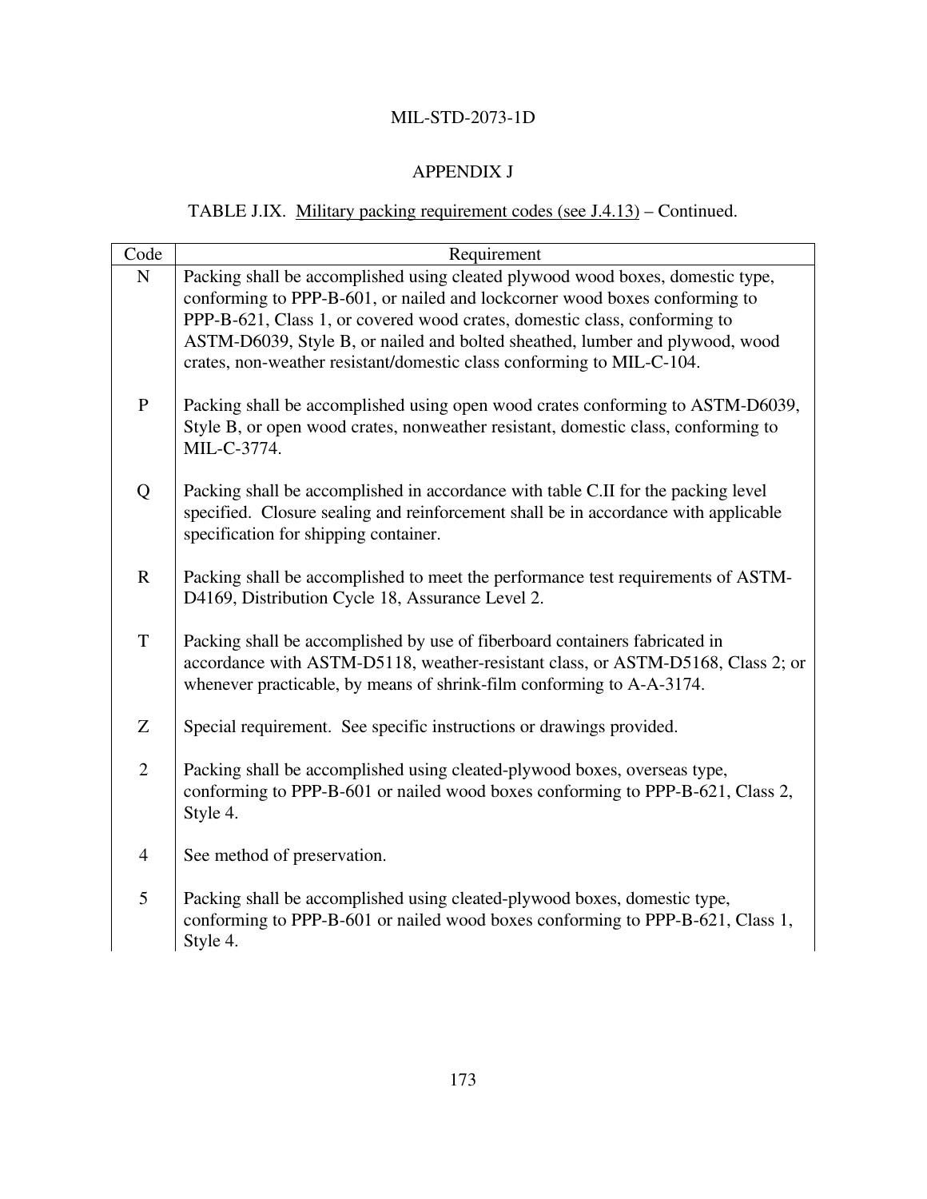## APPENDIX J

TABLE J.IX. Military packing requirement codes (see J.4.13) – Continued.

| Code | Requirement |
|---|---|
| N | Packing shall be accomplished using cleated plywood wood boxes, domestic type, conforming to PPP-B-601, or nailed and lockcorner wood boxes conforming to PPP-B-621, Class 1, or covered wood crates, domestic class, conforming to ASTM-D6039, Style B, or nailed and bolted sheathed, lumber and plywood, wood crates, non-weather resistant/domestic class conforming to MIL-C-104. |
| P | Packing shall be accomplished using open wood crates conforming to ASTM-D6039, Style B, or open wood crates, nonweather resistant, domestic class, conforming to MIL-C-3774. |
| Q | Packing shall be accomplished in accordance with table C.II for the packing level specified. Closure sealing and reinforcement shall be in accordance with applicable specification for shipping container. |
| R | Packing shall be accomplished to meet the performance test requirements of ASTM-D4169, Distribution Cycle 18, Assurance Level 2. |
| T | Packing shall be accomplished by use of fiberboard containers fabricated in accordance with ASTM-D5118, weather-resistant class, or ASTM-D5168, Class 2; or whenever practicable, by means of shrink-film conforming to A-A-3174. |
| Z | Special requirement. See specific instructions or drawings provided. |
| 2 | Packing shall be accomplished using cleated-plywood boxes, overseas type, conforming to PPP-B-601 or nailed wood boxes conforming to PPP-B-621, Class 2, Style 4. |
| 4 | See method of preservation. |
| 5 | Packing shall be accomplished using cleated-plywood boxes, domestic type, conforming to PPP-B-601 or nailed wood boxes conforming to PPP-B-621, Class 1, Style 4. |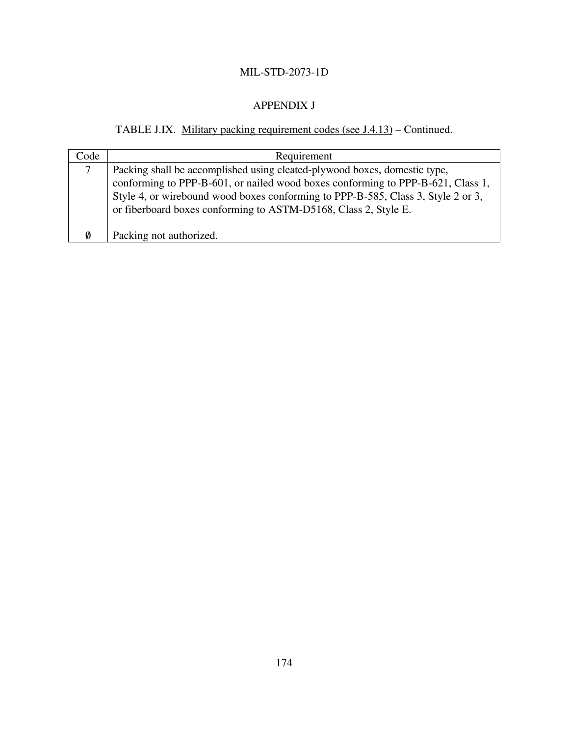APPENDIX J

TABLE J.IX. Military packing requirement codes (see J.4.13) – Continued.

| Code | Requirement |
|---|---|
| 7 | Packing shall be accomplished using cleated-plywood boxes, domestic type, conforming to PPP-B-601, or nailed wood boxes conforming to PPP-B-621, Class 1, Style 4, or wirebound wood boxes conforming to PPP-B-585, Class 3, Style 2 or 3, or fiberboard boxes conforming to ASTM-D5168, Class 2, Style E. |
| Ø | Packing not authorized. |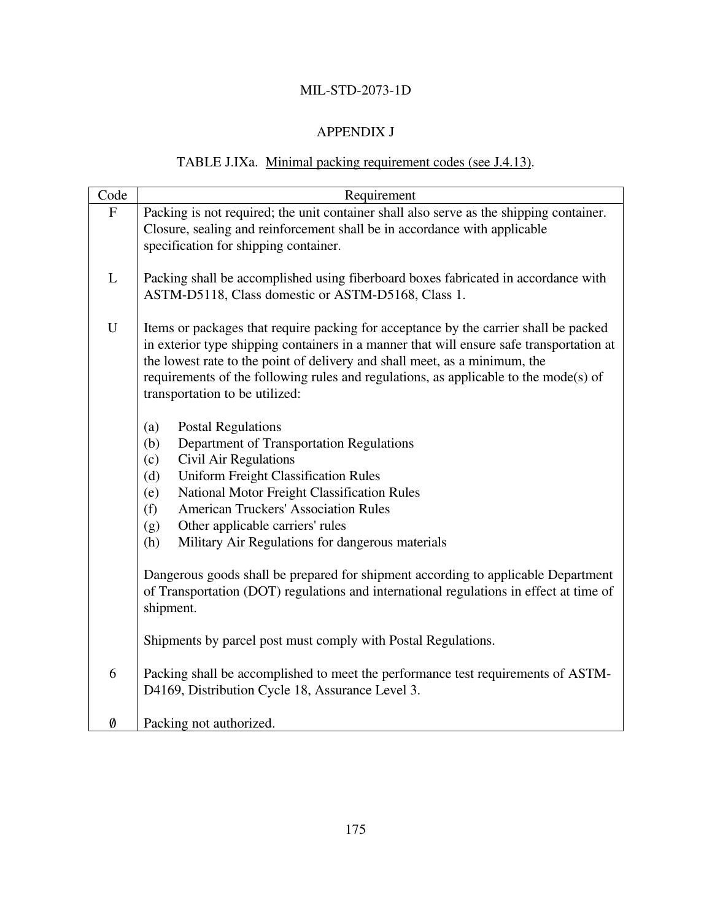## APPENDIX J

### TABLE J.IXa. Minimal packing requirement codes (see J.4.13).

| Code | Requirement |
|---|---|
| F | Packing is not required; the unit container shall also serve as the shipping container. Closure, sealing and reinforcement shall be in accordance with applicable specification for shipping container. |
| L | Packing shall be accomplished using fiberboard boxes fabricated in accordance with ASTM-D5118, Class domestic or ASTM-D5168, Class 1. |
| U | Items or packages that require packing for acceptance by the carrier shall be packed in exterior type shipping containers in a manner that will ensure safe transportation at the lowest rate to the point of delivery and shall meet, as a minimum, the requirements of the following rules and regulations, as applicable to the mode(s) of transportation to be utilized:<br><br>(a) Postal Regulations<br>(b) Department of Transportation Regulations<br>(c) Civil Air Regulations<br>(d) Uniform Freight Classification Rules<br>(e) National Motor Freight Classification Rules<br>(f) American Truckers' Association Rules<br>(g) Other applicable carriers' rules<br>(h) Military Air Regulations for dangerous materials<br><br>Dangerous goods shall be prepared for shipment according to applicable Department of Transportation (DOT) regulations and international regulations in effect at time of shipment.<br><br>Shipments by parcel post must comply with Postal Regulations. |
| 6 | Packing shall be accomplished to meet the performance test requirements of ASTM-D4169, Distribution Cycle 18, Assurance Level 3. |
| Ø | Packing not authorized. |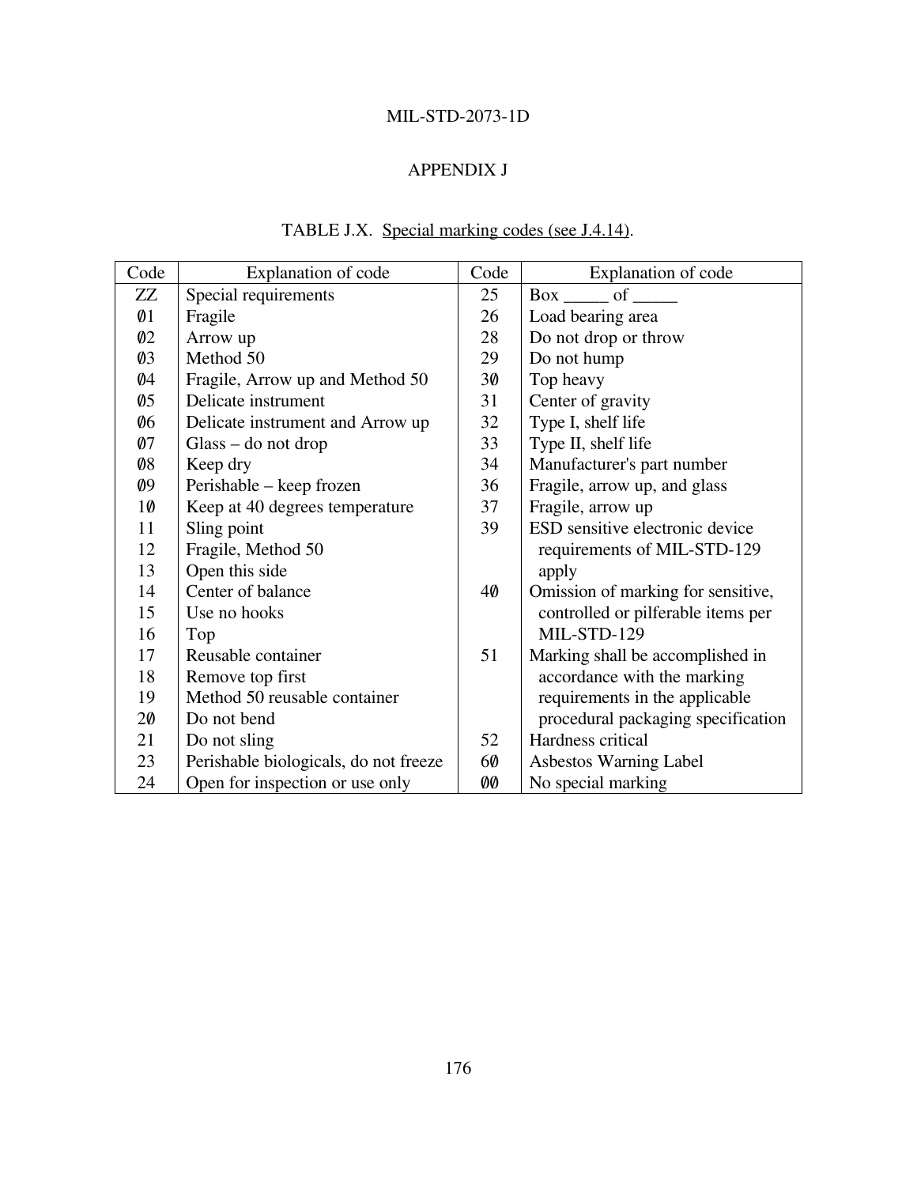## APPENDIX J

TABLE J.X. Special marking codes (see J.4.14).

| Code | Explanation of code | Code | Explanation of code |
|---|---|---|---|
| ZZ | Special requirements | 25 | Box _____ of _____ |
| Ø1 | Fragile | 26 | Load bearing area |
| Ø2 | Arrow up | 28 | Do not drop or throw |
| Ø3 | Method 50 | 29 | Do not hump |
| Ø4 | Fragile, Arrow up and Method 50 | 3Ø | Top heavy |
| Ø5 | Delicate instrument | 31 | Center of gravity |
| Ø6 | Delicate instrument and Arrow up | 32 | Type I, shelf life |
| Ø7 | Glass – do not drop | 33 | Type II, shelf life |
| Ø8 | Keep dry | 34 | Manufacturer's part number |
| Ø9 | Perishable – keep frozen | 36 | Fragile, arrow up, and glass |
| 1Ø | Keep at 40 degrees temperature | 37 | Fragile, arrow up |
| 11 | Sling point | 39 | ESD sensitive electronic device requirements of MIL-STD-129 apply |
| 12 | Fragile, Method 50 | | |
| 13 | Open this side | | |
| 14 | Center of balance | 4Ø | Omission of marking for sensitive, controlled or pilferable items per MIL-STD-129 |
| 15 | Use no hooks | | |
| 16 | Top | | |
| 17 | Reusable container | 51 | Marking shall be accomplished in accordance with the marking requirements in the applicable procedural packaging specification |
| 18 | Remove top first | | |
| 19 | Method 50 reusable container | | |
| 2Ø | Do not bend | | |
| 21 | Do not sling | 52 | Hardness critical |
| 23 | Perishable biologicals, do not freeze | 6Ø | Asbestos Warning Label |
| 24 | Open for inspection or use only | ØØ | No special marking |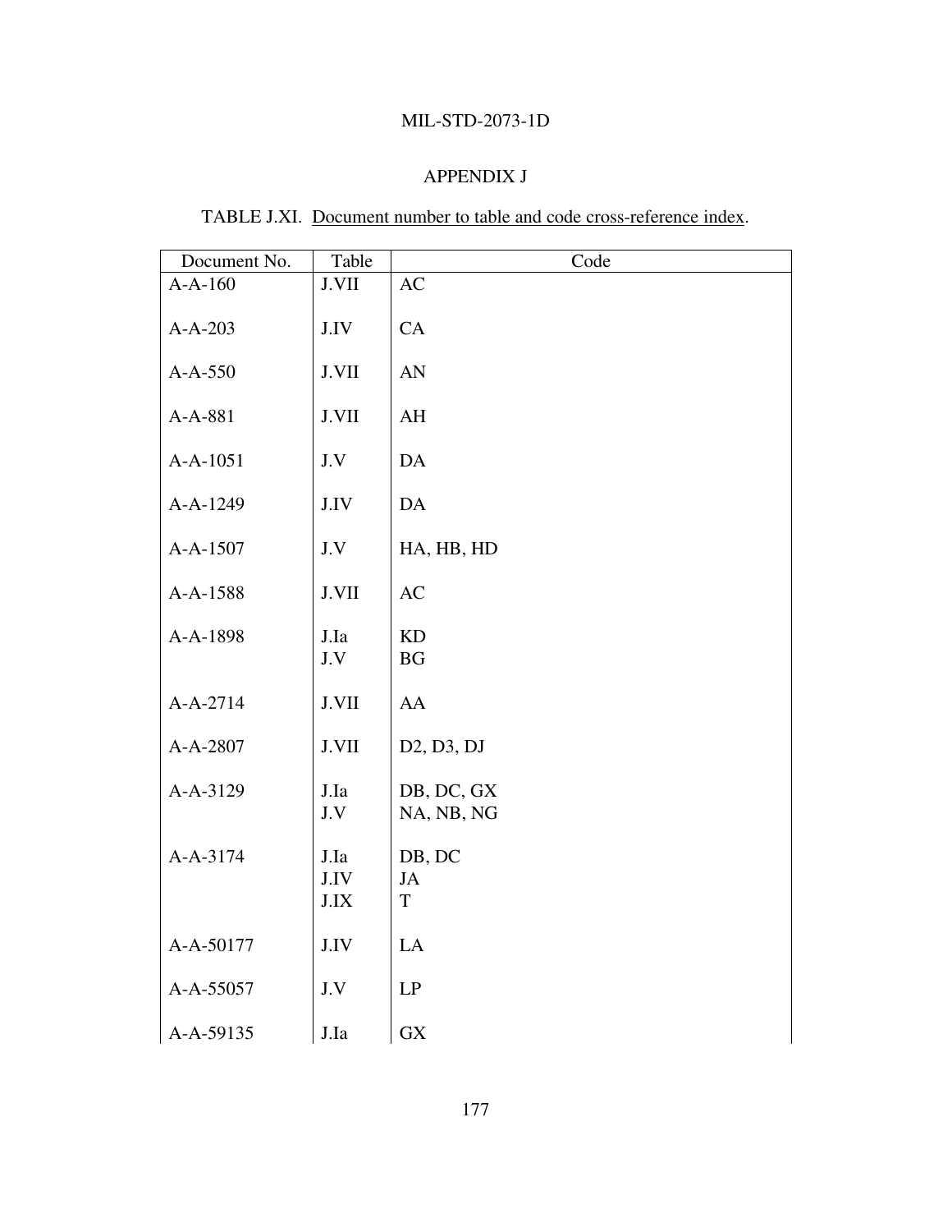## APPENDIX J

TABLE J.XI. Document number to table and code cross-reference index.

| Document No. | Table | Code |
|---|---|---|
| A-A-160 | J.VII | AC |
| A-A-203 | J.IV | CA |
| A-A-550 | J.VII | AN |
| A-A-881 | J.VII | AH |
| A-A-1051 | J.V | DA |
| A-A-1249 | J.IV | DA |
| A-A-1507 | J.V | HA, HB, HD |
| A-A-1588 | J.VII | AC |
| A-A-1898 | J.Ia | KD |
| | J.V | BG |
| A-A-2714 | J.VII | AA |
| A-A-2807 | J.VII | D2, D3, DJ |
| A-A-3129 | J.Ia | DB, DC, GX |
| | J.V | NA, NB, NG |
| A-A-3174 | J.Ia | DB, DC |
| | J.IV | JA |
| | J.IX | T |
| A-A-50177 | J.IV | LA |
| A-A-55057 | J.V | LP |
| A-A-59135 | J.Ia | GX |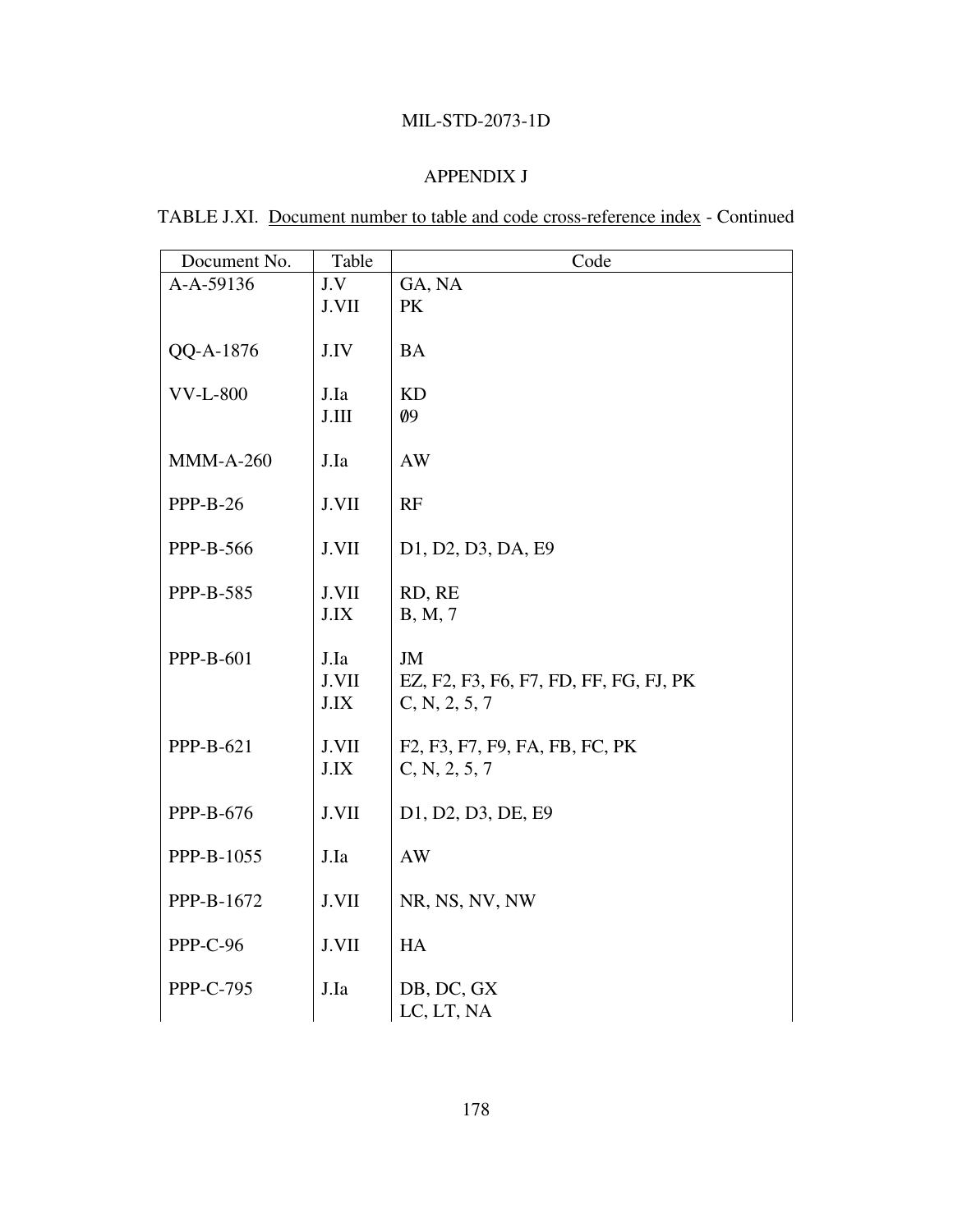APPENDIX J

TABLE J.XI. Document number to table and code cross-reference index - Continued

| Document No. | Table | Code |
|---|---|---|
| A-A-59136 | J.V | GA, NA |
| | J.VII | PK |
| QQ-A-1876 | J.IV | BA |
| VV-L-800 | J.Ia | KD |
| | J.III | Ø9 |
| MMM-A-260 | J.Ia | AW |
| PPP-B-26 | J.VII | RF |
| PPP-B-566 | J.VII | D1, D2, D3, DA, E9 |
| PPP-B-585 | J.VII | RD, RE |
| | J.IX | B, M, 7 |
| PPP-B-601 | J.Ia | JM |
| | J.VII | EZ, F2, F3, F6, F7, FD, FF, FG, FJ, PK |
| | J.IX | C, N, 2, 5, 7 |
| PPP-B-621 | J.VII | F2, F3, F7, F9, FA, FB, FC, PK |
| | J.IX | C, N, 2, 5, 7 |
| PPP-B-676 | J.VII | D1, D2, D3, DE, E9 |
| PPP-B-1055 | J.Ia | AW |
| PPP-B-1672 | J.VII | NR, NS, NV, NW |
| PPP-C-96 | J.VII | HA |
| PPP-C-795 | J.Ia | DB, DC, GX |
| | | LC, LT, NA |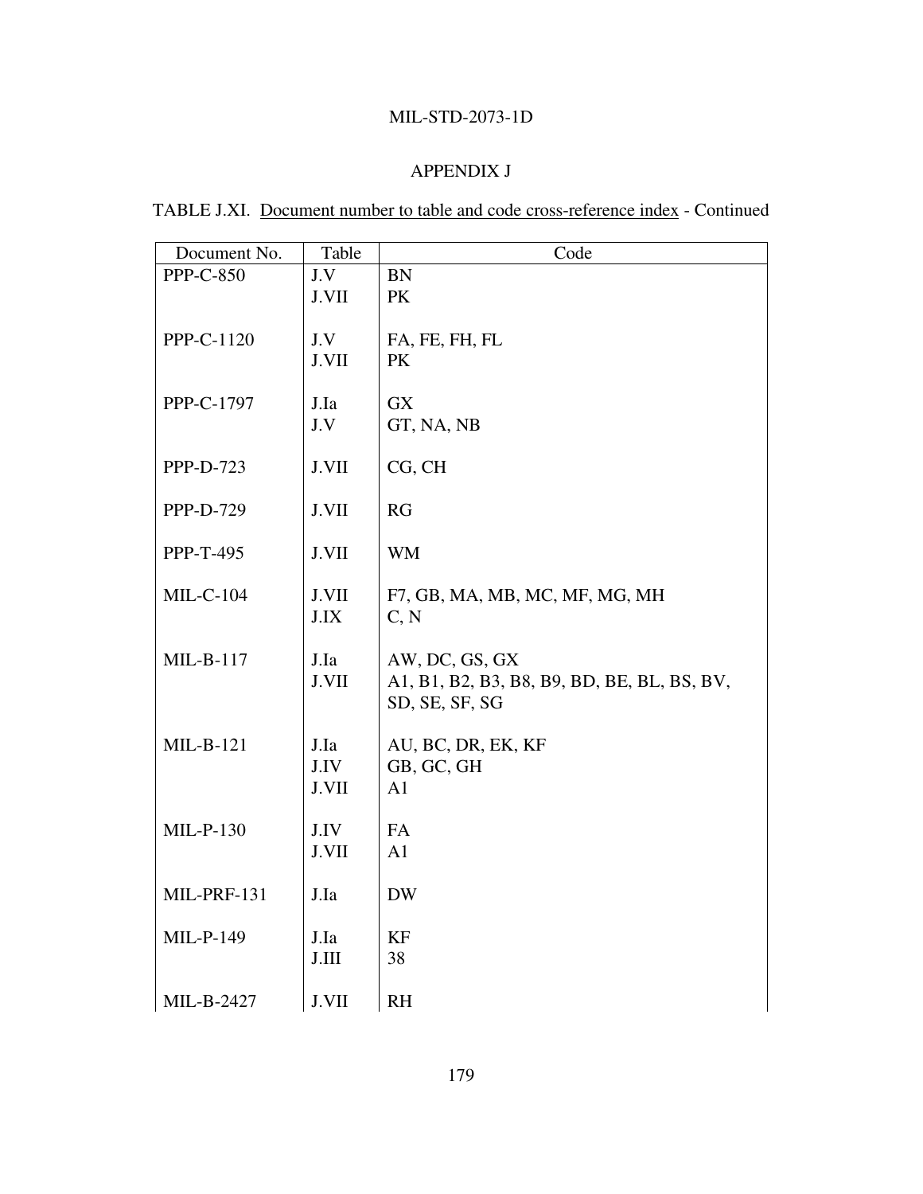## APPENDIX J

TABLE J.XI. Document number to table and code cross-reference index - Continued

| Document No. | Table | Code |
|---|---|---|
| PPP-C-850 | J.V | BN |
| | J.VII | PK |
| PPP-C-1120 | J.V | FA, FE, FH, FL |
| | J.VII | PK |
| PPP-C-1797 | J.Ia | GX |
| | J.V | GT, NA, NB |
| PPP-D-723 | J.VII | CG, CH |
| PPP-D-729 | J.VII | RG |
| PPP-T-495 | J.VII | WM |
| MIL-C-104 | J.VII | F7, GB, MA, MB, MC, MF, MG, MH |
| | J.IX | C, N |
| MIL-B-117 | J.Ia | AW, DC, GS, GX |
| | J.VII | A1, B1, B2, B3, B8, B9, BD, BE, BL, BS, BV, SD, SE, SF, SG |
| MIL-B-121 | J.Ia | AU, BC, DR, EK, KF |
| | J.IV | GB, GC, GH |
| | J.VII | A1 |
| MIL-P-130 | J.IV | FA |
| | J.VII | A1 |
| MIL-PRF-131 | J.Ia | DW |
| MIL-P-149 | J.Ia | KF |
| | J.III | 38 |
| MIL-B-2427 | J.VII | RH |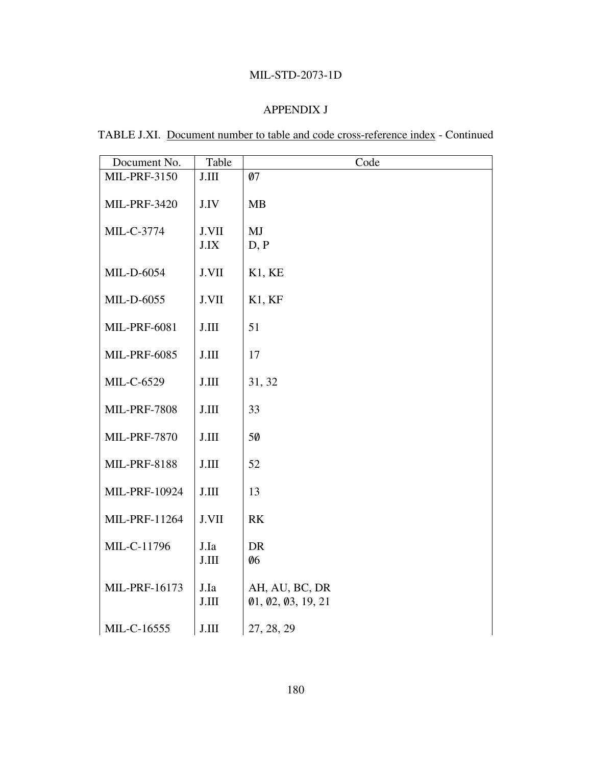## APPENDIX J

TABLE J.XI. Document number to table and code cross-reference index - Continued

| Document No. | Table | Code |
|---|---|---|
| MIL-PRF-3150 | J.III | Ø7 |
| MIL-PRF-3420 | J.IV | MB |
| MIL-C-3774 | J.VII | MJ |
| | J.IX | D, P |
| MIL-D-6054 | J.VII | K1, KE |
| MIL-D-6055 | J.VII | K1, KF |
| MIL-PRF-6081 | J.III | 51 |
| MIL-PRF-6085 | J.III | 17 |
| MIL-C-6529 | J.III | 31, 32 |
| MIL-PRF-7808 | J.III | 33 |
| MIL-PRF-7870 | J.III | 5Ø |
| MIL-PRF-8188 | J.III | 52 |
| MIL-PRF-10924 | J.III | 13 |
| MIL-PRF-11264 | J.VII | RK |
| MIL-C-11796 | J.Ia | DR |
| | J.III | Ø6 |
| MIL-PRF-16173 | J.Ia | AH, AU, BC, DR |
| | J.III | Ø1, Ø2, Ø3, 19, 21 |
| MIL-C-16555 | J.III | 27, 28, 29 |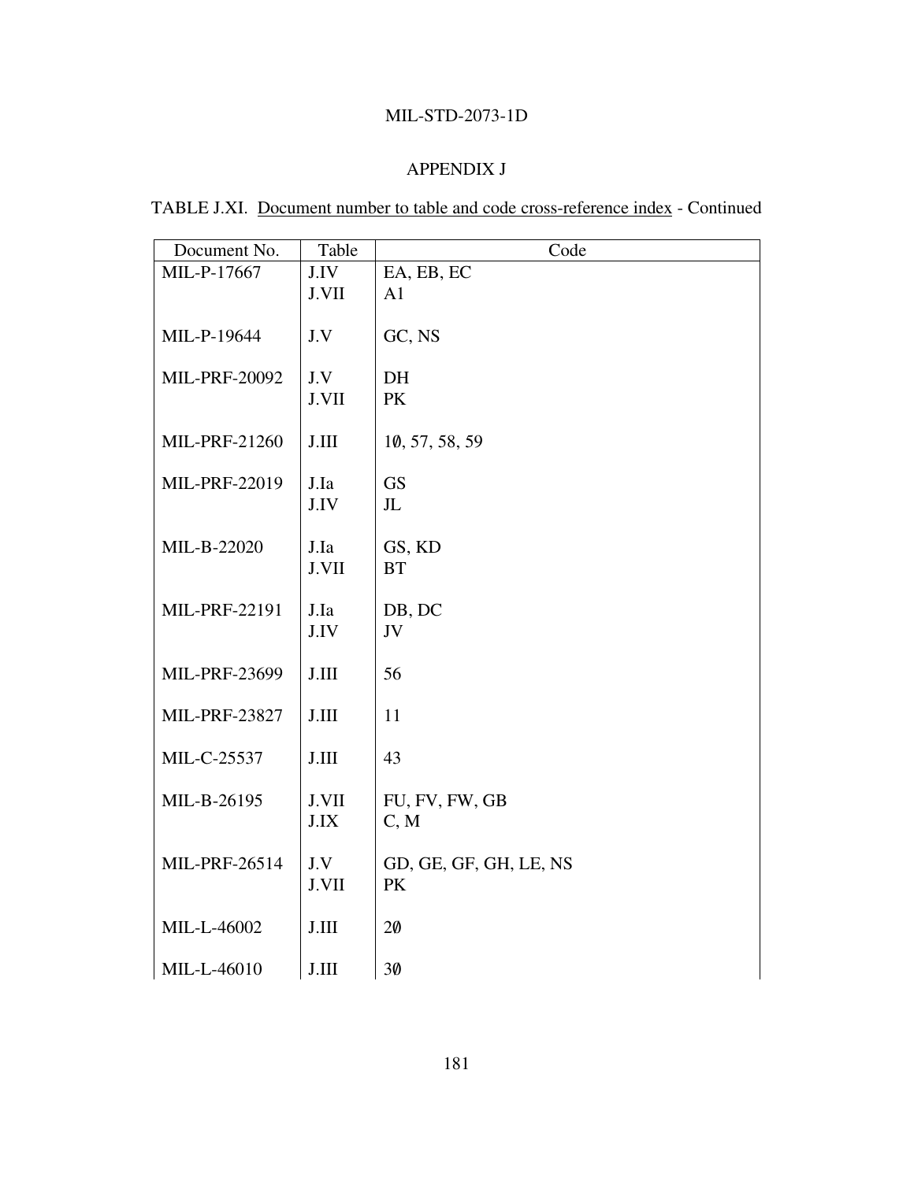MIL-STD-2073-1D

APPENDIX J

TABLE J.XI. Document number to table and code cross-reference index - Continued

| Document No. | Table | Code |
|---|---|---|
| MIL-P-17667 | J.IV | EA, EB, EC |
| | J.VII | A1 |
| MIL-P-19644 | J.V | GC, NS |
| MIL-PRF-20092 | J.V | DH |
| | J.VII | PK |
| MIL-PRF-21260 | J.III | 1Ø, 57, 58, 59 |
| MIL-PRF-22019 | J.Ia | GS |
| | J.IV | JL |
| MIL-B-22020 | J.Ia | GS, KD |
| | J.VII | BT |
| MIL-PRF-22191 | J.Ia | DB, DC |
| | J.IV | JV |
| MIL-PRF-23699 | J.III | 56 |
| MIL-PRF-23827 | J.III | 11 |
| MIL-C-25537 | J.III | 43 |
| MIL-B-26195 | J.VII | FU, FV, FW, GB |
| | J.IX | C, M |
| MIL-PRF-26514 | J.V | GD, GE, GF, GH, LE, NS |
| | J.VII | PK |
| MIL-L-46002 | J.III | 2Ø |
| MIL-L-46010 | J.III | 3Ø |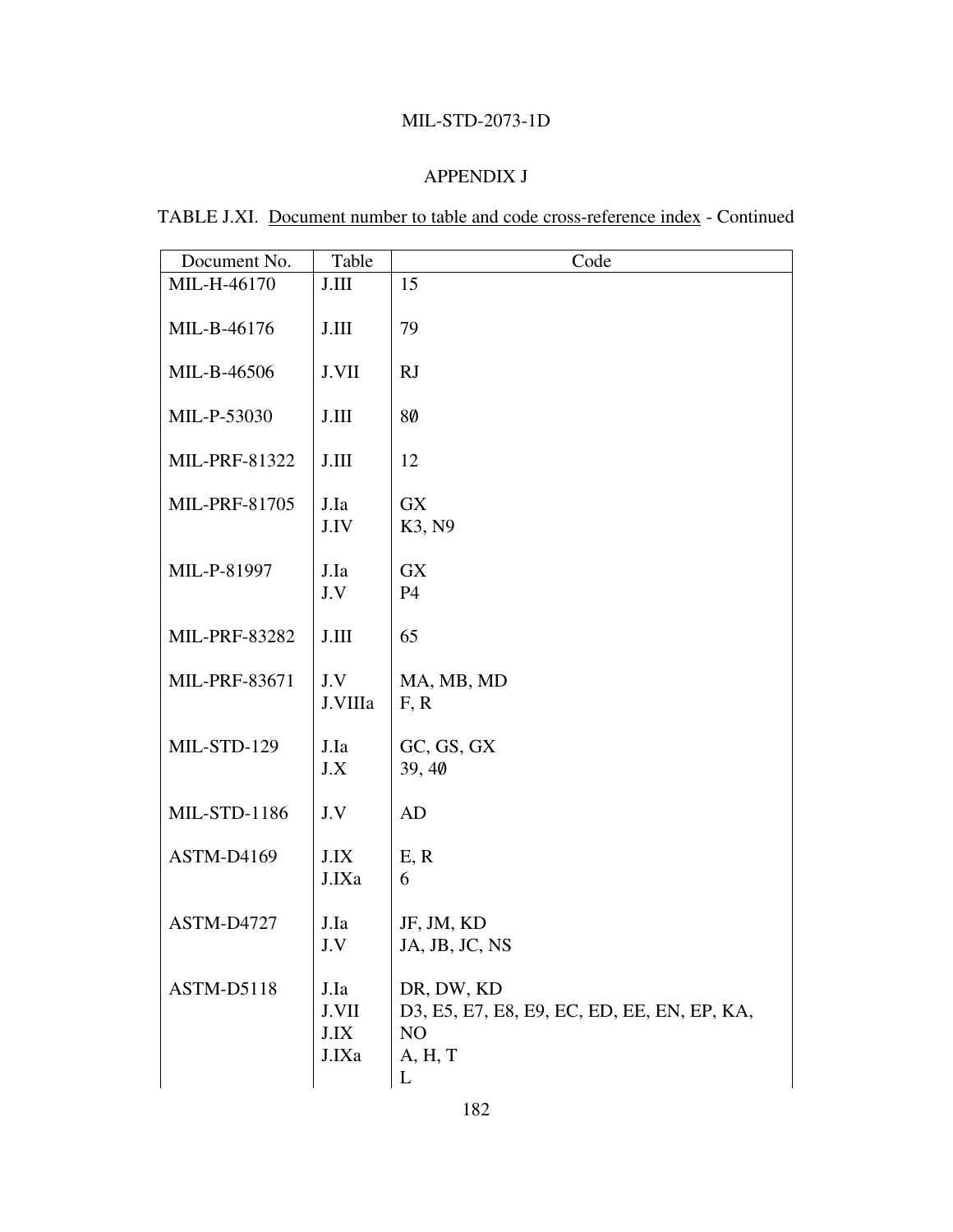APPENDIX J

TABLE J.XI. Document number to table and code cross-reference index - Continued

| Document No. | Table | Code |
|---|---|---|
| MIL-H-46170 | J.III | 15 |
| MIL-B-46176 | J.III | 79 |
| MIL-B-46506 | J.VII | RJ |
| MIL-P-53030 | J.III | 8Ø |
| MIL-PRF-81322 | J.III | 12 |
| MIL-PRF-81705 | J.Ia | GX |
| | J.IV | K3, N9 |
| MIL-P-81997 | J.Ia | GX |
| | J.V | P4 |
| MIL-PRF-83282 | J.III | 65 |
| MIL-PRF-83671 | J.V | MA, MB, MD |
| | J.VIIIa | F, R |
| MIL-STD-129 | J.Ia | GC, GS, GX |
| | J.X | 39, 4Ø |
| MIL-STD-1186 | J.V | AD |
| ASTM-D4169 | J.IX | E, R |
| | J.IXa | 6 |
| ASTM-D4727 | J.Ia | JF, JM, KD |
| | J.V | JA, JB, JC, NS |
| ASTM-D5118 | J.Ia | DR, DW, KD |
| | J.VII | D3, E5, E7, E8, E9, EC, ED, EE, EN, EP, KA, NO |
| | J.IX | A, H, T |
| | J.IXa | L |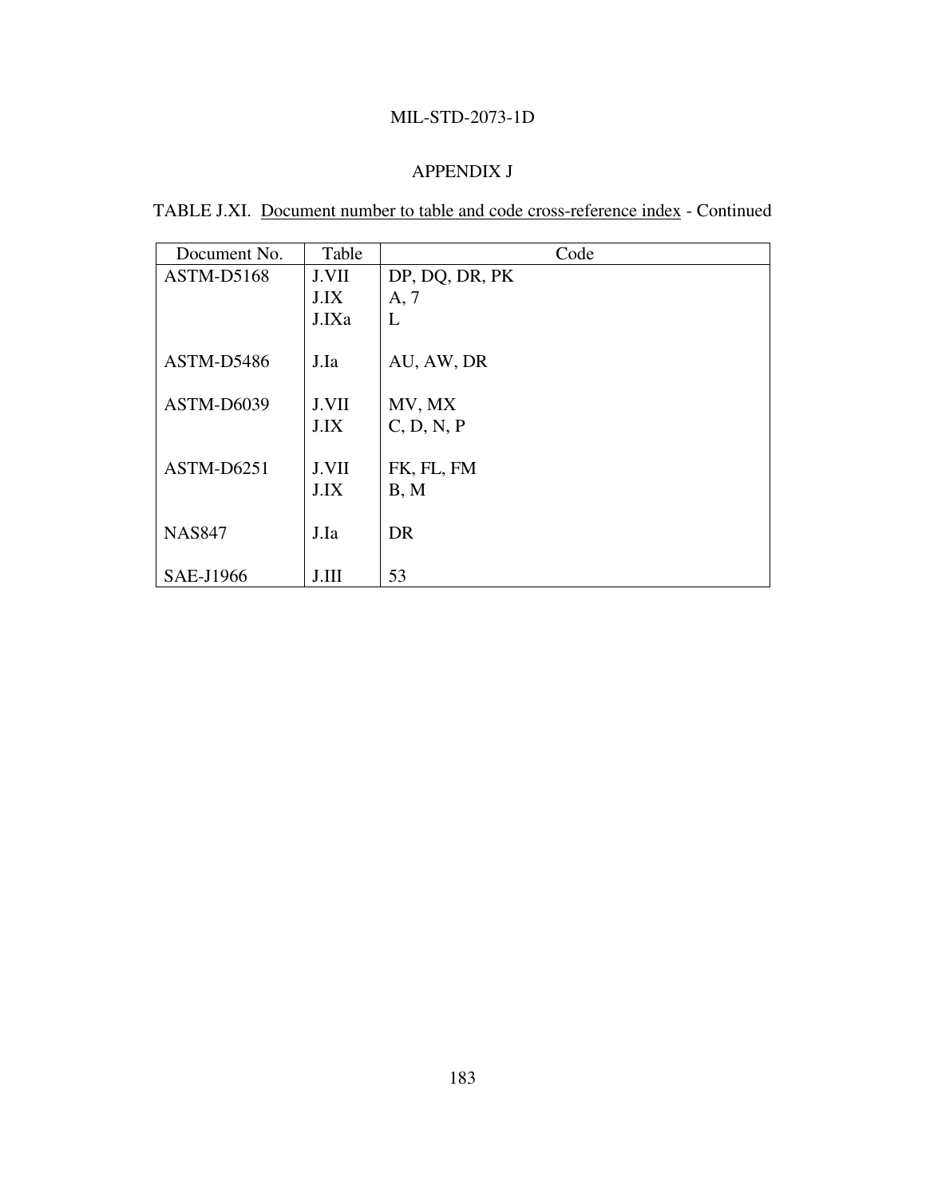## APPENDIX J

TABLE J.XI. Document number to table and code cross-reference index - Continued

| Document No. | Table | Code |
|---|---|---|
| ASTM-D5168 | J.VII | DP, DQ, DR, PK |
| | J.IX | A, 7 |
| | J.IXa | L |
| ASTM-D5486 | J.Ia | AU, AW, DR |
| ASTM-D6039 | J.VII | MV, MX |
| | J.IX | C, D, N, P |
| ASTM-D6251 | J.VII | FK, FL, FM |
| | J.IX | B, M |
| NAS847 | J.Ia | DR |
| SAE-J1966 | J.III | 53 |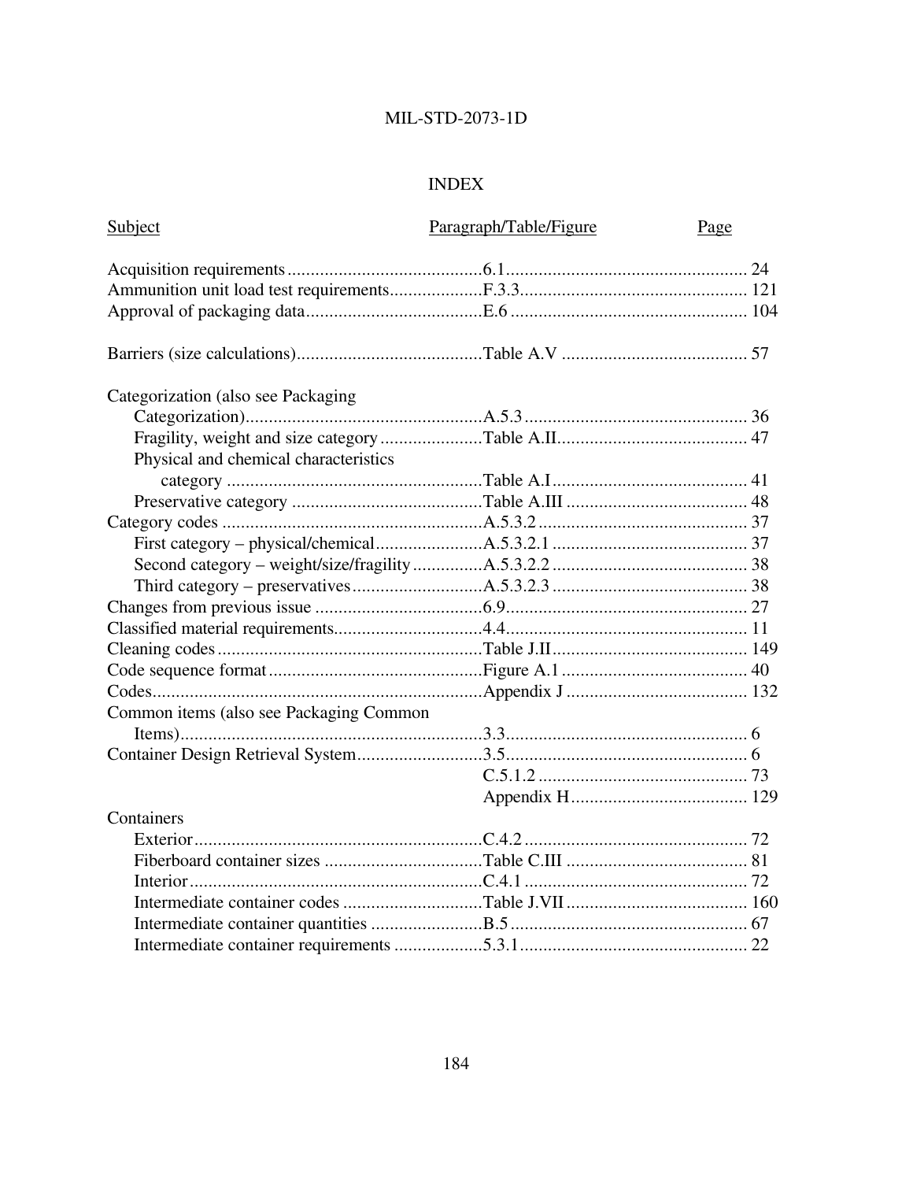# INDEX

| Subject | Paragraph/Table/Figure | Page |
|---|---|---|
| Acquisition requirements | 6.1 | 24 |
| Ammunition unit load test requirements | F.3.3 | 121 |
| Approval of packaging data | E.6 | 104 |
| | | |
| Barriers (size calculations) | Table A.V | 57 |
| | | |
| Categorization (also see Packaging Categorization) | A.5.3 | 36 |
| Fragility, weight and size category | Table A.II | 47 |
| Physical and chemical characteristics category | Table A.I | 41 |
| Preservative category | Table A.III | 48 |
| Category codes | A.5.3.2 | 37 |
| First category – physical/chemical | A.5.3.2.1 | 37 |
| Second category – weight/size/fragility | A.5.3.2.2 | 38 |
| Third category – preservatives | A.5.3.2.3 | 38 |
| Changes from previous issue | 6.9 | 27 |
| Classified material requirements | 4.4 | 11 |
| Cleaning codes | Table J.II | 149 |
| Code sequence format | Figure A.1 | 40 |
| Codes | Appendix J | 132 |
| Common items (also see Packaging Common Items) | 3.3 | 6 |
| Container Design Retrieval System | 3.5 | 6 |
| | C.5.1.2 | 73 |
| | Appendix H | 129 |
| Containers | | |
| Exterior | C.4.2 | 72 |
| Fiberboard container sizes | Table C.III | 81 |
| Interior | C.4.1 | 72 |
| Intermediate container codes | Table J.VII | 160 |
| Intermediate container quantities | B.5 | 67 |
| Intermediate container requirements | 5.3.1 | 22 |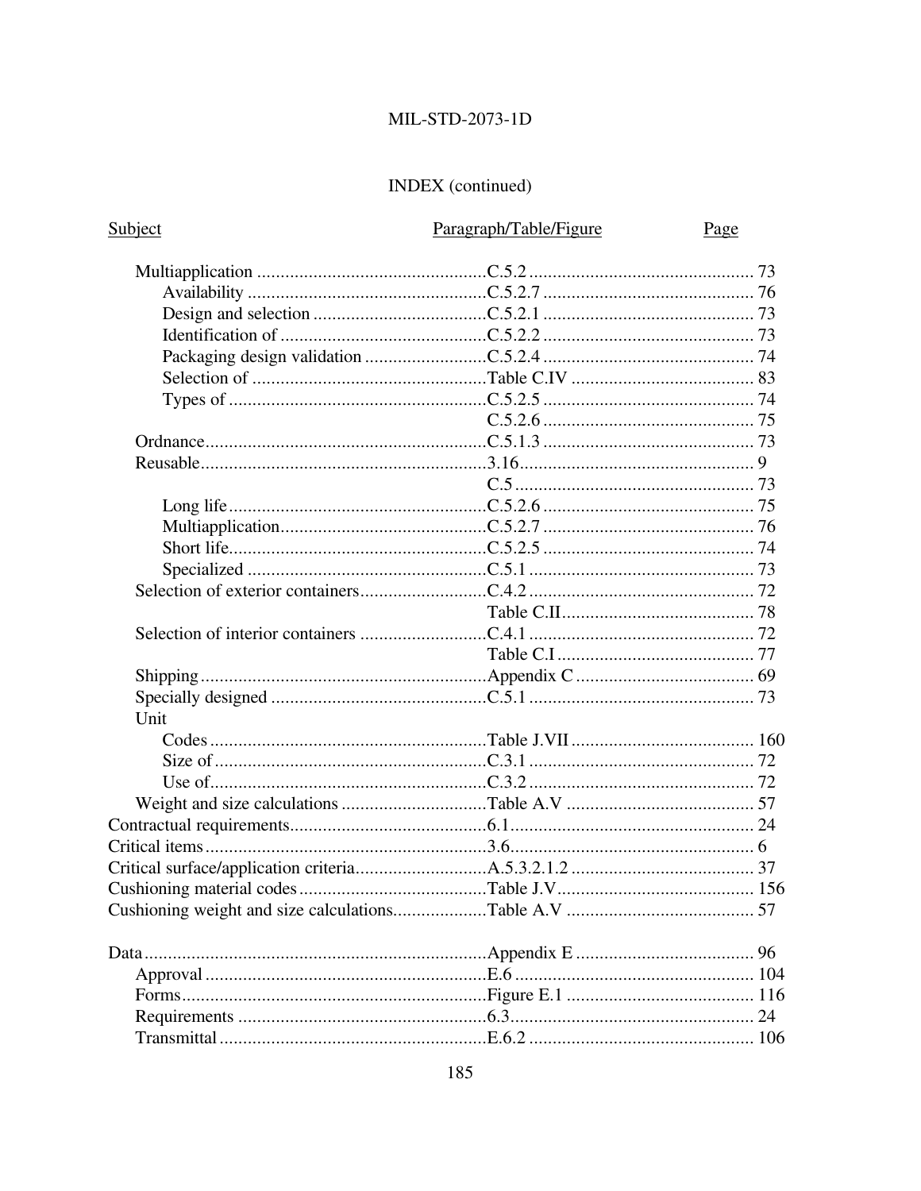## INDEX (continued)

| Subject | Paragraph/Table/Figure | Page |
|---|---|---|
| Multiapplication | C.5.2 | 73 |
| Availability | C.5.2.7 | 76 |
| Design and selection | C.5.2.1 | 73 |
| Identification of | C.5.2.2 | 73 |
| Packaging design validation | C.5.2.4 | 74 |
| Selection of | Table C.IV | 83 |
| Types of | C.5.2.5 | 74 |
| | C.5.2.6 | 75 |
| Ordnance | C.5.1.3 | 73 |
| Reusable | 3.16 | 9 |
| | C.5 | 73 |
| Long life | C.5.2.6 | 75 |
| Multiapplication | C.5.2.7 | 76 |
| Short life | C.5.2.5 | 74 |
| Specialized | C.5.1 | 73 |
| Selection of exterior containers | C.4.2 | 72 |
| | Table C.II | 78 |
| Selection of interior containers | C.4.1 | 72 |
| | Table C.I | 77 |
| Shipping | Appendix C | 69 |
| Specially designed | C.5.1 | 73 |
| Unit | | |
| Codes | Table J.VII | 160 |
| Size of | C.3.1 | 72 |
| Use of | C.3.2 | 72 |
| Weight and size calculations | Table A.V | 57 |
| Contractual requirements | 6.1 | 24 |
| Critical items | 3.6 | 6 |
| Critical surface/application criteria | A.5.3.2.1.2 | 37 |
| Cushioning material codes | Table J.V | 156 |
| Cushioning weight and size calculations | Table A.V | 57 |
| | | |
| Data | Appendix E | 96 |
| Approval | E.6 | 104 |
| Forms | Figure E.1 | 116 |
| Requirements | 6.3 | 24 |
| Transmittal | E.6.2 | 106 |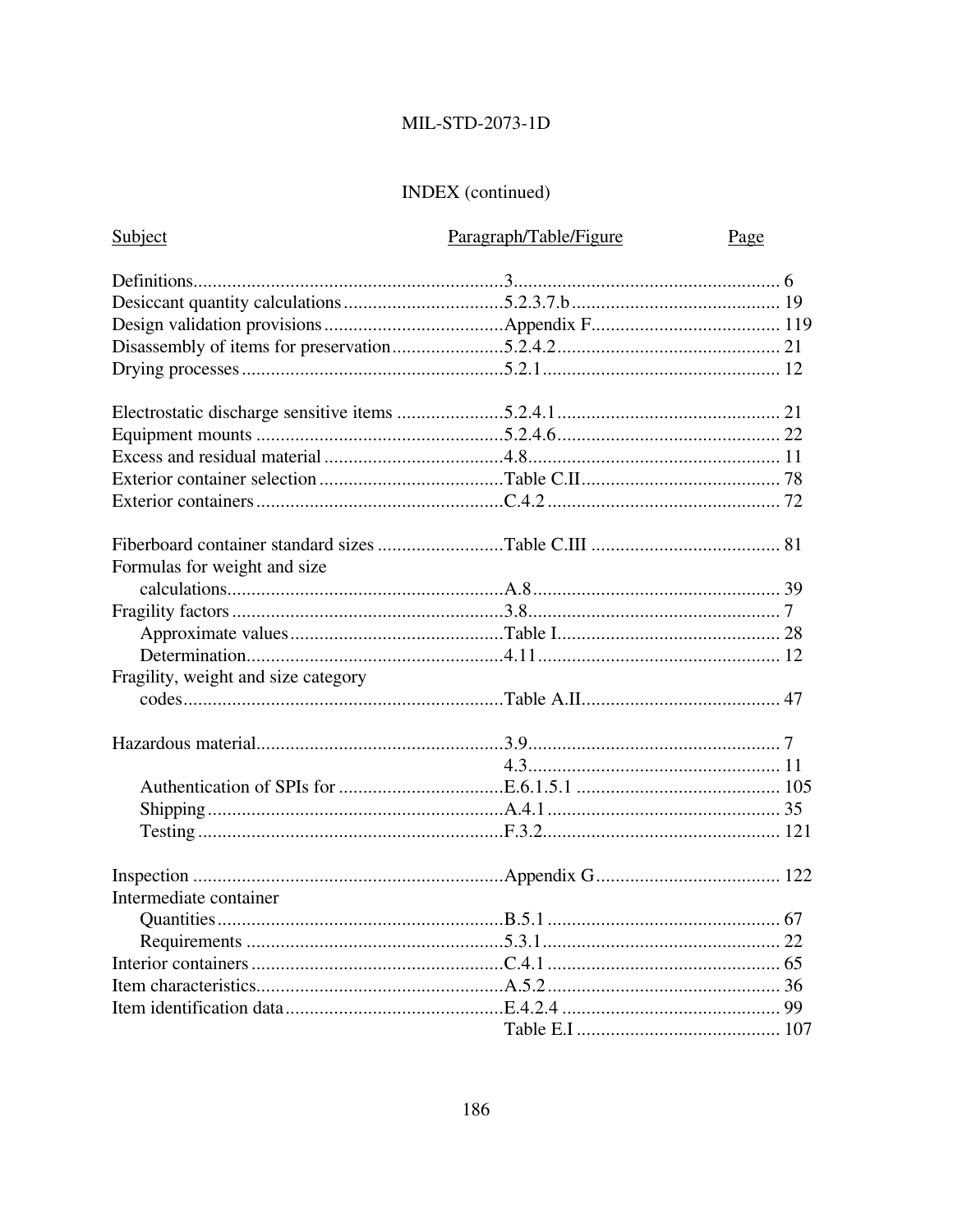## INDEX (continued)

| Subject | Paragraph/Table/Figure | Page |
|---|---|---|
| Definitions | 3 | 6 |
| Desiccant quantity calculations | 5.2.3.7.b | 19 |
| Design validation provisions | Appendix F | 119 |
| Disassembly of items for preservation | 5.2.4.2 | 21 |
| Drying processes | 5.2.1 | 12 |
| | | |
| Electrostatic discharge sensitive items | 5.2.4.1 | 21 |
| Equipment mounts | 5.2.4.6 | 22 |
| Excess and residual material | 4.8 | 11 |
| Exterior container selection | Table C.II | 78 |
| Exterior containers | C.4.2 | 72 |
| | | |
| Fiberboard container standard sizes | Table C.III | 81 |
| Formulas for weight and size calculations | A.8 | 39 |
| Fragility factors | 3.8 | 7 |
| Approximate values | Table I | 28 |
| Determination | 4.11 | 12 |
| Fragility, weight and size category codes | Table A.II | 47 |
| | | |
| Hazardous material | 3.9 | 7 |
| | 4.3 | 11 |
| Authentication of SPIs for | E.6.1.5.1 | 105 |
| Shipping | A.4.1 | 35 |
| Testing | F.3.2 | 121 |
| | | |
| Inspection | Appendix G | 122 |
| Intermediate container | | |
| Quantities | B.5.1 | 67 |
| Requirements | 5.3.1 | 22 |
| Interior containers | C.4.1 | 65 |
| Item characteristics | A.5.2 | 36 |
| Item identification data | E.4.2.4 | 99 |
| | Table E.I | 107 |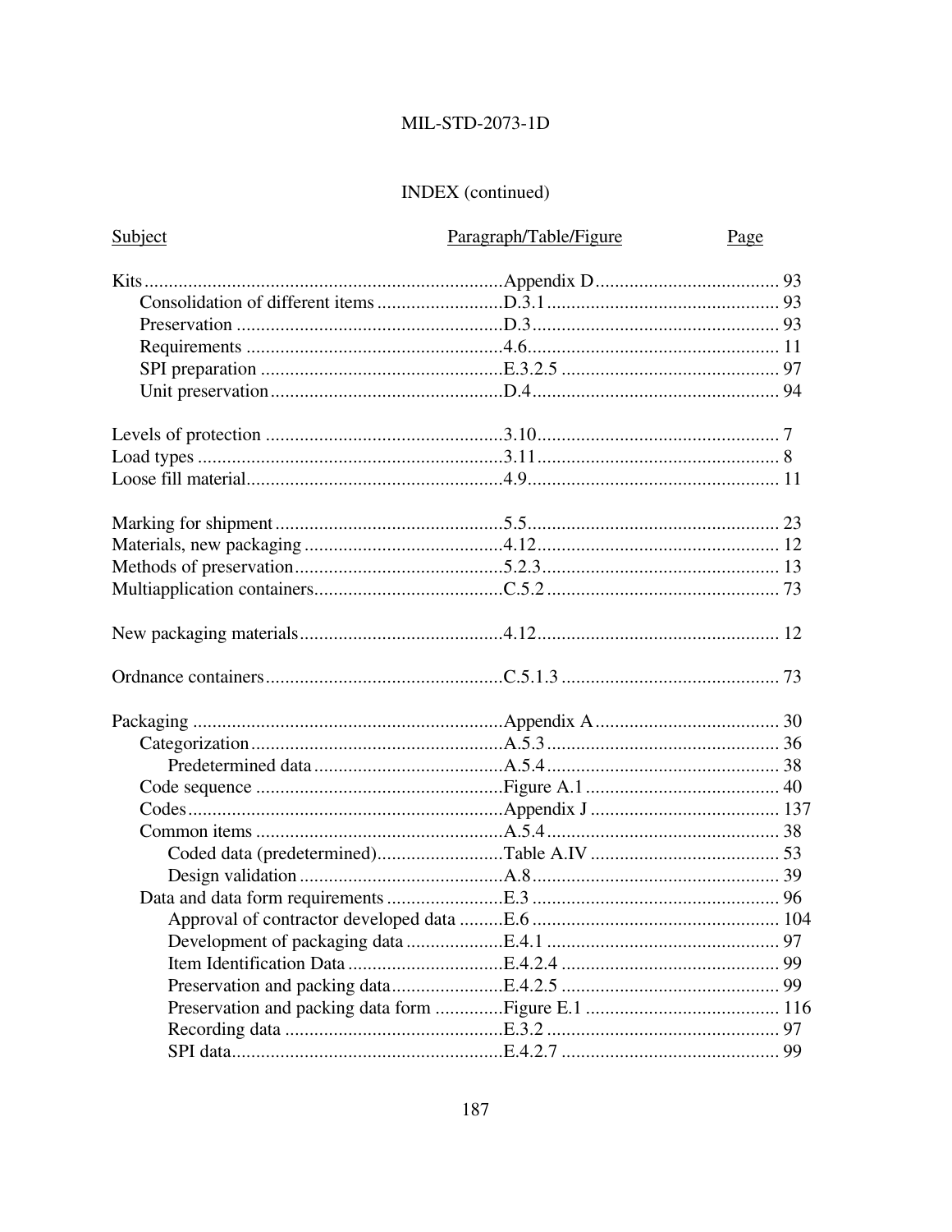## INDEX (continued)

| Subject | Paragraph/Table/Figure | Page |
|---|---|---|
| Kits | Appendix D | 93 |
| Consolidation of different items | D.3.1 | 93 |
| Preservation | D.3 | 93 |
| Requirements | 4.6 | 11 |
| SPI preparation | E.3.2.5 | 97 |
| Unit preservation | D.4 | 94 |
| | | |
| Levels of protection | 3.10 | 7 |
| Load types | 3.11 | 8 |
| Loose fill material | 4.9 | 11 |
| | | |
| Marking for shipment | 5.5 | 23 |
| Materials, new packaging | 4.12 | 12 |
| Methods of preservation | 5.2.3 | 13 |
| Multiapplication containers | C.5.2 | 73 |
| | | |
| New packaging materials | 4.12 | 12 |
| | | |
| Ordnance containers | C.5.1.3 | 73 |
| | | |
| Packaging | Appendix A | 30 |
| Categorization | A.5.3 | 36 |
| Predetermined data | A.5.4 | 38 |
| Code sequence | Figure A.1 | 40 |
| Codes | Appendix J | 137 |
| Common items | A.5.4 | 38 |
| Coded data (predetermined) | Table A.IV | 53 |
| Design validation | A.8 | 39 |
| Data and data form requirements | E.3 | 96 |
| Approval of contractor developed data | E.6 | 104 |
| Development of packaging data | E.4.1 | 97 |
| Item Identification Data | E.4.2.4 | 99 |
| Preservation and packing data | E.4.2.5 | 99 |
| Preservation and packing data form | Figure E.1 | 116 |
| Recording data | E.3.2 | 97 |
| SPI data | E.4.2.7 | 99 |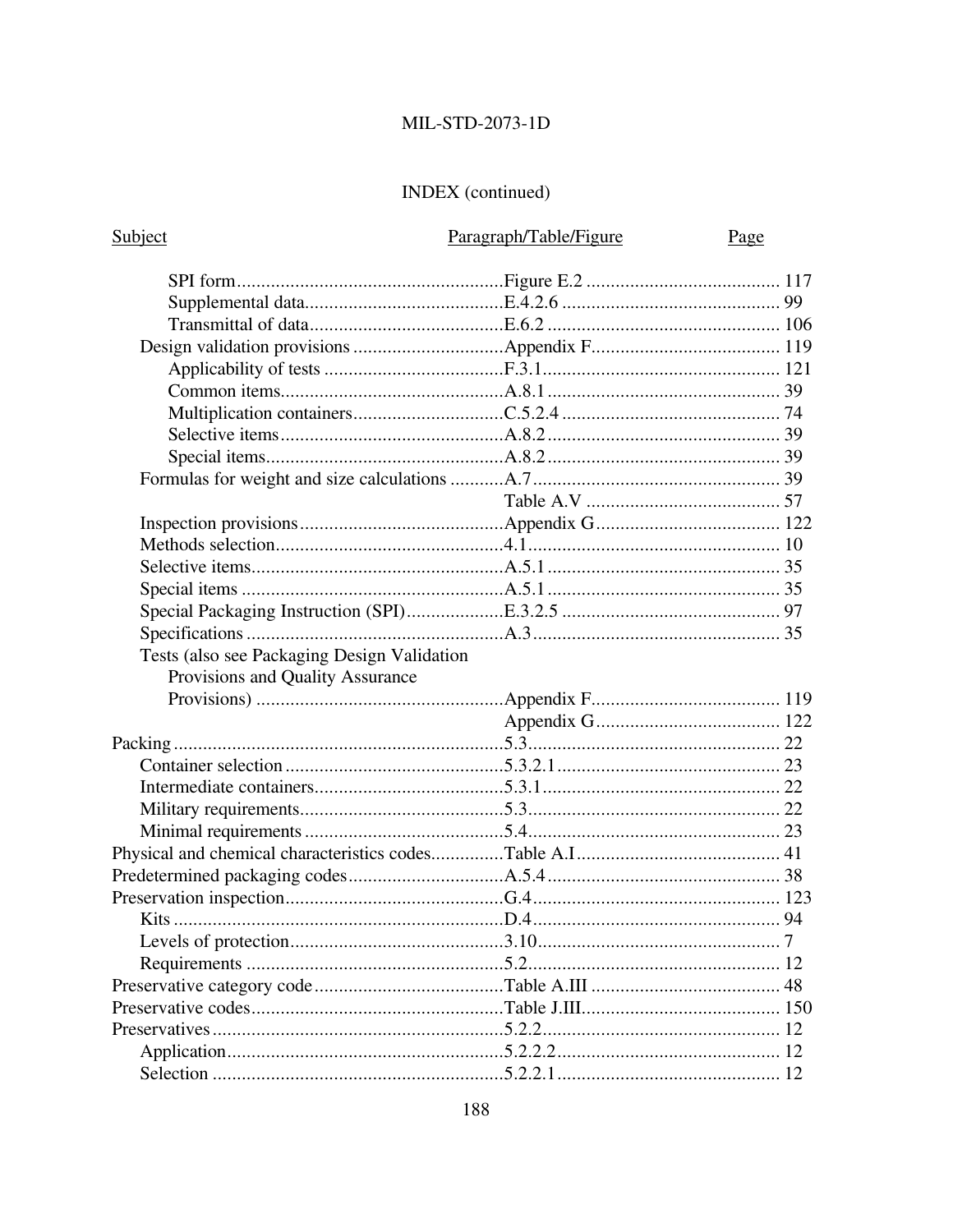## INDEX (continued)

| Subject | Paragraph/Table/Figure | Page |
|---|---|---|
| SPI form | Figure E.2 | 117 |
| Supplemental data | E.4.2.6 | 99 |
| Transmittal of data | E.6.2 | 106 |
| Design validation provisions | Appendix F | 119 |
| Applicability of tests | F.3.1 | 121 |
| Common items | A.8.1 | 39 |
| Multiplication containers | C.5.2.4 | 74 |
| Selective items | A.8.2 | 39 |
| Special items | A.8.2 | 39 |
| Formulas for weight and size calculations | A.7 | 39 |
| | Table A.V | 57 |
| Inspection provisions | Appendix G | 122 |
| Methods selection | 4.1 | 10 |
| Selective items | A.5.1 | 35 |
| Special items | A.5.1 | 35 |
| Special Packaging Instruction (SPI) | E.3.2.5 | 97 |
| Specifications | A.3 | 35 |
| Tests (also see Packaging Design Validation Provisions and Quality Assurance Provisions) | Appendix F | 119 |
| | Appendix G | 122 |
| Packing | 5.3 | 22 |
| Container selection | 5.3.2.1 | 23 |
| Intermediate containers | 5.3.1 | 22 |
| Military requirements | 5.3 | 22 |
| Minimal requirements | 5.4 | 23 |
| Physical and chemical characteristics codes | Table A.I | 41 |
| Predetermined packaging codes | A.5.4 | 38 |
| Preservation inspection | G.4 | 123 |
| Kits | D.4 | 94 |
| Levels of protection | 3.10 | 7 |
| Requirements | 5.2 | 12 |
| Preservative category code | Table A.III | 48 |
| Preservative codes | Table J.III | 150 |
| Preservatives | 5.2.2 | 12 |
| Application | 5.2.2.2 | 12 |
| Selection | 5.2.2.1 | 12 |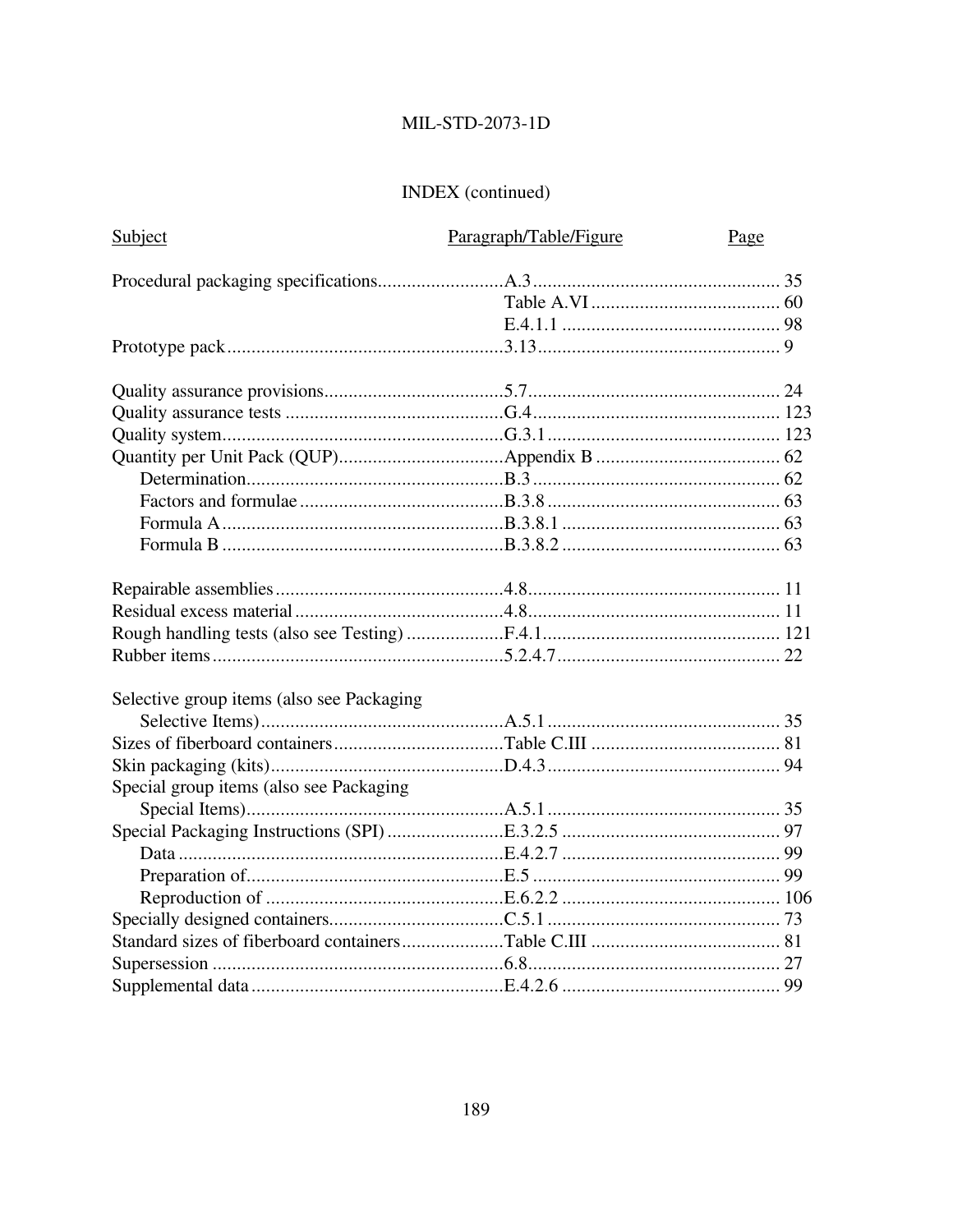# INDEX (continued)

| Subject | Paragraph/Table/Figure | Page |
|---|---|---|
| Procedural packaging specifications | A.3 | 35 |
| | Table A.VI | 60 |
| | E.4.1.1 | 98 |
| Prototype pack | 3.13 | 9 |
| | | |
| Quality assurance provisions | 5.7 | 24 |
| Quality assurance tests | G.4 | 123 |
| Quality system | G.3.1 | 123 |
| Quantity per Unit Pack (QUP) | Appendix B | 62 |
| Determination | B.3 | 62 |
| Factors and formulae | B.3.8 | 63 |
| Formula A | B.3.8.1 | 63 |
| Formula B | B.3.8.2 | 63 |
| | | |
| Repairable assemblies | 4.8 | 11 |
| Residual excess material | 4.8 | 11 |
| Rough handling tests (also see Testing) | F.4.1 | 121 |
| Rubber items | 5.2.4.7 | 22 |
| | | |
| Selective group items (also see Packaging Selective Items) | A.5.1 | 35 |
| Sizes of fiberboard containers | Table C.III | 81 |
| Skin packaging (kits) | D.4.3 | 94 |
| Special group items (also see Packaging Special Items) | A.5.1 | 35 |
| Special Packaging Instructions (SPI) | E.3.2.5 | 97 |
| Data | E.4.2.7 | 99 |
| Preparation of | E.5 | 99 |
| Reproduction of | E.6.2.2 | 106 |
| Specially designed containers | C.5.1 | 73 |
| Standard sizes of fiberboard containers | Table C.III | 81 |
| Supersession | 6.8 | 27 |
| Supplemental data | E.4.2.6 | 99 |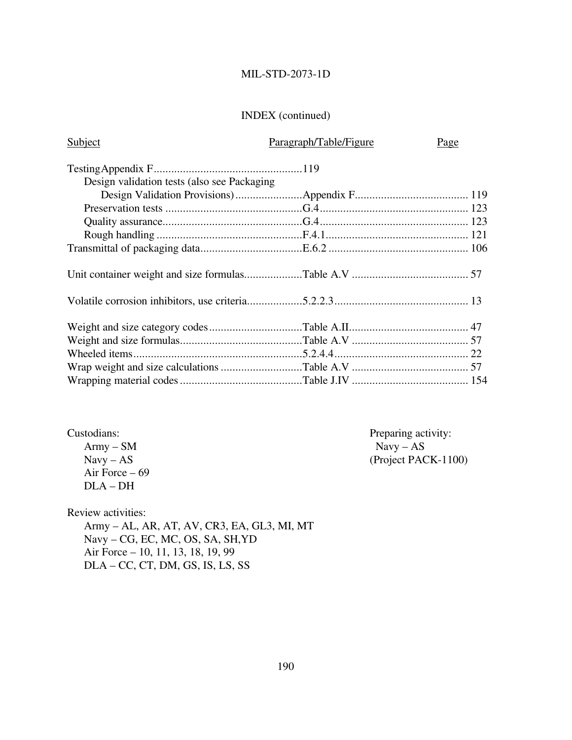INDEX (continued)

| Subject | Paragraph/Table/Figure | Page |
|---|---|---|
| Testing | Appendix F | 119 |
| Design validation tests (also see Packaging Design Validation Provisions) | Appendix F | 119 |
| Preservation tests | G.4 | 123 |
| Quality assurance | G.4 | 123 |
| Rough handling | F.4.1 | 121 |
| Transmittal of packaging data | E.6.2 | 106 |
| Unit container weight and size formulas | Table A.V | 57 |
| Volatile corrosion inhibitors, use criteria | 5.2.2.3 | 13 |
| Weight and size category codes | Table A.II | 47 |
| Weight and size formulas | Table A.V | 57 |
| Wheeled items | 5.2.4.4 | 22 |
| Wrap weight and size calculations | Table A.V | 57 |
| Wrapping material codes | Table J.IV | 154 |

Custodians:
Army – SM
Navy – AS
Air Force – 69
DLA – DH

Preparing activity:
Navy – AS
(Project PACK-1100)

Review activities:
Army – AL, AR, AT, AV, CR3, EA, GL3, MI, MT
Navy – CG, EC, MC, OS, SA, SH,YD
Air Force – 10, 11, 13, 18, 19, 99
DLA – CC, CT, DM, GS, IS, LS, SS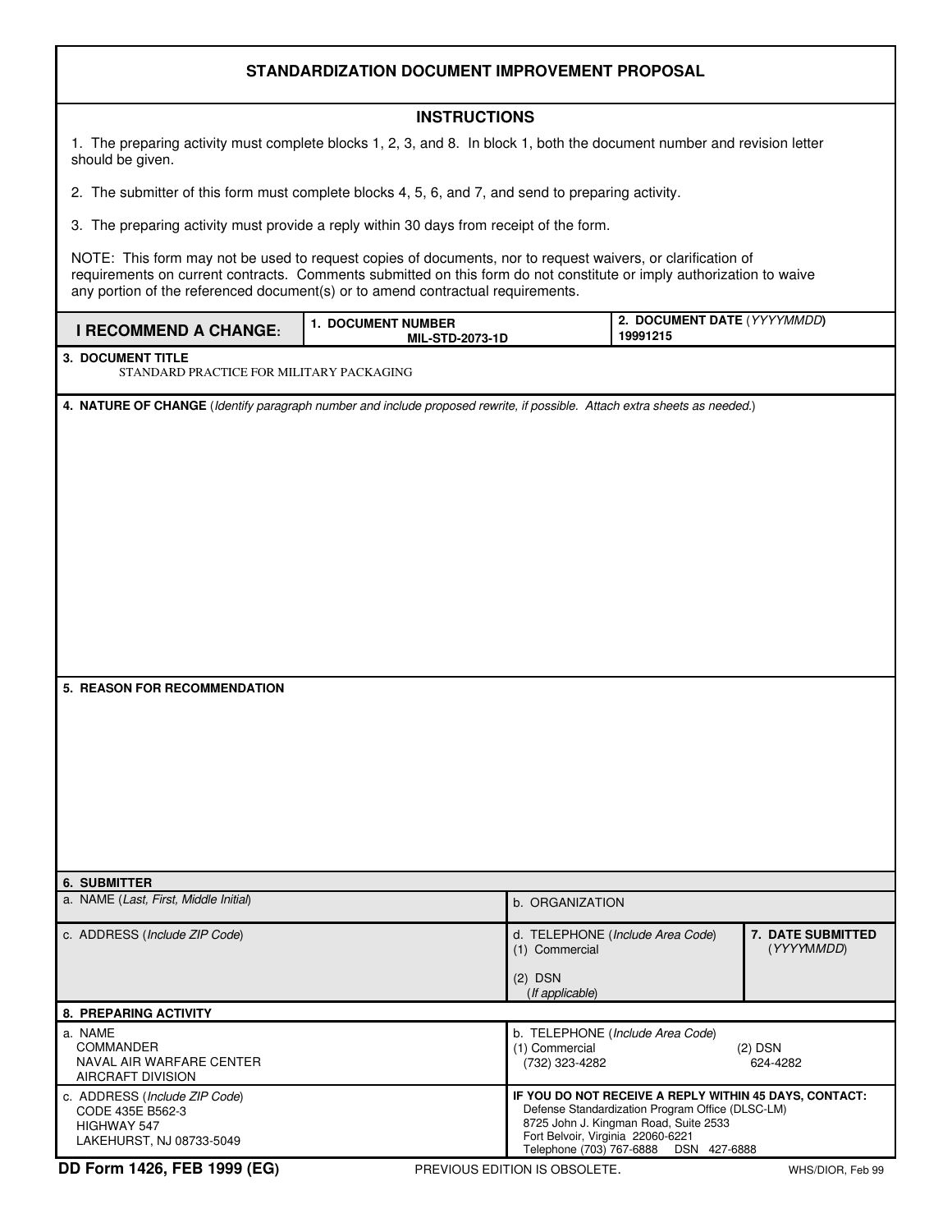# STANDARDIZATION DOCUMENT IMPROVEMENT PROPOSAL

## INSTRUCTIONS

1. The preparing activity must complete blocks 1, 2, 3, and 8. In block 1, both the document number and revision letter should be given.

2. The submitter of this form must complete blocks 4, 5, 6, and 7, and send to preparing activity.

3. The preparing activity must provide a reply within 30 days from receipt of the form.

NOTE: This form may not be used to request copies of documents, nor to request waivers, or clarification of requirements on current contracts. Comments submitted on this form do not constitute or imply authorization to waive any portion of the referenced document(s) or to amend contractual requirements.

| **I RECOMMEND A CHANGE:** | **1. DOCUMENT NUMBER** MIL-STD-2073-1D | **2. DOCUMENT DATE** (*YYYYMMDD*) 19991215 |
|---|---|---|

**3. DOCUMENT TITLE**
STANDARD PRACTICE FOR MILITARY PACKAGING

**4. NATURE OF CHANGE** (*Identify paragraph number and include proposed rewrite, if possible. Attach extra sheets as needed.*)

**5. REASON FOR RECOMMENDATION**

**6. SUBMITTER**

| | | |
|---|---|---|
| a. NAME (*Last, First, Middle Initial*) | b. ORGANIZATION | |
| c. ADDRESS (*Include ZIP Code*) | d. TELEPHONE (*Include Area Code*)<br>(1) Commercial<br><br>(2) DSN<br>(*If applicable*) | **7. DATE SUBMITTED** (*YYYYMMDD*) |

**8. PREPARING ACTIVITY**

| | |
|---|---|
| a. NAME<br>COMMANDER<br>NAVAL AIR WARFARE CENTER<br>AIRCRAFT DIVISION | b. TELEPHONE (*Include Area Code*)<br>(1) Commercial (732) 323-4282<br>(2) DSN 624-4282 |
| c. ADDRESS (*Include ZIP Code*)<br>CODE 435E B562-3<br>HIGHWAY 547<br>LAKEHURST, NJ 08733-5049 | **IF YOU DO NOT RECEIVE A REPLY WITHIN 45 DAYS, CONTACT:**<br>Defense Standardization Program Office (DLSC-LM)<br>8725 John J. Kingman Road, Suite 2533<br>Fort Belvoir, Virginia 22060-6221<br>Telephone (703) 767-6888 DSN 427-6888 |

**DD Form 1426, FEB 1999 (EG)** PREVIOUS EDITION IS OBSOLETE. WHS/DIOR, Feb 99